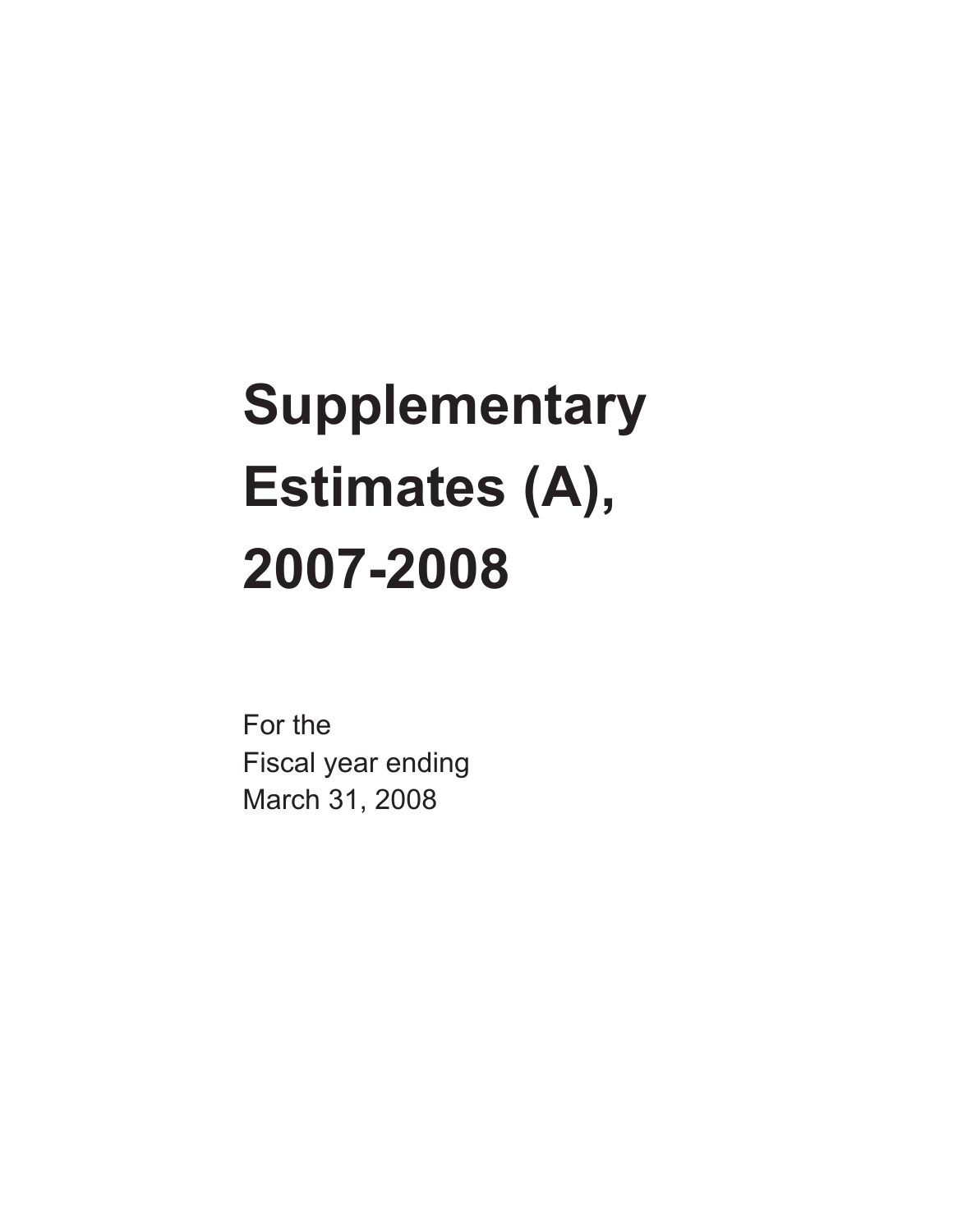# Supplementary Estimates (A), 2007-2008

For the
Fiscal year ending
March 31, 2008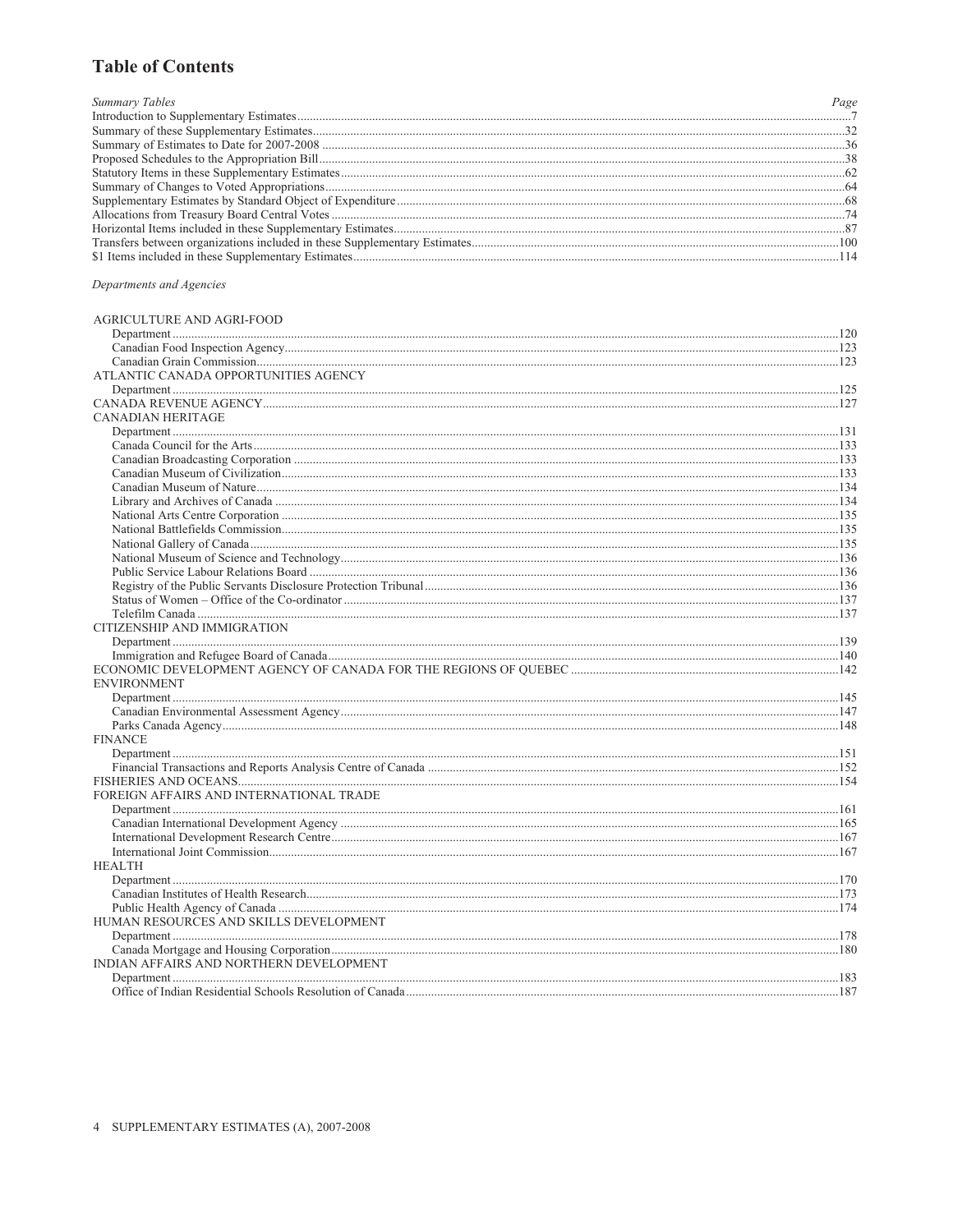# Table of Contents

| *Summary Tables* | *Page* |
|---|---|
| Introduction to Supplementary Estimates | 7 |
| Summary of these Supplementary Estimates | 32 |
| Summary of Estimates to Date for 2007-2008 | 36 |
| Proposed Schedules to the Appropriation Bill | 38 |
| Statutory Items in these Supplementary Estimates | 62 |
| Summary of Changes to Voted Appropriations | 64 |
| Supplementary Estimates by Standard Object of Expenditure | 68 |
| Allocations from Treasury Board Central Votes | 74 |
| Horizontal Items included in these Supplementary Estimates | 87 |
| Transfers between organizations included in these Supplementary Estimates | 100 |
| $1 Items included in these Supplementary Estimates | 114 |

*Departments and Agencies*

| | |
|---|---|
| AGRICULTURE AND AGRI-FOOD | |
| Department | 120 |
| Canadian Food Inspection Agency | 123 |
| Canadian Grain Commission | 123 |
| ATLANTIC CANADA OPPORTUNITIES AGENCY | |
| Department | 125 |
| CANADA REVENUE AGENCY | 127 |
| CANADIAN HERITAGE | |
| Department | 131 |
| Canada Council for the Arts | 133 |
| Canadian Broadcasting Corporation | 133 |
| Canadian Museum of Civilization | 133 |
| Canadian Museum of Nature | 134 |
| Library and Archives of Canada | 134 |
| National Arts Centre Corporation | 135 |
| National Battlefields Commission | 135 |
| National Gallery of Canada | 135 |
| National Museum of Science and Technology | 136 |
| Public Service Labour Relations Board | 136 |
| Registry of the Public Servants Disclosure Protection Tribunal | 136 |
| Status of Women – Office of the Co-ordinator | 137 |
| Telefilm Canada | 137 |
| CITIZENSHIP AND IMMIGRATION | |
| Department | 139 |
| Immigration and Refugee Board of Canada | 140 |
| ECONOMIC DEVELOPMENT AGENCY OF CANADA FOR THE REGIONS OF QUEBEC | 142 |
| ENVIRONMENT | |
| Department | 145 |
| Canadian Environmental Assessment Agency | 147 |
| Parks Canada Agency | 148 |
| FINANCE | |
| Department | 151 |
| Financial Transactions and Reports Analysis Centre of Canada | 152 |
| FISHERIES AND OCEANS | 154 |
| FOREIGN AFFAIRS AND INTERNATIONAL TRADE | |
| Department | 161 |
| Canadian International Development Agency | 165 |
| International Development Research Centre | 167 |
| International Joint Commission | 167 |
| HEALTH | |
| Department | 170 |
| Canadian Institutes of Health Research | 173 |
| Public Health Agency of Canada | 174 |
| HUMAN RESOURCES AND SKILLS DEVELOPMENT | |
| Department | 178 |
| Canada Mortgage and Housing Corporation | 180 |
| INDIAN AFFAIRS AND NORTHERN DEVELOPMENT | |
| Department | 183 |
| Office of Indian Residential Schools Resolution of Canada | 187 |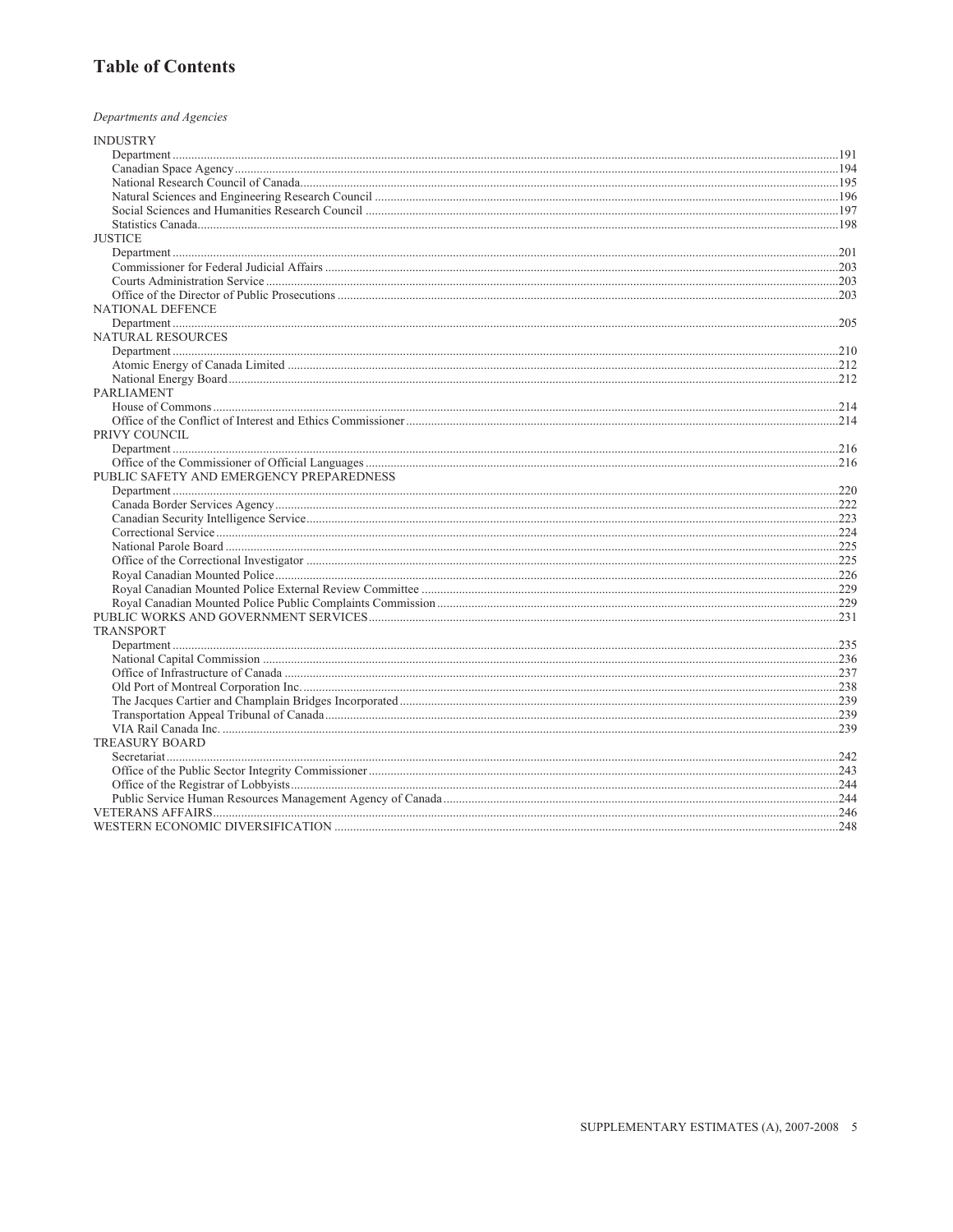# Table of Contents

*Departments and Agencies*

INDUSTRY
- Department ....191
- Canadian Space Agency ....194
- National Research Council of Canada ....195
- Natural Sciences and Engineering Research Council ....196
- Social Sciences and Humanities Research Council ....197
- Statistics Canada ....198

JUSTICE
- Department ....201
- Commissioner for Federal Judicial Affairs ....203
- Courts Administration Service ....203
- Office of the Director of Public Prosecutions ....203

NATIONAL DEFENCE
- Department ....205

NATURAL RESOURCES
- Department ....210
- Atomic Energy of Canada Limited ....212
- National Energy Board ....212

PARLIAMENT
- House of Commons ....214
- Office of the Conflict of Interest and Ethics Commissioner ....214

PRIVY COUNCIL
- Department ....216
- Office of the Commissioner of Official Languages ....216

PUBLIC SAFETY AND EMERGENCY PREPAREDNESS
- Department ....220
- Canada Border Services Agency ....222
- Canadian Security Intelligence Service ....223
- Correctional Service ....224
- National Parole Board ....225
- Office of the Correctional Investigator ....225
- Royal Canadian Mounted Police ....226
- Royal Canadian Mounted Police External Review Committee ....229
- Royal Canadian Mounted Police Public Complaints Commission ....229

PUBLIC WORKS AND GOVERNMENT SERVICES ....231

TRANSPORT
- Department ....235
- National Capital Commission ....236
- Office of Infrastructure of Canada ....237
- Old Port of Montreal Corporation Inc. ....238
- The Jacques Cartier and Champlain Bridges Incorporated ....239
- Transportation Appeal Tribunal of Canada ....239
- VIA Rail Canada Inc. ....239

TREASURY BOARD
- Secretariat ....242
- Office of the Public Sector Integrity Commissioner ....243
- Office of the Registrar of Lobbyists ....244
- Public Service Human Resources Management Agency of Canada ....244

VETERANS AFFAIRS ....246

WESTERN ECONOMIC DIVERSIFICATION ....248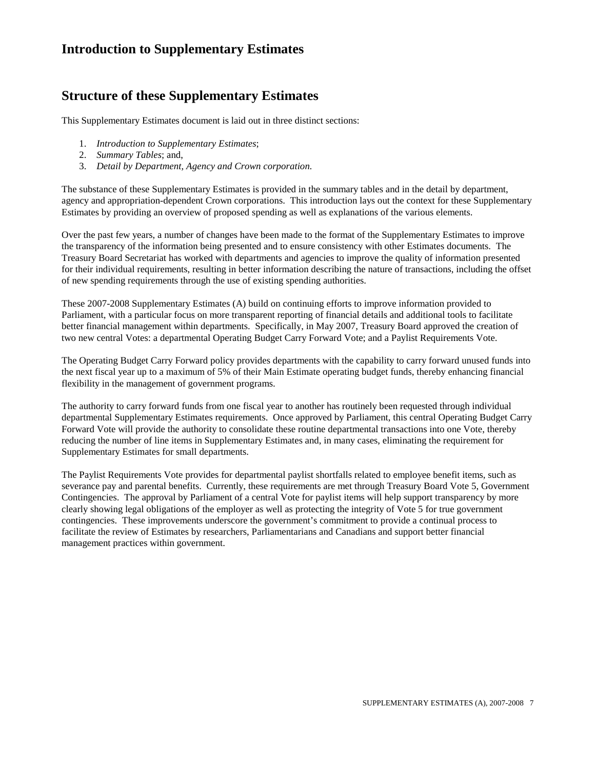# Introduction to Supplementary Estimates

## Structure of these Supplementary Estimates

This Supplementary Estimates document is laid out in three distinct sections:

1. *Introduction to Supplementary Estimates*;
2. *Summary Tables*; and,
3. *Detail by Department, Agency and Crown corporation.*

The substance of these Supplementary Estimates is provided in the summary tables and in the detail by department, agency and appropriation-dependent Crown corporations. This introduction lays out the context for these Supplementary Estimates by providing an overview of proposed spending as well as explanations of the various elements.

Over the past few years, a number of changes have been made to the format of the Supplementary Estimates to improve the transparency of the information being presented and to ensure consistency with other Estimates documents. The Treasury Board Secretariat has worked with departments and agencies to improve the quality of information presented for their individual requirements, resulting in better information describing the nature of transactions, including the offset of new spending requirements through the use of existing spending authorities.

These 2007-2008 Supplementary Estimates (A) build on continuing efforts to improve information provided to Parliament, with a particular focus on more transparent reporting of financial details and additional tools to facilitate better financial management within departments. Specifically, in May 2007, Treasury Board approved the creation of two new central Votes: a departmental Operating Budget Carry Forward Vote; and a Paylist Requirements Vote.

The Operating Budget Carry Forward policy provides departments with the capability to carry forward unused funds into the next fiscal year up to a maximum of 5% of their Main Estimate operating budget funds, thereby enhancing financial flexibility in the management of government programs.

The authority to carry forward funds from one fiscal year to another has routinely been requested through individual departmental Supplementary Estimates requirements. Once approved by Parliament, this central Operating Budget Carry Forward Vote will provide the authority to consolidate these routine departmental transactions into one Vote, thereby reducing the number of line items in Supplementary Estimates and, in many cases, eliminating the requirement for Supplementary Estimates for small departments.

The Paylist Requirements Vote provides for departmental paylist shortfalls related to employee benefit items, such as severance pay and parental benefits. Currently, these requirements are met through Treasury Board Vote 5, Government Contingencies. The approval by Parliament of a central Vote for paylist items will help support transparency by more clearly showing legal obligations of the employer as well as protecting the integrity of Vote 5 for true government contingencies. These improvements underscore the government's commitment to provide a continual process to facilitate the review of Estimates by researchers, Parliamentarians and Canadians and support better financial management practices within government.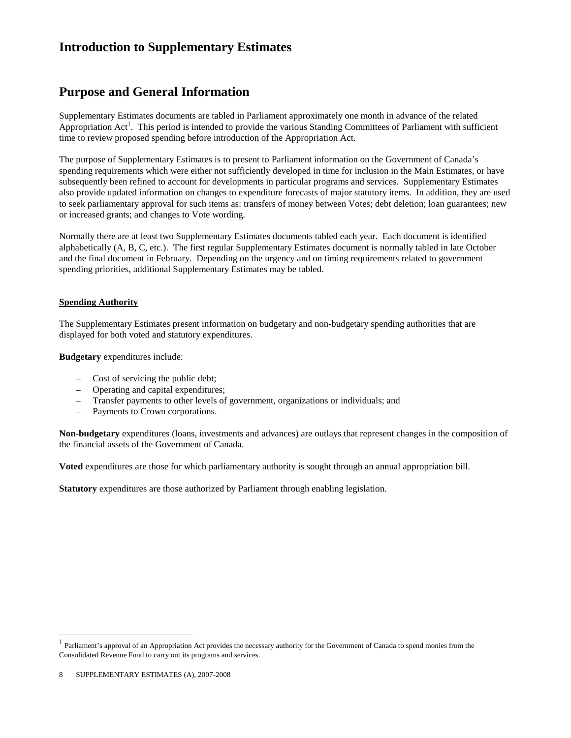# Introduction to Supplementary Estimates

# Purpose and General Information

Supplementary Estimates documents are tabled in Parliament approximately one month in advance of the related Appropriation Act[1]. This period is intended to provide the various Standing Committees of Parliament with sufficient time to review proposed spending before introduction of the Appropriation Act.

The purpose of Supplementary Estimates is to present to Parliament information on the Government of Canada's spending requirements which were either not sufficiently developed in time for inclusion in the Main Estimates, or have subsequently been refined to account for developments in particular programs and services. Supplementary Estimates also provide updated information on changes to expenditure forecasts of major statutory items. In addition, they are used to seek parliamentary approval for such items as: transfers of money between Votes; debt deletion; loan guarantees; new or increased grants; and changes to Vote wording.

Normally there are at least two Supplementary Estimates documents tabled each year. Each document is identified alphabetically (A, B, C, etc.). The first regular Supplementary Estimates document is normally tabled in late October and the final document in February. Depending on the urgency and on timing requirements related to government spending priorities, additional Supplementary Estimates may be tabled.

**Spending Authority**

The Supplementary Estimates present information on budgetary and non-budgetary spending authorities that are displayed for both voted and statutory expenditures.

**Budgetary** expenditures include:

- Cost of servicing the public debt;
- Operating and capital expenditures;
- Transfer payments to other levels of government, organizations or individuals; and
- Payments to Crown corporations.

**Non-budgetary** expenditures (loans, investments and advances) are outlays that represent changes in the composition of the financial assets of the Government of Canada.

**Voted** expenditures are those for which parliamentary authority is sought through an annual appropriation bill.

**Statutory** expenditures are those authorized by Parliament through enabling legislation.

[1] Parliament's approval of an Appropriation Act provides the necessary authority for the Government of Canada to spend monies from the Consolidated Revenue Fund to carry out its programs and services.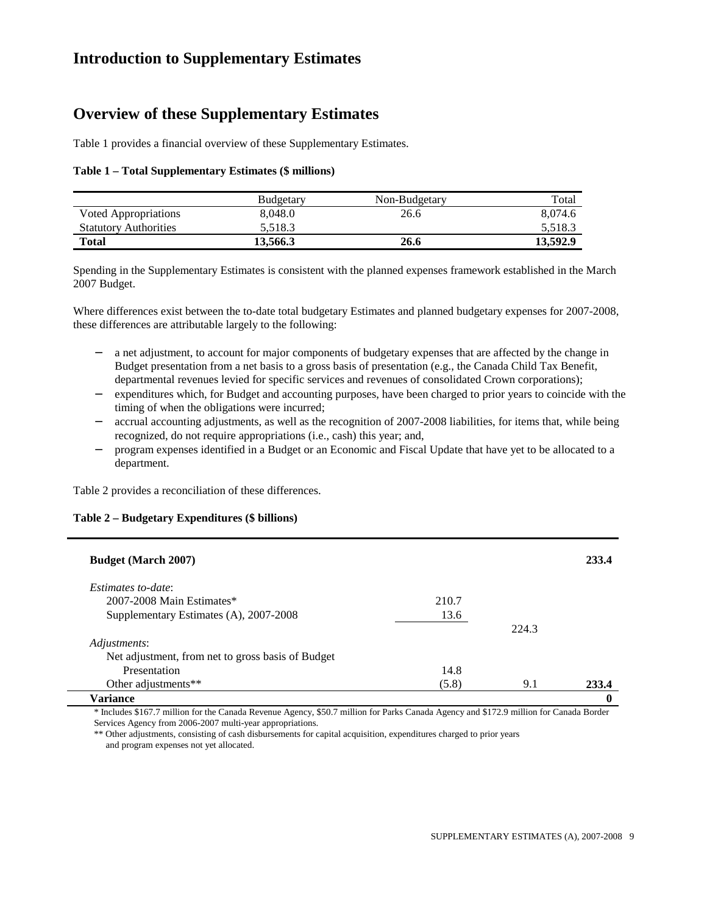# Introduction to Supplementary Estimates

## Overview of these Supplementary Estimates

Table 1 provides a financial overview of these Supplementary Estimates.

**Table 1 – Total Supplementary Estimates ($ millions)**

| | Budgetary | Non-Budgetary | Total |
|---|---|---|---|
| Voted Appropriations | 8,048.0 | 26.6 | 8,074.6 |
| Statutory Authorities | 5,518.3 | | 5,518.3 |
| **Total** | **13,566.3** | **26.6** | **13,592.9** |

Spending in the Supplementary Estimates is consistent with the planned expenses framework established in the March 2007 Budget.

Where differences exist between the to-date total budgetary Estimates and planned budgetary expenses for 2007-2008, these differences are attributable largely to the following:

- a net adjustment, to account for major components of budgetary expenses that are affected by the change in Budget presentation from a net basis to a gross basis of presentation (e.g., the Canada Child Tax Benefit, departmental revenues levied for specific services and revenues of consolidated Crown corporations);
- expenditures which, for Budget and accounting purposes, have been charged to prior years to coincide with the timing of when the obligations were incurred;
- accrual accounting adjustments, as well as the recognition of 2007-2008 liabilities, for items that, while being recognized, do not require appropriations (i.e., cash) this year; and,
- program expenses identified in a Budget or an Economic and Fiscal Update that have yet to be allocated to a department.

Table 2 provides a reconciliation of these differences.

**Table 2 – Budgetary Expenditures ($ billions)**

| | | | |
|---|---|---|---|
| **Budget (March 2007)** | | | **233.4** |
| *Estimates to-date*: | | | |
| 2007-2008 Main Estimates* | 210.7 | | |
| Supplementary Estimates (A), 2007-2008 | 13.6 | | |
| | | 224.3 | |
| *Adjustments*: | | | |
| Net adjustment, from net to gross basis of Budget Presentation | 14.8 | | |
| Other adjustments** | (5.8) | 9.1 | **233.4** |
| **Variance** | | | **0** |

\* Includes $167.7 million for the Canada Revenue Agency, $50.7 million for Parks Canada Agency and $172.9 million for Canada Border Services Agency from 2006-2007 multi-year appropriations.

\** Other adjustments, consisting of cash disbursements for capital acquisition, expenditures charged to prior years and program expenses not yet allocated.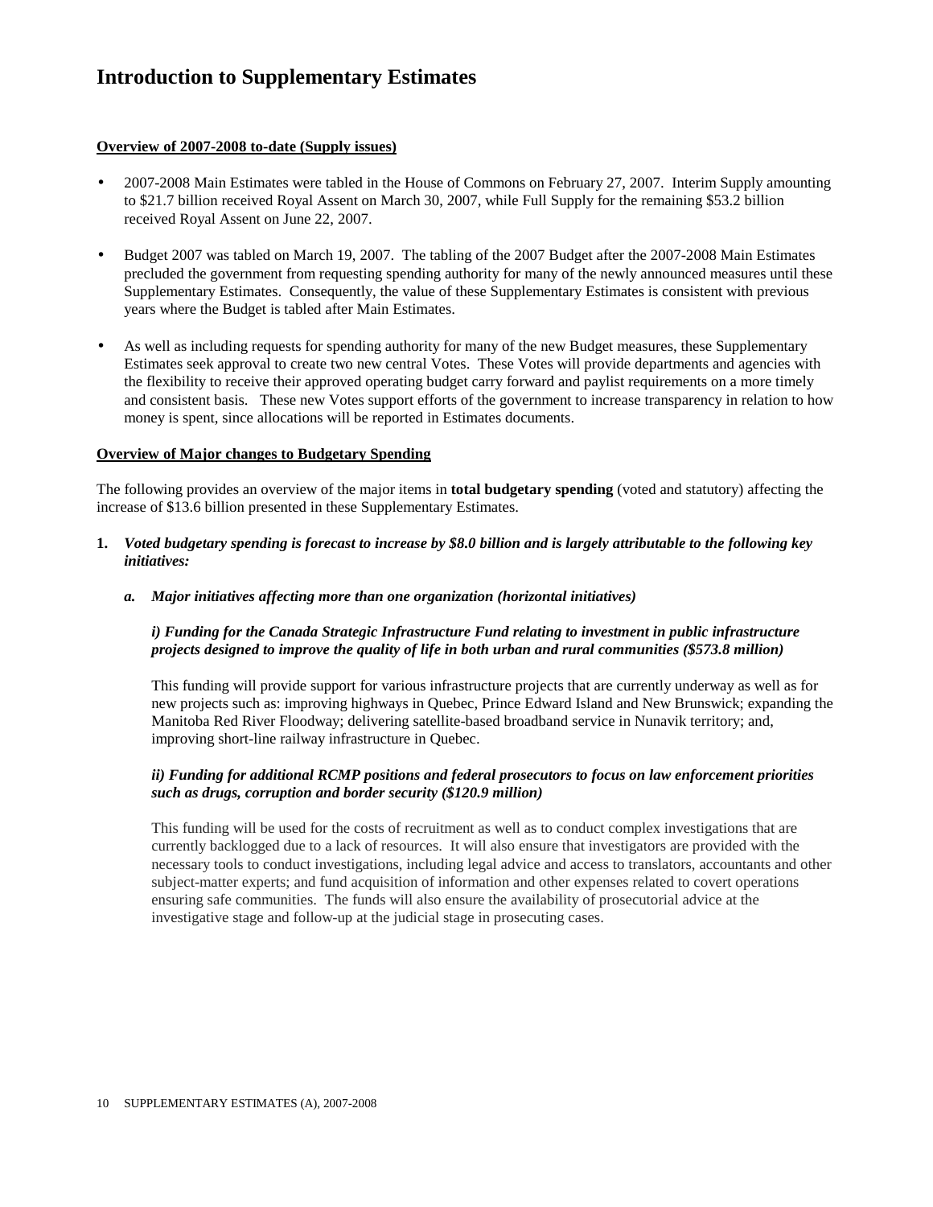# Introduction to Supplementary Estimates

**<u>Overview of 2007-2008 to-date (Supply issues)</u>**

- 2007-2008 Main Estimates were tabled in the House of Commons on February 27, 2007. Interim Supply amounting to $21.7 billion received Royal Assent on March 30, 2007, while Full Supply for the remaining $53.2 billion received Royal Assent on June 22, 2007.
- Budget 2007 was tabled on March 19, 2007. The tabling of the 2007 Budget after the 2007-2008 Main Estimates precluded the government from requesting spending authority for many of the newly announced measures until these Supplementary Estimates. Consequently, the value of these Supplementary Estimates is consistent with previous years where the Budget is tabled after Main Estimates.
- As well as including requests for spending authority for many of the new Budget measures, these Supplementary Estimates seek approval to create two new central Votes. These Votes will provide departments and agencies with the flexibility to receive their approved operating budget carry forward and paylist requirements on a more timely and consistent basis. These new Votes support efforts of the government to increase transparency in relation to how money is spent, since allocations will be reported in Estimates documents.

**<u>Overview of Major changes to Budgetary Spending</u>**

The following provides an overview of the major items in **total budgetary spending** (voted and statutory) affecting the increase of $13.6 billion presented in these Supplementary Estimates.

**1.** ***Voted budgetary spending is forecast to increase by $8.0 billion and is largely attributable to the following key initiatives:***

***a. Major initiatives affecting more than one organization (horizontal initiatives)***

***i) Funding for the Canada Strategic Infrastructure Fund relating to investment in public infrastructure projects designed to improve the quality of life in both urban and rural communities ($573.8 million)***

This funding will provide support for various infrastructure projects that are currently underway as well as for new projects such as: improving highways in Quebec, Prince Edward Island and New Brunswick; expanding the Manitoba Red River Floodway; delivering satellite-based broadband service in Nunavik territory; and, improving short-line railway infrastructure in Quebec.

***ii) Funding for additional RCMP positions and federal prosecutors to focus on law enforcement priorities such as drugs, corruption and border security ($120.9 million)***

This funding will be used for the costs of recruitment as well as to conduct complex investigations that are currently backlogged due to a lack of resources. It will also ensure that investigators are provided with the necessary tools to conduct investigations, including legal advice and access to translators, accountants and other subject-matter experts; and fund acquisition of information and other expenses related to covert operations ensuring safe communities. The funds will also ensure the availability of prosecutorial advice at the investigative stage and follow-up at the judicial stage in prosecuting cases.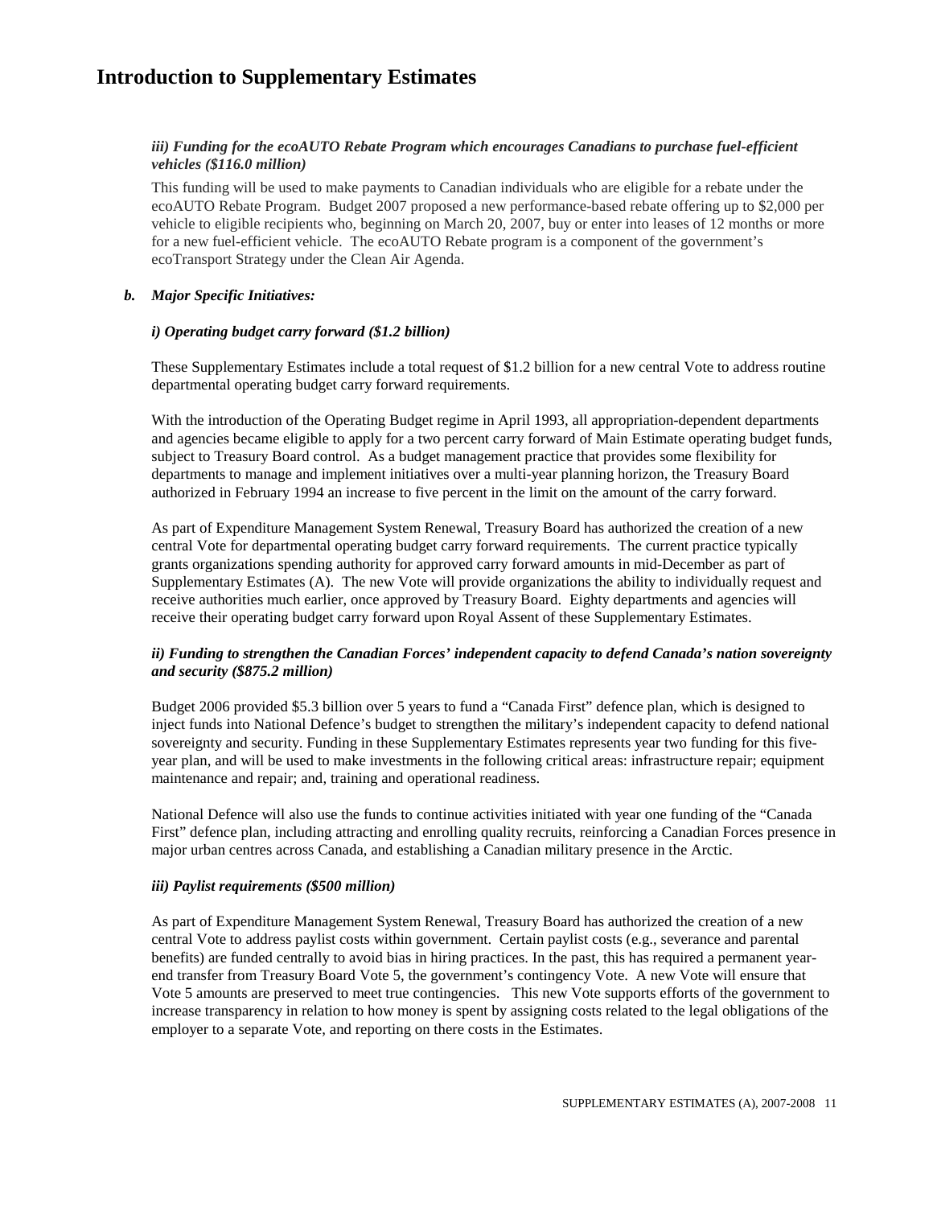# Introduction to Supplementary Estimates

***iii) Funding for the ecoAUTO Rebate Program which encourages Canadians to purchase fuel-efficient vehicles ($116.0 million)***

This funding will be used to make payments to Canadian individuals who are eligible for a rebate under the ecoAUTO Rebate Program. Budget 2007 proposed a new performance-based rebate offering up to $2,000 per vehicle to eligible recipients who, beginning on March 20, 2007, buy or enter into leases of 12 months or more for a new fuel-efficient vehicle. The ecoAUTO Rebate program is a component of the government's ecoTransport Strategy under the Clean Air Agenda.

***b. Major Specific Initiatives:***

***i) Operating budget carry forward ($1.2 billion)***

These Supplementary Estimates include a total request of $1.2 billion for a new central Vote to address routine departmental operating budget carry forward requirements.

With the introduction of the Operating Budget regime in April 1993, all appropriation-dependent departments and agencies became eligible to apply for a two percent carry forward of Main Estimate operating budget funds, subject to Treasury Board control. As a budget management practice that provides some flexibility for departments to manage and implement initiatives over a multi-year planning horizon, the Treasury Board authorized in February 1994 an increase to five percent in the limit on the amount of the carry forward.

As part of Expenditure Management System Renewal, Treasury Board has authorized the creation of a new central Vote for departmental operating budget carry forward requirements. The current practice typically grants organizations spending authority for approved carry forward amounts in mid-December as part of Supplementary Estimates (A). The new Vote will provide organizations the ability to individually request and receive authorities much earlier, once approved by Treasury Board. Eighty departments and agencies will receive their operating budget carry forward upon Royal Assent of these Supplementary Estimates.

***ii) Funding to strengthen the Canadian Forces' independent capacity to defend Canada's nation sovereignty and security ($875.2 million)***

Budget 2006 provided $5.3 billion over 5 years to fund a "Canada First" defence plan, which is designed to inject funds into National Defence's budget to strengthen the military's independent capacity to defend national sovereignty and security. Funding in these Supplementary Estimates represents year two funding for this five-year plan, and will be used to make investments in the following critical areas: infrastructure repair; equipment maintenance and repair; and, training and operational readiness.

National Defence will also use the funds to continue activities initiated with year one funding of the "Canada First" defence plan, including attracting and enrolling quality recruits, reinforcing a Canadian Forces presence in major urban centres across Canada, and establishing a Canadian military presence in the Arctic.

***iii) Paylist requirements ($500 million)***

As part of Expenditure Management System Renewal, Treasury Board has authorized the creation of a new central Vote to address paylist costs within government. Certain paylist costs (e.g., severance and parental benefits) are funded centrally to avoid bias in hiring practices. In the past, this has required a permanent year-end transfer from Treasury Board Vote 5, the government's contingency Vote. A new Vote will ensure that Vote 5 amounts are preserved to meet true contingencies. This new Vote supports efforts of the government to increase transparency in relation to how money is spent by assigning costs related to the legal obligations of the employer to a separate Vote, and reporting on there costs in the Estimates.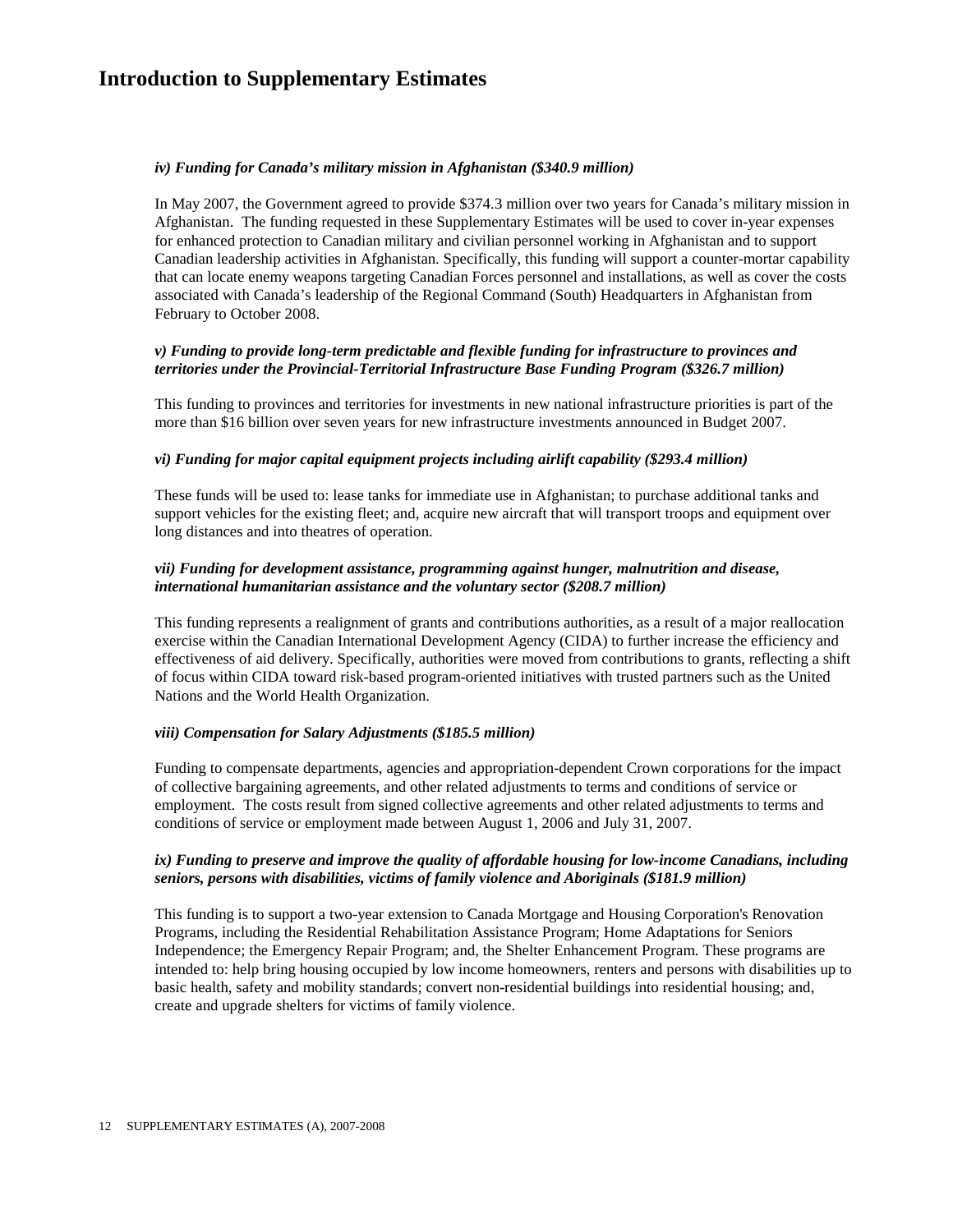# Introduction to Supplementary Estimates

***iv) Funding for Canada's military mission in Afghanistan ($340.9 million)***

In May 2007, the Government agreed to provide $374.3 million over two years for Canada's military mission in Afghanistan. The funding requested in these Supplementary Estimates will be used to cover in-year expenses for enhanced protection to Canadian military and civilian personnel working in Afghanistan and to support Canadian leadership activities in Afghanistan. Specifically, this funding will support a counter-mortar capability that can locate enemy weapons targeting Canadian Forces personnel and installations, as well as cover the costs associated with Canada's leadership of the Regional Command (South) Headquarters in Afghanistan from February to October 2008.

***v) Funding to provide long-term predictable and flexible funding for infrastructure to provinces and territories under the Provincial-Territorial Infrastructure Base Funding Program ($326.7 million)***

This funding to provinces and territories for investments in new national infrastructure priorities is part of the more than $16 billion over seven years for new infrastructure investments announced in Budget 2007.

***vi) Funding for major capital equipment projects including airlift capability ($293.4 million)***

These funds will be used to: lease tanks for immediate use in Afghanistan; to purchase additional tanks and support vehicles for the existing fleet; and, acquire new aircraft that will transport troops and equipment over long distances and into theatres of operation.

***vii) Funding for development assistance, programming against hunger, malnutrition and disease, international humanitarian assistance and the voluntary sector ($208.7 million)***

This funding represents a realignment of grants and contributions authorities, as a result of a major reallocation exercise within the Canadian International Development Agency (CIDA) to further increase the efficiency and effectiveness of aid delivery. Specifically, authorities were moved from contributions to grants, reflecting a shift of focus within CIDA toward risk-based program-oriented initiatives with trusted partners such as the United Nations and the World Health Organization.

***viii) Compensation for Salary Adjustments ($185.5 million)***

Funding to compensate departments, agencies and appropriation-dependent Crown corporations for the impact of collective bargaining agreements, and other related adjustments to terms and conditions of service or employment. The costs result from signed collective agreements and other related adjustments to terms and conditions of service or employment made between August 1, 2006 and July 31, 2007.

***ix) Funding to preserve and improve the quality of affordable housing for low-income Canadians, including seniors, persons with disabilities, victims of family violence and Aboriginals ($181.9 million)***

This funding is to support a two-year extension to Canada Mortgage and Housing Corporation's Renovation Programs, including the Residential Rehabilitation Assistance Program; Home Adaptations for Seniors Independence; the Emergency Repair Program; and, the Shelter Enhancement Program. These programs are intended to: help bring housing occupied by low income homeowners, renters and persons with disabilities up to basic health, safety and mobility standards; convert non-residential buildings into residential housing; and, create and upgrade shelters for victims of family violence.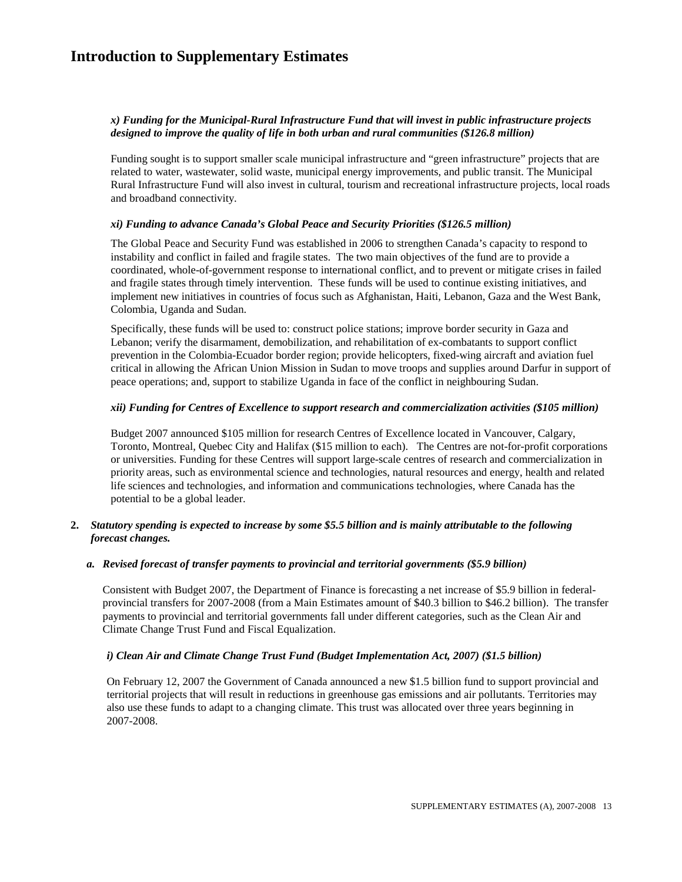# Introduction to Supplementary Estimates

***x) Funding for the Municipal-Rural Infrastructure Fund that will invest in public infrastructure projects designed to improve the quality of life in both urban and rural communities ($126.8 million)***

Funding sought is to support smaller scale municipal infrastructure and "green infrastructure" projects that are related to water, wastewater, solid waste, municipal energy improvements, and public transit. The Municipal Rural Infrastructure Fund will also invest in cultural, tourism and recreational infrastructure projects, local roads and broadband connectivity.

***xi) Funding to advance Canada's Global Peace and Security Priorities ($126.5 million)***

The Global Peace and Security Fund was established in 2006 to strengthen Canada's capacity to respond to instability and conflict in failed and fragile states. The two main objectives of the fund are to provide a coordinated, whole-of-government response to international conflict, and to prevent or mitigate crises in failed and fragile states through timely intervention. These funds will be used to continue existing initiatives, and implement new initiatives in countries of focus such as Afghanistan, Haiti, Lebanon, Gaza and the West Bank, Colombia, Uganda and Sudan.

Specifically, these funds will be used to: construct police stations; improve border security in Gaza and Lebanon; verify the disarmament, demobilization, and rehabilitation of ex-combatants to support conflict prevention in the Colombia-Ecuador border region; provide helicopters, fixed-wing aircraft and aviation fuel critical in allowing the African Union Mission in Sudan to move troops and supplies around Darfur in support of peace operations; and, support to stabilize Uganda in face of the conflict in neighbouring Sudan.

***xii) Funding for Centres of Excellence to support research and commercialization activities ($105 million)***

Budget 2007 announced $105 million for research Centres of Excellence located in Vancouver, Calgary, Toronto, Montreal, Quebec City and Halifax ($15 million to each). The Centres are not-for-profit corporations or universities. Funding for these Centres will support large-scale centres of research and commercialization in priority areas, such as environmental science and technologies, natural resources and energy, health and related life sciences and technologies, and information and communications technologies, where Canada has the potential to be a global leader.

**2.** ***Statutory spending is expected to increase by some $5.5 billion and is mainly attributable to the following forecast changes.***

***a. Revised forecast of transfer payments to provincial and territorial governments ($5.9 billion)***

Consistent with Budget 2007, the Department of Finance is forecasting a net increase of $5.9 billion in federal-provincial transfers for 2007-2008 (from a Main Estimates amount of $40.3 billion to $46.2 billion). The transfer payments to provincial and territorial governments fall under different categories, such as the Clean Air and Climate Change Trust Fund and Fiscal Equalization.

***i) Clean Air and Climate Change Trust Fund (Budget Implementation Act, 2007) ($1.5 billion)***

On February 12, 2007 the Government of Canada announced a new $1.5 billion fund to support provincial and territorial projects that will result in reductions in greenhouse gas emissions and air pollutants. Territories may also use these funds to adapt to a changing climate. This trust was allocated over three years beginning in 2007-2008.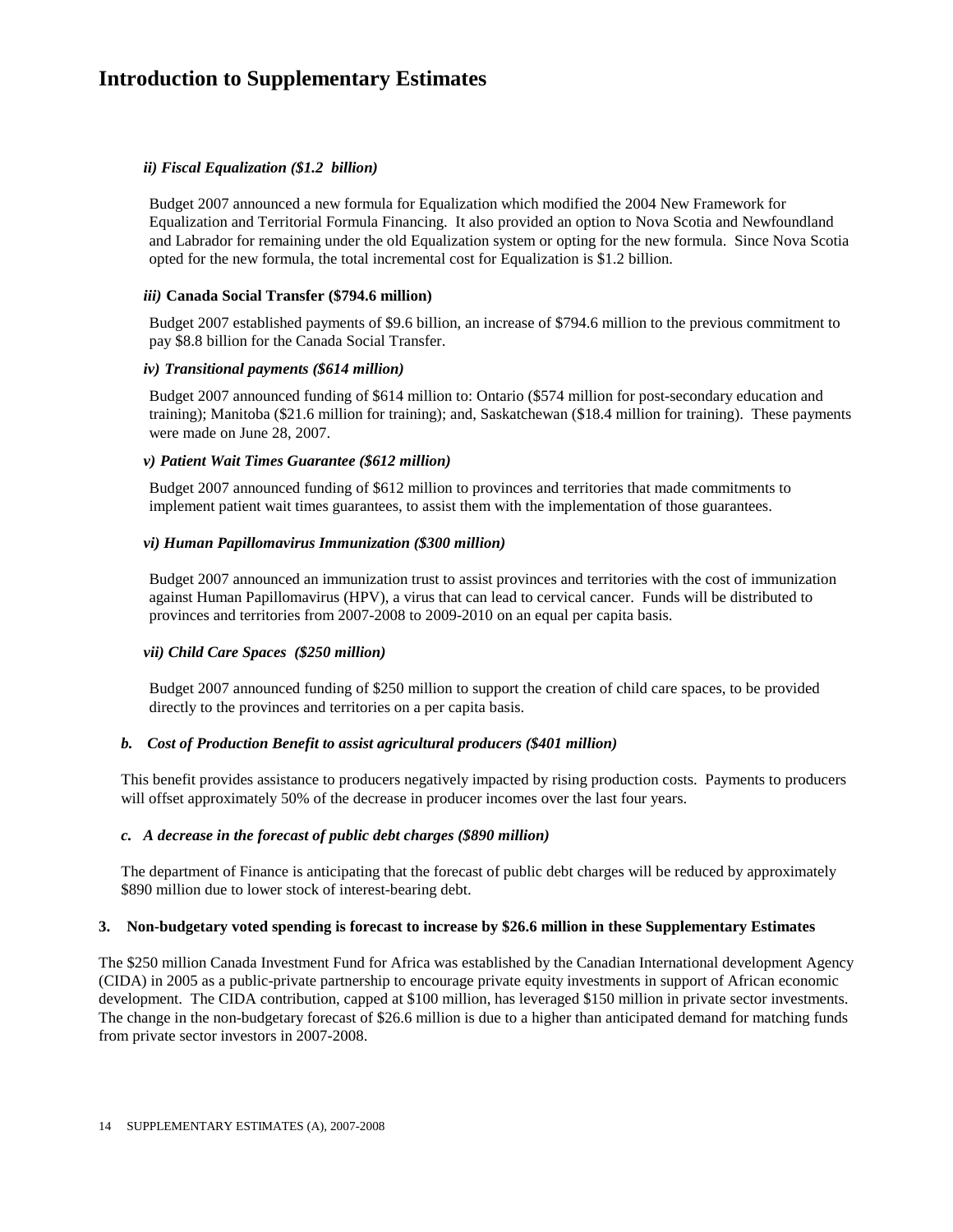# Introduction to Supplementary Estimates

*ii) Fiscal Equalization ($1.2 billion)*

Budget 2007 announced a new formula for Equalization which modified the 2004 New Framework for Equalization and Territorial Formula Financing. It also provided an option to Nova Scotia and Newfoundland and Labrador for remaining under the old Equalization system or opting for the new formula. Since Nova Scotia opted for the new formula, the total incremental cost for Equalization is $1.2 billion.

***iii)* Canada Social Transfer ($794.6 million)**

Budget 2007 established payments of $9.6 billion, an increase of $794.6 million to the previous commitment to pay $8.8 billion for the Canada Social Transfer.

*iv) Transitional payments ($614 million)*

Budget 2007 announced funding of $614 million to: Ontario ($574 million for post-secondary education and training); Manitoba ($21.6 million for training); and, Saskatchewan ($18.4 million for training). These payments were made on June 28, 2007.

*v) Patient Wait Times Guarantee ($612 million)*

Budget 2007 announced funding of $612 million to provinces and territories that made commitments to implement patient wait times guarantees, to assist them with the implementation of those guarantees.

*vi) Human Papillomavirus Immunization ($300 million)*

Budget 2007 announced an immunization trust to assist provinces and territories with the cost of immunization against Human Papillomavirus (HPV), a virus that can lead to cervical cancer. Funds will be distributed to provinces and territories from 2007-2008 to 2009-2010 on an equal per capita basis.

*vii) Child Care Spaces ($250 million)*

Budget 2007 announced funding of $250 million to support the creation of child care spaces, to be provided directly to the provinces and territories on a per capita basis.

***b. Cost of Production Benefit to assist agricultural producers ($401 million)***

This benefit provides assistance to producers negatively impacted by rising production costs. Payments to producers will offset approximately 50% of the decrease in producer incomes over the last four years.

***c. A decrease in the forecast of public debt charges ($890 million)***

The department of Finance is anticipating that the forecast of public debt charges will be reduced by approximately $890 million due to lower stock of interest-bearing debt.

**3. Non-budgetary voted spending is forecast to increase by $26.6 million in these Supplementary Estimates**

The $250 million Canada Investment Fund for Africa was established by the Canadian International development Agency (CIDA) in 2005 as a public-private partnership to encourage private equity investments in support of African economic development. The CIDA contribution, capped at $100 million, has leveraged $150 million in private sector investments. The change in the non-budgetary forecast of $26.6 million is due to a higher than anticipated demand for matching funds from private sector investors in 2007-2008.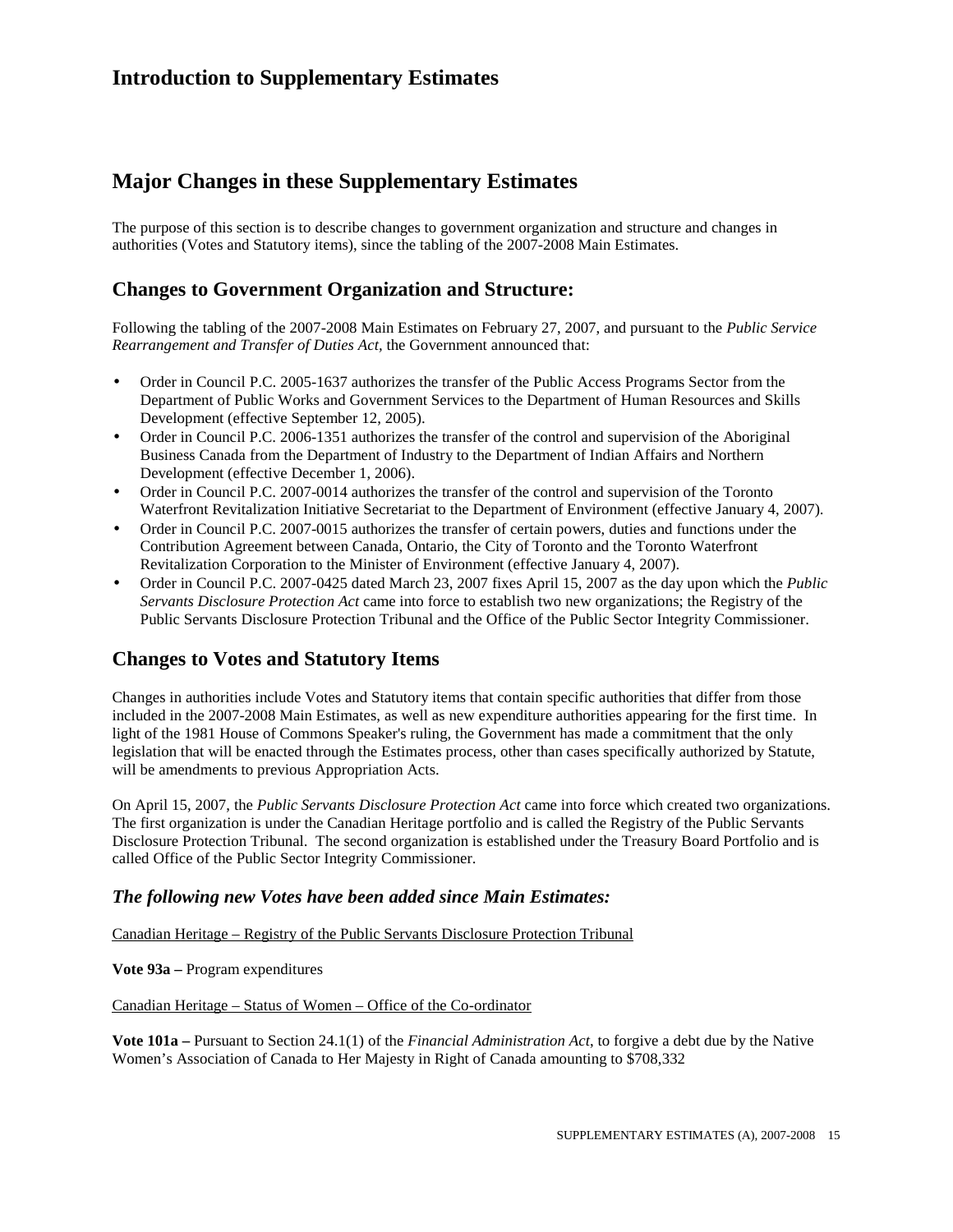# Introduction to Supplementary Estimates

# Major Changes in these Supplementary Estimates

The purpose of this section is to describe changes to government organization and structure and changes in authorities (Votes and Statutory items), since the tabling of the 2007-2008 Main Estimates.

## Changes to Government Organization and Structure:

Following the tabling of the 2007-2008 Main Estimates on February 27, 2007, and pursuant to the *Public Service Rearrangement and Transfer of Duties Act*, the Government announced that:

- Order in Council P.C. 2005-1637 authorizes the transfer of the Public Access Programs Sector from the Department of Public Works and Government Services to the Department of Human Resources and Skills Development (effective September 12, 2005).
- Order in Council P.C. 2006-1351 authorizes the transfer of the control and supervision of the Aboriginal Business Canada from the Department of Industry to the Department of Indian Affairs and Northern Development (effective December 1, 2006).
- Order in Council P.C. 2007-0014 authorizes the transfer of the control and supervision of the Toronto Waterfront Revitalization Initiative Secretariat to the Department of Environment (effective January 4, 2007).
- Order in Council P.C. 2007-0015 authorizes the transfer of certain powers, duties and functions under the Contribution Agreement between Canada, Ontario, the City of Toronto and the Toronto Waterfront Revitalization Corporation to the Minister of Environment (effective January 4, 2007).
- Order in Council P.C. 2007-0425 dated March 23, 2007 fixes April 15, 2007 as the day upon which the *Public Servants Disclosure Protection Act* came into force to establish two new organizations; the Registry of the Public Servants Disclosure Protection Tribunal and the Office of the Public Sector Integrity Commissioner.

## Changes to Votes and Statutory Items

Changes in authorities include Votes and Statutory items that contain specific authorities that differ from those included in the 2007-2008 Main Estimates, as well as new expenditure authorities appearing for the first time. In light of the 1981 House of Commons Speaker's ruling, the Government has made a commitment that the only legislation that will be enacted through the Estimates process, other than cases specifically authorized by Statute, will be amendments to previous Appropriation Acts.

On April 15, 2007, the *Public Servants Disclosure Protection Act* came into force which created two organizations. The first organization is under the Canadian Heritage portfolio and is called the Registry of the Public Servants Disclosure Protection Tribunal. The second organization is established under the Treasury Board Portfolio and is called Office of the Public Sector Integrity Commissioner.

### *The following new Votes have been added since Main Estimates:*

Canadian Heritage – Registry of the Public Servants Disclosure Protection Tribunal

**Vote 93a –** Program expenditures

Canadian Heritage – Status of Women – Office of the Co-ordinator

**Vote 101a –** Pursuant to Section 24.1(1) of the *Financial Administration Act*, to forgive a debt due by the Native Women's Association of Canada to Her Majesty in Right of Canada amounting to $708,332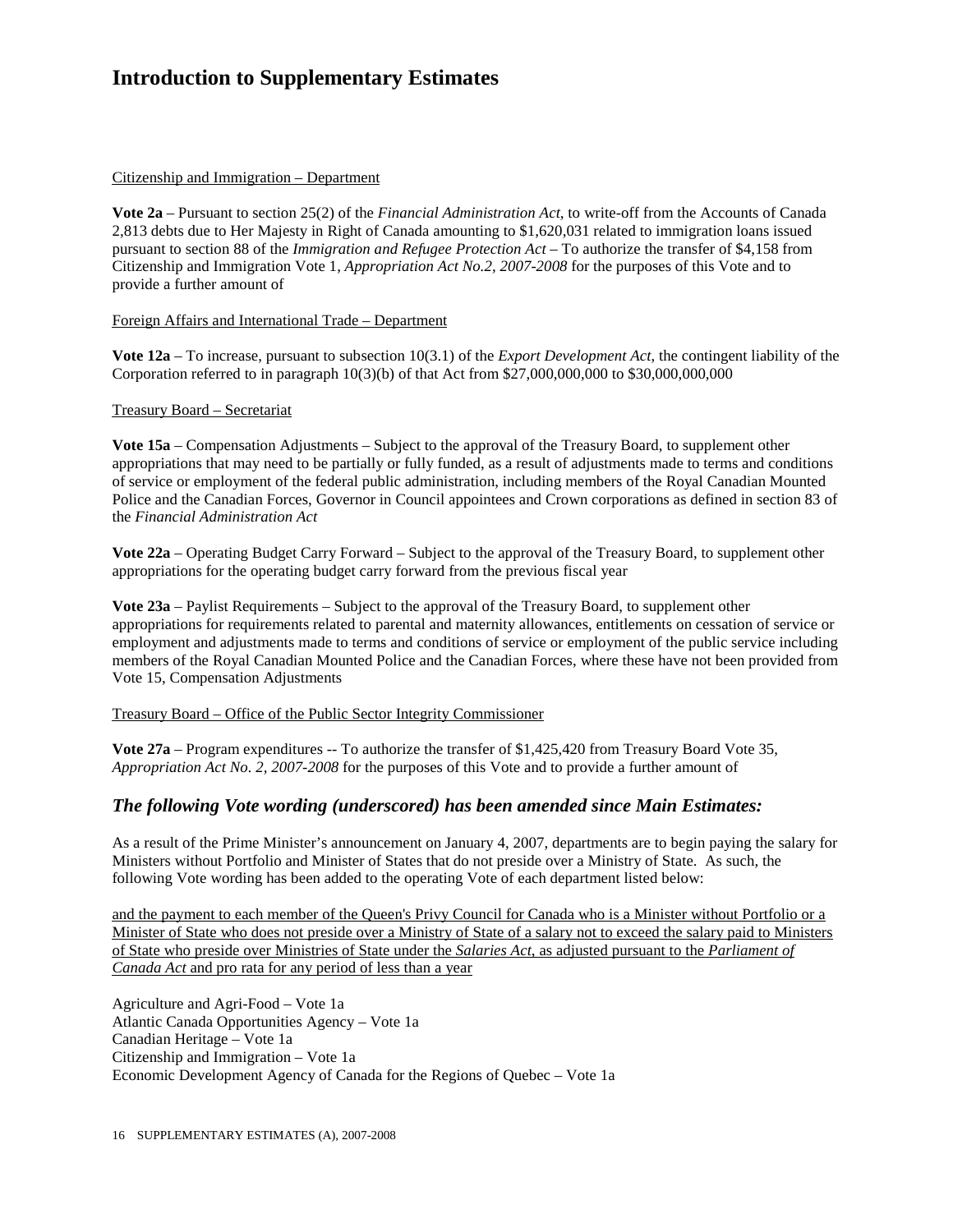# Introduction to Supplementary Estimates

Citizenship and Immigration – Department

**Vote 2a** – Pursuant to section 25(2) of the *Financial Administration Act*, to write-off from the Accounts of Canada 2,813 debts due to Her Majesty in Right of Canada amounting to $1,620,031 related to immigration loans issued pursuant to section 88 of the *Immigration and Refugee Protection Act* – To authorize the transfer of $4,158 from Citizenship and Immigration Vote 1, *Appropriation Act No.2, 2007-2008* for the purposes of this Vote and to provide a further amount of

Foreign Affairs and International Trade – Department

**Vote 12a** – To increase, pursuant to subsection 10(3.1) of the *Export Development Act*, the contingent liability of the Corporation referred to in paragraph 10(3)(b) of that Act from $27,000,000,000 to $30,000,000,000

Treasury Board – Secretariat

**Vote 15a** – Compensation Adjustments – Subject to the approval of the Treasury Board, to supplement other appropriations that may need to be partially or fully funded, as a result of adjustments made to terms and conditions of service or employment of the federal public administration, including members of the Royal Canadian Mounted Police and the Canadian Forces, Governor in Council appointees and Crown corporations as defined in section 83 of the *Financial Administration Act*

**Vote 22a** – Operating Budget Carry Forward – Subject to the approval of the Treasury Board, to supplement other appropriations for the operating budget carry forward from the previous fiscal year

**Vote 23a** – Paylist Requirements – Subject to the approval of the Treasury Board, to supplement other appropriations for requirements related to parental and maternity allowances, entitlements on cessation of service or employment and adjustments made to terms and conditions of service or employment of the public service including members of the Royal Canadian Mounted Police and the Canadian Forces, where these have not been provided from Vote 15, Compensation Adjustments

Treasury Board – Office of the Public Sector Integrity Commissioner

**Vote 27a** – Program expenditures -- To authorize the transfer of $1,425,420 from Treasury Board Vote 35, *Appropriation Act No. 2, 2007-2008* for the purposes of this Vote and to provide a further amount of

## *The following Vote wording (underscored) has been amended since Main Estimates:*

As a result of the Prime Minister's announcement on January 4, 2007, departments are to begin paying the salary for Ministers without Portfolio and Minister of States that do not preside over a Ministry of State. As such, the following Vote wording has been added to the operating Vote of each department listed below:

and the payment to each member of the Queen's Privy Council for Canada who is a Minister without Portfolio or a Minister of State who does not preside over a Ministry of State of a salary not to exceed the salary paid to Ministers of State who preside over Ministries of State under the *Salaries Act*, as adjusted pursuant to the *Parliament of Canada Act* and pro rata for any period of less than a year

Agriculture and Agri-Food – Vote 1a
Atlantic Canada Opportunities Agency – Vote 1a
Canadian Heritage – Vote 1a
Citizenship and Immigration – Vote 1a
Economic Development Agency of Canada for the Regions of Quebec – Vote 1a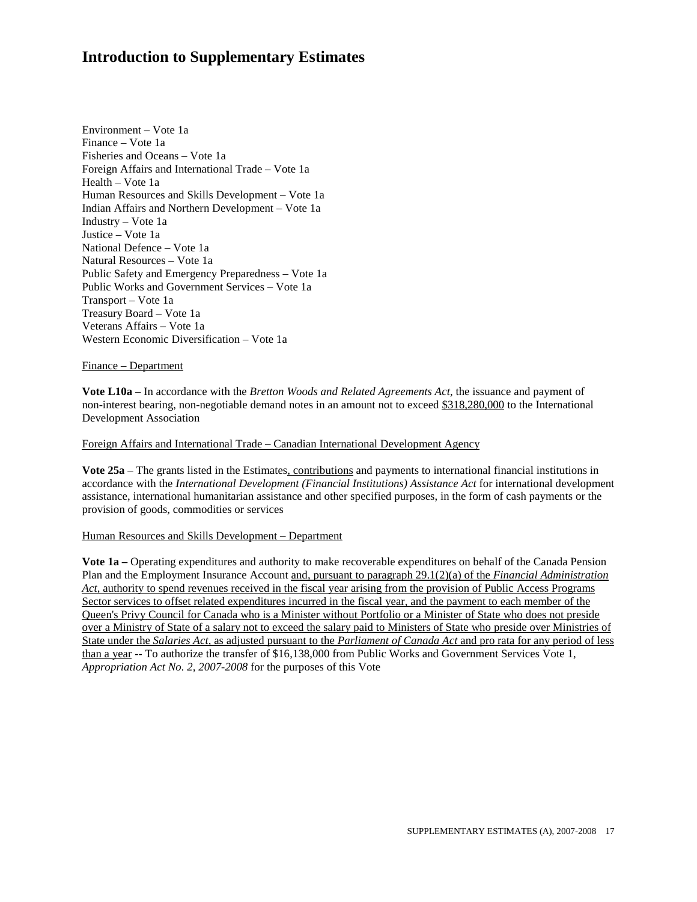# Introduction to Supplementary Estimates

Environment – Vote 1a
Finance – Vote 1a
Fisheries and Oceans – Vote 1a
Foreign Affairs and International Trade – Vote 1a
Health – Vote 1a
Human Resources and Skills Development – Vote 1a
Indian Affairs and Northern Development – Vote 1a
Industry – Vote 1a
Justice – Vote 1a
National Defence – Vote 1a
Natural Resources – Vote 1a
Public Safety and Emergency Preparedness – Vote 1a
Public Works and Government Services – Vote 1a
Transport – Vote 1a
Treasury Board – Vote 1a
Veterans Affairs – Vote 1a
Western Economic Diversification – Vote 1a

<u>Finance – Department</u>

**Vote L10a** – In accordance with the *Bretton Woods and Related Agreements Act*, the issuance and payment of non-interest bearing, non-negotiable demand notes in an amount not to exceed <u>$318,280,000</u> to the International Development Association

<u>Foreign Affairs and International Trade – Canadian International Development Agency</u>

**Vote 25a** – The grants listed in the Estimates<u>, contributions</u> and payments to international financial institutions in accordance with the *International Development (Financial Institutions) Assistance Act* for international development assistance, international humanitarian assistance and other specified purposes, in the form of cash payments or the provision of goods, commodities or services

<u>Human Resources and Skills Development – Department</u>

**Vote 1a –** Operating expenditures and authority to make recoverable expenditures on behalf of the Canada Pension Plan and the Employment Insurance Account <u>and, pursuant to paragraph 29.1(2)(a) of the *Financial Administration Act*, authority to spend revenues received in the fiscal year arising from the provision of Public Access Programs Sector services to offset related expenditures incurred in the fiscal year, and the payment to each member of the Queen's Privy Council for Canada who is a Minister without Portfolio or a Minister of State who does not preside over a Ministry of State of a salary not to exceed the salary paid to Ministers of State who preside over Ministries of State under the *Salaries Act*, as adjusted pursuant to the *Parliament of Canada Act* and pro rata for any period of less than a year</u> -- To authorize the transfer of $16,138,000 from Public Works and Government Services Vote 1, *Appropriation Act No. 2, 2007-2008* for the purposes of this Vote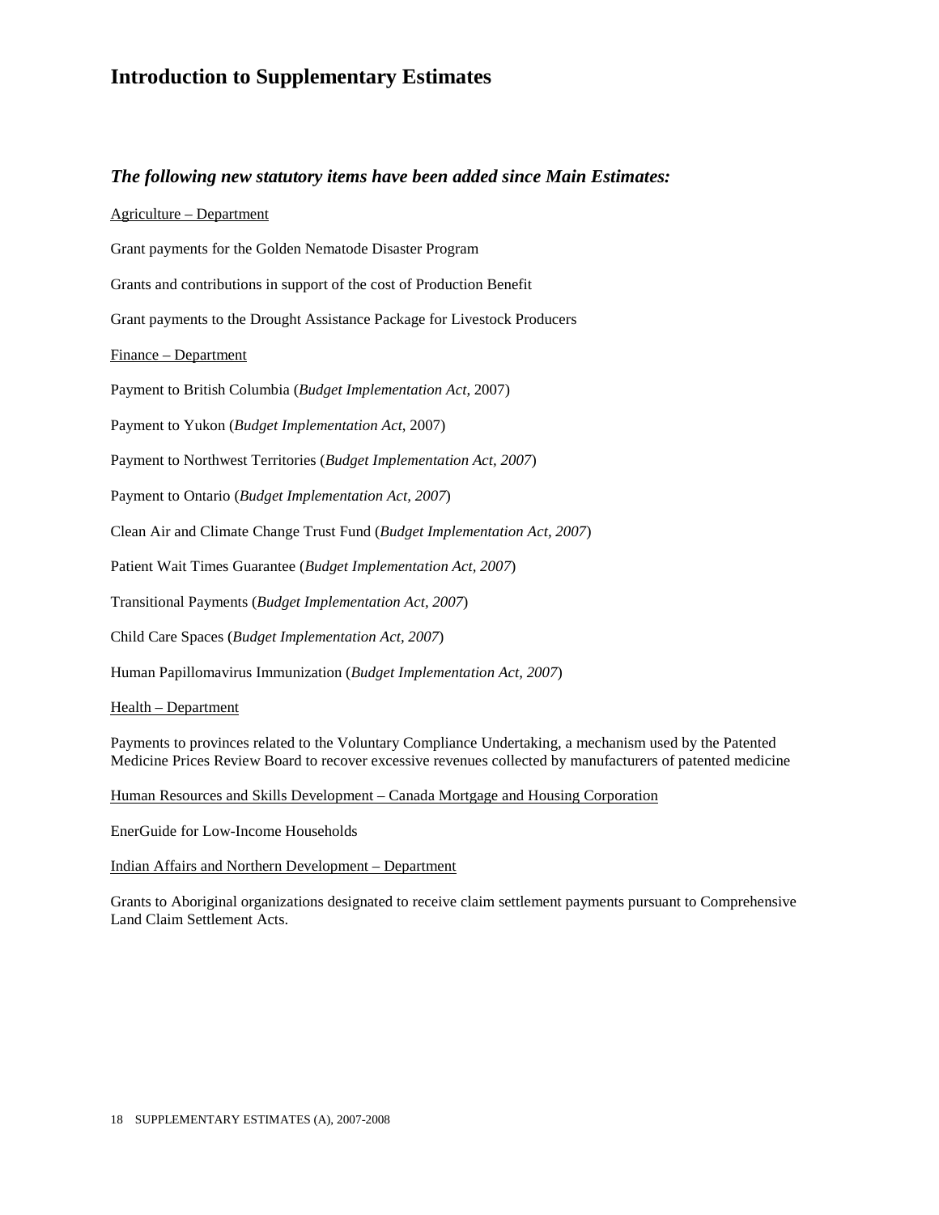# Introduction to Supplementary Estimates

## *The following new statutory items have been added since Main Estimates:*

Agriculture – Department

Grant payments for the Golden Nematode Disaster Program

Grants and contributions in support of the cost of Production Benefit

Grant payments to the Drought Assistance Package for Livestock Producers

Finance – Department

Payment to British Columbia (*Budget Implementation Act*, 2007)

Payment to Yukon (*Budget Implementation Act*, 2007)

Payment to Northwest Territories (*Budget Implementation Act, 2007*)

Payment to Ontario (*Budget Implementation Act, 2007*)

Clean Air and Climate Change Trust Fund (*Budget Implementation Act, 2007*)

Patient Wait Times Guarantee (*Budget Implementation Act, 2007*)

Transitional Payments (*Budget Implementation Act, 2007*)

Child Care Spaces (*Budget Implementation Act, 2007*)

Human Papillomavirus Immunization (*Budget Implementation Act, 2007*)

Health – Department

Payments to provinces related to the Voluntary Compliance Undertaking, a mechanism used by the Patented Medicine Prices Review Board to recover excessive revenues collected by manufacturers of patented medicine

Human Resources and Skills Development – Canada Mortgage and Housing Corporation

EnerGuide for Low-Income Households

Indian Affairs and Northern Development – Department

Grants to Aboriginal organizations designated to receive claim settlement payments pursuant to Comprehensive Land Claim Settlement Acts.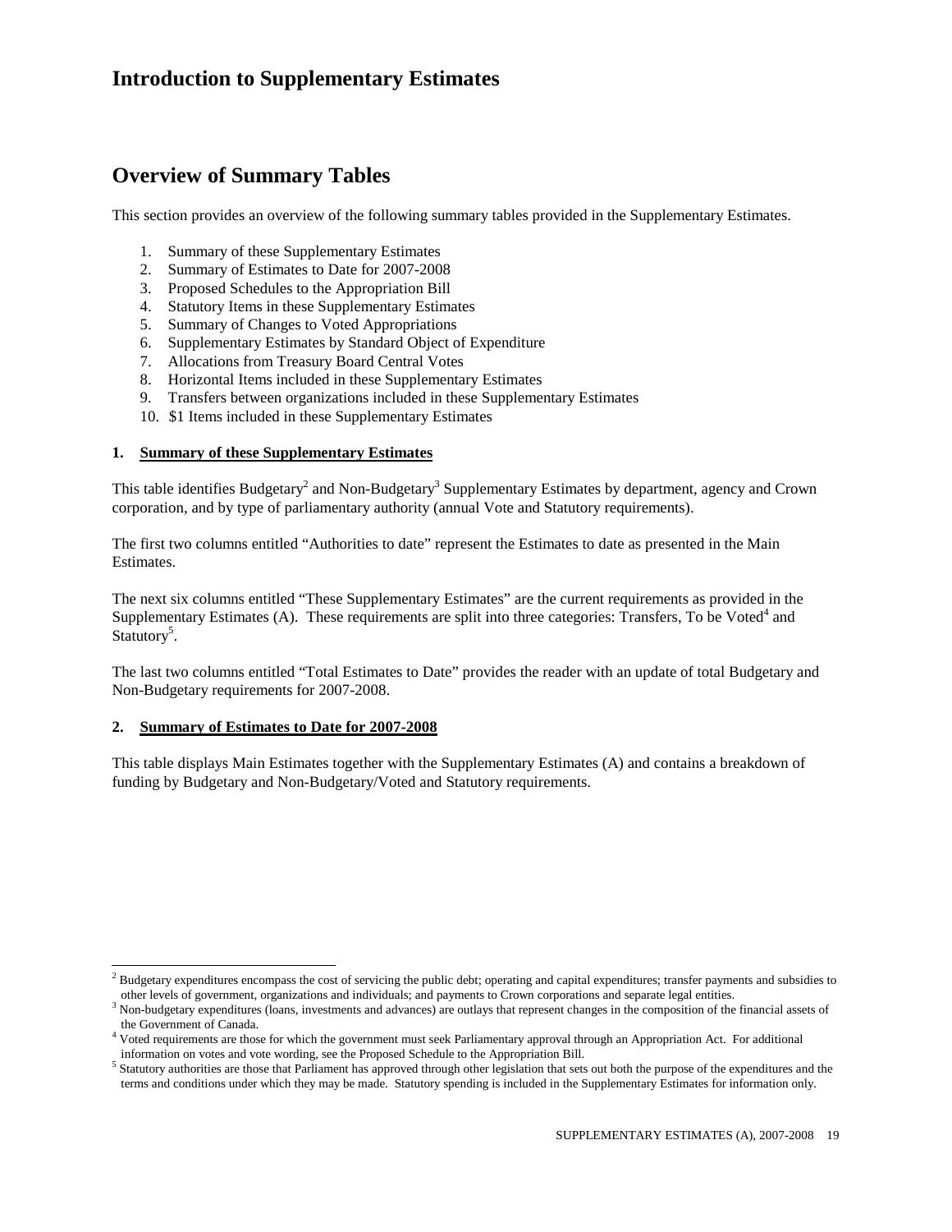# Introduction to Supplementary Estimates

# Overview of Summary Tables

This section provides an overview of the following summary tables provided in the Supplementary Estimates.

1. Summary of these Supplementary Estimates
2. Summary of Estimates to Date for 2007-2008
3. Proposed Schedules to the Appropriation Bill
4. Statutory Items in these Supplementary Estimates
5. Summary of Changes to Voted Appropriations
6. Supplementary Estimates by Standard Object of Expenditure
7. Allocations from Treasury Board Central Votes
8. Horizontal Items included in these Supplementary Estimates
9. Transfers between organizations included in these Supplementary Estimates
10. $1 Items included in these Supplementary Estimates

### 1. Summary of these Supplementary Estimates

This table identifies Budgetary[2] and Non-Budgetary[3] Supplementary Estimates by department, agency and Crown corporation, and by type of parliamentary authority (annual Vote and Statutory requirements).

The first two columns entitled "Authorities to date" represent the Estimates to date as presented in the Main Estimates.

The next six columns entitled "These Supplementary Estimates" are the current requirements as provided in the Supplementary Estimates (A). These requirements are split into three categories: Transfers, To be Voted[4] and Statutory[5].

The last two columns entitled "Total Estimates to Date" provides the reader with an update of total Budgetary and Non-Budgetary requirements for 2007-2008.

### 2. Summary of Estimates to Date for 2007-2008

This table displays Main Estimates together with the Supplementary Estimates (A) and contains a breakdown of funding by Budgetary and Non-Budgetary/Voted and Statutory requirements.

---

[2] Budgetary expenditures encompass the cost of servicing the public debt; operating and capital expenditures; transfer payments and subsidies to other levels of government, organizations and individuals; and payments to Crown corporations and separate legal entities.

[3] Non-budgetary expenditures (loans, investments and advances) are outlays that represent changes in the composition of the financial assets of the Government of Canada.

[4] Voted requirements are those for which the government must seek Parliamentary approval through an Appropriation Act. For additional information on votes and vote wording, see the Proposed Schedule to the Appropriation Bill.

[5] Statutory authorities are those that Parliament has approved through other legislation that sets out both the purpose of the expenditures and the terms and conditions under which they may be made. Statutory spending is included in the Supplementary Estimates for information only.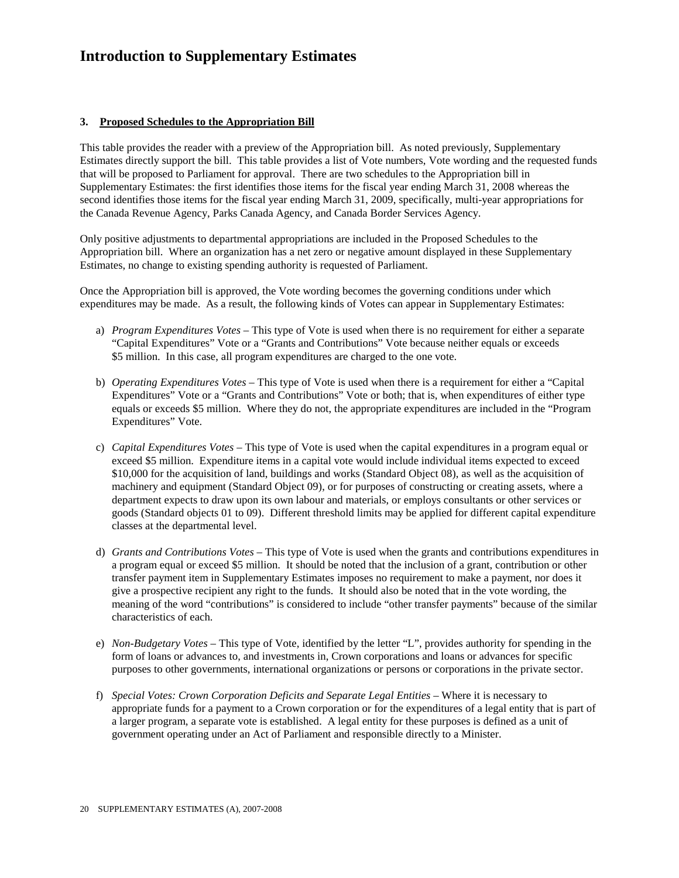# Introduction to Supplementary Estimates

### 3. Proposed Schedules to the Appropriation Bill

This table provides the reader with a preview of the Appropriation bill. As noted previously, Supplementary Estimates directly support the bill. This table provides a list of Vote numbers, Vote wording and the requested funds that will be proposed to Parliament for approval. There are two schedules to the Appropriation bill in Supplementary Estimates: the first identifies those items for the fiscal year ending March 31, 2008 whereas the second identifies those items for the fiscal year ending March 31, 2009, specifically, multi-year appropriations for the Canada Revenue Agency, Parks Canada Agency, and Canada Border Services Agency.

Only positive adjustments to departmental appropriations are included in the Proposed Schedules to the Appropriation bill. Where an organization has a net zero or negative amount displayed in these Supplementary Estimates, no change to existing spending authority is requested of Parliament.

Once the Appropriation bill is approved, the Vote wording becomes the governing conditions under which expenditures may be made. As a result, the following kinds of Votes can appear in Supplementary Estimates:

a) *Program Expenditures Votes* – This type of Vote is used when there is no requirement for either a separate "Capital Expenditures" Vote or a "Grants and Contributions" Vote because neither equals or exceeds $5 million. In this case, all program expenditures are charged to the one vote.

b) *Operating Expenditures Votes* – This type of Vote is used when there is a requirement for either a "Capital Expenditures" Vote or a "Grants and Contributions" Vote or both; that is, when expenditures of either type equals or exceeds $5 million. Where they do not, the appropriate expenditures are included in the "Program Expenditures" Vote.

c) *Capital Expenditures Votes* – This type of Vote is used when the capital expenditures in a program equal or exceed $5 million. Expenditure items in a capital vote would include individual items expected to exceed $10,000 for the acquisition of land, buildings and works (Standard Object 08), as well as the acquisition of machinery and equipment (Standard Object 09), or for purposes of constructing or creating assets, where a department expects to draw upon its own labour and materials, or employs consultants or other services or goods (Standard objects 01 to 09). Different threshold limits may be applied for different capital expenditure classes at the departmental level.

d) *Grants and Contributions Votes* – This type of Vote is used when the grants and contributions expenditures in a program equal or exceed $5 million. It should be noted that the inclusion of a grant, contribution or other transfer payment item in Supplementary Estimates imposes no requirement to make a payment, nor does it give a prospective recipient any right to the funds. It should also be noted that in the vote wording, the meaning of the word "contributions" is considered to include "other transfer payments" because of the similar characteristics of each.

e) *Non-Budgetary Votes* – This type of Vote, identified by the letter "L", provides authority for spending in the form of loans or advances to, and investments in, Crown corporations and loans or advances for specific purposes to other governments, international organizations or persons or corporations in the private sector.

f) *Special Votes: Crown Corporation Deficits and Separate Legal Entities* – Where it is necessary to appropriate funds for a payment to a Crown corporation or for the expenditures of a legal entity that is part of a larger program, a separate vote is established. A legal entity for these purposes is defined as a unit of government operating under an Act of Parliament and responsible directly to a Minister.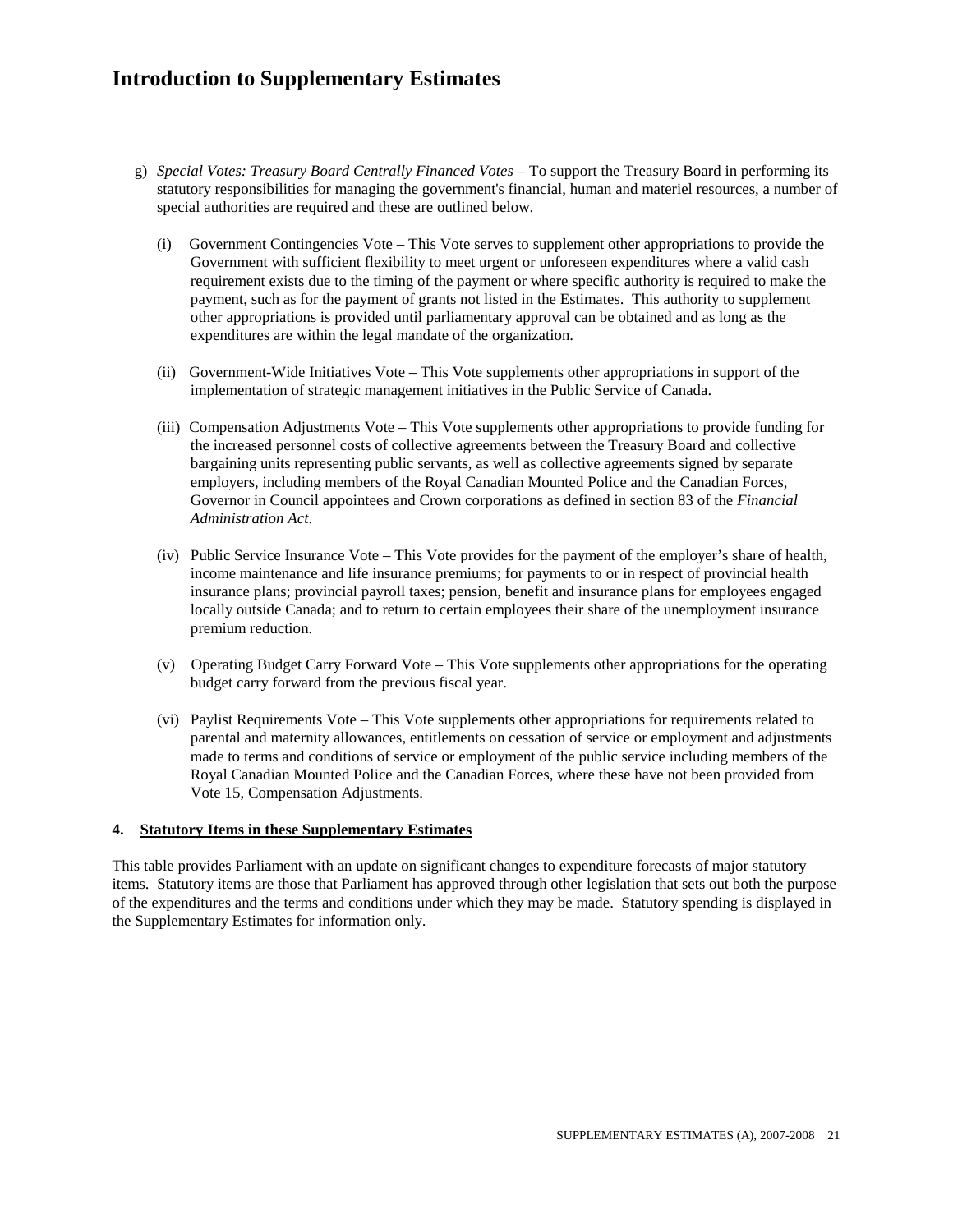# Introduction to Supplementary Estimates

g) *Special Votes: Treasury Board Centrally Financed Votes* – To support the Treasury Board in performing its statutory responsibilities for managing the government's financial, human and materiel resources, a number of special authorities are required and these are outlined below.

   (i) Government Contingencies Vote – This Vote serves to supplement other appropriations to provide the Government with sufficient flexibility to meet urgent or unforeseen expenditures where a valid cash requirement exists due to the timing of the payment or where specific authority is required to make the payment, such as for the payment of grants not listed in the Estimates. This authority to supplement other appropriations is provided until parliamentary approval can be obtained and as long as the expenditures are within the legal mandate of the organization.

   (ii) Government-Wide Initiatives Vote – This Vote supplements other appropriations in support of the implementation of strategic management initiatives in the Public Service of Canada.

   (iii) Compensation Adjustments Vote – This Vote supplements other appropriations to provide funding for the increased personnel costs of collective agreements between the Treasury Board and collective bargaining units representing public servants, as well as collective agreements signed by separate employers, including members of the Royal Canadian Mounted Police and the Canadian Forces, Governor in Council appointees and Crown corporations as defined in section 83 of the *Financial Administration Act*.

   (iv) Public Service Insurance Vote – This Vote provides for the payment of the employer's share of health, income maintenance and life insurance premiums; for payments to or in respect of provincial health insurance plans; provincial payroll taxes; pension, benefit and insurance plans for employees engaged locally outside Canada; and to return to certain employees their share of the unemployment insurance premium reduction.

   (v) Operating Budget Carry Forward Vote – This Vote supplements other appropriations for the operating budget carry forward from the previous fiscal year.

   (vi) Paylist Requirements Vote – This Vote supplements other appropriations for requirements related to parental and maternity allowances, entitlements on cessation of service or employment and adjustments made to terms and conditions of service or employment of the public service including members of the Royal Canadian Mounted Police and the Canadian Forces, where these have not been provided from Vote 15, Compensation Adjustments.

**4. Statutory Items in these Supplementary Estimates**

This table provides Parliament with an update on significant changes to expenditure forecasts of major statutory items. Statutory items are those that Parliament has approved through other legislation that sets out both the purpose of the expenditures and the terms and conditions under which they may be made. Statutory spending is displayed in the Supplementary Estimates for information only.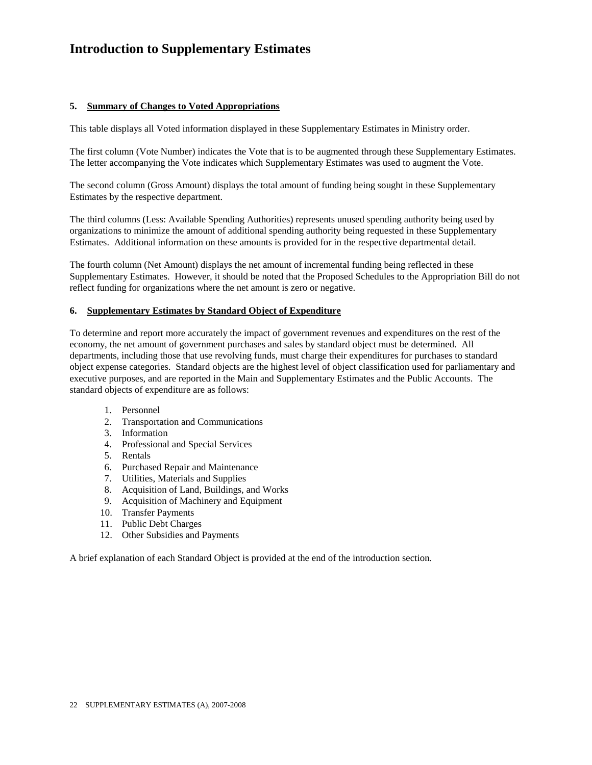# Introduction to Supplementary Estimates

### 5. Summary of Changes to Voted Appropriations

This table displays all Voted information displayed in these Supplementary Estimates in Ministry order.

The first column (Vote Number) indicates the Vote that is to be augmented through these Supplementary Estimates. The letter accompanying the Vote indicates which Supplementary Estimates was used to augment the Vote.

The second column (Gross Amount) displays the total amount of funding being sought in these Supplementary Estimates by the respective department.

The third columns (Less: Available Spending Authorities) represents unused spending authority being used by organizations to minimize the amount of additional spending authority being requested in these Supplementary Estimates. Additional information on these amounts is provided for in the respective departmental detail.

The fourth column (Net Amount) displays the net amount of incremental funding being reflected in these Supplementary Estimates. However, it should be noted that the Proposed Schedules to the Appropriation Bill do not reflect funding for organizations where the net amount is zero or negative.

### 6. Supplementary Estimates by Standard Object of Expenditure

To determine and report more accurately the impact of government revenues and expenditures on the rest of the economy, the net amount of government purchases and sales by standard object must be determined. All departments, including those that use revolving funds, must charge their expenditures for purchases to standard object expense categories. Standard objects are the highest level of object classification used for parliamentary and executive purposes, and are reported in the Main and Supplementary Estimates and the Public Accounts. The standard objects of expenditure are as follows:

1. Personnel
2. Transportation and Communications
3. Information
4. Professional and Special Services
5. Rentals
6. Purchased Repair and Maintenance
7. Utilities, Materials and Supplies
8. Acquisition of Land, Buildings, and Works
9. Acquisition of Machinery and Equipment
10. Transfer Payments
11. Public Debt Charges
12. Other Subsidies and Payments

A brief explanation of each Standard Object is provided at the end of the introduction section.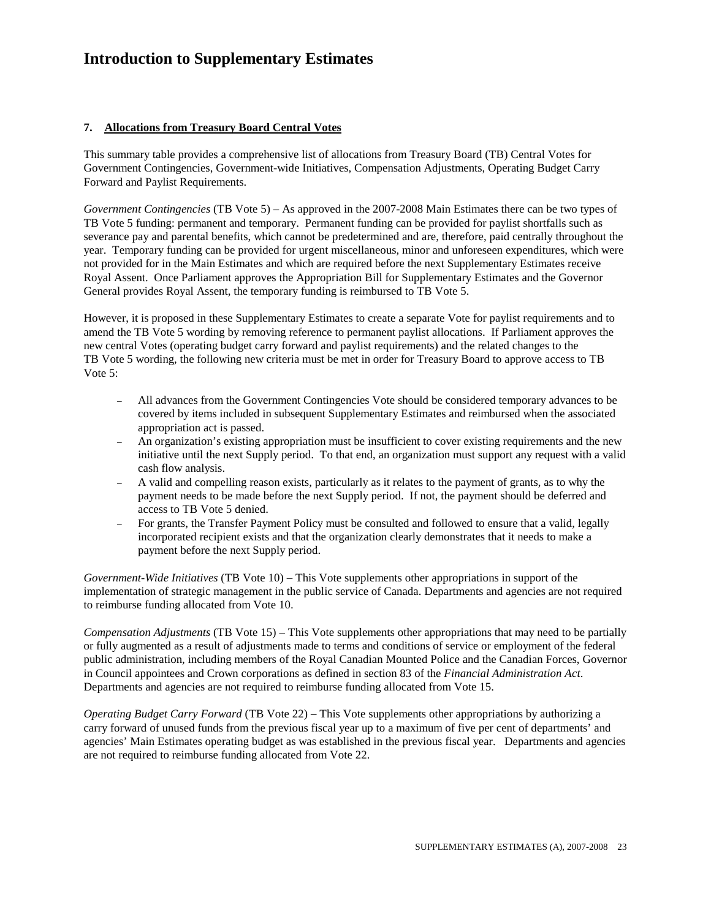# Introduction to Supplementary Estimates

### 7. Allocations from Treasury Board Central Votes

This summary table provides a comprehensive list of allocations from Treasury Board (TB) Central Votes for Government Contingencies, Government-wide Initiatives, Compensation Adjustments, Operating Budget Carry Forward and Paylist Requirements.

*Government Contingencies* (TB Vote 5) – As approved in the 2007-2008 Main Estimates there can be two types of TB Vote 5 funding: permanent and temporary. Permanent funding can be provided for paylist shortfalls such as severance pay and parental benefits, which cannot be predetermined and are, therefore, paid centrally throughout the year. Temporary funding can be provided for urgent miscellaneous, minor and unforeseen expenditures, which were not provided for in the Main Estimates and which are required before the next Supplementary Estimates receive Royal Assent. Once Parliament approves the Appropriation Bill for Supplementary Estimates and the Governor General provides Royal Assent, the temporary funding is reimbursed to TB Vote 5.

However, it is proposed in these Supplementary Estimates to create a separate Vote for paylist requirements and to amend the TB Vote 5 wording by removing reference to permanent paylist allocations. If Parliament approves the new central Votes (operating budget carry forward and paylist requirements) and the related changes to the TB Vote 5 wording, the following new criteria must be met in order for Treasury Board to approve access to TB Vote 5:

- All advances from the Government Contingencies Vote should be considered temporary advances to be covered by items included in subsequent Supplementary Estimates and reimbursed when the associated appropriation act is passed.
- An organization's existing appropriation must be insufficient to cover existing requirements and the new initiative until the next Supply period. To that end, an organization must support any request with a valid cash flow analysis.
- A valid and compelling reason exists, particularly as it relates to the payment of grants, as to why the payment needs to be made before the next Supply period. If not, the payment should be deferred and access to TB Vote 5 denied.
- For grants, the Transfer Payment Policy must be consulted and followed to ensure that a valid, legally incorporated recipient exists and that the organization clearly demonstrates that it needs to make a payment before the next Supply period.

*Government-Wide Initiatives* (TB Vote 10) – This Vote supplements other appropriations in support of the implementation of strategic management in the public service of Canada. Departments and agencies are not required to reimburse funding allocated from Vote 10.

*Compensation Adjustments* (TB Vote 15) – This Vote supplements other appropriations that may need to be partially or fully augmented as a result of adjustments made to terms and conditions of service or employment of the federal public administration, including members of the Royal Canadian Mounted Police and the Canadian Forces, Governor in Council appointees and Crown corporations as defined in section 83 of the *Financial Administration Act*. Departments and agencies are not required to reimburse funding allocated from Vote 15.

*Operating Budget Carry Forward* (TB Vote 22) – This Vote supplements other appropriations by authorizing a carry forward of unused funds from the previous fiscal year up to a maximum of five per cent of departments' and agencies' Main Estimates operating budget as was established in the previous fiscal year. Departments and agencies are not required to reimburse funding allocated from Vote 22.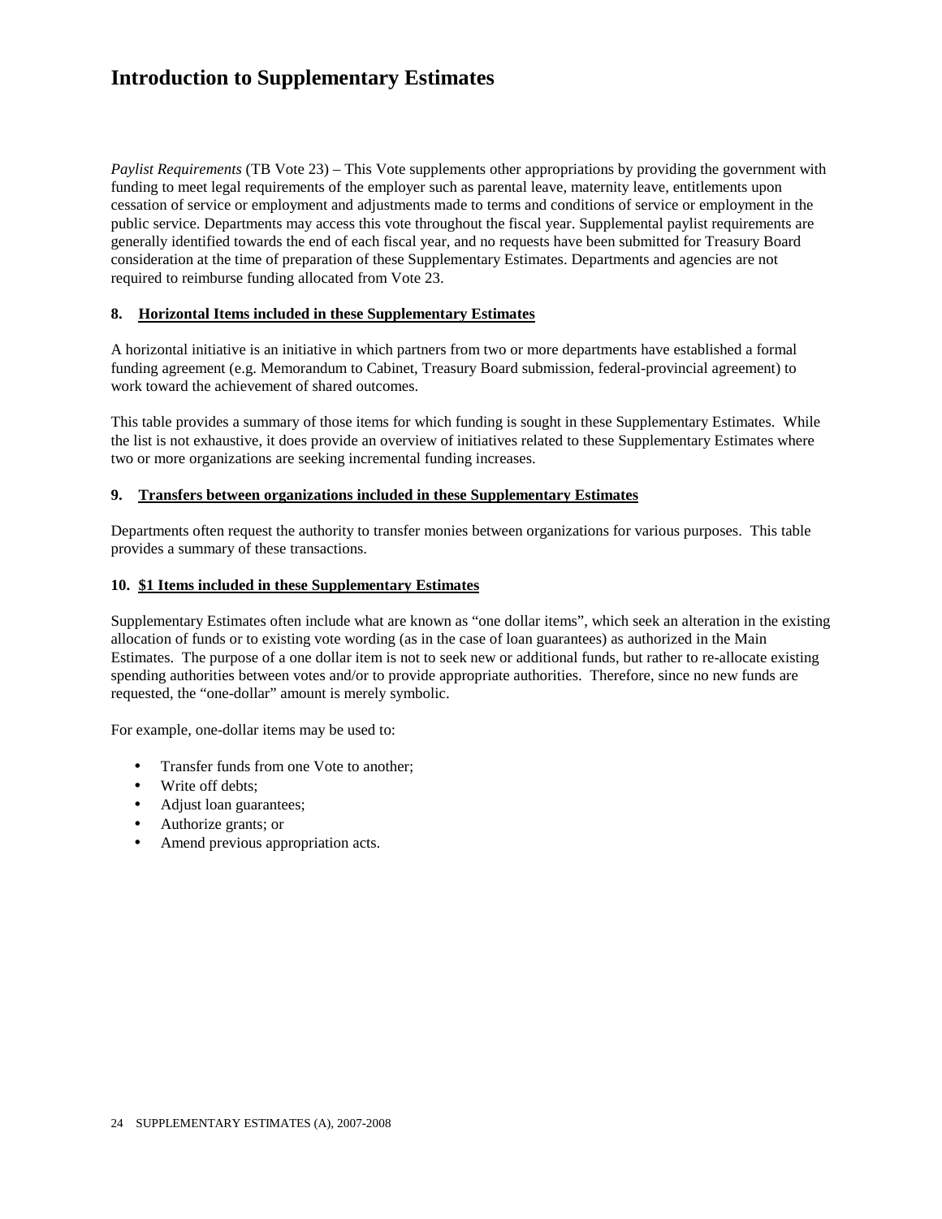# Introduction to Supplementary Estimates

*Paylist Requirements* (TB Vote 23) – This Vote supplements other appropriations by providing the government with funding to meet legal requirements of the employer such as parental leave, maternity leave, entitlements upon cessation of service or employment and adjustments made to terms and conditions of service or employment in the public service. Departments may access this vote throughout the fiscal year. Supplemental paylist requirements are generally identified towards the end of each fiscal year, and no requests have been submitted for Treasury Board consideration at the time of preparation of these Supplementary Estimates. Departments and agencies are not required to reimburse funding allocated from Vote 23.

### 8. Horizontal Items included in these Supplementary Estimates

A horizontal initiative is an initiative in which partners from two or more departments have established a formal funding agreement (e.g. Memorandum to Cabinet, Treasury Board submission, federal-provincial agreement) to work toward the achievement of shared outcomes.

This table provides a summary of those items for which funding is sought in these Supplementary Estimates. While the list is not exhaustive, it does provide an overview of initiatives related to these Supplementary Estimates where two or more organizations are seeking incremental funding increases.

### 9. Transfers between organizations included in these Supplementary Estimates

Departments often request the authority to transfer monies between organizations for various purposes. This table provides a summary of these transactions.

### 10. $1 Items included in these Supplementary Estimates

Supplementary Estimates often include what are known as "one dollar items", which seek an alteration in the existing allocation of funds or to existing vote wording (as in the case of loan guarantees) as authorized in the Main Estimates. The purpose of a one dollar item is not to seek new or additional funds, but rather to re-allocate existing spending authorities between votes and/or to provide appropriate authorities. Therefore, since no new funds are requested, the "one-dollar" amount is merely symbolic.

For example, one-dollar items may be used to:

- Transfer funds from one Vote to another;
- Write off debts;
- Adjust loan guarantees;
- Authorize grants; or
- Amend previous appropriation acts.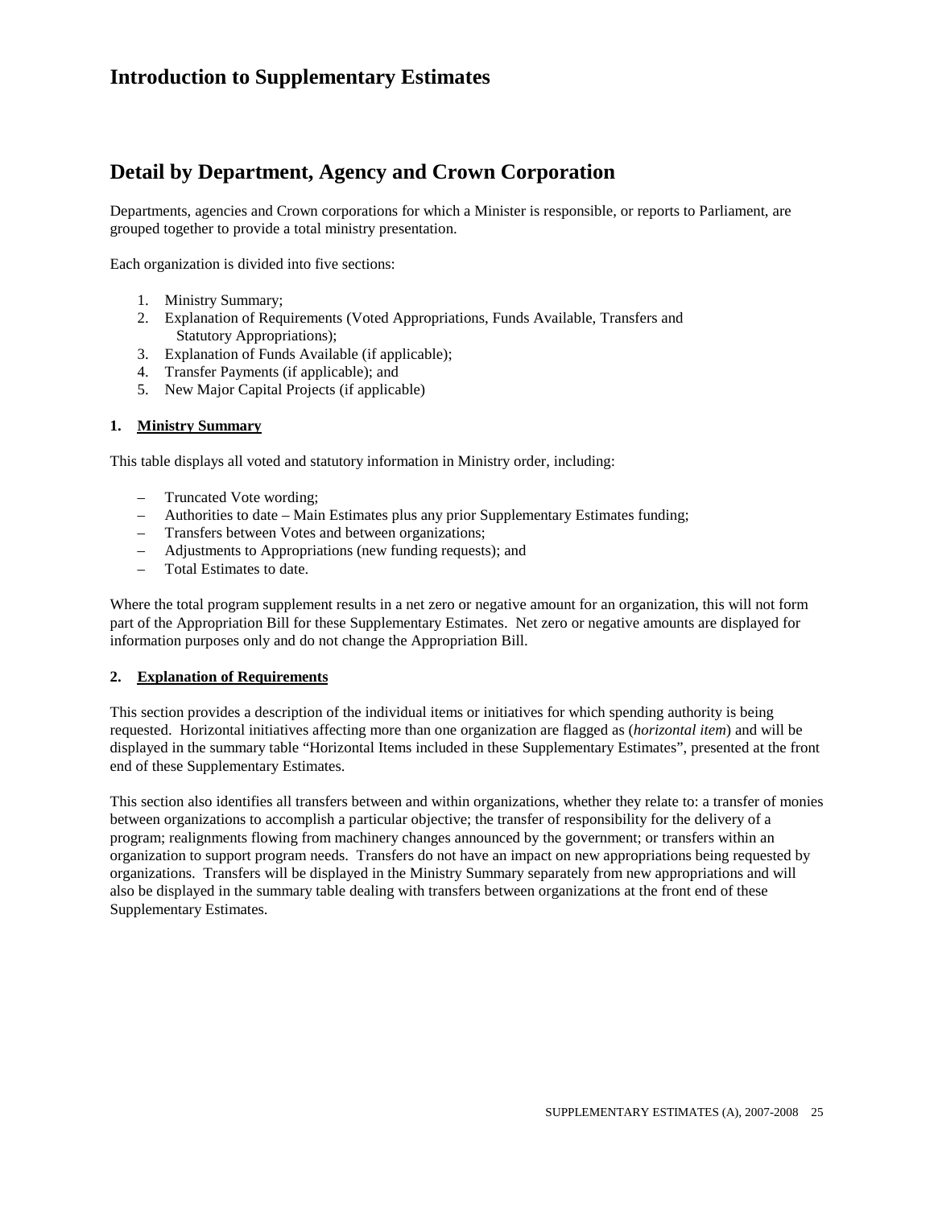# Introduction to Supplementary Estimates

# Detail by Department, Agency and Crown Corporation

Departments, agencies and Crown corporations for which a Minister is responsible, or reports to Parliament, are grouped together to provide a total ministry presentation.

Each organization is divided into five sections:

1. Ministry Summary;
2. Explanation of Requirements (Voted Appropriations, Funds Available, Transfers and Statutory Appropriations);
3. Explanation of Funds Available (if applicable);
4. Transfer Payments (if applicable); and
5. New Major Capital Projects (if applicable)

**1. Ministry Summary**

This table displays all voted and statutory information in Ministry order, including:

- Truncated Vote wording;
- Authorities to date – Main Estimates plus any prior Supplementary Estimates funding;
- Transfers between Votes and between organizations;
- Adjustments to Appropriations (new funding requests); and
- Total Estimates to date.

Where the total program supplement results in a net zero or negative amount for an organization, this will not form part of the Appropriation Bill for these Supplementary Estimates. Net zero or negative amounts are displayed for information purposes only and do not change the Appropriation Bill.

**2. Explanation of Requirements**

This section provides a description of the individual items or initiatives for which spending authority is being requested. Horizontal initiatives affecting more than one organization are flagged as (*horizontal item*) and will be displayed in the summary table "Horizontal Items included in these Supplementary Estimates", presented at the front end of these Supplementary Estimates.

This section also identifies all transfers between and within organizations, whether they relate to: a transfer of monies between organizations to accomplish a particular objective; the transfer of responsibility for the delivery of a program; realignments flowing from machinery changes announced by the government; or transfers within an organization to support program needs. Transfers do not have an impact on new appropriations being requested by organizations. Transfers will be displayed in the Ministry Summary separately from new appropriations and will also be displayed in the summary table dealing with transfers between organizations at the front end of these Supplementary Estimates.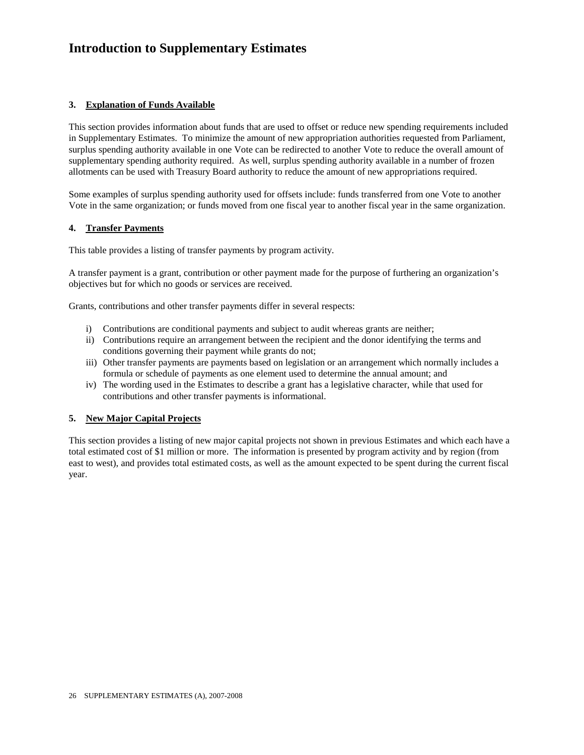# Introduction to Supplementary Estimates

### 3. Explanation of Funds Available

This section provides information about funds that are used to offset or reduce new spending requirements included in Supplementary Estimates. To minimize the amount of new appropriation authorities requested from Parliament, surplus spending authority available in one Vote can be redirected to another Vote to reduce the overall amount of supplementary spending authority required. As well, surplus spending authority available in a number of frozen allotments can be used with Treasury Board authority to reduce the amount of new appropriations required.

Some examples of surplus spending authority used for offsets include: funds transferred from one Vote to another Vote in the same organization; or funds moved from one fiscal year to another fiscal year in the same organization.

### 4. Transfer Payments

This table provides a listing of transfer payments by program activity.

A transfer payment is a grant, contribution or other payment made for the purpose of furthering an organization's objectives but for which no goods or services are received.

Grants, contributions and other transfer payments differ in several respects:

i) Contributions are conditional payments and subject to audit whereas grants are neither;
ii) Contributions require an arrangement between the recipient and the donor identifying the terms and conditions governing their payment while grants do not;
iii) Other transfer payments are payments based on legislation or an arrangement which normally includes a formula or schedule of payments as one element used to determine the annual amount; and
iv) The wording used in the Estimates to describe a grant has a legislative character, while that used for contributions and other transfer payments is informational.

### 5. New Major Capital Projects

This section provides a listing of new major capital projects not shown in previous Estimates and which each have a total estimated cost of $1 million or more. The information is presented by program activity and by region (from east to west), and provides total estimated costs, as well as the amount expected to be spent during the current fiscal year.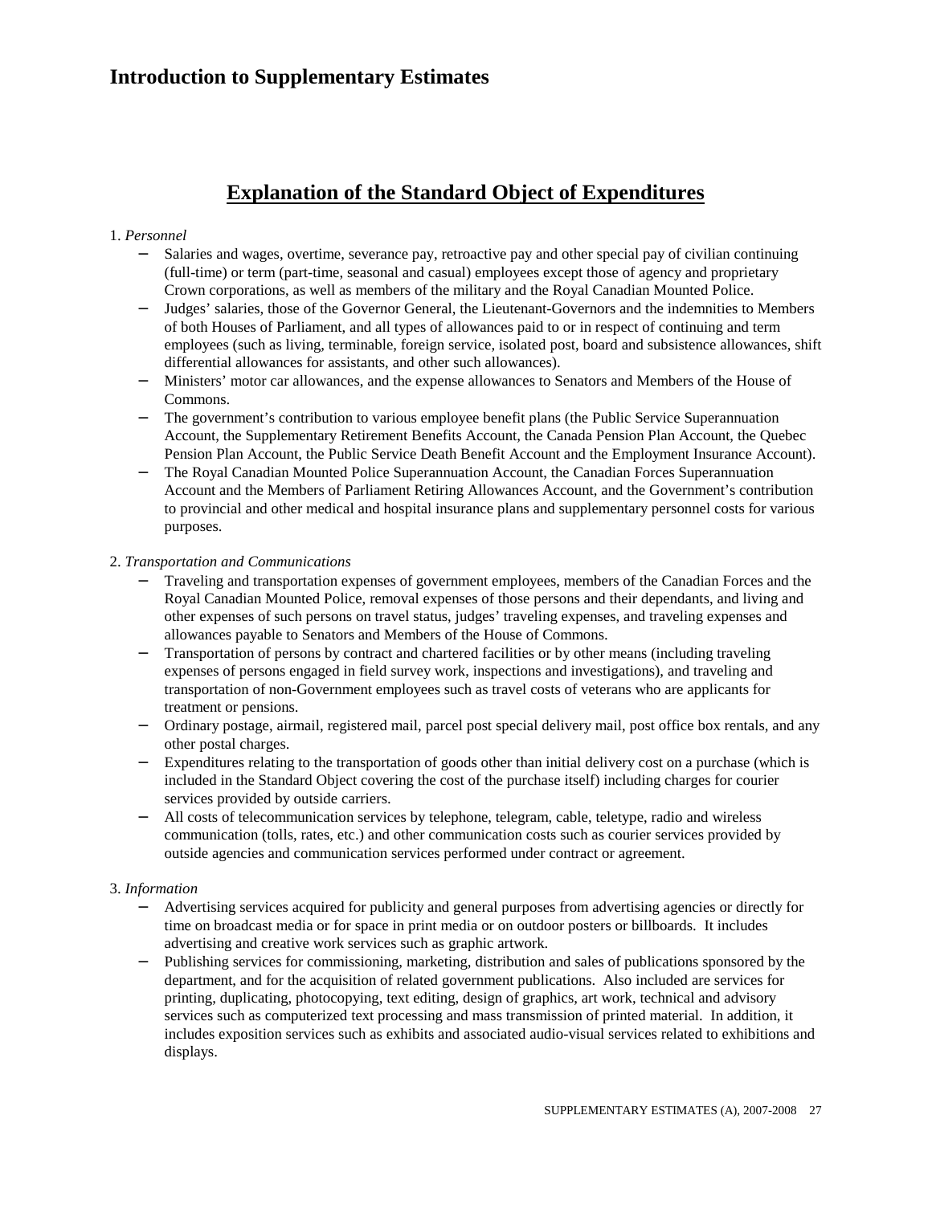# Introduction to Supplementary Estimates

## Explanation of the Standard Object of Expenditures

1. *Personnel*
   - Salaries and wages, overtime, severance pay, retroactive pay and other special pay of civilian continuing (full-time) or term (part-time, seasonal and casual) employees except those of agency and proprietary Crown corporations, as well as members of the military and the Royal Canadian Mounted Police.
   - Judges' salaries, those of the Governor General, the Lieutenant-Governors and the indemnities to Members of both Houses of Parliament, and all types of allowances paid to or in respect of continuing and term employees (such as living, terminable, foreign service, isolated post, board and subsistence allowances, shift differential allowances for assistants, and other such allowances).
   - Ministers' motor car allowances, and the expense allowances to Senators and Members of the House of Commons.
   - The government's contribution to various employee benefit plans (the Public Service Superannuation Account, the Supplementary Retirement Benefits Account, the Canada Pension Plan Account, the Quebec Pension Plan Account, the Public Service Death Benefit Account and the Employment Insurance Account).
   - The Royal Canadian Mounted Police Superannuation Account, the Canadian Forces Superannuation Account and the Members of Parliament Retiring Allowances Account, and the Government's contribution to provincial and other medical and hospital insurance plans and supplementary personnel costs for various purposes.

2. *Transportation and Communications*
   - Traveling and transportation expenses of government employees, members of the Canadian Forces and the Royal Canadian Mounted Police, removal expenses of those persons and their dependants, and living and other expenses of such persons on travel status, judges' traveling expenses, and traveling expenses and allowances payable to Senators and Members of the House of Commons.
   - Transportation of persons by contract and chartered facilities or by other means (including traveling expenses of persons engaged in field survey work, inspections and investigations), and traveling and transportation of non-Government employees such as travel costs of veterans who are applicants for treatment or pensions.
   - Ordinary postage, airmail, registered mail, parcel post special delivery mail, post office box rentals, and any other postal charges.
   - Expenditures relating to the transportation of goods other than initial delivery cost on a purchase (which is included in the Standard Object covering the cost of the purchase itself) including charges for courier services provided by outside carriers.
   - All costs of telecommunication services by telephone, telegram, cable, teletype, radio and wireless communication (tolls, rates, etc.) and other communication costs such as courier services provided by outside agencies and communication services performed under contract or agreement.

3. *Information*
   - Advertising services acquired for publicity and general purposes from advertising agencies or directly for time on broadcast media or for space in print media or on outdoor posters or billboards. It includes advertising and creative work services such as graphic artwork.
   - Publishing services for commissioning, marketing, distribution and sales of publications sponsored by the department, and for the acquisition of related government publications. Also included are services for printing, duplicating, photocopying, text editing, design of graphics, art work, technical and advisory services such as computerized text processing and mass transmission of printed material. In addition, it includes exposition services such as exhibits and associated audio-visual services related to exhibitions and displays.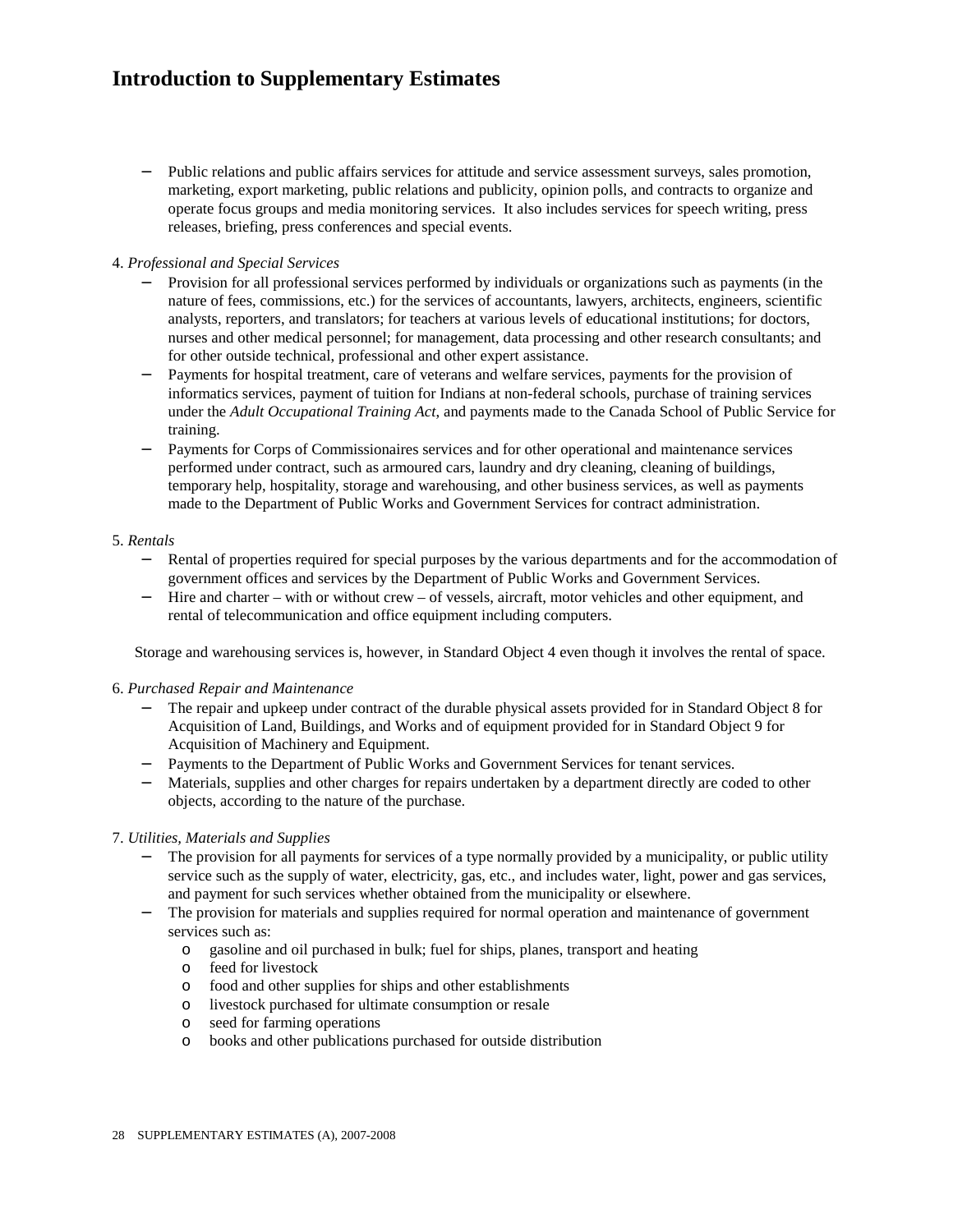# Introduction to Supplementary Estimates

- Public relations and public affairs services for attitude and service assessment surveys, sales promotion, marketing, export marketing, public relations and publicity, opinion polls, and contracts to organize and operate focus groups and media monitoring services. It also includes services for speech writing, press releases, briefing, press conferences and special events.

4. *Professional and Special Services*
   - Provision for all professional services performed by individuals or organizations such as payments (in the nature of fees, commissions, etc.) for the services of accountants, lawyers, architects, engineers, scientific analysts, reporters, and translators; for teachers at various levels of educational institutions; for doctors, nurses and other medical personnel; for management, data processing and other research consultants; and for other outside technical, professional and other expert assistance.
   - Payments for hospital treatment, care of veterans and welfare services, payments for the provision of informatics services, payment of tuition for Indians at non-federal schools, purchase of training services under the *Adult Occupational Training Act*, and payments made to the Canada School of Public Service for training.
   - Payments for Corps of Commissionaires services and for other operational and maintenance services performed under contract, such as armoured cars, laundry and dry cleaning, cleaning of buildings, temporary help, hospitality, storage and warehousing, and other business services, as well as payments made to the Department of Public Works and Government Services for contract administration.

5. *Rentals*
   - Rental of properties required for special purposes by the various departments and for the accommodation of government offices and services by the Department of Public Works and Government Services.
   - Hire and charter – with or without crew – of vessels, aircraft, motor vehicles and other equipment, and rental of telecommunication and office equipment including computers.

   Storage and warehousing services is, however, in Standard Object 4 even though it involves the rental of space.

6. *Purchased Repair and Maintenance*
   - The repair and upkeep under contract of the durable physical assets provided for in Standard Object 8 for Acquisition of Land, Buildings, and Works and of equipment provided for in Standard Object 9 for Acquisition of Machinery and Equipment.
   - Payments to the Department of Public Works and Government Services for tenant services.
   - Materials, supplies and other charges for repairs undertaken by a department directly are coded to other objects, according to the nature of the purchase.

7. *Utilities, Materials and Supplies*
   - The provision for all payments for services of a type normally provided by a municipality, or public utility service such as the supply of water, electricity, gas, etc., and includes water, light, power and gas services, and payment for such services whether obtained from the municipality or elsewhere.
   - The provision for materials and supplies required for normal operation and maintenance of government services such as:
     - gasoline and oil purchased in bulk; fuel for ships, planes, transport and heating
     - feed for livestock
     - food and other supplies for ships and other establishments
     - livestock purchased for ultimate consumption or resale
     - seed for farming operations
     - books and other publications purchased for outside distribution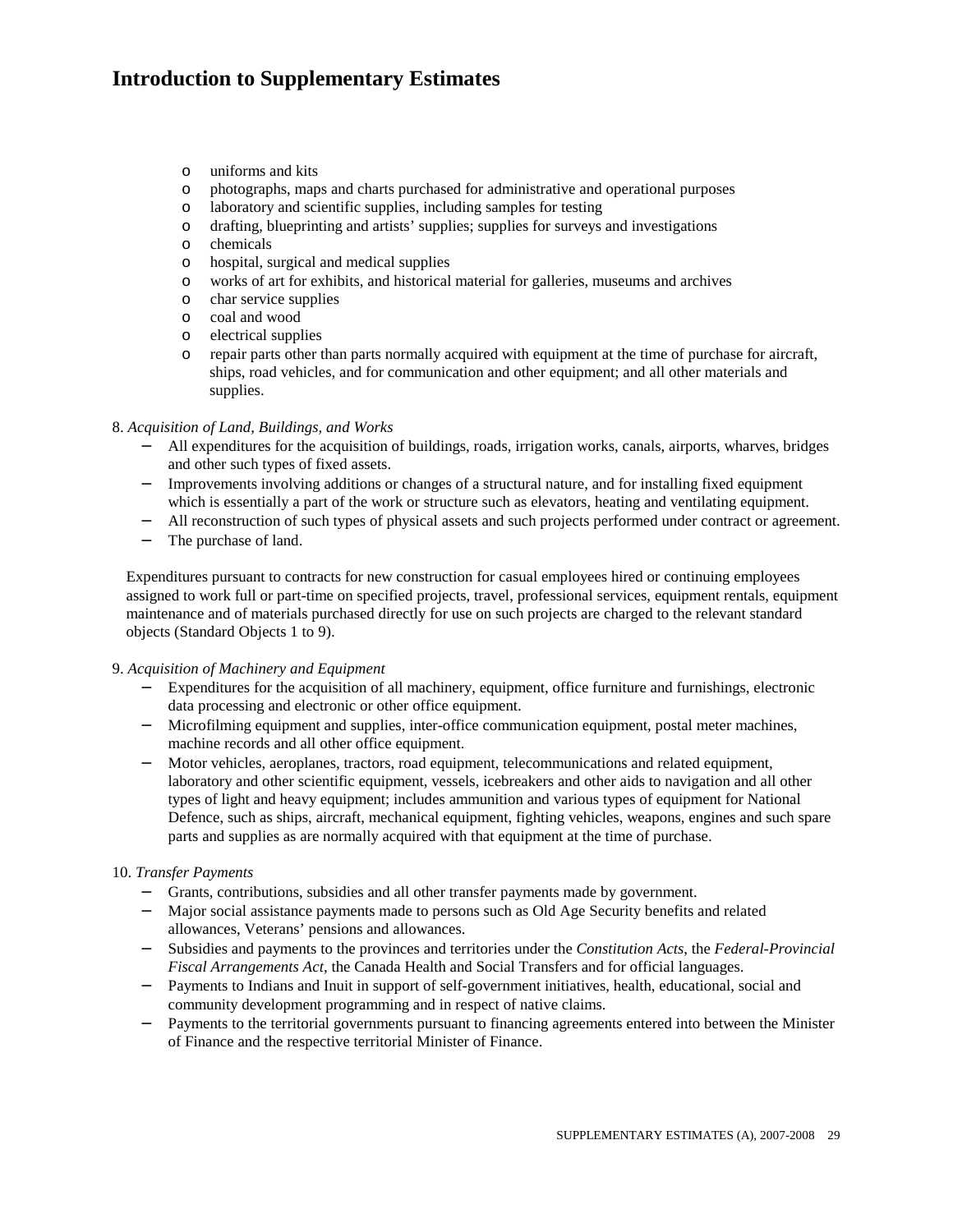# Introduction to Supplementary Estimates

- uniforms and kits
- photographs, maps and charts purchased for administrative and operational purposes
- laboratory and scientific supplies, including samples for testing
- drafting, blueprinting and artists' supplies; supplies for surveys and investigations
- chemicals
- hospital, surgical and medical supplies
- works of art for exhibits, and historical material for galleries, museums and archives
- char service supplies
- coal and wood
- electrical supplies
- repair parts other than parts normally acquired with equipment at the time of purchase for aircraft, ships, road vehicles, and for communication and other equipment; and all other materials and supplies.

8. *Acquisition of Land, Buildings, and Works*
   - All expenditures for the acquisition of buildings, roads, irrigation works, canals, airports, wharves, bridges and other such types of fixed assets.
   - Improvements involving additions or changes of a structural nature, and for installing fixed equipment which is essentially a part of the work or structure such as elevators, heating and ventilating equipment.
   - All reconstruction of such types of physical assets and such projects performed under contract or agreement.
   - The purchase of land.

   Expenditures pursuant to contracts for new construction for casual employees hired or continuing employees assigned to work full or part-time on specified projects, travel, professional services, equipment rentals, equipment maintenance and of materials purchased directly for use on such projects are charged to the relevant standard objects (Standard Objects 1 to 9).

9. *Acquisition of Machinery and Equipment*
   - Expenditures for the acquisition of all machinery, equipment, office furniture and furnishings, electronic data processing and electronic or other office equipment.
   - Microfilming equipment and supplies, inter-office communication equipment, postal meter machines, machine records and all other office equipment.
   - Motor vehicles, aeroplanes, tractors, road equipment, telecommunications and related equipment, laboratory and other scientific equipment, vessels, icebreakers and other aids to navigation and all other types of light and heavy equipment; includes ammunition and various types of equipment for National Defence, such as ships, aircraft, mechanical equipment, fighting vehicles, weapons, engines and such spare parts and supplies as are normally acquired with that equipment at the time of purchase.

10. *Transfer Payments*
    - Grants, contributions, subsidies and all other transfer payments made by government.
    - Major social assistance payments made to persons such as Old Age Security benefits and related allowances, Veterans' pensions and allowances.
    - Subsidies and payments to the provinces and territories under the *Constitution Acts*, the *Federal-Provincial Fiscal Arrangements Act*, the Canada Health and Social Transfers and for official languages.
    - Payments to Indians and Inuit in support of self-government initiatives, health, educational, social and community development programming and in respect of native claims.
    - Payments to the territorial governments pursuant to financing agreements entered into between the Minister of Finance and the respective territorial Minister of Finance.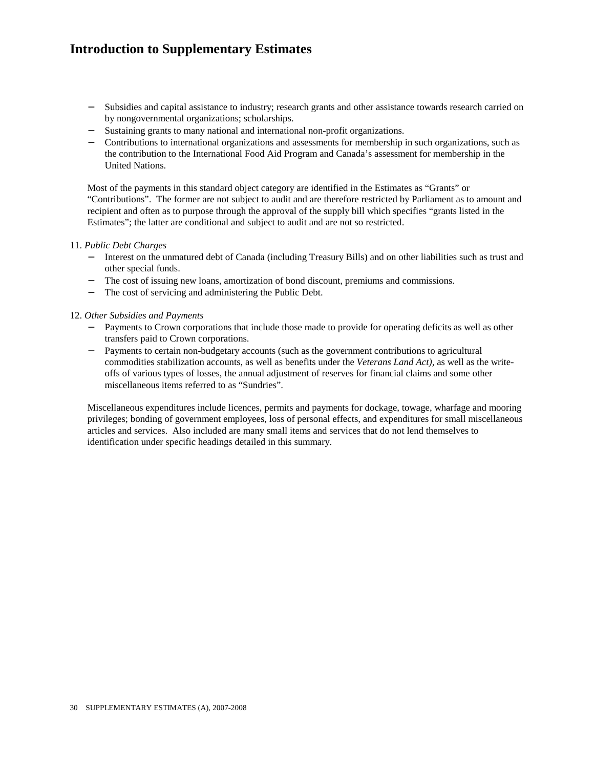# Introduction to Supplementary Estimates

- Subsidies and capital assistance to industry; research grants and other assistance towards research carried on by nongovernmental organizations; scholarships.
- Sustaining grants to many national and international non-profit organizations.
- Contributions to international organizations and assessments for membership in such organizations, such as the contribution to the International Food Aid Program and Canada's assessment for membership in the United Nations.

Most of the payments in this standard object category are identified in the Estimates as "Grants" or "Contributions". The former are not subject to audit and are therefore restricted by Parliament as to amount and recipient and often as to purpose through the approval of the supply bill which specifies "grants listed in the Estimates"; the latter are conditional and subject to audit and are not so restricted.

11. *Public Debt Charges*
    - Interest on the unmatured debt of Canada (including Treasury Bills) and on other liabilities such as trust and other special funds.
    - The cost of issuing new loans, amortization of bond discount, premiums and commissions.
    - The cost of servicing and administering the Public Debt.

12. *Other Subsidies and Payments*
    - Payments to Crown corporations that include those made to provide for operating deficits as well as other transfers paid to Crown corporations.
    - Payments to certain non-budgetary accounts (such as the government contributions to agricultural commodities stabilization accounts, as well as benefits under the *Veterans Land Act)*, as well as the write-offs of various types of losses, the annual adjustment of reserves for financial claims and some other miscellaneous items referred to as "Sundries".

Miscellaneous expenditures include licences, permits and payments for dockage, towage, wharfage and mooring privileges; bonding of government employees, loss of personal effects, and expenditures for small miscellaneous articles and services. Also included are many small items and services that do not lend themselves to identification under specific headings detailed in this summary.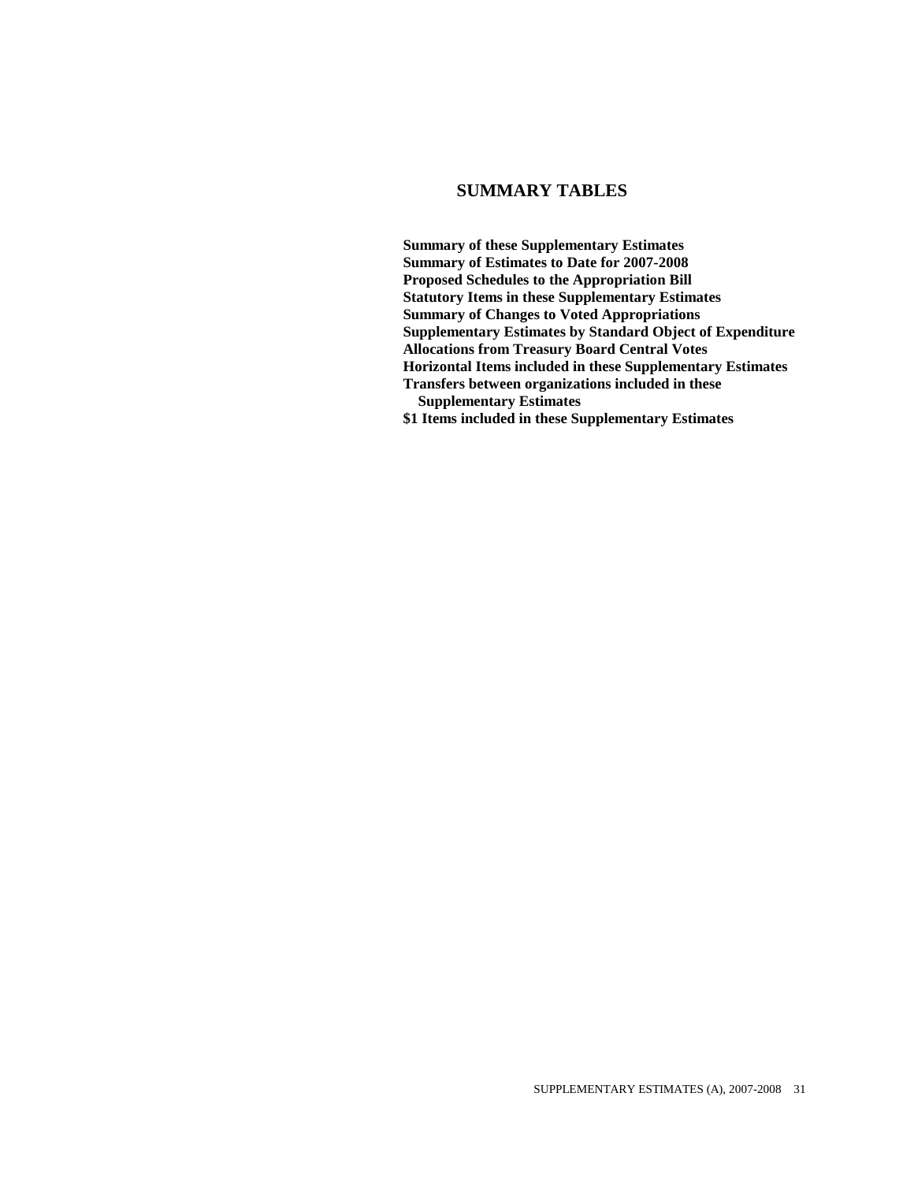# SUMMARY TABLES

**Summary of these Supplementary Estimates**
**Summary of Estimates to Date for 2007-2008**
**Proposed Schedules to the Appropriation Bill**
**Statutory Items in these Supplementary Estimates**
**Summary of Changes to Voted Appropriations**
**Supplementary Estimates by Standard Object of Expenditure**
**Allocations from Treasury Board Central Votes**
**Horizontal Items included in these Supplementary Estimates**
**Transfers between organizations included in these Supplementary Estimates**
**$1 Items included in these Supplementary Estimates**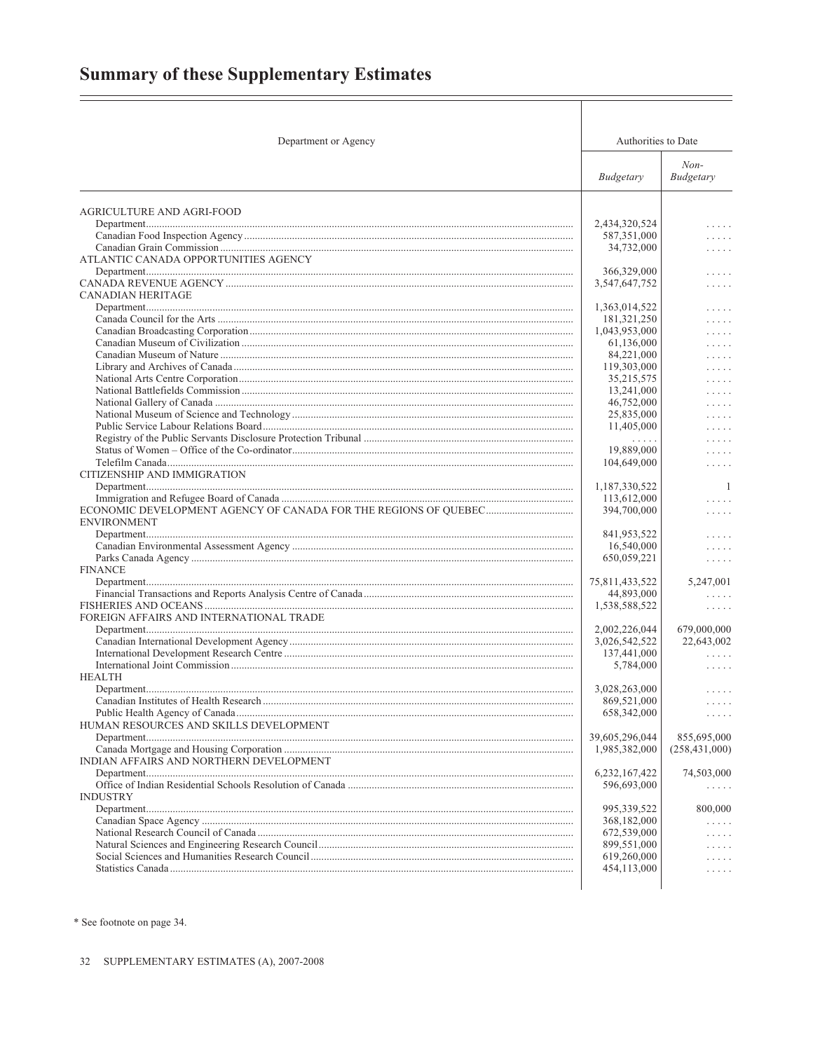# Summary of these Supplementary Estimates

| Department or Agency | Authorities to Date | |
|---|---|---|
| | *Budgetary* | *Non-Budgetary* |
| AGRICULTURE AND AGRI-FOOD | | |
| Department | 2,434,320,524 | . . . . . |
| Canadian Food Inspection Agency | 587,351,000 | . . . . . |
| Canadian Grain Commission | 34,732,000 | . . . . . |
| ATLANTIC CANADA OPPORTUNITIES AGENCY | | |
| Department | 366,329,000 | . . . . . |
| CANADA REVENUE AGENCY | 3,547,647,752 | . . . . . |
| CANADIAN HERITAGE | | |
| Department | 1,363,014,522 | . . . . . |
| Canada Council for the Arts | 181,321,250 | . . . . . |
| Canadian Broadcasting Corporation | 1,043,953,000 | . . . . . |
| Canadian Museum of Civilization | 61,136,000 | . . . . . |
| Canadian Museum of Nature | 84,221,000 | . . . . . |
| Library and Archives of Canada | 119,303,000 | . . . . . |
| National Arts Centre Corporation | 35,215,575 | . . . . . |
| National Battlefields Commission | 13,241,000 | . . . . . |
| National Gallery of Canada | 46,752,000 | . . . . . |
| National Museum of Science and Technology | 25,835,000 | . . . . . |
| Public Service Labour Relations Board | 11,405,000 | . . . . . |
| Registry of the Public Servants Disclosure Protection Tribunal | . . . . . | . . . . . |
| Status of Women – Office of the Co-ordinator | 19,889,000 | . . . . . |
| Telefilm Canada | 104,649,000 | . . . . . |
| CITIZENSHIP AND IMMIGRATION | | |
| Department | 1,187,330,522 | 1 |
| Immigration and Refugee Board of Canada | 113,612,000 | . . . . . |
| ECONOMIC DEVELOPMENT AGENCY OF CANADA FOR THE REGIONS OF QUEBEC | 394,700,000 | . . . . . |
| ENVIRONMENT | | |
| Department | 841,953,522 | . . . . . |
| Canadian Environmental Assessment Agency | 16,540,000 | . . . . . |
| Parks Canada Agency | 650,059,221 | . . . . . |
| FINANCE | | |
| Department | 75,811,433,522 | 5,247,001 |
| Financial Transactions and Reports Analysis Centre of Canada | 44,893,000 | . . . . . |
| FISHERIES AND OCEANS | 1,538,588,522 | . . . . . |
| FOREIGN AFFAIRS AND INTERNATIONAL TRADE | | |
| Department | 2,002,226,044 | 679,000,000 |
| Canadian International Development Agency | 3,026,542,522 | 22,643,002 |
| International Development Research Centre | 137,441,000 | . . . . . |
| International Joint Commission | 5,784,000 | . . . . . |
| HEALTH | | |
| Department | 3,028,263,000 | . . . . . |
| Canadian Institutes of Health Research | 869,521,000 | . . . . . |
| Public Health Agency of Canada | 658,342,000 | . . . . . |
| HUMAN RESOURCES AND SKILLS DEVELOPMENT | | |
| Department | 39,605,296,044 | 855,695,000 |
| Canada Mortgage and Housing Corporation | 1,985,382,000 | (258,431,000) |
| INDIAN AFFAIRS AND NORTHERN DEVELOPMENT | | |
| Department | 6,232,167,422 | 74,503,000 |
| Office of Indian Residential Schools Resolution of Canada | 596,693,000 | . . . . . |
| INDUSTRY | | |
| Department | 995,339,522 | 800,000 |
| Canadian Space Agency | 368,182,000 | . . . . . |
| National Research Council of Canada | 672,539,000 | . . . . . |
| Natural Sciences and Engineering Research Council | 899,551,000 | . . . . . |
| Social Sciences and Humanities Research Council | 619,260,000 | . . . . . |
| Statistics Canada | 454,113,000 | . . . . . |

\* See footnote on page 34.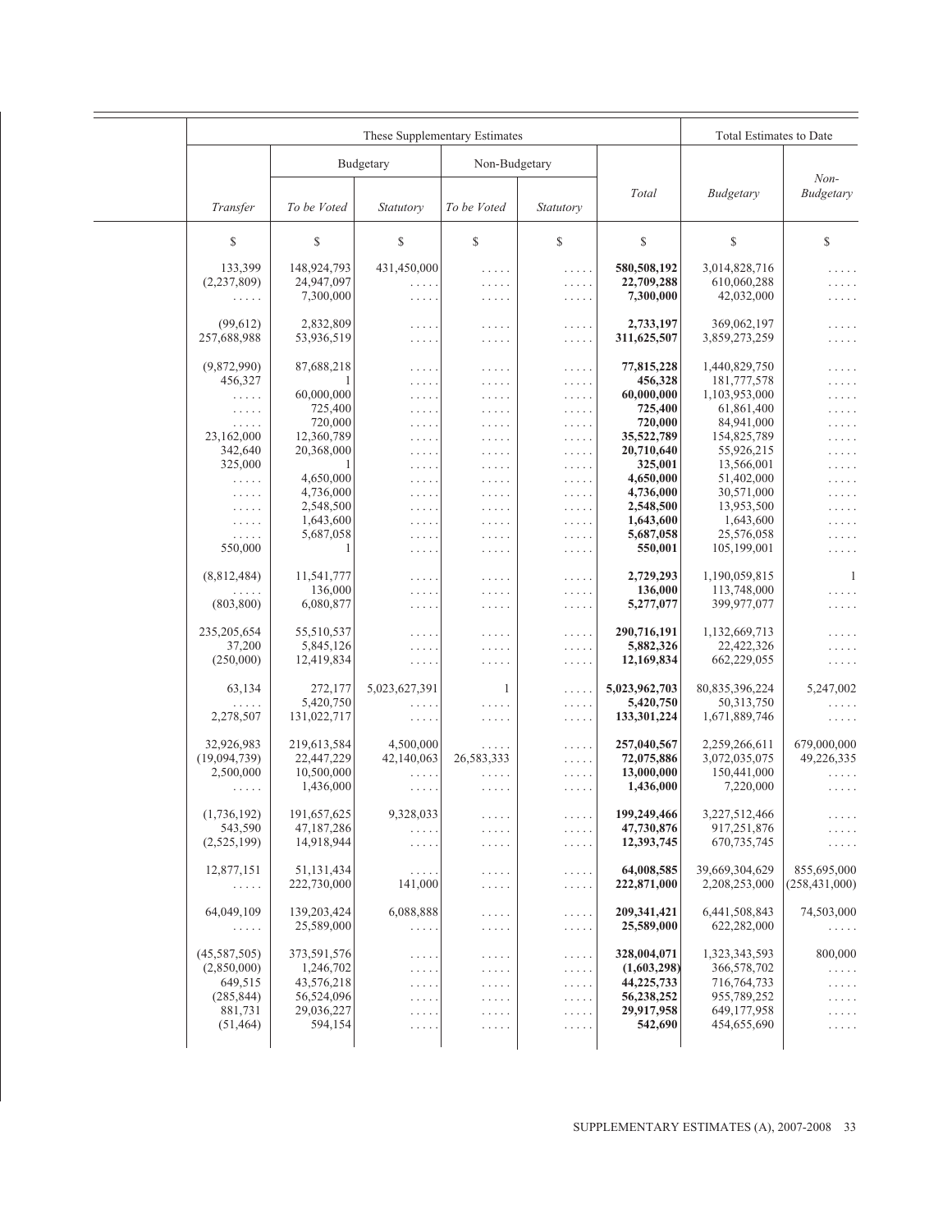| These Supplementary Estimates | | | | | | Total Estimates to Date | |
|---|---|---|---|---|---|---|---|
| | Budgetary | | Non-Budgetary | | | | |
| *Transfer* | *To be Voted* | *Statutory* | *To be Voted* | *Statutory* | *Total* | *Budgetary* | *Non-Budgetary* |
| $ | $ | $ | $ | $ | $ | $ | $ |
| 133,399 | 148,924,793 | 431,450,000 | ..... | ..... | **580,508,192** | 3,014,828,716 | ..... |
| (2,237,809) | 24,947,097 | ..... | ..... | ..... | **22,709,288** | 610,060,288 | ..... |
| ..... | 7,300,000 | ..... | ..... | ..... | **7,300,000** | 42,032,000 | ..... |
| (99,612) | 2,832,809 | ..... | ..... | ..... | **2,733,197** | 369,062,197 | ..... |
| 257,688,988 | 53,936,519 | ..... | ..... | ..... | **311,625,507** | 3,859,273,259 | ..... |
| (9,872,990) | 87,688,218 | ..... | ..... | ..... | **77,815,228** | 1,440,829,750 | ..... |
| 456,327 | 1 | ..... | ..... | ..... | **456,328** | 181,777,578 | ..... |
| ..... | 60,000,000 | ..... | ..... | ..... | **60,000,000** | 1,103,953,000 | ..... |
| ..... | 725,400 | ..... | ..... | ..... | **725,400** | 61,861,400 | ..... |
| ..... | 720,000 | ..... | ..... | ..... | **720,000** | 84,941,000 | ..... |
| 23,162,000 | 12,360,789 | ..... | ..... | ..... | **35,522,789** | 154,825,789 | ..... |
| 342,640 | 20,368,000 | ..... | ..... | ..... | **20,710,640** | 55,926,215 | ..... |
| 325,000 | 1 | ..... | ..... | ..... | **325,001** | 13,566,001 | ..... |
| ..... | 4,650,000 | ..... | ..... | ..... | **4,650,000** | 51,402,000 | ..... |
| ..... | 4,736,000 | ..... | ..... | ..... | **4,736,000** | 30,571,000 | ..... |
| ..... | 2,548,500 | ..... | ..... | ..... | **2,548,500** | 13,953,500 | ..... |
| ..... | 1,643,600 | ..... | ..... | ..... | **1,643,600** | 1,643,600 | ..... |
| ..... | 5,687,058 | ..... | ..... | ..... | **5,687,058** | 25,576,058 | ..... |
| 550,000 | 1 | ..... | ..... | ..... | **550,001** | 105,199,001 | ..... |
| (8,812,484) | 11,541,777 | ..... | ..... | ..... | **2,729,293** | 1,190,059,815 | 1 |
| ..... | 136,000 | ..... | ..... | ..... | **136,000** | 113,748,000 | ..... |
| (803,800) | 6,080,877 | ..... | ..... | ..... | **5,277,077** | 399,977,077 | ..... |
| 235,205,654 | 55,510,537 | ..... | ..... | ..... | **290,716,191** | 1,132,669,713 | ..... |
| 37,200 | 5,845,126 | ..... | ..... | ..... | **5,882,326** | 22,422,326 | ..... |
| (250,000) | 12,419,834 | ..... | ..... | ..... | **12,169,834** | 662,229,055 | ..... |
| 63,134 | 272,177 | 5,023,627,391 | 1 | ..... | **5,023,962,703** | 80,835,396,224 | 5,247,002 |
| ..... | 5,420,750 | ..... | ..... | ..... | **5,420,750** | 50,313,750 | ..... |
| 2,278,507 | 131,022,717 | ..... | ..... | ..... | **133,301,224** | 1,671,889,746 | ..... |
| 32,926,983 | 219,613,584 | 4,500,000 | ..... | ..... | **257,040,567** | 2,259,266,611 | 679,000,000 |
| (19,094,739) | 22,447,229 | 42,140,063 | 26,583,333 | ..... | **72,075,886** | 3,072,035,075 | 49,226,335 |
| 2,500,000 | 10,500,000 | ..... | ..... | ..... | **13,000,000** | 150,441,000 | ..... |
| ..... | 1,436,000 | ..... | ..... | ..... | **1,436,000** | 7,220,000 | ..... |
| (1,736,192) | 191,657,625 | 9,328,033 | ..... | ..... | **199,249,466** | 3,227,512,466 | ..... |
| 543,590 | 47,187,286 | ..... | ..... | ..... | **47,730,876** | 917,251,876 | ..... |
| (2,525,199) | 14,918,944 | ..... | ..... | ..... | **12,393,745** | 670,735,745 | ..... |
| 12,877,151 | 51,131,434 | ..... | ..... | ..... | **64,008,585** | 39,669,304,629 | 855,695,000 |
| ..... | 222,730,000 | 141,000 | ..... | ..... | **222,871,000** | 2,208,253,000 | (258,431,000) |
| 64,049,109 | 139,203,424 | 6,088,888 | ..... | ..... | **209,341,421** | 6,441,508,843 | 74,503,000 |
| ..... | 25,589,000 | ..... | ..... | ..... | **25,589,000** | 622,282,000 | ..... |
| (45,587,505) | 373,591,576 | ..... | ..... | ..... | **328,004,071** | 1,323,343,593 | 800,000 |
| (2,850,000) | 1,246,702 | ..... | ..... | ..... | **(1,603,298)** | 366,578,702 | ..... |
| 649,515 | 43,576,218 | ..... | ..... | ..... | **44,225,733** | 716,764,733 | ..... |
| (285,844) | 56,524,096 | ..... | ..... | ..... | **56,238,252** | 955,789,252 | ..... |
| 881,731 | 29,036,227 | ..... | ..... | ..... | **29,917,958** | 649,177,958 | ..... |
| (51,464) | 594,154 | ..... | ..... | ..... | **542,690** | 454,655,690 | ..... |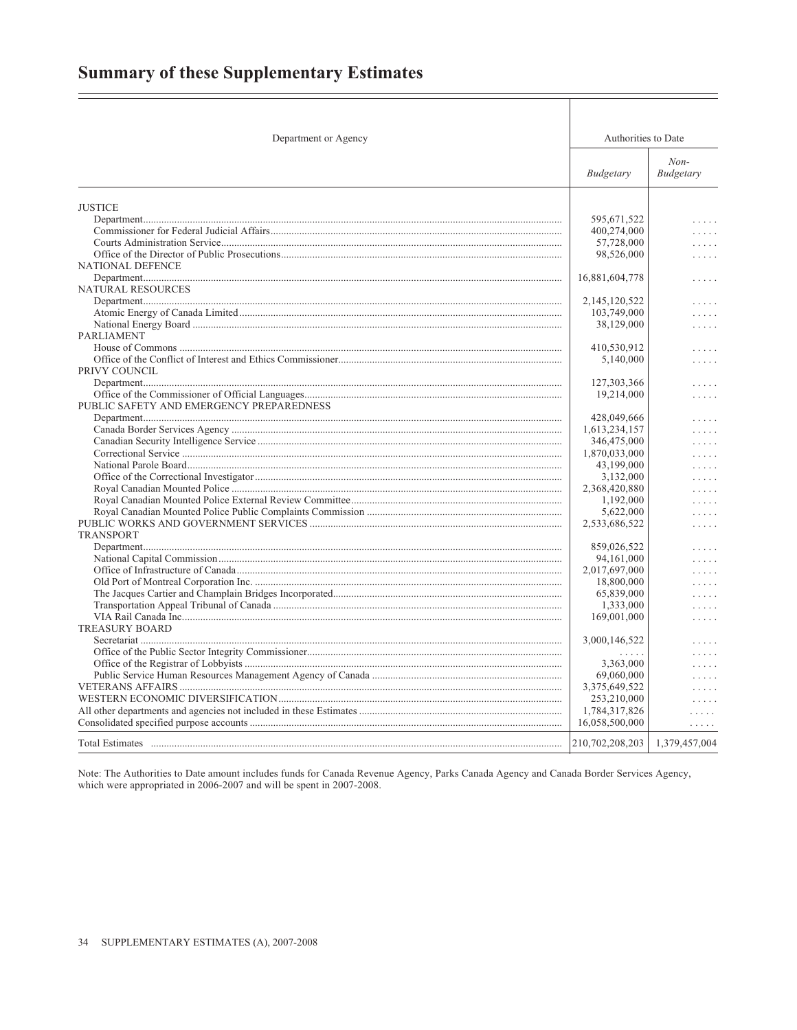## Summary of these Supplementary Estimates

| Department or Agency | Authorities to Date | |
|---|---|---|
| | *Budgetary* | *Non-Budgetary* |
| JUSTICE | | |
| Department | 595,671,522 | . . . . . |
| Commissioner for Federal Judicial Affairs | 400,274,000 | . . . . . |
| Courts Administration Service | 57,728,000 | . . . . . |
| Office of the Director of Public Prosecutions | 98,526,000 | . . . . . |
| NATIONAL DEFENCE | | |
| Department | 16,881,604,778 | . . . . . |
| NATURAL RESOURCES | | |
| Department | 2,145,120,522 | . . . . . |
| Atomic Energy of Canada Limited | 103,749,000 | . . . . . |
| National Energy Board | 38,129,000 | . . . . . |
| PARLIAMENT | | |
| House of Commons | 410,530,912 | . . . . . |
| Office of the Conflict of Interest and Ethics Commissioner | 5,140,000 | . . . . . |
| PRIVY COUNCIL | | |
| Department | 127,303,366 | . . . . . |
| Office of the Commissioner of Official Languages | 19,214,000 | . . . . . |
| PUBLIC SAFETY AND EMERGENCY PREPAREDNESS | | |
| Department | 428,049,666 | . . . . . |
| Canada Border Services Agency | 1,613,234,157 | . . . . . |
| Canadian Security Intelligence Service | 346,475,000 | . . . . . |
| Correctional Service | 1,870,033,000 | . . . . . |
| National Parole Board | 43,199,000 | . . . . . |
| Office of the Correctional Investigator | 3,132,000 | . . . . . |
| Royal Canadian Mounted Police | 2,368,420,880 | . . . . . |
| Royal Canadian Mounted Police External Review Committee | 1,192,000 | . . . . . |
| Royal Canadian Mounted Police Public Complaints Commission | 5,622,000 | . . . . . |
| PUBLIC WORKS AND GOVERNMENT SERVICES | 2,533,686,522 | . . . . . |
| TRANSPORT | | |
| Department | 859,026,522 | . . . . . |
| National Capital Commission | 94,161,000 | . . . . . |
| Office of Infrastructure of Canada | 2,017,697,000 | . . . . . |
| Old Port of Montreal Corporation Inc. | 18,800,000 | . . . . . |
| The Jacques Cartier and Champlain Bridges Incorporated | 65,839,000 | . . . . . |
| Transportation Appeal Tribunal of Canada | 1,333,000 | . . . . . |
| VIA Rail Canada Inc. | 169,001,000 | . . . . . |
| TREASURY BOARD | | |
| Secretariat | 3,000,146,522 | . . . . . |
| Office of the Public Sector Integrity Commissioner | . . . . . | . . . . . |
| Office of the Registrar of Lobbyists | 3,363,000 | . . . . . |
| Public Service Human Resources Management Agency of Canada | 69,060,000 | . . . . . |
| VETERANS AFFAIRS | 3,375,649,522 | . . . . . |
| WESTERN ECONOMIC DIVERSIFICATION | 253,210,000 | . . . . . |
| All other departments and agencies not included in these Estimates | 1,784,317,826 | . . . . . |
| Consolidated specified purpose accounts | 16,058,500,000 | . . . . . |
| Total Estimates | 210,702,208,203 | 1,379,457,004 |

Note: The Authorities to Date amount includes funds for Canada Revenue Agency, Parks Canada Agency and Canada Border Services Agency, which were appropriated in 2006-2007 and will be spent in 2007-2008.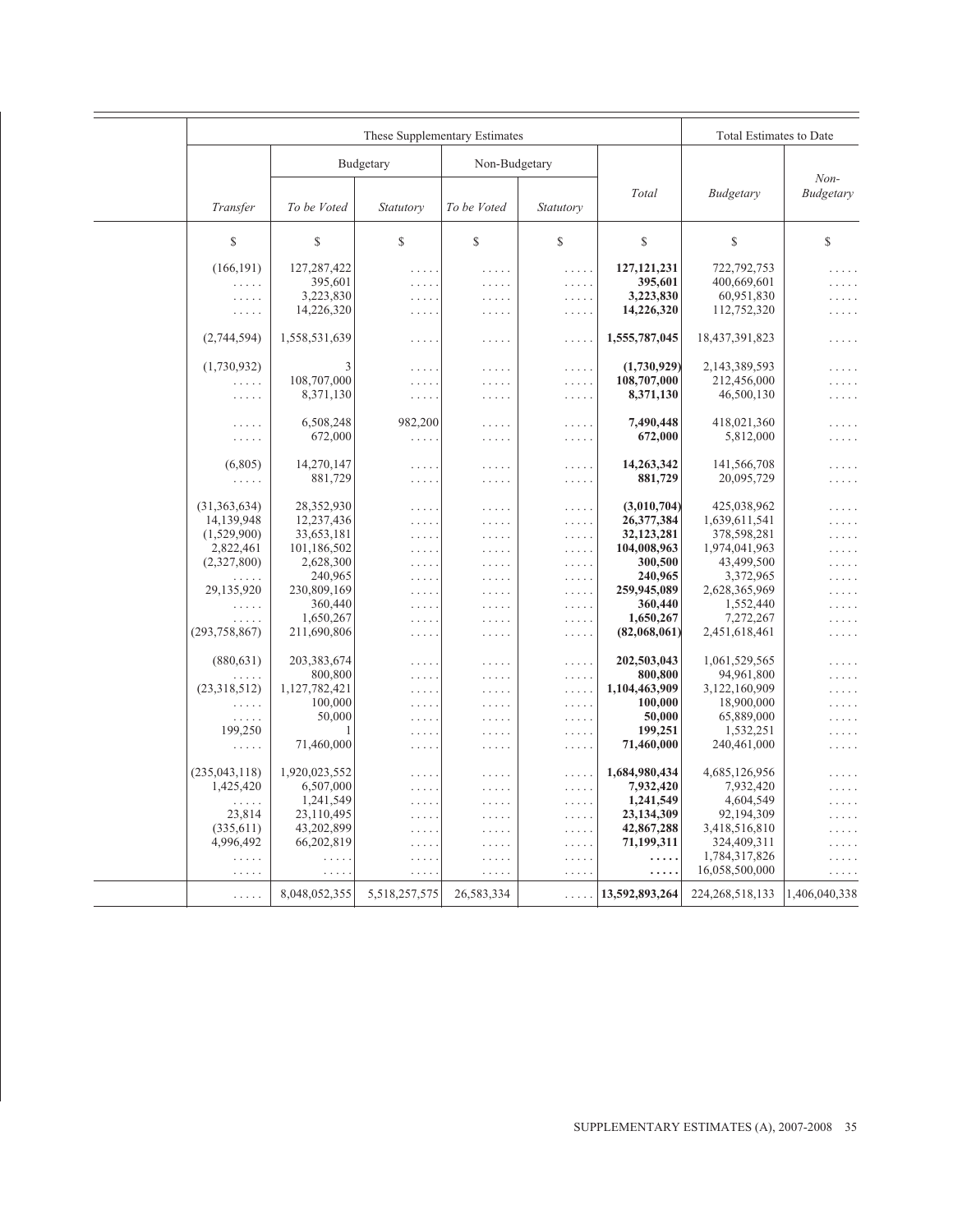| These Supplementary Estimates | | | | | | Total Estimates to Date | |
|---|---|---|---|---|---|---|---|
| | Budgetary | | Non-Budgetary | | | | |
| *Transfer* | *To be Voted* | *Statutory* | *To be Voted* | *Statutory* | *Total* | *Budgetary* | *Non-Budgetary* |
| $ | $ | $ | $ | $ | $ | $ | $ |
| (166,191) | 127,287,422 | . . . . . | . . . . . | . . . . . | **127,121,231** | 722,792,753 | . . . . . |
| . . . . . | 395,601 | . . . . . | . . . . . | . . . . . | **395,601** | 400,669,601 | . . . . . |
| . . . . . | 3,223,830 | . . . . . | . . . . . | . . . . . | **3,223,830** | 60,951,830 | . . . . . |
| . . . . . | 14,226,320 | . . . . . | . . . . . | . . . . . | **14,226,320** | 112,752,320 | . . . . . |
| (2,744,594) | 1,558,531,639 | . . . . . | . . . . . | . . . . . | **1,555,787,045** | 18,437,391,823 | . . . . . |
| (1,730,932) | 3 | . . . . . | . . . . . | . . . . . | **(1,730,929)** | 2,143,389,593 | . . . . . |
| . . . . . | 108,707,000 | . . . . . | . . . . . | . . . . . | **108,707,000** | 212,456,000 | . . . . . |
| . . . . . | 8,371,130 | . . . . . | . . . . . | . . . . . | **8,371,130** | 46,500,130 | . . . . . |
| . . . . . | 6,508,248 | 982,200 | . . . . . | . . . . . | **7,490,448** | 418,021,360 | . . . . . |
| . . . . . | 672,000 | . . . . . | . . . . . | . . . . . | **672,000** | 5,812,000 | . . . . . |
| (6,805) | 14,270,147 | . . . . . | . . . . . | . . . . . | **14,263,342** | 141,566,708 | . . . . . |
| . . . . . | 881,729 | . . . . . | . . . . . | . . . . . | **881,729** | 20,095,729 | . . . . . |
| (31,363,634) | 28,352,930 | . . . . . | . . . . . | . . . . . | **(3,010,704)** | 425,038,962 | . . . . . |
| 14,139,948 | 12,237,436 | . . . . . | . . . . . | . . . . . | **26,377,384** | 1,639,611,541 | . . . . . |
| (1,529,900) | 33,653,181 | . . . . . | . . . . . | . . . . . | **32,123,281** | 378,598,281 | . . . . . |
| 2,822,461 | 101,186,502 | . . . . . | . . . . . | . . . . . | **104,008,963** | 1,974,041,963 | . . . . . |
| (2,327,800) | 2,628,300 | . . . . . | . . . . . | . . . . . | **300,500** | 43,499,500 | . . . . . |
| . . . . . | 240,965 | . . . . . | . . . . . | . . . . . | **240,965** | 3,372,965 | . . . . . |
| 29,135,920 | 230,809,169 | . . . . . | . . . . . | . . . . . | **259,945,089** | 2,628,365,969 | . . . . . |
| . . . . . | 360,440 | . . . . . | . . . . . | . . . . . | **360,440** | 1,552,440 | . . . . . |
| . . . . . | 1,650,267 | . . . . . | . . . . . | . . . . . | **1,650,267** | 7,272,267 | . . . . . |
| (293,758,867) | 211,690,806 | . . . . . | . . . . . | . . . . . | **(82,068,061)** | 2,451,618,461 | . . . . . |
| (880,631) | 203,383,674 | . . . . . | . . . . . | . . . . . | **202,503,043** | 1,061,529,565 | . . . . . |
| . . . . . | 800,800 | . . . . . | . . . . . | . . . . . | **800,800** | 94,961,800 | . . . . . |
| (23,318,512) | 1,127,782,421 | . . . . . | . . . . . | . . . . . | **1,104,463,909** | 3,122,160,909 | . . . . . |
| . . . . . | 100,000 | . . . . . | . . . . . | . . . . . | **100,000** | 18,900,000 | . . . . . |
| . . . . . | 50,000 | . . . . . | . . . . . | . . . . . | **50,000** | 65,889,000 | . . . . . |
| 199,250 | 1 | . . . . . | . . . . . | . . . . . | **199,251** | 1,532,251 | . . . . . |
| . . . . . | 71,460,000 | . . . . . | . . . . . | . . . . . | **71,460,000** | 240,461,000 | . . . . . |
| (235,043,118) | 1,920,023,552 | . . . . . | . . . . . | . . . . . | **1,684,980,434** | 4,685,126,956 | . . . . . |
| 1,425,420 | 6,507,000 | . . . . . | . . . . . | . . . . . | **7,932,420** | 7,932,420 | . . . . . |
| . . . . . | 1,241,549 | . . . . . | . . . . . | . . . . . | **1,241,549** | 4,604,549 | . . . . . |
| 23,814 | 23,110,495 | . . . . . | . . . . . | . . . . . | **23,134,309** | 92,194,309 | . . . . . |
| (335,611) | 43,202,899 | . . . . . | . . . . . | . . . . . | **42,867,288** | 3,418,516,810 | . . . . . |
| 4,996,492 | 66,202,819 | . . . . . | . . . . . | . . . . . | **71,199,311** | 324,409,311 | . . . . . |
| . . . . . | . . . . . | . . . . . | . . . . . | . . . . . | **. . . . .** | 1,784,317,826 | . . . . . |
| . . . . . | . . . . . | . . . . . | . . . . . | . . . . . | **. . . . .** | 16,058,500,000 | . . . . . |
| . . . . . | 8,048,052,355 | 5,518,257,575 | 26,583,334 | . . . . . | **13,592,893,264** | 224,268,518,133 | 1,406,040,338 |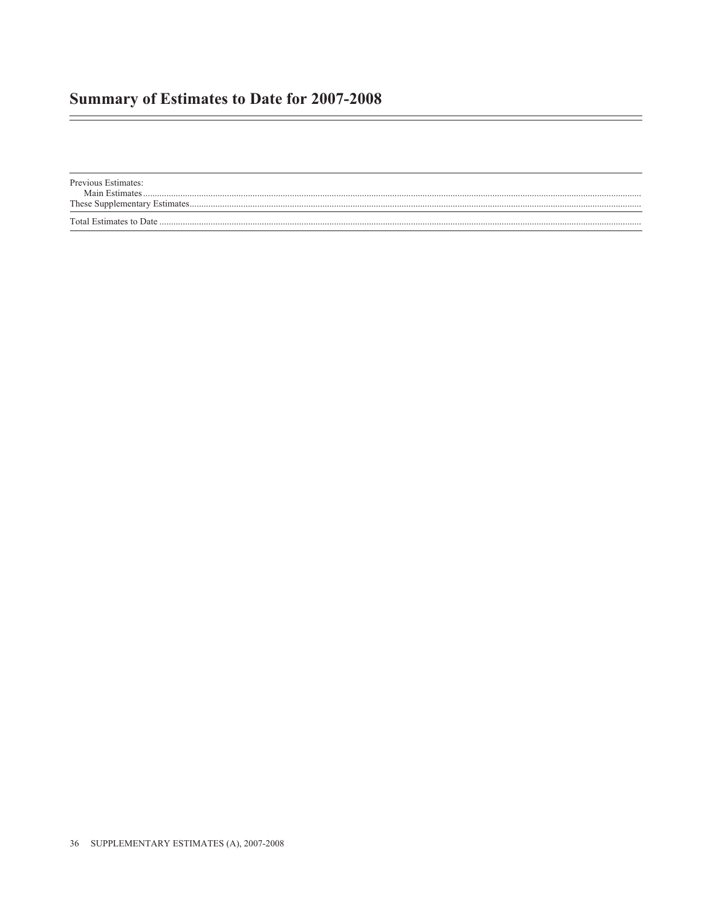## Summary of Estimates to Date for 2007-2008

| |
|---|
| Previous Estimates: |
| Main Estimates |
| These Supplementary Estimates |
| Total Estimates to Date |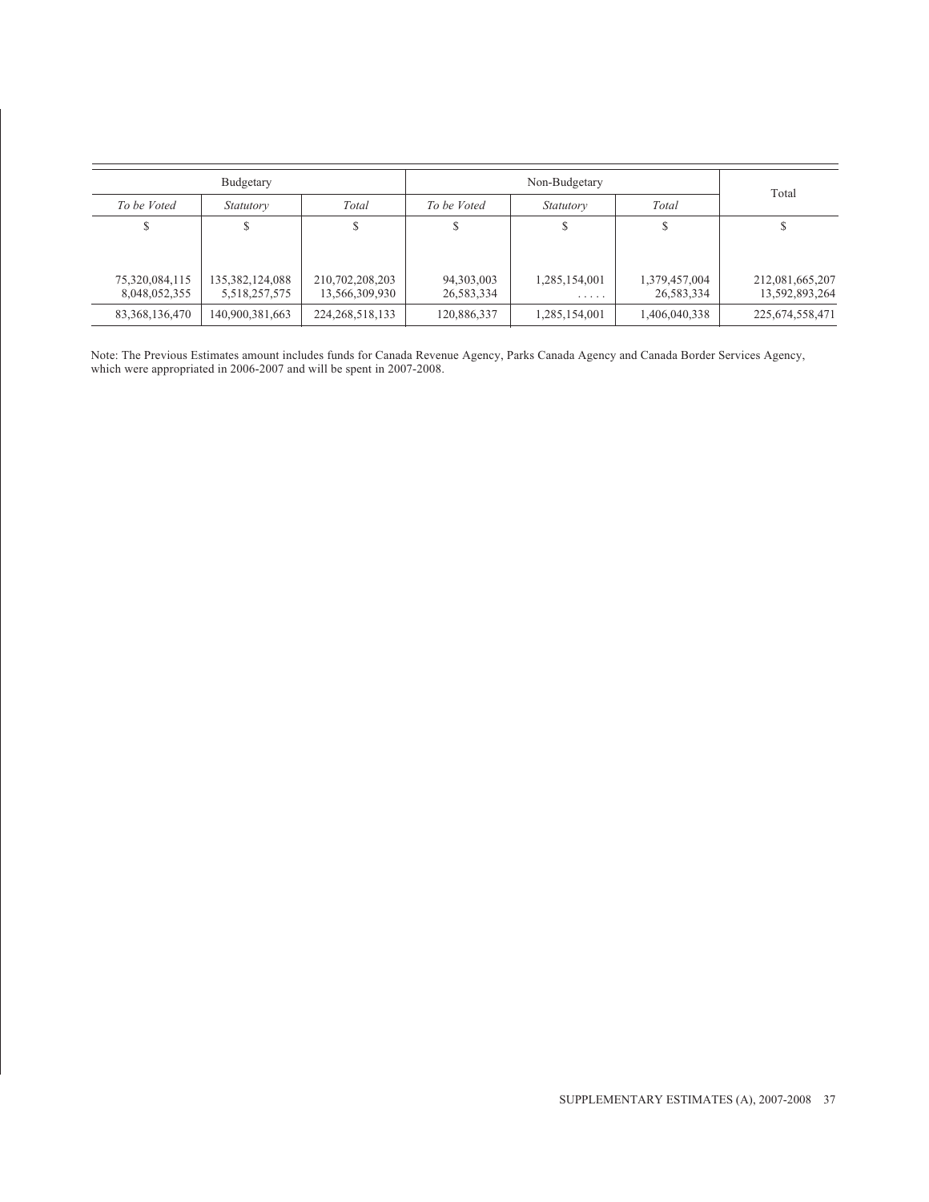| Budgetary | | | Non-Budgetary | | | Total |
|---|---|---|---|---|---|---|
| *To be Voted* | *Statutory* | *Total* | *To be Voted* | *Statutory* | *Total* | |
| $ | $ | $ | $ | $ | $ | $ |
| 75,320,084,115 | 135,382,124,088 | 210,702,208,203 | 94,303,003 | 1,285,154,001 | 1,379,457,004 | 212,081,665,207 |
| 8,048,052,355 | 5,518,257,575 | 13,566,309,930 | 26,583,334 | ..... | 26,583,334 | 13,592,893,264 |
| 83,368,136,470 | 140,900,381,663 | 224,268,518,133 | 120,886,337 | 1,285,154,001 | 1,406,040,338 | 225,674,558,471 |

Note: The Previous Estimates amount includes funds for Canada Revenue Agency, Parks Canada Agency and Canada Border Services Agency, which were appropriated in 2006-2007 and will be spent in 2007-2008.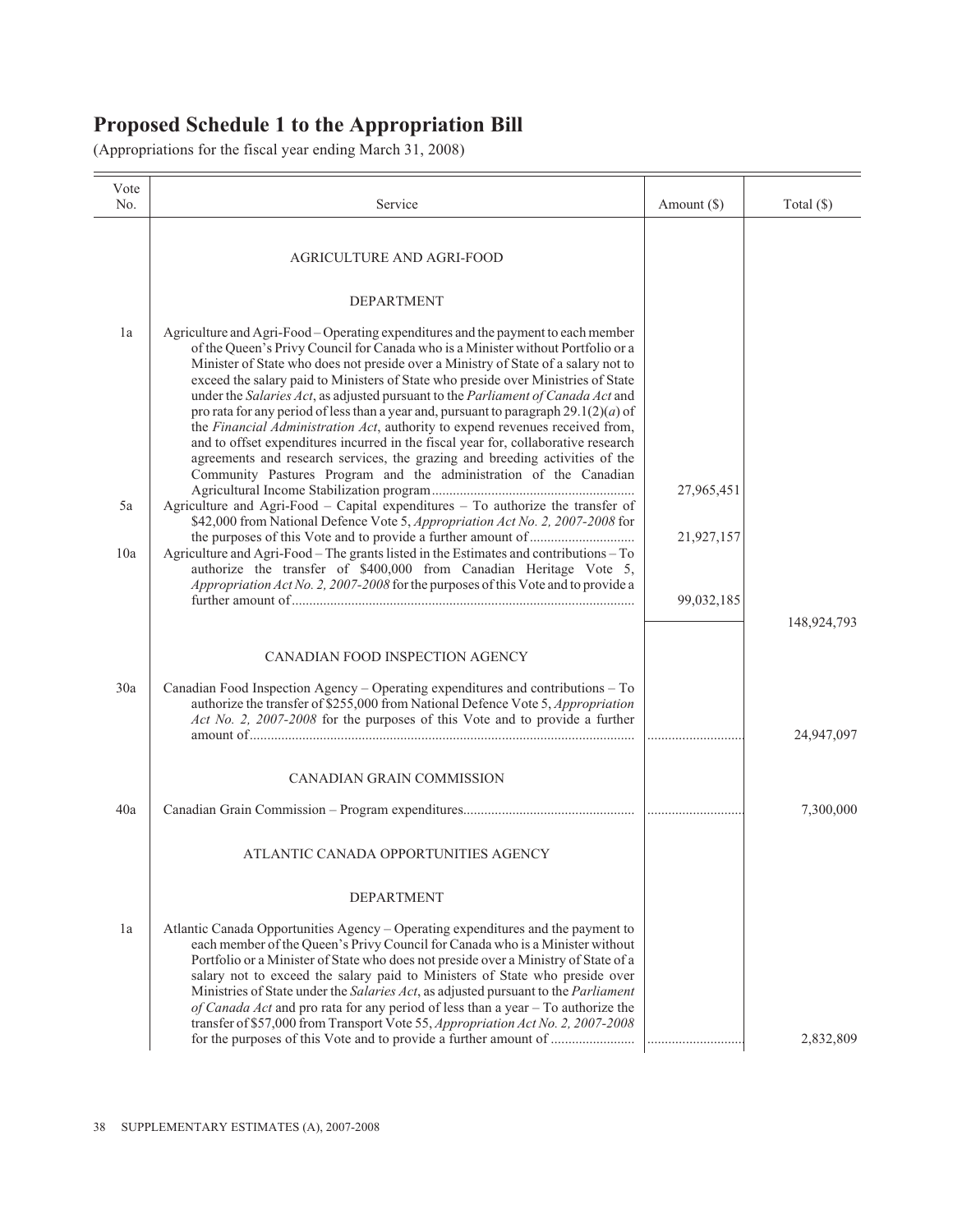# Proposed Schedule 1 to the Appropriation Bill

(Appropriations for the fiscal year ending March 31, 2008)

| Vote No. | Service | Amount ($) | Total ($) |
|---|---|---|---|
| | AGRICULTURE AND AGRI-FOOD | | |
| | DEPARTMENT | | |
| 1a | Agriculture and Agri-Food – Operating expenditures and the payment to each member of the Queen's Privy Council for Canada who is a Minister without Portfolio or a Minister of State who does not preside over a Ministry of State of a salary not to exceed the salary paid to Ministers of State who preside over Ministries of State under the *Salaries Act*, as adjusted pursuant to the *Parliament of Canada Act* and pro rata for any period of less than a year and, pursuant to paragraph 29.1(2)(*a*) of the *Financial Administration Act*, authority to expend revenues received from, and to offset expenditures incurred in the fiscal year for, collaborative research agreements and research services, the grazing and breeding activities of the Community Pastures Program and the administration of the Canadian Agricultural Income Stabilization program | 27,965,451 | |
| 5a | Agriculture and Agri-Food – Capital expenditures – To authorize the transfer of $42,000 from National Defence Vote 5, *Appropriation Act No. 2, 2007-2008* for the purposes of this Vote and to provide a further amount of | 21,927,157 | |
| 10a | Agriculture and Agri-Food – The grants listed in the Estimates and contributions – To authorize the transfer of $400,000 from Canadian Heritage Vote 5, *Appropriation Act No. 2, 2007-2008* for the purposes of this Vote and to provide a further amount of | 99,032,185 | |
| | | | 148,924,793 |
| | CANADIAN FOOD INSPECTION AGENCY | | |
| 30a | Canadian Food Inspection Agency – Operating expenditures and contributions – To authorize the transfer of $255,000 from National Defence Vote 5, *Appropriation Act No. 2, 2007-2008* for the purposes of this Vote and to provide a further amount of | | 24,947,097 |
| | CANADIAN GRAIN COMMISSION | | |
| 40a | Canadian Grain Commission – Program expenditures | | 7,300,000 |
| | ATLANTIC CANADA OPPORTUNITIES AGENCY | | |
| | DEPARTMENT | | |
| 1a | Atlantic Canada Opportunities Agency – Operating expenditures and the payment to each member of the Queen's Privy Council for Canada who is a Minister without Portfolio or a Minister of State who does not preside over a Ministry of State of a salary not to exceed the salary paid to Ministers of State who preside over Ministries of State under the *Salaries Act*, as adjusted pursuant to the *Parliament of Canada Act* and pro rata for any period of less than a year – To authorize the transfer of $57,000 from Transport Vote 55, *Appropriation Act No. 2, 2007-2008* for the purposes of this Vote and to provide a further amount of | | 2,832,809 |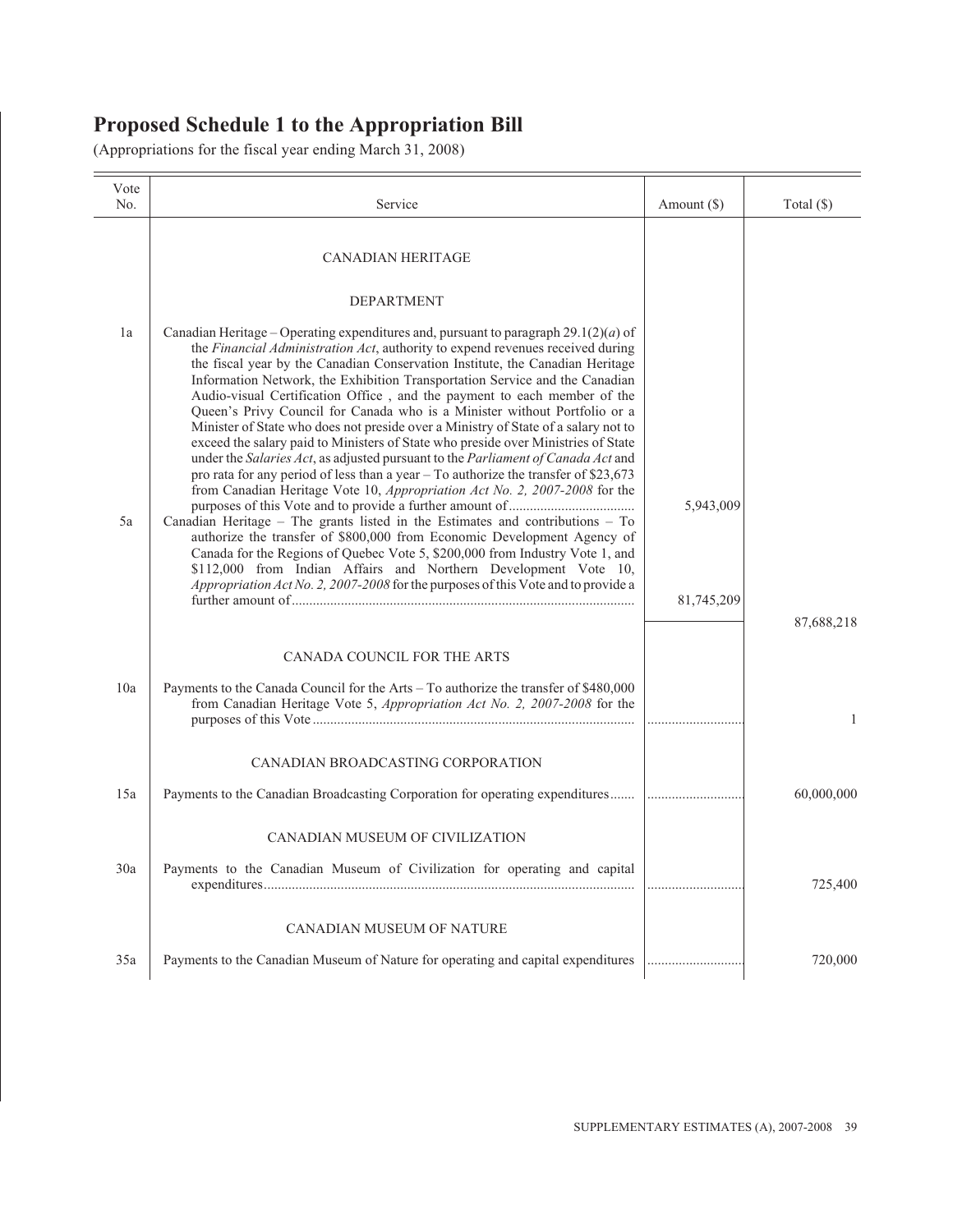# Proposed Schedule 1 to the Appropriation Bill

(Appropriations for the fiscal year ending March 31, 2008)

| Vote No. | Service | Amount ($) | Total ($) |
|---|---|---|---|
| | CANADIAN HERITAGE | | |
| | DEPARTMENT | | |
| 1a | Canadian Heritage – Operating expenditures and, pursuant to paragraph 29.1(2)(*a*) of the *Financial Administration Act*, authority to expend revenues received during the fiscal year by the Canadian Conservation Institute, the Canadian Heritage Information Network, the Exhibition Transportation Service and the Canadian Audio-visual Certification Office , and the payment to each member of the Queen's Privy Council for Canada who is a Minister without Portfolio or a Minister of State who does not preside over a Ministry of State of a salary not to exceed the salary paid to Ministers of State who preside over Ministries of State under the *Salaries Act*, as adjusted pursuant to the *Parliament of Canada Act* and pro rata for any period of less than a year – To authorize the transfer of $23,673 from Canadian Heritage Vote 10, *Appropriation Act No. 2, 2007-2008* for the purposes of this Vote and to provide a further amount of | 5,943,009 | |
| 5a | Canadian Heritage – The grants listed in the Estimates and contributions – To authorize the transfer of $800,000 from Economic Development Agency of Canada for the Regions of Quebec Vote 5, $200,000 from Industry Vote 1, and $112,000 from Indian Affairs and Northern Development Vote 10, *Appropriation Act No. 2, 2007-2008* for the purposes of this Vote and to provide a further amount of | 81,745,209 | |
| | | | 87,688,218 |
| | CANADA COUNCIL FOR THE ARTS | | |
| 10a | Payments to the Canada Council for the Arts – To authorize the transfer of $480,000 from Canadian Heritage Vote 5, *Appropriation Act No. 2, 2007-2008* for the purposes of this Vote | | 1 |
| | CANADIAN BROADCASTING CORPORATION | | |
| 15a | Payments to the Canadian Broadcasting Corporation for operating expenditures | | 60,000,000 |
| | CANADIAN MUSEUM OF CIVILIZATION | | |
| 30a | Payments to the Canadian Museum of Civilization for operating and capital expenditures | | 725,400 |
| | CANADIAN MUSEUM OF NATURE | | |
| 35a | Payments to the Canadian Museum of Nature for operating and capital expenditures | | 720,000 |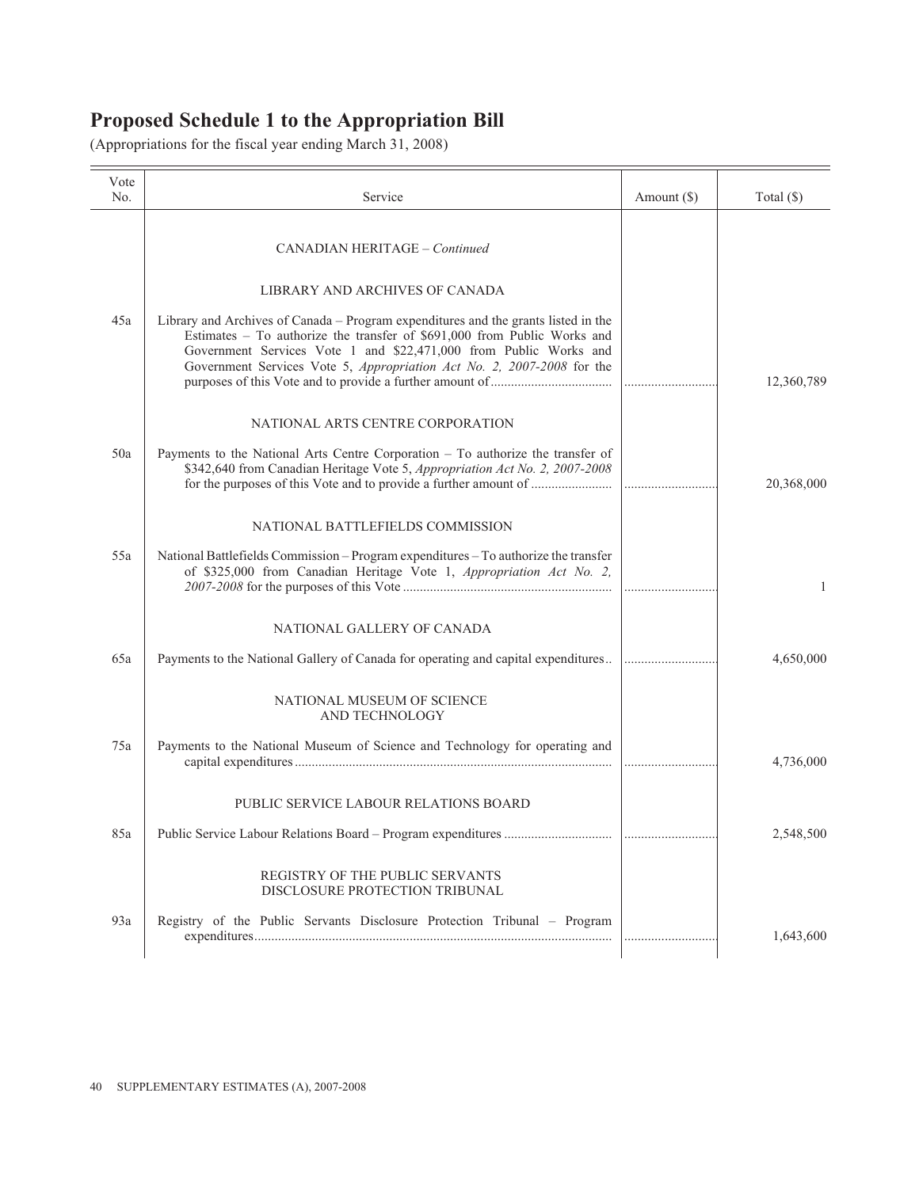# Proposed Schedule 1 to the Appropriation Bill

(Appropriations for the fiscal year ending March 31, 2008)

| Vote No. | Service | Amount ($) | Total ($) |
|---|---|---|---|
| | CANADIAN HERITAGE – *Continued* | | |
| | LIBRARY AND ARCHIVES OF CANADA | | |
| 45a | Library and Archives of Canada – Program expenditures and the grants listed in the Estimates – To authorize the transfer of $691,000 from Public Works and Government Services Vote 1 and $22,471,000 from Public Works and Government Services Vote 5, *Appropriation Act No. 2, 2007-2008* for the purposes of this Vote and to provide a further amount of | ............................ | 12,360,789 |
| | NATIONAL ARTS CENTRE CORPORATION | | |
| 50a | Payments to the National Arts Centre Corporation – To authorize the transfer of $342,640 from Canadian Heritage Vote 5, *Appropriation Act No. 2, 2007-2008* for the purposes of this Vote and to provide a further amount of | ............................ | 20,368,000 |
| | NATIONAL BATTLEFIELDS COMMISSION | | |
| 55a | National Battlefields Commission – Program expenditures – To authorize the transfer of $325,000 from Canadian Heritage Vote 1, *Appropriation Act No. 2, 2007-2008* for the purposes of this Vote | ............................ | 1 |
| | NATIONAL GALLERY OF CANADA | | |
| 65a | Payments to the National Gallery of Canada for operating and capital expenditures | ............................ | 4,650,000 |
| | NATIONAL MUSEUM OF SCIENCE AND TECHNOLOGY | | |
| 75a | Payments to the National Museum of Science and Technology for operating and capital expenditures | ............................ | 4,736,000 |
| | PUBLIC SERVICE LABOUR RELATIONS BOARD | | |
| 85a | Public Service Labour Relations Board – Program expenditures | ............................ | 2,548,500 |
| | REGISTRY OF THE PUBLIC SERVANTS DISCLOSURE PROTECTION TRIBUNAL | | |
| 93a | Registry of the Public Servants Disclosure Protection Tribunal – Program expenditures | ............................ | 1,643,600 |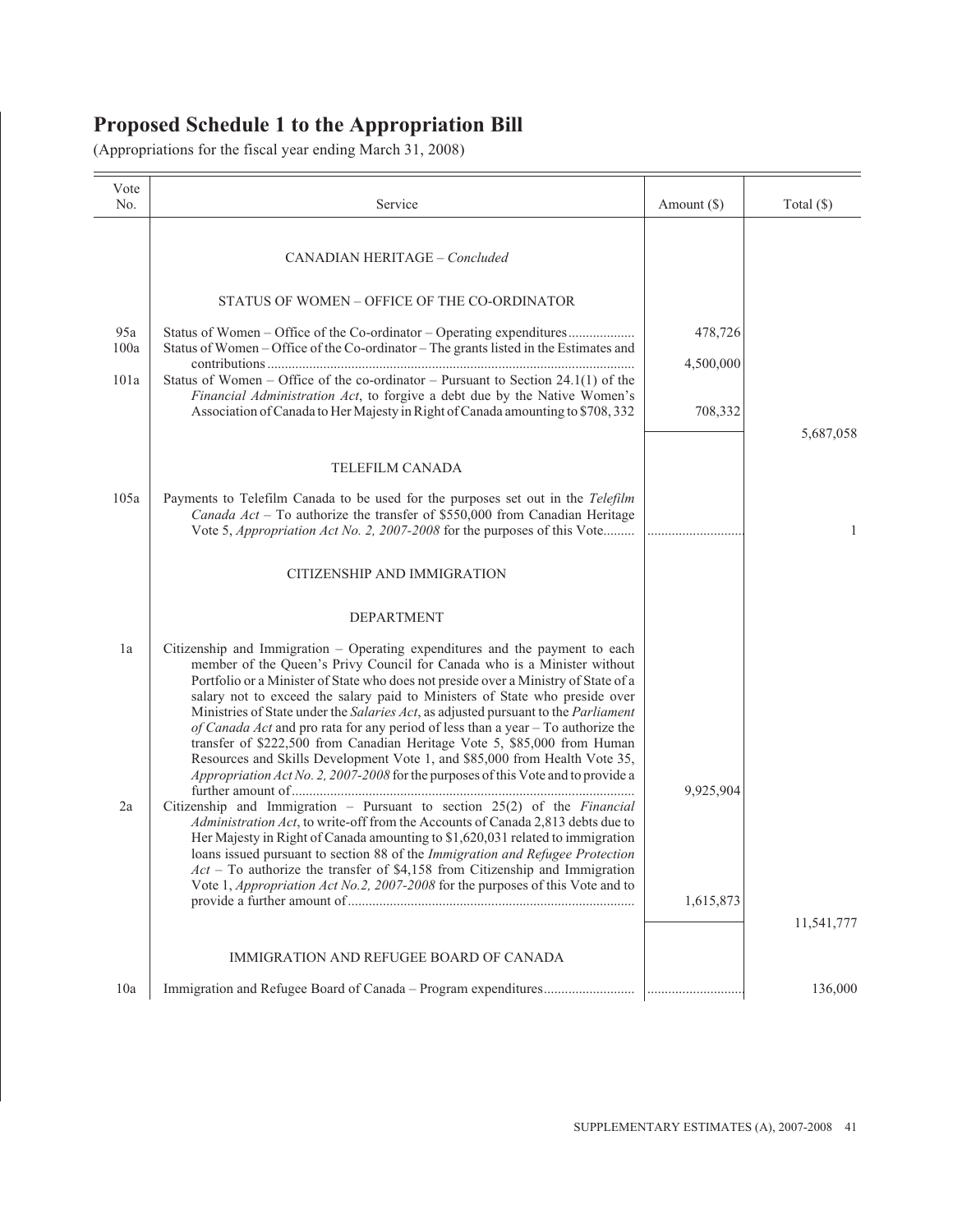# Proposed Schedule 1 to the Appropriation Bill

(Appropriations for the fiscal year ending March 31, 2008)

| Vote No. | Service | Amount ($) | Total ($) |
|---|---|---|---|
| | CANADIAN HERITAGE – *Concluded* | | |
| | STATUS OF WOMEN – OFFICE OF THE CO-ORDINATOR | | |
| 95a | Status of Women – Office of the Co-ordinator – Operating expenditures.................. | 478,726 | |
| 100a | Status of Women – Office of the Co-ordinator – The grants listed in the Estimates and contributions........................................................................................................ | 4,500,000 | |
| 101a | Status of Women – Office of the co-ordinator – Pursuant to Section 24.1(1) of the *Financial Administration Act*, to forgive a debt due by the Native Women's Association of Canada to Her Majesty in Right of Canada amounting to $708, 332 | 708,332 | |
| | | | 5,687,058 |
| | TELEFILM CANADA | | |
| 105a | Payments to Telefilm Canada to be used for the purposes set out in the *Telefilm Canada Act* – To authorize the transfer of $550,000 from Canadian Heritage Vote 5, *Appropriation Act No. 2, 2007-2008* for the purposes of this Vote......... | ............................ | 1 |
| | CITIZENSHIP AND IMMIGRATION | | |
| | DEPARTMENT | | |
| 1a | Citizenship and Immigration – Operating expenditures and the payment to each member of the Queen's Privy Council for Canada who is a Minister without Portfolio or a Minister of State who does not preside over a Ministry of State of a salary not to exceed the salary paid to Ministers of State who preside over Ministries of State under the *Salaries Act*, as adjusted pursuant to the *Parliament of Canada Act* and pro rata for any period of less than a year – To authorize the transfer of $222,500 from Canadian Heritage Vote 5, $85,000 from Human Resources and Skills Development Vote 1, and $85,000 from Health Vote 35, *Appropriation Act No. 2, 2007-2008* for the purposes of this Vote and to provide a further amount of.................................................................................................. | 9,925,904 | |
| 2a | Citizenship and Immigration – Pursuant to section 25(2) of the *Financial Administration Act*, to write-off from the Accounts of Canada 2,813 debts due to Her Majesty in Right of Canada amounting to $1,620,031 related to immigration loans issued pursuant to section 88 of the *Immigration and Refugee Protection Act* – To authorize the transfer of $4,158 from Citizenship and Immigration Vote 1, *Appropriation Act No.2, 2007-2008* for the purposes of this Vote and to provide a further amount of.................................................................................. | 1,615,873 | |
| | | | 11,541,777 |
| | IMMIGRATION AND REFUGEE BOARD OF CANADA | | |
| 10a | Immigration and Refugee Board of Canada – Program expenditures.......................... | ............................ | 136,000 |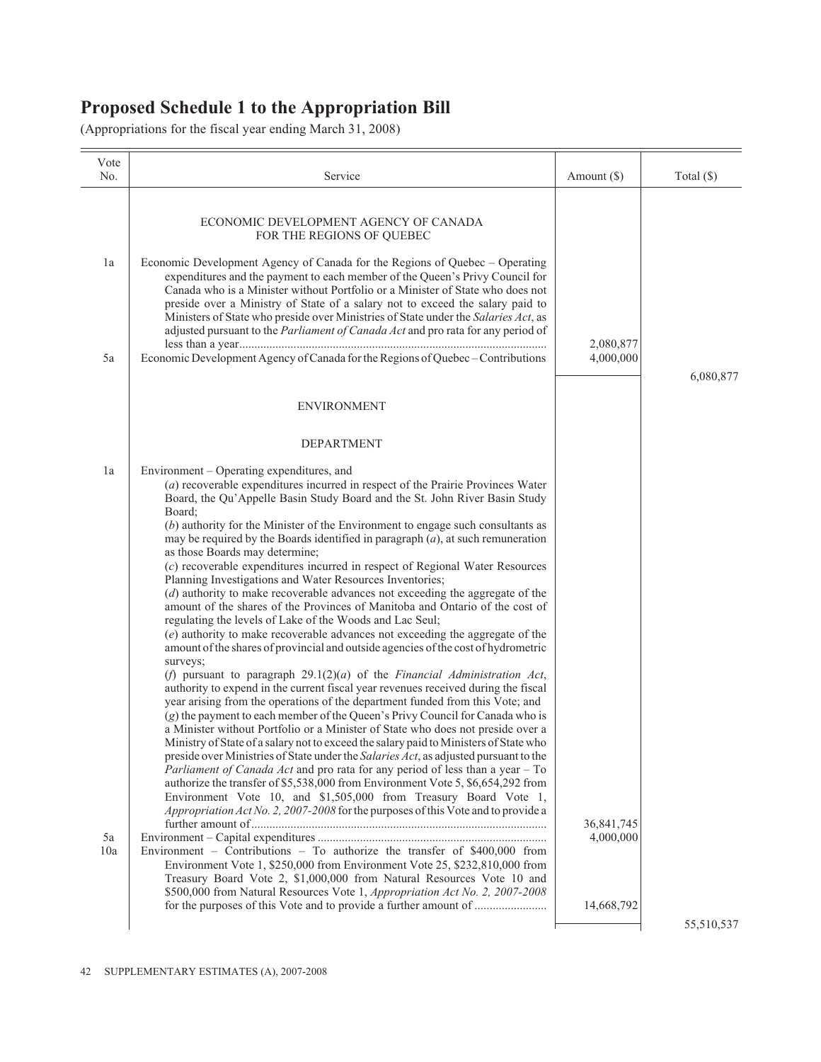# Proposed Schedule 1 to the Appropriation Bill

(Appropriations for the fiscal year ending March 31, 2008)

| Vote No. | Service | Amount ($) | Total ($) |
|---|---|---|---|
| | ECONOMIC DEVELOPMENT AGENCY OF CANADA FOR THE REGIONS OF QUEBEC | | |
| 1a | Economic Development Agency of Canada for the Regions of Quebec – Operating expenditures and the payment to each member of the Queen's Privy Council for Canada who is a Minister without Portfolio or a Minister of State who does not preside over a Ministry of State of a salary not to exceed the salary paid to Ministers of State who preside over Ministries of State under the *Salaries Act*, as adjusted pursuant to the *Parliament of Canada Act* and pro rata for any period of less than a year | 2,080,877 | |
| 5a | Economic Development Agency of Canada for the Regions of Quebec – Contributions | 4,000,000 | |
| | | | 6,080,877 |
| | ENVIRONMENT | | |
| | DEPARTMENT | | |
| 1a | Environment – Operating expenditures, and (*a*) recoverable expenditures incurred in respect of the Prairie Provinces Water Board, the Qu'Appelle Basin Study Board and the St. John River Basin Study Board; (*b*) authority for the Minister of the Environment to engage such consultants as may be required by the Boards identified in paragraph (*a*), at such remuneration as those Boards may determine; (*c*) recoverable expenditures incurred in respect of Regional Water Resources Planning Investigations and Water Resources Inventories; (*d*) authority to make recoverable advances not exceeding the aggregate of the amount of the shares of the Provinces of Manitoba and Ontario of the cost of regulating the levels of Lake of the Woods and Lac Seul; (*e*) authority to make recoverable advances not exceeding the aggregate of the amount of the shares of provincial and outside agencies of the cost of hydrometric surveys; (*f*) pursuant to paragraph 29.1(2)(*a*) of the *Financial Administration Act*, authority to expend in the current fiscal year revenues received during the fiscal year arising from the operations of the department funded from this Vote; and (*g*) the payment to each member of the Queen's Privy Council for Canada who is a Minister without Portfolio or a Minister of State who does not preside over a Ministry of State of a salary not to exceed the salary paid to Ministers of State who preside over Ministries of State under the *Salaries Act*, as adjusted pursuant to the *Parliament of Canada Act* and pro rata for any period of less than a year – To authorize the transfer of $5,538,000 from Environment Vote 5, $6,654,292 from Environment Vote 10, and $1,505,000 from Treasury Board Vote 1, *Appropriation Act No. 2, 2007-2008* for the purposes of this Vote and to provide a further amount of | 36,841,745 | |
| 5a | Environment – Capital expenditures | 4,000,000 | |
| 10a | Environment – Contributions – To authorize the transfer of $400,000 from Environment Vote 1, $250,000 from Environment Vote 25, $232,810,000 from Treasury Board Vote 2, $1,000,000 from Natural Resources Vote 10 and $500,000 from Natural Resources Vote 1, *Appropriation Act No. 2, 2007-2008* for the purposes of this Vote and to provide a further amount of | 14,668,792 | |
| | | | 55,510,537 |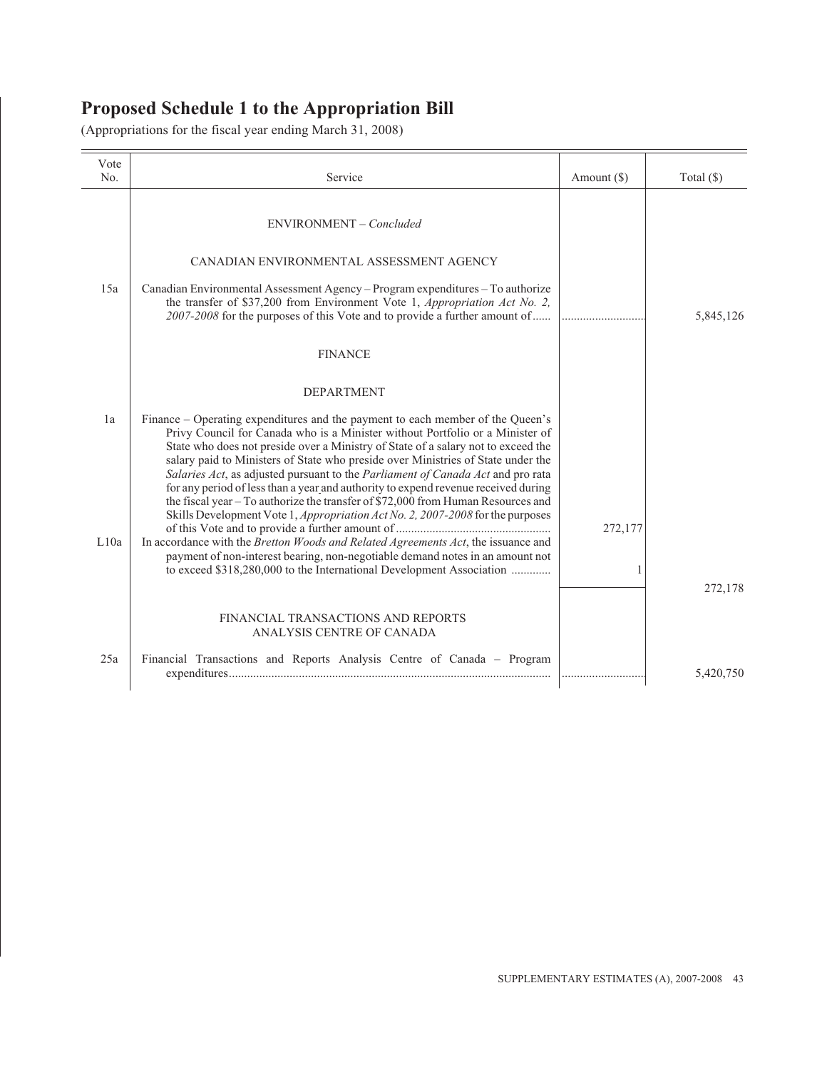# Proposed Schedule 1 to the Appropriation Bill

(Appropriations for the fiscal year ending March 31, 2008)

| Vote No. | Service | Amount ($) | Total ($) |
|---|---|---|---|
| | ENVIRONMENT – *Concluded* | | |
| | CANADIAN ENVIRONMENTAL ASSESSMENT AGENCY | | |
| 15a | Canadian Environmental Assessment Agency – Program expenditures – To authorize the transfer of $37,200 from Environment Vote 1, *Appropriation Act No. 2, 2007-2008* for the purposes of this Vote and to provide a further amount of...... | ............................ | 5,845,126 |
| | FINANCE | | |
| | DEPARTMENT | | |
| 1a | Finance – Operating expenditures and the payment to each member of the Queen's Privy Council for Canada who is a Minister without Portfolio or a Minister of State who does not preside over a Ministry of State of a salary not to exceed the salary paid to Ministers of State who preside over Ministries of State under the *Salaries Act*, as adjusted pursuant to the *Parliament of Canada Act* and pro rata for any period of less than a year and authority to expend revenue received during the fiscal year – To authorize the transfer of $72,000 from Human Resources and Skills Development Vote 1, *Appropriation Act No. 2, 2007-2008* for the purposes of this Vote and to provide a further amount of.................................................. | 272,177 | |
| L10a | In accordance with the *Bretton Woods and Related Agreements Act*, the issuance and payment of non-interest bearing, non-negotiable demand notes in an amount not to exceed $318,280,000 to the International Development Association ............. | 1 | |
| | | | 272,178 |
| | FINANCIAL TRANSACTIONS AND REPORTS ANALYSIS CENTRE OF CANADA | | |
| 25a | Financial Transactions and Reports Analysis Centre of Canada – Program expenditures......................................................................................................... | ............................ | 5,420,750 |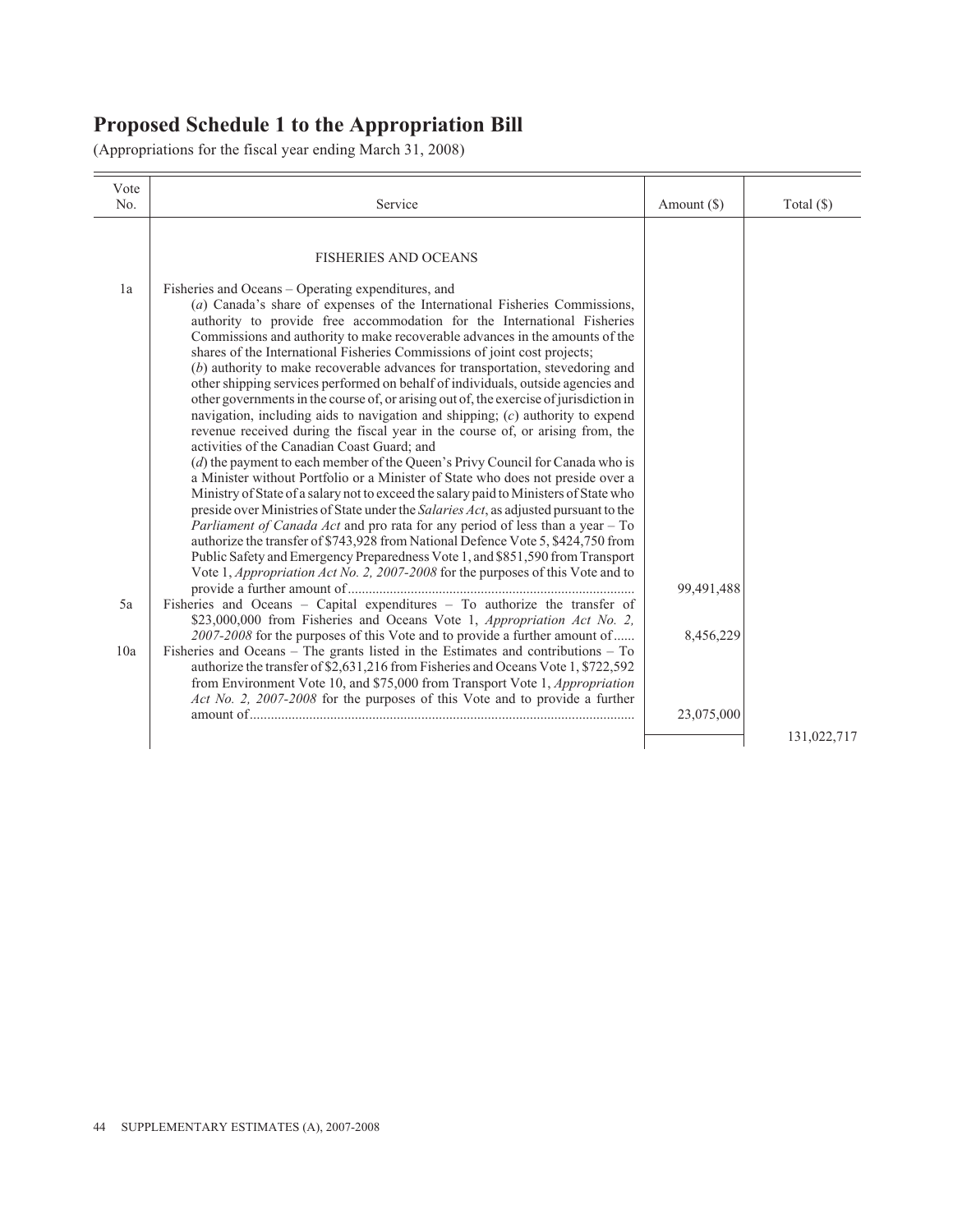# Proposed Schedule 1 to the Appropriation Bill

(Appropriations for the fiscal year ending March 31, 2008)

| Vote No. | Service | Amount ($) | Total ($) |
|---|---|---|---|
| | FISHERIES AND OCEANS | | |
| 1a | Fisheries and Oceans – Operating expenditures, and (*a*) Canada's share of expenses of the International Fisheries Commissions, authority to provide free accommodation for the International Fisheries Commissions and authority to make recoverable advances in the amounts of the shares of the International Fisheries Commissions of joint cost projects; (*b*) authority to make recoverable advances for transportation, stevedoring and other shipping services performed on behalf of individuals, outside agencies and other governments in the course of, or arising out of, the exercise of jurisdiction in navigation, including aids to navigation and shipping; (*c*) authority to expend revenue received during the fiscal year in the course of, or arising from, the activities of the Canadian Coast Guard; and (*d*) the payment to each member of the Queen's Privy Council for Canada who is a Minister without Portfolio or a Minister of State who does not preside over a Ministry of State of a salary not to exceed the salary paid to Ministers of State who preside over Ministries of State under the *Salaries Act*, as adjusted pursuant to the *Parliament of Canada Act* and pro rata for any period of less than a year – To authorize the transfer of $743,928 from National Defence Vote 5, $424,750 from Public Safety and Emergency Preparedness Vote 1, and $851,590 from Transport Vote 1, *Appropriation Act No. 2, 2007-2008* for the purposes of this Vote and to provide a further amount of | 99,491,488 | |
| 5a | Fisheries and Oceans – Capital expenditures – To authorize the transfer of $23,000,000 from Fisheries and Oceans Vote 1, *Appropriation Act No. 2, 2007-2008* for the purposes of this Vote and to provide a further amount of | 8,456,229 | |
| 10a | Fisheries and Oceans – The grants listed in the Estimates and contributions – To authorize the transfer of $2,631,216 from Fisheries and Oceans Vote 1, $722,592 from Environment Vote 10, and $75,000 from Transport Vote 1, *Appropriation Act No. 2, 2007-2008* for the purposes of this Vote and to provide a further amount of | 23,075,000 | |
| | | | 131,022,717 |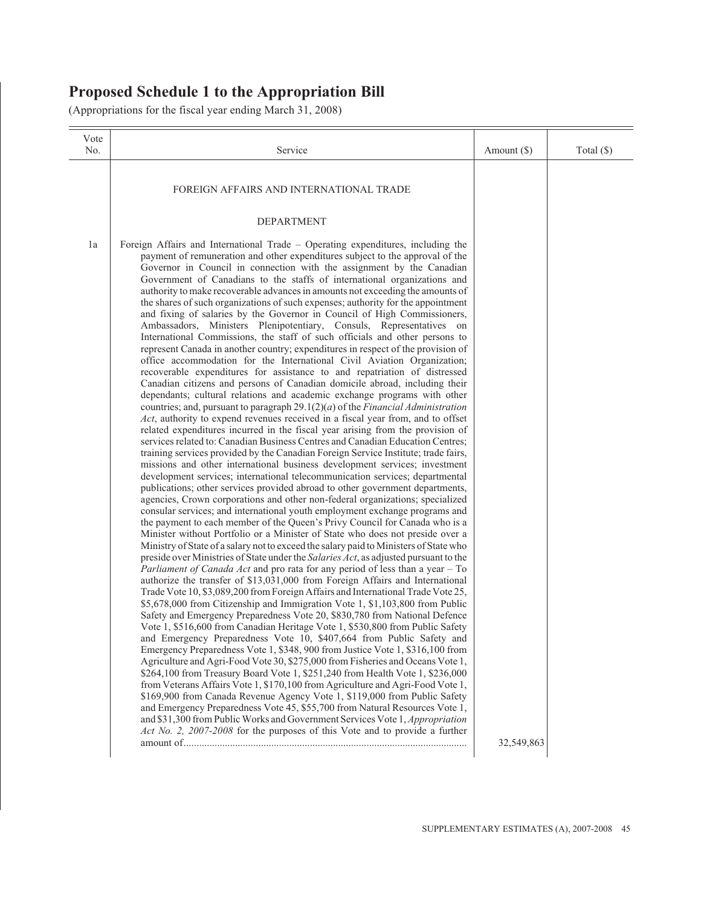# Proposed Schedule 1 to the Appropriation Bill

(Appropriations for the fiscal year ending March 31, 2008)

| Vote No. | Service | Amount ($) | Total ($) |
|---|---|---|---|
| | FOREIGN AFFAIRS AND INTERNATIONAL TRADE | | |
| | DEPARTMENT | | |
| 1a | Foreign Affairs and International Trade – Operating expenditures, including the payment of remuneration and other expenditures subject to the approval of the Governor in Council in connection with the assignment by the Canadian Government of Canadians to the staffs of international organizations and authority to make recoverable advances in amounts not exceeding the amounts of the shares of such organizations of such expenses; authority for the appointment and fixing of salaries by the Governor in Council of High Commissioners, Ambassadors, Ministers Plenipotentiary, Consuls, Representatives on International Commissions, the staff of such officials and other persons to represent Canada in another country; expenditures in respect of the provision of office accommodation for the International Civil Aviation Organization; recoverable expenditures for assistance to and repatriation of distressed Canadian citizens and persons of Canadian domicile abroad, including their dependants; cultural relations and academic exchange programs with other countries; and, pursuant to paragraph 29.1(2)(*a*) of the *Financial Administration Act*, authority to expend revenues received in a fiscal year from, and to offset related expenditures incurred in the fiscal year arising from the provision of services related to: Canadian Business Centres and Canadian Education Centres; training services provided by the Canadian Foreign Service Institute; trade fairs, missions and other international business development services; investment development services; international telecommunication services; departmental publications; other services provided abroad to other government departments, agencies, Crown corporations and other non-federal organizations; specialized consular services; and international youth employment exchange programs and the payment to each member of the Queen's Privy Council for Canada who is a Minister without Portfolio or a Minister of State who does not preside over a Ministry of State of a salary not to exceed the salary paid to Ministers of State who preside over Ministries of State under the *Salaries Act*, as adjusted pursuant to the *Parliament of Canada Act* and pro rata for any period of less than a year – To authorize the transfer of $13,031,000 from Foreign Affairs and International Trade Vote 10, $3,089,200 from Foreign Affairs and International Trade Vote 25, $5,678,000 from Citizenship and Immigration Vote 1, $1,103,800 from Public Safety and Emergency Preparedness Vote 20, $830,780 from National Defence Vote 1, $516,600 from Canadian Heritage Vote 1, $530,800 from Public Safety and Emergency Preparedness Vote 10, $407,664 from Public Safety and Emergency Preparedness Vote 1, $348, 900 from Justice Vote 1, $316,100 from Agriculture and Agri-Food Vote 30, $275,000 from Fisheries and Oceans Vote 1, $264,100 from Treasury Board Vote 1, $251,240 from Health Vote 1, $236,000 from Veterans Affairs Vote 1, $170,100 from Agriculture and Agri-Food Vote 1, $169,900 from Canada Revenue Agency Vote 1, $119,000 from Public Safety and Emergency Preparedness Vote 45, $55,700 from Natural Resources Vote 1, and $31,300 from Public Works and Government Services Vote 1, *Appropriation Act No. 2, 2007-2008* for the purposes of this Vote and to provide a further amount of............................................................................................................ | 32,549,863 | |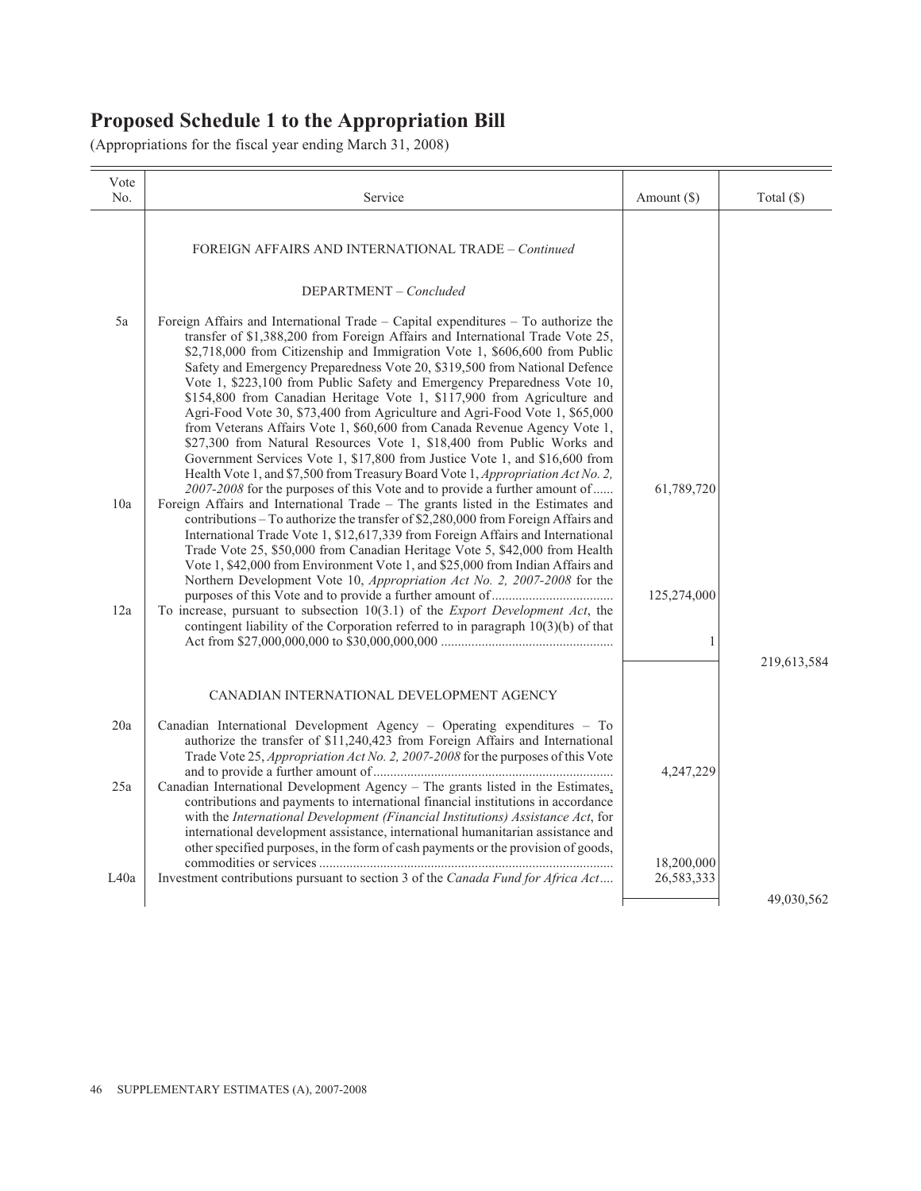# Proposed Schedule 1 to the Appropriation Bill

(Appropriations for the fiscal year ending March 31, 2008)

| Vote No. | Service | Amount ($) | Total ($) |
|---|---|---|---|
| | FOREIGN AFFAIRS AND INTERNATIONAL TRADE – *Continued* | | |
| | DEPARTMENT – *Concluded* | | |
| 5a | Foreign Affairs and International Trade – Capital expenditures – To authorize the transfer of $1,388,200 from Foreign Affairs and International Trade Vote 25, $2,718,000 from Citizenship and Immigration Vote 1, $606,600 from Public Safety and Emergency Preparedness Vote 20, $319,500 from National Defence Vote 1, $223,100 from Public Safety and Emergency Preparedness Vote 10, $154,800 from Canadian Heritage Vote 1, $117,900 from Agriculture and Agri-Food Vote 30, $73,400 from Agriculture and Agri-Food Vote 1, $65,000 from Veterans Affairs Vote 1, $60,600 from Canada Revenue Agency Vote 1, $27,300 from Natural Resources Vote 1, $18,400 from Public Works and Government Services Vote 1, $17,800 from Justice Vote 1, and $16,600 from Health Vote 1, and $7,500 from Treasury Board Vote 1, *Appropriation Act No. 2, 2007-2008* for the purposes of this Vote and to provide a further amount of | 61,789,720 | |
| 10a | Foreign Affairs and International Trade – The grants listed in the Estimates and contributions – To authorize the transfer of $2,280,000 from Foreign Affairs and International Trade Vote 1, $12,617,339 from Foreign Affairs and International Trade Vote 25, $50,000 from Canadian Heritage Vote 5, $42,000 from Health Vote 1, $42,000 from Environment Vote 1, and $25,000 from Indian Affairs and Northern Development Vote 10, *Appropriation Act No. 2, 2007-2008* for the purposes of this Vote and to provide a further amount of | 125,274,000 | |
| 12a | To increase, pursuant to subsection 10(3.1) of the *Export Development Act*, the contingent liability of the Corporation referred to in paragraph 10(3)(b) of that Act from $27,000,000,000 to $30,000,000,000 | 1 | |
| | | | 219,613,584 |
| | CANADIAN INTERNATIONAL DEVELOPMENT AGENCY | | |
| 20a | Canadian International Development Agency – Operating expenditures – To authorize the transfer of $11,240,423 from Foreign Affairs and International Trade Vote 25, *Appropriation Act No. 2, 2007-2008* for the purposes of this Vote and to provide a further amount of | 4,247,229 | |
| 25a | Canadian International Development Agency – The grants listed in the Estimates, contributions and payments to international financial institutions in accordance with the *International Development (Financial Institutions) Assistance Act*, for international development assistance, international humanitarian assistance and other specified purposes, in the form of cash payments or the provision of goods, commodities or services | 18,200,000 | |
| L40a | Investment contributions pursuant to section 3 of the *Canada Fund for Africa Act* | 26,583,333 | |
| | | | 49,030,562 |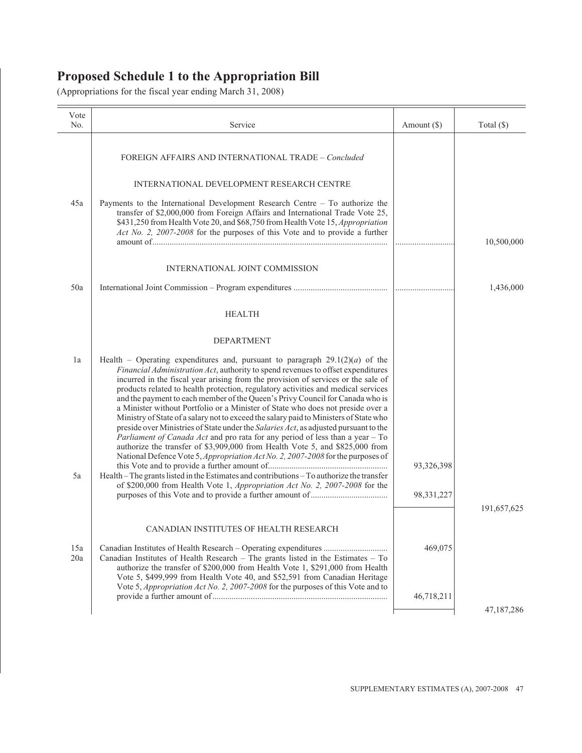# Proposed Schedule 1 to the Appropriation Bill

(Appropriations for the fiscal year ending March 31, 2008)

| Vote No. | Service | Amount ($) | Total ($) |
|---|---|---|---|
| | FOREIGN AFFAIRS AND INTERNATIONAL TRADE – *Concluded* | | |
| | INTERNATIONAL DEVELOPMENT RESEARCH CENTRE | | |
| 45a | Payments to the International Development Research Centre – To authorize the transfer of $2,000,000 from Foreign Affairs and International Trade Vote 25, $431,250 from Health Vote 20, and $68,750 from Health Vote 15, *Appropriation Act No. 2, 2007-2008* for the purposes of this Vote and to provide a further amount of | | 10,500,000 |
| | INTERNATIONAL JOINT COMMISSION | | |
| 50a | International Joint Commission – Program expenditures | | 1,436,000 |
| | HEALTH | | |
| | DEPARTMENT | | |
| 1a | Health – Operating expenditures and, pursuant to paragraph 29.1(2)(*a*) of the *Financial Administration Act*, authority to spend revenues to offset expenditures incurred in the fiscal year arising from the provision of services or the sale of products related to health protection, regulatory activities and medical services and the payment to each member of the Queen's Privy Council for Canada who is a Minister without Portfolio or a Minister of State who does not preside over a Ministry of State of a salary not to exceed the salary paid to Ministers of State who preside over Ministries of State under the *Salaries Act*, as adjusted pursuant to the *Parliament of Canada Act* and pro rata for any period of less than a year – To authorize the transfer of $3,909,000 from Health Vote 5, and $825,000 from National Defence Vote 5, *Appropriation Act No. 2, 2007-2008* for the purposes of this Vote and to provide a further amount of | 93,326,398 | |
| 5a | Health – The grants listed in the Estimates and contributions – To authorize the transfer of $200,000 from Health Vote 1, *Appropriation Act No. 2, 2007-2008* for the purposes of this Vote and to provide a further amount of | 98,331,227 | |
| | | | 191,657,625 |
| | CANADIAN INSTITUTES OF HEALTH RESEARCH | | |
| 15a | Canadian Institutes of Health Research – Operating expenditures | 469,075 | |
| 20a | Canadian Institutes of Health Research – The grants listed in the Estimates – To authorize the transfer of $200,000 from Health Vote 1, $291,000 from Health Vote 5, $499,999 from Health Vote 40, and $52,591 from Canadian Heritage Vote 5, *Appropriation Act No. 2, 2007-2008* for the purposes of this Vote and to provide a further amount of | 46,718,211 | |
| | | | 47,187,286 |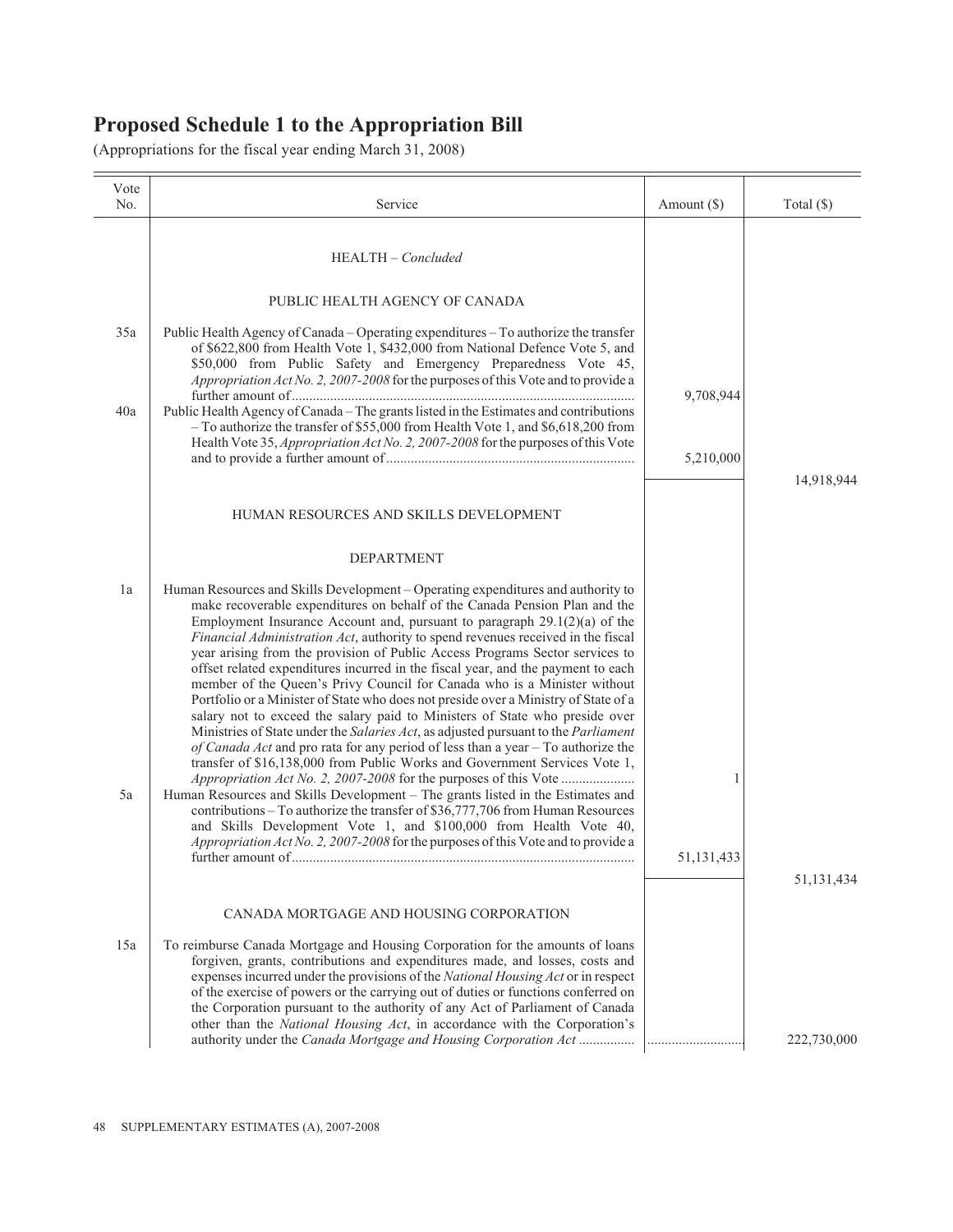# Proposed Schedule 1 to the Appropriation Bill

(Appropriations for the fiscal year ending March 31, 2008)

| Vote No. | Service | Amount ($) | Total ($) |
|---|---|---|---|
| | HEALTH – *Concluded* | | |
| | PUBLIC HEALTH AGENCY OF CANADA | | |
| 35a | Public Health Agency of Canada – Operating expenditures – To authorize the transfer of $622,800 from Health Vote 1, $432,000 from National Defence Vote 5, and $50,000 from Public Safety and Emergency Preparedness Vote 45, *Appropriation Act No. 2, 2007-2008* for the purposes of this Vote and to provide a further amount of | 9,708,944 | |
| 40a | Public Health Agency of Canada – The grants listed in the Estimates and contributions – To authorize the transfer of $55,000 from Health Vote 1, and $6,618,200 from Health Vote 35, *Appropriation Act No. 2, 2007-2008* for the purposes of this Vote and to provide a further amount of | 5,210,000 | |
| | | | 14,918,944 |
| | HUMAN RESOURCES AND SKILLS DEVELOPMENT | | |
| | DEPARTMENT | | |
| 1a | Human Resources and Skills Development – Operating expenditures and authority to make recoverable expenditures on behalf of the Canada Pension Plan and the Employment Insurance Account and, pursuant to paragraph 29.1(2)(a) of the *Financial Administration Act*, authority to spend revenues received in the fiscal year arising from the provision of Public Access Programs Sector services to offset related expenditures incurred in the fiscal year, and the payment to each member of the Queen's Privy Council for Canada who is a Minister without Portfolio or a Minister of State who does not preside over a Ministry of State of a salary not to exceed the salary paid to Ministers of State who preside over Ministries of State under the *Salaries Act*, as adjusted pursuant to the *Parliament of Canada Act* and pro rata for any period of less than a year – To authorize the transfer of $16,138,000 from Public Works and Government Services Vote 1, *Appropriation Act No. 2, 2007-2008* for the purposes of this Vote | 1 | |
| 5a | Human Resources and Skills Development – The grants listed in the Estimates and contributions – To authorize the transfer of $36,777,706 from Human Resources and Skills Development Vote 1, and $100,000 from Health Vote 40, *Appropriation Act No. 2, 2007-2008* for the purposes of this Vote and to provide a further amount of | 51,131,433 | |
| | | | 51,131,434 |
| | CANADA MORTGAGE AND HOUSING CORPORATION | | |
| 15a | To reimburse Canada Mortgage and Housing Corporation for the amounts of loans forgiven, grants, contributions and expenditures made, and losses, costs and expenses incurred under the provisions of the *National Housing Act* or in respect of the exercise of powers or the carrying out of duties or functions conferred on the Corporation pursuant to the authority of any Act of Parliament of Canada other than the *National Housing Act*, in accordance with the Corporation's authority under the *Canada Mortgage and Housing Corporation Act* | ............................ | 222,730,000 |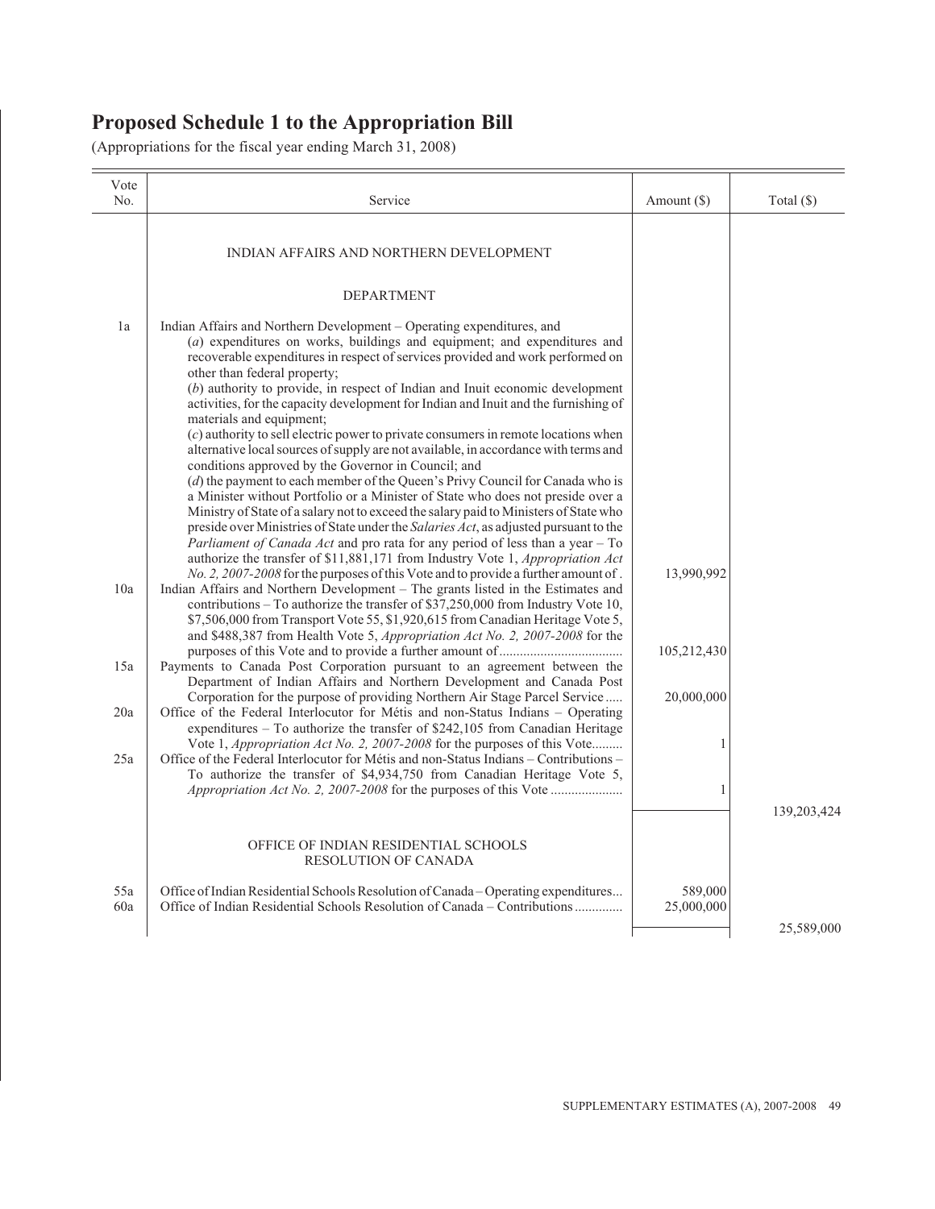# Proposed Schedule 1 to the Appropriation Bill

(Appropriations for the fiscal year ending March 31, 2008)

| Vote No. | Service | Amount ($) | Total ($) |
|---|---|---|---|
| | INDIAN AFFAIRS AND NORTHERN DEVELOPMENT | | |
| | DEPARTMENT | | |
| 1a | Indian Affairs and Northern Development – Operating expenditures, and (*a*) expenditures on works, buildings and equipment; and expenditures and recoverable expenditures in respect of services provided and work performed on other than federal property; (*b*) authority to provide, in respect of Indian and Inuit economic development activities, for the capacity development for Indian and Inuit and the furnishing of materials and equipment; (*c*) authority to sell electric power to private consumers in remote locations when alternative local sources of supply are not available, in accordance with terms and conditions approved by the Governor in Council; and (*d*) the payment to each member of the Queen's Privy Council for Canada who is a Minister without Portfolio or a Minister of State who does not preside over a Ministry of State of a salary not to exceed the salary paid to Ministers of State who preside over Ministries of State under the *Salaries Act*, as adjusted pursuant to the *Parliament of Canada Act* and pro rata for any period of less than a year – To authorize the transfer of $11,881,171 from Industry Vote 1, *Appropriation Act No. 2, 2007-2008* for the purposes of this Vote and to provide a further amount of . | 13,990,992 | |
| 10a | Indian Affairs and Northern Development – The grants listed in the Estimates and contributions – To authorize the transfer of $37,250,000 from Industry Vote 10, $7,506,000 from Transport Vote 55, $1,920,615 from Canadian Heritage Vote 5, and $488,387 from Health Vote 5, *Appropriation Act No. 2, 2007-2008* for the purposes of this Vote and to provide a further amount of .................................... | 105,212,430 | |
| 15a | Payments to Canada Post Corporation pursuant to an agreement between the Department of Indian Affairs and Northern Development and Canada Post Corporation for the purpose of providing Northern Air Stage Parcel Service ..... | 20,000,000 | |
| 20a | Office of the Federal Interlocutor for Métis and non-Status Indians – Operating expenditures – To authorize the transfer of $242,105 from Canadian Heritage Vote 1, *Appropriation Act No. 2, 2007-2008* for the purposes of this Vote......... | 1 | |
| 25a | Office of the Federal Interlocutor for Métis and non-Status Indians – Contributions – To authorize the transfer of $4,934,750 from Canadian Heritage Vote 5, *Appropriation Act No. 2, 2007-2008* for the purposes of this Vote ..................... | 1 | |
| | | | 139,203,424 |
| | OFFICE OF INDIAN RESIDENTIAL SCHOOLS RESOLUTION OF CANADA | | |
| 55a | Office of Indian Residential Schools Resolution of Canada – Operating expenditures... | 589,000 | |
| 60a | Office of Indian Residential Schools Resolution of Canada – Contributions .............. | 25,000,000 | |
| | | | 25,589,000 |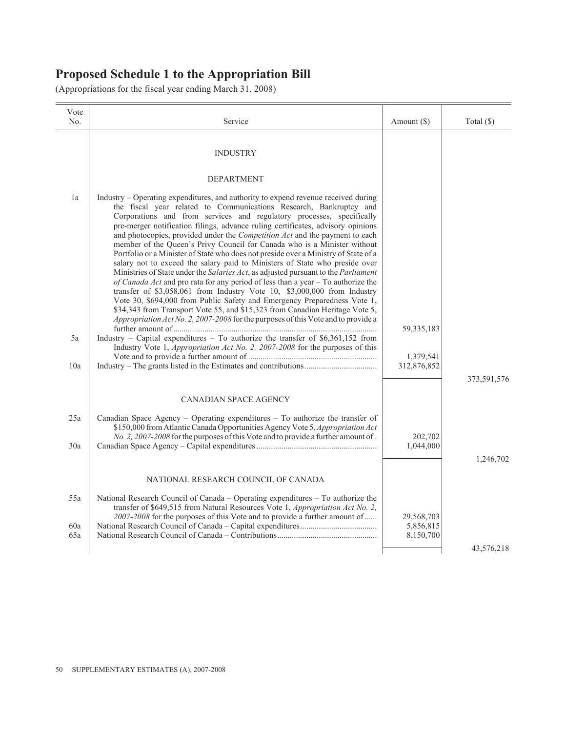# Proposed Schedule 1 to the Appropriation Bill

(Appropriations for the fiscal year ending March 31, 2008)

| Vote No. | Service | Amount ($) | Total ($) |
|---|---|---|---|
| | INDUSTRY | | |
| | DEPARTMENT | | |
| 1a | Industry – Operating expenditures, and authority to expend revenue received during the fiscal year related to Communications Research, Bankruptcy and Corporations and from services and regulatory processes, specifically pre-merger notification filings, advance ruling certificates, advisory opinions and photocopies, provided under the *Competition Act* and the payment to each member of the Queen's Privy Council for Canada who is a Minister without Portfolio or a Minister of State who does not preside over a Ministry of State of a salary not to exceed the salary paid to Ministers of State who preside over Ministries of State under the *Salaries Act*, as adjusted pursuant to the *Parliament of Canada Act* and pro rata for any period of less than a year – To authorize the transfer of $3,058,061 from Industry Vote 10, $3,000,000 from Industry Vote 30, $694,000 from Public Safety and Emergency Preparedness Vote 1, $34,343 from Transport Vote 55, and $15,323 from Canadian Heritage Vote 5, *Appropriation Act No. 2, 2007-2008* for the purposes of this Vote and to provide a further amount of | 59,335,183 | |
| 5a | Industry – Capital expenditures – To authorize the transfer of $6,361,152 from Industry Vote 1, *Appropriation Act No. 2, 2007-2008* for the purposes of this Vote and to provide a further amount of | 1,379,541 | |
| 10a | Industry – The grants listed in the Estimates and contributions | 312,876,852 | |
| | | | 373,591,576 |
| | CANADIAN SPACE AGENCY | | |
| 25a | Canadian Space Agency – Operating expenditures – To authorize the transfer of $150,000 from Atlantic Canada Opportunities Agency Vote 5, *Appropriation Act No. 2, 2007-2008* for the purposes of this Vote and to provide a further amount of | 202,702 | |
| 30a | Canadian Space Agency – Capital expenditures | 1,044,000 | |
| | | | 1,246,702 |
| | NATIONAL RESEARCH COUNCIL OF CANADA | | |
| 55a | National Research Council of Canada – Operating expenditures – To authorize the transfer of $649,515 from Natural Resources Vote 1, *Appropriation Act No. 2, 2007-2008* for the purposes of this Vote and to provide a further amount of | 29,568,703 | |
| 60a | National Research Council of Canada – Capital expenditures | 5,856,815 | |
| 65a | National Research Council of Canada – Contributions | 8,150,700 | |
| | | | 43,576,218 |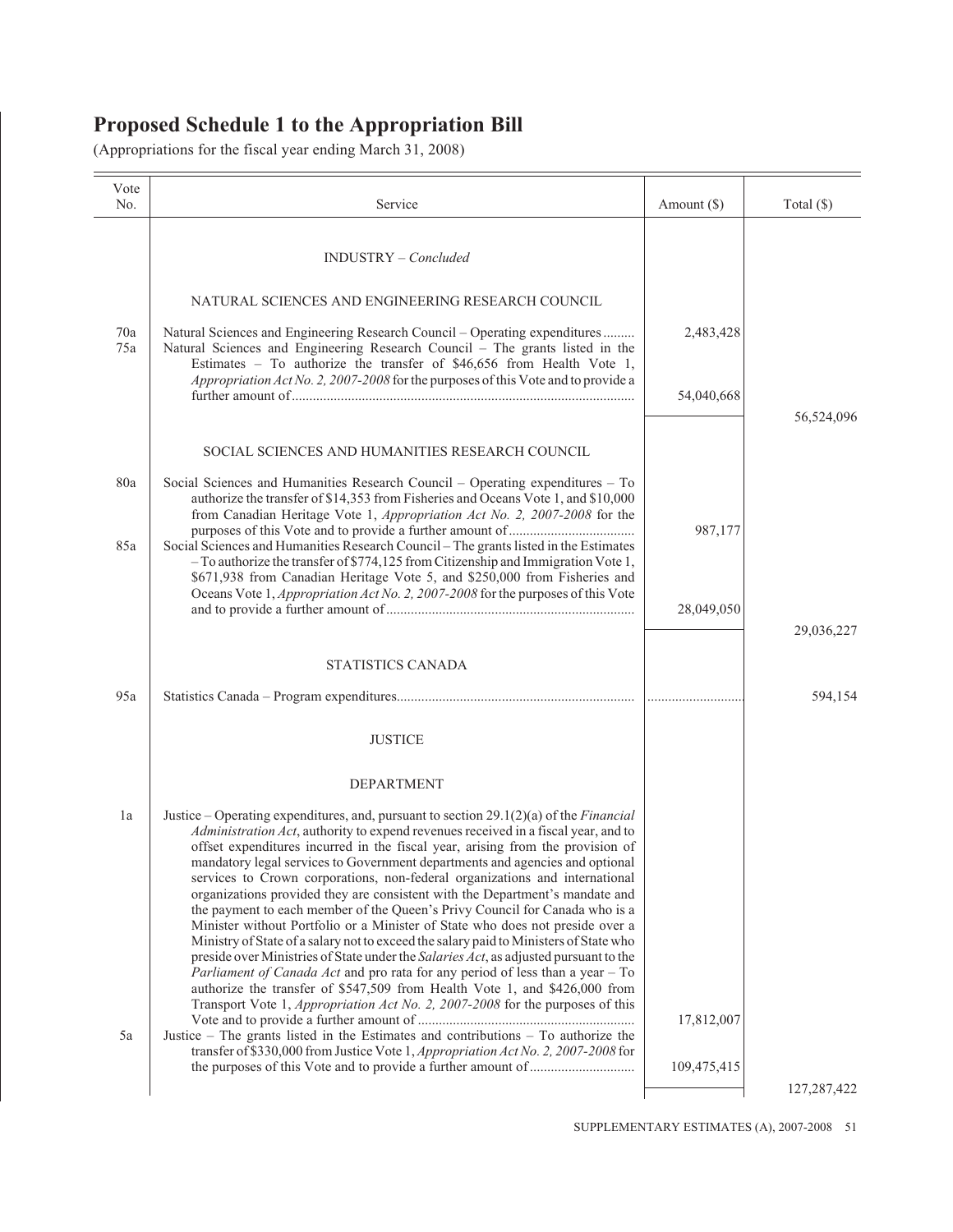# Proposed Schedule 1 to the Appropriation Bill

(Appropriations for the fiscal year ending March 31, 2008)

| Vote No. | Service | Amount ($) | Total ($) |
|---|---|---|---|
| | INDUSTRY – *Concluded* | | |
| | NATURAL SCIENCES AND ENGINEERING RESEARCH COUNCIL | | |
| 70a | Natural Sciences and Engineering Research Council – Operating expenditures | 2,483,428 | |
| 75a | Natural Sciences and Engineering Research Council – The grants listed in the Estimates – To authorize the transfer of $46,656 from Health Vote 1, *Appropriation Act No. 2, 2007-2008* for the purposes of this Vote and to provide a further amount of | 54,040,668 | |
| | | | 56,524,096 |
| | SOCIAL SCIENCES AND HUMANITIES RESEARCH COUNCIL | | |
| 80a | Social Sciences and Humanities Research Council – Operating expenditures – To authorize the transfer of $14,353 from Fisheries and Oceans Vote 1, and $10,000 from Canadian Heritage Vote 1, *Appropriation Act No. 2, 2007-2008* for the purposes of this Vote and to provide a further amount of | 987,177 | |
| 85a | Social Sciences and Humanities Research Council – The grants listed in the Estimates – To authorize the transfer of $774,125 from Citizenship and Immigration Vote 1, $671,938 from Canadian Heritage Vote 5, and $250,000 from Fisheries and Oceans Vote 1, *Appropriation Act No. 2, 2007-2008* for the purposes of this Vote and to provide a further amount of | 28,049,050 | |
| | | | 29,036,227 |
| | STATISTICS CANADA | | |
| 95a | Statistics Canada – Program expenditures | | 594,154 |
| | JUSTICE | | |
| | DEPARTMENT | | |
| 1a | Justice – Operating expenditures, and, pursuant to section 29.1(2)(a) of the *Financial Administration Act*, authority to expend revenues received in a fiscal year, and to offset expenditures incurred in the fiscal year, arising from the provision of mandatory legal services to Government departments and agencies and optional services to Crown corporations, non-federal organizations and international organizations provided they are consistent with the Department's mandate and the payment to each member of the Queen's Privy Council for Canada who is a Minister without Portfolio or a Minister of State who does not preside over a Ministry of State of a salary not to exceed the salary paid to Ministers of State who preside over Ministries of State under the *Salaries Act*, as adjusted pursuant to the *Parliament of Canada Act* and pro rata for any period of less than a year – To authorize the transfer of $547,509 from Health Vote 1, and $426,000 from Transport Vote 1, *Appropriation Act No. 2, 2007-2008* for the purposes of this Vote and to provide a further amount of | 17,812,007 | |
| 5a | Justice – The grants listed in the Estimates and contributions – To authorize the transfer of $330,000 from Justice Vote 1, *Appropriation Act No. 2, 2007-2008* for the purposes of this Vote and to provide a further amount of | 109,475,415 | |
| | | | 127,287,422 |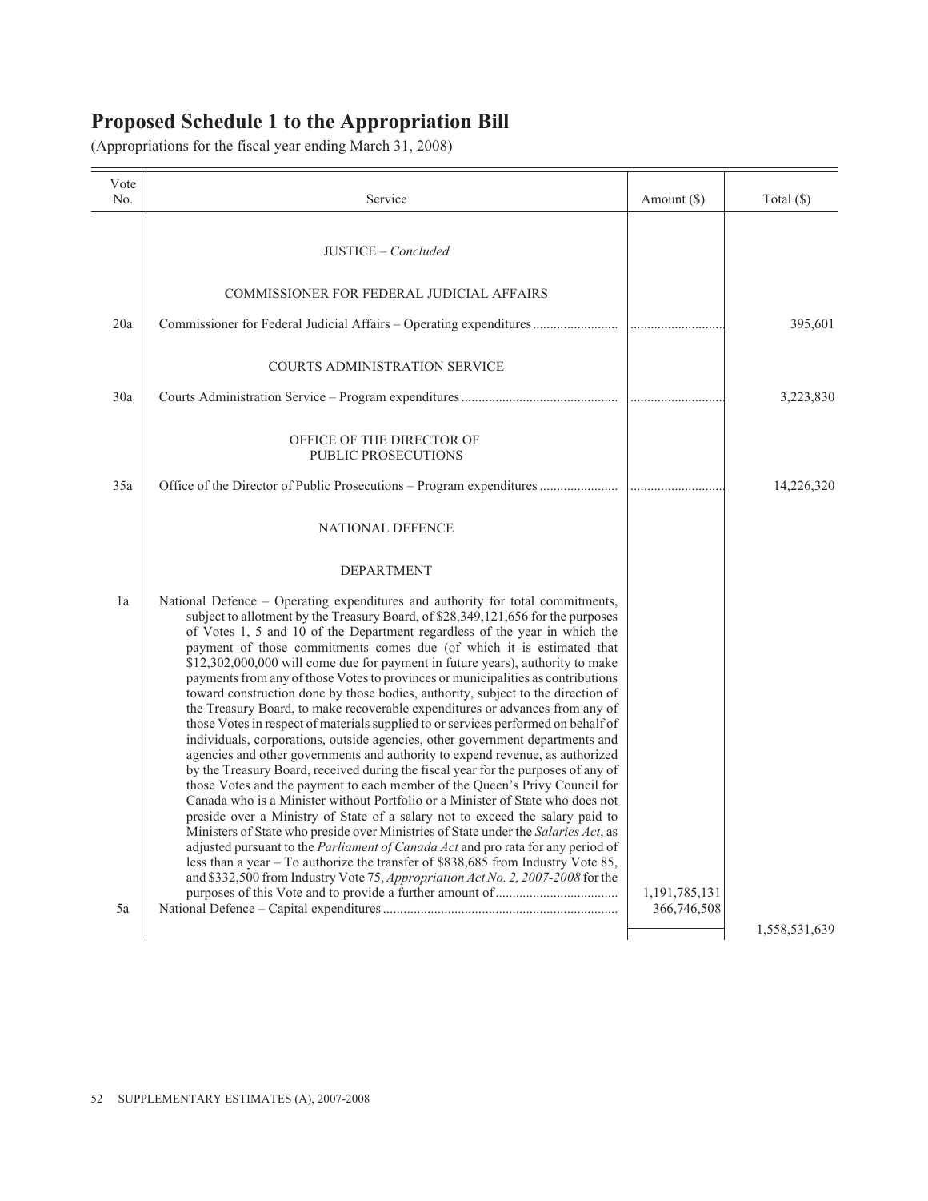# Proposed Schedule 1 to the Appropriation Bill

(Appropriations for the fiscal year ending March 31, 2008)

| Vote No. | Service | Amount ($) | Total ($) |
|---|---|---|---|
| | JUSTICE – *Concluded* | | |
| | COMMISSIONER FOR FEDERAL JUDICIAL AFFAIRS | | |
| 20a | Commissioner for Federal Judicial Affairs – Operating expenditures | | 395,601 |
| | COURTS ADMINISTRATION SERVICE | | |
| 30a | Courts Administration Service – Program expenditures | | 3,223,830 |
| | OFFICE OF THE DIRECTOR OF PUBLIC PROSECUTIONS | | |
| 35a | Office of the Director of Public Prosecutions – Program expenditures | | 14,226,320 |
| | NATIONAL DEFENCE | | |
| | DEPARTMENT | | |
| 1a | National Defence – Operating expenditures and authority for total commitments, subject to allotment by the Treasury Board, of $28,349,121,656 for the purposes of Votes 1, 5 and 10 of the Department regardless of the year in which the payment of those commitments comes due (of which it is estimated that $12,302,000,000 will come due for payment in future years), authority to make payments from any of those Votes to provinces or municipalities as contributions toward construction done by those bodies, authority, subject to the direction of the Treasury Board, to make recoverable expenditures or advances from any of those Votes in respect of materials supplied to or services performed on behalf of individuals, corporations, outside agencies, other government departments and agencies and other governments and authority to expend revenue, as authorized by the Treasury Board, received during the fiscal year for the purposes of any of those Votes and the payment to each member of the Queen's Privy Council for Canada who is a Minister without Portfolio or a Minister of State who does not preside over a Ministry of State of a salary not to exceed the salary paid to Ministers of State who preside over Ministries of State under the *Salaries Act*, as adjusted pursuant to the *Parliament of Canada Act* and pro rata for any period of less than a year – To authorize the transfer of $838,685 from Industry Vote 85, and $332,500 from Industry Vote 75, *Appropriation Act No. 2, 2007-2008* for the purposes of this Vote and to provide a further amount of | 1,191,785,131 | |
| 5a | National Defence – Capital expenditures | 366,746,508 | |
| | | | 1,558,531,639 |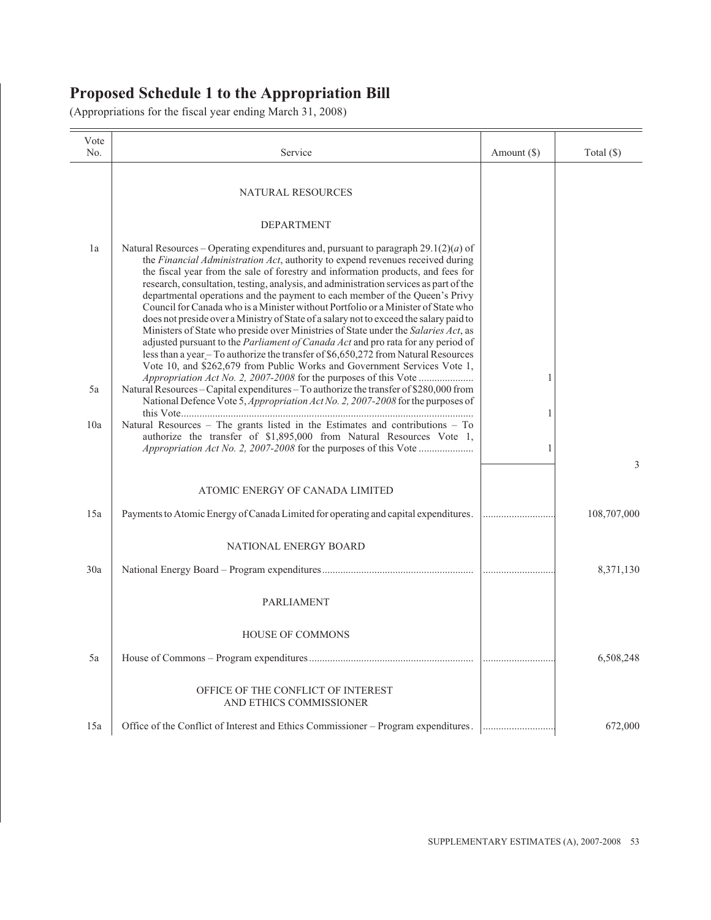# Proposed Schedule 1 to the Appropriation Bill

(Appropriations for the fiscal year ending March 31, 2008)

| Vote No. | Service | Amount ($) | Total ($) |
|---|---|---|---|
| | NATURAL RESOURCES | | |
| | DEPARTMENT | | |
| 1a | Natural Resources – Operating expenditures and, pursuant to paragraph 29.1(2)(*a*) of the *Financial Administration Act*, authority to expend revenues received during the fiscal year from the sale of forestry and information products, and fees for research, consultation, testing, analysis, and administration services as part of the departmental operations and the payment to each member of the Queen's Privy Council for Canada who is a Minister without Portfolio or a Minister of State who does not preside over a Ministry of State of a salary not to exceed the salary paid to Ministers of State who preside over Ministries of State under the *Salaries Act*, as adjusted pursuant to the *Parliament of Canada Act* and pro rata for any period of less than a year – To authorize the transfer of $6,650,272 from Natural Resources Vote 10, and $262,679 from Public Works and Government Services Vote 1, *Appropriation Act No. 2, 2007-2008* for the purposes of this Vote .................... | 1 | |
| 5a | Natural Resources – Capital expenditures – To authorize the transfer of $280,000 from National Defence Vote 5, *Appropriation Act No. 2, 2007-2008* for the purposes of this Vote................................................................................................................ | 1 | |
| 10a | Natural Resources – The grants listed in the Estimates and contributions – To authorize the transfer of $1,895,000 from Natural Resources Vote 1, *Appropriation Act No. 2, 2007-2008* for the purposes of this Vote .................... | 1 | |
| | | | 3 |
| | ATOMIC ENERGY OF CANADA LIMITED | | |
| 15a | Payments to Atomic Energy of Canada Limited for operating and capital expenditures. | ........................... | 108,707,000 |
| | NATIONAL ENERGY BOARD | | |
| 30a | National Energy Board – Program expenditures......................................................... | ........................... | 8,371,130 |
| | PARLIAMENT | | |
| | HOUSE OF COMMONS | | |
| 5a | House of Commons – Program expenditures.............................................................. | ........................... | 6,508,248 |
| | OFFICE OF THE CONFLICT OF INTEREST AND ETHICS COMMISSIONER | | |
| 15a | Office of the Conflict of Interest and Ethics Commissioner – Program expenditures. | ........................... | 672,000 |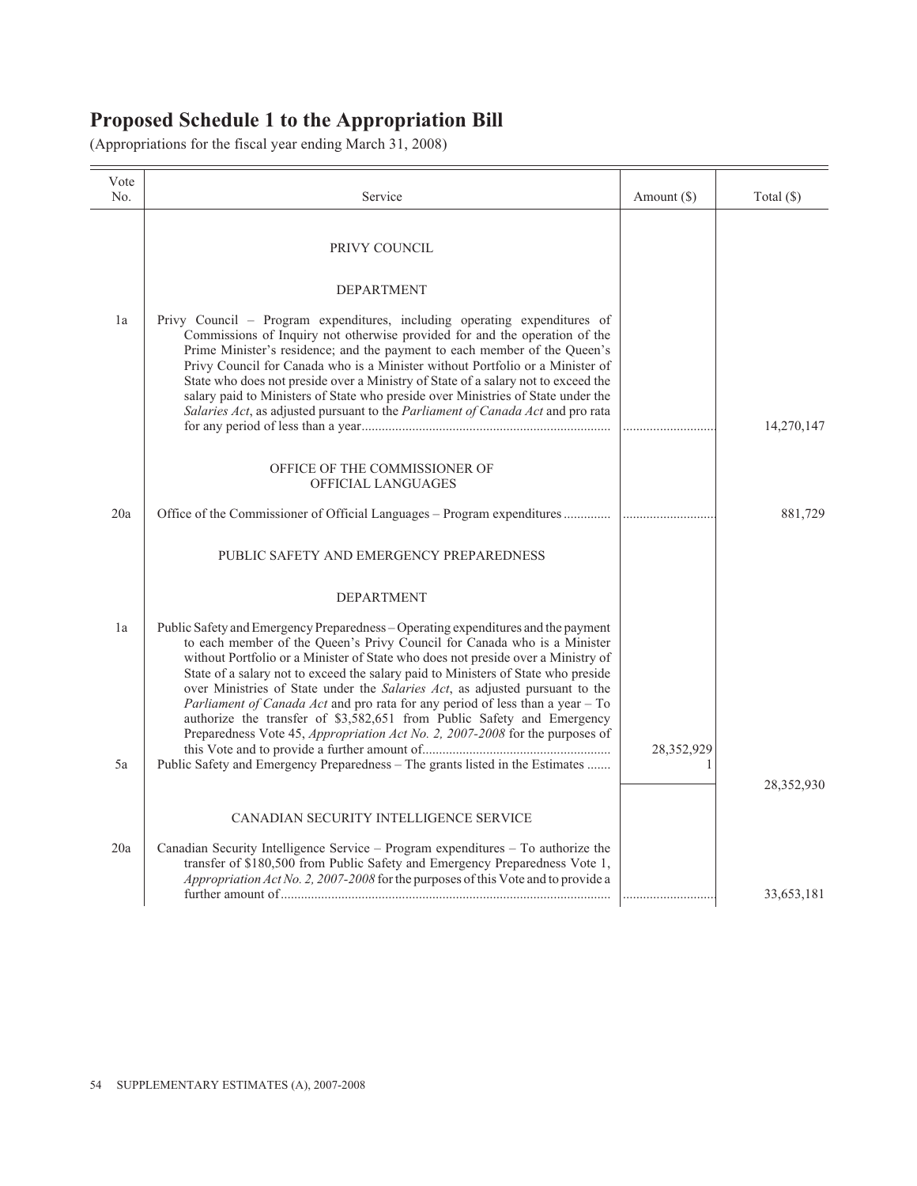# Proposed Schedule 1 to the Appropriation Bill

(Appropriations for the fiscal year ending March 31, 2008)

| Vote No. | Service | Amount ($) | Total ($) |
|---|---|---|---|
| | PRIVY COUNCIL | | |
| | DEPARTMENT | | |
| 1a | Privy Council – Program expenditures, including operating expenditures of Commissions of Inquiry not otherwise provided for and the operation of the Prime Minister's residence; and the payment to each member of the Queen's Privy Council for Canada who is a Minister without Portfolio or a Minister of State who does not preside over a Ministry of State of a salary not to exceed the salary paid to Ministers of State who preside over Ministries of State under the *Salaries Act*, as adjusted pursuant to the *Parliament of Canada Act* and pro rata for any period of less than a year | ............................ | 14,270,147 |
| | OFFICE OF THE COMMISSIONER OF OFFICIAL LANGUAGES | | |
| 20a | Office of the Commissioner of Official Languages – Program expenditures | ............................ | 881,729 |
| | PUBLIC SAFETY AND EMERGENCY PREPAREDNESS | | |
| | DEPARTMENT | | |
| 1a | Public Safety and Emergency Preparedness – Operating expenditures and the payment to each member of the Queen's Privy Council for Canada who is a Minister without Portfolio or a Minister of State who does not preside over a Ministry of State of a salary not to exceed the salary paid to Ministers of State who preside over Ministries of State under the *Salaries Act*, as adjusted pursuant to the *Parliament of Canada Act* and pro rata for any period of less than a year – To authorize the transfer of $3,582,651 from Public Safety and Emergency Preparedness Vote 45, *Appropriation Act No. 2, 2007-2008* for the purposes of this Vote and to provide a further amount of | 28,352,929 | |
| 5a | Public Safety and Emergency Preparedness – The grants listed in the Estimates | 1 | |
| | | | 28,352,930 |
| | CANADIAN SECURITY INTELLIGENCE SERVICE | | |
| 20a | Canadian Security Intelligence Service – Program expenditures – To authorize the transfer of $180,500 from Public Safety and Emergency Preparedness Vote 1, *Appropriation Act No. 2, 2007-2008* for the purposes of this Vote and to provide a further amount of | ............................ | 33,653,181 |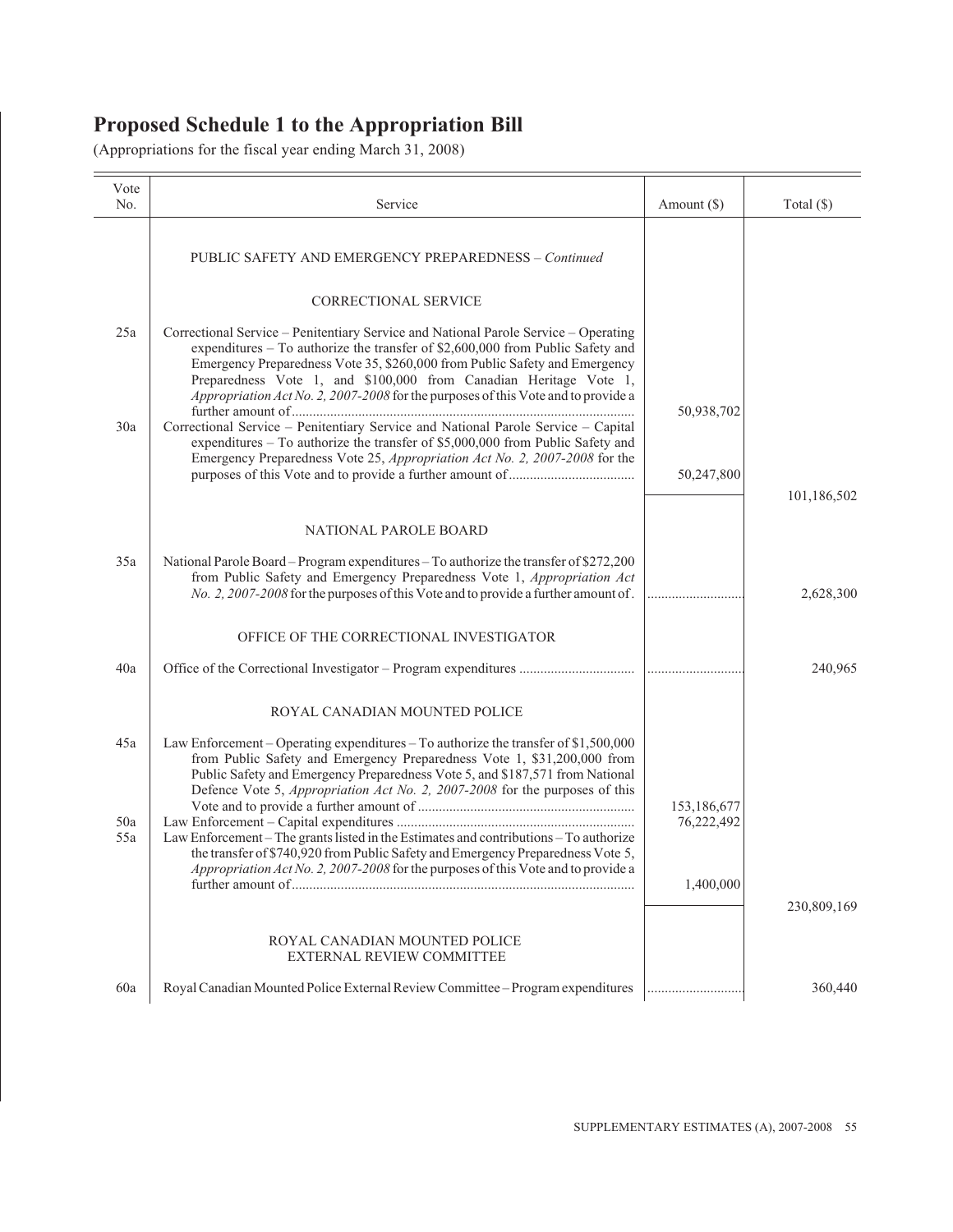# Proposed Schedule 1 to the Appropriation Bill

(Appropriations for the fiscal year ending March 31, 2008)

| Vote No. | Service | Amount ($) | Total ($) |
|---|---|---|---|
| | PUBLIC SAFETY AND EMERGENCY PREPAREDNESS – *Continued* | | |
| | CORRECTIONAL SERVICE | | |
| 25a | Correctional Service – Penitentiary Service and National Parole Service – Operating expenditures – To authorize the transfer of $2,600,000 from Public Safety and Emergency Preparedness Vote 35, $260,000 from Public Safety and Emergency Preparedness Vote 1, and $100,000 from Canadian Heritage Vote 1, *Appropriation Act No. 2, 2007-2008* for the purposes of this Vote and to provide a further amount of | 50,938,702 | |
| 30a | Correctional Service – Penitentiary Service and National Parole Service – Capital expenditures – To authorize the transfer of $5,000,000 from Public Safety and Emergency Preparedness Vote 25, *Appropriation Act No. 2, 2007-2008* for the purposes of this Vote and to provide a further amount of | 50,247,800 | |
| | | | 101,186,502 |
| | NATIONAL PAROLE BOARD | | |
| 35a | National Parole Board – Program expenditures – To authorize the transfer of $272,200 from Public Safety and Emergency Preparedness Vote 1, *Appropriation Act No. 2, 2007-2008* for the purposes of this Vote and to provide a further amount of. | | 2,628,300 |
| | OFFICE OF THE CORRECTIONAL INVESTIGATOR | | |
| 40a | Office of the Correctional Investigator – Program expenditures | | 240,965 |
| | ROYAL CANADIAN MOUNTED POLICE | | |
| 45a | Law Enforcement – Operating expenditures – To authorize the transfer of $1,500,000 from Public Safety and Emergency Preparedness Vote 1, $31,200,000 from Public Safety and Emergency Preparedness Vote 5, and $187,571 from National Defence Vote 5, *Appropriation Act No. 2, 2007-2008* for the purposes of this Vote and to provide a further amount of | 153,186,677 | |
| 50a | Law Enforcement – Capital expenditures | 76,222,492 | |
| 55a | Law Enforcement – The grants listed in the Estimates and contributions – To authorize the transfer of $740,920 from Public Safety and Emergency Preparedness Vote 5, *Appropriation Act No. 2, 2007-2008* for the purposes of this Vote and to provide a further amount of | 1,400,000 | |
| | | | 230,809,169 |
| | ROYAL CANADIAN MOUNTED POLICE EXTERNAL REVIEW COMMITTEE | | |
| 60a | Royal Canadian Mounted Police External Review Committee – Program expenditures | | 360,440 |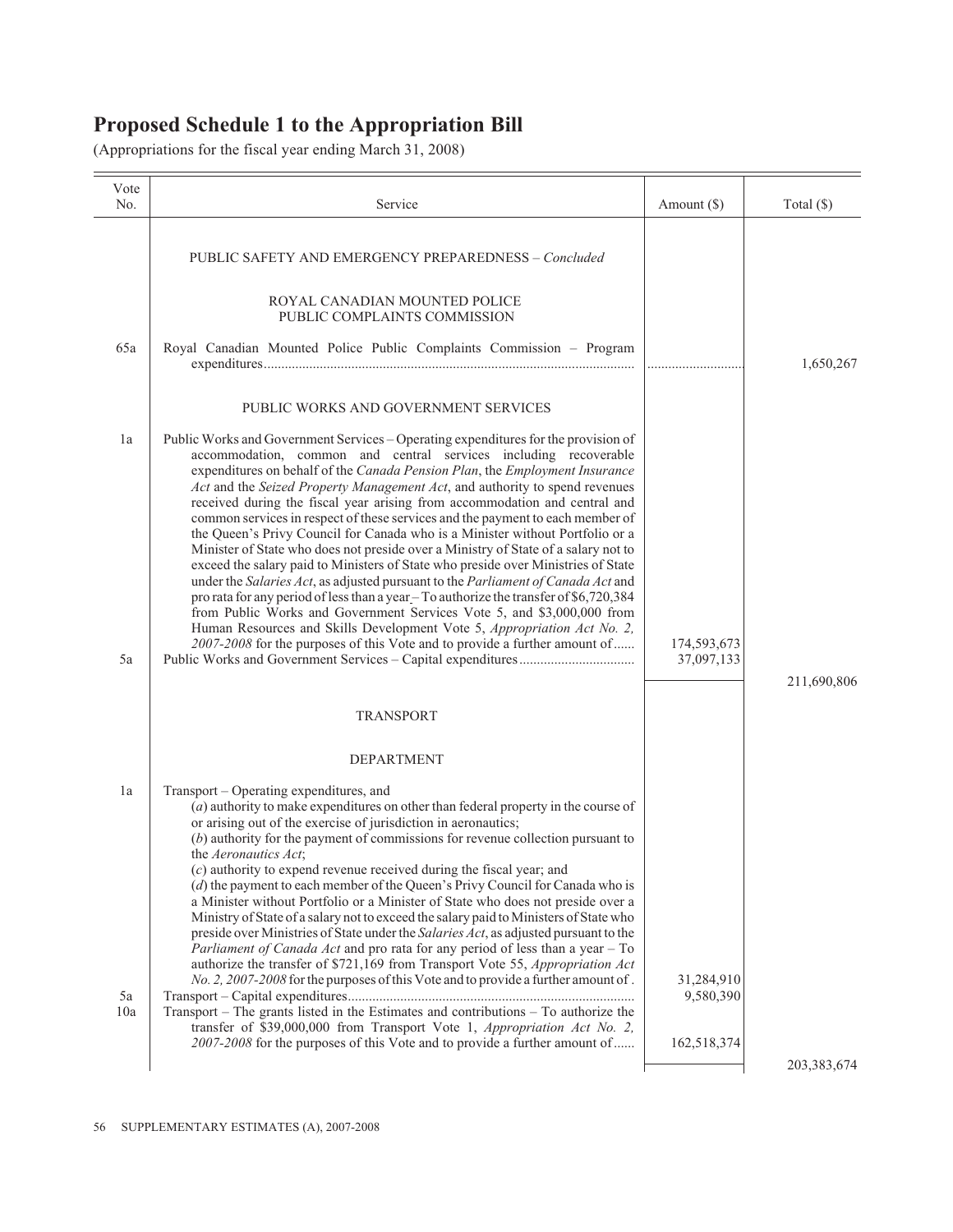# Proposed Schedule 1 to the Appropriation Bill

(Appropriations for the fiscal year ending March 31, 2008)

| Vote No. | Service | Amount ($) | Total ($) |
|---|---|---|---|
| | PUBLIC SAFETY AND EMERGENCY PREPAREDNESS – *Concluded* | | |
| | ROYAL CANADIAN MOUNTED POLICE PUBLIC COMPLAINTS COMMISSION | | |
| 65a | Royal Canadian Mounted Police Public Complaints Commission – Program expenditures | | 1,650,267 |
| | PUBLIC WORKS AND GOVERNMENT SERVICES | | |
| 1a | Public Works and Government Services – Operating expenditures for the provision of accommodation, common and central services including recoverable expenditures on behalf of the *Canada Pension Plan*, the *Employment Insurance Act* and the *Seized Property Management Act*, and authority to spend revenues received during the fiscal year arising from accommodation and central and common services in respect of these services and the payment to each member of the Queen's Privy Council for Canada who is a Minister without Portfolio or a Minister of State who does not preside over a Ministry of State of a salary not to exceed the salary paid to Ministers of State who preside over Ministries of State under the *Salaries Act*, as adjusted pursuant to the *Parliament of Canada Act* and pro rata for any period of less than a year – To authorize the transfer of $6,720,384 from Public Works and Government Services Vote 5, and $3,000,000 from Human Resources and Skills Development Vote 5, *Appropriation Act No. 2, 2007-2008* for the purposes of this Vote and to provide a further amount of | 174,593,673 | |
| 5a | Public Works and Government Services – Capital expenditures | 37,097,133 | |
| | | | 211,690,806 |
| | TRANSPORT | | |
| | DEPARTMENT | | |
| 1a | Transport – Operating expenditures, and<br>(*a*) authority to make expenditures on other than federal property in the course of or arising out of the exercise of jurisdiction in aeronautics;<br>(*b*) authority for the payment of commissions for revenue collection pursuant to the *Aeronautics Act*;<br>(*c*) authority to expend revenue received during the fiscal year; and<br>(*d*) the payment to each member of the Queen's Privy Council for Canada who is a Minister without Portfolio or a Minister of State who does not preside over a Ministry of State of a salary not to exceed the salary paid to Ministers of State who preside over Ministries of State under the *Salaries Act*, as adjusted pursuant to the *Parliament of Canada Act* and pro rata for any period of less than a year – To authorize the transfer of $721,169 from Transport Vote 55, *Appropriation Act No. 2, 2007-2008* for the purposes of this Vote and to provide a further amount of | 31,284,910 | |
| 5a | Transport – Capital expenditures | 9,580,390 | |
| 10a | Transport – The grants listed in the Estimates and contributions – To authorize the transfer of $39,000,000 from Transport Vote 1, *Appropriation Act No. 2, 2007-2008* for the purposes of this Vote and to provide a further amount of | 162,518,374 | |
| | | | 203,383,674 |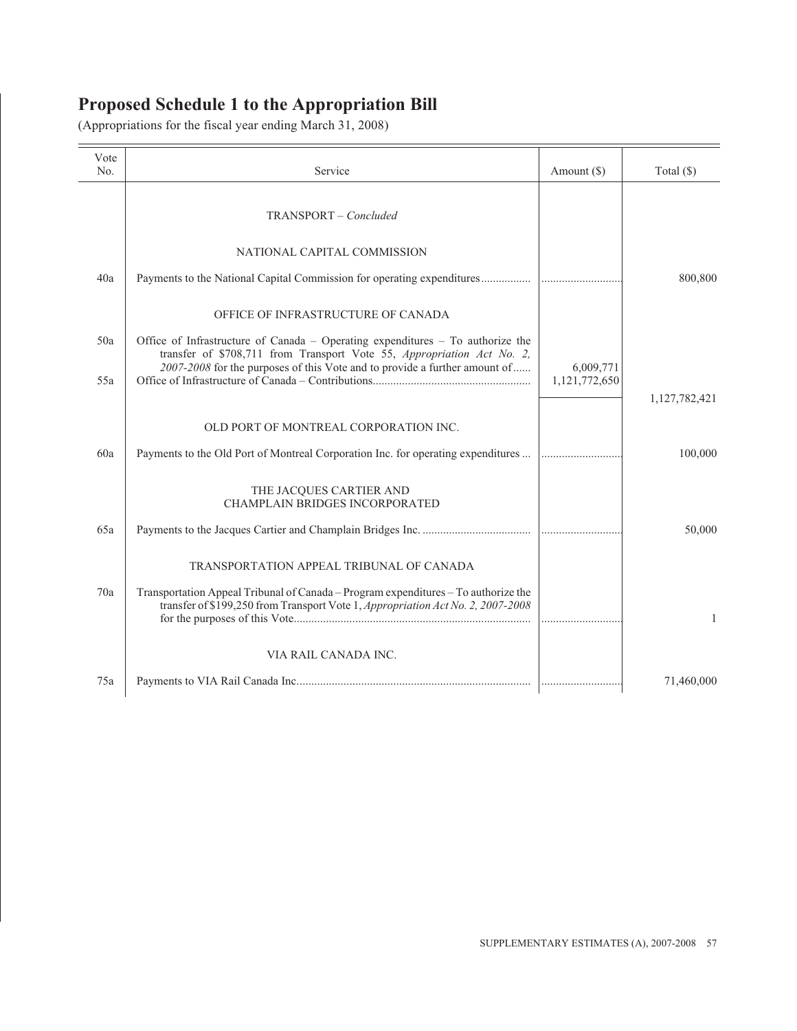# Proposed Schedule 1 to the Appropriation Bill

(Appropriations for the fiscal year ending March 31, 2008)

| Vote No. | Service | Amount ($) | Total ($) |
|---|---|---|---|
| | TRANSPORT – *Concluded* | | |
| | NATIONAL CAPITAL COMMISSION | | |
| 40a | Payments to the National Capital Commission for operating expenditures................. | ............................ | 800,800 |
| | OFFICE OF INFRASTRUCTURE OF CANADA | | |
| 50a | Office of Infrastructure of Canada – Operating expenditures – To authorize the transfer of $708,711 from Transport Vote 55, *Appropriation Act No. 2, 2007-2008* for the purposes of this Vote and to provide a further amount of...... | 6,009,771 | |
| 55a | Office of Infrastructure of Canada – Contributions..................................................... | 1,121,772,650 | |
| | | | 1,127,782,421 |
| | OLD PORT OF MONTREAL CORPORATION INC. | | |
| 60a | Payments to the Old Port of Montreal Corporation Inc. for operating expenditures ... | ............................ | 100,000 |
| | THE JACQUES CARTIER AND CHAMPLAIN BRIDGES INCORPORATED | | |
| 65a | Payments to the Jacques Cartier and Champlain Bridges Inc. ..................................... | ............................ | 50,000 |
| | TRANSPORTATION APPEAL TRIBUNAL OF CANADA | | |
| 70a | Transportation Appeal Tribunal of Canada – Program expenditures – To authorize the transfer of $199,250 from Transport Vote 1, *Appropriation Act No. 2, 2007-2008* for the purposes of this Vote................................................................................. | ............................ | 1 |
| | VIA RAIL CANADA INC. | | |
| 75a | Payments to VIA Rail Canada Inc................................................................................ | ............................ | 71,460,000 |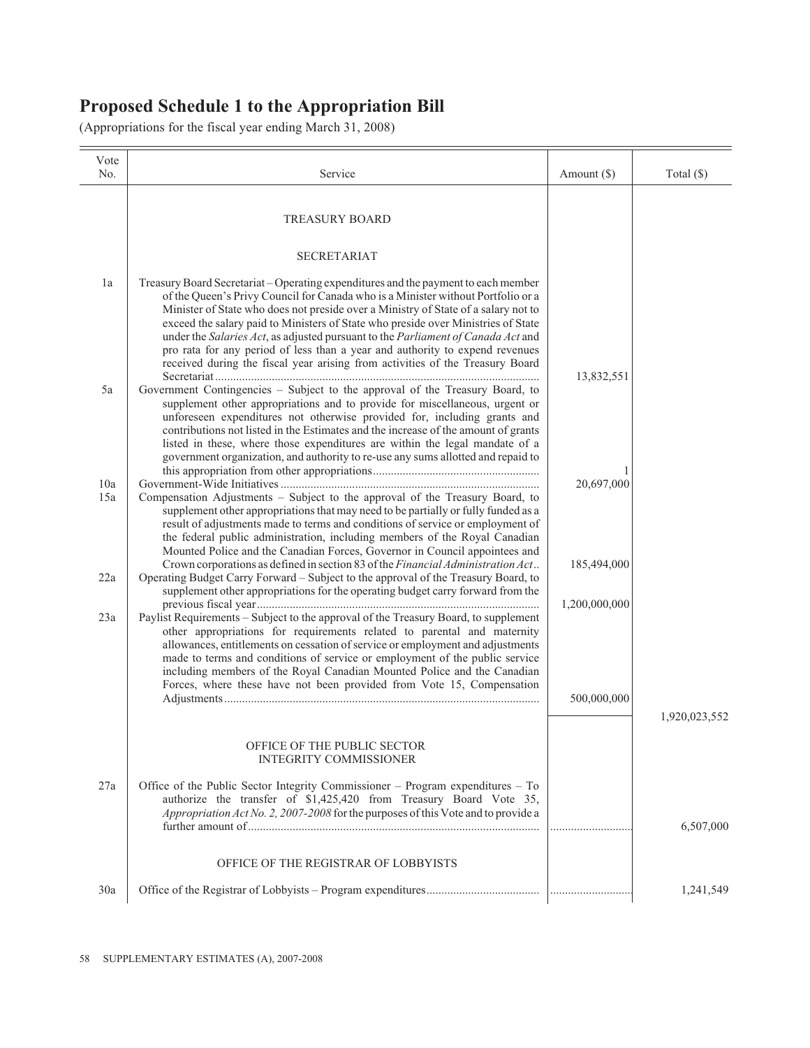# Proposed Schedule 1 to the Appropriation Bill

(Appropriations for the fiscal year ending March 31, 2008)

| Vote No. | Service | Amount ($) | Total ($) |
|---|---|---|---|
| | TREASURY BOARD | | |
| | SECRETARIAT | | |
| 1a | Treasury Board Secretariat – Operating expenditures and the payment to each member of the Queen's Privy Council for Canada who is a Minister without Portfolio or a Minister of State who does not preside over a Ministry of State of a salary not to exceed the salary paid to Ministers of State who preside over Ministries of State under the *Salaries Act*, as adjusted pursuant to the *Parliament of Canada Act* and pro rata for any period of less than a year and authority to expend revenues received during the fiscal year arising from activities of the Treasury Board Secretariat | 13,832,551 | |
| 5a | Government Contingencies – Subject to the approval of the Treasury Board, to supplement other appropriations and to provide for miscellaneous, urgent or unforeseen expenditures not otherwise provided for, including grants and contributions not listed in the Estimates and the increase of the amount of grants listed in these, where those expenditures are within the legal mandate of a government organization, and authority to re-use any sums allotted and repaid to this appropriation from other appropriations | 1 | |
| 10a | Government-Wide Initiatives | 20,697,000 | |
| 15a | Compensation Adjustments – Subject to the approval of the Treasury Board, to supplement other appropriations that may need to be partially or fully funded as a result of adjustments made to terms and conditions of service or employment of the federal public administration, including members of the Royal Canadian Mounted Police and the Canadian Forces, Governor in Council appointees and Crown corporations as defined in section 83 of the *Financial Administration Act* | 185,494,000 | |
| 22a | Operating Budget Carry Forward – Subject to the approval of the Treasury Board, to supplement other appropriations for the operating budget carry forward from the previous fiscal year | 1,200,000,000 | |
| 23a | Paylist Requirements – Subject to the approval of the Treasury Board, to supplement other appropriations for requirements related to parental and maternity allowances, entitlements on cessation of service or employment and adjustments made to terms and conditions of service or employment of the public service including members of the Royal Canadian Mounted Police and the Canadian Forces, where these have not been provided from Vote 15, Compensation Adjustments | 500,000,000 | |
| | | | 1,920,023,552 |
| | OFFICE OF THE PUBLIC SECTOR INTEGRITY COMMISSIONER | | |
| 27a | Office of the Public Sector Integrity Commissioner – Program expenditures – To authorize the transfer of $1,425,420 from Treasury Board Vote 35, *Appropriation Act No. 2, 2007-2008* for the purposes of this Vote and to provide a further amount of | ............ | 6,507,000 |
| | OFFICE OF THE REGISTRAR OF LOBBYISTS | | |
| 30a | Office of the Registrar of Lobbyists – Program expenditures | ............ | 1,241,549 |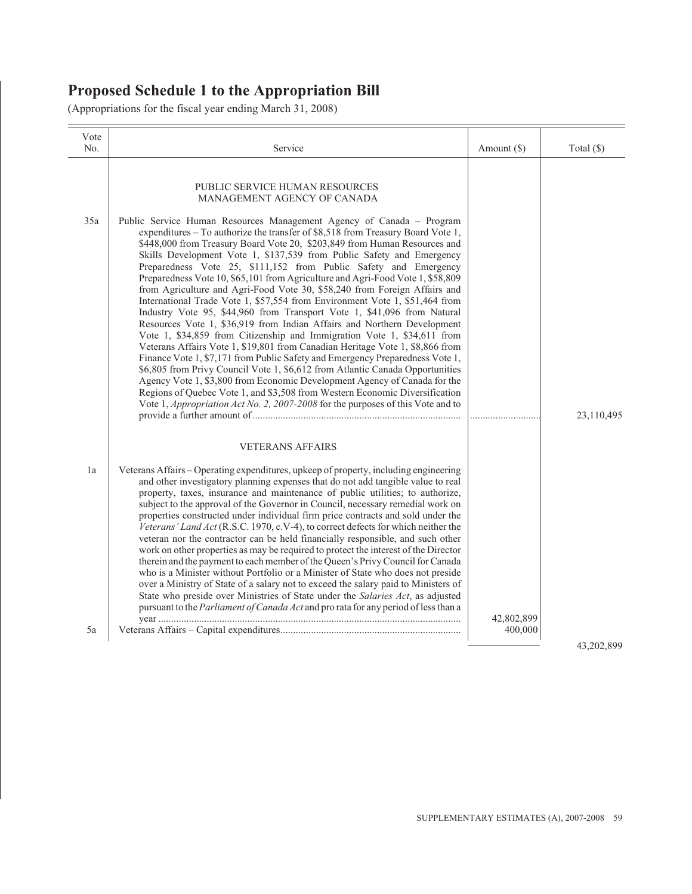# Proposed Schedule 1 to the Appropriation Bill

(Appropriations for the fiscal year ending March 31, 2008)

| Vote No. | Service | Amount ($) | Total ($) |
|---|---|---|---|
| | PUBLIC SERVICE HUMAN RESOURCES MANAGEMENT AGENCY OF CANADA | | |
| 35a | Public Service Human Resources Management Agency of Canada – Program expenditures – To authorize the transfer of $8,518 from Treasury Board Vote 1, $448,000 from Treasury Board Vote 20, $203,849 from Human Resources and Skills Development Vote 1, $137,539 from Public Safety and Emergency Preparedness Vote 25, $111,152 from Public Safety and Emergency Preparedness Vote 10, $65,101 from Agriculture and Agri-Food Vote 1, $58,809 from Agriculture and Agri-Food Vote 30, $58,240 from Foreign Affairs and International Trade Vote 1, $57,554 from Environment Vote 1, $51,464 from Industry Vote 95, $44,960 from Transport Vote 1, $41,096 from Natural Resources Vote 1, $36,919 from Indian Affairs and Northern Development Vote 1, $34,859 from Citizenship and Immigration Vote 1, $34,611 from Veterans Affairs Vote 1, $19,801 from Canadian Heritage Vote 1, $8,866 from Finance Vote 1, $7,171 from Public Safety and Emergency Preparedness Vote 1, $6,805 from Privy Council Vote 1, $6,612 from Atlantic Canada Opportunities Agency Vote 1, $3,800 from Economic Development Agency of Canada for the Regions of Quebec Vote 1, and $3,508 from Western Economic Diversification Vote 1, *Appropriation Act No. 2, 2007-2008* for the purposes of this Vote and to provide a further amount of | ............................ | 23,110,495 |
| | VETERANS AFFAIRS | | |
| 1a | Veterans Affairs – Operating expenditures, upkeep of property, including engineering and other investigatory planning expenses that do not add tangible value to real property, taxes, insurance and maintenance of public utilities; to authorize, subject to the approval of the Governor in Council, necessary remedial work on properties constructed under individual firm price contracts and sold under the *Veterans' Land Act* (R.S.C. 1970, c.V-4), to correct defects for which neither the veteran nor the contractor can be held financially responsible, and such other work on other properties as may be required to protect the interest of the Director therein and the payment to each member of the Queen's Privy Council for Canada who is a Minister without Portfolio or a Minister of State who does not preside over a Ministry of State of a salary not to exceed the salary paid to Ministers of State who preside over Ministries of State under the *Salaries Act*, as adjusted pursuant to the *Parliament of Canada Act* and pro rata for any period of less than a year | 42,802,899 | |
| 5a | Veterans Affairs – Capital expenditures | 400,000 | |
| | | | 43,202,899 |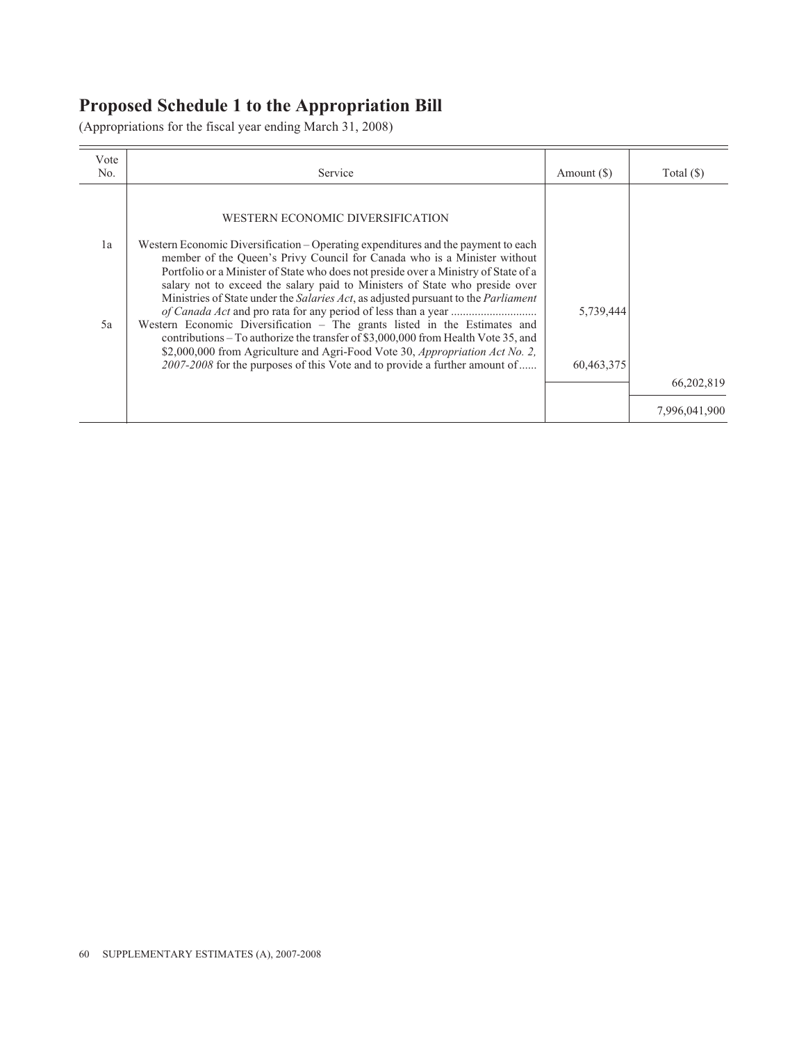## Proposed Schedule 1 to the Appropriation Bill

(Appropriations for the fiscal year ending March 31, 2008)

| Vote No. | Service | Amount ($) | Total ($) |
|---|---|---|---|
| | WESTERN ECONOMIC DIVERSIFICATION | | |
| 1a | Western Economic Diversification – Operating expenditures and the payment to each member of the Queen's Privy Council for Canada who is a Minister without Portfolio or a Minister of State who does not preside over a Ministry of State of a salary not to exceed the salary paid to Ministers of State who preside over Ministries of State under the *Salaries Act*, as adjusted pursuant to the *Parliament of Canada Act* and pro rata for any period of less than a year ............................ | 5,739,444 | |
| 5a | Western Economic Diversification – The grants listed in the Estimates and contributions – To authorize the transfer of $3,000,000 from Health Vote 35, and $2,000,000 from Agriculture and Agri-Food Vote 30, *Appropriation Act No. 2, 2007-2008* for the purposes of this Vote and to provide a further amount of...... | 60,463,375 | |
| | | | 66,202,819 |
| | | | 7,996,041,900 |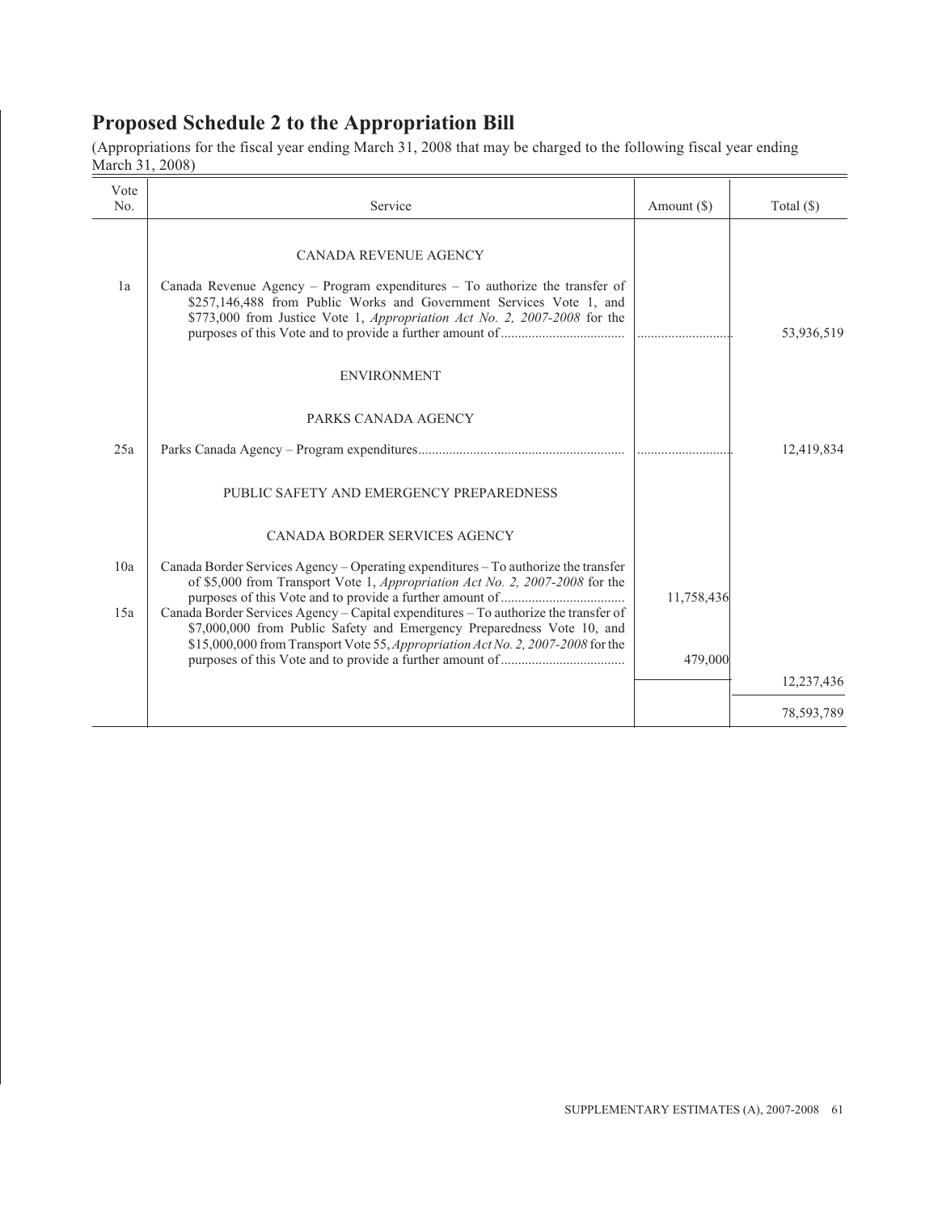## Proposed Schedule 2 to the Appropriation Bill

(Appropriations for the fiscal year ending March 31, 2008 that may be charged to the following fiscal year ending March 31, 2008)

| Vote No. | Service | Amount ($) | Total ($) |
|---|---|---|---|
| | CANADA REVENUE AGENCY | | |
| 1a | Canada Revenue Agency – Program expenditures – To authorize the transfer of $257,146,488 from Public Works and Government Services Vote 1, and $773,000 from Justice Vote 1, *Appropriation Act No. 2, 2007-2008* for the purposes of this Vote and to provide a further amount of | ............................ | 53,936,519 |
| | ENVIRONMENT | | |
| | PARKS CANADA AGENCY | | |
| 25a | Parks Canada Agency – Program expenditures | ............................ | 12,419,834 |
| | PUBLIC SAFETY AND EMERGENCY PREPAREDNESS | | |
| | CANADA BORDER SERVICES AGENCY | | |
| 10a | Canada Border Services Agency – Operating expenditures – To authorize the transfer of $5,000 from Transport Vote 1, *Appropriation Act No. 2, 2007-2008* for the purposes of this Vote and to provide a further amount of | 11,758,436 | |
| 15a | Canada Border Services Agency – Capital expenditures – To authorize the transfer of $7,000,000 from Public Safety and Emergency Preparedness Vote 10, and $15,000,000 from Transport Vote 55, *Appropriation Act No. 2, 2007-2008* for the purposes of this Vote and to provide a further amount of | 479,000 | |
| | | | 12,237,436 |
| | | | 78,593,789 |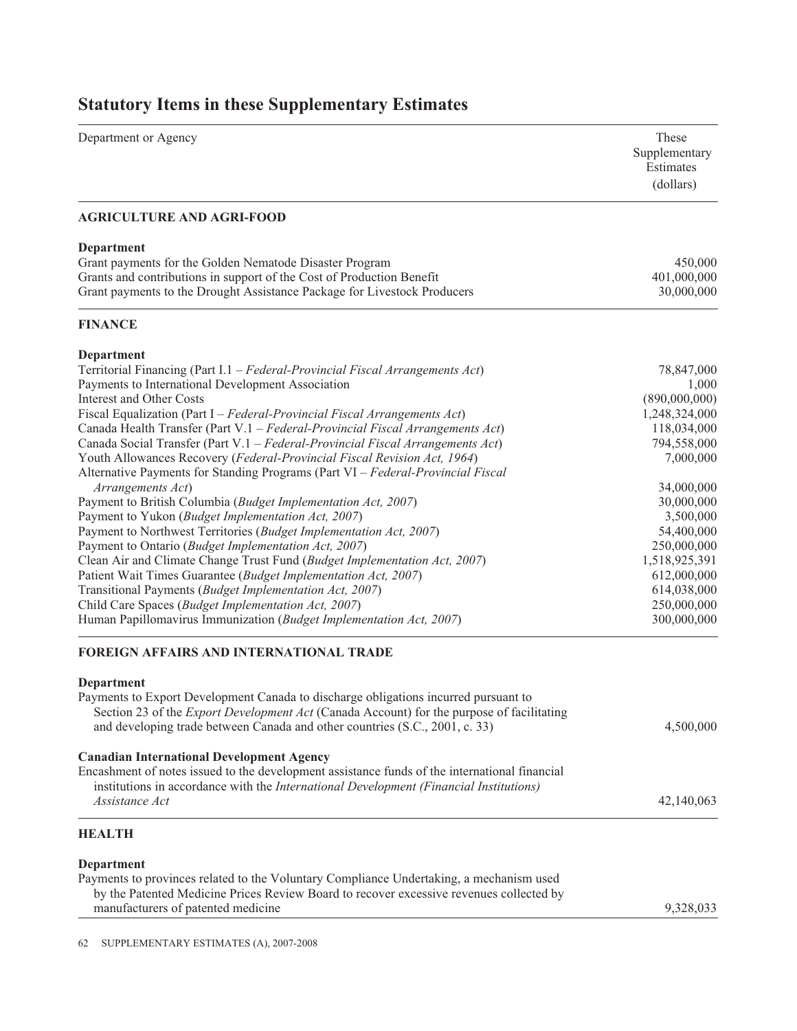# Statutory Items in these Supplementary Estimates

| Department or Agency | These Supplementary Estimates (dollars) |
|---|---|
| **AGRICULTURE AND AGRI-FOOD** | |
| **Department** | |
| Grant payments for the Golden Nematode Disaster Program | 450,000 |
| Grants and contributions in support of the Cost of Production Benefit | 401,000,000 |
| Grant payments to the Drought Assistance Package for Livestock Producers | 30,000,000 |
| **FINANCE** | |
| **Department** | |
| Territorial Financing (Part I.1 – *Federal-Provincial Fiscal Arrangements Act*) | 78,847,000 |
| Payments to International Development Association | 1,000 |
| Interest and Other Costs | (890,000,000) |
| Fiscal Equalization (Part I – *Federal-Provincial Fiscal Arrangements Act*) | 1,248,324,000 |
| Canada Health Transfer (Part V.1 – *Federal-Provincial Fiscal Arrangements Act*) | 118,034,000 |
| Canada Social Transfer (Part V.1 – *Federal-Provincial Fiscal Arrangements Act*) | 794,558,000 |
| Youth Allowances Recovery (*Federal-Provincial Fiscal Revision Act, 1964*) | 7,000,000 |
| Alternative Payments for Standing Programs (Part VI – *Federal-Provincial Fiscal Arrangements Act*) | 34,000,000 |
| Payment to British Columbia (*Budget Implementation Act, 2007*) | 30,000,000 |
| Payment to Yukon (*Budget Implementation Act, 2007*) | 3,500,000 |
| Payment to Northwest Territories (*Budget Implementation Act, 2007*) | 54,400,000 |
| Payment to Ontario (*Budget Implementation Act, 2007*) | 250,000,000 |
| Clean Air and Climate Change Trust Fund (*Budget Implementation Act, 2007*) | 1,518,925,391 |
| Patient Wait Times Guarantee (*Budget Implementation Act, 2007*) | 612,000,000 |
| Transitional Payments (*Budget Implementation Act, 2007*) | 614,038,000 |
| Child Care Spaces (*Budget Implementation Act, 2007*) | 250,000,000 |
| Human Papillomavirus Immunization (*Budget Implementation Act, 2007*) | 300,000,000 |
| **FOREIGN AFFAIRS AND INTERNATIONAL TRADE** | |
| **Department** | |
| Payments to Export Development Canada to discharge obligations incurred pursuant to Section 23 of the *Export Development Act* (Canada Account) for the purpose of facilitating and developing trade between Canada and other countries (S.C., 2001, c. 33) | 4,500,000 |
| **Canadian International Development Agency** | |
| Encashment of notes issued to the development assistance funds of the international financial institutions in accordance with the *International Development (Financial Institutions) Assistance Act* | 42,140,063 |
| **HEALTH** | |
| **Department** | |
| Payments to provinces related to the Voluntary Compliance Undertaking, a mechanism used by the Patented Medicine Prices Review Board to recover excessive revenues collected by manufacturers of patented medicine | 9,328,033 |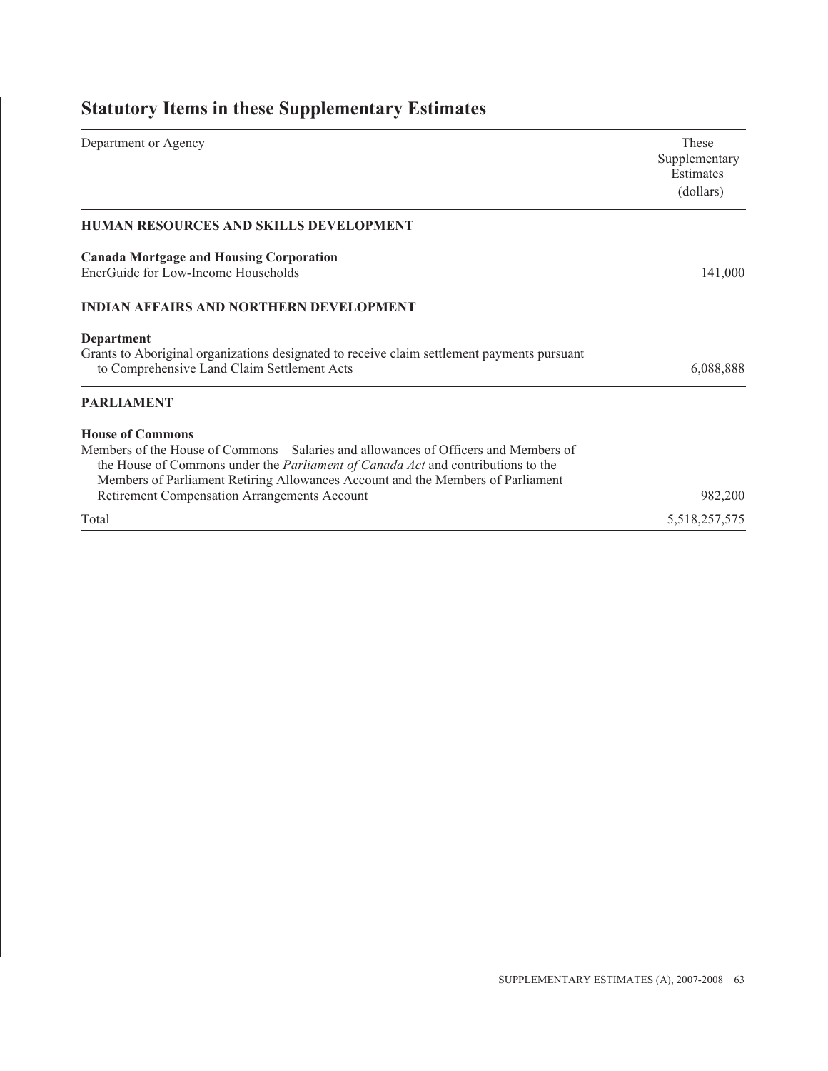## Statutory Items in these Supplementary Estimates

| Department or Agency | These Supplementary Estimates (dollars) |
|---|---|
| **HUMAN RESOURCES AND SKILLS DEVELOPMENT** | |
| **Canada Mortgage and Housing Corporation** | |
| EnerGuide for Low-Income Households | 141,000 |
| **INDIAN AFFAIRS AND NORTHERN DEVELOPMENT** | |
| **Department** | |
| Grants to Aboriginal organizations designated to receive claim settlement payments pursuant to Comprehensive Land Claim Settlement Acts | 6,088,888 |
| **PARLIAMENT** | |
| **House of Commons** | |
| Members of the House of Commons – Salaries and allowances of Officers and Members of the House of Commons under the *Parliament of Canada Act* and contributions to the Members of Parliament Retiring Allowances Account and the Members of Parliament Retirement Compensation Arrangements Account | 982,200 |
| Total | 5,518,257,575 |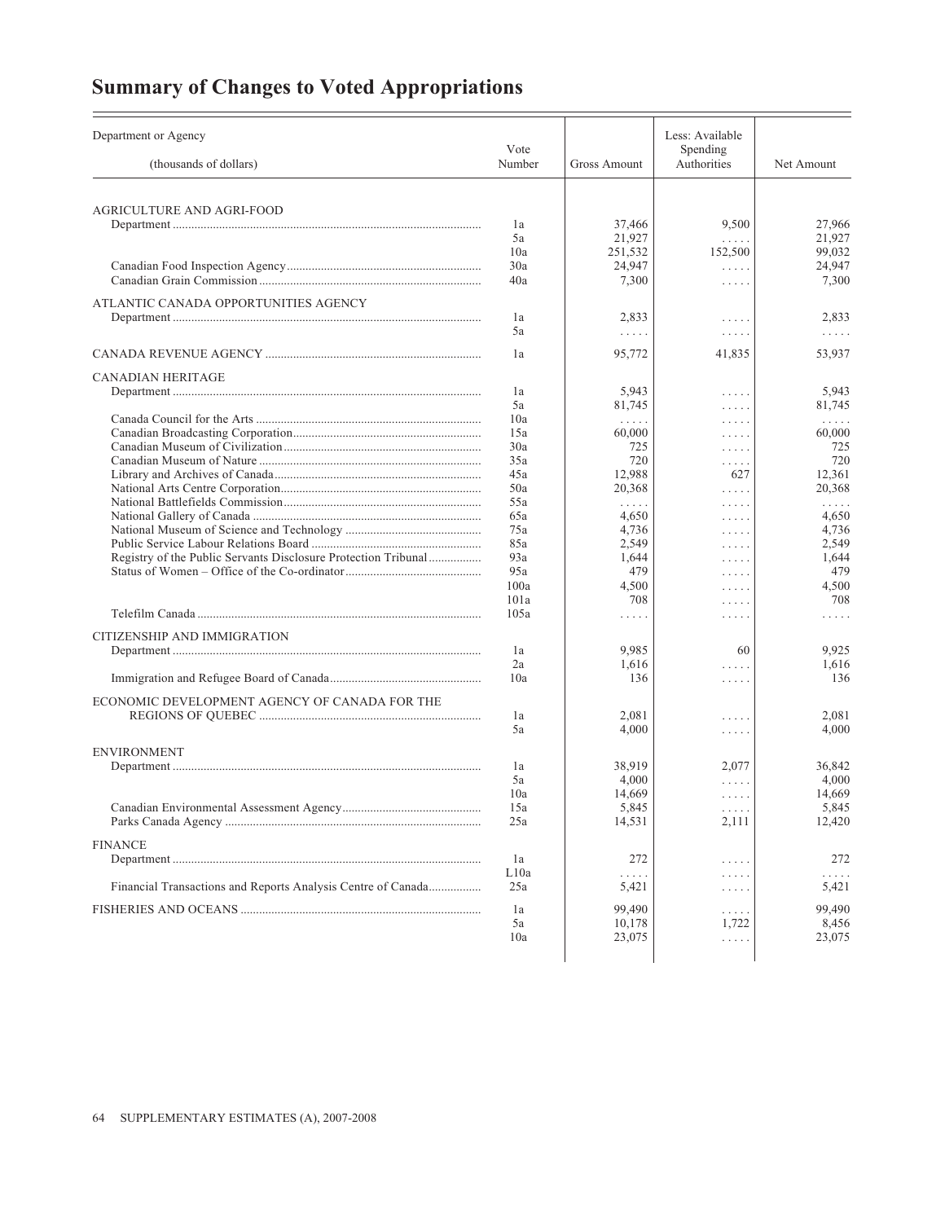# Summary of Changes to Voted Appropriations

| Department or Agency (thousands of dollars) | Vote Number | Gross Amount | Less: Available Spending Authorities | Net Amount |
|---|---|---|---|---|
| AGRICULTURE AND AGRI-FOOD | | | | |
| Department | 1a | 37,466 | 9,500 | 27,966 |
| | 5a | 21,927 | . . . . . | 21,927 |
| | 10a | 251,532 | 152,500 | 99,032 |
| Canadian Food Inspection Agency | 30a | 24,947 | . . . . . | 24,947 |
| Canadian Grain Commission | 40a | 7,300 | . . . . . | 7,300 |
| ATLANTIC CANADA OPPORTUNITIES AGENCY | | | | |
| Department | 1a | 2,833 | . . . . . | 2,833 |
| | 5a | . . . . . | . . . . . | . . . . . |
| CANADA REVENUE AGENCY | 1a | 95,772 | 41,835 | 53,937 |
| CANADIAN HERITAGE | | | | |
| Department | 1a | 5,943 | . . . . . | 5,943 |
| | 5a | 81,745 | . . . . . | 81,745 |
| Canada Council for the Arts | 10a | . . . . . | . . . . . | . . . . . |
| Canadian Broadcasting Corporation | 15a | 60,000 | . . . . . | 60,000 |
| Canadian Museum of Civilization | 30a | 725 | . . . . . | 725 |
| Canadian Museum of Nature | 35a | 720 | . . . . . | 720 |
| Library and Archives of Canada | 45a | 12,988 | 627 | 12,361 |
| National Arts Centre Corporation | 50a | 20,368 | . . . . . | 20,368 |
| National Battlefields Commission | 55a | . . . . . | . . . . . | . . . . . |
| National Gallery of Canada | 65a | 4,650 | . . . . . | 4,650 |
| National Museum of Science and Technology | 75a | 4,736 | . . . . . | 4,736 |
| Public Service Labour Relations Board | 85a | 2,549 | . . . . . | 2,549 |
| Registry of the Public Servants Disclosure Protection Tribunal | 93a | 1,644 | . . . . . | 1,644 |
| Status of Women – Office of the Co-ordinator | 95a | 479 | . . . . . | 479 |
| | 100a | 4,500 | . . . . . | 4,500 |
| | 101a | 708 | . . . . . | 708 |
| Telefilm Canada | 105a | . . . . . | . . . . . | . . . . . |
| CITIZENSHIP AND IMMIGRATION | | | | |
| Department | 1a | 9,985 | 60 | 9,925 |
| | 2a | 1,616 | . . . . . | 1,616 |
| Immigration and Refugee Board of Canada | 10a | 136 | . . . . . | 136 |
| ECONOMIC DEVELOPMENT AGENCY OF CANADA FOR THE REGIONS OF QUEBEC | 1a | 2,081 | . . . . . | 2,081 |
| | 5a | 4,000 | . . . . . | 4,000 |
| ENVIRONMENT | | | | |
| Department | 1a | 38,919 | 2,077 | 36,842 |
| | 5a | 4,000 | . . . . . | 4,000 |
| | 10a | 14,669 | . . . . . | 14,669 |
| Canadian Environmental Assessment Agency | 15a | 5,845 | . . . . . | 5,845 |
| Parks Canada Agency | 25a | 14,531 | 2,111 | 12,420 |
| FINANCE | | | | |
| Department | 1a | 272 | . . . . . | 272 |
| | L10a | . . . . . | . . . . . | . . . . . |
| Financial Transactions and Reports Analysis Centre of Canada | 25a | 5,421 | . . . . . | 5,421 |
| FISHERIES AND OCEANS | 1a | 99,490 | . . . . . | 99,490 |
| | 5a | 10,178 | 1,722 | 8,456 |
| | 10a | 23,075 | . . . . . | 23,075 |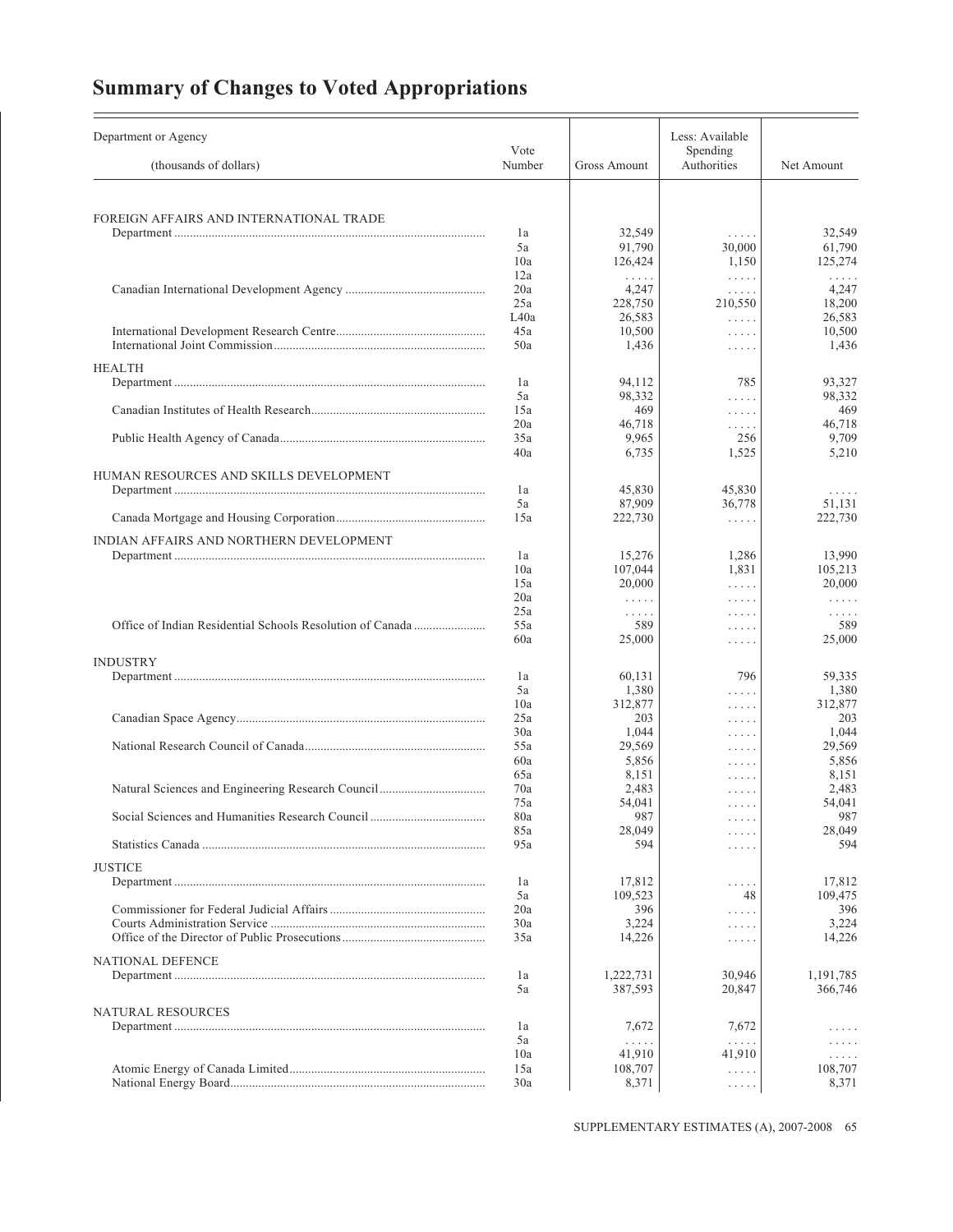# Summary of Changes to Voted Appropriations

| Department or Agency (thousands of dollars) | Vote Number | Gross Amount | Less: Available Spending Authorities | Net Amount |
|---|---|---|---|---|
| FOREIGN AFFAIRS AND INTERNATIONAL TRADE | | | | |
| Department | 1a | 32,549 | ..... | 32,549 |
| | 5a | 91,790 | 30,000 | 61,790 |
| | 10a | 126,424 | 1,150 | 125,274 |
| | 12a | ..... | ..... | ..... |
| Canadian International Development Agency | 20a | 4,247 | ..... | 4,247 |
| | 25a | 228,750 | 210,550 | 18,200 |
| | L40a | 26,583 | ..... | 26,583 |
| International Development Research Centre | 45a | 10,500 | ..... | 10,500 |
| International Joint Commission | 50a | 1,436 | ..... | 1,436 |
| HEALTH | | | | |
| Department | 1a | 94,112 | 785 | 93,327 |
| | 5a | 98,332 | ..... | 98,332 |
| Canadian Institutes of Health Research | 15a | 469 | ..... | 469 |
| | 20a | 46,718 | ..... | 46,718 |
| Public Health Agency of Canada | 35a | 9,965 | 256 | 9,709 |
| | 40a | 6,735 | 1,525 | 5,210 |
| HUMAN RESOURCES AND SKILLS DEVELOPMENT | | | | |
| Department | 1a | 45,830 | 45,830 | ..... |
| | 5a | 87,909 | 36,778 | 51,131 |
| Canada Mortgage and Housing Corporation | 15a | 222,730 | ..... | 222,730 |
| INDIAN AFFAIRS AND NORTHERN DEVELOPMENT | | | | |
| Department | 1a | 15,276 | 1,286 | 13,990 |
| | 10a | 107,044 | 1,831 | 105,213 |
| | 15a | 20,000 | ..... | 20,000 |
| | 20a | ..... | ..... | ..... |
| | 25a | ..... | ..... | ..... |
| Office of Indian Residential Schools Resolution of Canada | 55a | 589 | ..... | 589 |
| | 60a | 25,000 | ..... | 25,000 |
| INDUSTRY | | | | |
| Department | 1a | 60,131 | 796 | 59,335 |
| | 5a | 1,380 | ..... | 1,380 |
| | 10a | 312,877 | ..... | 312,877 |
| Canadian Space Agency | 25a | 203 | ..... | 203 |
| | 30a | 1,044 | ..... | 1,044 |
| National Research Council of Canada | 55a | 29,569 | ..... | 29,569 |
| | 60a | 5,856 | ..... | 5,856 |
| | 65a | 8,151 | ..... | 8,151 |
| Natural Sciences and Engineering Research Council | 70a | 2,483 | ..... | 2,483 |
| | 75a | 54,041 | ..... | 54,041 |
| Social Sciences and Humanities Research Council | 80a | 987 | ..... | 987 |
| | 85a | 28,049 | ..... | 28,049 |
| Statistics Canada | 95a | 594 | ..... | 594 |
| JUSTICE | | | | |
| Department | 1a | 17,812 | ..... | 17,812 |
| | 5a | 109,523 | 48 | 109,475 |
| Commissioner for Federal Judicial Affairs | 20a | 396 | ..... | 396 |
| Courts Administration Service | 30a | 3,224 | ..... | 3,224 |
| Office of the Director of Public Prosecutions | 35a | 14,226 | ..... | 14,226 |
| NATIONAL DEFENCE | | | | |
| Department | 1a | 1,222,731 | 30,946 | 1,191,785 |
| | 5a | 387,593 | 20,847 | 366,746 |
| NATURAL RESOURCES | | | | |
| Department | 1a | 7,672 | 7,672 | ..... |
| | 5a | ..... | ..... | ..... |
| | 10a | 41,910 | 41,910 | ..... |
| Atomic Energy of Canada Limited | 15a | 108,707 | ..... | 108,707 |
| National Energy Board | 30a | 8,371 | ..... | 8,371 |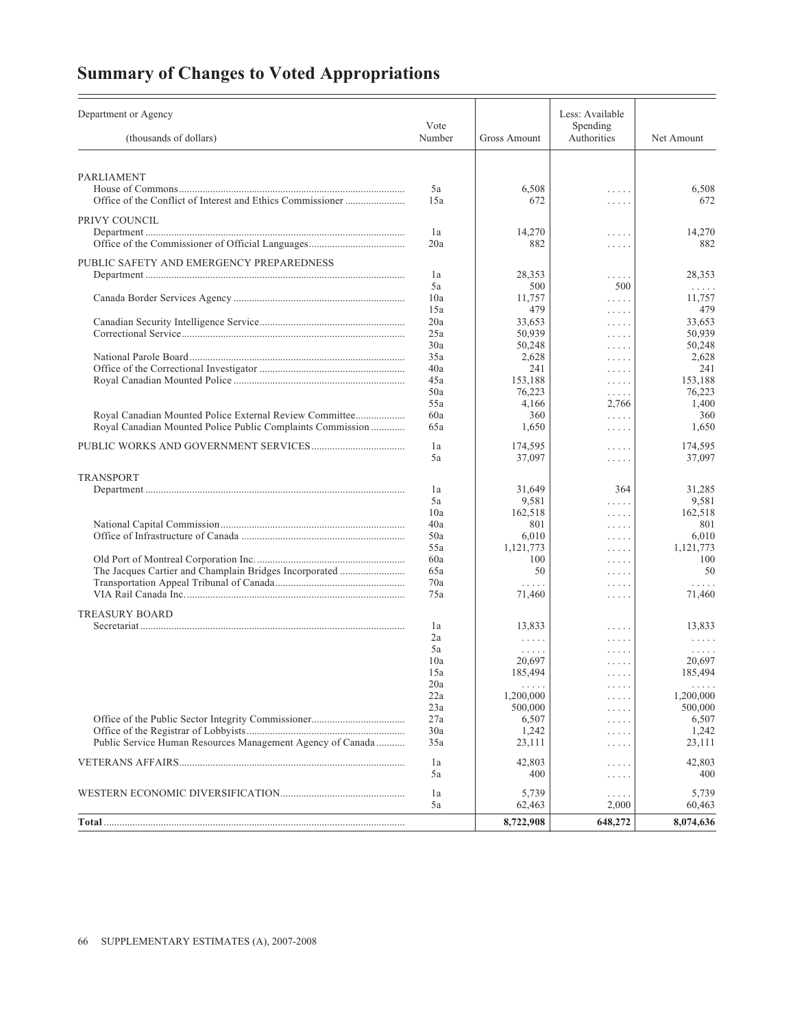# Summary of Changes to Voted Appropriations

| Department or Agency (thousands of dollars) | Vote Number | Gross Amount | Less: Available Spending Authorities | Net Amount |
|---|---|---|---|---|
| PARLIAMENT | | | | |
| House of Commons | 5a | 6,508 | . . . . . | 6,508 |
| Office of the Conflict of Interest and Ethics Commissioner | 15a | 672 | . . . . . | 672 |
| PRIVY COUNCIL | | | | |
| Department | 1a | 14,270 | . . . . . | 14,270 |
| Office of the Commissioner of Official Languages | 20a | 882 | . . . . . | 882 |
| PUBLIC SAFETY AND EMERGENCY PREPAREDNESS | | | | |
| Department | 1a | 28,353 | . . . . . | 28,353 |
| | 5a | 500 | 500 | . . . . . |
| Canada Border Services Agency | 10a | 11,757 | . . . . . | 11,757 |
| | 15a | 479 | . . . . . | 479 |
| Canadian Security Intelligence Service | 20a | 33,653 | . . . . . | 33,653 |
| Correctional Service | 25a | 50,939 | . . . . . | 50,939 |
| | 30a | 50,248 | . . . . . | 50,248 |
| National Parole Board | 35a | 2,628 | . . . . . | 2,628 |
| Office of the Correctional Investigator | 40a | 241 | . . . . . | 241 |
| Royal Canadian Mounted Police | 45a | 153,188 | . . . . . | 153,188 |
| | 50a | 76,223 | . . . . . | 76,223 |
| | 55a | 4,166 | 2,766 | 1,400 |
| Royal Canadian Mounted Police External Review Committee | 60a | 360 | . . . . . | 360 |
| Royal Canadian Mounted Police Public Complaints Commission | 65a | 1,650 | . . . . . | 1,650 |
| PUBLIC WORKS AND GOVERNMENT SERVICES | 1a | 174,595 | . . . . . | 174,595 |
| | 5a | 37,097 | . . . . . | 37,097 |
| TRANSPORT | | | | |
| Department | 1a | 31,649 | 364 | 31,285 |
| | 5a | 9,581 | . . . . . | 9,581 |
| | 10a | 162,518 | . . . . . | 162,518 |
| National Capital Commission | 40a | 801 | . . . . . | 801 |
| Office of Infrastructure of Canada | 50a | 6,010 | . . . . . | 6,010 |
| | 55a | 1,121,773 | . . . . . | 1,121,773 |
| Old Port of Montreal Corporation Inc. | 60a | 100 | . . . . . | 100 |
| The Jacques Cartier and Champlain Bridges Incorporated | 65a | 50 | . . . . . | 50 |
| Transportation Appeal Tribunal of Canada | 70a | . . . . . | . . . . . | . . . . . |
| VIA Rail Canada Inc. | 75a | 71,460 | . . . . . | 71,460 |
| TREASURY BOARD | | | | |
| Secretariat | 1a | 13,833 | . . . . . | 13,833 |
| | 2a | . . . . . | . . . . . | . . . . . |
| | 5a | . . . . . | . . . . . | . . . . . |
| | 10a | 20,697 | . . . . . | 20,697 |
| | 15a | 185,494 | . . . . . | 185,494 |
| | 20a | . . . . . | . . . . . | . . . . . |
| | 22a | 1,200,000 | . . . . . | 1,200,000 |
| | 23a | 500,000 | . . . . . | 500,000 |
| Office of the Public Sector Integrity Commissioner | 27a | 6,507 | . . . . . | 6,507 |
| Office of the Registrar of Lobbyists | 30a | 1,242 | . . . . . | 1,242 |
| Public Service Human Resources Management Agency of Canada | 35a | 23,111 | . . . . . | 23,111 |
| VETERANS AFFAIRS | 1a | 42,803 | . . . . . | 42,803 |
| | 5a | 400 | . . . . . | 400 |
| WESTERN ECONOMIC DIVERSIFICATION | 1a | 5,739 | . . . . . | 5,739 |
| | 5a | 62,463 | 2,000 | 60,463 |
| **Total** | | **8,722,908** | **648,272** | **8,074,636** |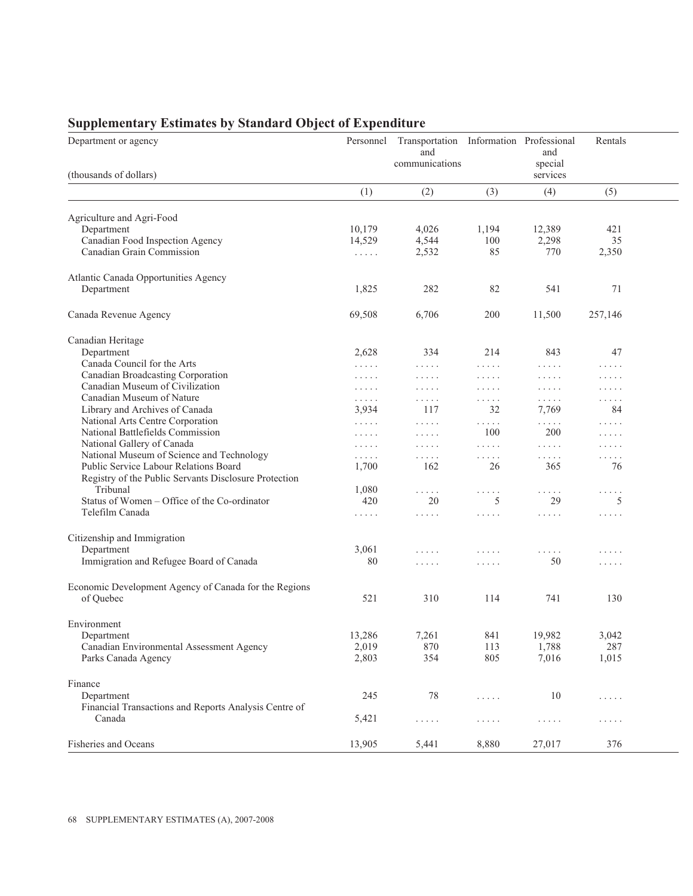## Supplementary Estimates by Standard Object of Expenditure

| Department or agency<br><br>(thousands of dollars) | Personnel | Transportation and communications | Information | Professional and special services | Rentals |
|---|---|---|---|---|---|
| | (1) | (2) | (3) | (4) | (5) |
| **Agriculture and Agri-Food** | | | | | |
| Department | 10,179 | 4,026 | 1,194 | 12,389 | 421 |
| Canadian Food Inspection Agency | 14,529 | 4,544 | 100 | 2,298 | 35 |
| Canadian Grain Commission | ..... | 2,532 | 85 | 770 | 2,350 |
| **Atlantic Canada Opportunities Agency** | | | | | |
| Department | 1,825 | 282 | 82 | 541 | 71 |
| **Canada Revenue Agency** | 69,508 | 6,706 | 200 | 11,500 | 257,146 |
| **Canadian Heritage** | | | | | |
| Department | 2,628 | 334 | 214 | 843 | 47 |
| Canada Council for the Arts | ..... | ..... | ..... | ..... | ..... |
| Canadian Broadcasting Corporation | ..... | ..... | ..... | ..... | ..... |
| Canadian Museum of Civilization | ..... | ..... | ..... | ..... | ..... |
| Canadian Museum of Nature | ..... | ..... | ..... | ..... | ..... |
| Library and Archives of Canada | 3,934 | 117 | 32 | 7,769 | 84 |
| National Arts Centre Corporation | ..... | ..... | ..... | ..... | ..... |
| National Battlefields Commission | ..... | ..... | 100 | 200 | ..... |
| National Gallery of Canada | ..... | ..... | ..... | ..... | ..... |
| National Museum of Science and Technology | ..... | ..... | ..... | ..... | ..... |
| Public Service Labour Relations Board | 1,700 | 162 | 26 | 365 | 76 |
| Registry of the Public Servants Disclosure Protection Tribunal | 1,080 | ..... | ..... | ..... | ..... |
| Status of Women – Office of the Co-ordinator | 420 | 20 | 5 | 29 | 5 |
| Telefilm Canada | ..... | ..... | ..... | ..... | ..... |
| **Citizenship and Immigration** | | | | | |
| Department | 3,061 | ..... | ..... | ..... | ..... |
| Immigration and Refugee Board of Canada | 80 | ..... | ..... | 50 | ..... |
| **Economic Development Agency of Canada for the Regions of Quebec** | 521 | 310 | 114 | 741 | 130 |
| **Environment** | | | | | |
| Department | 13,286 | 7,261 | 841 | 19,982 | 3,042 |
| Canadian Environmental Assessment Agency | 2,019 | 870 | 113 | 1,788 | 287 |
| Parks Canada Agency | 2,803 | 354 | 805 | 7,016 | 1,015 |
| **Finance** | | | | | |
| Department | 245 | 78 | ..... | 10 | ..... |
| Financial Transactions and Reports Analysis Centre of Canada | 5,421 | ..... | ..... | ..... | ..... |
| **Fisheries and Oceans** | 13,905 | 5,441 | 8,880 | 27,017 | 376 |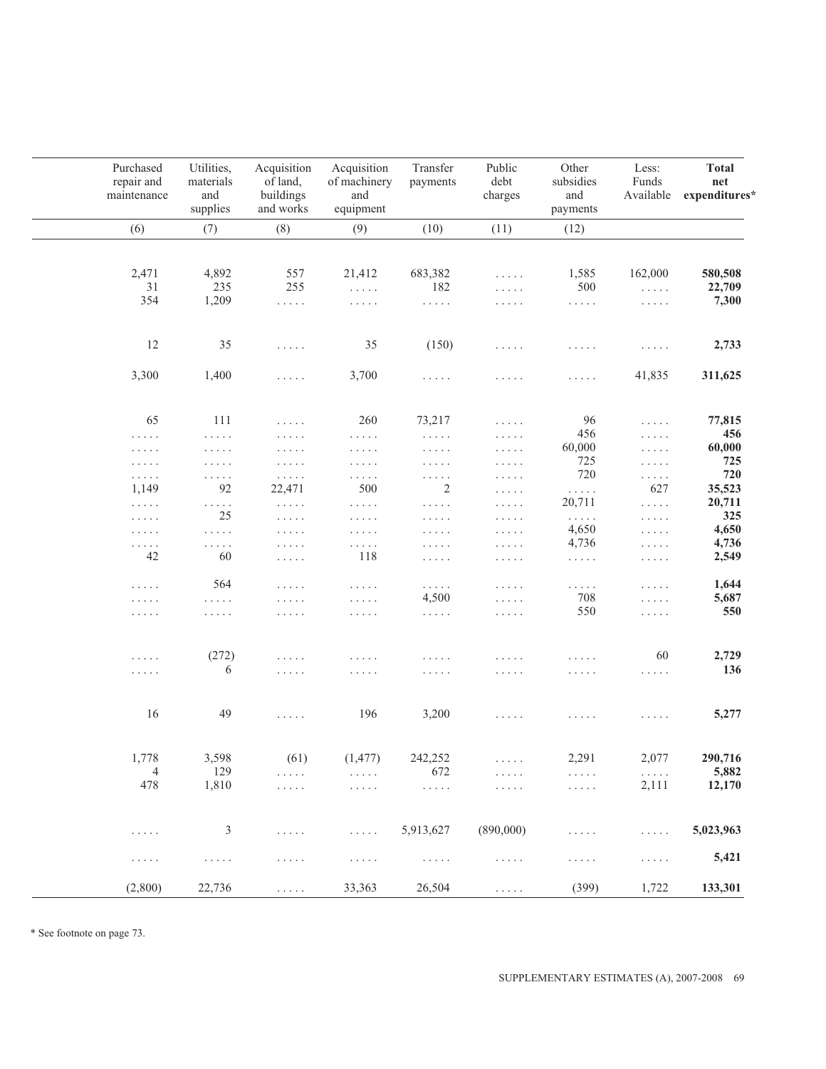| Purchased repair and maintenance | Utilities, materials and supplies | Acquisition of land, buildings and works | Acquisition of machinery and equipment | Transfer payments | Public debt charges | Other subsidies and payments | Less: Funds Available | **Total net expenditures*** |
|---|---|---|---|---|---|---|---|---|
| (6) | (7) | (8) | (9) | (10) | (11) | (12) | | |
| 2,471 | 4,892 | 557 | 21,412 | 683,382 | ..... | 1,585 | 162,000 | **580,508** |
| 31 | 235 | 255 | ..... | 182 | ..... | 500 | ..... | **22,709** |
| 354 | 1,209 | ..... | ..... | ..... | ..... | ..... | ..... | **7,300** |
| 12 | 35 | ..... | 35 | (150) | ..... | ..... | ..... | **2,733** |
| 3,300 | 1,400 | ..... | 3,700 | ..... | ..... | ..... | 41,835 | **311,625** |
| 65 | 111 | ..... | 260 | 73,217 | ..... | 96 | ..... | **77,815** |
| ..... | ..... | ..... | ..... | ..... | ..... | 456 | ..... | **456** |
| ..... | ..... | ..... | ..... | ..... | ..... | 60,000 | ..... | **60,000** |
| ..... | ..... | ..... | ..... | ..... | ..... | 725 | ..... | **725** |
| ..... | ..... | ..... | ..... | ..... | ..... | 720 | ..... | **720** |
| 1,149 | 92 | 22,471 | 500 | 2 | ..... | ..... | 627 | **35,523** |
| ..... | ..... | ..... | ..... | ..... | ..... | 20,711 | ..... | **20,711** |
| ..... | 25 | ..... | ..... | ..... | ..... | ..... | ..... | **325** |
| ..... | ..... | ..... | ..... | ..... | ..... | 4,650 | ..... | **4,650** |
| ..... | ..... | ..... | ..... | ..... | ..... | 4,736 | ..... | **4,736** |
| 42 | 60 | ..... | 118 | ..... | ..... | ..... | ..... | **2,549** |
| ..... | 564 | ..... | ..... | ..... | ..... | ..... | ..... | **1,644** |
| ..... | ..... | ..... | ..... | 4,500 | ..... | 708 | ..... | **5,687** |
| ..... | ..... | ..... | ..... | ..... | ..... | 550 | ..... | **550** |
| ..... | (272) | ..... | ..... | ..... | ..... | ..... | 60 | **2,729** |
| ..... | 6 | ..... | ..... | ..... | ..... | ..... | ..... | **136** |
| 16 | 49 | ..... | 196 | 3,200 | ..... | ..... | ..... | **5,277** |
| 1,778 | 3,598 | (61) | (1,477) | 242,252 | ..... | 2,291 | 2,077 | **290,716** |
| 4 | 129 | ..... | ..... | 672 | ..... | ..... | ..... | **5,882** |
| 478 | 1,810 | ..... | ..... | ..... | ..... | ..... | 2,111 | **12,170** |
| ..... | 3 | ..... | ..... | 5,913,627 | (890,000) | ..... | ..... | **5,023,963** |
| ..... | ..... | ..... | ..... | ..... | ..... | ..... | ..... | **5,421** |
| (2,800) | 22,736 | ..... | 33,363 | 26,504 | ..... | (399) | 1,722 | **133,301** |

* See footnote on page 73.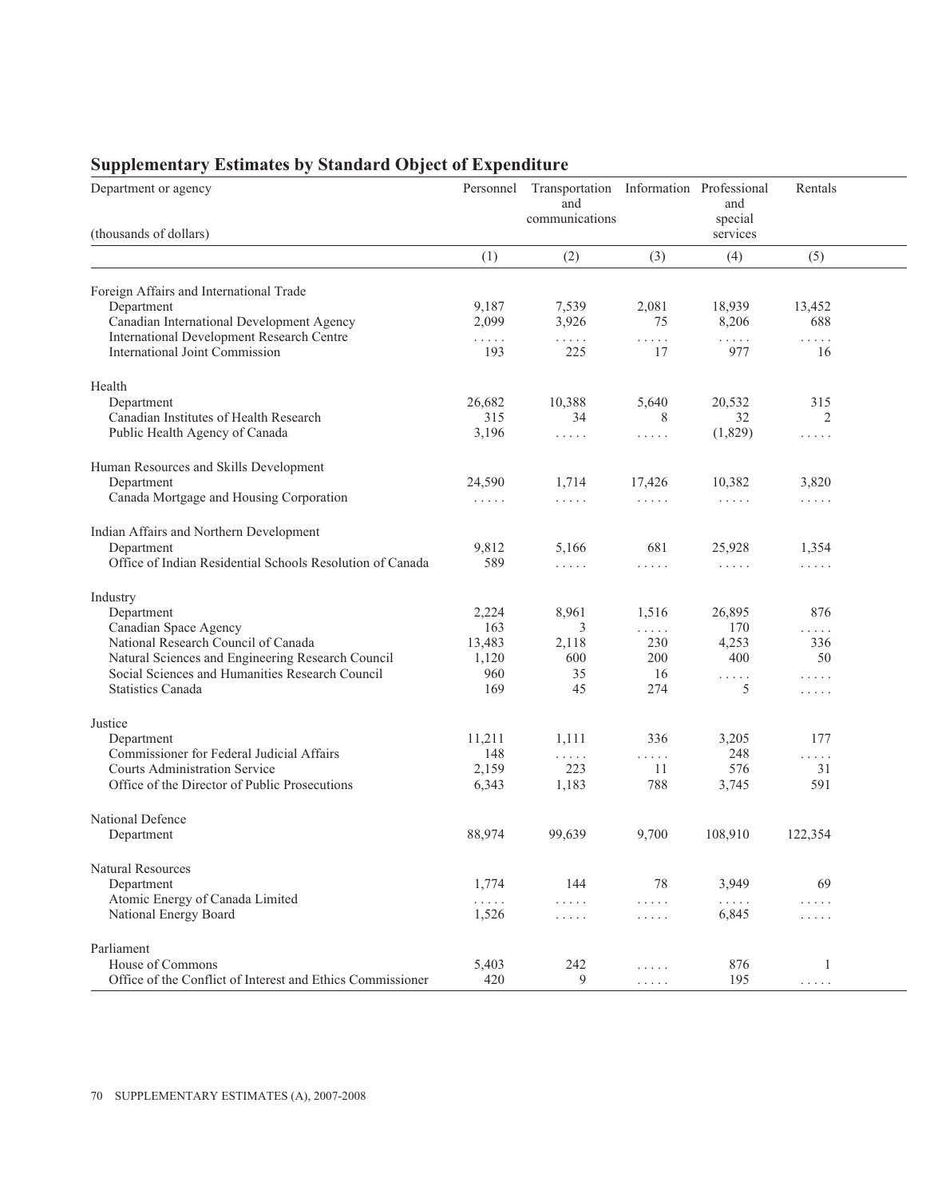## Supplementary Estimates by Standard Object of Expenditure

| Department or agency<br><br>(thousands of dollars) | Personnel | Transportation and communications | Information | Professional and special services | Rentals |
|---|---|---|---|---|---|
| | (1) | (2) | (3) | (4) | (5) |
| Foreign Affairs and International Trade | | | | | |
| Department | 9,187 | 7,539 | 2,081 | 18,939 | 13,452 |
| Canadian International Development Agency | 2,099 | 3,926 | 75 | 8,206 | 688 |
| International Development Research Centre | ..... | ..... | ..... | ..... | ..... |
| International Joint Commission | 193 | 225 | 17 | 977 | 16 |
| Health | | | | | |
| Department | 26,682 | 10,388 | 5,640 | 20,532 | 315 |
| Canadian Institutes of Health Research | 315 | 34 | 8 | 32 | 2 |
| Public Health Agency of Canada | 3,196 | ..... | ..... | (1,829) | ..... |
| Human Resources and Skills Development | | | | | |
| Department | 24,590 | 1,714 | 17,426 | 10,382 | 3,820 |
| Canada Mortgage and Housing Corporation | ..... | ..... | ..... | ..... | ..... |
| Indian Affairs and Northern Development | | | | | |
| Department | 9,812 | 5,166 | 681 | 25,928 | 1,354 |
| Office of Indian Residential Schools Resolution of Canada | 589 | ..... | ..... | ..... | ..... |
| Industry | | | | | |
| Department | 2,224 | 8,961 | 1,516 | 26,895 | 876 |
| Canadian Space Agency | 163 | 3 | ..... | 170 | ..... |
| National Research Council of Canada | 13,483 | 2,118 | 230 | 4,253 | 336 |
| Natural Sciences and Engineering Research Council | 1,120 | 600 | 200 | 400 | 50 |
| Social Sciences and Humanities Research Council | 960 | 35 | 16 | ..... | ..... |
| Statistics Canada | 169 | 45 | 274 | 5 | ..... |
| Justice | | | | | |
| Department | 11,211 | 1,111 | 336 | 3,205 | 177 |
| Commissioner for Federal Judicial Affairs | 148 | ..... | ..... | 248 | ..... |
| Courts Administration Service | 2,159 | 223 | 11 | 576 | 31 |
| Office of the Director of Public Prosecutions | 6,343 | 1,183 | 788 | 3,745 | 591 |
| National Defence | | | | | |
| Department | 88,974 | 99,639 | 9,700 | 108,910 | 122,354 |
| Natural Resources | | | | | |
| Department | 1,774 | 144 | 78 | 3,949 | 69 |
| Atomic Energy of Canada Limited | ..... | ..... | ..... | ..... | ..... |
| National Energy Board | 1,526 | ..... | ..... | 6,845 | ..... |
| Parliament | | | | | |
| House of Commons | 5,403 | 242 | ..... | 876 | 1 |
| Office of the Conflict of Interest and Ethics Commissioner | 420 | 9 | ..... | 195 | ..... |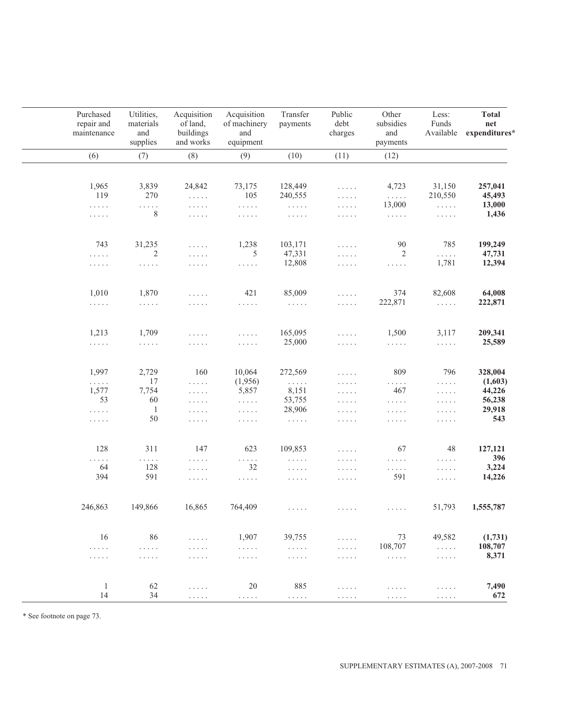| Purchased repair and maintenance | Utilities, materials and supplies | Acquisition of land, buildings and works | Acquisition of machinery and equipment | Transfer payments | Public debt charges | Other subsidies and payments | Less: Funds Available | **Total net expenditures*** |
|---|---|---|---|---|---|---|---|---|
| (6) | (7) | (8) | (9) | (10) | (11) | (12) | | |
| 1,965 | 3,839 | 24,842 | 73,175 | 128,449 | ..... | 4,723 | 31,150 | **257,041** |
| 119 | 270 | ..... | 105 | 240,555 | ..... | ..... | 210,550 | **45,493** |
| ..... | ..... | ..... | ..... | ..... | ..... | 13,000 | ..... | **13,000** |
| ..... | 8 | ..... | ..... | ..... | ..... | ..... | ..... | **1,436** |
| 743 | 31,235 | ..... | 1,238 | 103,171 | ..... | 90 | 785 | **199,249** |
| ..... | 2 | ..... | 5 | 47,331 | ..... | 2 | ..... | **47,731** |
| ..... | ..... | ..... | ..... | 12,808 | ..... | ..... | 1,781 | **12,394** |
| 1,010 | 1,870 | ..... | 421 | 85,009 | ..... | 374 | 82,608 | **64,008** |
| ..... | ..... | ..... | ..... | ..... | ..... | 222,871 | ..... | **222,871** |
| 1,213 | 1,709 | ..... | ..... | 165,095 | ..... | 1,500 | 3,117 | **209,341** |
| ..... | ..... | ..... | ..... | 25,000 | ..... | ..... | ..... | **25,589** |
| 1,997 | 2,729 | 160 | 10,064 | 272,569 | ..... | 809 | 796 | **328,004** |
| ..... | 17 | ..... | (1,956) | ..... | ..... | ..... | ..... | **(1,603)** |
| 1,577 | 7,754 | ..... | 5,857 | 8,151 | ..... | 467 | ..... | **44,226** |
| 53 | 60 | ..... | ..... | 53,755 | ..... | ..... | ..... | **56,238** |
| ..... | 1 | ..... | ..... | 28,906 | ..... | ..... | ..... | **29,918** |
| ..... | 50 | ..... | ..... | ..... | ..... | ..... | ..... | **543** |
| 128 | 311 | 147 | 623 | 109,853 | ..... | 67 | 48 | **127,121** |
| ..... | ..... | ..... | ..... | ..... | ..... | ..... | ..... | **396** |
| 64 | 128 | ..... | 32 | ..... | ..... | ..... | ..... | **3,224** |
| 394 | 591 | ..... | ..... | ..... | ..... | 591 | ..... | **14,226** |
| 246,863 | 149,866 | 16,865 | 764,409 | ..... | ..... | ..... | 51,793 | **1,555,787** |
| 16 | 86 | ..... | 1,907 | 39,755 | ..... | 73 | 49,582 | **(1,731)** |
| ..... | ..... | ..... | ..... | ..... | ..... | 108,707 | ..... | **108,707** |
| ..... | ..... | ..... | ..... | ..... | ..... | ..... | ..... | **8,371** |
| 1 | 62 | ..... | 20 | 885 | ..... | ..... | ..... | **7,490** |
| 14 | 34 | ..... | ..... | ..... | ..... | ..... | ..... | **672** |

* See footnote on page 73.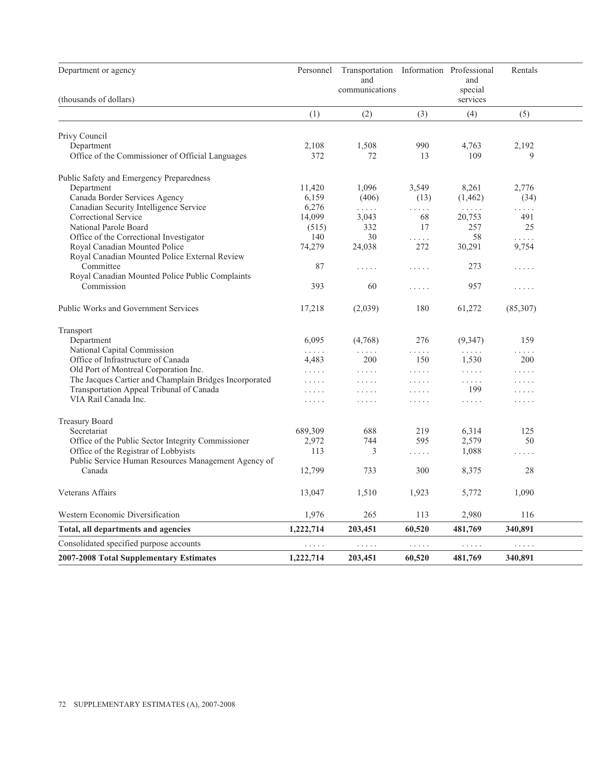| Department or agency<br><br>(thousands of dollars) | Personnel | Transportation and communications | Information | Professional and special services | Rentals |
|---|---|---|---|---|---|
| | (1) | (2) | (3) | (4) | (5) |
| Privy Council | | | | | |
| Department | 2,108 | 1,508 | 990 | 4,763 | 2,192 |
| Office of the Commissioner of Official Languages | 372 | 72 | 13 | 109 | 9 |
| Public Safety and Emergency Preparedness | | | | | |
| Department | 11,420 | 1,096 | 3,549 | 8,261 | 2,776 |
| Canada Border Services Agency | 6,159 | (406) | (13) | (1,462) | (34) |
| Canadian Security Intelligence Service | 6,276 | ..... | ..... | ..... | ..... |
| Correctional Service | 14,099 | 3,043 | 68 | 20,753 | 491 |
| National Parole Board | (515) | 332 | 17 | 257 | 25 |
| Office of the Correctional Investigator | 140 | 30 | ..... | 58 | ..... |
| Royal Canadian Mounted Police | 74,279 | 24,038 | 272 | 30,291 | 9,754 |
| Royal Canadian Mounted Police External Review Committee | 87 | ..... | ..... | 273 | ..... |
| Royal Canadian Mounted Police Public Complaints Commission | 393 | 60 | ..... | 957 | ..... |
| Public Works and Government Services | 17,218 | (2,039) | 180 | 61,272 | (85,307) |
| Transport | | | | | |
| Department | 6,095 | (4,768) | 276 | (9,347) | 159 |
| National Capital Commission | ..... | ..... | ..... | ..... | ..... |
| Office of Infrastructure of Canada | 4,483 | 200 | 150 | 1,530 | 200 |
| Old Port of Montreal Corporation Inc. | ..... | ..... | ..... | ..... | ..... |
| The Jacques Cartier and Champlain Bridges Incorporated | ..... | ..... | ..... | ..... | ..... |
| Transportation Appeal Tribunal of Canada | ..... | ..... | ..... | 199 | ..... |
| VIA Rail Canada Inc. | ..... | ..... | ..... | ..... | ..... |
| Treasury Board | | | | | |
| Secretariat | 689,309 | 688 | 219 | 6,314 | 125 |
| Office of the Public Sector Integrity Commissioner | 2,972 | 744 | 595 | 2,579 | 50 |
| Office of the Registrar of Lobbyists | 113 | 3 | ..... | 1,088 | ..... |
| Public Service Human Resources Management Agency of Canada | 12,799 | 733 | 300 | 8,375 | 28 |
| Veterans Affairs | 13,047 | 1,510 | 1,923 | 5,772 | 1,090 |
| Western Economic Diversification | 1,976 | 265 | 113 | 2,980 | 116 |
| **Total, all departments and agencies** | **1,222,714** | **203,451** | **60,520** | **481,769** | **340,891** |
| Consolidated specified purpose accounts | ..... | ..... | ..... | ..... | ..... |
| **2007-2008 Total Supplementary Estimates** | **1,222,714** | **203,451** | **60,520** | **481,769** | **340,891** |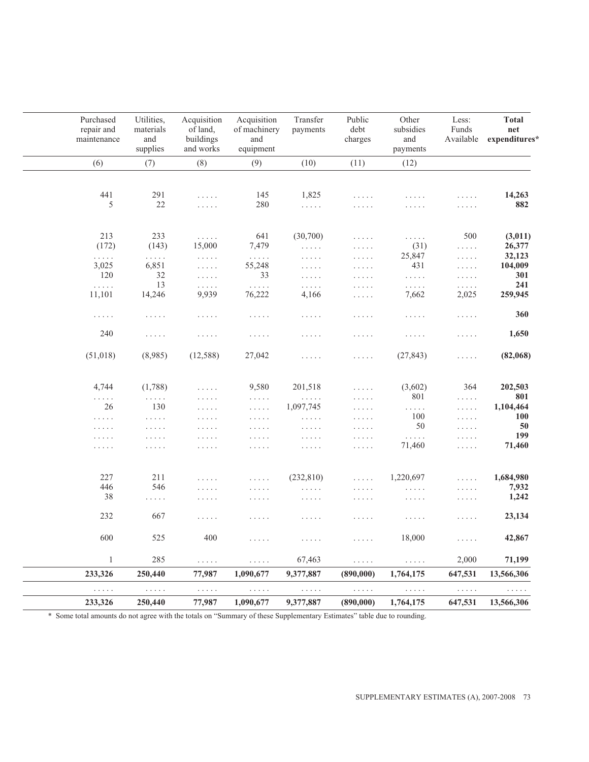| Purchased repair and maintenance | Utilities, materials and supplies | Acquisition of land, buildings and works | Acquisition of machinery and equipment | Transfer payments | Public debt charges | Other subsidies and payments | Less: Funds Available | **Total net expenditures*** |
|---|---|---|---|---|---|---|---|---|
| (6) | (7) | (8) | (9) | (10) | (11) | (12) | | |
| 441 | 291 | . . . . . | 145 | 1,825 | . . . . . | . . . . . | . . . . . | **14,263** |
| 5 | 22 | . . . . . | 280 | . . . . . | . . . . . | . . . . . | . . . . . | **882** |
| 213 | 233 | . . . . . | 641 | (30,700) | . . . . . | . . . . . | 500 | **(3,011)** |
| (172) | (143) | 15,000 | 7,479 | . . . . . | . . . . . | (31) | . . . . . | **26,377** |
| . . . . . | . . . . . | . . . . . | . . . . . | . . . . . | . . . . . | 25,847 | . . . . . | **32,123** |
| 3,025 | 6,851 | . . . . . | 55,248 | . . . . . | . . . . . | 431 | . . . . . | **104,009** |
| 120 | 32 | . . . . . | 33 | . . . . . | . . . . . | . . . . . | . . . . . | **301** |
| . . . . . | 13 | . . . . . | . . . . . | . . . . . | . . . . . | . . . . . | . . . . . | **241** |
| 11,101 | 14,246 | 9,939 | 76,222 | 4,166 | . . . . . | 7,662 | 2,025 | **259,945** |
| . . . . . | . . . . . | . . . . . | . . . . . | . . . . . | . . . . . | . . . . . | . . . . . | **360** |
| 240 | . . . . . | . . . . . | . . . . . | . . . . . | . . . . . | . . . . . | . . . . . | **1,650** |
| (51,018) | (8,985) | (12,588) | 27,042 | . . . . . | . . . . . | (27,843) | . . . . . | **(82,068)** |
| 4,744 | (1,788) | . . . . . | 9,580 | 201,518 | . . . . . | (3,602) | 364 | **202,503** |
| . . . . . | . . . . . | . . . . . | . . . . . | . . . . . | . . . . . | 801 | . . . . . | **801** |
| 26 | 130 | . . . . . | . . . . . | 1,097,745 | . . . . . | . . . . . | . . . . . | **1,104,464** |
| . . . . . | . . . . . | . . . . . | . . . . . | . . . . . | . . . . . | 100 | . . . . . | **100** |
| . . . . . | . . . . . | . . . . . | . . . . . | . . . . . | . . . . . | 50 | . . . . . | **50** |
| . . . . . | . . . . . | . . . . . | . . . . . | . . . . . | . . . . . | . . . . . | . . . . . | **199** |
| . . . . . | . . . . . | . . . . . | . . . . . | . . . . . | . . . . . | 71,460 | . . . . . | **71,460** |
| 227 | 211 | . . . . . | . . . . . | (232,810) | . . . . . | 1,220,697 | . . . . . | **1,684,980** |
| 446 | 546 | . . . . . | . . . . . | . . . . . | . . . . . | . . . . . | . . . . . | **7,932** |
| 38 | . . . . . | . . . . . | . . . . . | . . . . . | . . . . . | . . . . . | . . . . . | **1,242** |
| 232 | 667 | . . . . . | . . . . . | . . . . . | . . . . . | . . . . . | . . . . . | **23,134** |
| 600 | 525 | 400 | . . . . . | . . . . . | . . . . . | 18,000 | . . . . . | **42,867** |
| 1 | 285 | . . . . . | . . . . . | 67,463 | . . . . . | . . . . . | 2,000 | **71,199** |
| **233,326** | **250,440** | **77,987** | **1,090,677** | **9,377,887** | **(890,000)** | **1,764,175** | **647,531** | **13,566,306** |
| . . . . . | . . . . . | . . . . . | . . . . . | . . . . . | . . . . . | . . . . . | . . . . . | . . . . . |
| **233,326** | **250,440** | **77,987** | **1,090,677** | **9,377,887** | **(890,000)** | **1,764,175** | **647,531** | **13,566,306** |

* Some total amounts do not agree with the totals on "Summary of these Supplementary Estimates" table due to rounding.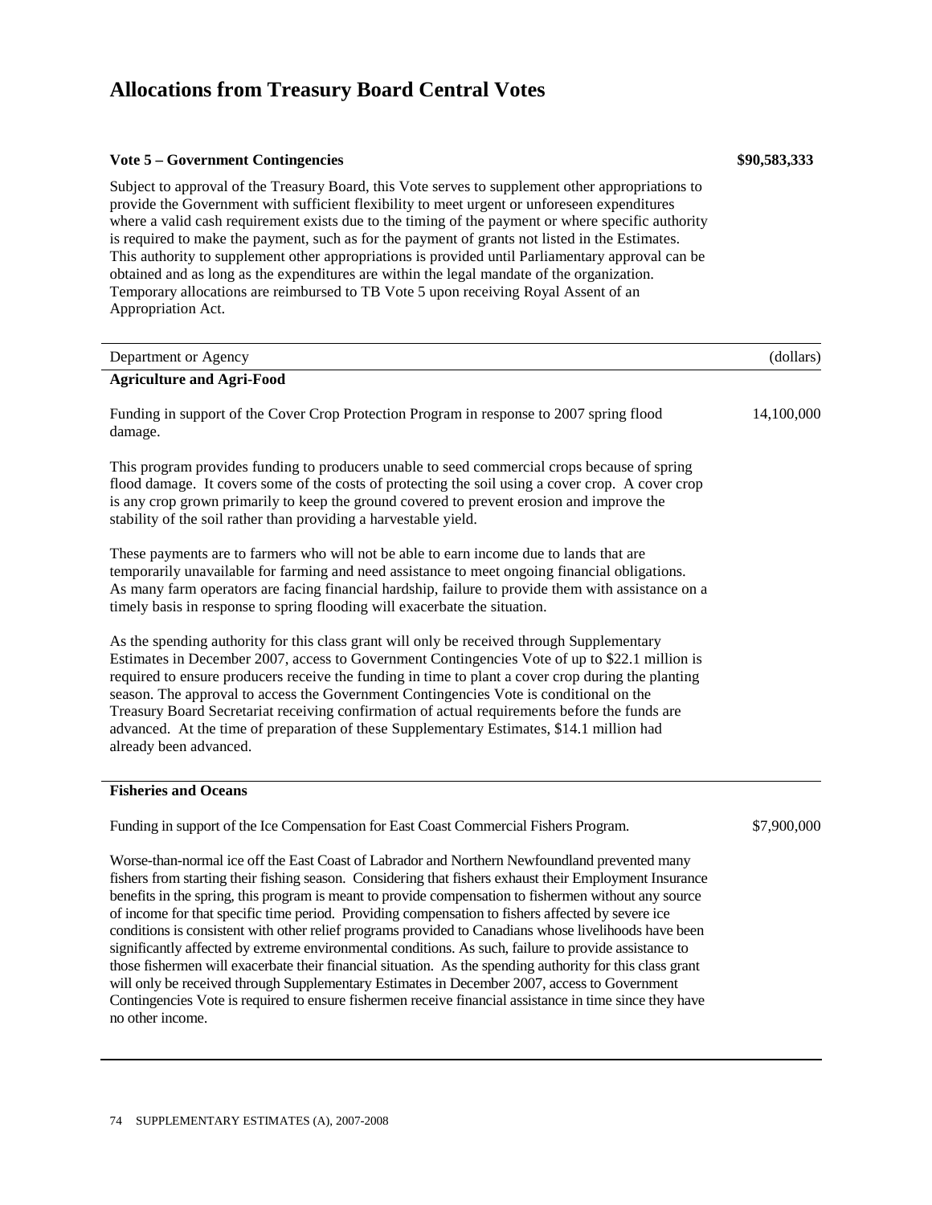# Allocations from Treasury Board Central Votes

**Vote 5 – Government Contingencies** **$90,583,333**

Subject to approval of the Treasury Board, this Vote serves to supplement other appropriations to provide the Government with sufficient flexibility to meet urgent or unforeseen expenditures where a valid cash requirement exists due to the timing of the payment or where specific authority is required to make the payment, such as for the payment of grants not listed in the Estimates. This authority to supplement other appropriations is provided until Parliamentary approval can be obtained and as long as the expenditures are within the legal mandate of the organization. Temporary allocations are reimbursed to TB Vote 5 upon receiving Royal Assent of an Appropriation Act.

| Department or Agency | (dollars) |
|---|---|
| **Agriculture and Agri-Food** | |
| Funding in support of the Cover Crop Protection Program in response to 2007 spring flood damage. | 14,100,000 |

This program provides funding to producers unable to seed commercial crops because of spring flood damage. It covers some of the costs of protecting the soil using a cover crop. A cover crop is any crop grown primarily to keep the ground covered to prevent erosion and improve the stability of the soil rather than providing a harvestable yield.

These payments are to farmers who will not be able to earn income due to lands that are temporarily unavailable for farming and need assistance to meet ongoing financial obligations. As many farm operators are facing financial hardship, failure to provide them with assistance on a timely basis in response to spring flooding will exacerbate the situation.

As the spending authority for this class grant will only be received through Supplementary Estimates in December 2007, access to Government Contingencies Vote of up to $22.1 million is required to ensure producers receive the funding in time to plant a cover crop during the planting season. The approval to access the Government Contingencies Vote is conditional on the Treasury Board Secretariat receiving confirmation of actual requirements before the funds are advanced. At the time of preparation of these Supplementary Estimates, $14.1 million had already been advanced.

| **Fisheries and Oceans** | |
|---|---|
| Funding in support of the Ice Compensation for East Coast Commercial Fishers Program. | $7,900,000 |

Worse-than-normal ice off the East Coast of Labrador and Northern Newfoundland prevented many fishers from starting their fishing season. Considering that fishers exhaust their Employment Insurance benefits in the spring, this program is meant to provide compensation to fishermen without any source of income for that specific time period. Providing compensation to fishers affected by severe ice conditions is consistent with other relief programs provided to Canadians whose livelihoods have been significantly affected by extreme environmental conditions. As such, failure to provide assistance to those fishermen will exacerbate their financial situation. As the spending authority for this class grant will only be received through Supplementary Estimates in December 2007, access to Government Contingencies Vote is required to ensure fishermen receive financial assistance in time since they have no other income.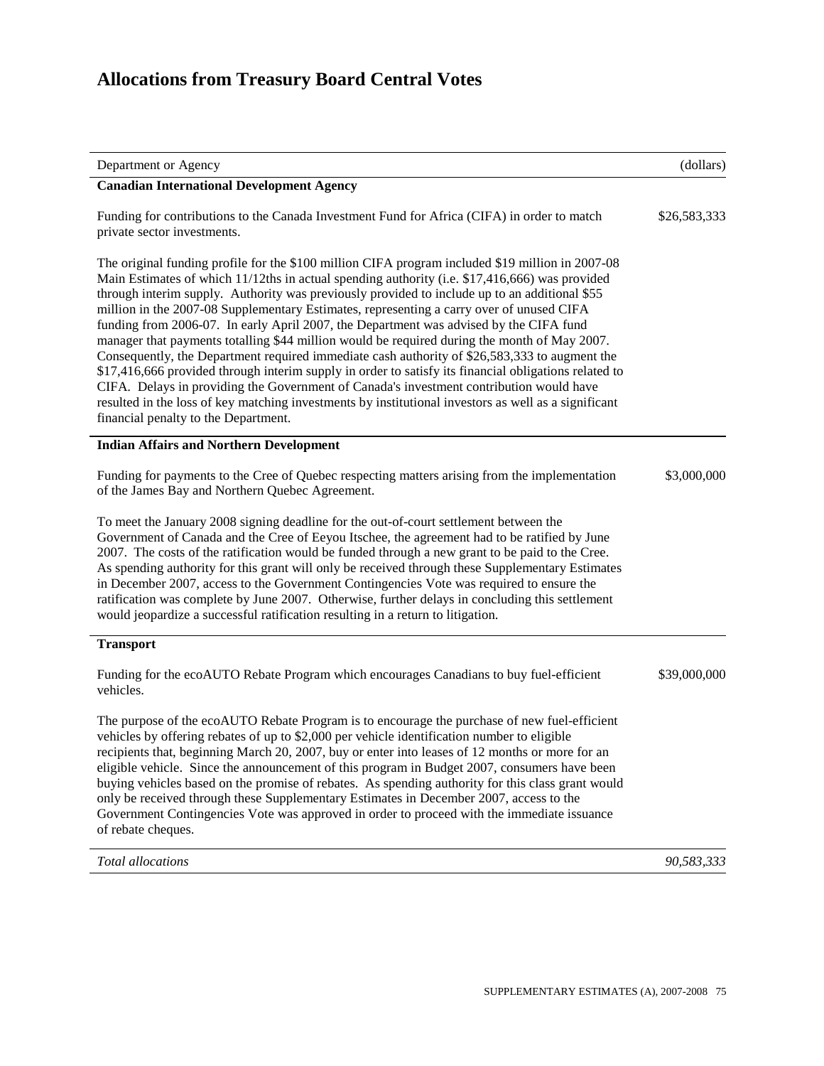# Allocations from Treasury Board Central Votes

| Department or Agency | (dollars) |
|---|---|
| **Canadian International Development Agency** | |
| Funding for contributions to the Canada Investment Fund for Africa (CIFA) in order to match private sector investments. | $26,583,333 |
| The original funding profile for the $100 million CIFA program included $19 million in 2007-08 Main Estimates of which 11/12ths in actual spending authority (i.e. $17,416,666) was provided through interim supply. Authority was previously provided to include up to an additional $55 million in the 2007-08 Supplementary Estimates, representing a carry over of unused CIFA funding from 2006-07. In early April 2007, the Department was advised by the CIFA fund manager that payments totalling $44 million would be required during the month of May 2007. Consequently, the Department required immediate cash authority of $26,583,333 to augment the $17,416,666 provided through interim supply in order to satisfy its financial obligations related to CIFA. Delays in providing the Government of Canada's investment contribution would have resulted in the loss of key matching investments by institutional investors as well as a significant financial penalty to the Department. | |
| **Indian Affairs and Northern Development** | |
| Funding for payments to the Cree of Quebec respecting matters arising from the implementation of the James Bay and Northern Quebec Agreement. | $3,000,000 |
| To meet the January 2008 signing deadline for the out-of-court settlement between the Government of Canada and the Cree of Eeyou Itschee, the agreement had to be ratified by June 2007. The costs of the ratification would be funded through a new grant to be paid to the Cree. As spending authority for this grant will only be received through these Supplementary Estimates in December 2007, access to the Government Contingencies Vote was required to ensure the ratification was complete by June 2007. Otherwise, further delays in concluding this settlement would jeopardize a successful ratification resulting in a return to litigation. | |
| **Transport** | |
| Funding for the ecoAUTO Rebate Program which encourages Canadians to buy fuel-efficient vehicles. | $39,000,000 |
| The purpose of the ecoAUTO Rebate Program is to encourage the purchase of new fuel-efficient vehicles by offering rebates of up to $2,000 per vehicle identification number to eligible recipients that, beginning March 20, 2007, buy or enter into leases of 12 months or more for an eligible vehicle. Since the announcement of this program in Budget 2007, consumers have been buying vehicles based on the promise of rebates. As spending authority for this class grant would only be received through these Supplementary Estimates in December 2007, access to the Government Contingencies Vote was approved in order to proceed with the immediate issuance of rebate cheques. | |
| *Total allocations* | *90,583,333* |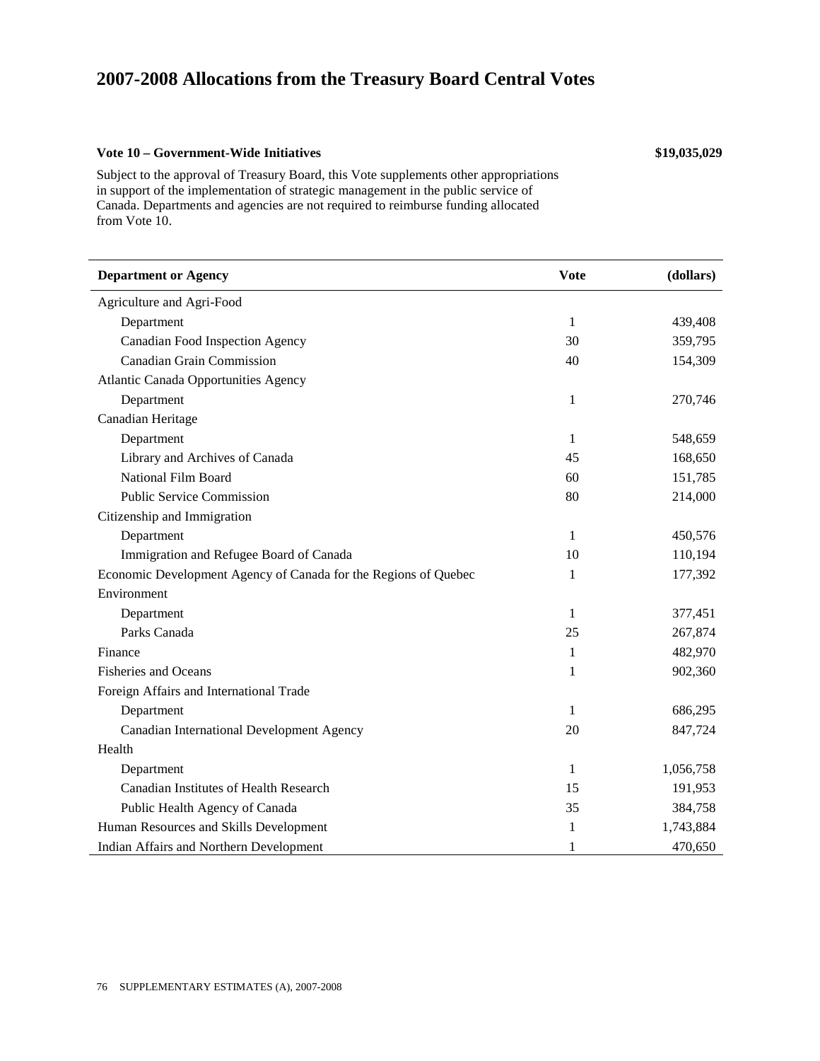# 2007-2008 Allocations from the Treasury Board Central Votes

**Vote 10 – Government-Wide Initiatives** **$19,035,029**

Subject to the approval of Treasury Board, this Vote supplements other appropriations in support of the implementation of strategic management in the public service of Canada. Departments and agencies are not required to reimburse funding allocated from Vote 10.

| Department or Agency | Vote | (dollars) |
|---|---|---|
| Agriculture and Agri-Food | | |
| Department | 1 | 439,408 |
| Canadian Food Inspection Agency | 30 | 359,795 |
| Canadian Grain Commission | 40 | 154,309 |
| Atlantic Canada Opportunities Agency | | |
| Department | 1 | 270,746 |
| Canadian Heritage | | |
| Department | 1 | 548,659 |
| Library and Archives of Canada | 45 | 168,650 |
| National Film Board | 60 | 151,785 |
| Public Service Commission | 80 | 214,000 |
| Citizenship and Immigration | | |
| Department | 1 | 450,576 |
| Immigration and Refugee Board of Canada | 10 | 110,194 |
| Economic Development Agency of Canada for the Regions of Quebec | 1 | 177,392 |
| Environment | | |
| Department | 1 | 377,451 |
| Parks Canada | 25 | 267,874 |
| Finance | 1 | 482,970 |
| Fisheries and Oceans | 1 | 902,360 |
| Foreign Affairs and International Trade | | |
| Department | 1 | 686,295 |
| Canadian International Development Agency | 20 | 847,724 |
| Health | | |
| Department | 1 | 1,056,758 |
| Canadian Institutes of Health Research | 15 | 191,953 |
| Public Health Agency of Canada | 35 | 384,758 |
| Human Resources and Skills Development | 1 | 1,743,884 |
| Indian Affairs and Northern Development | 1 | 470,650 |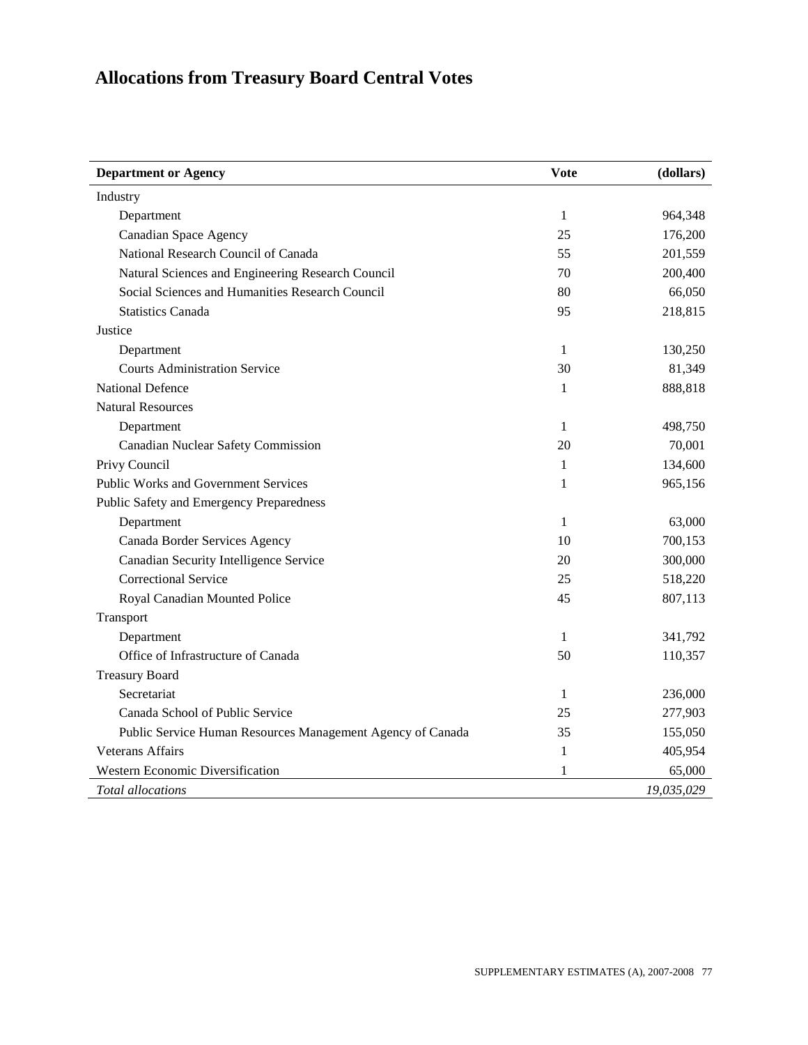# Allocations from Treasury Board Central Votes

| Department or Agency | Vote | (dollars) |
|---|---|---|
| Industry | | |
| Department | 1 | 964,348 |
| Canadian Space Agency | 25 | 176,200 |
| National Research Council of Canada | 55 | 201,559 |
| Natural Sciences and Engineering Research Council | 70 | 200,400 |
| Social Sciences and Humanities Research Council | 80 | 66,050 |
| Statistics Canada | 95 | 218,815 |
| Justice | | |
| Department | 1 | 130,250 |
| Courts Administration Service | 30 | 81,349 |
| National Defence | 1 | 888,818 |
| Natural Resources | | |
| Department | 1 | 498,750 |
| Canadian Nuclear Safety Commission | 20 | 70,001 |
| Privy Council | 1 | 134,600 |
| Public Works and Government Services | 1 | 965,156 |
| Public Safety and Emergency Preparedness | | |
| Department | 1 | 63,000 |
| Canada Border Services Agency | 10 | 700,153 |
| Canadian Security Intelligence Service | 20 | 300,000 |
| Correctional Service | 25 | 518,220 |
| Royal Canadian Mounted Police | 45 | 807,113 |
| Transport | | |
| Department | 1 | 341,792 |
| Office of Infrastructure of Canada | 50 | 110,357 |
| Treasury Board | | |
| Secretariat | 1 | 236,000 |
| Canada School of Public Service | 25 | 277,903 |
| Public Service Human Resources Management Agency of Canada | 35 | 155,050 |
| Veterans Affairs | 1 | 405,954 |
| Western Economic Diversification | 1 | 65,000 |
| *Total allocations* | | *19,035,029* |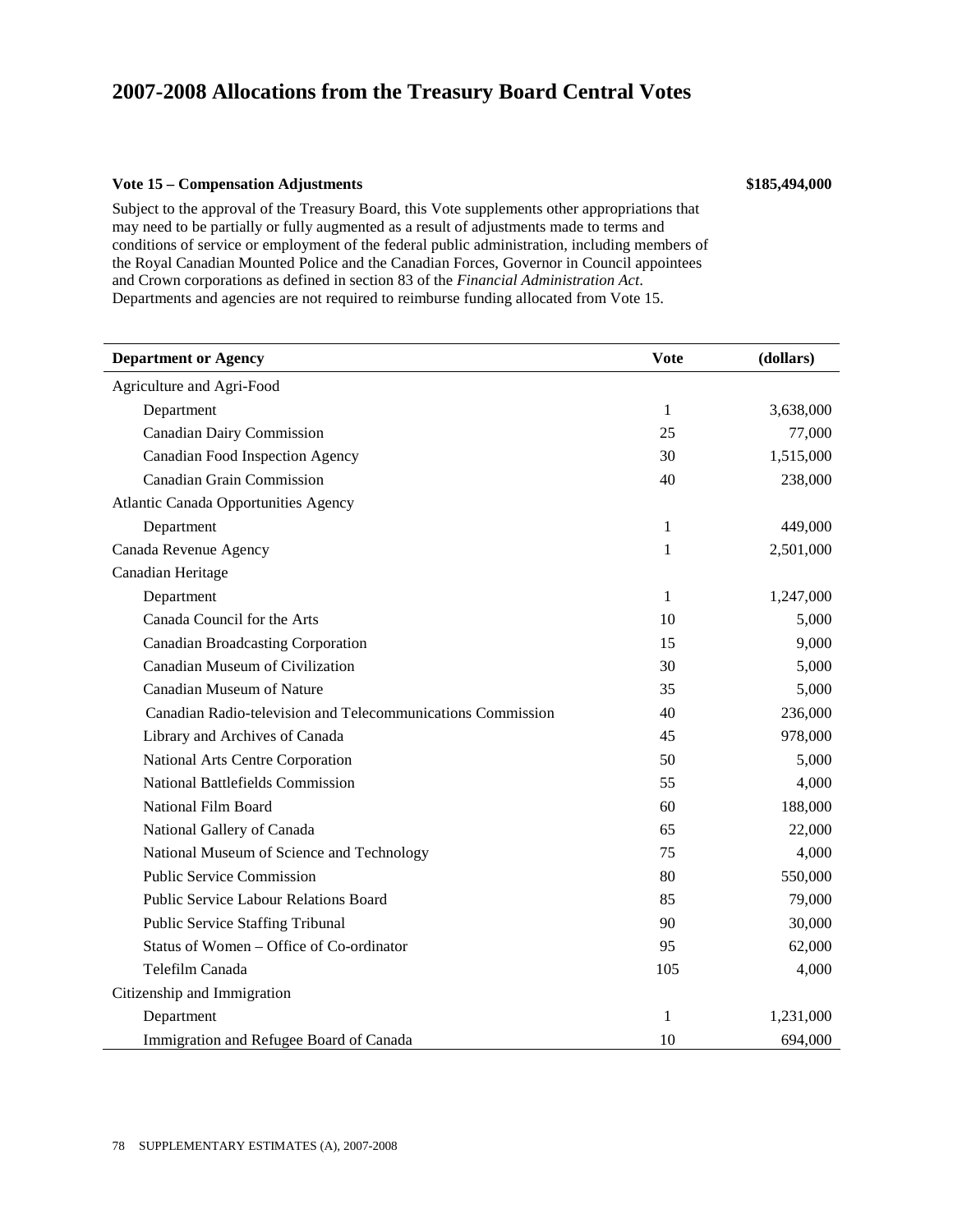# 2007-2008 Allocations from the Treasury Board Central Votes

**Vote 15 – Compensation Adjustments** **$185,494,000**

Subject to the approval of the Treasury Board, this Vote supplements other appropriations that may need to be partially or fully augmented as a result of adjustments made to terms and conditions of service or employment of the federal public administration, including members of the Royal Canadian Mounted Police and the Canadian Forces, Governor in Council appointees and Crown corporations as defined in section 83 of the *Financial Administration Act*. Departments and agencies are not required to reimburse funding allocated from Vote 15.

| Department or Agency | Vote | (dollars) |
|---|---|---|
| Agriculture and Agri-Food | | |
| Department | 1 | 3,638,000 |
| Canadian Dairy Commission | 25 | 77,000 |
| Canadian Food Inspection Agency | 30 | 1,515,000 |
| Canadian Grain Commission | 40 | 238,000 |
| Atlantic Canada Opportunities Agency | | |
| Department | 1 | 449,000 |
| Canada Revenue Agency | 1 | 2,501,000 |
| Canadian Heritage | | |
| Department | 1 | 1,247,000 |
| Canada Council for the Arts | 10 | 5,000 |
| Canadian Broadcasting Corporation | 15 | 9,000 |
| Canadian Museum of Civilization | 30 | 5,000 |
| Canadian Museum of Nature | 35 | 5,000 |
| Canadian Radio-television and Telecommunications Commission | 40 | 236,000 |
| Library and Archives of Canada | 45 | 978,000 |
| National Arts Centre Corporation | 50 | 5,000 |
| National Battlefields Commission | 55 | 4,000 |
| National Film Board | 60 | 188,000 |
| National Gallery of Canada | 65 | 22,000 |
| National Museum of Science and Technology | 75 | 4,000 |
| Public Service Commission | 80 | 550,000 |
| Public Service Labour Relations Board | 85 | 79,000 |
| Public Service Staffing Tribunal | 90 | 30,000 |
| Status of Women – Office of Co-ordinator | 95 | 62,000 |
| Telefilm Canada | 105 | 4,000 |
| Citizenship and Immigration | | |
| Department | 1 | 1,231,000 |
| Immigration and Refugee Board of Canada | 10 | 694,000 |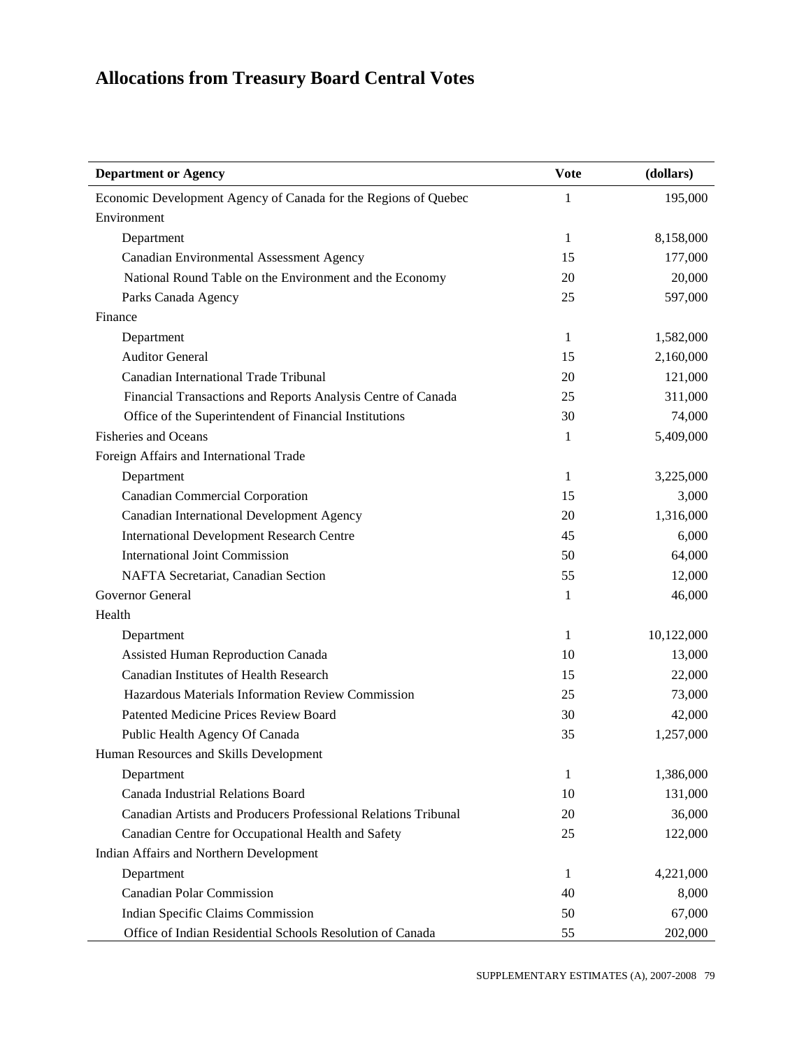# Allocations from Treasury Board Central Votes

| Department or Agency | Vote | (dollars) |
|---|---|---|
| Economic Development Agency of Canada for the Regions of Quebec | 1 | 195,000 |
| Environment | | |
| Department | 1 | 8,158,000 |
| Canadian Environmental Assessment Agency | 15 | 177,000 |
| National Round Table on the Environment and the Economy | 20 | 20,000 |
| Parks Canada Agency | 25 | 597,000 |
| Finance | | |
| Department | 1 | 1,582,000 |
| Auditor General | 15 | 2,160,000 |
| Canadian International Trade Tribunal | 20 | 121,000 |
| Financial Transactions and Reports Analysis Centre of Canada | 25 | 311,000 |
| Office of the Superintendent of Financial Institutions | 30 | 74,000 |
| Fisheries and Oceans | 1 | 5,409,000 |
| Foreign Affairs and International Trade | | |
| Department | 1 | 3,225,000 |
| Canadian Commercial Corporation | 15 | 3,000 |
| Canadian International Development Agency | 20 | 1,316,000 |
| International Development Research Centre | 45 | 6,000 |
| International Joint Commission | 50 | 64,000 |
| NAFTA Secretariat, Canadian Section | 55 | 12,000 |
| Governor General | 1 | 46,000 |
| Health | | |
| Department | 1 | 10,122,000 |
| Assisted Human Reproduction Canada | 10 | 13,000 |
| Canadian Institutes of Health Research | 15 | 22,000 |
| Hazardous Materials Information Review Commission | 25 | 73,000 |
| Patented Medicine Prices Review Board | 30 | 42,000 |
| Public Health Agency Of Canada | 35 | 1,257,000 |
| Human Resources and Skills Development | | |
| Department | 1 | 1,386,000 |
| Canada Industrial Relations Board | 10 | 131,000 |
| Canadian Artists and Producers Professional Relations Tribunal | 20 | 36,000 |
| Canadian Centre for Occupational Health and Safety | 25 | 122,000 |
| Indian Affairs and Northern Development | | |
| Department | 1 | 4,221,000 |
| Canadian Polar Commission | 40 | 8,000 |
| Indian Specific Claims Commission | 50 | 67,000 |
| Office of Indian Residential Schools Resolution of Canada | 55 | 202,000 |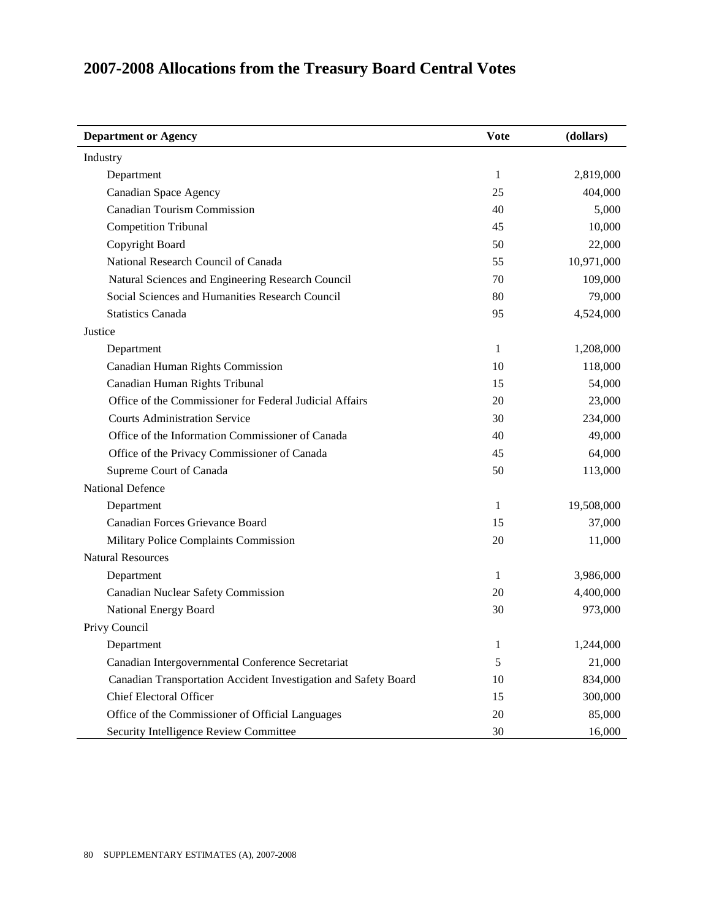# 2007-2008 Allocations from the Treasury Board Central Votes

| Department or Agency | Vote | (dollars) |
|---|---|---|
| Industry | | |
| Department | 1 | 2,819,000 |
| Canadian Space Agency | 25 | 404,000 |
| Canadian Tourism Commission | 40 | 5,000 |
| Competition Tribunal | 45 | 10,000 |
| Copyright Board | 50 | 22,000 |
| National Research Council of Canada | 55 | 10,971,000 |
| Natural Sciences and Engineering Research Council | 70 | 109,000 |
| Social Sciences and Humanities Research Council | 80 | 79,000 |
| Statistics Canada | 95 | 4,524,000 |
| Justice | | |
| Department | 1 | 1,208,000 |
| Canadian Human Rights Commission | 10 | 118,000 |
| Canadian Human Rights Tribunal | 15 | 54,000 |
| Office of the Commissioner for Federal Judicial Affairs | 20 | 23,000 |
| Courts Administration Service | 30 | 234,000 |
| Office of the Information Commissioner of Canada | 40 | 49,000 |
| Office of the Privacy Commissioner of Canada | 45 | 64,000 |
| Supreme Court of Canada | 50 | 113,000 |
| National Defence | | |
| Department | 1 | 19,508,000 |
| Canadian Forces Grievance Board | 15 | 37,000 |
| Military Police Complaints Commission | 20 | 11,000 |
| Natural Resources | | |
| Department | 1 | 3,986,000 |
| Canadian Nuclear Safety Commission | 20 | 4,400,000 |
| National Energy Board | 30 | 973,000 |
| Privy Council | | |
| Department | 1 | 1,244,000 |
| Canadian Intergovernmental Conference Secretariat | 5 | 21,000 |
| Canadian Transportation Accident Investigation and Safety Board | 10 | 834,000 |
| Chief Electoral Officer | 15 | 300,000 |
| Office of the Commissioner of Official Languages | 20 | 85,000 |
| Security Intelligence Review Committee | 30 | 16,000 |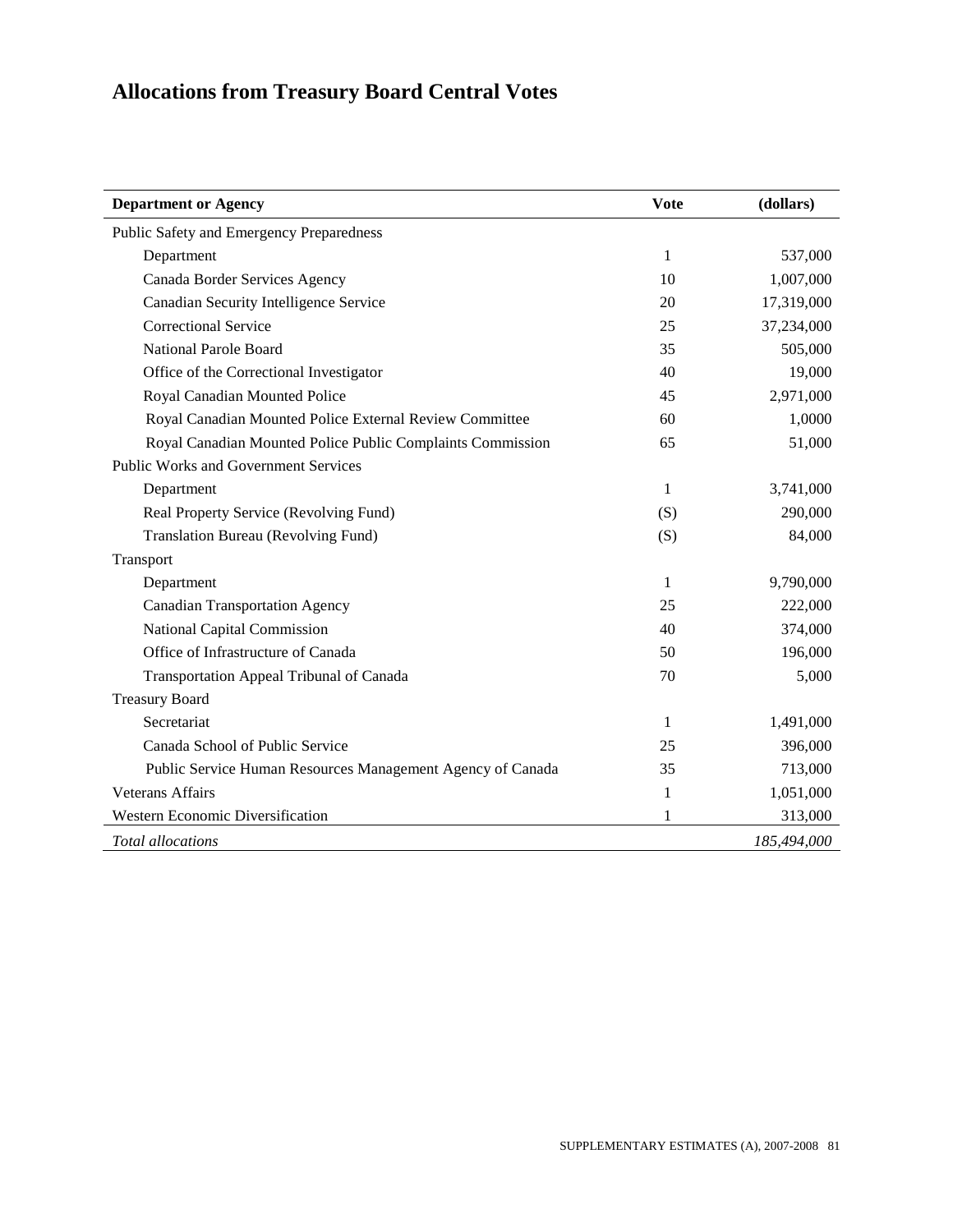# Allocations from Treasury Board Central Votes

| Department or Agency | Vote | (dollars) |
|---|---|---|
| Public Safety and Emergency Preparedness | | |
| Department | 1 | 537,000 |
| Canada Border Services Agency | 10 | 1,007,000 |
| Canadian Security Intelligence Service | 20 | 17,319,000 |
| Correctional Service | 25 | 37,234,000 |
| National Parole Board | 35 | 505,000 |
| Office of the Correctional Investigator | 40 | 19,000 |
| Royal Canadian Mounted Police | 45 | 2,971,000 |
| Royal Canadian Mounted Police External Review Committee | 60 | 1,0000 |
| Royal Canadian Mounted Police Public Complaints Commission | 65 | 51,000 |
| Public Works and Government Services | | |
| Department | 1 | 3,741,000 |
| Real Property Service (Revolving Fund) | (S) | 290,000 |
| Translation Bureau (Revolving Fund) | (S) | 84,000 |
| Transport | | |
| Department | 1 | 9,790,000 |
| Canadian Transportation Agency | 25 | 222,000 |
| National Capital Commission | 40 | 374,000 |
| Office of Infrastructure of Canada | 50 | 196,000 |
| Transportation Appeal Tribunal of Canada | 70 | 5,000 |
| Treasury Board | | |
| Secretariat | 1 | 1,491,000 |
| Canada School of Public Service | 25 | 396,000 |
| Public Service Human Resources Management Agency of Canada | 35 | 713,000 |
| Veterans Affairs | 1 | 1,051,000 |
| Western Economic Diversification | 1 | 313,000 |
| *Total allocations* | | *185,494,000* |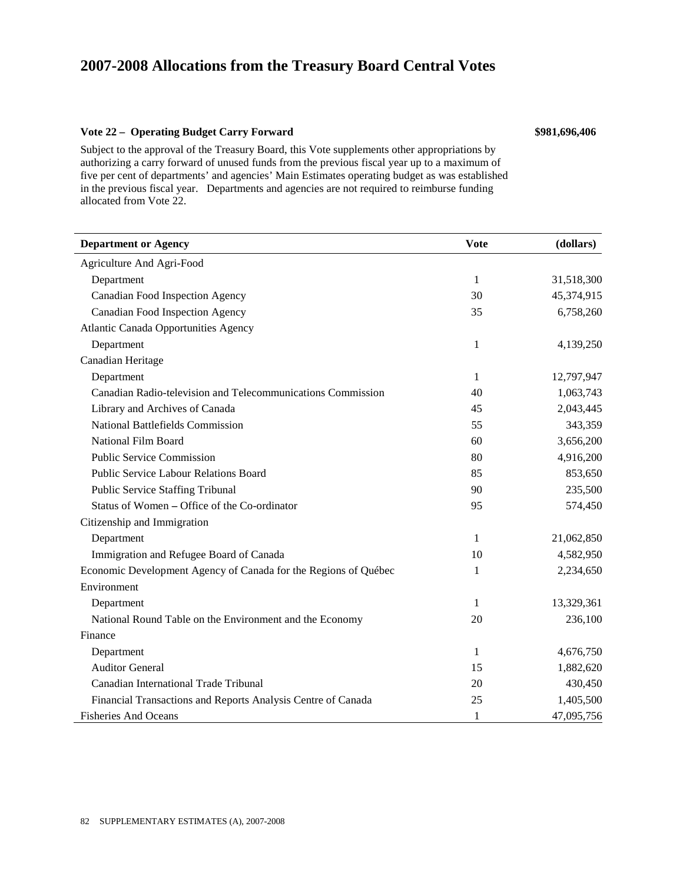# 2007-2008 Allocations from the Treasury Board Central Votes

**Vote 22 – Operating Budget Carry Forward** **$981,696,406**

Subject to the approval of the Treasury Board, this Vote supplements other appropriations by authorizing a carry forward of unused funds from the previous fiscal year up to a maximum of five per cent of departments' and agencies' Main Estimates operating budget as was established in the previous fiscal year. Departments and agencies are not required to reimburse funding allocated from Vote 22.

| Department or Agency | Vote | (dollars) |
|---|---|---|
| Agriculture And Agri-Food | | |
| Department | 1 | 31,518,300 |
| Canadian Food Inspection Agency | 30 | 45,374,915 |
| Canadian Food Inspection Agency | 35 | 6,758,260 |
| Atlantic Canada Opportunities Agency | | |
| Department | 1 | 4,139,250 |
| Canadian Heritage | | |
| Department | 1 | 12,797,947 |
| Canadian Radio-television and Telecommunications Commission | 40 | 1,063,743 |
| Library and Archives of Canada | 45 | 2,043,445 |
| National Battlefields Commission | 55 | 343,359 |
| National Film Board | 60 | 3,656,200 |
| Public Service Commission | 80 | 4,916,200 |
| Public Service Labour Relations Board | 85 | 853,650 |
| Public Service Staffing Tribunal | 90 | 235,500 |
| Status of Women – Office of the Co-ordinator | 95 | 574,450 |
| Citizenship and Immigration | | |
| Department | 1 | 21,062,850 |
| Immigration and Refugee Board of Canada | 10 | 4,582,950 |
| Economic Development Agency of Canada for the Regions of Québec | 1 | 2,234,650 |
| Environment | | |
| Department | 1 | 13,329,361 |
| National Round Table on the Environment and the Economy | 20 | 236,100 |
| Finance | | |
| Department | 1 | 4,676,750 |
| Auditor General | 15 | 1,882,620 |
| Canadian International Trade Tribunal | 20 | 430,450 |
| Financial Transactions and Reports Analysis Centre of Canada | 25 | 1,405,500 |
| Fisheries And Oceans | 1 | 47,095,756 |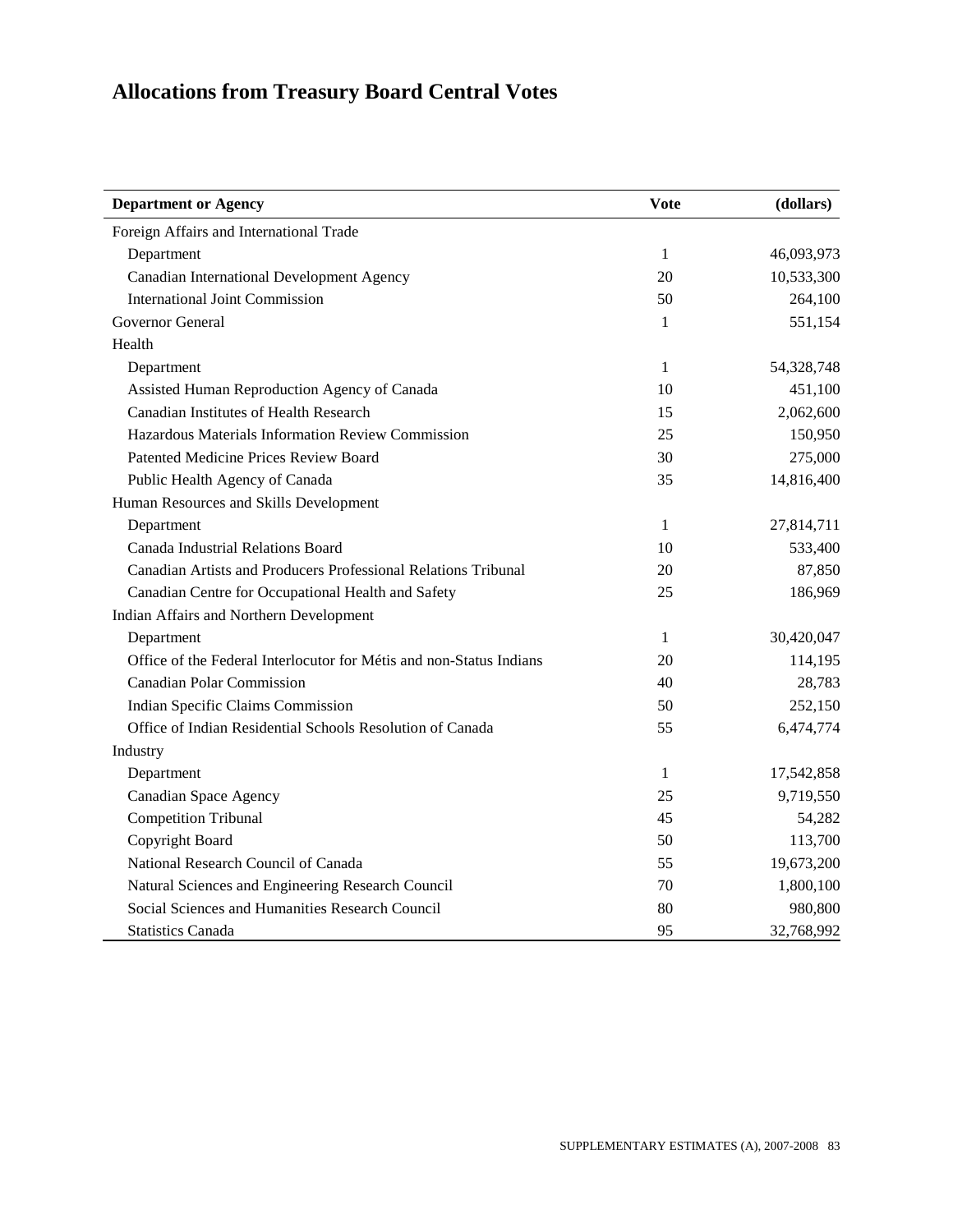# Allocations from Treasury Board Central Votes

| Department or Agency | Vote | (dollars) |
|---|---|---|
| Foreign Affairs and International Trade | | |
| Department | 1 | 46,093,973 |
| Canadian International Development Agency | 20 | 10,533,300 |
| International Joint Commission | 50 | 264,100 |
| Governor General | 1 | 551,154 |
| Health | | |
| Department | 1 | 54,328,748 |
| Assisted Human Reproduction Agency of Canada | 10 | 451,100 |
| Canadian Institutes of Health Research | 15 | 2,062,600 |
| Hazardous Materials Information Review Commission | 25 | 150,950 |
| Patented Medicine Prices Review Board | 30 | 275,000 |
| Public Health Agency of Canada | 35 | 14,816,400 |
| Human Resources and Skills Development | | |
| Department | 1 | 27,814,711 |
| Canada Industrial Relations Board | 10 | 533,400 |
| Canadian Artists and Producers Professional Relations Tribunal | 20 | 87,850 |
| Canadian Centre for Occupational Health and Safety | 25 | 186,969 |
| Indian Affairs and Northern Development | | |
| Department | 1 | 30,420,047 |
| Office of the Federal Interlocutor for Métis and non-Status Indians | 20 | 114,195 |
| Canadian Polar Commission | 40 | 28,783 |
| Indian Specific Claims Commission | 50 | 252,150 |
| Office of Indian Residential Schools Resolution of Canada | 55 | 6,474,774 |
| Industry | | |
| Department | 1 | 17,542,858 |
| Canadian Space Agency | 25 | 9,719,550 |
| Competition Tribunal | 45 | 54,282 |
| Copyright Board | 50 | 113,700 |
| National Research Council of Canada | 55 | 19,673,200 |
| Natural Sciences and Engineering Research Council | 70 | 1,800,100 |
| Social Sciences and Humanities Research Council | 80 | 980,800 |
| Statistics Canada | 95 | 32,768,992 |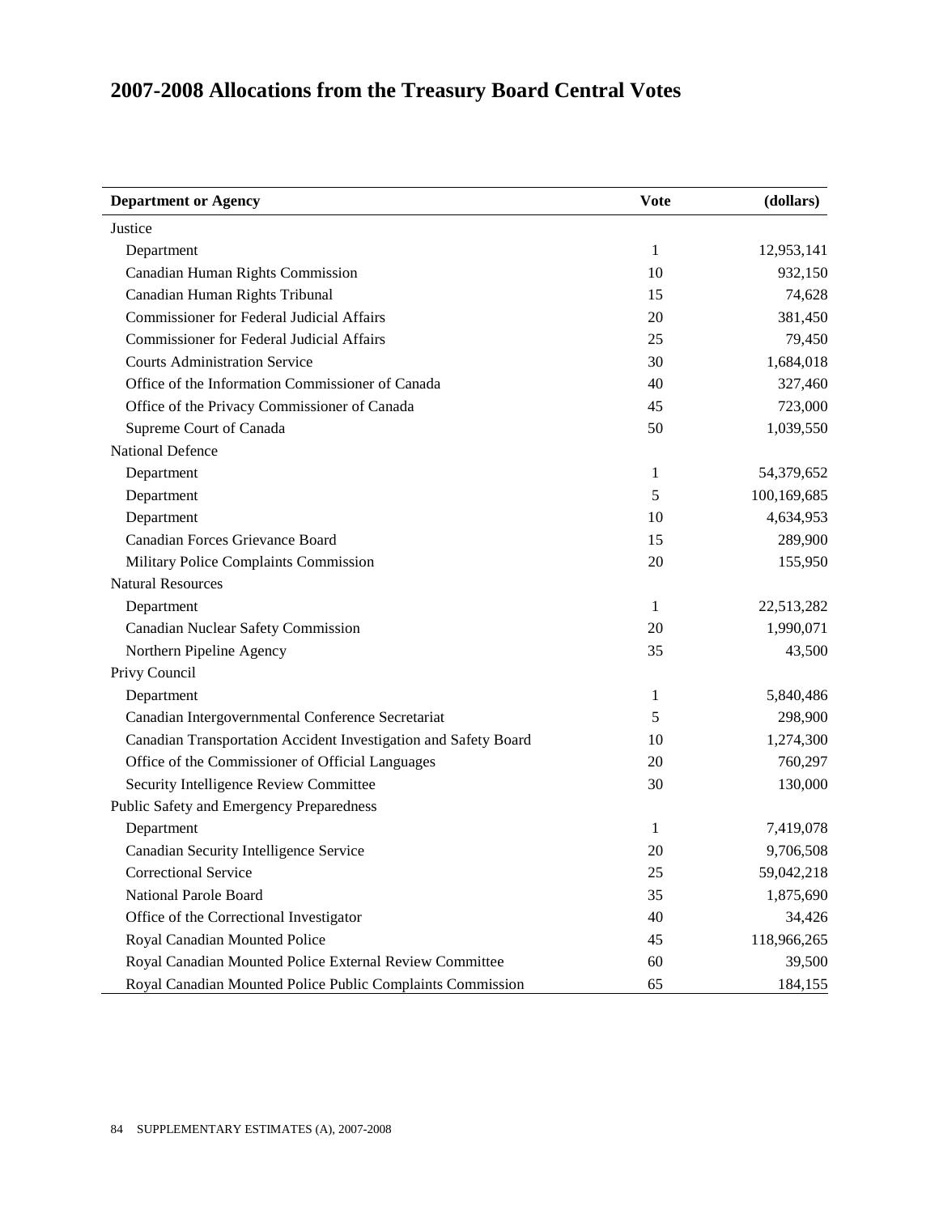# 2007-2008 Allocations from the Treasury Board Central Votes

| Department or Agency | Vote | (dollars) |
|---|---|---|
| Justice | | |
| Department | 1 | 12,953,141 |
| Canadian Human Rights Commission | 10 | 932,150 |
| Canadian Human Rights Tribunal | 15 | 74,628 |
| Commissioner for Federal Judicial Affairs | 20 | 381,450 |
| Commissioner for Federal Judicial Affairs | 25 | 79,450 |
| Courts Administration Service | 30 | 1,684,018 |
| Office of the Information Commissioner of Canada | 40 | 327,460 |
| Office of the Privacy Commissioner of Canada | 45 | 723,000 |
| Supreme Court of Canada | 50 | 1,039,550 |
| National Defence | | |
| Department | 1 | 54,379,652 |
| Department | 5 | 100,169,685 |
| Department | 10 | 4,634,953 |
| Canadian Forces Grievance Board | 15 | 289,900 |
| Military Police Complaints Commission | 20 | 155,950 |
| Natural Resources | | |
| Department | 1 | 22,513,282 |
| Canadian Nuclear Safety Commission | 20 | 1,990,071 |
| Northern Pipeline Agency | 35 | 43,500 |
| Privy Council | | |
| Department | 1 | 5,840,486 |
| Canadian Intergovernmental Conference Secretariat | 5 | 298,900 |
| Canadian Transportation Accident Investigation and Safety Board | 10 | 1,274,300 |
| Office of the Commissioner of Official Languages | 20 | 760,297 |
| Security Intelligence Review Committee | 30 | 130,000 |
| Public Safety and Emergency Preparedness | | |
| Department | 1 | 7,419,078 |
| Canadian Security Intelligence Service | 20 | 9,706,508 |
| Correctional Service | 25 | 59,042,218 |
| National Parole Board | 35 | 1,875,690 |
| Office of the Correctional Investigator | 40 | 34,426 |
| Royal Canadian Mounted Police | 45 | 118,966,265 |
| Royal Canadian Mounted Police External Review Committee | 60 | 39,500 |
| Royal Canadian Mounted Police Public Complaints Commission | 65 | 184,155 |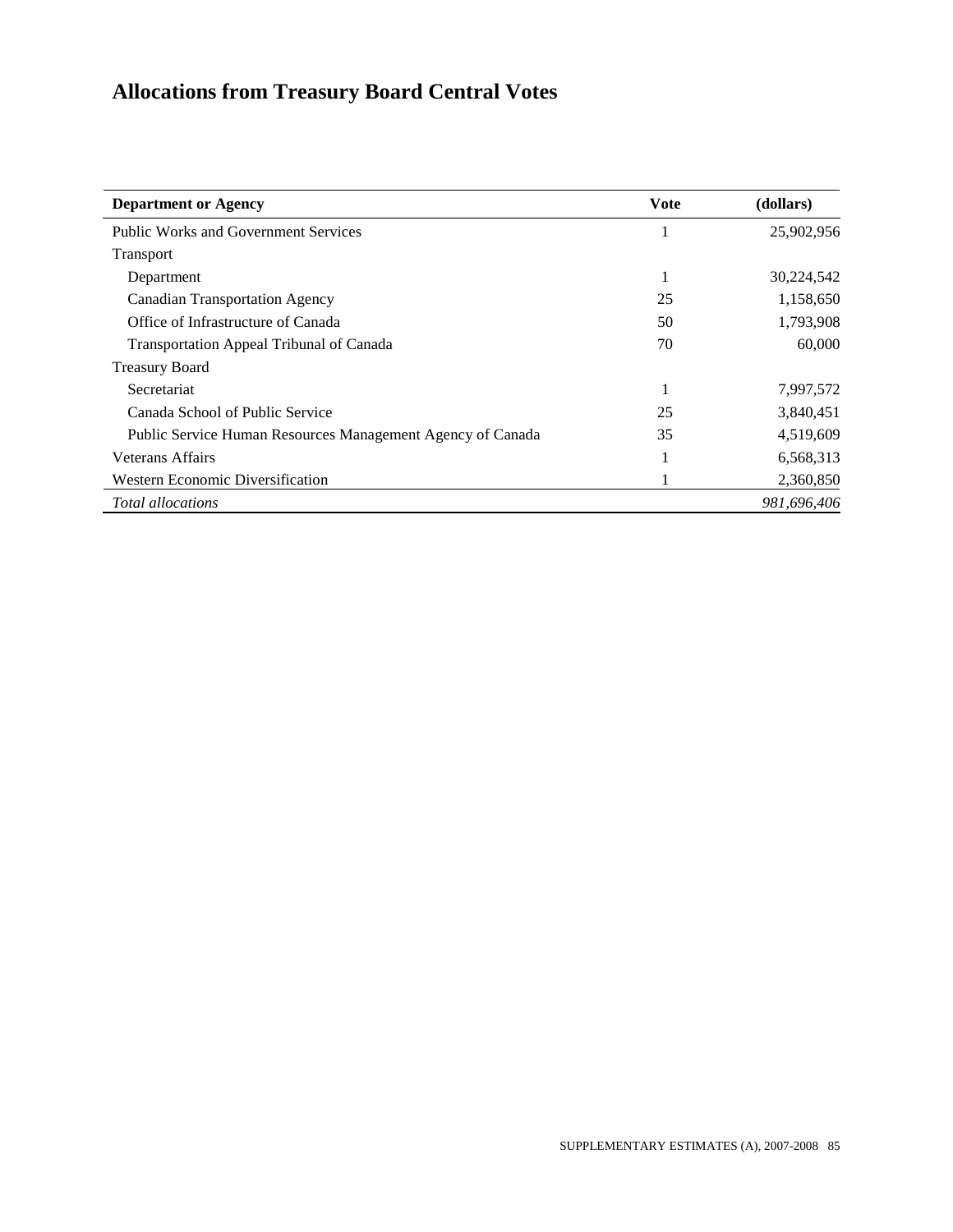# Allocations from Treasury Board Central Votes

| Department or Agency | Vote | (dollars) |
|---|---|---|
| Public Works and Government Services | 1 | 25,902,956 |
| Transport | | |
| Department | 1 | 30,224,542 |
| Canadian Transportation Agency | 25 | 1,158,650 |
| Office of Infrastructure of Canada | 50 | 1,793,908 |
| Transportation Appeal Tribunal of Canada | 70 | 60,000 |
| Treasury Board | | |
| Secretariat | 1 | 7,997,572 |
| Canada School of Public Service | 25 | 3,840,451 |
| Public Service Human Resources Management Agency of Canada | 35 | 4,519,609 |
| Veterans Affairs | 1 | 6,568,313 |
| Western Economic Diversification | 1 | 2,360,850 |
| *Total allocations* | | *981,696,406* |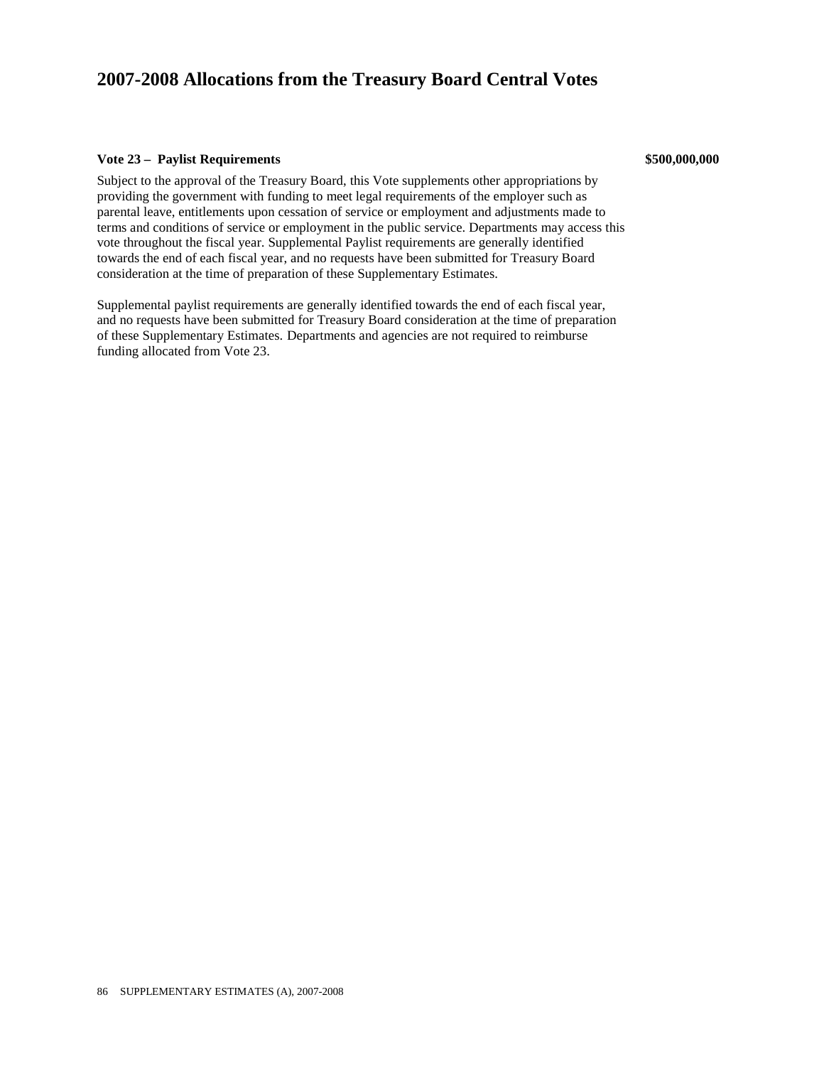# 2007-2008 Allocations from the Treasury Board Central Votes

**Vote 23 – Paylist Requirements** **$500,000,000**

Subject to the approval of the Treasury Board, this Vote supplements other appropriations by providing the government with funding to meet legal requirements of the employer such as parental leave, entitlements upon cessation of service or employment and adjustments made to terms and conditions of service or employment in the public service. Departments may access this vote throughout the fiscal year. Supplemental Paylist requirements are generally identified towards the end of each fiscal year, and no requests have been submitted for Treasury Board consideration at the time of preparation of these Supplementary Estimates.

Supplemental paylist requirements are generally identified towards the end of each fiscal year, and no requests have been submitted for Treasury Board consideration at the time of preparation of these Supplementary Estimates. Departments and agencies are not required to reimburse funding allocated from Vote 23.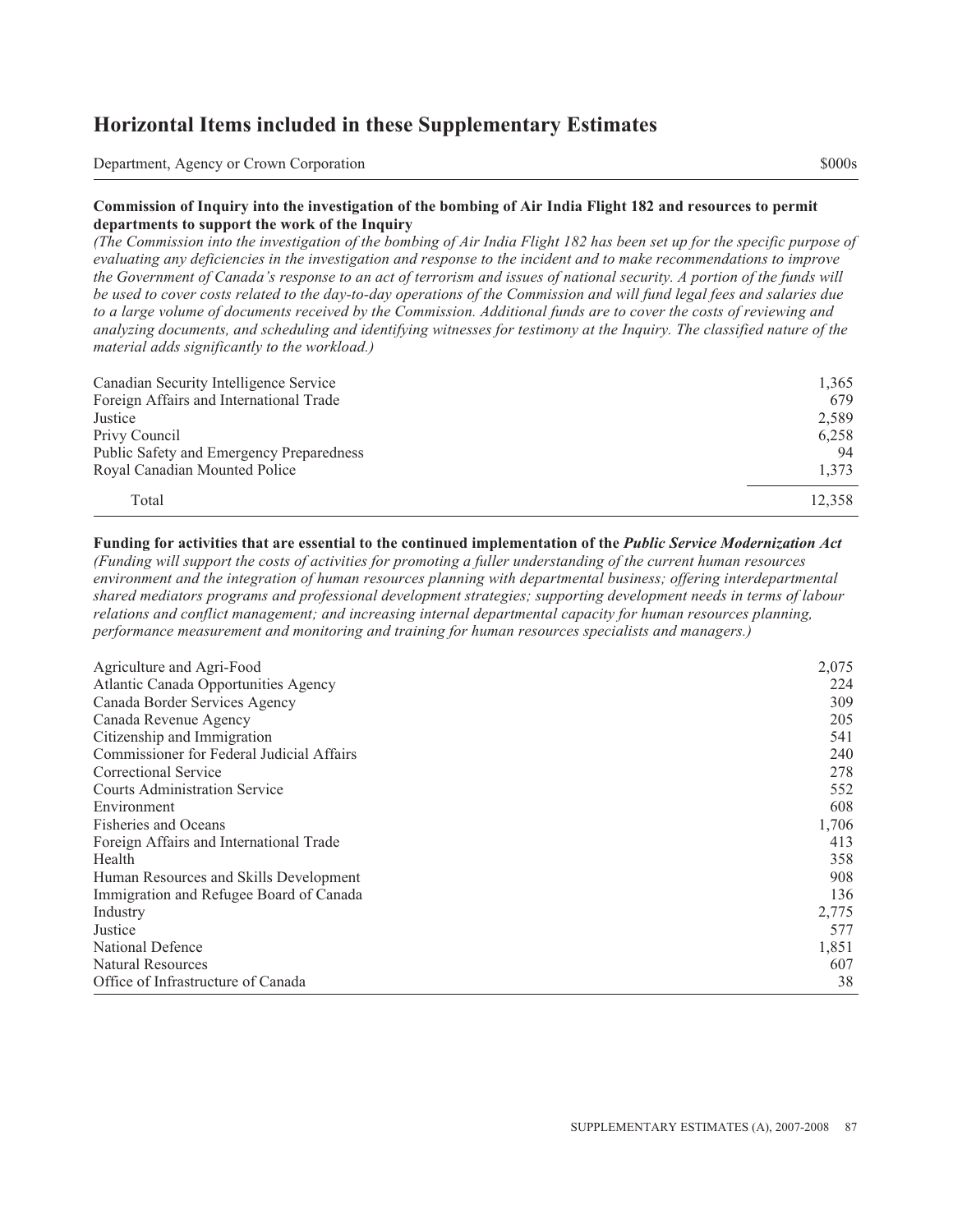## Horizontal Items included in these Supplementary Estimates

| Department, Agency or Crown Corporation | $000s |
|---|---|

**Commission of Inquiry into the investigation of the bombing of Air India Flight 182 and resources to permit departments to support the work of the Inquiry**

*(The Commission into the investigation of the bombing of Air India Flight 182 has been set up for the specific purpose of evaluating any deficiencies in the investigation and response to the incident and to make recommendations to improve the Government of Canada's response to an act of terrorism and issues of national security. A portion of the funds will be used to cover costs related to the day-to-day operations of the Commission and will fund legal fees and salaries due to a large volume of documents received by the Commission. Additional funds are to cover the costs of reviewing and analyzing documents, and scheduling and identifying witnesses for testimony at the Inquiry. The classified nature of the material adds significantly to the workload.)*

| Department, Agency or Crown Corporation | $000s |
|---|---|
| Canadian Security Intelligence Service | 1,365 |
| Foreign Affairs and International Trade | 679 |
| Justice | 2,589 |
| Privy Council | 6,258 |
| Public Safety and Emergency Preparedness | 94 |
| Royal Canadian Mounted Police | 1,373 |
| Total | 12,358 |

**Funding for activities that are essential to the continued implementation of the *Public Service Modernization Act***

*(Funding will support the costs of activities for promoting a fuller understanding of the current human resources environment and the integration of human resources planning with departmental business; offering interdepartmental shared mediators programs and professional development strategies; supporting development needs in terms of labour relations and conflict management; and increasing internal departmental capacity for human resources planning, performance measurement and monitoring and training for human resources specialists and managers.)*

| Department, Agency or Crown Corporation | $000s |
|---|---|
| Agriculture and Agri-Food | 2,075 |
| Atlantic Canada Opportunities Agency | 224 |
| Canada Border Services Agency | 309 |
| Canada Revenue Agency | 205 |
| Citizenship and Immigration | 541 |
| Commissioner for Federal Judicial Affairs | 240 |
| Correctional Service | 278 |
| Courts Administration Service | 552 |
| Environment | 608 |
| Fisheries and Oceans | 1,706 |
| Foreign Affairs and International Trade | 413 |
| Health | 358 |
| Human Resources and Skills Development | 908 |
| Immigration and Refugee Board of Canada | 136 |
| Industry | 2,775 |
| Justice | 577 |
| National Defence | 1,851 |
| Natural Resources | 607 |
| Office of Infrastructure of Canada | 38 |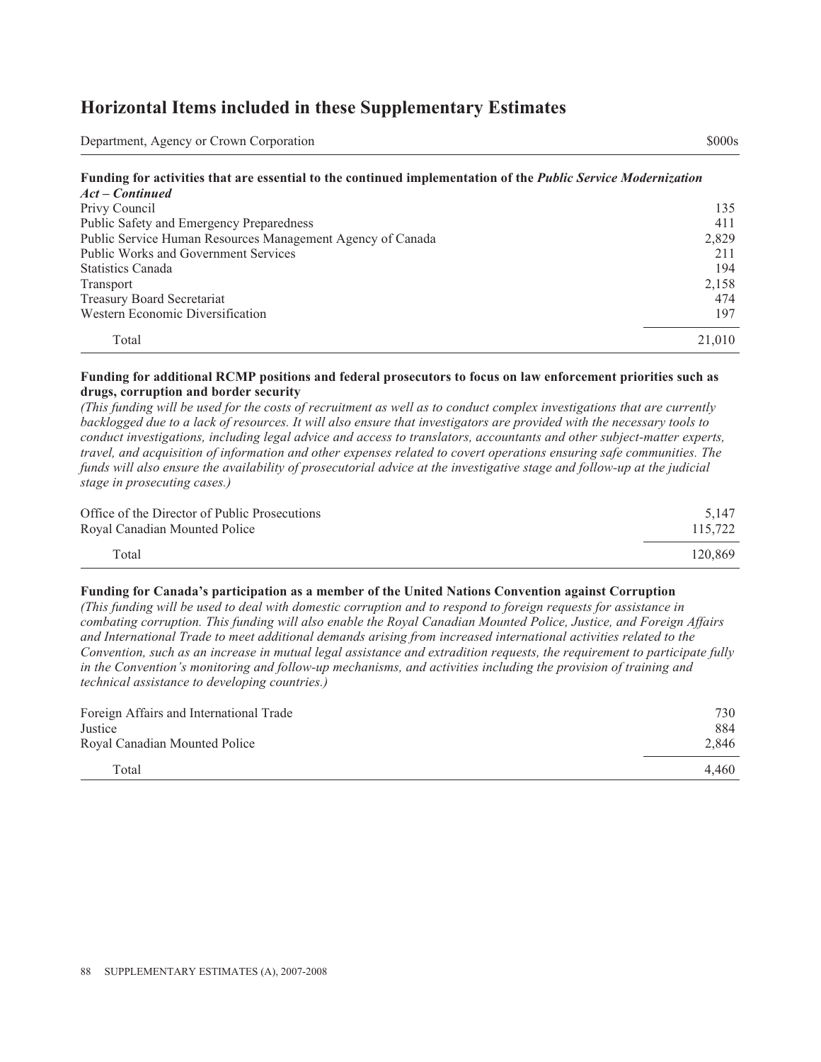## Horizontal Items included in these Supplementary Estimates

| Department, Agency or Crown Corporation | $000s |
|---|---|
| **Funding for activities that are essential to the continued implementation of the *Public Service Modernization Act – Continued*** | |
| Privy Council | 135 |
| Public Safety and Emergency Preparedness | 411 |
| Public Service Human Resources Management Agency of Canada | 2,829 |
| Public Works and Government Services | 211 |
| Statistics Canada | 194 |
| Transport | 2,158 |
| Treasury Board Secretariat | 474 |
| Western Economic Diversification | 197 |
| Total | 21,010 |

**Funding for additional RCMP positions and federal prosecutors to focus on law enforcement priorities such as drugs, corruption and border security**

*(This funding will be used for the costs of recruitment as well as to conduct complex investigations that are currently backlogged due to a lack of resources. It will also ensure that investigators are provided with the necessary tools to conduct investigations, including legal advice and access to translators, accountants and other subject-matter experts, travel, and acquisition of information and other expenses related to covert operations ensuring safe communities. The funds will also ensure the availability of prosecutorial advice at the investigative stage and follow-up at the judicial stage in prosecuting cases.)*

| Department, Agency or Crown Corporation | $000s |
|---|---|
| Office of the Director of Public Prosecutions | 5,147 |
| Royal Canadian Mounted Police | 115,722 |
| Total | 120,869 |

**Funding for Canada's participation as a member of the United Nations Convention against Corruption**

*(This funding will be used to deal with domestic corruption and to respond to foreign requests for assistance in combating corruption. This funding will also enable the Royal Canadian Mounted Police, Justice, and Foreign Affairs and International Trade to meet additional demands arising from increased international activities related to the Convention, such as an increase in mutual legal assistance and extradition requests, the requirement to participate fully in the Convention's monitoring and follow-up mechanisms, and activities including the provision of training and technical assistance to developing countries.)*

| Department, Agency or Crown Corporation | $000s |
|---|---|
| Foreign Affairs and International Trade | 730 |
| Justice | 884 |
| Royal Canadian Mounted Police | 2,846 |
| Total | 4,460 |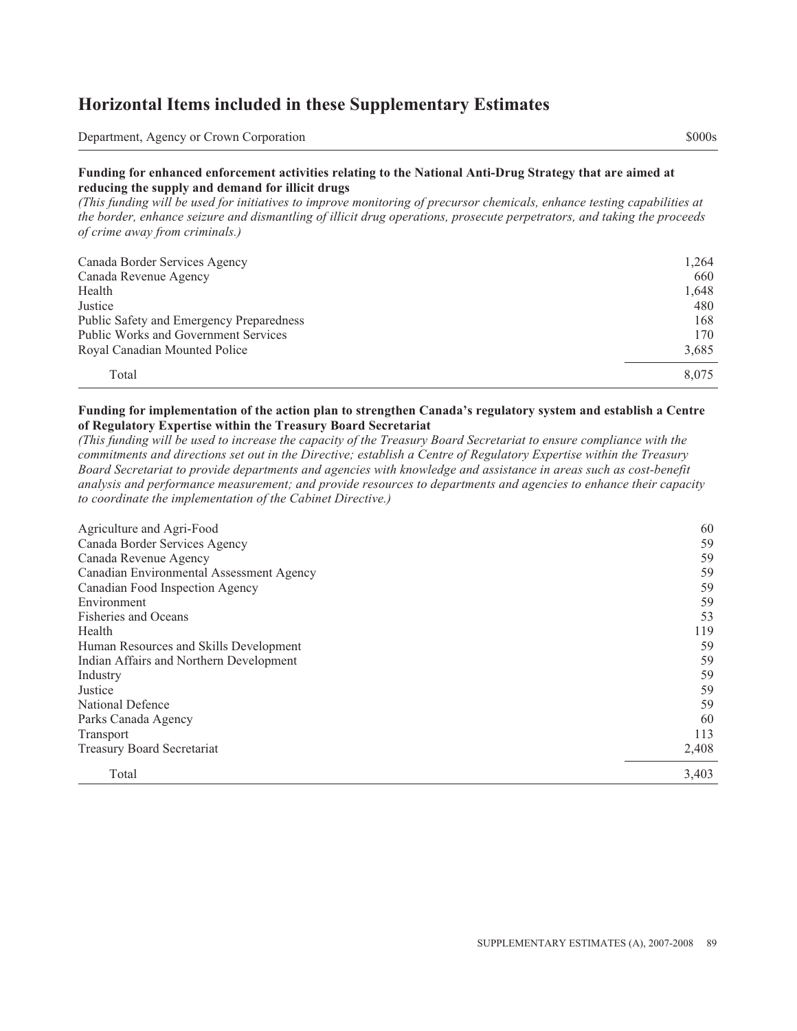## Horizontal Items included in these Supplementary Estimates

| Department, Agency or Crown Corporation | $000s |
|---|---|

**Funding for enhanced enforcement activities relating to the National Anti-Drug Strategy that are aimed at reducing the supply and demand for illicit drugs**

*(This funding will be used for initiatives to improve monitoring of precursor chemicals, enhance testing capabilities at the border, enhance seizure and dismantling of illicit drug operations, prosecute perpetrators, and taking the proceeds of crime away from criminals.)*

| Department, Agency or Crown Corporation | $000s |
|---|---|
| Canada Border Services Agency | 1,264 |
| Canada Revenue Agency | 660 |
| Health | 1,648 |
| Justice | 480 |
| Public Safety and Emergency Preparedness | 168 |
| Public Works and Government Services | 170 |
| Royal Canadian Mounted Police | 3,685 |
| Total | 8,075 |

**Funding for implementation of the action plan to strengthen Canada's regulatory system and establish a Centre of Regulatory Expertise within the Treasury Board Secretariat**

*(This funding will be used to increase the capacity of the Treasury Board Secretariat to ensure compliance with the commitments and directions set out in the Directive; establish a Centre of Regulatory Expertise within the Treasury Board Secretariat to provide departments and agencies with knowledge and assistance in areas such as cost-benefit analysis and performance measurement; and provide resources to departments and agencies to enhance their capacity to coordinate the implementation of the Cabinet Directive.)*

| Department, Agency or Crown Corporation | $000s |
|---|---|
| Agriculture and Agri-Food | 60 |
| Canada Border Services Agency | 59 |
| Canada Revenue Agency | 59 |
| Canadian Environmental Assessment Agency | 59 |
| Canadian Food Inspection Agency | 59 |
| Environment | 59 |
| Fisheries and Oceans | 53 |
| Health | 119 |
| Human Resources and Skills Development | 59 |
| Indian Affairs and Northern Development | 59 |
| Industry | 59 |
| Justice | 59 |
| National Defence | 59 |
| Parks Canada Agency | 60 |
| Transport | 113 |
| Treasury Board Secretariat | 2,408 |
| Total | 3,403 |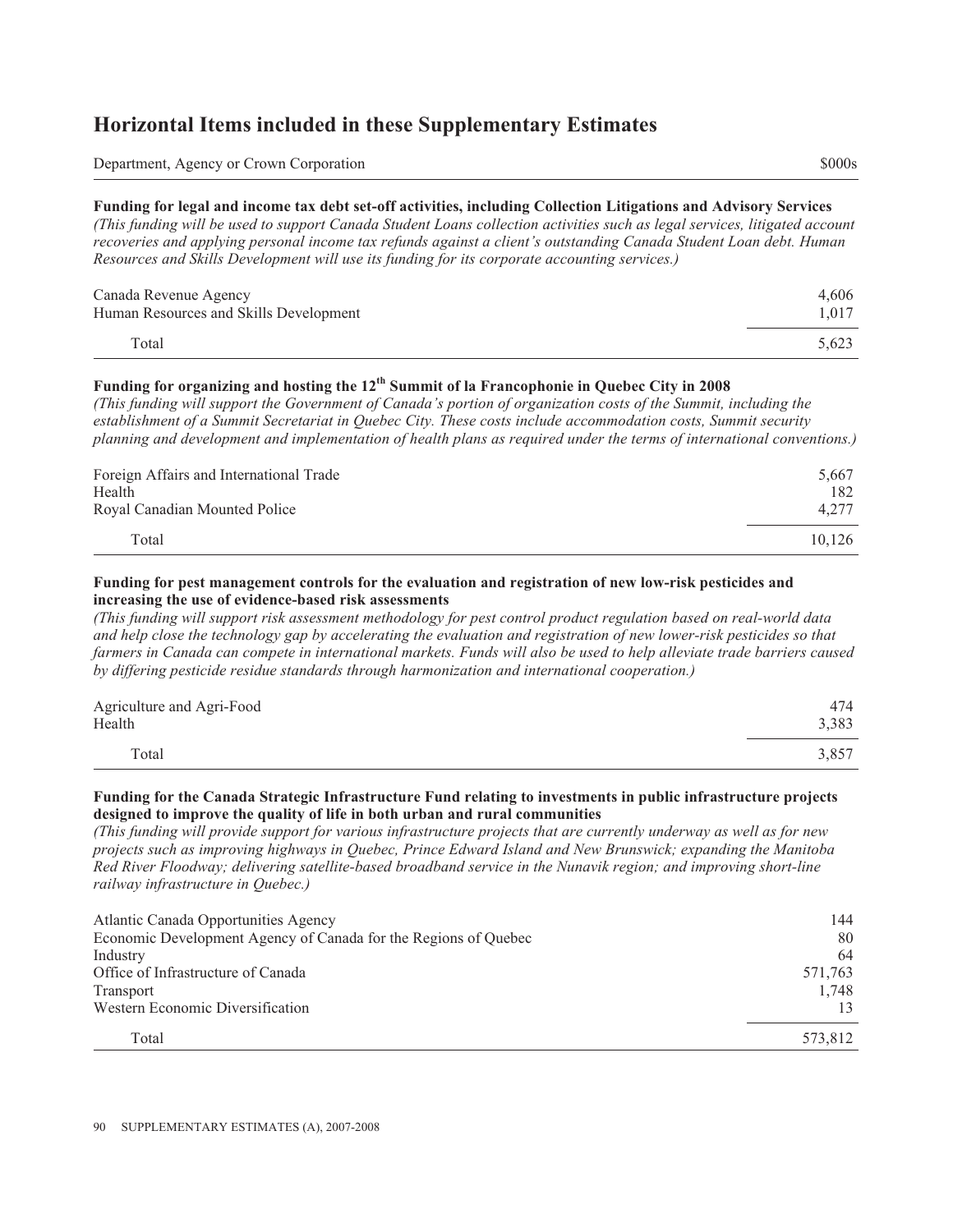# Horizontal Items included in these Supplementary Estimates

| Department, Agency or Crown Corporation | $000s |
|---|---|

**Funding for legal and income tax debt set-off activities, including Collection Litigations and Advisory Services**
*(This funding will be used to support Canada Student Loans collection activities such as legal services, litigated account recoveries and applying personal income tax refunds against a client's outstanding Canada Student Loan debt. Human Resources and Skills Development will use its funding for its corporate accounting services.)*

| Department, Agency or Crown Corporation | $000s |
|---|---|
| Canada Revenue Agency | 4,606 |
| Human Resources and Skills Development | 1,017 |
| Total | 5,623 |

**Funding for organizing and hosting the 12th Summit of la Francophonie in Quebec City in 2008**
*(This funding will support the Government of Canada's portion of organization costs of the Summit, including the establishment of a Summit Secretariat in Quebec City. These costs include accommodation costs, Summit security planning and development and implementation of health plans as required under the terms of international conventions.)*

| Department, Agency or Crown Corporation | $000s |
|---|---|
| Foreign Affairs and International Trade | 5,667 |
| Health | 182 |
| Royal Canadian Mounted Police | 4,277 |
| Total | 10,126 |

**Funding for pest management controls for the evaluation and registration of new low-risk pesticides and increasing the use of evidence-based risk assessments**
*(This funding will support risk assessment methodology for pest control product regulation based on real-world data and help close the technology gap by accelerating the evaluation and registration of new lower-risk pesticides so that farmers in Canada can compete in international markets. Funds will also be used to help alleviate trade barriers caused by differing pesticide residue standards through harmonization and international cooperation.)*

| Department, Agency or Crown Corporation | $000s |
|---|---|
| Agriculture and Agri-Food | 474 |
| Health | 3,383 |
| Total | 3,857 |

**Funding for the Canada Strategic Infrastructure Fund relating to investments in public infrastructure projects designed to improve the quality of life in both urban and rural communities**
*(This funding will provide support for various infrastructure projects that are currently underway as well as for new projects such as improving highways in Quebec, Prince Edward Island and New Brunswick; expanding the Manitoba Red River Floodway; delivering satellite-based broadband service in the Nunavik region; and improving short-line railway infrastructure in Quebec.)*

| Department, Agency or Crown Corporation | $000s |
|---|---|
| Atlantic Canada Opportunities Agency | 144 |
| Economic Development Agency of Canada for the Regions of Quebec | 80 |
| Industry | 64 |
| Office of Infrastructure of Canada | 571,763 |
| Transport | 1,748 |
| Western Economic Diversification | 13 |
| Total | 573,812 |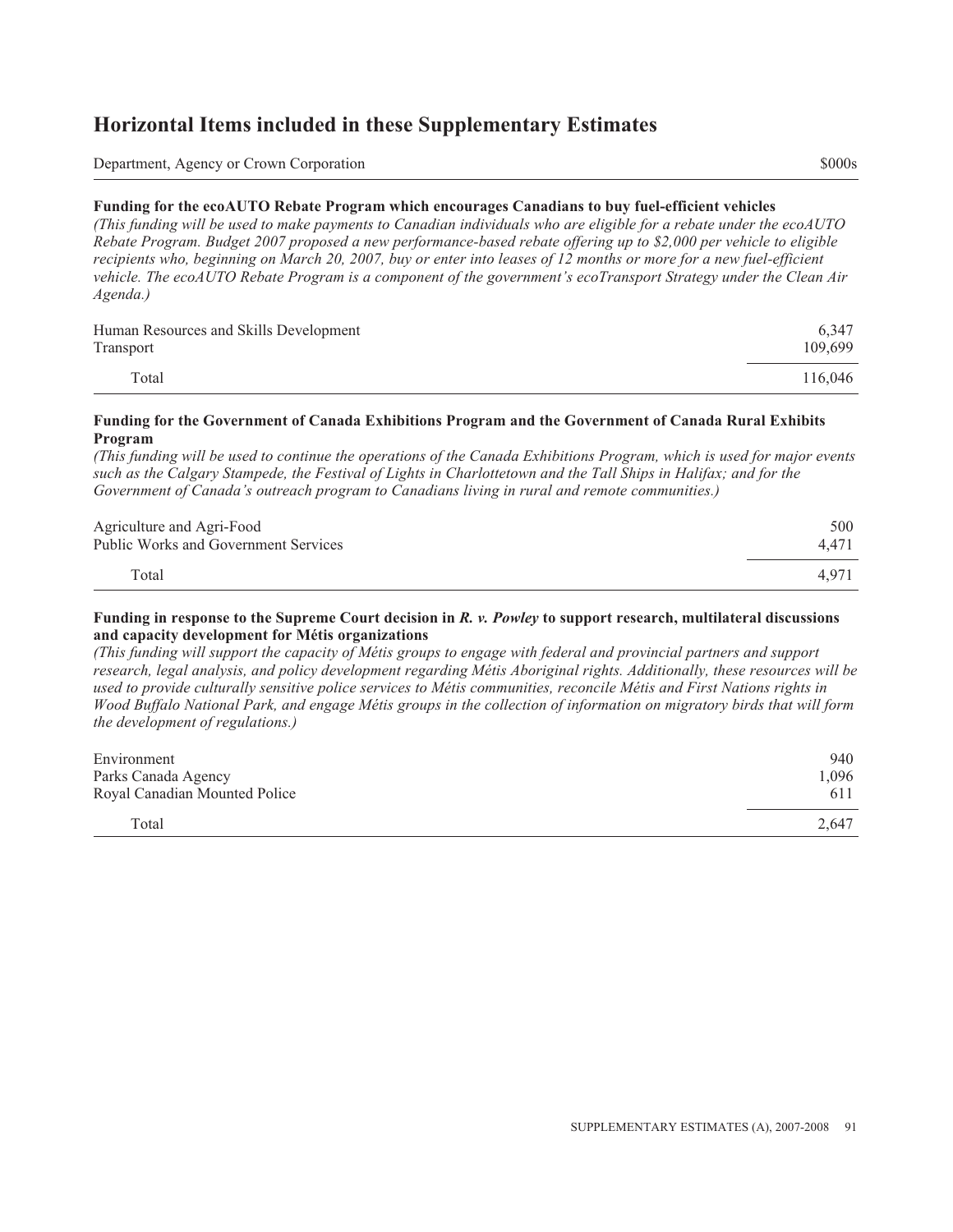## Horizontal Items included in these Supplementary Estimates

| Department, Agency or Crown Corporation | $000s |
|---|---|

**Funding for the ecoAUTO Rebate Program which encourages Canadians to buy fuel-efficient vehicles**
*(This funding will be used to make payments to Canadian individuals who are eligible for a rebate under the ecoAUTO Rebate Program. Budget 2007 proposed a new performance-based rebate offering up to $2,000 per vehicle to eligible recipients who, beginning on March 20, 2007, buy or enter into leases of 12 months or more for a new fuel-efficient vehicle. The ecoAUTO Rebate Program is a component of the government's ecoTransport Strategy under the Clean Air Agenda.)*

| | |
|---|---|
| Human Resources and Skills Development | 6,347 |
| Transport | 109,699 |
| Total | 116,046 |

**Funding for the Government of Canada Exhibitions Program and the Government of Canada Rural Exhibits Program**
*(This funding will be used to continue the operations of the Canada Exhibitions Program, which is used for major events such as the Calgary Stampede, the Festival of Lights in Charlottetown and the Tall Ships in Halifax; and for the Government of Canada's outreach program to Canadians living in rural and remote communities.)*

| | |
|---|---|
| Agriculture and Agri-Food | 500 |
| Public Works and Government Services | 4,471 |
| Total | 4,971 |

**Funding in response to the Supreme Court decision in *R. v. Powley* to support research, multilateral discussions and capacity development for Métis organizations**
*(This funding will support the capacity of Métis groups to engage with federal and provincial partners and support research, legal analysis, and policy development regarding Métis Aboriginal rights. Additionally, these resources will be used to provide culturally sensitive police services to Métis communities, reconcile Métis and First Nations rights in Wood Buffalo National Park, and engage Métis groups in the collection of information on migratory birds that will form the development of regulations.)*

| | |
|---|---|
| Environment | 940 |
| Parks Canada Agency | 1,096 |
| Royal Canadian Mounted Police | 611 |
| Total | 2,647 |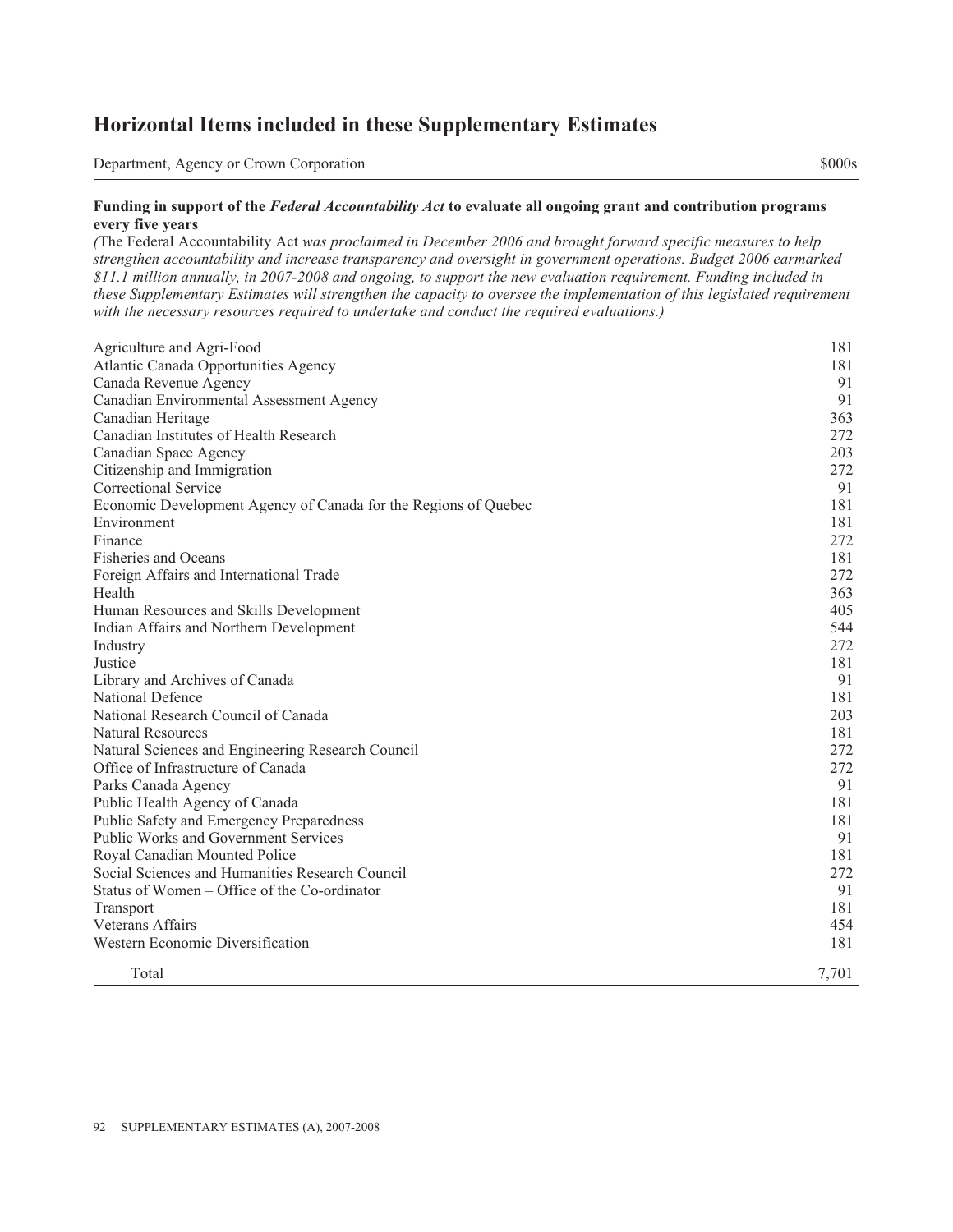# Horizontal Items included in these Supplementary Estimates

| Department, Agency or Crown Corporation | $000s |
|---|---|
| **Funding in support of the *Federal Accountability Act* to evaluate all ongoing grant and contribution programs every five years** | |
| *(*The Federal Accountability Act *was proclaimed in December 2006 and brought forward specific measures to help strengthen accountability and increase transparency and oversight in government operations. Budget 2006 earmarked $11.1 million annually, in 2007-2008 and ongoing, to support the new evaluation requirement. Funding included in these Supplementary Estimates will strengthen the capacity to oversee the implementation of this legislated requirement with the necessary resources required to undertake and conduct the required evaluations.)* | |
| Agriculture and Agri-Food | 181 |
| Atlantic Canada Opportunities Agency | 181 |
| Canada Revenue Agency | 91 |
| Canadian Environmental Assessment Agency | 91 |
| Canadian Heritage | 363 |
| Canadian Institutes of Health Research | 272 |
| Canadian Space Agency | 203 |
| Citizenship and Immigration | 272 |
| Correctional Service | 91 |
| Economic Development Agency of Canada for the Regions of Quebec | 181 |
| Environment | 181 |
| Finance | 272 |
| Fisheries and Oceans | 181 |
| Foreign Affairs and International Trade | 272 |
| Health | 363 |
| Human Resources and Skills Development | 405 |
| Indian Affairs and Northern Development | 544 |
| Industry | 272 |
| Justice | 181 |
| Library and Archives of Canada | 91 |
| National Defence | 181 |
| National Research Council of Canada | 203 |
| Natural Resources | 181 |
| Natural Sciences and Engineering Research Council | 272 |
| Office of Infrastructure of Canada | 272 |
| Parks Canada Agency | 91 |
| Public Health Agency of Canada | 181 |
| Public Safety and Emergency Preparedness | 181 |
| Public Works and Government Services | 91 |
| Royal Canadian Mounted Police | 181 |
| Social Sciences and Humanities Research Council | 272 |
| Status of Women – Office of the Co-ordinator | 91 |
| Transport | 181 |
| Veterans Affairs | 454 |
| Western Economic Diversification | 181 |
| Total | 7,701 |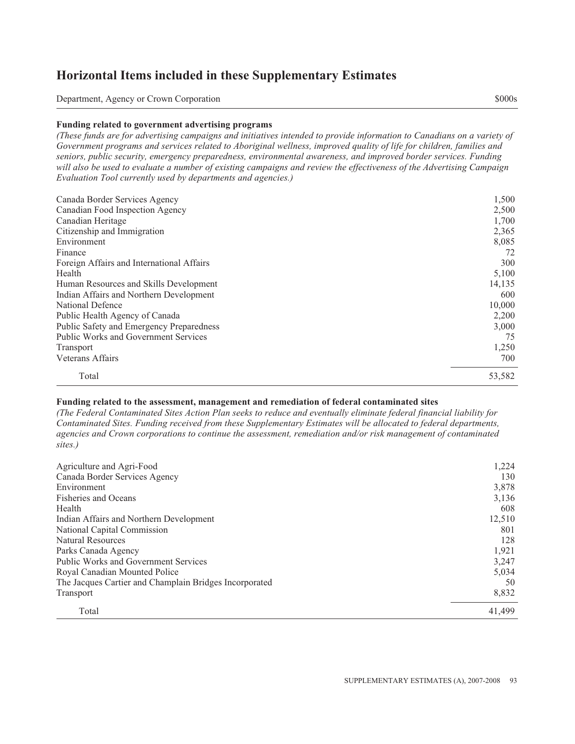# Horizontal Items included in these Supplementary Estimates

| Department, Agency or Crown Corporation | $000s |
| --- | --- |
| **Funding related to government advertising programs** | |
| *(These funds are for advertising campaigns and initiatives intended to provide information to Canadians on a variety of Government programs and services related to Aboriginal wellness, improved quality of life for children, families and seniors, public security, emergency preparedness, environmental awareness, and improved border services. Funding will also be used to evaluate a number of existing campaigns and review the effectiveness of the Advertising Campaign Evaluation Tool currently used by departments and agencies.)* | |
| Canada Border Services Agency | 1,500 |
| Canadian Food Inspection Agency | 2,500 |
| Canadian Heritage | 1,700 |
| Citizenship and Immigration | 2,365 |
| Environment | 8,085 |
| Finance | 72 |
| Foreign Affairs and International Affairs | 300 |
| Health | 5,100 |
| Human Resources and Skills Development | 14,135 |
| Indian Affairs and Northern Development | 600 |
| National Defence | 10,000 |
| Public Health Agency of Canada | 2,200 |
| Public Safety and Emergency Preparedness | 3,000 |
| Public Works and Government Services | 75 |
| Transport | 1,250 |
| Veterans Affairs | 700 |
| Total | 53,582 |
| **Funding related to the assessment, management and remediation of federal contaminated sites** | |
| *(The Federal Contaminated Sites Action Plan seeks to reduce and eventually eliminate federal financial liability for Contaminated Sites. Funding received from these Supplementary Estimates will be allocated to federal departments, agencies and Crown corporations to continue the assessment, remediation and/or risk management of contaminated sites.)* | |
| Agriculture and Agri-Food | 1,224 |
| Canada Border Services Agency | 130 |
| Environment | 3,878 |
| Fisheries and Oceans | 3,136 |
| Health | 608 |
| Indian Affairs and Northern Development | 12,510 |
| National Capital Commission | 801 |
| Natural Resources | 128 |
| Parks Canada Agency | 1,921 |
| Public Works and Government Services | 3,247 |
| Royal Canadian Mounted Police | 5,034 |
| The Jacques Cartier and Champlain Bridges Incorporated | 50 |
| Transport | 8,832 |
| Total | 41,499 |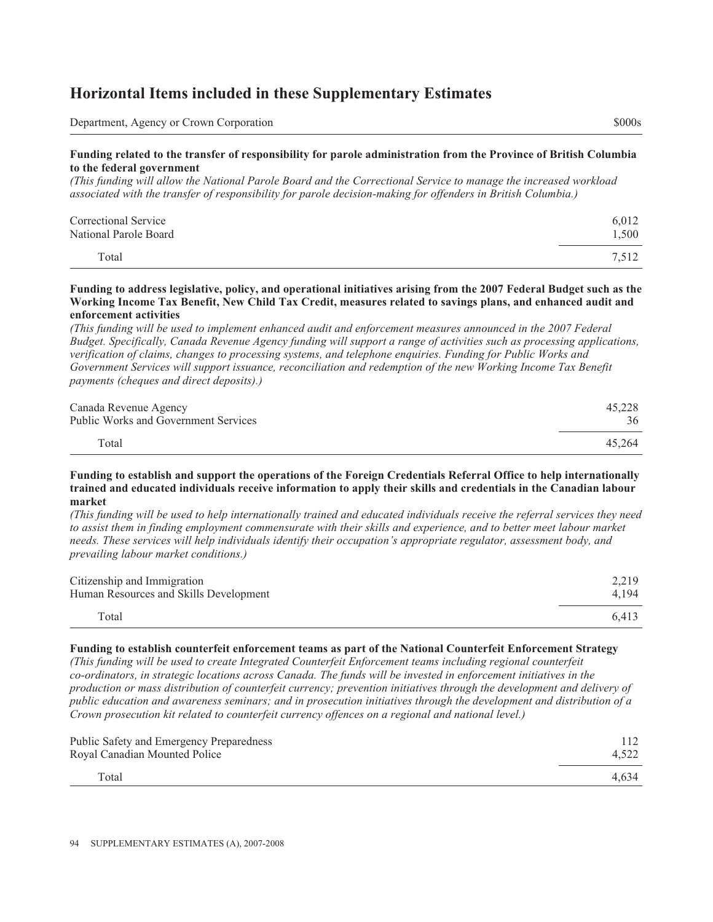## Horizontal Items included in these Supplementary Estimates

| Department, Agency or Crown Corporation | $000s |
| --- | --- |

**Funding related to the transfer of responsibility for parole administration from the Province of British Columbia to the federal government**

*(This funding will allow the National Parole Board and the Correctional Service to manage the increased workload associated with the transfer of responsibility for parole decision-making for offenders in British Columbia.)*

| | |
| --- | ---: |
| Correctional Service | 6,012 |
| National Parole Board | 1,500 |
| Total | 7,512 |

**Funding to address legislative, policy, and operational initiatives arising from the 2007 Federal Budget such as the Working Income Tax Benefit, New Child Tax Credit, measures related to savings plans, and enhanced audit and enforcement activities**

*(This funding will be used to implement enhanced audit and enforcement measures announced in the 2007 Federal Budget. Specifically, Canada Revenue Agency funding will support a range of activities such as processing applications, verification of claims, changes to processing systems, and telephone enquiries. Funding for Public Works and Government Services will support issuance, reconciliation and redemption of the new Working Income Tax Benefit payments (cheques and direct deposits).)*

| | |
| --- | ---: |
| Canada Revenue Agency | 45,228 |
| Public Works and Government Services | 36 |
| Total | 45,264 |

**Funding to establish and support the operations of the Foreign Credentials Referral Office to help internationally trained and educated individuals receive information to apply their skills and credentials in the Canadian labour market**

*(This funding will be used to help internationally trained and educated individuals receive the referral services they need to assist them in finding employment commensurate with their skills and experience, and to better meet labour market needs. These services will help individuals identify their occupation's appropriate regulator, assessment body, and prevailing labour market conditions.)*

| | |
| --- | ---: |
| Citizenship and Immigration | 2,219 |
| Human Resources and Skills Development | 4,194 |
| Total | 6,413 |

**Funding to establish counterfeit enforcement teams as part of the National Counterfeit Enforcement Strategy**

*(This funding will be used to create Integrated Counterfeit Enforcement teams including regional counterfeit co-ordinators, in strategic locations across Canada. The funds will be invested in enforcement initiatives in the production or mass distribution of counterfeit currency; prevention initiatives through the development and delivery of public education and awareness seminars; and in prosecution initiatives through the development and distribution of a Crown prosecution kit related to counterfeit currency offences on a regional and national level.)*

| | |
| --- | ---: |
| Public Safety and Emergency Preparedness | 112 |
| Royal Canadian Mounted Police | 4,522 |
| Total | 4,634 |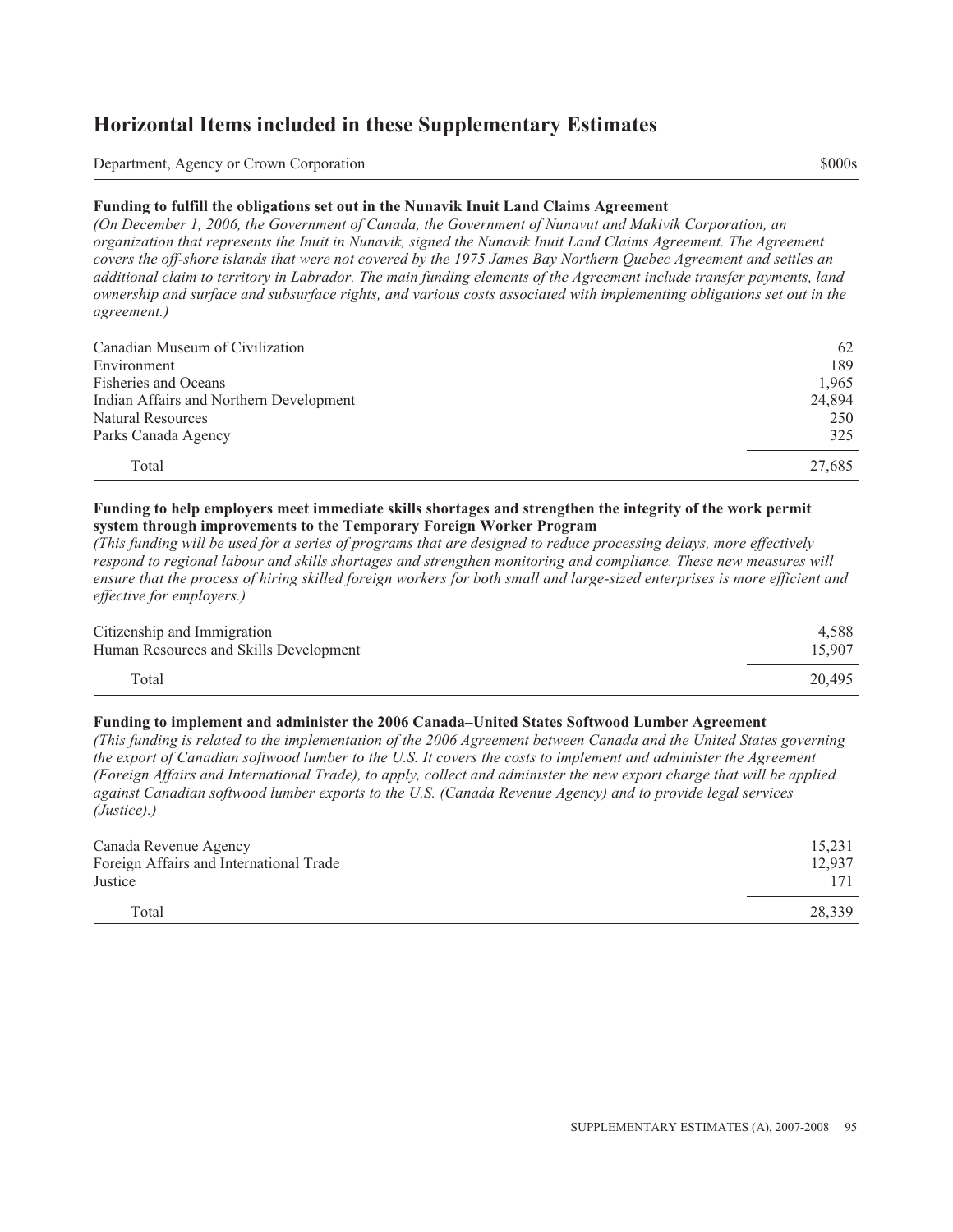# Horizontal Items included in these Supplementary Estimates

| Department, Agency or Crown Corporation | $000s |
|---|---|

### Funding to fulfill the obligations set out in the Nunavik Inuit Land Claims Agreement

*(On December 1, 2006, the Government of Canada, the Government of Nunavut and Makivik Corporation, an organization that represents the Inuit in Nunavik, signed the Nunavik Inuit Land Claims Agreement. The Agreement covers the off-shore islands that were not covered by the 1975 James Bay Northern Quebec Agreement and settles an additional claim to territory in Labrador. The main funding elements of the Agreement include transfer payments, land ownership and surface and subsurface rights, and various costs associated with implementing obligations set out in the agreement.)*

| Department, Agency or Crown Corporation | $000s |
|---|---|
| Canadian Museum of Civilization | 62 |
| Environment | 189 |
| Fisheries and Oceans | 1,965 |
| Indian Affairs and Northern Development | 24,894 |
| Natural Resources | 250 |
| Parks Canada Agency | 325 |
| Total | 27,685 |

### Funding to help employers meet immediate skills shortages and strengthen the integrity of the work permit system through improvements to the Temporary Foreign Worker Program

*(This funding will be used for a series of programs that are designed to reduce processing delays, more effectively respond to regional labour and skills shortages and strengthen monitoring and compliance. These new measures will ensure that the process of hiring skilled foreign workers for both small and large-sized enterprises is more efficient and effective for employers.)*

| Department, Agency or Crown Corporation | $000s |
|---|---|
| Citizenship and Immigration | 4,588 |
| Human Resources and Skills Development | 15,907 |
| Total | 20,495 |

### Funding to implement and administer the 2006 Canada–United States Softwood Lumber Agreement

*(This funding is related to the implementation of the 2006 Agreement between Canada and the United States governing the export of Canadian softwood lumber to the U.S. It covers the costs to implement and administer the Agreement (Foreign Affairs and International Trade), to apply, collect and administer the new export charge that will be applied against Canadian softwood lumber exports to the U.S. (Canada Revenue Agency) and to provide legal services (Justice).)*

| Department, Agency or Crown Corporation | $000s |
|---|---|
| Canada Revenue Agency | 15,231 |
| Foreign Affairs and International Trade | 12,937 |
| Justice | 171 |
| Total | 28,339 |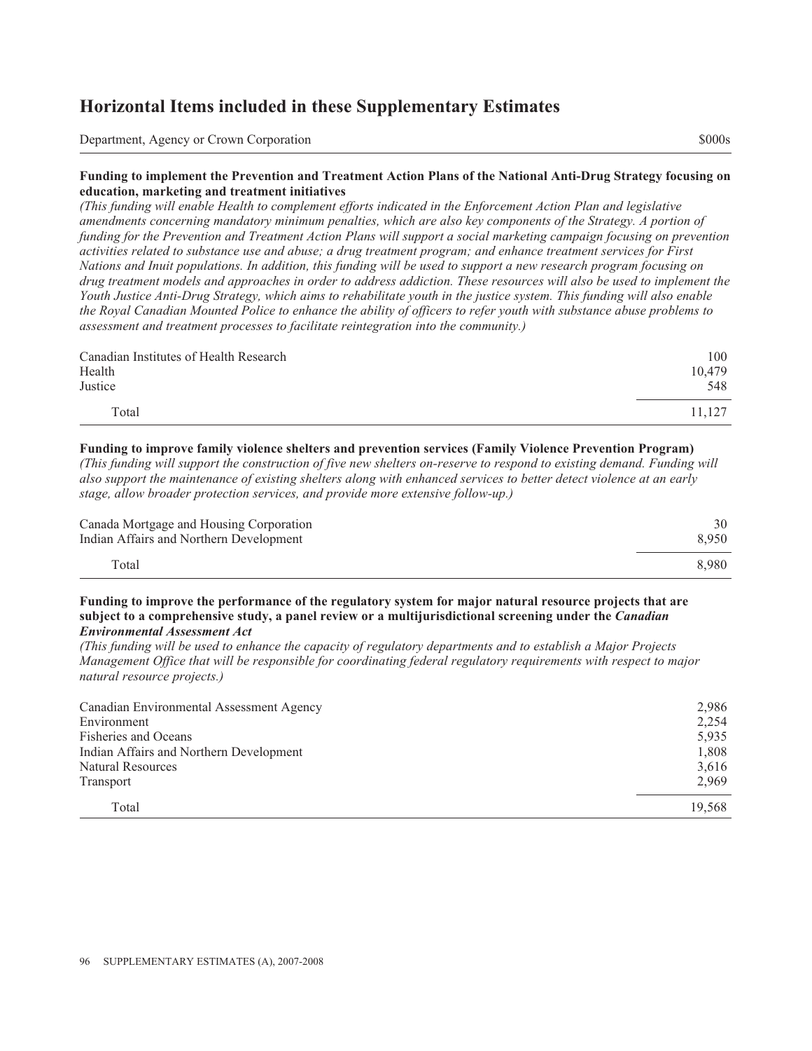# Horizontal Items included in these Supplementary Estimates

| Department, Agency or Crown Corporation | $000s |
|---|---|

**Funding to implement the Prevention and Treatment Action Plans of the National Anti-Drug Strategy focusing on education, marketing and treatment initiatives**

*(This funding will enable Health to complement efforts indicated in the Enforcement Action Plan and legislative amendments concerning mandatory minimum penalties, which are also key components of the Strategy. A portion of funding for the Prevention and Treatment Action Plans will support a social marketing campaign focusing on prevention activities related to substance use and abuse; a drug treatment program; and enhance treatment services for First Nations and Inuit populations. In addition, this funding will be used to support a new research program focusing on drug treatment models and approaches in order to address addiction. These resources will also be used to implement the Youth Justice Anti-Drug Strategy, which aims to rehabilitate youth in the justice system. This funding will also enable the Royal Canadian Mounted Police to enhance the ability of officers to refer youth with substance abuse problems to assessment and treatment processes to facilitate reintegration into the community.)*

| Department, Agency or Crown Corporation | $000s |
|---|---|
| Canadian Institutes of Health Research | 100 |
| Health | 10,479 |
| Justice | 548 |
| Total | 11,127 |

**Funding to improve family violence shelters and prevention services (Family Violence Prevention Program)**

*(This funding will support the construction of five new shelters on-reserve to respond to existing demand. Funding will also support the maintenance of existing shelters along with enhanced services to better detect violence at an early stage, allow broader protection services, and provide more extensive follow-up.)*

| Department, Agency or Crown Corporation | $000s |
|---|---|
| Canada Mortgage and Housing Corporation | 30 |
| Indian Affairs and Northern Development | 8,950 |
| Total | 8,980 |

**Funding to improve the performance of the regulatory system for major natural resource projects that are subject to a comprehensive study, a panel review or a multijurisdictional screening under the *Canadian Environmental Assessment Act***

*(This funding will be used to enhance the capacity of regulatory departments and to establish a Major Projects Management Office that will be responsible for coordinating federal regulatory requirements with respect to major natural resource projects.)*

| Department, Agency or Crown Corporation | $000s |
|---|---|
| Canadian Environmental Assessment Agency | 2,986 |
| Environment | 2,254 |
| Fisheries and Oceans | 5,935 |
| Indian Affairs and Northern Development | 1,808 |
| Natural Resources | 3,616 |
| Transport | 2,969 |
| Total | 19,568 |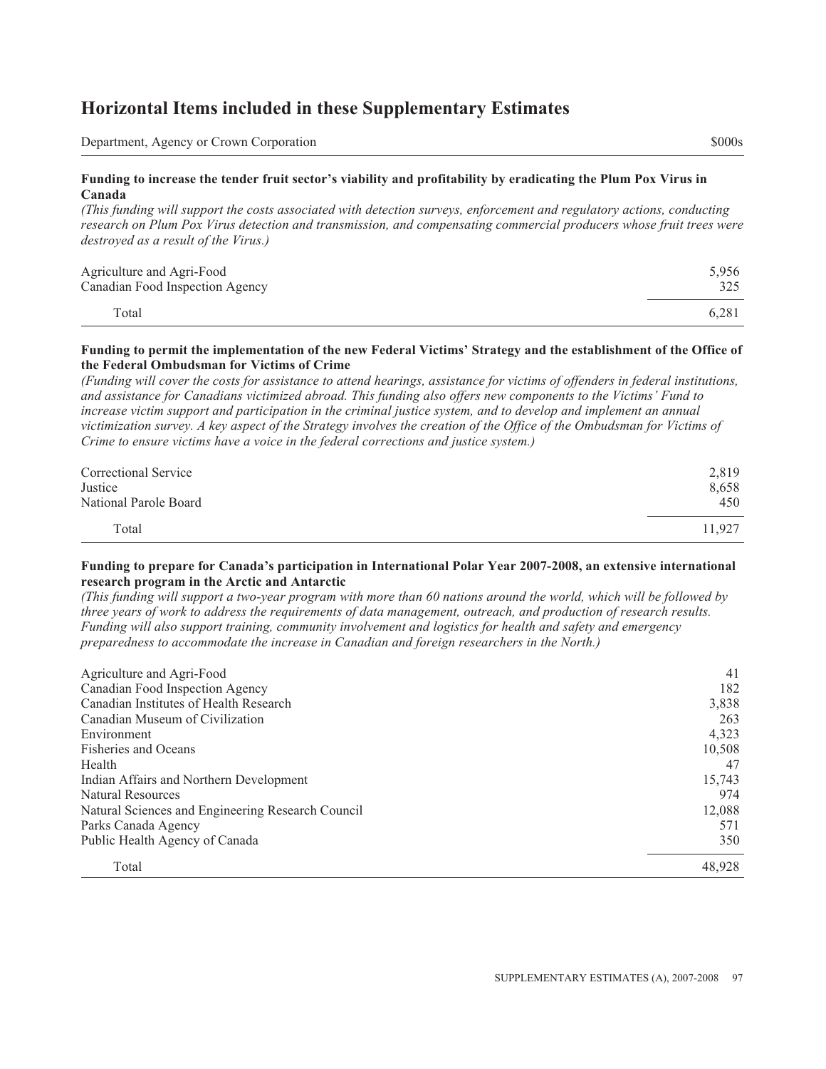## Horizontal Items included in these Supplementary Estimates

| Department, Agency or Crown Corporation | $000s |
|---|---|

**Funding to increase the tender fruit sector's viability and profitability by eradicating the Plum Pox Virus in Canada**

*(This funding will support the costs associated with detection surveys, enforcement and regulatory actions, conducting research on Plum Pox Virus detection and transmission, and compensating commercial producers whose fruit trees were destroyed as a result of the Virus.)*

| Department, Agency or Crown Corporation | $000s |
|---|---|
| Agriculture and Agri-Food | 5,956 |
| Canadian Food Inspection Agency | 325 |
| Total | 6,281 |

**Funding to permit the implementation of the new Federal Victims' Strategy and the establishment of the Office of the Federal Ombudsman for Victims of Crime**

*(Funding will cover the costs for assistance to attend hearings, assistance for victims of offenders in federal institutions, and assistance for Canadians victimized abroad. This funding also offers new components to the Victims' Fund to increase victim support and participation in the criminal justice system, and to develop and implement an annual victimization survey. A key aspect of the Strategy involves the creation of the Office of the Ombudsman for Victims of Crime to ensure victims have a voice in the federal corrections and justice system.)*

| Department, Agency or Crown Corporation | $000s |
|---|---|
| Correctional Service | 2,819 |
| Justice | 8,658 |
| National Parole Board | 450 |
| Total | 11,927 |

**Funding to prepare for Canada's participation in International Polar Year 2007-2008, an extensive international research program in the Arctic and Antarctic**

*(This funding will support a two-year program with more than 60 nations around the world, which will be followed by three years of work to address the requirements of data management, outreach, and production of research results. Funding will also support training, community involvement and logistics for health and safety and emergency preparedness to accommodate the increase in Canadian and foreign researchers in the North.)*

| Department, Agency or Crown Corporation | $000s |
|---|---|
| Agriculture and Agri-Food | 41 |
| Canadian Food Inspection Agency | 182 |
| Canadian Institutes of Health Research | 3,838 |
| Canadian Museum of Civilization | 263 |
| Environment | 4,323 |
| Fisheries and Oceans | 10,508 |
| Health | 47 |
| Indian Affairs and Northern Development | 15,743 |
| Natural Resources | 974 |
| Natural Sciences and Engineering Research Council | 12,088 |
| Parks Canada Agency | 571 |
| Public Health Agency of Canada | 350 |
| Total | 48,928 |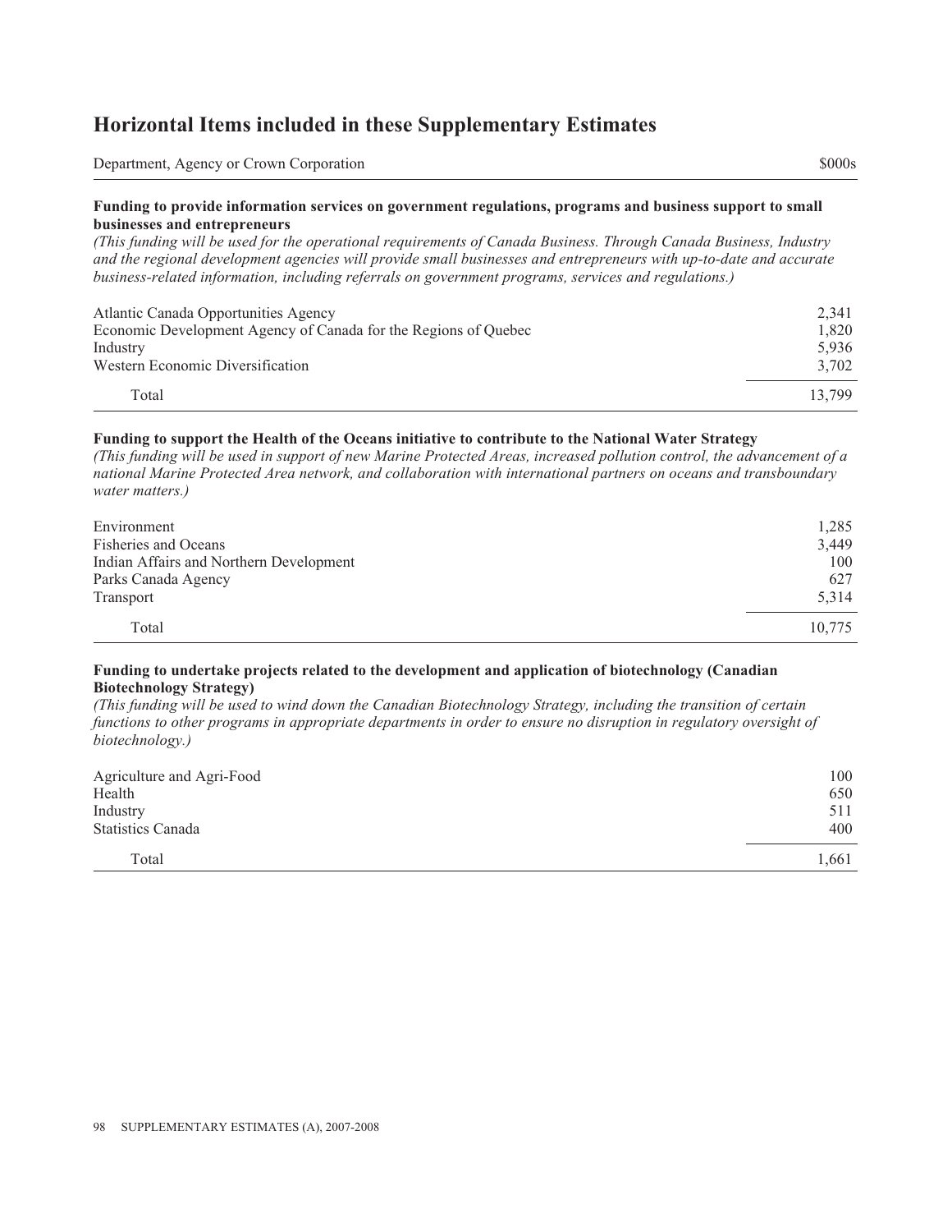# Horizontal Items included in these Supplementary Estimates

| Department, Agency or Crown Corporation | $000s |
| --- | --- |

**Funding to provide information services on government regulations, programs and business support to small businesses and entrepreneurs**

*(This funding will be used for the operational requirements of Canada Business. Through Canada Business, Industry and the regional development agencies will provide small businesses and entrepreneurs with up-to-date and accurate business-related information, including referrals on government programs, services and regulations.)*

| Department, Agency or Crown Corporation | $000s |
| --- | --- |
| Atlantic Canada Opportunities Agency | 2,341 |
| Economic Development Agency of Canada for the Regions of Quebec | 1,820 |
| Industry | 5,936 |
| Western Economic Diversification | 3,702 |
| Total | 13,799 |

**Funding to support the Health of the Oceans initiative to contribute to the National Water Strategy**

*(This funding will be used in support of new Marine Protected Areas, increased pollution control, the advancement of a national Marine Protected Area network, and collaboration with international partners on oceans and transboundary water matters.)*

| Department, Agency or Crown Corporation | $000s |
| --- | --- |
| Environment | 1,285 |
| Fisheries and Oceans | 3,449 |
| Indian Affairs and Northern Development | 100 |
| Parks Canada Agency | 627 |
| Transport | 5,314 |
| Total | 10,775 |

**Funding to undertake projects related to the development and application of biotechnology (Canadian Biotechnology Strategy)**

*(This funding will be used to wind down the Canadian Biotechnology Strategy, including the transition of certain functions to other programs in appropriate departments in order to ensure no disruption in regulatory oversight of biotechnology.)*

| Department, Agency or Crown Corporation | $000s |
| --- | --- |
| Agriculture and Agri-Food | 100 |
| Health | 650 |
| Industry | 511 |
| Statistics Canada | 400 |
| Total | 1,661 |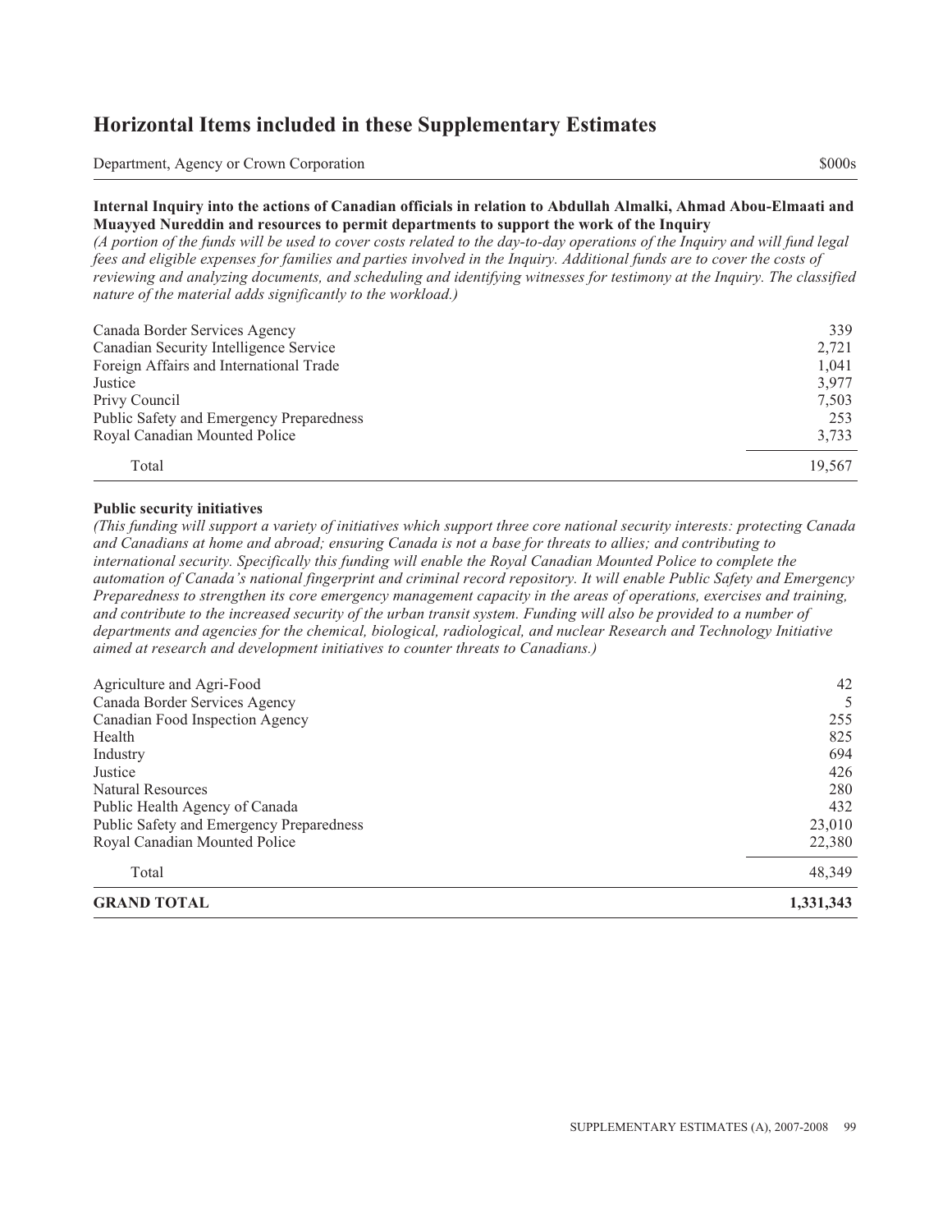## Horizontal Items included in these Supplementary Estimates

| Department, Agency or Crown Corporation | $000s |
| --- | --- |

**Internal Inquiry into the actions of Canadian officials in relation to Abdullah Almalki, Ahmad Abou-Elmaati and Muayyed Nureddin and resources to permit departments to support the work of the Inquiry**
*(A portion of the funds will be used to cover costs related to the day-to-day operations of the Inquiry and will fund legal fees and eligible expenses for families and parties involved in the Inquiry. Additional funds are to cover the costs of reviewing and analyzing documents, and scheduling and identifying witnesses for testimony at the Inquiry. The classified nature of the material adds significantly to the workload.)*

| Department, Agency or Crown Corporation | $000s |
| --- | --- |
| Canada Border Services Agency | 339 |
| Canadian Security Intelligence Service | 2,721 |
| Foreign Affairs and International Trade | 1,041 |
| Justice | 3,977 |
| Privy Council | 7,503 |
| Public Safety and Emergency Preparedness | 253 |
| Royal Canadian Mounted Police | 3,733 |
| Total | 19,567 |

**Public security initiatives**
*(This funding will support a variety of initiatives which support three core national security interests: protecting Canada and Canadians at home and abroad; ensuring Canada is not a base for threats to allies; and contributing to international security. Specifically this funding will enable the Royal Canadian Mounted Police to complete the automation of Canada's national fingerprint and criminal record repository. It will enable Public Safety and Emergency Preparedness to strengthen its core emergency management capacity in the areas of operations, exercises and training, and contribute to the increased security of the urban transit system. Funding will also be provided to a number of departments and agencies for the chemical, biological, radiological, and nuclear Research and Technology Initiative aimed at research and development initiatives to counter threats to Canadians.)*

| Department, Agency or Crown Corporation | $000s |
| --- | --- |
| Agriculture and Agri-Food | 42 |
| Canada Border Services Agency | 5 |
| Canadian Food Inspection Agency | 255 |
| Health | 825 |
| Industry | 694 |
| Justice | 426 |
| Natural Resources | 280 |
| Public Health Agency of Canada | 432 |
| Public Safety and Emergency Preparedness | 23,010 |
| Royal Canadian Mounted Police | 22,380 |
| Total | 48,349 |
| **GRAND TOTAL** | **1,331,343** |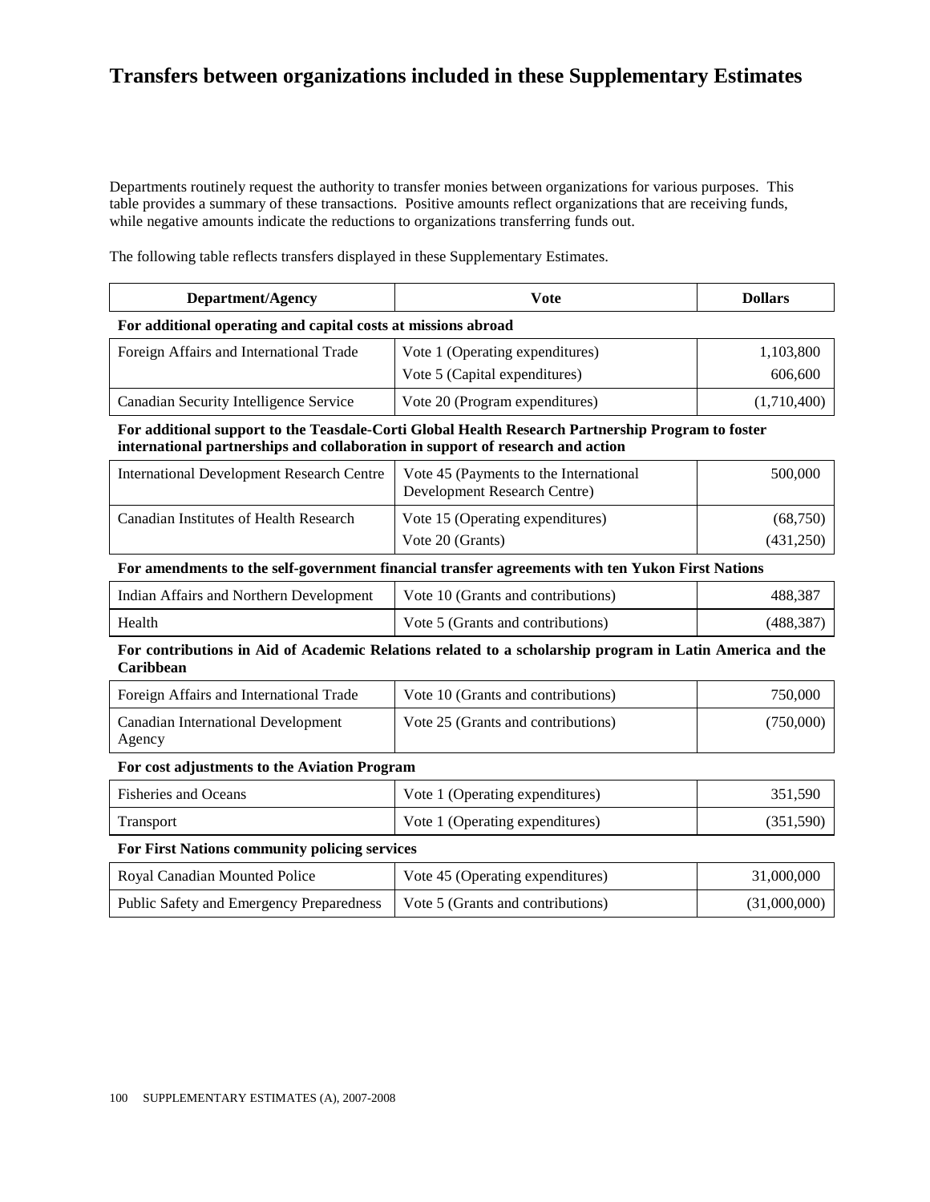# Transfers between organizations included in these Supplementary Estimates

Departments routinely request the authority to transfer monies between organizations for various purposes. This table provides a summary of these transactions. Positive amounts reflect organizations that are receiving funds, while negative amounts indicate the reductions to organizations transferring funds out.

The following table reflects transfers displayed in these Supplementary Estimates.

| Department/Agency | Vote | Dollars |
|---|---|---|
| **For additional operating and capital costs at missions abroad** | | |
| Foreign Affairs and International Trade | Vote 1 (Operating expenditures) | 1,103,800 |
| | Vote 5 (Capital expenditures) | 606,600 |
| Canadian Security Intelligence Service | Vote 20 (Program expenditures) | (1,710,400) |
| **For additional support to the Teasdale-Corti Global Health Research Partnership Program to foster international partnerships and collaboration in support of research and action** | | |
| International Development Research Centre | Vote 45 (Payments to the International Development Research Centre) | 500,000 |
| Canadian Institutes of Health Research | Vote 15 (Operating expenditures) | (68,750) |
| | Vote 20 (Grants) | (431,250) |
| **For amendments to the self-government financial transfer agreements with ten Yukon First Nations** | | |
| Indian Affairs and Northern Development | Vote 10 (Grants and contributions) | 488,387 |
| Health | Vote 5 (Grants and contributions) | (488,387) |
| **For contributions in Aid of Academic Relations related to a scholarship program in Latin America and the Caribbean** | | |
| Foreign Affairs and International Trade | Vote 10 (Grants and contributions) | 750,000 |
| Canadian International Development Agency | Vote 25 (Grants and contributions) | (750,000) |
| **For cost adjustments to the Aviation Program** | | |
| Fisheries and Oceans | Vote 1 (Operating expenditures) | 351,590 |
| Transport | Vote 1 (Operating expenditures) | (351,590) |
| **For First Nations community policing services** | | |
| Royal Canadian Mounted Police | Vote 45 (Operating expenditures) | 31,000,000 |
| Public Safety and Emergency Preparedness | Vote 5 (Grants and contributions) | (31,000,000) |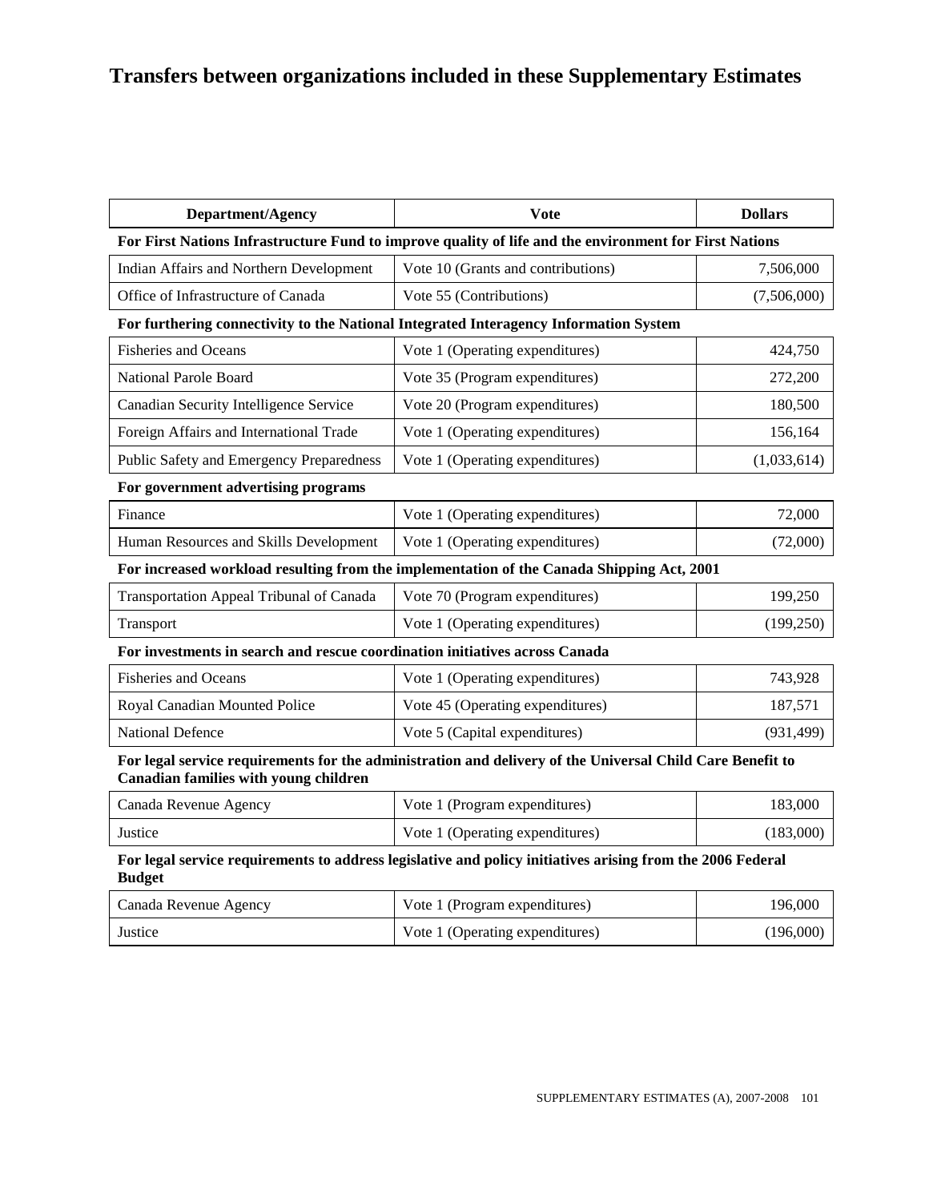# Transfers between organizations included in these Supplementary Estimates

| Department/Agency | Vote | Dollars |
|---|---|---|
| **For First Nations Infrastructure Fund to improve quality of life and the environment for First Nations** | | |
| Indian Affairs and Northern Development | Vote 10 (Grants and contributions) | 7,506,000 |
| Office of Infrastructure of Canada | Vote 55 (Contributions) | (7,506,000) |
| **For furthering connectivity to the National Integrated Interagency Information System** | | |
| Fisheries and Oceans | Vote 1 (Operating expenditures) | 424,750 |
| National Parole Board | Vote 35 (Program expenditures) | 272,200 |
| Canadian Security Intelligence Service | Vote 20 (Program expenditures) | 180,500 |
| Foreign Affairs and International Trade | Vote 1 (Operating expenditures) | 156,164 |
| Public Safety and Emergency Preparedness | Vote 1 (Operating expenditures) | (1,033,614) |
| **For government advertising programs** | | |
| Finance | Vote 1 (Operating expenditures) | 72,000 |
| Human Resources and Skills Development | Vote 1 (Operating expenditures) | (72,000) |
| **For increased workload resulting from the implementation of the Canada Shipping Act, 2001** | | |
| Transportation Appeal Tribunal of Canada | Vote 70 (Program expenditures) | 199,250 |
| Transport | Vote 1 (Operating expenditures) | (199,250) |
| **For investments in search and rescue coordination initiatives across Canada** | | |
| Fisheries and Oceans | Vote 1 (Operating expenditures) | 743,928 |
| Royal Canadian Mounted Police | Vote 45 (Operating expenditures) | 187,571 |
| National Defence | Vote 5 (Capital expenditures) | (931,499) |
| **For legal service requirements for the administration and delivery of the Universal Child Care Benefit to Canadian families with young children** | | |
| Canada Revenue Agency | Vote 1 (Program expenditures) | 183,000 |
| Justice | Vote 1 (Operating expenditures) | (183,000) |
| **For legal service requirements to address legislative and policy initiatives arising from the 2006 Federal Budget** | | |
| Canada Revenue Agency | Vote 1 (Program expenditures) | 196,000 |
| Justice | Vote 1 (Operating expenditures) | (196,000) |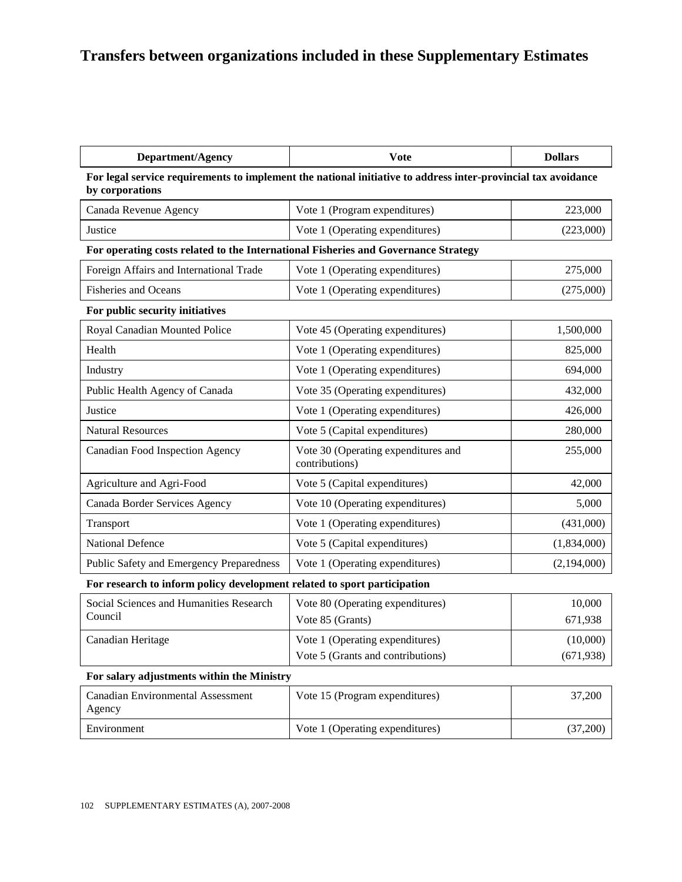# Transfers between organizations included in these Supplementary Estimates

| Department/Agency | Vote | Dollars |
|---|---|---|
| **For legal service requirements to implement the national initiative to address inter-provincial tax avoidance by corporations** | | |
| Canada Revenue Agency | Vote 1 (Program expenditures) | 223,000 |
| Justice | Vote 1 (Operating expenditures) | (223,000) |
| **For operating costs related to the International Fisheries and Governance Strategy** | | |
| Foreign Affairs and International Trade | Vote 1 (Operating expenditures) | 275,000 |
| Fisheries and Oceans | Vote 1 (Operating expenditures) | (275,000) |
| **For public security initiatives** | | |
| Royal Canadian Mounted Police | Vote 45 (Operating expenditures) | 1,500,000 |
| Health | Vote 1 (Operating expenditures) | 825,000 |
| Industry | Vote 1 (Operating expenditures) | 694,000 |
| Public Health Agency of Canada | Vote 35 (Operating expenditures) | 432,000 |
| Justice | Vote 1 (Operating expenditures) | 426,000 |
| Natural Resources | Vote 5 (Capital expenditures) | 280,000 |
| Canadian Food Inspection Agency | Vote 30 (Operating expenditures and contributions) | 255,000 |
| Agriculture and Agri-Food | Vote 5 (Capital expenditures) | 42,000 |
| Canada Border Services Agency | Vote 10 (Operating expenditures) | 5,000 |
| Transport | Vote 1 (Operating expenditures) | (431,000) |
| National Defence | Vote 5 (Capital expenditures) | (1,834,000) |
| Public Safety and Emergency Preparedness | Vote 1 (Operating expenditures) | (2,194,000) |
| **For research to inform policy development related to sport participation** | | |
| Social Sciences and Humanities Research Council | Vote 80 (Operating expenditures) | 10,000 |
| | Vote 85 (Grants) | 671,938 |
| Canadian Heritage | Vote 1 (Operating expenditures) | (10,000) |
| | Vote 5 (Grants and contributions) | (671,938) |
| **For salary adjustments within the Ministry** | | |
| Canadian Environmental Assessment Agency | Vote 15 (Program expenditures) | 37,200 |
| Environment | Vote 1 (Operating expenditures) | (37,200) |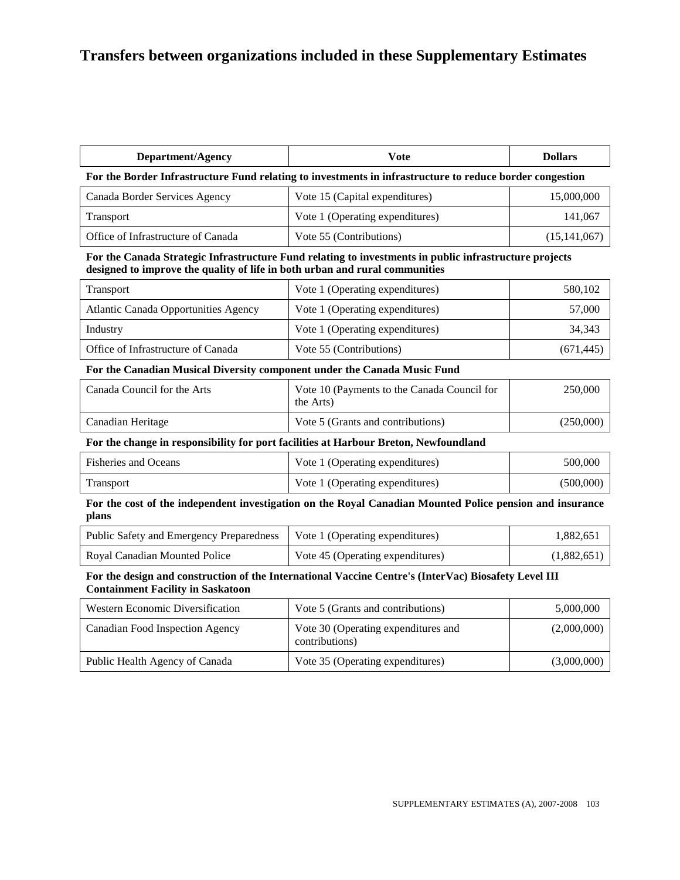# Transfers between organizations included in these Supplementary Estimates

| Department/Agency | Vote | Dollars |
|---|---|---|
| **For the Border Infrastructure Fund relating to investments in infrastructure to reduce border congestion** | | |
| Canada Border Services Agency | Vote 15 (Capital expenditures) | 15,000,000 |
| Transport | Vote 1 (Operating expenditures) | 141,067 |
| Office of Infrastructure of Canada | Vote 55 (Contributions) | (15,141,067) |
| **For the Canada Strategic Infrastructure Fund relating to investments in public infrastructure projects designed to improve the quality of life in both urban and rural communities** | | |
| Transport | Vote 1 (Operating expenditures) | 580,102 |
| Atlantic Canada Opportunities Agency | Vote 1 (Operating expenditures) | 57,000 |
| Industry | Vote 1 (Operating expenditures) | 34,343 |
| Office of Infrastructure of Canada | Vote 55 (Contributions) | (671,445) |
| **For the Canadian Musical Diversity component under the Canada Music Fund** | | |
| Canada Council for the Arts | Vote 10 (Payments to the Canada Council for the Arts) | 250,000 |
| Canadian Heritage | Vote 5 (Grants and contributions) | (250,000) |
| **For the change in responsibility for port facilities at Harbour Breton, Newfoundland** | | |
| Fisheries and Oceans | Vote 1 (Operating expenditures) | 500,000 |
| Transport | Vote 1 (Operating expenditures) | (500,000) |
| **For the cost of the independent investigation on the Royal Canadian Mounted Police pension and insurance plans** | | |
| Public Safety and Emergency Preparedness | Vote 1 (Operating expenditures) | 1,882,651 |
| Royal Canadian Mounted Police | Vote 45 (Operating expenditures) | (1,882,651) |
| **For the design and construction of the International Vaccine Centre's (InterVac) Biosafety Level III Containment Facility in Saskatoon** | | |
| Western Economic Diversification | Vote 5 (Grants and contributions) | 5,000,000 |
| Canadian Food Inspection Agency | Vote 30 (Operating expenditures and contributions) | (2,000,000) |
| Public Health Agency of Canada | Vote 35 (Operating expenditures) | (3,000,000) |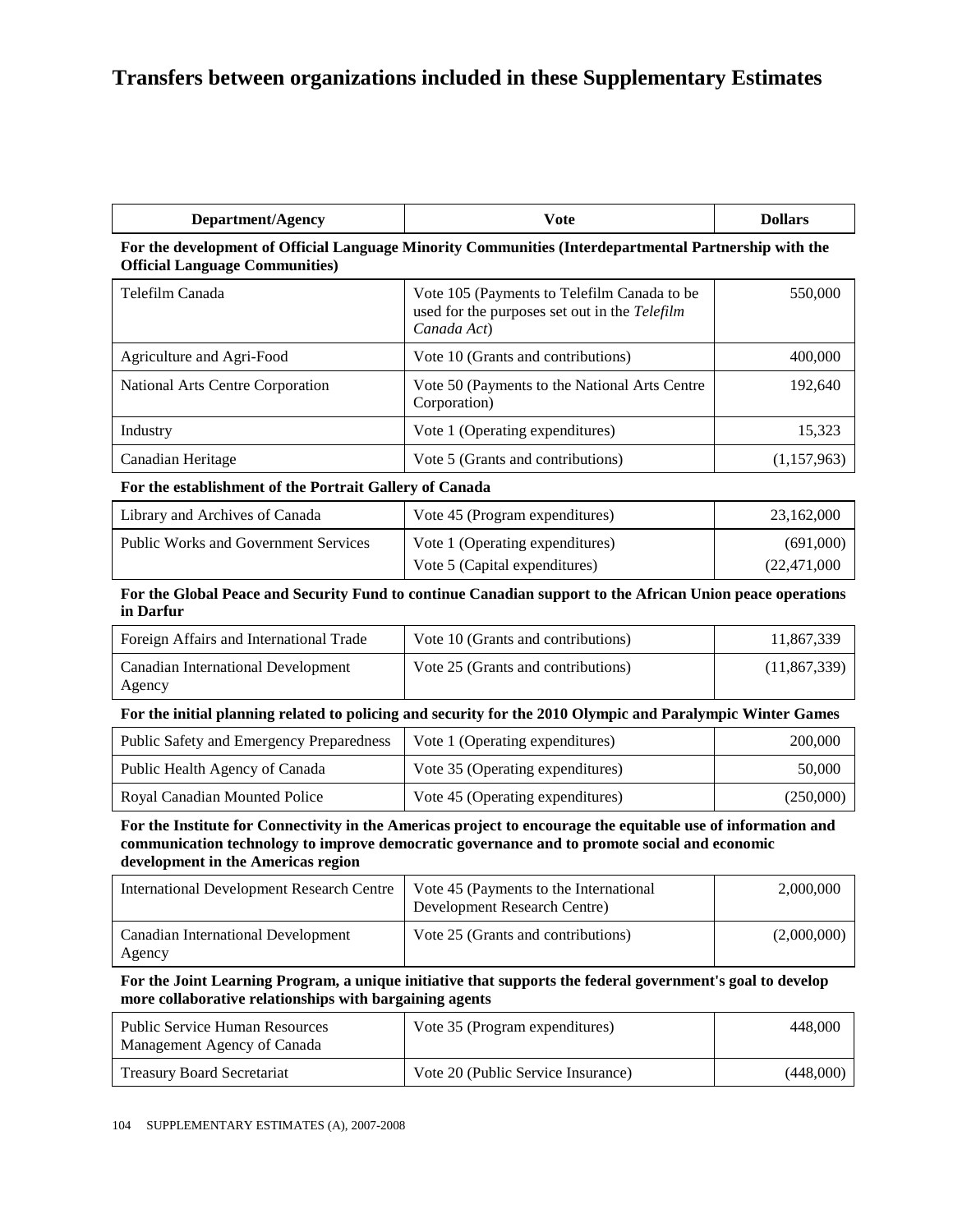# Transfers between organizations included in these Supplementary Estimates

| Department/Agency | Vote | Dollars |
|---|---|---|
| **For the development of Official Language Minority Communities (Interdepartmental Partnership with the Official Language Communities)** | | |
| Telefilm Canada | Vote 105 (Payments to Telefilm Canada to be used for the purposes set out in the *Telefilm Canada Act*) | 550,000 |
| Agriculture and Agri-Food | Vote 10 (Grants and contributions) | 400,000 |
| National Arts Centre Corporation | Vote 50 (Payments to the National Arts Centre Corporation) | 192,640 |
| Industry | Vote 1 (Operating expenditures) | 15,323 |
| Canadian Heritage | Vote 5 (Grants and contributions) | (1,157,963) |
| **For the establishment of the Portrait Gallery of Canada** | | |
| Library and Archives of Canada | Vote 45 (Program expenditures) | 23,162,000 |
| Public Works and Government Services | Vote 1 (Operating expenditures) | (691,000) |
| | Vote 5 (Capital expenditures) | (22,471,000 |
| **For the Global Peace and Security Fund to continue Canadian support to the African Union peace operations in Darfur** | | |
| Foreign Affairs and International Trade | Vote 10 (Grants and contributions) | 11,867,339 |
| Canadian International Development Agency | Vote 25 (Grants and contributions) | (11,867,339) |
| **For the initial planning related to policing and security for the 2010 Olympic and Paralympic Winter Games** | | |
| Public Safety and Emergency Preparedness | Vote 1 (Operating expenditures) | 200,000 |
| Public Health Agency of Canada | Vote 35 (Operating expenditures) | 50,000 |
| Royal Canadian Mounted Police | Vote 45 (Operating expenditures) | (250,000) |
| **For the Institute for Connectivity in the Americas project to encourage the equitable use of information and communication technology to improve democratic governance and to promote social and economic development in the Americas region** | | |
| International Development Research Centre | Vote 45 (Payments to the International Development Research Centre) | 2,000,000 |
| Canadian International Development Agency | Vote 25 (Grants and contributions) | (2,000,000) |
| **For the Joint Learning Program, a unique initiative that supports the federal government's goal to develop more collaborative relationships with bargaining agents** | | |
| Public Service Human Resources Management Agency of Canada | Vote 35 (Program expenditures) | 448,000 |
| Treasury Board Secretariat | Vote 20 (Public Service Insurance) | (448,000) |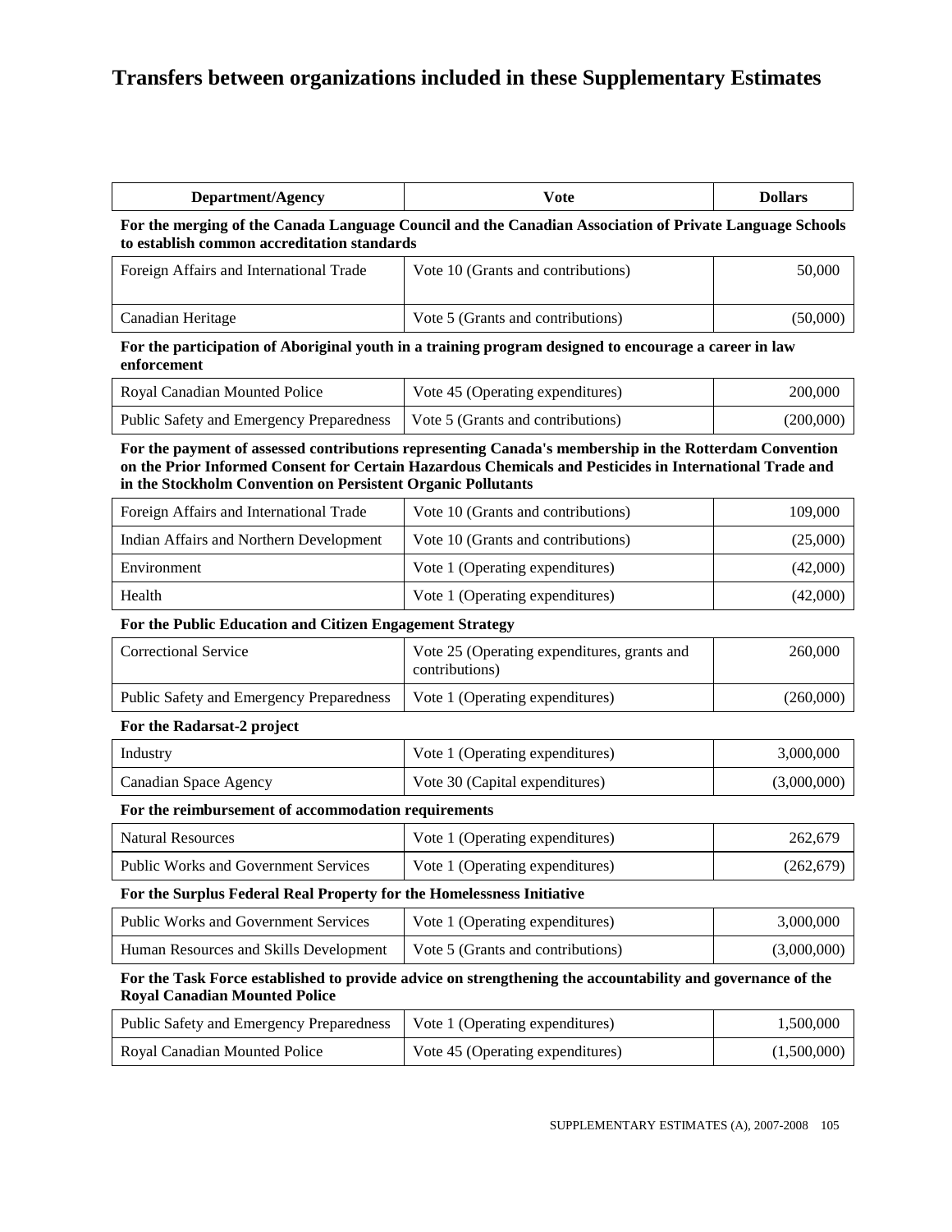# Transfers between organizations included in these Supplementary Estimates

| Department/Agency | Vote | Dollars |
|---|---|---|
| **For the merging of the Canada Language Council and the Canadian Association of Private Language Schools to establish common accreditation standards** | | |
| Foreign Affairs and International Trade | Vote 10 (Grants and contributions) | 50,000 |
| Canadian Heritage | Vote 5 (Grants and contributions) | (50,000) |
| **For the participation of Aboriginal youth in a training program designed to encourage a career in law enforcement** | | |
| Royal Canadian Mounted Police | Vote 45 (Operating expenditures) | 200,000 |
| Public Safety and Emergency Preparedness | Vote 5 (Grants and contributions) | (200,000) |
| **For the payment of assessed contributions representing Canada's membership in the Rotterdam Convention on the Prior Informed Consent for Certain Hazardous Chemicals and Pesticides in International Trade and in the Stockholm Convention on Persistent Organic Pollutants** | | |
| Foreign Affairs and International Trade | Vote 10 (Grants and contributions) | 109,000 |
| Indian Affairs and Northern Development | Vote 10 (Grants and contributions) | (25,000) |
| Environment | Vote 1 (Operating expenditures) | (42,000) |
| Health | Vote 1 (Operating expenditures) | (42,000) |
| **For the Public Education and Citizen Engagement Strategy** | | |
| Correctional Service | Vote 25 (Operating expenditures, grants and contributions) | 260,000 |
| Public Safety and Emergency Preparedness | Vote 1 (Operating expenditures) | (260,000) |
| **For the Radarsat-2 project** | | |
| Industry | Vote 1 (Operating expenditures) | 3,000,000 |
| Canadian Space Agency | Vote 30 (Capital expenditures) | (3,000,000) |
| **For the reimbursement of accommodation requirements** | | |
| Natural Resources | Vote 1 (Operating expenditures) | 262,679 |
| Public Works and Government Services | Vote 1 (Operating expenditures) | (262,679) |
| **For the Surplus Federal Real Property for the Homelessness Initiative** | | |
| Public Works and Government Services | Vote 1 (Operating expenditures) | 3,000,000 |
| Human Resources and Skills Development | Vote 5 (Grants and contributions) | (3,000,000) |
| **For the Task Force established to provide advice on strengthening the accountability and governance of the Royal Canadian Mounted Police** | | |
| Public Safety and Emergency Preparedness | Vote 1 (Operating expenditures) | 1,500,000 |
| Royal Canadian Mounted Police | Vote 45 (Operating expenditures) | (1,500,000) |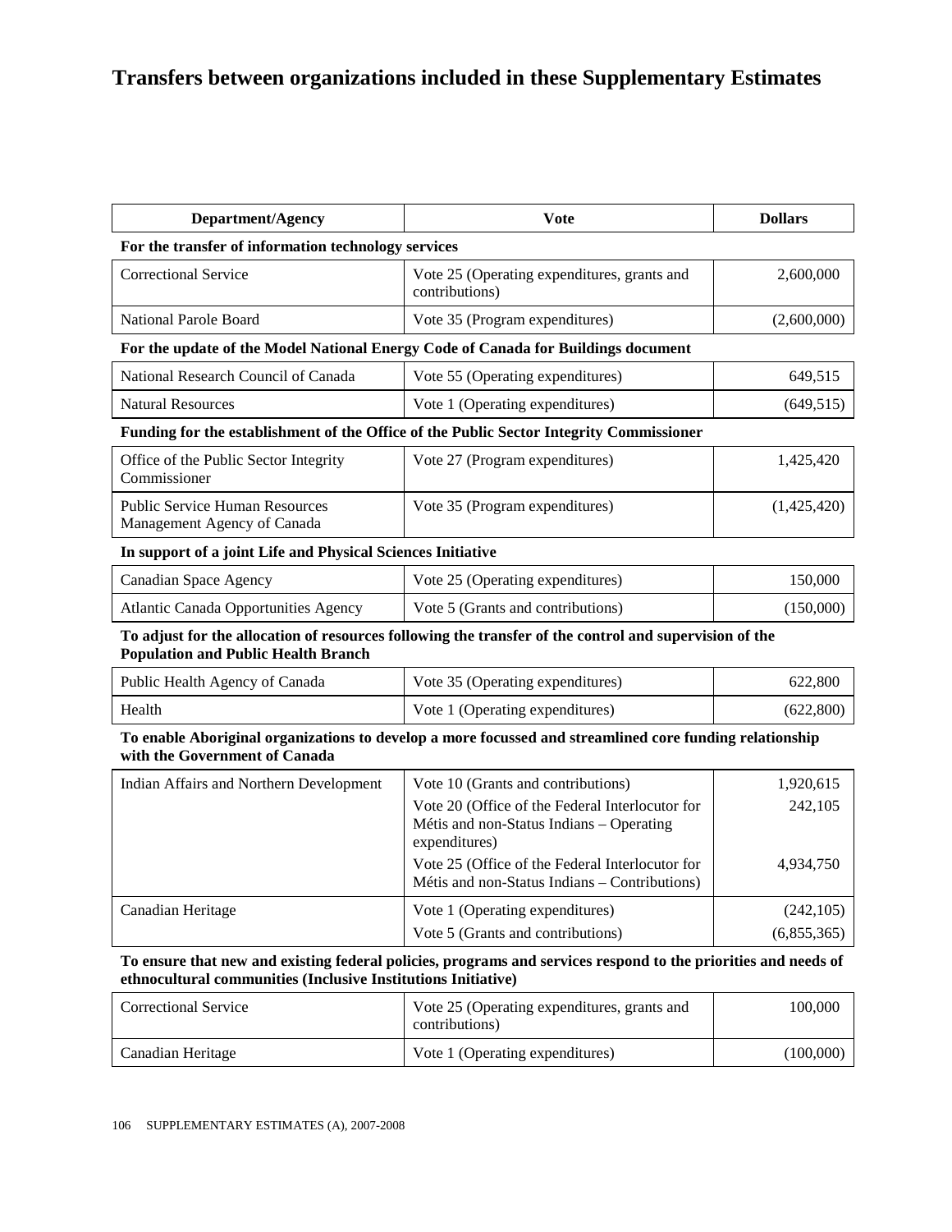# Transfers between organizations included in these Supplementary Estimates

| Department/Agency | Vote | Dollars |
|---|---|---|
| **For the transfer of information technology services** | | |
| Correctional Service | Vote 25 (Operating expenditures, grants and contributions) | 2,600,000 |
| National Parole Board | Vote 35 (Program expenditures) | (2,600,000) |
| **For the update of the Model National Energy Code of Canada for Buildings document** | | |
| National Research Council of Canada | Vote 55 (Operating expenditures) | 649,515 |
| Natural Resources | Vote 1 (Operating expenditures) | (649,515) |
| **Funding for the establishment of the Office of the Public Sector Integrity Commissioner** | | |
| Office of the Public Sector Integrity Commissioner | Vote 27 (Program expenditures) | 1,425,420 |
| Public Service Human Resources Management Agency of Canada | Vote 35 (Program expenditures) | (1,425,420) |
| **In support of a joint Life and Physical Sciences Initiative** | | |
| Canadian Space Agency | Vote 25 (Operating expenditures) | 150,000 |
| Atlantic Canada Opportunities Agency | Vote 5 (Grants and contributions) | (150,000) |
| **To adjust for the allocation of resources following the transfer of the control and supervision of the Population and Public Health Branch** | | |
| Public Health Agency of Canada | Vote 35 (Operating expenditures) | 622,800 |
| Health | Vote 1 (Operating expenditures) | (622,800) |
| **To enable Aboriginal organizations to develop a more focussed and streamlined core funding relationship with the Government of Canada** | | |
| Indian Affairs and Northern Development | Vote 10 (Grants and contributions) | 1,920,615 |
| | Vote 20 (Office of the Federal Interlocutor for Métis and non-Status Indians – Operating expenditures) | 242,105 |
| | Vote 25 (Office of the Federal Interlocutor for Métis and non-Status Indians – Contributions) | 4,934,750 |
| Canadian Heritage | Vote 1 (Operating expenditures) | (242,105) |
| | Vote 5 (Grants and contributions) | (6,855,365) |
| **To ensure that new and existing federal policies, programs and services respond to the priorities and needs of ethnocultural communities (Inclusive Institutions Initiative)** | | |
| Correctional Service | Vote 25 (Operating expenditures, grants and contributions) | 100,000 |
| Canadian Heritage | Vote 1 (Operating expenditures) | (100,000) |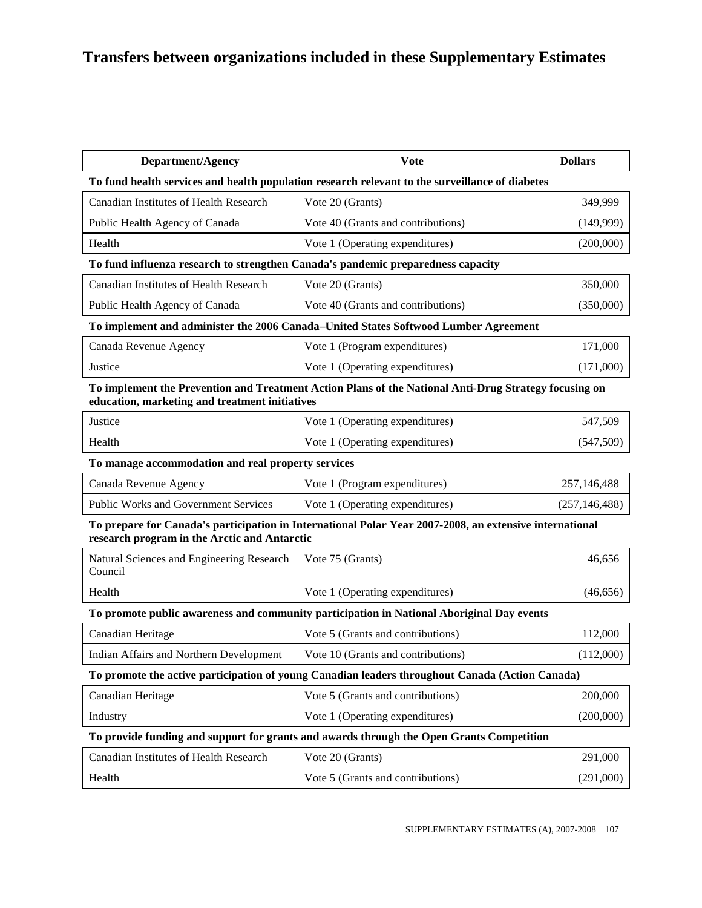# Transfers between organizations included in these Supplementary Estimates

| Department/Agency | Vote | Dollars |
| --- | --- | --- |
| **To fund health services and health population research relevant to the surveillance of diabetes** | | |
| Canadian Institutes of Health Research | Vote 20 (Grants) | 349,999 |
| Public Health Agency of Canada | Vote 40 (Grants and contributions) | (149,999) |
| Health | Vote 1 (Operating expenditures) | (200,000) |
| **To fund influenza research to strengthen Canada's pandemic preparedness capacity** | | |
| Canadian Institutes of Health Research | Vote 20 (Grants) | 350,000 |
| Public Health Agency of Canada | Vote 40 (Grants and contributions) | (350,000) |
| **To implement and administer the 2006 Canada–United States Softwood Lumber Agreement** | | |
| Canada Revenue Agency | Vote 1 (Program expenditures) | 171,000 |
| Justice | Vote 1 (Operating expenditures) | (171,000) |
| **To implement the Prevention and Treatment Action Plans of the National Anti-Drug Strategy focusing on education, marketing and treatment initiatives** | | |
| Justice | Vote 1 (Operating expenditures) | 547,509 |
| Health | Vote 1 (Operating expenditures) | (547,509) |
| **To manage accommodation and real property services** | | |
| Canada Revenue Agency | Vote 1 (Program expenditures) | 257,146,488 |
| Public Works and Government Services | Vote 1 (Operating expenditures) | (257,146,488) |
| **To prepare for Canada's participation in International Polar Year 2007-2008, an extensive international research program in the Arctic and Antarctic** | | |
| Natural Sciences and Engineering Research Council | Vote 75 (Grants) | 46,656 |
| Health | Vote 1 (Operating expenditures) | (46,656) |
| **To promote public awareness and community participation in National Aboriginal Day events** | | |
| Canadian Heritage | Vote 5 (Grants and contributions) | 112,000 |
| Indian Affairs and Northern Development | Vote 10 (Grants and contributions) | (112,000) |
| **To promote the active participation of young Canadian leaders throughout Canada (Action Canada)** | | |
| Canadian Heritage | Vote 5 (Grants and contributions) | 200,000 |
| Industry | Vote 1 (Operating expenditures) | (200,000) |
| **To provide funding and support for grants and awards through the Open Grants Competition** | | |
| Canadian Institutes of Health Research | Vote 20 (Grants) | 291,000 |
| Health | Vote 5 (Grants and contributions) | (291,000) |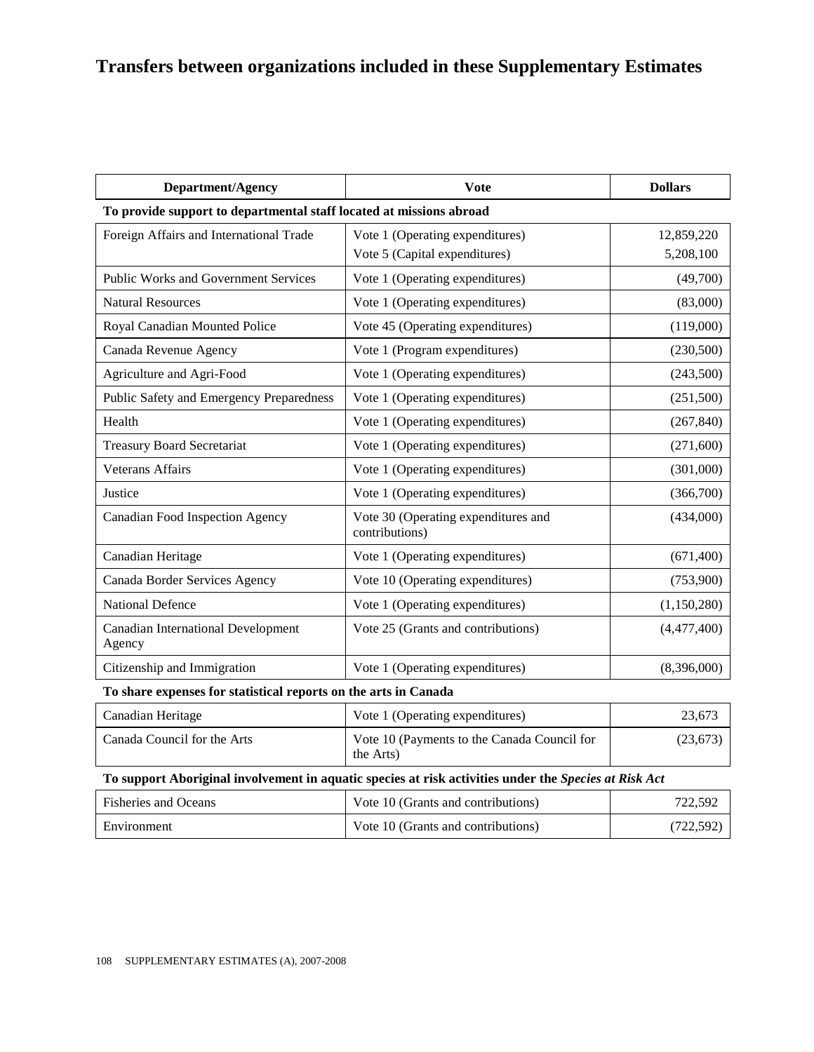# Transfers between organizations included in these Supplementary Estimates

| Department/Agency | Vote | Dollars |
| --- | --- | --- |
| **To provide support to departmental staff located at missions abroad** | | |
| Foreign Affairs and International Trade | Vote 1 (Operating expenditures) | 12,859,220 |
| | Vote 5 (Capital expenditures) | 5,208,100 |
| Public Works and Government Services | Vote 1 (Operating expenditures) | (49,700) |
| Natural Resources | Vote 1 (Operating expenditures) | (83,000) |
| Royal Canadian Mounted Police | Vote 45 (Operating expenditures) | (119,000) |
| Canada Revenue Agency | Vote 1 (Program expenditures) | (230,500) |
| Agriculture and Agri-Food | Vote 1 (Operating expenditures) | (243,500) |
| Public Safety and Emergency Preparedness | Vote 1 (Operating expenditures) | (251,500) |
| Health | Vote 1 (Operating expenditures) | (267,840) |
| Treasury Board Secretariat | Vote 1 (Operating expenditures) | (271,600) |
| Veterans Affairs | Vote 1 (Operating expenditures) | (301,000) |
| Justice | Vote 1 (Operating expenditures) | (366,700) |
| Canadian Food Inspection Agency | Vote 30 (Operating expenditures and contributions) | (434,000) |
| Canadian Heritage | Vote 1 (Operating expenditures) | (671,400) |
| Canada Border Services Agency | Vote 10 (Operating expenditures) | (753,900) |
| National Defence | Vote 1 (Operating expenditures) | (1,150,280) |
| Canadian International Development Agency | Vote 25 (Grants and contributions) | (4,477,400) |
| Citizenship and Immigration | Vote 1 (Operating expenditures) | (8,396,000) |
| **To share expenses for statistical reports on the arts in Canada** | | |
| Canadian Heritage | Vote 1 (Operating expenditures) | 23,673 |
| Canada Council for the Arts | Vote 10 (Payments to the Canada Council for the Arts) | (23,673) |
| **To support Aboriginal involvement in aquatic species at risk activities under the *Species at Risk Act*** | | |
| Fisheries and Oceans | Vote 10 (Grants and contributions) | 722,592 |
| Environment | Vote 10 (Grants and contributions) | (722,592) |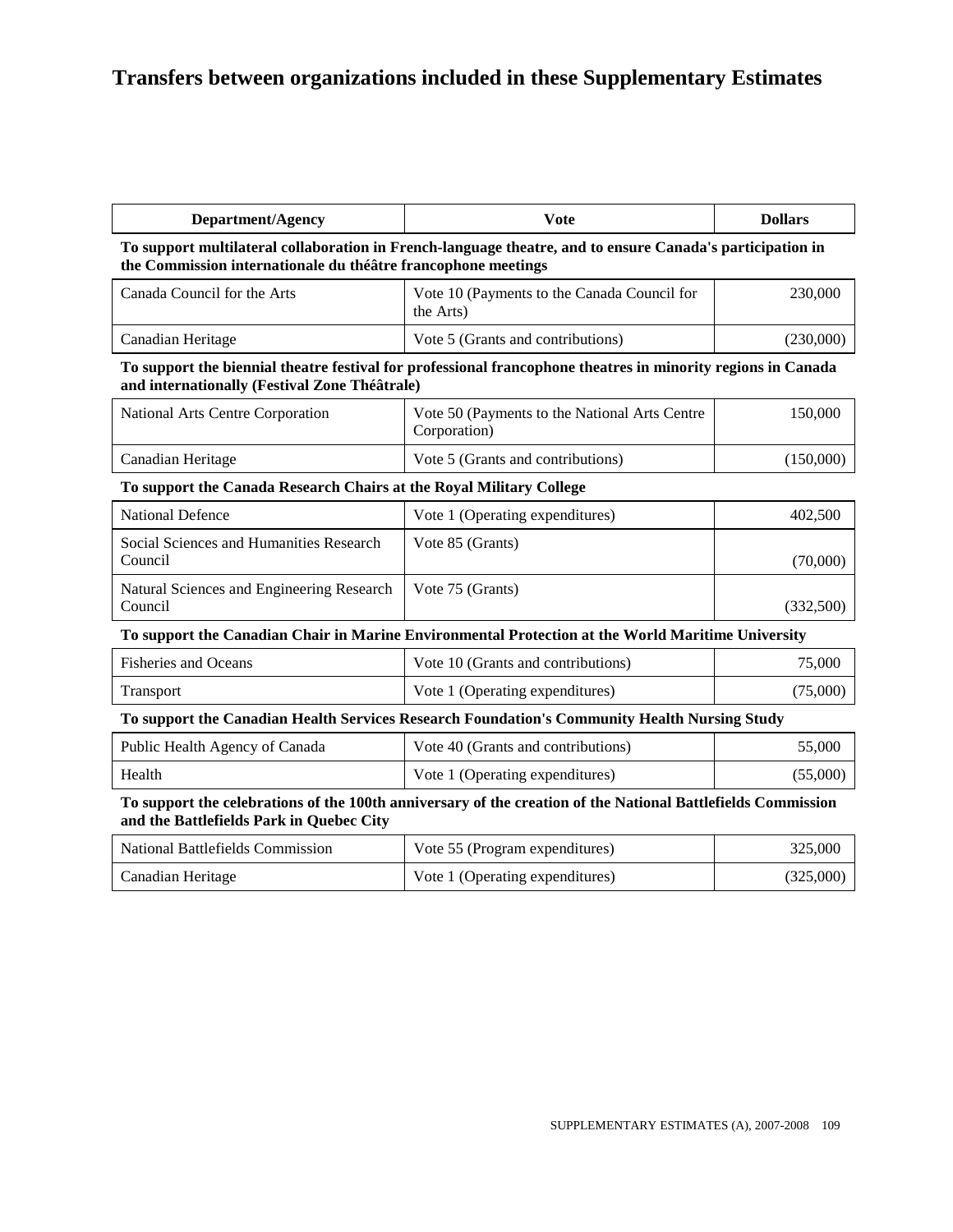# Transfers between organizations included in these Supplementary Estimates

| Department/Agency | Vote | Dollars |
|---|---|---|
| **To support multilateral collaboration in French-language theatre, and to ensure Canada's participation in the Commission internationale du théâtre francophone meetings** | | |
| Canada Council for the Arts | Vote 10 (Payments to the Canada Council for the Arts) | 230,000 |
| Canadian Heritage | Vote 5 (Grants and contributions) | (230,000) |
| **To support the biennial theatre festival for professional francophone theatres in minority regions in Canada and internationally (Festival Zone Théâtrale)** | | |
| National Arts Centre Corporation | Vote 50 (Payments to the National Arts Centre Corporation) | 150,000 |
| Canadian Heritage | Vote 5 (Grants and contributions) | (150,000) |
| **To support the Canada Research Chairs at the Royal Military College** | | |
| National Defence | Vote 1 (Operating expenditures) | 402,500 |
| Social Sciences and Humanities Research Council | Vote 85 (Grants) | (70,000) |
| Natural Sciences and Engineering Research Council | Vote 75 (Grants) | (332,500) |
| **To support the Canadian Chair in Marine Environmental Protection at the World Maritime University** | | |
| Fisheries and Oceans | Vote 10 (Grants and contributions) | 75,000 |
| Transport | Vote 1 (Operating expenditures) | (75,000) |
| **To support the Canadian Health Services Research Foundation's Community Health Nursing Study** | | |
| Public Health Agency of Canada | Vote 40 (Grants and contributions) | 55,000 |
| Health | Vote 1 (Operating expenditures) | (55,000) |
| **To support the celebrations of the 100th anniversary of the creation of the National Battlefields Commission and the Battlefields Park in Quebec City** | | |
| National Battlefields Commission | Vote 55 (Program expenditures) | 325,000 |
| Canadian Heritage | Vote 1 (Operating expenditures) | (325,000) |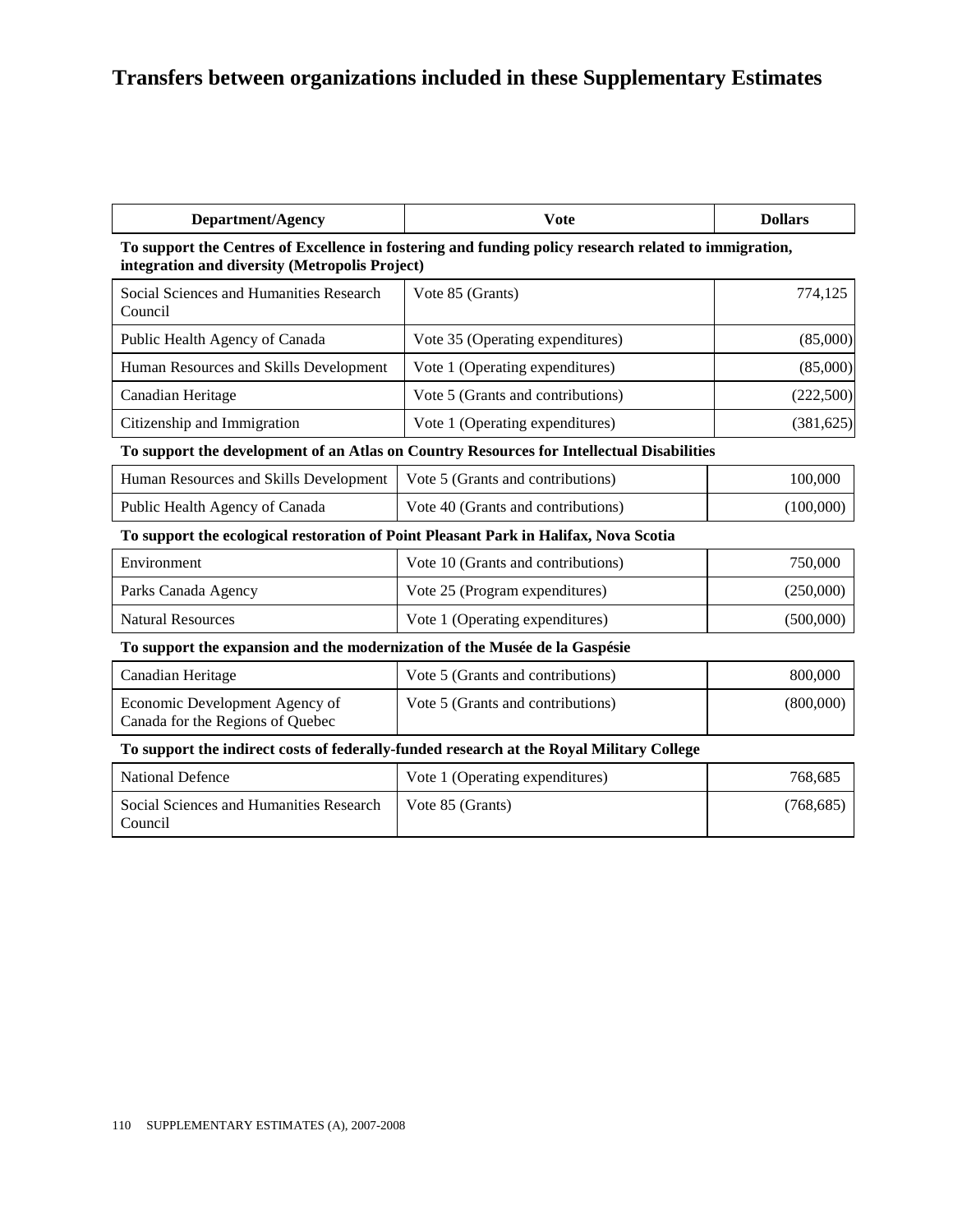# Transfers between organizations included in these Supplementary Estimates

| Department/Agency | Vote | Dollars |
|---|---|---|
| **To support the Centres of Excellence in fostering and funding policy research related to immigration, integration and diversity (Metropolis Project)** | | |
| Social Sciences and Humanities Research Council | Vote 85 (Grants) | 774,125 |
| Public Health Agency of Canada | Vote 35 (Operating expenditures) | (85,000) |
| Human Resources and Skills Development | Vote 1 (Operating expenditures) | (85,000) |
| Canadian Heritage | Vote 5 (Grants and contributions) | (222,500) |
| Citizenship and Immigration | Vote 1 (Operating expenditures) | (381,625) |
| **To support the development of an Atlas on Country Resources for Intellectual Disabilities** | | |
| Human Resources and Skills Development | Vote 5 (Grants and contributions) | 100,000 |
| Public Health Agency of Canada | Vote 40 (Grants and contributions) | (100,000) |
| **To support the ecological restoration of Point Pleasant Park in Halifax, Nova Scotia** | | |
| Environment | Vote 10 (Grants and contributions) | 750,000 |
| Parks Canada Agency | Vote 25 (Program expenditures) | (250,000) |
| Natural Resources | Vote 1 (Operating expenditures) | (500,000) |
| **To support the expansion and the modernization of the Musée de la Gaspésie** | | |
| Canadian Heritage | Vote 5 (Grants and contributions) | 800,000 |
| Economic Development Agency of Canada for the Regions of Quebec | Vote 5 (Grants and contributions) | (800,000) |
| **To support the indirect costs of federally-funded research at the Royal Military College** | | |
| National Defence | Vote 1 (Operating expenditures) | 768,685 |
| Social Sciences and Humanities Research Council | Vote 85 (Grants) | (768,685) |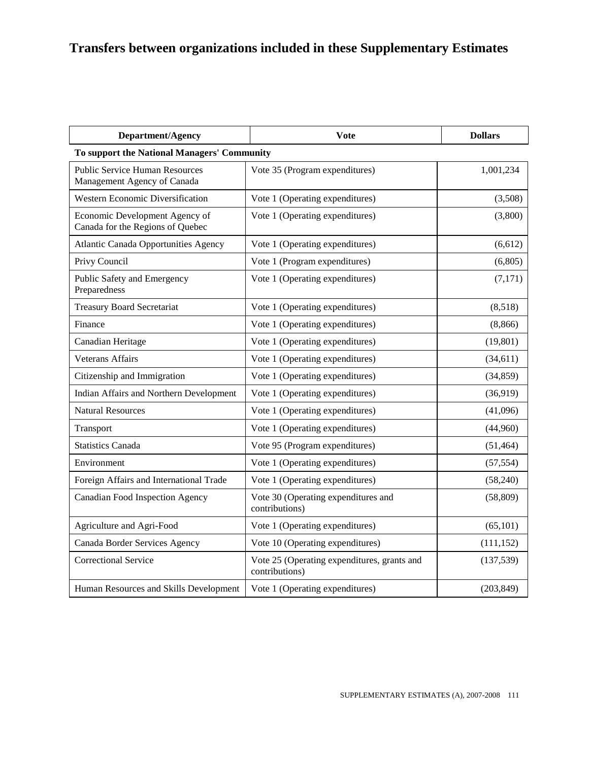# Transfers between organizations included in these Supplementary Estimates

| Department/Agency | Vote | Dollars |
|---|---|---|
| **To support the National Managers' Community** | | |
| Public Service Human Resources Management Agency of Canada | Vote 35 (Program expenditures) | 1,001,234 |
| Western Economic Diversification | Vote 1 (Operating expenditures) | (3,508) |
| Economic Development Agency of Canada for the Regions of Quebec | Vote 1 (Operating expenditures) | (3,800) |
| Atlantic Canada Opportunities Agency | Vote 1 (Operating expenditures) | (6,612) |
| Privy Council | Vote 1 (Program expenditures) | (6,805) |
| Public Safety and Emergency Preparedness | Vote 1 (Operating expenditures) | (7,171) |
| Treasury Board Secretariat | Vote 1 (Operating expenditures) | (8,518) |
| Finance | Vote 1 (Operating expenditures) | (8,866) |
| Canadian Heritage | Vote 1 (Operating expenditures) | (19,801) |
| Veterans Affairs | Vote 1 (Operating expenditures) | (34,611) |
| Citizenship and Immigration | Vote 1 (Operating expenditures) | (34,859) |
| Indian Affairs and Northern Development | Vote 1 (Operating expenditures) | (36,919) |
| Natural Resources | Vote 1 (Operating expenditures) | (41,096) |
| Transport | Vote 1 (Operating expenditures) | (44,960) |
| Statistics Canada | Vote 95 (Program expenditures) | (51,464) |
| Environment | Vote 1 (Operating expenditures) | (57,554) |
| Foreign Affairs and International Trade | Vote 1 (Operating expenditures) | (58,240) |
| Canadian Food Inspection Agency | Vote 30 (Operating expenditures and contributions) | (58,809) |
| Agriculture and Agri-Food | Vote 1 (Operating expenditures) | (65,101) |
| Canada Border Services Agency | Vote 10 (Operating expenditures) | (111,152) |
| Correctional Service | Vote 25 (Operating expenditures, grants and contributions) | (137,539) |
| Human Resources and Skills Development | Vote 1 (Operating expenditures) | (203,849) |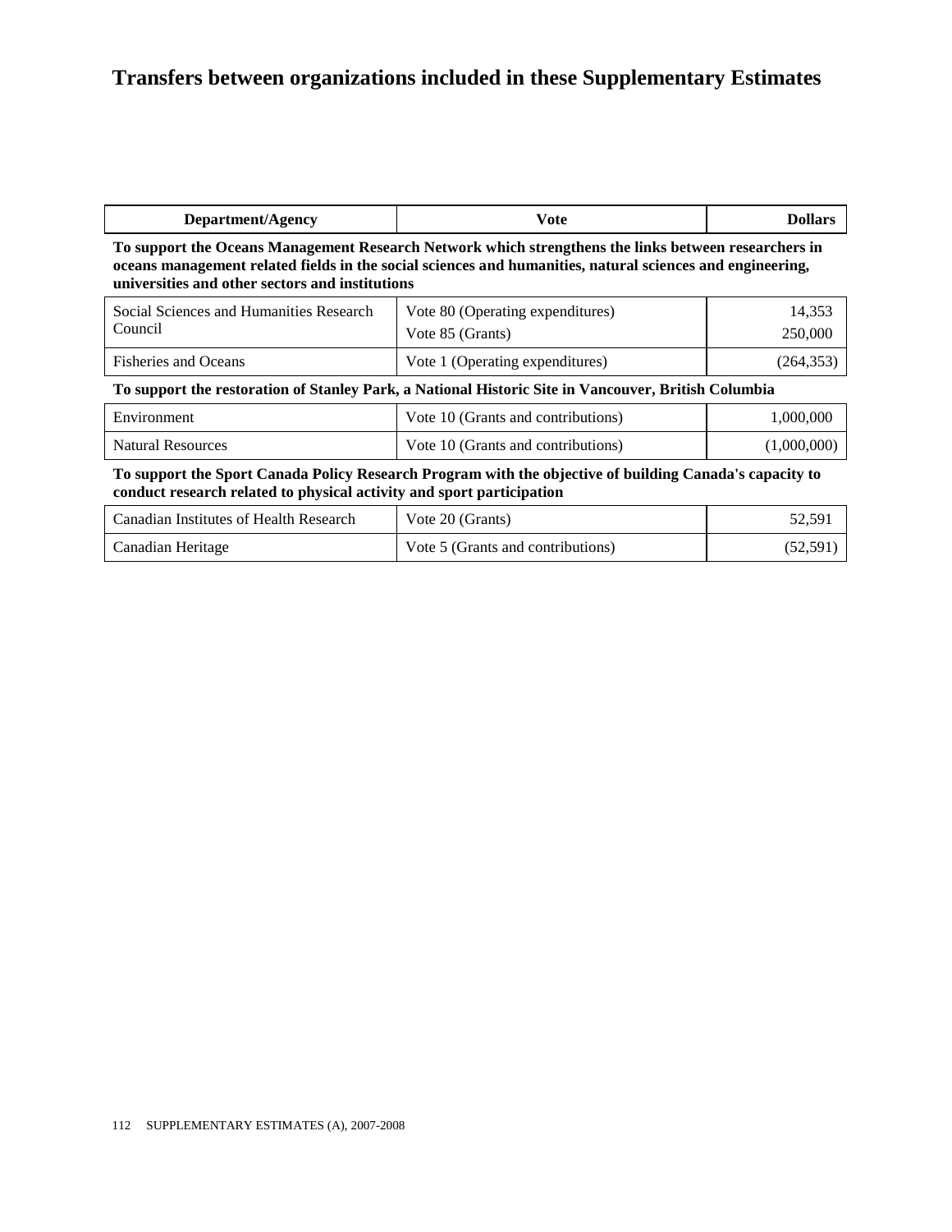# Transfers between organizations included in these Supplementary Estimates

| Department/Agency | Vote | Dollars |
|---|---|---|
| **To support the Oceans Management Research Network which strengthens the links between researchers in oceans management related fields in the social sciences and humanities, natural sciences and engineering, universities and other sectors and institutions** | | |
| Social Sciences and Humanities Research Council | Vote 80 (Operating expenditures) | 14,353 |
| | Vote 85 (Grants) | 250,000 |
| Fisheries and Oceans | Vote 1 (Operating expenditures) | (264,353) |
| **To support the restoration of Stanley Park, a National Historic Site in Vancouver, British Columbia** | | |
| Environment | Vote 10 (Grants and contributions) | 1,000,000 |
| Natural Resources | Vote 10 (Grants and contributions) | (1,000,000) |
| **To support the Sport Canada Policy Research Program with the objective of building Canada's capacity to conduct research related to physical activity and sport participation** | | |
| Canadian Institutes of Health Research | Vote 20 (Grants) | 52,591 |
| Canadian Heritage | Vote 5 (Grants and contributions) | (52,591) |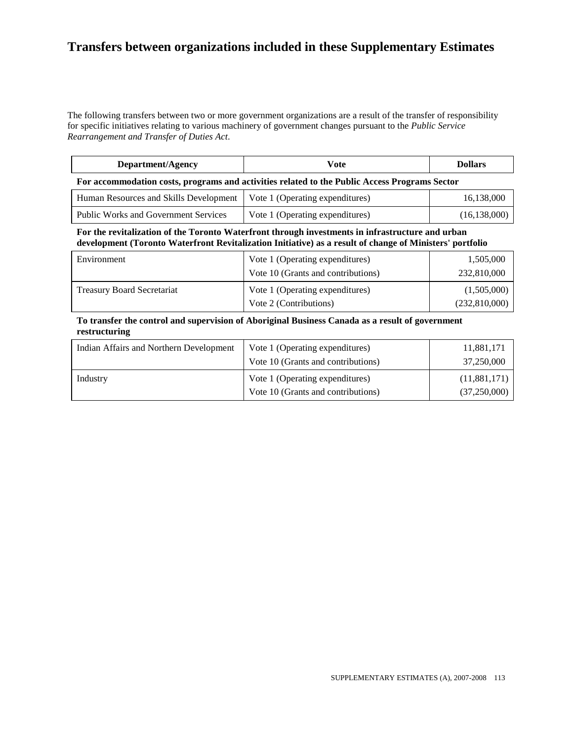# Transfers between organizations included in these Supplementary Estimates

The following transfers between two or more government organizations are a result of the transfer of responsibility for specific initiatives relating to various machinery of government changes pursuant to the *Public Service Rearrangement and Transfer of Duties Act*.

| Department/Agency | Vote | Dollars |
| --- | --- | --- |
| **For accommodation costs, programs and activities related to the Public Access Programs Sector** | | |
| Human Resources and Skills Development | Vote 1 (Operating expenditures) | 16,138,000 |
| Public Works and Government Services | Vote 1 (Operating expenditures) | (16,138,000) |
| **For the revitalization of the Toronto Waterfront through investments in infrastructure and urban development (Toronto Waterfront Revitalization Initiative) as a result of change of Ministers' portfolio** | | |
| Environment | Vote 1 (Operating expenditures) | 1,505,000 |
| | Vote 10 (Grants and contributions) | 232,810,000 |
| Treasury Board Secretariat | Vote 1 (Operating expenditures) | (1,505,000) |
| | Vote 2 (Contributions) | (232,810,000) |
| **To transfer the control and supervision of Aboriginal Business Canada as a result of government restructuring** | | |
| Indian Affairs and Northern Development | Vote 1 (Operating expenditures) | 11,881,171 |
| | Vote 10 (Grants and contributions) | 37,250,000 |
| Industry | Vote 1 (Operating expenditures) | (11,881,171) |
| | Vote 10 (Grants and contributions) | (37,250,000) |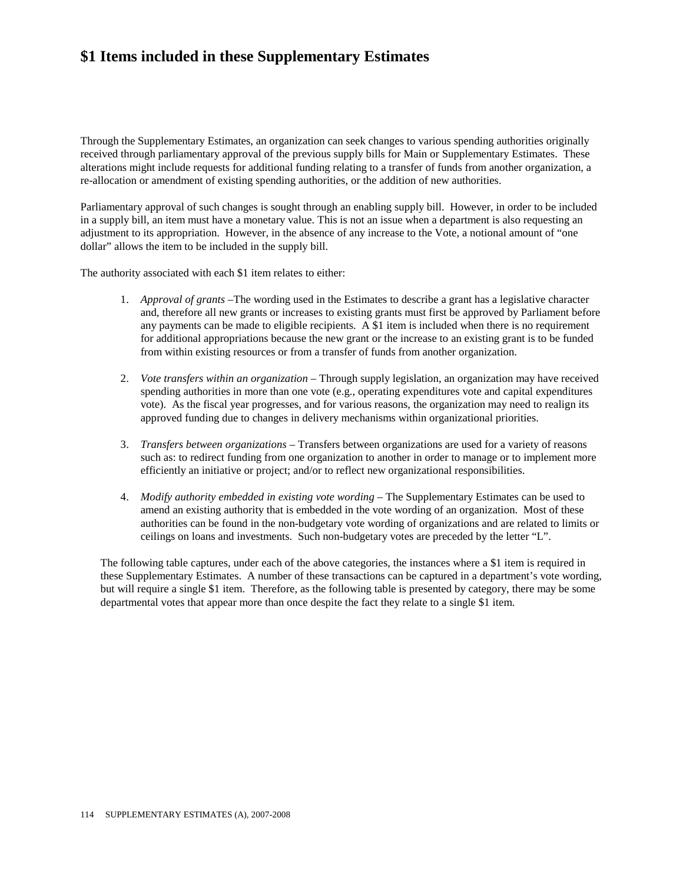# $1 Items included in these Supplementary Estimates

Through the Supplementary Estimates, an organization can seek changes to various spending authorities originally received through parliamentary approval of the previous supply bills for Main or Supplementary Estimates. These alterations might include requests for additional funding relating to a transfer of funds from another organization, a re-allocation or amendment of existing spending authorities, or the addition of new authorities.

Parliamentary approval of such changes is sought through an enabling supply bill. However, in order to be included in a supply bill, an item must have a monetary value. This is not an issue when a department is also requesting an adjustment to its appropriation. However, in the absence of any increase to the Vote, a notional amount of "one dollar" allows the item to be included in the supply bill.

The authority associated with each $1 item relates to either:

1. *Approval of grants* –The wording used in the Estimates to describe a grant has a legislative character and, therefore all new grants or increases to existing grants must first be approved by Parliament before any payments can be made to eligible recipients. A $1 item is included when there is no requirement for additional appropriations because the new grant or the increase to an existing grant is to be funded from within existing resources or from a transfer of funds from another organization.

2. *Vote transfers within an organization* – Through supply legislation, an organization may have received spending authorities in more than one vote (e.g., operating expenditures vote and capital expenditures vote). As the fiscal year progresses, and for various reasons, the organization may need to realign its approved funding due to changes in delivery mechanisms within organizational priorities.

3. *Transfers between organizations* – Transfers between organizations are used for a variety of reasons such as: to redirect funding from one organization to another in order to manage or to implement more efficiently an initiative or project; and/or to reflect new organizational responsibilities.

4. *Modify authority embedded in existing vote wording* – The Supplementary Estimates can be used to amend an existing authority that is embedded in the vote wording of an organization. Most of these authorities can be found in the non-budgetary vote wording of organizations and are related to limits or ceilings on loans and investments. Such non-budgetary votes are preceded by the letter "L".

The following table captures, under each of the above categories, the instances where a $1 item is required in these Supplementary Estimates. A number of these transactions can be captured in a department's vote wording, but will require a single $1 item. Therefore, as the following table is presented by category, there may be some departmental votes that appear more than once despite the fact they relate to a single $1 item.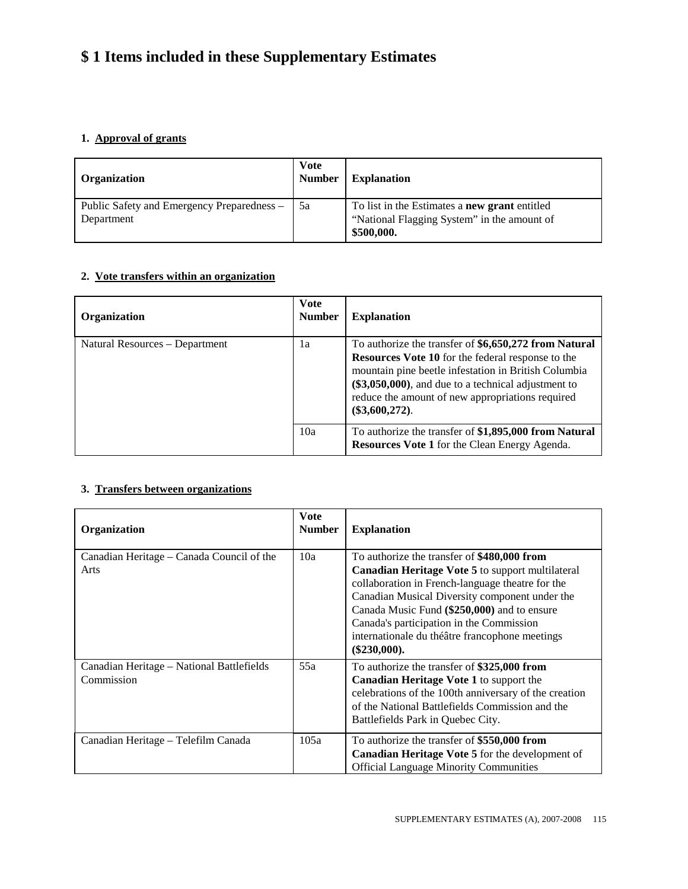# $ 1 Items included in these Supplementary Estimates

## 1. Approval of grants

| Organization | Vote Number | Explanation |
|---|---|---|
| Public Safety and Emergency Preparedness – Department | 5a | To list in the Estimates a **new grant** entitled "National Flagging System" in the amount of **$500,000.** |

## 2. Vote transfers within an organization

| Organization | Vote Number | Explanation |
|---|---|---|
| Natural Resources – Department | 1a | To authorize the transfer of **$6,650,272 from Natural Resources Vote 10** for the federal response to the mountain pine beetle infestation in British Columbia **($3,050,000)**, and due to a technical adjustment to reduce the amount of new appropriations required **($3,600,272)**. |
| | 10a | To authorize the transfer of **$1,895,000 from Natural Resources Vote 1** for the Clean Energy Agenda. |

## 3. Transfers between organizations

| Organization | Vote Number | Explanation |
|---|---|---|
| Canadian Heritage – Canada Council of the Arts | 10a | To authorize the transfer of **$480,000 from Canadian Heritage Vote 5** to support multilateral collaboration in French-language theatre for the Canadian Musical Diversity component under the Canada Music Fund **($250,000)** and to ensure Canada's participation in the Commission internationale du théâtre francophone meetings **($230,000).** |
| Canadian Heritage – National Battlefields Commission | 55a | To authorize the transfer of **$325,000 from Canadian Heritage Vote 1** to support the celebrations of the 100th anniversary of the creation of the National Battlefields Commission and the Battlefields Park in Quebec City. |
| Canadian Heritage – Telefilm Canada | 105a | To authorize the transfer of **$550,000 from Canadian Heritage Vote 5** for the development of Official Language Minority Communities |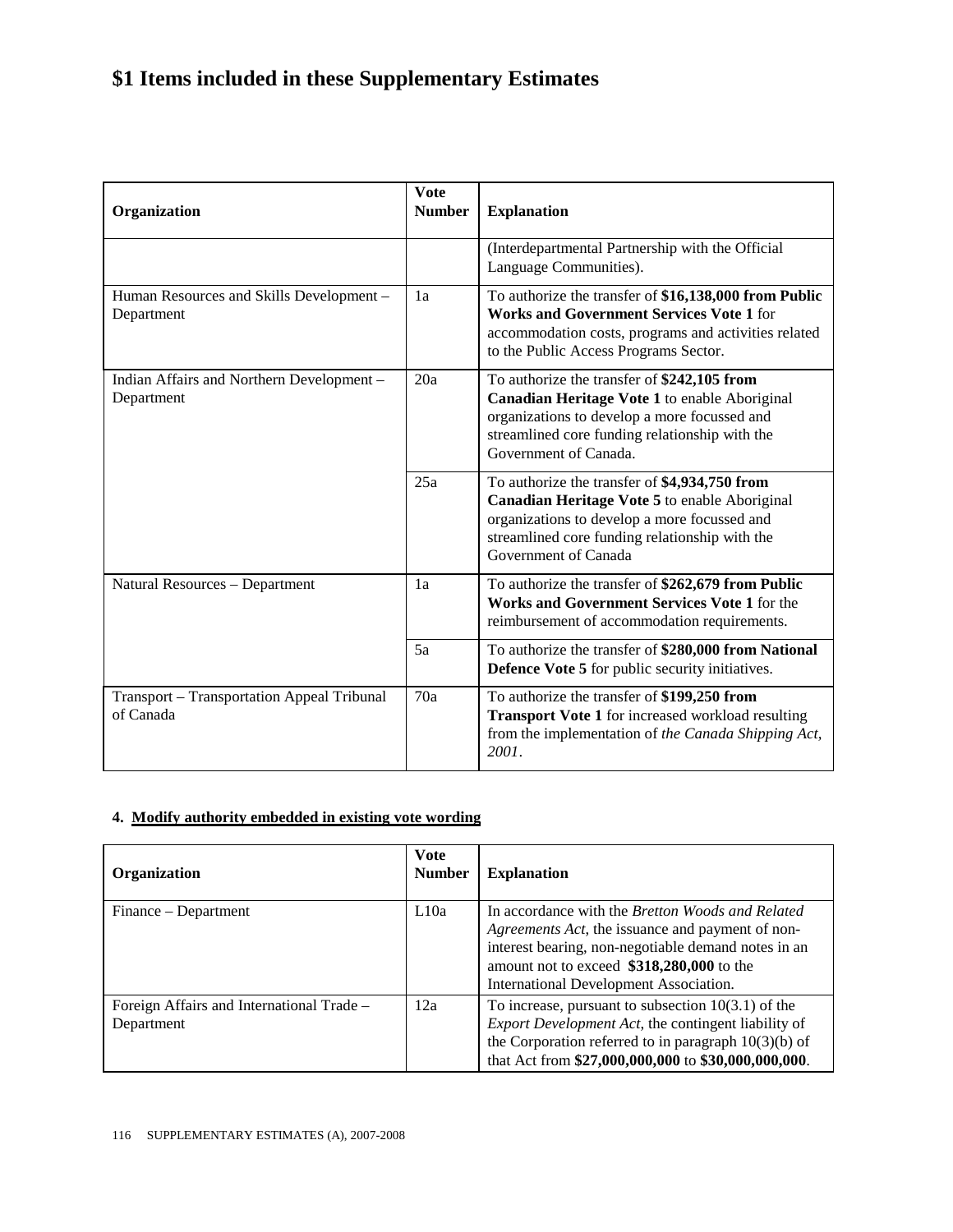# $1 Items included in these Supplementary Estimates

| Organization | Vote Number | Explanation |
|---|---|---|
| | | (Interdepartmental Partnership with the Official Language Communities). |
| Human Resources and Skills Development – Department | 1a | To authorize the transfer of **$16,138,000 from Public Works and Government Services Vote 1** for accommodation costs, programs and activities related to the Public Access Programs Sector. |
| Indian Affairs and Northern Development – Department | 20a | To authorize the transfer of **$242,105 from Canadian Heritage Vote 1** to enable Aboriginal organizations to develop a more focussed and streamlined core funding relationship with the Government of Canada. |
| | 25a | To authorize the transfer of **$4,934,750 from Canadian Heritage Vote 5** to enable Aboriginal organizations to develop a more focussed and streamlined core funding relationship with the Government of Canada |
| Natural Resources – Department | 1a | To authorize the transfer of **$262,679 from Public Works and Government Services Vote 1** for the reimbursement of accommodation requirements. |
| | 5a | To authorize the transfer of **$280,000 from National Defence Vote 5** for public security initiatives. |
| Transport – Transportation Appeal Tribunal of Canada | 70a | To authorize the transfer of **$199,250 from Transport Vote 1** for increased workload resulting from the implementation of *the Canada Shipping Act, 2001*. |

### 4. Modify authority embedded in existing vote wording

| Organization | Vote Number | Explanation |
|---|---|---|
| Finance – Department | L10a | In accordance with the *Bretton Woods and Related Agreements Act*, the issuance and payment of non-interest bearing, non-negotiable demand notes in an amount not to exceed **$318,280,000** to the International Development Association. |
| Foreign Affairs and International Trade – Department | 12a | To increase, pursuant to subsection 10(3.1) of the *Export Development Act*, the contingent liability of the Corporation referred to in paragraph 10(3)(b) of that Act from **$27,000,000,000** to **$30,000,000,000**. |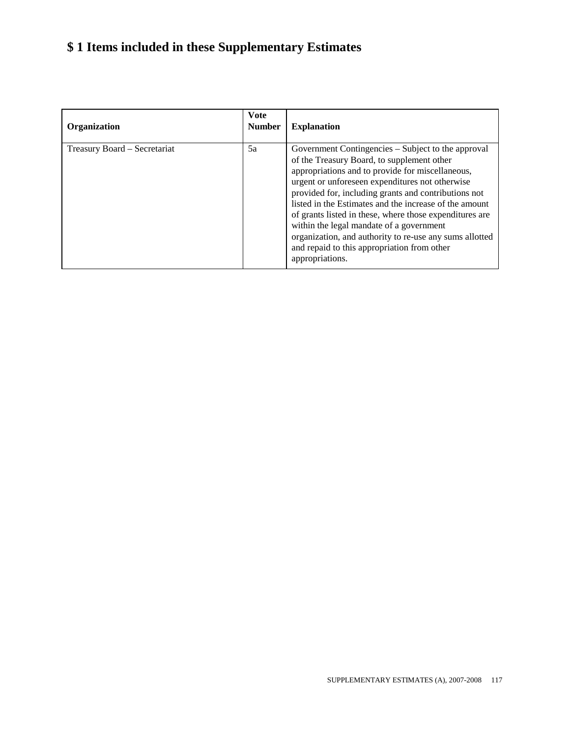# $ 1 Items included in these Supplementary Estimates

| Organization | Vote Number | Explanation |
| --- | --- | --- |
| Treasury Board – Secretariat | 5a | Government Contingencies – Subject to the approval of the Treasury Board, to supplement other appropriations and to provide for miscellaneous, urgent or unforeseen expenditures not otherwise provided for, including grants and contributions not listed in the Estimates and the increase of the amount of grants listed in these, where those expenditures are within the legal mandate of a government organization, and authority to re-use any sums allotted and repaid to this appropriation from other appropriations. |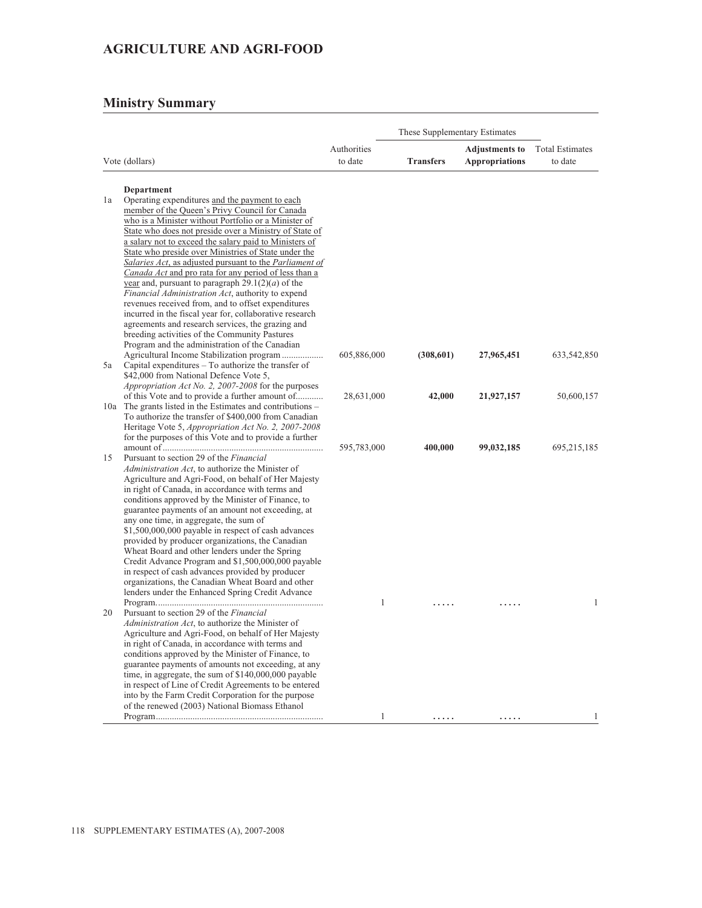# AGRICULTURE AND AGRI-FOOD

## Ministry Summary

| Vote (dollars) | | Authorities to date | These Supplementary Estimates | | Total Estimates to date |
|---|---|---|---|---|---|
| | | | **Transfers** | **Adjustments to Appropriations** | |
| | **Department** | | | | |
| 1a | Operating expenditures and the payment to each member of the Queen's Privy Council for Canada who is a Minister without Portfolio or a Minister of State who does not preside over a Ministry of State of a salary not to exceed the salary paid to Ministers of State who preside over Ministries of State under the *Salaries Act*, as adjusted pursuant to the *Parliament of Canada Act* and pro rata for any period of less than a year and, pursuant to paragraph 29.1(2)(*a*) of the *Financial Administration Act*, authority to expend revenues received from, and to offset expenditures incurred in the fiscal year for, collaborative research agreements and research services, the grazing and breeding activities of the Community Pastures Program and the administration of the Canadian Agricultural Income Stabilization program .................. | 605,886,000 | **(308,601)** | **27,965,451** | 633,542,850 |
| 5a | Capital expenditures – To authorize the transfer of $42,000 from National Defence Vote 5, *Appropriation Act No. 2, 2007-2008* for the purposes of this Vote and to provide a further amount of........... | 28,631,000 | **42,000** | **21,927,157** | 50,600,157 |
| 10a | The grants listed in the Estimates and contributions – To authorize the transfer of $400,000 from Canadian Heritage Vote 5, *Appropriation Act No. 2, 2007-2008* for the purposes of this Vote and to provide a further amount of...................................................................... | 595,783,000 | **400,000** | **99,032,185** | 695,215,185 |
| 15 | Pursuant to section 29 of the *Financial Administration Act*, to authorize the Minister of Agriculture and Agri-Food, on behalf of Her Majesty in right of Canada, in accordance with terms and conditions approved by the Minister of Finance, to guarantee payments of an amount not exceeding, at any one time, in aggregate, the sum of $1,500,000,000 payable in respect of cash advances provided by producer organizations, the Canadian Wheat Board and other lenders under the Spring Credit Advance Program and $1,500,000,000 payable in respect of cash advances provided by producer organizations, the Canadian Wheat Board and other lenders under the Enhanced Spring Credit Advance Program......................................................................... | 1 | ..... | ..... | 1 |
| 20 | Pursuant to section 29 of the *Financial Administration Act*, to authorize the Minister of Agriculture and Agri-Food, on behalf of Her Majesty in right of Canada, in accordance with terms and conditions approved by the Minister of Finance, to guarantee payments of amounts not exceeding, at any time, in aggregate, the sum of $140,000,000 payable in respect of Line of Credit Agreements to be entered into by the Farm Credit Corporation for the purpose of the renewed (2003) National Biomass Ethanol Program......................................................................... | 1 | ..... | ..... | 1 |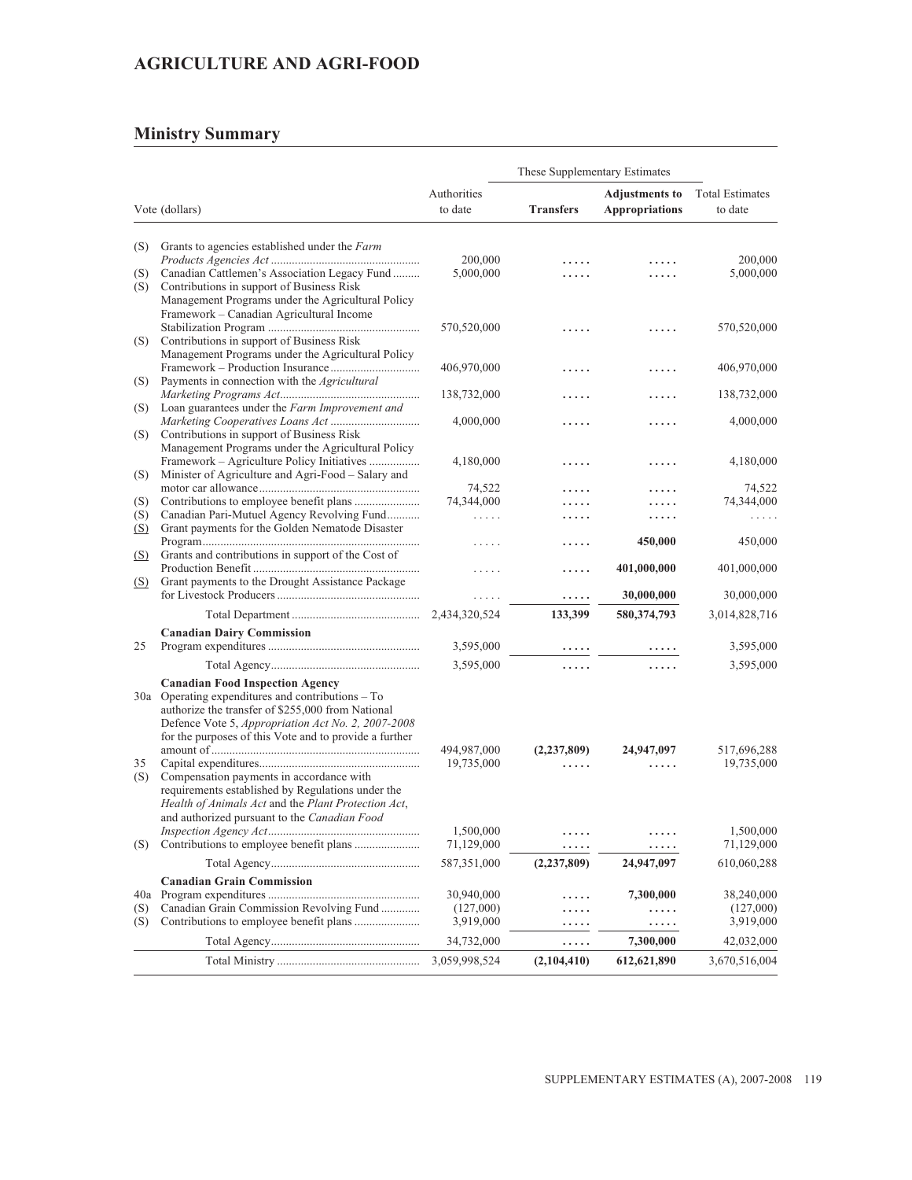## AGRICULTURE AND AGRI-FOOD

## Ministry Summary

| Vote (dollars) | | Authorities to date | These Supplementary Estimates Transfers | Adjustments to Appropriations | Total Estimates to date |
|---|---|---|---|---|---|
| (S) | Grants to agencies established under the *Farm Products Agencies Act* | 200,000 | ..... | ..... | 200,000 |
| (S) | Canadian Cattlemen's Association Legacy Fund | 5,000,000 | ..... | ..... | 5,000,000 |
| (S) | Contributions in support of Business Risk Management Programs under the Agricultural Policy Framework – Canadian Agricultural Income Stabilization Program | 570,520,000 | ..... | ..... | 570,520,000 |
| (S) | Contributions in support of Business Risk Management Programs under the Agricultural Policy Framework – Production Insurance | 406,970,000 | ..... | ..... | 406,970,000 |
| (S) | Payments in connection with the *Agricultural Marketing Programs Act* | 138,732,000 | ..... | ..... | 138,732,000 |
| (S) | Loan guarantees under the *Farm Improvement and Marketing Cooperatives Loans Act* | 4,000,000 | ..... | ..... | 4,000,000 |
| (S) | Contributions in support of Business Risk Management Programs under the Agricultural Policy Framework – Agriculture Policy Initiatives | 4,180,000 | ..... | ..... | 4,180,000 |
| (S) | Minister of Agriculture and Agri-Food – Salary and motor car allowance | 74,522 | ..... | ..... | 74,522 |
| (S) | Contributions to employee benefit plans | 74,344,000 | ..... | ..... | 74,344,000 |
| (S) | Canadian Pari-Mutuel Agency Revolving Fund | ..... | ..... | ..... | ..... |
| (S) | Grant payments for the Golden Nematode Disaster Program | ..... | ..... | **450,000** | 450,000 |
| (S) | Grants and contributions in support of the Cost of Production Benefit | ..... | ..... | **401,000,000** | 401,000,000 |
| (S) | Grant payments to the Drought Assistance Package for Livestock Producers | ..... | ..... | **30,000,000** | 30,000,000 |
| | Total Department | 2,434,320,524 | **133,399** | **580,374,793** | 3,014,828,716 |
| | **Canadian Dairy Commission** | | | | |
| 25 | Program expenditures | 3,595,000 | ..... | ..... | 3,595,000 |
| | Total Agency | 3,595,000 | ..... | ..... | 3,595,000 |
| | **Canadian Food Inspection Agency** | | | | |
| 30a | Operating expenditures and contributions – To authorize the transfer of $255,000 from National Defence Vote 5, *Appropriation Act No. 2, 2007-2008* for the purposes of this Vote and to provide a further amount of | 494,987,000 | **(2,237,809)** | **24,947,097** | 517,696,288 |
| 35 | Capital expenditures | 19,735,000 | ..... | ..... | 19,735,000 |
| (S) | Compensation payments in accordance with requirements established by Regulations under the *Health of Animals Act* and the *Plant Protection Act*, and authorized pursuant to the *Canadian Food Inspection Agency Act* | 1,500,000 | ..... | ..... | 1,500,000 |
| (S) | Contributions to employee benefit plans | 71,129,000 | ..... | ..... | 71,129,000 |
| | Total Agency | 587,351,000 | **(2,237,809)** | **24,947,097** | 610,060,288 |
| | **Canadian Grain Commission** | | | | |
| 40a | Program expenditures | 30,940,000 | ..... | **7,300,000** | 38,240,000 |
| (S) | Canadian Grain Commission Revolving Fund | (127,000) | ..... | ..... | (127,000) |
| (S) | Contributions to employee benefit plans | 3,919,000 | ..... | ..... | 3,919,000 |
| | Total Agency | 34,732,000 | ..... | **7,300,000** | 42,032,000 |
| | Total Ministry | 3,059,998,524 | **(2,104,410)** | **612,621,890** | 3,670,516,004 |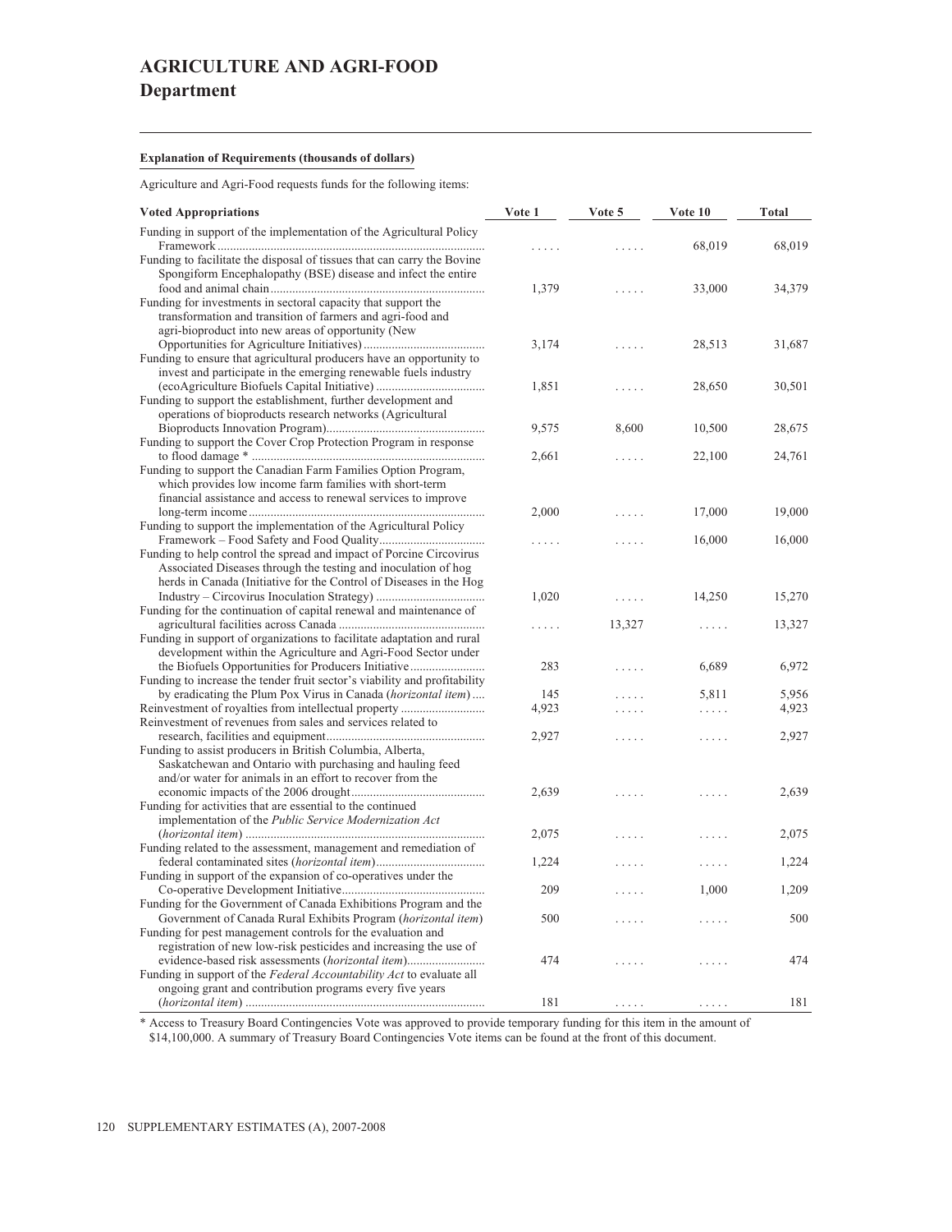# AGRICULTURE AND AGRI-FOOD

## Department

**Explanation of Requirements (thousands of dollars)**

Agriculture and Agri-Food requests funds for the following items:

| Voted Appropriations | Vote 1 | Vote 5 | Vote 10 | Total |
|---|---|---|---|---|
| Funding in support of the implementation of the Agricultural Policy Framework | ..... | ..... | 68,019 | 68,019 |
| Funding to facilitate the disposal of tissues that can carry the Bovine Spongiform Encephalopathy (BSE) disease and infect the entire food and animal chain | 1,379 | ..... | 33,000 | 34,379 |
| Funding for investments in sectoral capacity that support the transformation and transition of farmers and agri-food and agri-bioproduct into new areas of opportunity (New Opportunities for Agriculture Initiatives) | 3,174 | ..... | 28,513 | 31,687 |
| Funding to ensure that agricultural producers have an opportunity to invest and participate in the emerging renewable fuels industry (ecoAgriculture Biofuels Capital Initiative) | 1,851 | ..... | 28,650 | 30,501 |
| Funding to support the establishment, further development and operations of bioproducts research networks (Agricultural Bioproducts Innovation Program) | 9,575 | 8,600 | 10,500 | 28,675 |
| Funding to support the Cover Crop Protection Program in response to flood damage * | 2,661 | ..... | 22,100 | 24,761 |
| Funding to support the Canadian Farm Families Option Program, which provides low income farm families with short-term financial assistance and access to renewal services to improve long-term income | 2,000 | ..... | 17,000 | 19,000 |
| Funding to support the implementation of the Agricultural Policy Framework – Food Safety and Food Quality | ..... | ..... | 16,000 | 16,000 |
| Funding to help control the spread and impact of Porcine Circovirus Associated Diseases through the testing and inoculation of hog herds in Canada (Initiative for the Control of Diseases in the Hog Industry – Circovirus Inoculation Strategy) | 1,020 | ..... | 14,250 | 15,270 |
| Funding for the continuation of capital renewal and maintenance of agricultural facilities across Canada | ..... | 13,327 | ..... | 13,327 |
| Funding in support of organizations to facilitate adaptation and rural development within the Agriculture and Agri-Food Sector under the Biofuels Opportunities for Producers Initiative | 283 | ..... | 6,689 | 6,972 |
| Funding to increase the tender fruit sector's viability and profitability by eradicating the Plum Pox Virus in Canada (*horizontal item*) | 145 | ..... | 5,811 | 5,956 |
| Reinvestment of royalties from intellectual property | 4,923 | ..... | ..... | 4,923 |
| Reinvestment of revenues from sales and services related to research, facilities and equipment | 2,927 | ..... | ..... | 2,927 |
| Funding to assist producers in British Columbia, Alberta, Saskatchewan and Ontario with purchasing and hauling feed and/or water for animals in an effort to recover from the economic impacts of the 2006 drought | 2,639 | ..... | ..... | 2,639 |
| Funding for activities that are essential to the continued implementation of the *Public Service Modernization Act* (*horizontal item*) | 2,075 | ..... | ..... | 2,075 |
| Funding related to the assessment, management and remediation of federal contaminated sites (*horizontal item*) | 1,224 | ..... | ..... | 1,224 |
| Funding in support of the expansion of co-operatives under the Co-operative Development Initiative | 209 | ..... | 1,000 | 1,209 |
| Funding for the Government of Canada Exhibitions Program and the Government of Canada Rural Exhibits Program (*horizontal item*) | 500 | ..... | ..... | 500 |
| Funding for pest management controls for the evaluation and registration of new low-risk pesticides and increasing the use of evidence-based risk assessments (*horizontal item*) | 474 | ..... | ..... | 474 |
| Funding in support of the *Federal Accountability Act* to evaluate all ongoing grant and contribution programs every five years (*horizontal item*) | 181 | ..... | ..... | 181 |

* Access to Treasury Board Contingencies Vote was approved to provide temporary funding for this item in the amount of $14,100,000. A summary of Treasury Board Contingencies Vote items can be found at the front of this document.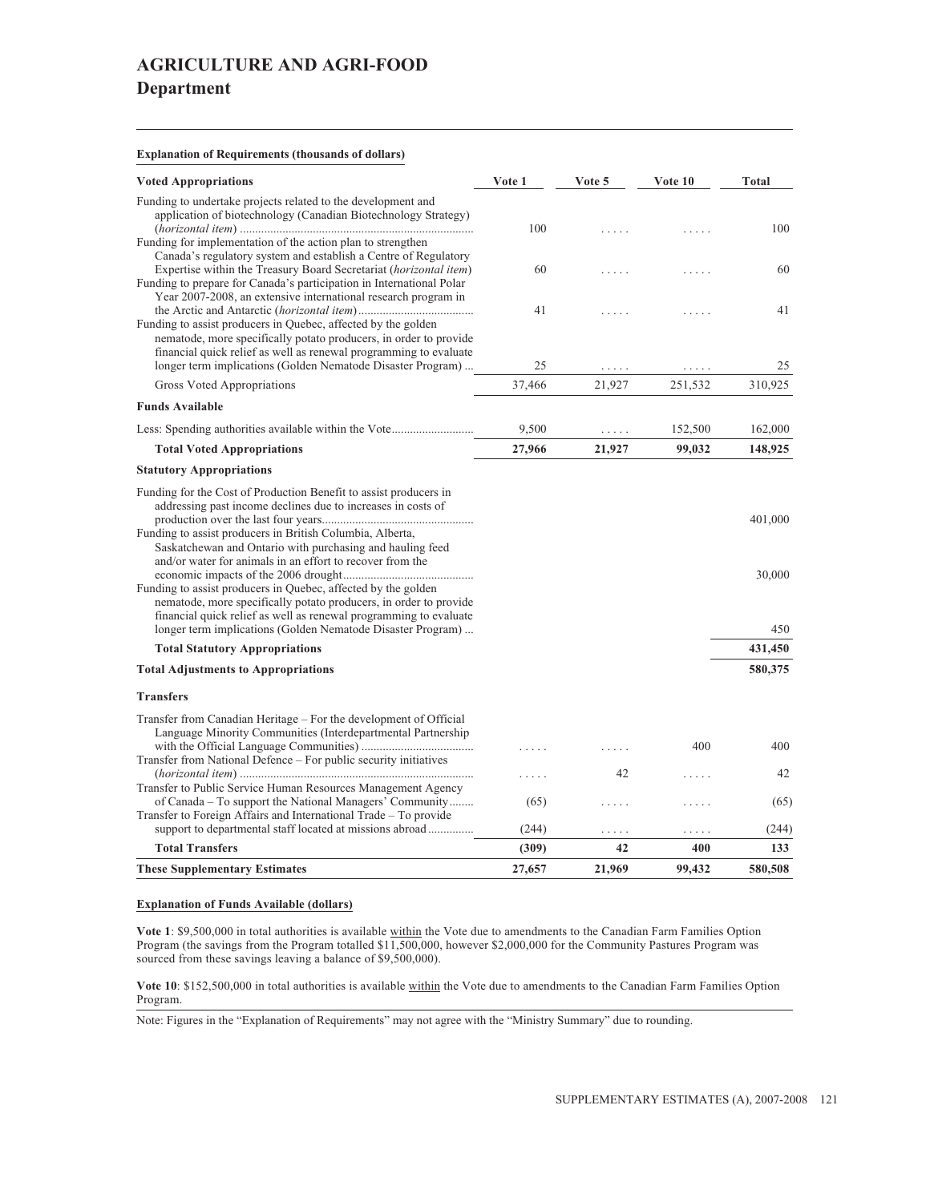# AGRICULTURE AND AGRI-FOOD

## Department

**Explanation of Requirements (thousands of dollars)**

| Voted Appropriations | Vote 1 | Vote 5 | Vote 10 | Total |
|---|---|---|---|---|
| Funding to undertake projects related to the development and application of biotechnology (Canadian Biotechnology Strategy) (*horizontal item*) | 100 | ..... | ..... | 100 |
| Funding for implementation of the action plan to strengthen Canada's regulatory system and establish a Centre of Regulatory Expertise within the Treasury Board Secretariat (*horizontal item*) | 60 | ..... | ..... | 60 |
| Funding to prepare for Canada's participation in International Polar Year 2007-2008, an extensive international research program in the Arctic and Antarctic (*horizontal item*) | 41 | ..... | ..... | 41 |
| Funding to assist producers in Quebec, affected by the golden nematode, more specifically potato producers, in order to provide financial quick relief as well as renewal programming to evaluate longer term implications (Golden Nematode Disaster Program) | 25 | ..... | ..... | 25 |
| Gross Voted Appropriations | 37,466 | 21,927 | 251,532 | 310,925 |
| **Funds Available** | | | | |
| Less: Spending authorities available within the Vote | 9,500 | ..... | 152,500 | 162,000 |
| **Total Voted Appropriations** | **27,966** | **21,927** | **99,032** | **148,925** |
| **Statutory Appropriations** | | | | |
| Funding for the Cost of Production Benefit to assist producers in addressing past income declines due to increases in costs of production over the last four years | | | | 401,000 |
| Funding to assist producers in British Columbia, Alberta, Saskatchewan and Ontario with purchasing and hauling feed and/or water for animals in an effort to recover from the economic impacts of the 2006 drought | | | | 30,000 |
| Funding to assist producers in Quebec, affected by the golden nematode, more specifically potato producers, in order to provide financial quick relief as well as renewal programming to evaluate longer term implications (Golden Nematode Disaster Program) | | | | 450 |
| **Total Statutory Appropriations** | | | | **431,450** |
| **Total Adjustments to Appropriations** | | | | **580,375** |
| **Transfers** | | | | |
| Transfer from Canadian Heritage – For the development of Official Language Minority Communities (Interdepartmental Partnership with the Official Language Communities) | ..... | ..... | 400 | 400 |
| Transfer from National Defence – For public security initiatives (*horizontal item*) | ..... | 42 | ..... | 42 |
| Transfer to Public Service Human Resources Management Agency of Canada – To support the National Managers' Community | (65) | ..... | ..... | (65) |
| Transfer to Foreign Affairs and International Trade – To provide support to departmental staff located at missions abroad | (244) | ..... | ..... | (244) |
| **Total Transfers** | **(309)** | **42** | **400** | **133** |
| **These Supplementary Estimates** | **27,657** | **21,969** | **99,432** | **580,508** |

**Explanation of Funds Available (dollars)**

**Vote 1**: $9,500,000 in total authorities is available within the Vote due to amendments to the Canadian Farm Families Option Program (the savings from the Program totalled $11,500,000, however $2,000,000 for the Community Pastures Program was sourced from these savings leaving a balance of $9,500,000).

**Vote 10**: $152,500,000 in total authorities is available within the Vote due to amendments to the Canadian Farm Families Option Program.

Note: Figures in the "Explanation of Requirements" may not agree with the "Ministry Summary" due to rounding.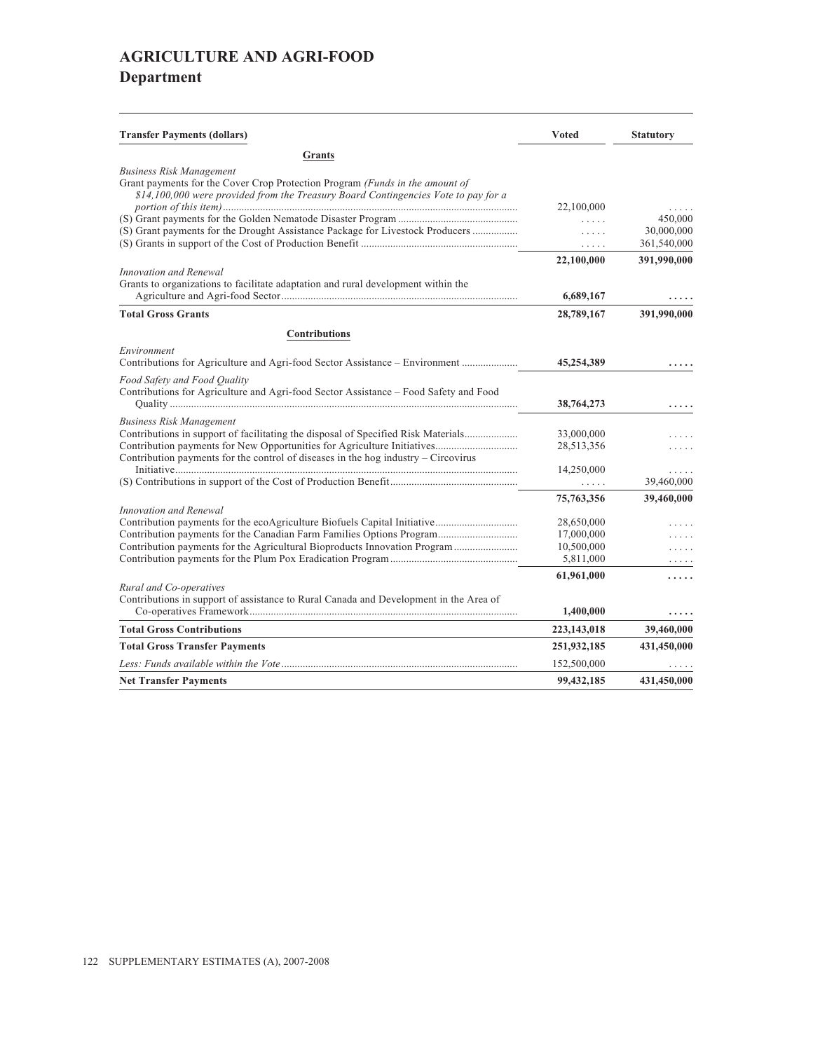# AGRICULTURE AND AGRI-FOOD

## Department

| Transfer Payments (dollars) | Voted | Statutory |
|---|---|---|
| **Grants** | | |
| *Business Risk Management* | | |
| Grant payments for the Cover Crop Protection Program *(Funds in the amount of $14,100,000 were provided from the Treasury Board Contingencies Vote to pay for a portion of this item)* | 22,100,000 | ..... |
| (S) Grant payments for the Golden Nematode Disaster Program | ..... | 450,000 |
| (S) Grant payments for the Drought Assistance Package for Livestock Producers | ..... | 30,000,000 |
| (S) Grants in support of the Cost of Production Benefit | ..... | 361,540,000 |
| | **22,100,000** | **391,990,000** |
| *Innovation and Renewal* | | |
| Grants to organizations to facilitate adaptation and rural development within the Agriculture and Agri-food Sector | **6,689,167** | **.....** |
| **Total Gross Grants** | **28,789,167** | **391,990,000** |
| **Contributions** | | |
| *Environment* | | |
| Contributions for Agriculture and Agri-food Sector Assistance – Environment | **45,254,389** | **.....** |
| *Food Safety and Food Quality* | | |
| Contributions for Agriculture and Agri-food Sector Assistance – Food Safety and Food Quality | **38,764,273** | **.....** |
| *Business Risk Management* | | |
| Contributions in support of facilitating the disposal of Specified Risk Materials | 33,000,000 | ..... |
| Contribution payments for New Opportunities for Agriculture Initiatives | 28,513,356 | ..... |
| Contribution payments for the control of diseases in the hog industry – Circovirus Initiative | 14,250,000 | ..... |
| (S) Contributions in support of the Cost of Production Benefit | ..... | 39,460,000 |
| | **75,763,356** | **39,460,000** |
| *Innovation and Renewal* | | |
| Contribution payments for the ecoAgriculture Biofuels Capital Initiative | 28,650,000 | ..... |
| Contribution payments for the Canadian Farm Families Options Program | 17,000,000 | ..... |
| Contribution payments for the Agricultural Bioproducts Innovation Program | 10,500,000 | ..... |
| Contribution payments for the Plum Pox Eradication Program | 5,811,000 | ..... |
| | **61,961,000** | **.....** |
| *Rural and Co-operatives* | | |
| Contributions in support of assistance to Rural Canada and Development in the Area of Co-operatives Framework | **1,400,000** | **.....** |
| **Total Gross Contributions** | **223,143,018** | **39,460,000** |
| **Total Gross Transfer Payments** | **251,932,185** | **431,450,000** |
| *Less: Funds available within the Vote* | 152,500,000 | ..... |
| **Net Transfer Payments** | **99,432,185** | **431,450,000** |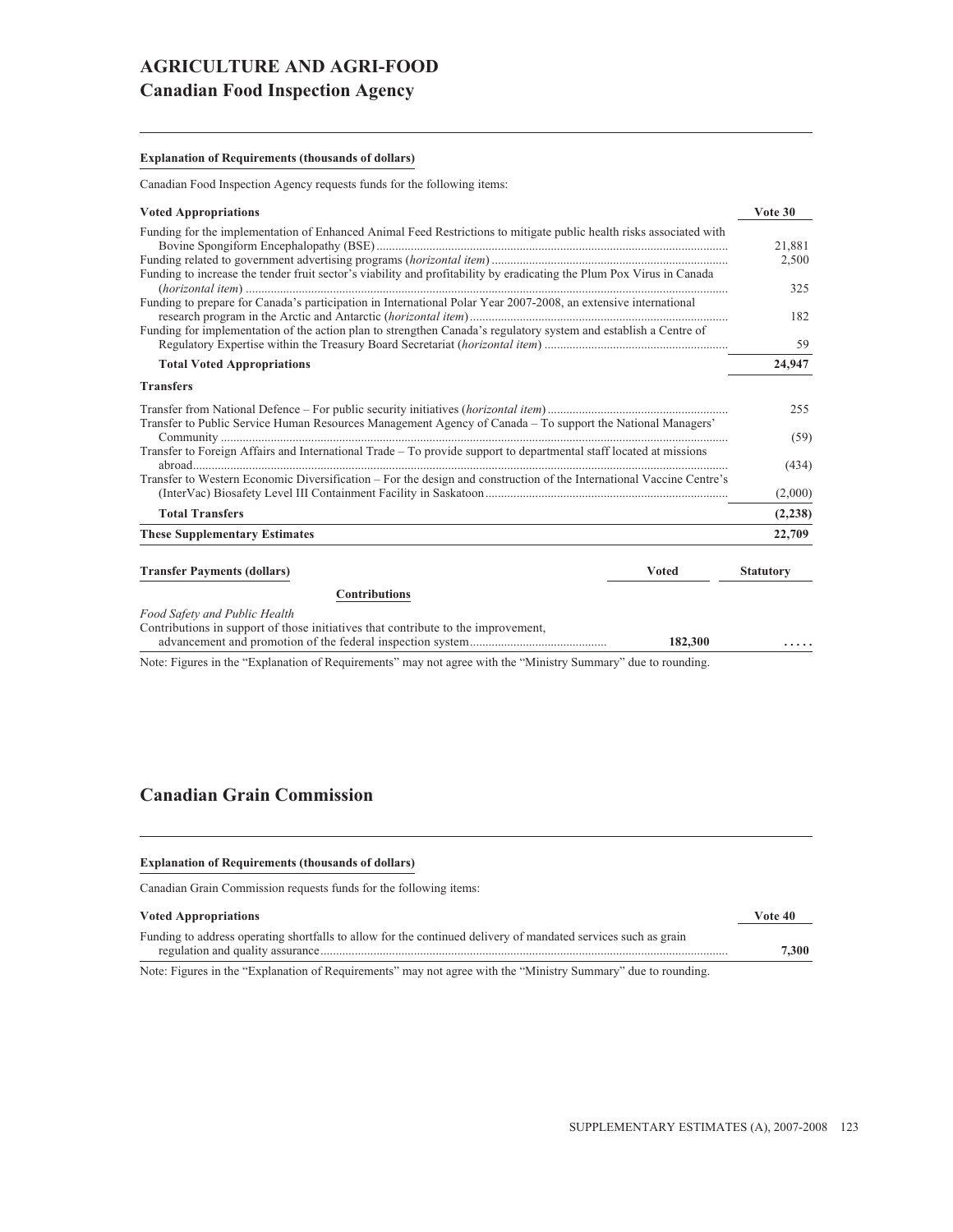# AGRICULTURE AND AGRI-FOOD

## Canadian Food Inspection Agency

**Explanation of Requirements (thousands of dollars)**

Canadian Food Inspection Agency requests funds for the following items:

| **Voted Appropriations** | **Vote 30** |
|---|---|
| Funding for the implementation of Enhanced Animal Feed Restrictions to mitigate public health risks associated with Bovine Spongiform Encephalopathy (BSE) | 21,881 |
| Funding related to government advertising programs (*horizontal item*) | 2,500 |
| Funding to increase the tender fruit sector's viability and profitability by eradicating the Plum Pox Virus in Canada (*horizontal item*) | 325 |
| Funding to prepare for Canada's participation in International Polar Year 2007-2008, an extensive international research program in the Arctic and Antarctic (*horizontal item*) | 182 |
| Funding for implementation of the action plan to strengthen Canada's regulatory system and establish a Centre of Regulatory Expertise within the Treasury Board Secretariat (*horizontal item*) | 59 |
| **Total Voted Appropriations** | **24,947** |
| **Transfers** | |
| Transfer from National Defence – For public security initiatives (*horizontal item*) | 255 |
| Transfer to Public Service Human Resources Management Agency of Canada – To support the National Managers' Community | (59) |
| Transfer to Foreign Affairs and International Trade – To provide support to departmental staff located at missions abroad | (434) |
| Transfer to Western Economic Diversification – For the design and construction of the International Vaccine Centre's (InterVac) Biosafety Level III Containment Facility in Saskatoon | (2,000) |
| **Total Transfers** | **(2,238)** |
| **These Supplementary Estimates** | **22,709** |

| **Transfer Payments (dollars)** | **Voted** | **Statutory** |
|---|---|---|
| **Contributions** | | |
| *Food Safety and Public Health* | | |
| Contributions in support of those initiatives that contribute to the improvement, advancement and promotion of the federal inspection system | **182,300** | **.....** |

Note: Figures in the "Explanation of Requirements" may not agree with the "Ministry Summary" due to rounding.

## Canadian Grain Commission

**Explanation of Requirements (thousands of dollars)**

Canadian Grain Commission requests funds for the following items:

| **Voted Appropriations** | **Vote 40** |
|---|---|
| Funding to address operating shortfalls to allow for the continued delivery of mandated services such as grain regulation and quality assurance | **7,300** |

Note: Figures in the "Explanation of Requirements" may not agree with the "Ministry Summary" due to rounding.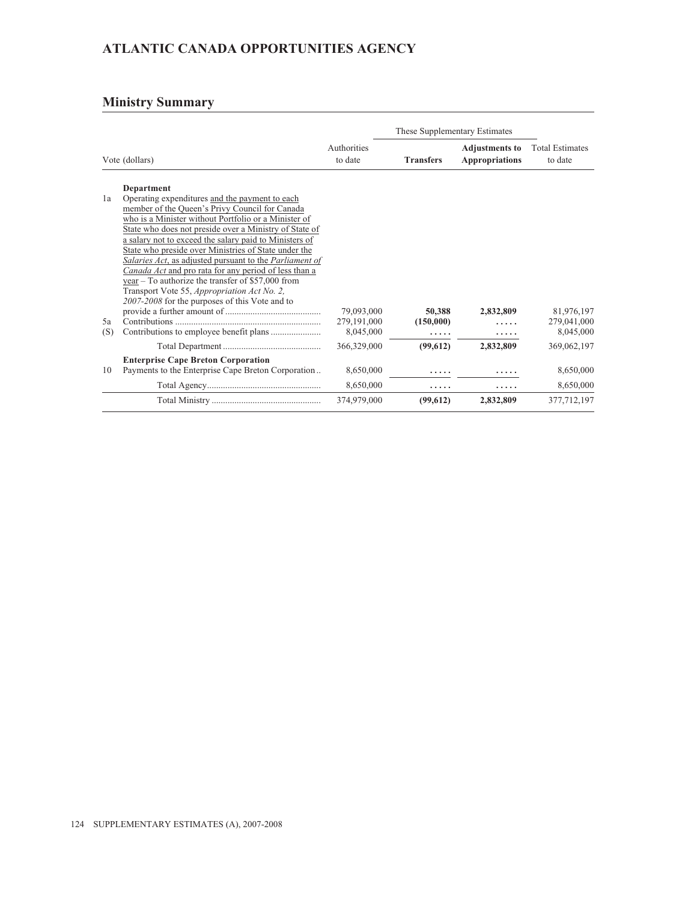# ATLANTIC CANADA OPPORTUNITIES AGENCY

## Ministry Summary

| Vote (dollars) | | Authorities to date | These Supplementary Estimates | | Total Estimates to date |
|---|---|---|---|---|---|
| | | | **Transfers** | **Adjustments to Appropriations** | |
| | **Department** | | | | |
| 1a | Operating expenditures and the payment to each member of the Queen's Privy Council for Canada who is a Minister without Portfolio or a Minister of State who does not preside over a Ministry of State of a salary not to exceed the salary paid to Ministers of State who preside over Ministries of State under the *Salaries Act*, as adjusted pursuant to the *Parliament of Canada Act* and pro rata for any period of less than a year – To authorize the transfer of $57,000 from Transport Vote 55, *Appropriation Act No. 2, 2007-2008* for the purposes of this Vote and to provide a further amount of | 79,093,000 | **50,388** | **2,832,809** | 81,976,197 |
| 5a | Contributions | 279,191,000 | **(150,000)** | ..... | 279,041,000 |
| (S) | Contributions to employee benefit plans | 8,045,000 | ..... | ..... | 8,045,000 |
| | Total Department | 366,329,000 | **(99,612)** | **2,832,809** | 369,062,197 |
| | **Enterprise Cape Breton Corporation** | | | | |
| 10 | Payments to the Enterprise Cape Breton Corporation | 8,650,000 | ..... | ..... | 8,650,000 |
| | Total Agency | 8,650,000 | ..... | ..... | 8,650,000 |
| | Total Ministry | 374,979,000 | **(99,612)** | **2,832,809** | 377,712,197 |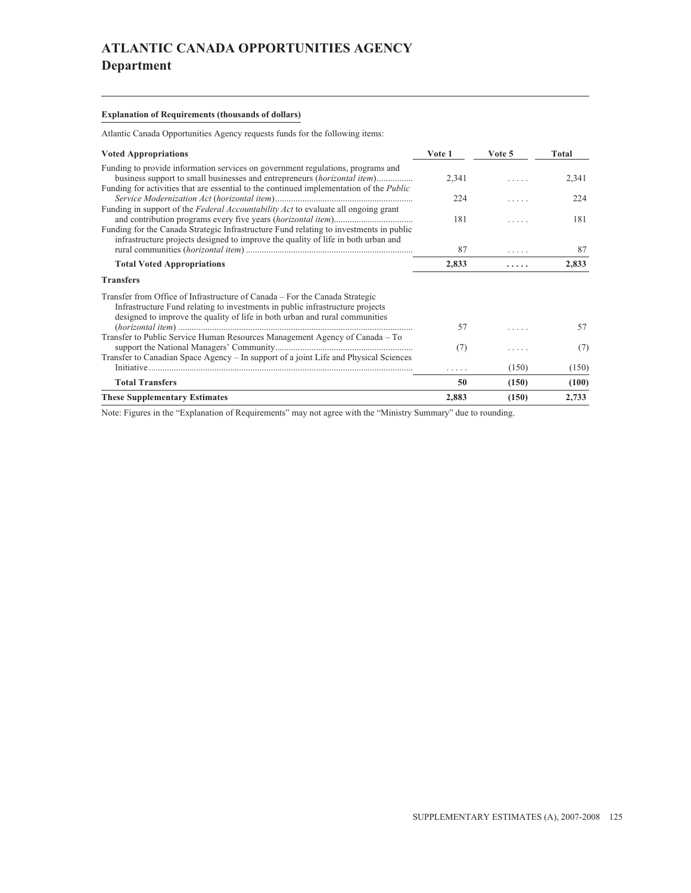# ATLANTIC CANADA OPPORTUNITIES AGENCY
## Department

**Explanation of Requirements (thousands of dollars)**

Atlantic Canada Opportunities Agency requests funds for the following items:

| Voted Appropriations | Vote 1 | Vote 5 | Total |
|---|---|---|---|
| Funding to provide information services on government regulations, programs and business support to small businesses and entrepreneurs (*horizontal item*) | 2,341 | ..... | 2,341 |
| Funding for activities that are essential to the continued implementation of the *Public Service Modernization Act* (*horizontal item*) | 224 | ..... | 224 |
| Funding in support of the *Federal Accountability Act* to evaluate all ongoing grant and contribution programs every five years (*horizontal item*) | 181 | ..... | 181 |
| Funding for the Canada Strategic Infrastructure Fund relating to investments in public infrastructure projects designed to improve the quality of life in both urban and rural communities (*horizontal item*) | 87 | ..... | 87 |
| **Total Voted Appropriations** | **2,833** | **.....** | **2,833** |
| **Transfers** | | | |
| Transfer from Office of Infrastructure of Canada – For the Canada Strategic Infrastructure Fund relating to investments in public infrastructure projects designed to improve the quality of life in both urban and rural communities (*horizontal item*) | 57 | ..... | 57 |
| Transfer to Public Service Human Resources Management Agency of Canada – To support the National Managers' Community | (7) | ..... | (7) |
| Transfer to Canadian Space Agency – In support of a joint Life and Physical Sciences Initiative | ..... | (150) | (150) |
| **Total Transfers** | **50** | **(150)** | **(100)** |
| **These Supplementary Estimates** | **2,883** | **(150)** | **2,733** |

Note: Figures in the "Explanation of Requirements" may not agree with the "Ministry Summary" due to rounding.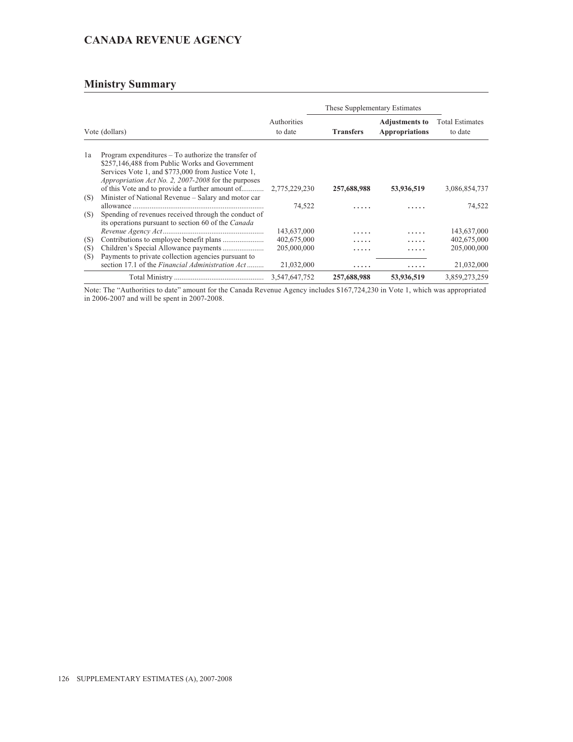## CANADA REVENUE AGENCY

### Ministry Summary

| Vote (dollars) | | Authorities to date | These Supplementary Estimates | | Total Estimates to date |
|---|---|---|---|---|---|
| | | | **Transfers** | **Adjustments to Appropriations** | |
| 1a | Program expenditures – To authorize the transfer of $257,146,488 from Public Works and Government Services Vote 1, and $773,000 from Justice Vote 1, *Appropriation Act No. 2, 2007-2008* for the purposes of this Vote and to provide a further amount of........... | 2,775,229,230 | **257,688,988** | **53,936,519** | 3,086,854,737 |
| (S) | Minister of National Revenue – Salary and motor car allowance ..................................................................... | 74,522 | ..... | ..... | 74,522 |
| (S) | Spending of revenues received through the conduct of its operations pursuant to section 60 of the *Canada Revenue Agency Act*..................................................... | 143,637,000 | ..... | ..... | 143,637,000 |
| (S) | Contributions to employee benefit plans ...................... | 402,675,000 | ..... | ..... | 402,675,000 |
| (S) | Children's Special Allowance payments ...................... | 205,000,000 | ..... | ..... | 205,000,000 |
| (S) | Payments to private collection agencies pursuant to section 17.1 of the *Financial Administration Act* ......... | 21,032,000 | ..... | ..... | 21,032,000 |
| | Total Ministry ............................................... | 3,547,647,752 | 257,688,988 | 53,936,519 | 3,859,273,259 |

Note: The "Authorities to date" amount for the Canada Revenue Agency includes $167,724,230 in Vote 1, which was appropriated in 2006-2007 and will be spent in 2007-2008.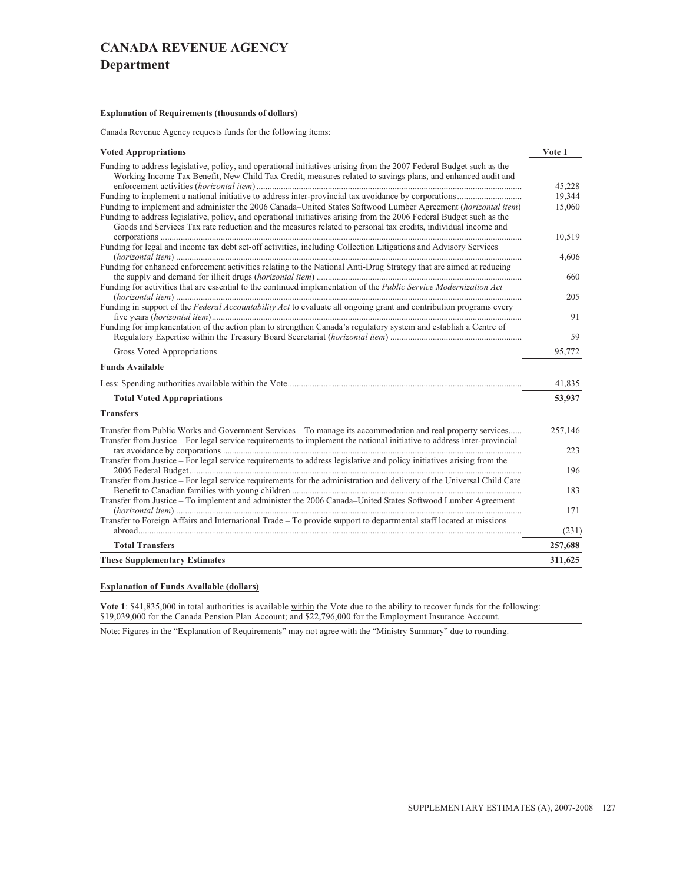# CANADA REVENUE AGENCY
## Department

**Explanation of Requirements (thousands of dollars)**

Canada Revenue Agency requests funds for the following items:

| **Voted Appropriations** | **Vote 1** |
|---|---|
| Funding to address legislative, policy, and operational initiatives arising from the 2007 Federal Budget such as the Working Income Tax Benefit, New Child Tax Credit, measures related to savings plans, and enhanced audit and enforcement activities (*horizontal item*) | 45,228 |
| Funding to implement a national initiative to address inter-provincial tax avoidance by corporations | 19,344 |
| Funding to implement and administer the 2006 Canada–United States Softwood Lumber Agreement (*horizontal item*) | 15,060 |
| Funding to address legislative, policy, and operational initiatives arising from the 2006 Federal Budget such as the Goods and Services Tax rate reduction and the measures related to personal tax credits, individual income and corporations | 10,519 |
| Funding for legal and income tax debt set-off activities, including Collection Litigations and Advisory Services (*horizontal item*) | 4,606 |
| Funding for enhanced enforcement activities relating to the National Anti-Drug Strategy that are aimed at reducing the supply and demand for illicit drugs (*horizontal item*) | 660 |
| Funding for activities that are essential to the continued implementation of the *Public Service Modernization Act* (*horizontal item*) | 205 |
| Funding in support of the *Federal Accountability Act* to evaluate all ongoing grant and contribution programs every five years (*horizontal item*) | 91 |
| Funding for implementation of the action plan to strengthen Canada's regulatory system and establish a Centre of Regulatory Expertise within the Treasury Board Secretariat (*horizontal item*) | 59 |
| Gross Voted Appropriations | 95,772 |
| **Funds Available** | |
| Less: Spending authorities available within the Vote | 41,835 |
| **Total Voted Appropriations** | **53,937** |
| **Transfers** | |
| Transfer from Public Works and Government Services – To manage its accommodation and real property services | 257,146 |
| Transfer from Justice – For legal service requirements to implement the national initiative to address inter-provincial tax avoidance by corporations | 223 |
| Transfer from Justice – For legal service requirements to address legislative and policy initiatives arising from the 2006 Federal Budget | 196 |
| Transfer from Justice – For legal service requirements for the administration and delivery of the Universal Child Care Benefit to Canadian families with young children | 183 |
| Transfer from Justice – To implement and administer the 2006 Canada–United States Softwood Lumber Agreement (*horizontal item*) | 171 |
| Transfer to Foreign Affairs and International Trade – To provide support to departmental staff located at missions abroad | (231) |
| **Total Transfers** | **257,688** |
| **These Supplementary Estimates** | **311,625** |

**Explanation of Funds Available (dollars)**

**Vote 1**: $41,835,000 in total authorities is available within the Vote due to the ability to recover funds for the following: $19,039,000 for the Canada Pension Plan Account; and $22,796,000 for the Employment Insurance Account.

Note: Figures in the "Explanation of Requirements" may not agree with the "Ministry Summary" due to rounding.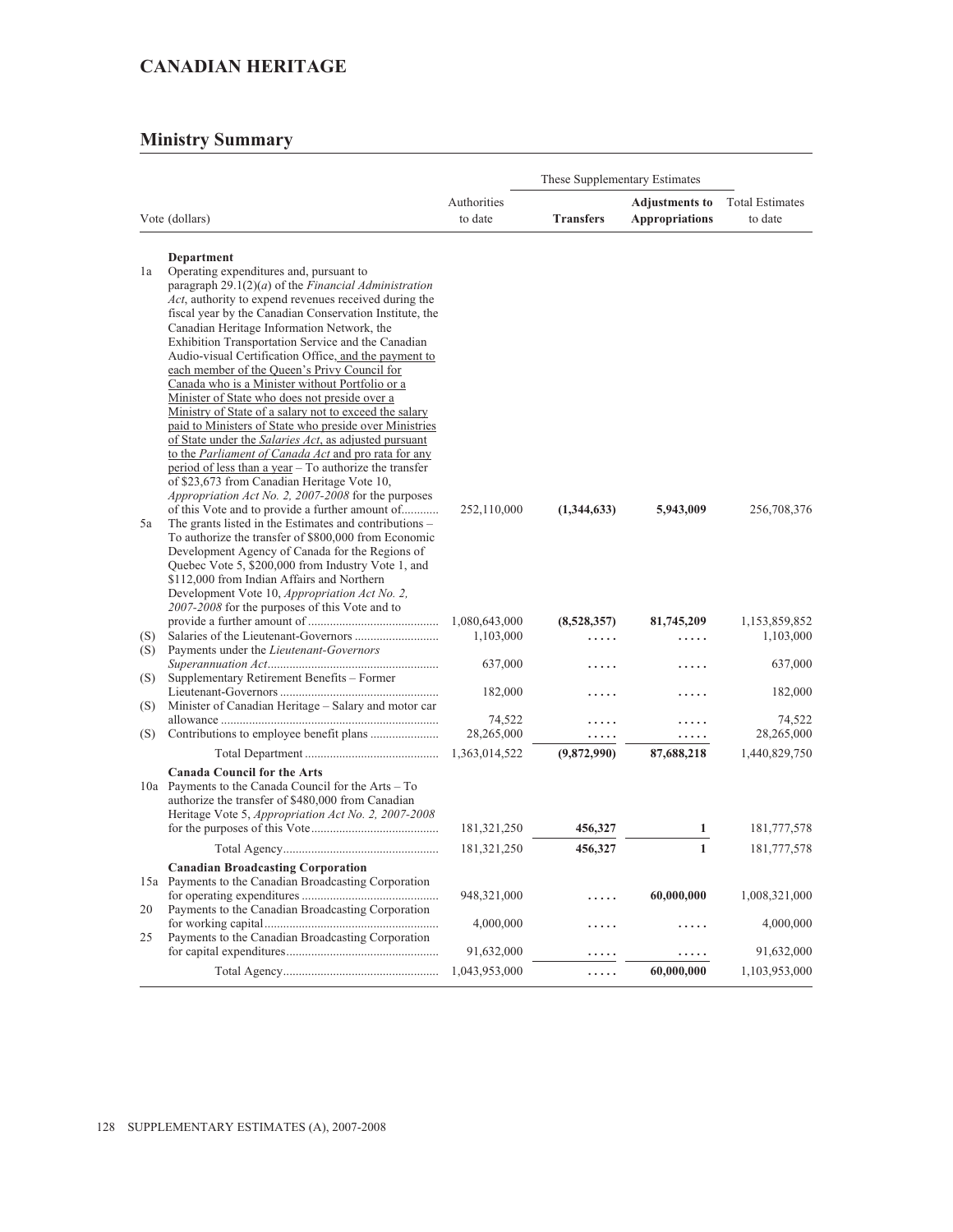# CANADIAN HERITAGE

## Ministry Summary

| Vote (dollars) | | Authorities to date | These Supplementary Estimates Transfers | These Supplementary Estimates Adjustments to Appropriations | Total Estimates to date |
|---|---|---|---|---|---|
| | **Department** | | | | |
| 1a | Operating expenditures and, pursuant to paragraph 29.1(2)(*a*) of the *Financial Administration Act*, authority to expend revenues received during the fiscal year by the Canadian Conservation Institute, the Canadian Heritage Information Network, the Exhibition Transportation Service and the Canadian Audio-visual Certification Office, and the payment to each member of the Queen's Privy Council for Canada who is a Minister without Portfolio or a Minister of State who does not preside over a Ministry of State of a salary not to exceed the salary paid to Ministers of State who preside over Ministries of State under the *Salaries Act*, as adjusted pursuant to the *Parliament of Canada Act* and pro rata for any period of less than a year – To authorize the transfer of $23,673 from Canadian Heritage Vote 10, *Appropriation Act No. 2, 2007-2008* for the purposes of this Vote and to provide a further amount of | 252,110,000 | **(1,344,633)** | **5,943,009** | 256,708,376 |
| 5a | The grants listed in the Estimates and contributions – To authorize the transfer of $800,000 from Economic Development Agency of Canada for the Regions of Quebec Vote 5, $200,000 from Industry Vote 1, and $112,000 from Indian Affairs and Northern Development Vote 10, *Appropriation Act No. 2, 2007-2008* for the purposes of this Vote and to provide a further amount of | 1,080,643,000 | **(8,528,357)** | **81,745,209** | 1,153,859,852 |
| (S) | Salaries of the Lieutenant-Governors | 1,103,000 | ..... | ..... | 1,103,000 |
| (S) | Payments under the *Lieutenant-Governors Superannuation Act* | 637,000 | ..... | ..... | 637,000 |
| (S) | Supplementary Retirement Benefits – Former Lieutenant-Governors | 182,000 | ..... | ..... | 182,000 |
| (S) | Minister of Canadian Heritage – Salary and motor car allowance | 74,522 | ..... | ..... | 74,522 |
| (S) | Contributions to employee benefit plans | 28,265,000 | ..... | ..... | 28,265,000 |
| | Total Department | 1,363,014,522 | **(9,872,990)** | **87,688,218** | 1,440,829,750 |
| | **Canada Council for the Arts** | | | | |
| 10a | Payments to the Canada Council for the Arts – To authorize the transfer of $480,000 from Canadian Heritage Vote 5, *Appropriation Act No. 2, 2007-2008* for the purposes of this Vote | 181,321,250 | **456,327** | **1** | 181,777,578 |
| | Total Agency | 181,321,250 | **456,327** | **1** | 181,777,578 |
| | **Canadian Broadcasting Corporation** | | | | |
| 15a | Payments to the Canadian Broadcasting Corporation for operating expenditures | 948,321,000 | ..... | **60,000,000** | 1,008,321,000 |
| 20 | Payments to the Canadian Broadcasting Corporation for working capital | 4,000,000 | ..... | ..... | 4,000,000 |
| 25 | Payments to the Canadian Broadcasting Corporation for capital expenditures | 91,632,000 | ..... | ..... | 91,632,000 |
| | Total Agency | 1,043,953,000 | ..... | **60,000,000** | 1,103,953,000 |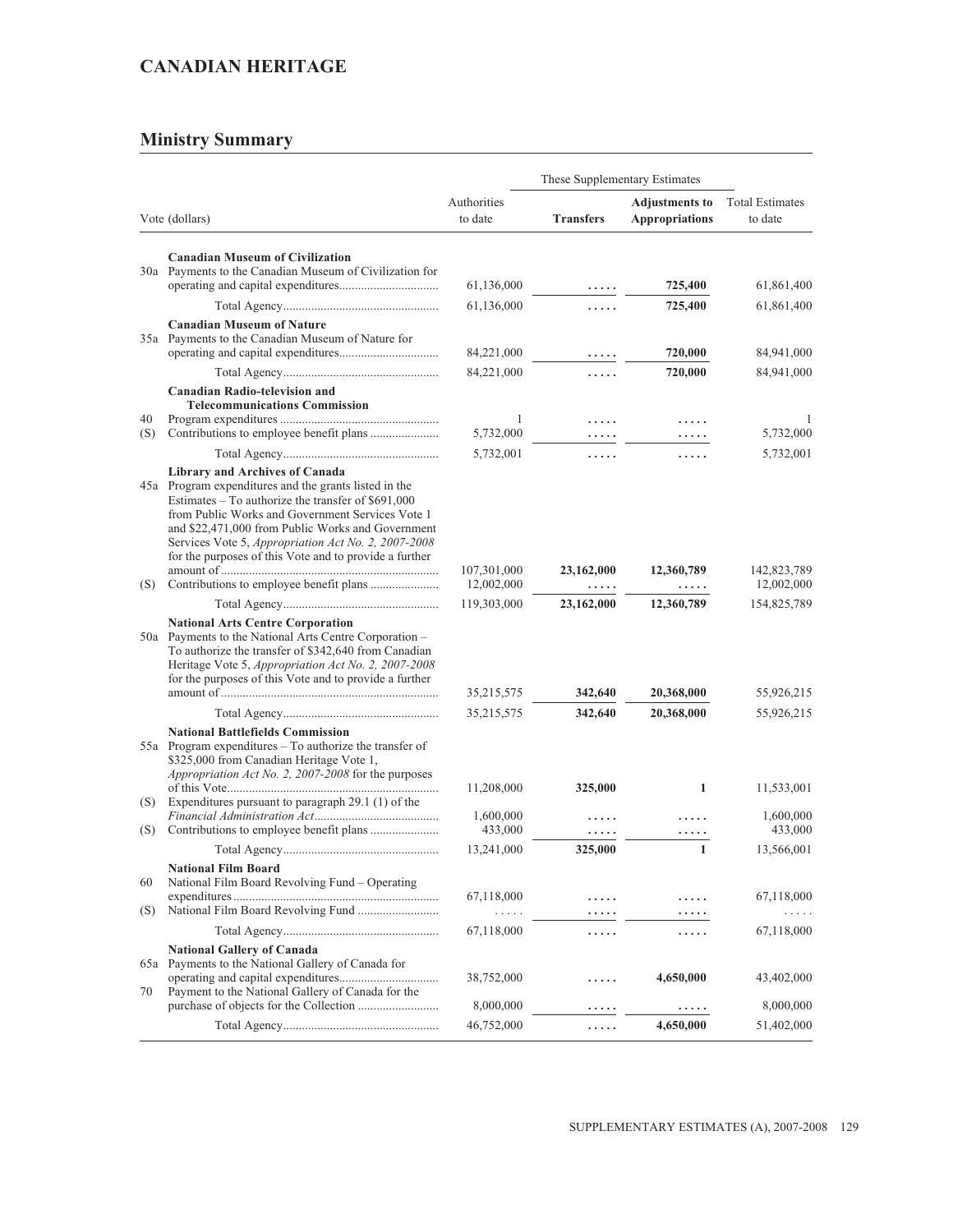# CANADIAN HERITAGE

## Ministry Summary

| Vote (dollars) | | Authorities to date | These Supplementary Estimates | | Total Estimates to date |
|---|---|---|---|---|---|
| | | | **Transfers** | **Adjustments to Appropriations** | |
| | **Canadian Museum of Civilization** | | | | |
| 30a | Payments to the Canadian Museum of Civilization for operating and capital expenditures | 61,136,000 | ..... | **725,400** | 61,861,400 |
| | Total Agency | 61,136,000 | ..... | **725,400** | 61,861,400 |
| | **Canadian Museum of Nature** | | | | |
| 35a | Payments to the Canadian Museum of Nature for operating and capital expenditures | 84,221,000 | ..... | **720,000** | 84,941,000 |
| | Total Agency | 84,221,000 | ..... | **720,000** | 84,941,000 |
| | **Canadian Radio-television and Telecommunications Commission** | | | | |
| 40 | Program expenditures | 1 | ..... | ..... | 1 |
| (S) | Contributions to employee benefit plans | 5,732,000 | ..... | ..... | 5,732,000 |
| | Total Agency | 5,732,001 | ..... | ..... | 5,732,001 |
| | **Library and Archives of Canada** | | | | |
| 45a | Program expenditures and the grants listed in the Estimates – To authorize the transfer of $691,000 from Public Works and Government Services Vote 1 and $22,471,000 from Public Works and Government Services Vote 5, *Appropriation Act No. 2, 2007-2008* for the purposes of this Vote and to provide a further amount of | 107,301,000 | **23,162,000** | **12,360,789** | 142,823,789 |
| (S) | Contributions to employee benefit plans | 12,002,000 | ..... | ..... | 12,002,000 |
| | Total Agency | 119,303,000 | **23,162,000** | **12,360,789** | 154,825,789 |
| | **National Arts Centre Corporation** | | | | |
| 50a | Payments to the National Arts Centre Corporation – To authorize the transfer of $342,640 from Canadian Heritage Vote 5, *Appropriation Act No. 2, 2007-2008* for the purposes of this Vote and to provide a further amount of | 35,215,575 | **342,640** | **20,368,000** | 55,926,215 |
| | Total Agency | 35,215,575 | **342,640** | **20,368,000** | 55,926,215 |
| | **National Battlefields Commission** | | | | |
| 55a | Program expenditures – To authorize the transfer of $325,000 from Canadian Heritage Vote 1, *Appropriation Act No. 2, 2007-2008* for the purposes of this Vote | 11,208,000 | **325,000** | **1** | 11,533,001 |
| (S) | Expenditures pursuant to paragraph 29.1 (1) of the *Financial Administration Act* | 1,600,000 | ..... | ..... | 1,600,000 |
| (S) | Contributions to employee benefit plans | 433,000 | ..... | ..... | 433,000 |
| | Total Agency | 13,241,000 | **325,000** | **1** | 13,566,001 |
| | **National Film Board** | | | | |
| 60 | National Film Board Revolving Fund – Operating expenditures | 67,118,000 | ..... | ..... | 67,118,000 |
| (S) | National Film Board Revolving Fund | ..... | ..... | ..... | ..... |
| | Total Agency | 67,118,000 | ..... | ..... | 67,118,000 |
| | **National Gallery of Canada** | | | | |
| 65a | Payments to the National Gallery of Canada for operating and capital expenditures | 38,752,000 | ..... | **4,650,000** | 43,402,000 |
| 70 | Payment to the National Gallery of Canada for the purchase of objects for the Collection | 8,000,000 | ..... | ..... | 8,000,000 |
| | Total Agency | 46,752,000 | ..... | **4,650,000** | 51,402,000 |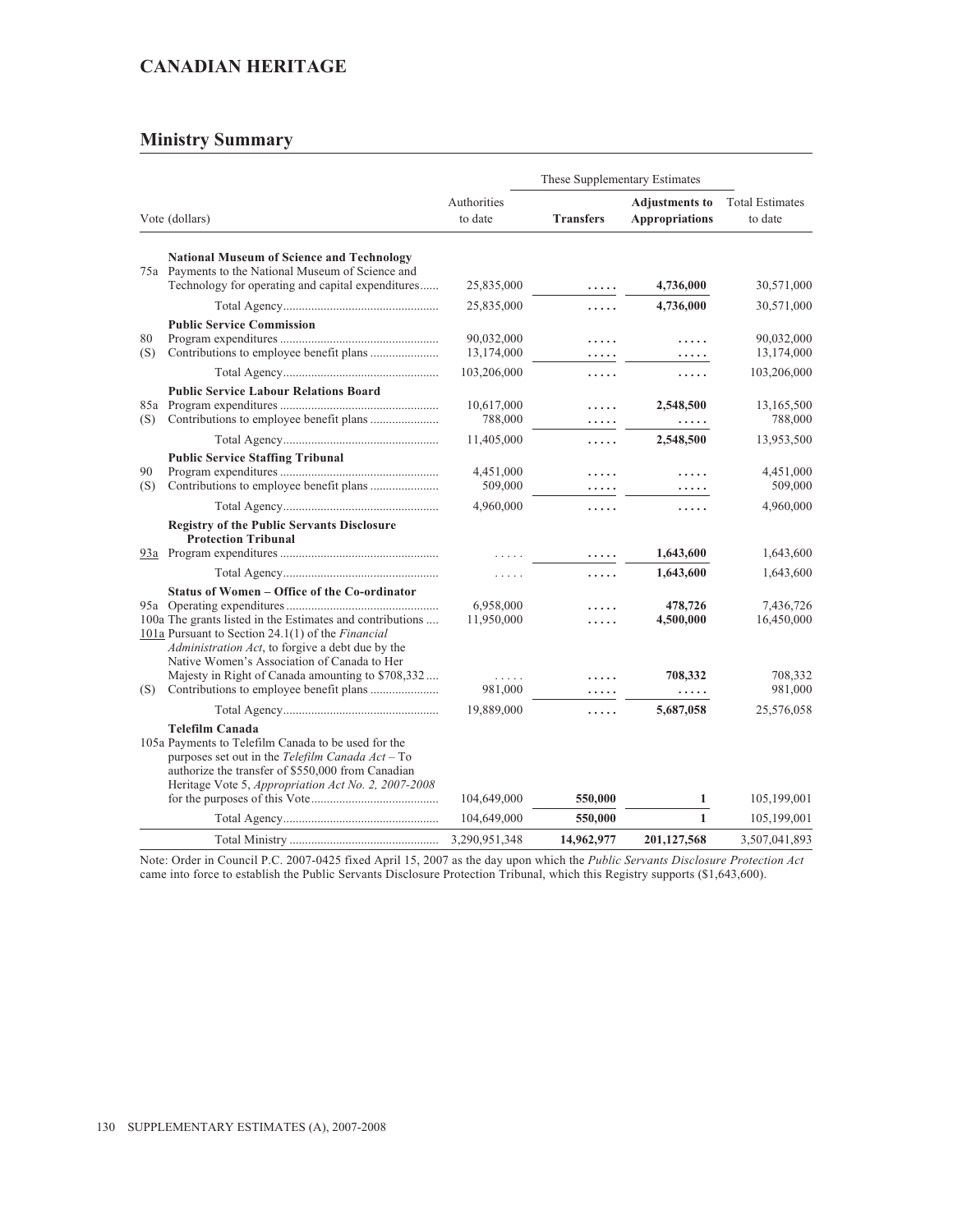## CANADIAN HERITAGE

### Ministry Summary

| Vote (dollars) | | Authorities to date | These Supplementary Estimates | | Total Estimates to date |
|---|---|---|---|---|---|
| | | | **Transfers** | **Adjustments to Appropriations** | |
| | **National Museum of Science and Technology** | | | | |
| 75a | Payments to the National Museum of Science and Technology for operating and capital expenditures | 25,835,000 | ..... | **4,736,000** | 30,571,000 |
| | Total Agency | 25,835,000 | ..... | **4,736,000** | 30,571,000 |
| | **Public Service Commission** | | | | |
| 80 | Program expenditures | 90,032,000 | ..... | ..... | 90,032,000 |
| (S) | Contributions to employee benefit plans | 13,174,000 | ..... | ..... | 13,174,000 |
| | Total Agency | 103,206,000 | ..... | ..... | 103,206,000 |
| | **Public Service Labour Relations Board** | | | | |
| 85a | Program expenditures | 10,617,000 | ..... | **2,548,500** | 13,165,500 |
| (S) | Contributions to employee benefit plans | 788,000 | ..... | ..... | 788,000 |
| | Total Agency | 11,405,000 | ..... | **2,548,500** | 13,953,500 |
| | **Public Service Staffing Tribunal** | | | | |
| 90 | Program expenditures | 4,451,000 | ..... | ..... | 4,451,000 |
| (S) | Contributions to employee benefit plans | 509,000 | ..... | ..... | 509,000 |
| | Total Agency | 4,960,000 | ..... | ..... | 4,960,000 |
| | **Registry of the Public Servants Disclosure Protection Tribunal** | | | | |
| 93a | Program expenditures | ..... | ..... | **1,643,600** | 1,643,600 |
| | Total Agency | ..... | ..... | **1,643,600** | 1,643,600 |
| | **Status of Women – Office of the Co-ordinator** | | | | |
| 95a | Operating expenditures | 6,958,000 | ..... | **478,726** | 7,436,726 |
| 100a | The grants listed in the Estimates and contributions | 11,950,000 | ..... | **4,500,000** | 16,450,000 |
| 101a | Pursuant to Section 24.1(1) of the *Financial Administration Act*, to forgive a debt due by the Native Women's Association of Canada to Her Majesty in Right of Canada amounting to $708,332 | ..... | ..... | **708,332** | 708,332 |
| (S) | Contributions to employee benefit plans | 981,000 | ..... | ..... | 981,000 |
| | Total Agency | 19,889,000 | ..... | **5,687,058** | 25,576,058 |
| | **Telefilm Canada** | | | | |
| 105a | Payments to Telefilm Canada to be used for the purposes set out in the *Telefilm Canada Act* – To authorize the transfer of $550,000 from Canadian Heritage Vote 5, *Appropriation Act No. 2, 2007-2008* for the purposes of this Vote | 104,649,000 | **550,000** | **1** | 105,199,001 |
| | Total Agency | 104,649,000 | **550,000** | **1** | 105,199,001 |
| | Total Ministry | 3,290,951,348 | **14,962,977** | **201,127,568** | 3,507,041,893 |

Note: Order in Council P.C. 2007-0425 fixed April 15, 2007 as the day upon which the *Public Servants Disclosure Protection Act* came into force to establish the Public Servants Disclosure Protection Tribunal, which this Registry supports ($1,643,600).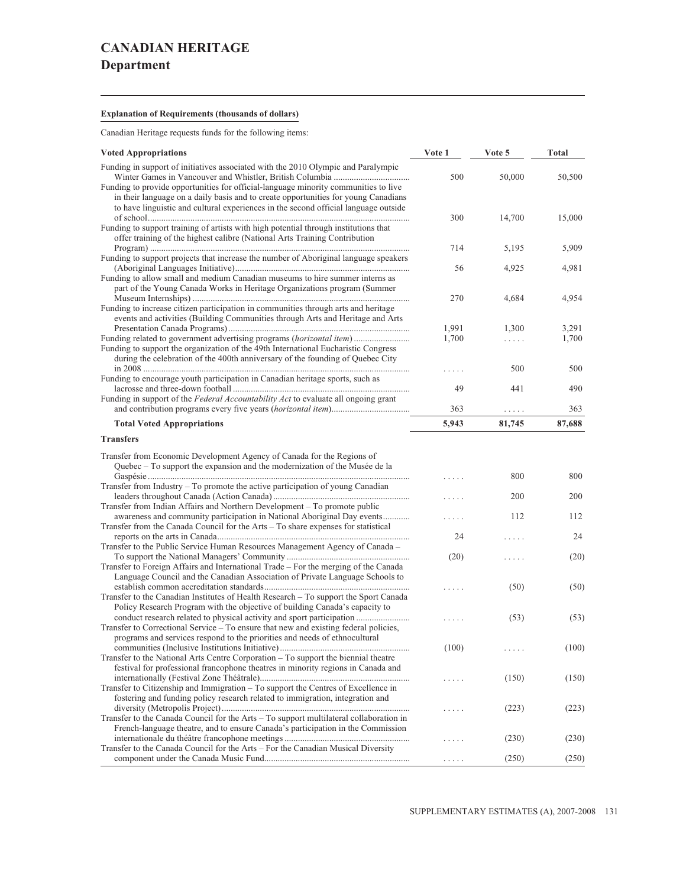# CANADIAN HERITAGE

## Department

**Explanation of Requirements (thousands of dollars)**

Canadian Heritage requests funds for the following items:

| Voted Appropriations | Vote 1 | Vote 5 | Total |
|---|---|---|---|
| Funding in support of initiatives associated with the 2010 Olympic and Paralympic Winter Games in Vancouver and Whistler, British Columbia | 500 | 50,000 | 50,500 |
| Funding to provide opportunities for official-language minority communities to live in their language on a daily basis and to create opportunities for young Canadians to have linguistic and cultural experiences in the second official language outside of school | 300 | 14,700 | 15,000 |
| Funding to support training of artists with high potential through institutions that offer training of the highest calibre (National Arts Training Contribution Program) | 714 | 5,195 | 5,909 |
| Funding to support projects that increase the number of Aboriginal language speakers (Aboriginal Languages Initiative) | 56 | 4,925 | 4,981 |
| Funding to allow small and medium Canadian museums to hire summer interns as part of the Young Canada Works in Heritage Organizations program (Summer Museum Internships) | 270 | 4,684 | 4,954 |
| Funding to increase citizen participation in communities through arts and heritage events and activities (Building Communities through Arts and Heritage and Arts Presentation Canada Programs) | 1,991 | 1,300 | 3,291 |
| Funding related to government advertising programs (*horizontal item*) | 1,700 | ..... | 1,700 |
| Funding to support the organization of the 49th International Eucharistic Congress during the celebration of the 400th anniversary of the founding of Quebec City in 2008 | ..... | 500 | 500 |
| Funding to encourage youth participation in Canadian heritage sports, such as lacrosse and three-down football | 49 | 441 | 490 |
| Funding in support of the *Federal Accountability Act* to evaluate all ongoing grant and contribution programs every five years (*horizontal item*) | 363 | ..... | 363 |
| **Total Voted Appropriations** | **5,943** | **81,745** | **87,688** |
| **Transfers** | | | |
| Transfer from Economic Development Agency of Canada for the Regions of Quebec – To support the expansion and the modernization of the Musée de la Gaspésie | ..... | 800 | 800 |
| Transfer from Industry – To promote the active participation of young Canadian leaders throughout Canada (Action Canada) | ..... | 200 | 200 |
| Transfer from Indian Affairs and Northern Development – To promote public awareness and community participation in National Aboriginal Day events | ..... | 112 | 112 |
| Transfer from the Canada Council for the Arts – To share expenses for statistical reports on the arts in Canada | 24 | ..... | 24 |
| Transfer to the Public Service Human Resources Management Agency of Canada – To support the National Managers' Community | (20) | ..... | (20) |
| Transfer to Foreign Affairs and International Trade – For the merging of the Canada Language Council and the Canadian Association of Private Language Schools to establish common accreditation standards | ..... | (50) | (50) |
| Transfer to the Canadian Institutes of Health Research – To support the Sport Canada Policy Research Program with the objective of building Canada's capacity to conduct research related to physical activity and sport participation | ..... | (53) | (53) |
| Transfer to Correctional Service – To ensure that new and existing federal policies, programs and services respond to the priorities and needs of ethnocultural communities (Inclusive Institutions Initiative) | (100) | ..... | (100) |
| Transfer to the National Arts Centre Corporation – To support the biennial theatre festival for professional francophone theatres in minority regions in Canada and internationally (Festival Zone Théâtrale) | ..... | (150) | (150) |
| Transfer to Citizenship and Immigration – To support the Centres of Excellence in fostering and funding policy research related to immigration, integration and diversity (Metropolis Project) | ..... | (223) | (223) |
| Transfer to the Canada Council for the Arts – To support multilateral collaboration in French-language theatre, and to ensure Canada's participation in the Commission internationale du théâtre francophone meetings | ..... | (230) | (230) |
| Transfer to the Canada Council for the Arts – For the Canadian Musical Diversity component under the Canada Music Fund | ..... | (250) | (250) |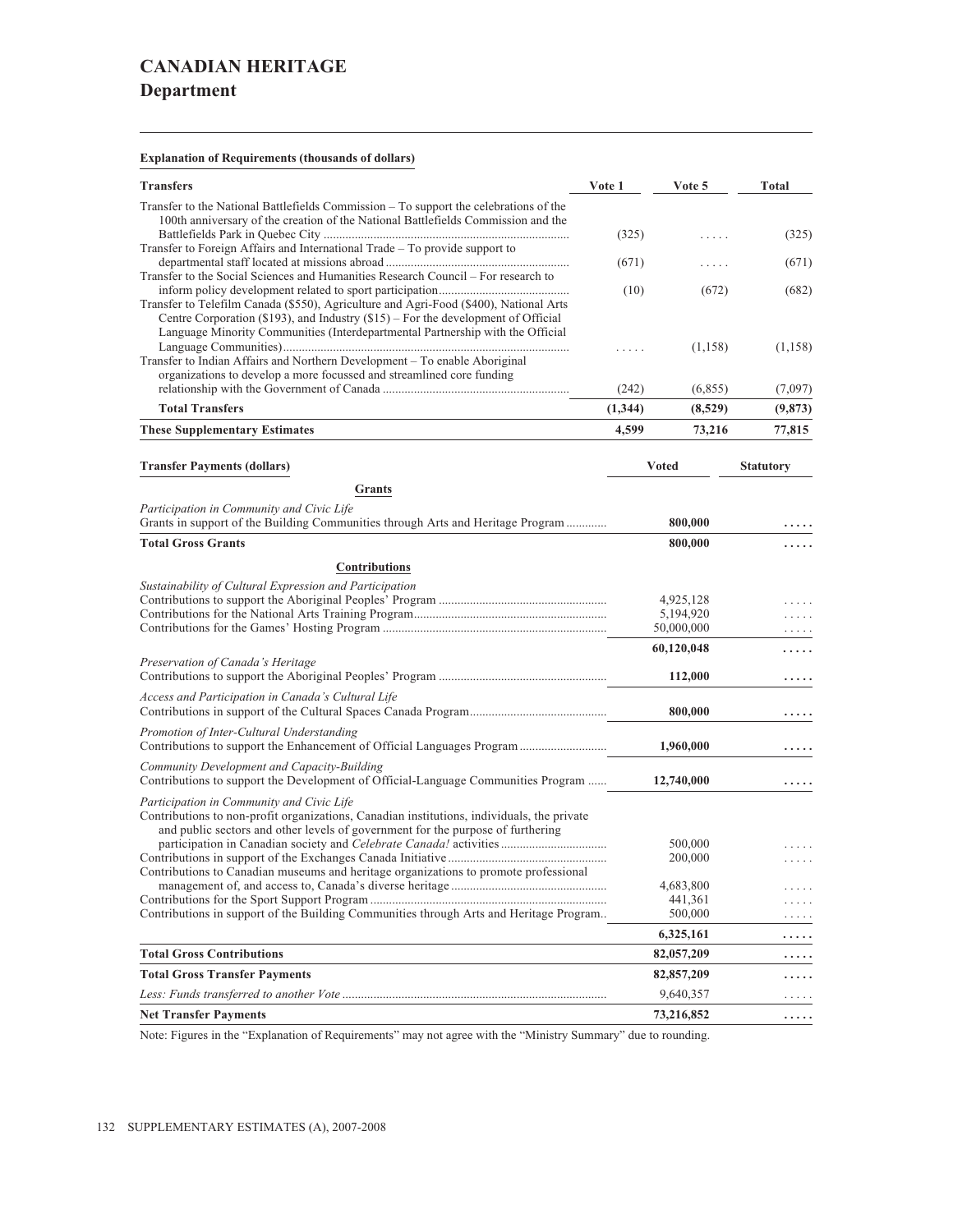# CANADIAN HERITAGE

## Department

**Explanation of Requirements (thousands of dollars)**

| Transfers | Vote 1 | Vote 5 | Total |
|---|---|---|---|
| Transfer to the National Battlefields Commission – To support the celebrations of the 100th anniversary of the creation of the National Battlefields Commission and the Battlefields Park in Quebec City | (325) | ..... | (325) |
| Transfer to Foreign Affairs and International Trade – To provide support to departmental staff located at missions abroad | (671) | ..... | (671) |
| Transfer to the Social Sciences and Humanities Research Council – For research to inform policy development related to sport participation | (10) | (672) | (682) |
| Transfer to Telefilm Canada ($550), Agriculture and Agri-Food ($400), National Arts Centre Corporation ($193), and Industry ($15) – For the development of Official Language Minority Communities (Interdepartmental Partnership with the Official Language Communities) | ..... | (1,158) | (1,158) |
| Transfer to Indian Affairs and Northern Development – To enable Aboriginal organizations to develop a more focussed and streamlined core funding relationship with the Government of Canada | (242) | (6,855) | (7,097) |
| **Total Transfers** | **(1,344)** | **(8,529)** | **(9,873)** |
| **These Supplementary Estimates** | **4,599** | **73,216** | **77,815** |

| Transfer Payments (dollars) | Voted | Statutory |
|---|---|---|
| **Grants** | | |
| *Participation in Community and Civic Life* | | |
| Grants in support of the Building Communities through Arts and Heritage Program | **800,000** | **.....** |
| **Total Gross Grants** | **800,000** | **.....** |
| **Contributions** | | |
| *Sustainability of Cultural Expression and Participation* | | |
| Contributions to support the Aboriginal Peoples' Program | 4,925,128 | ..... |
| Contributions for the National Arts Training Program | 5,194,920 | ..... |
| Contributions for the Games' Hosting Program | 50,000,000 | ..... |
| | **60,120,048** | **.....** |
| *Preservation of Canada's Heritage* | | |
| Contributions to support the Aboriginal Peoples' Program | **112,000** | **.....** |
| *Access and Participation in Canada's Cultural Life* | | |
| Contributions in support of the Cultural Spaces Canada Program | **800,000** | **.....** |
| *Promotion of Inter-Cultural Understanding* | | |
| Contributions to support the Enhancement of Official Languages Program | **1,960,000** | **.....** |
| *Community Development and Capacity-Building* | | |
| Contributions to support the Development of Official-Language Communities Program | **12,740,000** | **.....** |
| *Participation in Community and Civic Life* | | |
| Contributions to non-profit organizations, Canadian institutions, individuals, the private and public sectors and other levels of government for the purpose of furthering participation in Canadian society and *Celebrate Canada!* activities | 500,000 | ..... |
| Contributions in support of the Exchanges Canada Initiative | 200,000 | ..... |
| Contributions to Canadian museums and heritage organizations to promote professional management of, and access to, Canada's diverse heritage | 4,683,800 | ..... |
| Contributions for the Sport Support Program | 441,361 | ..... |
| Contributions in support of the Building Communities through Arts and Heritage Program | 500,000 | ..... |
| | **6,325,161** | **.....** |
| **Total Gross Contributions** | **82,057,209** | **.....** |
| **Total Gross Transfer Payments** | **82,857,209** | **.....** |
| *Less: Funds transferred to another Vote* | 9,640,357 | ..... |
| **Net Transfer Payments** | **73,216,852** | **.....** |

Note: Figures in the "Explanation of Requirements" may not agree with the "Ministry Summary" due to rounding.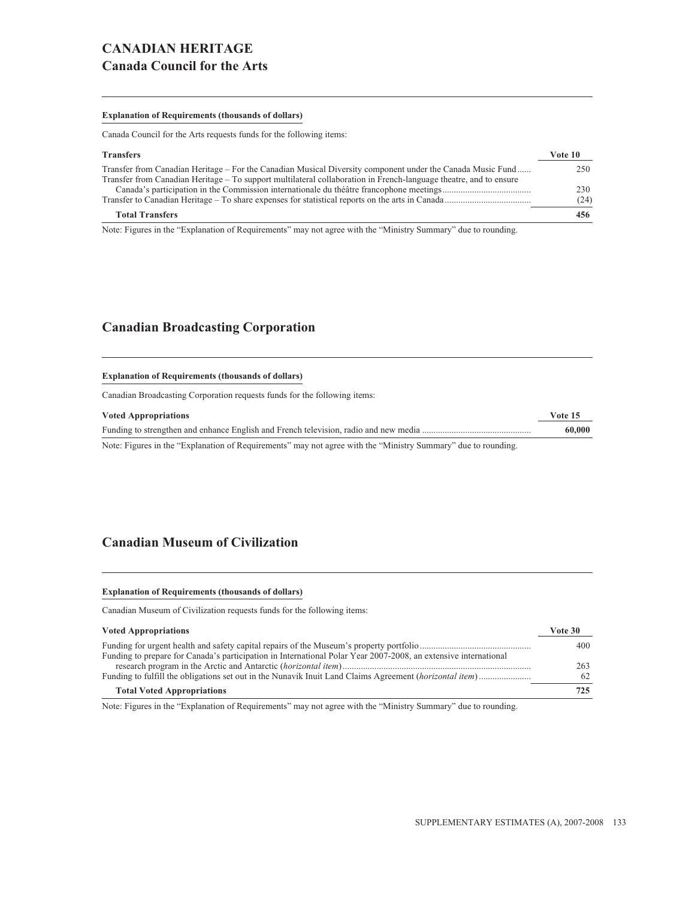# CANADIAN HERITAGE

## Canada Council for the Arts

**Explanation of Requirements (thousands of dollars)**

Canada Council for the Arts requests funds for the following items:

| **Transfers** | **Vote 10** |
|---|---|
| Transfer from Canadian Heritage – For the Canadian Musical Diversity component under the Canada Music Fund | 250 |
| Transfer from Canadian Heritage – To support multilateral collaboration in French-language theatre, and to ensure Canada's participation in the Commission internationale du théâtre francophone meetings | 230 |
| Transfer to Canadian Heritage – To share expenses for statistical reports on the arts in Canada | (24) |
| **Total Transfers** | **456** |

Note: Figures in the "Explanation of Requirements" may not agree with the "Ministry Summary" due to rounding.

## Canadian Broadcasting Corporation

**Explanation of Requirements (thousands of dollars)**

Canadian Broadcasting Corporation requests funds for the following items:

| **Voted Appropriations** | **Vote 15** |
|---|---|
| Funding to strengthen and enhance English and French television, radio and new media | **60,000** |

Note: Figures in the "Explanation of Requirements" may not agree with the "Ministry Summary" due to rounding.

## Canadian Museum of Civilization

**Explanation of Requirements (thousands of dollars)**

Canadian Museum of Civilization requests funds for the following items:

| **Voted Appropriations** | **Vote 30** |
|---|---|
| Funding for urgent health and safety capital repairs of the Museum's property portfolio | 400 |
| Funding to prepare for Canada's participation in International Polar Year 2007-2008, an extensive international research program in the Arctic and Antarctic (*horizontal item*) | 263 |
| Funding to fulfill the obligations set out in the Nunavik Inuit Land Claims Agreement (*horizontal item*) | 62 |
| **Total Voted Appropriations** | **725** |

Note: Figures in the "Explanation of Requirements" may not agree with the "Ministry Summary" due to rounding.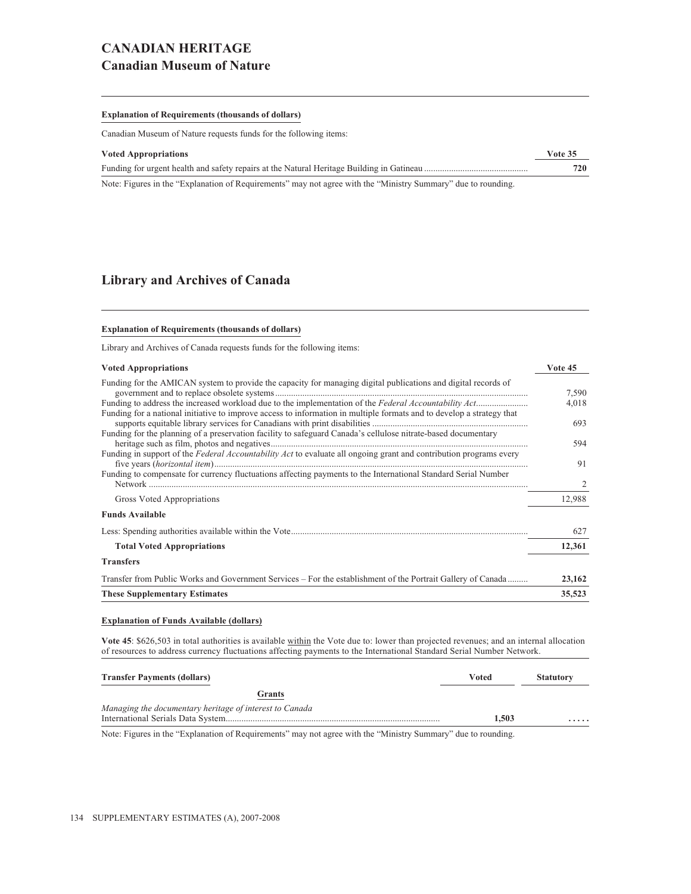# CANADIAN HERITAGE

## Canadian Museum of Nature

**Explanation of Requirements (thousands of dollars)**

Canadian Museum of Nature requests funds for the following items:

| **Voted Appropriations** | **Vote 35** |
|---|---|
| Funding for urgent health and safety repairs at the Natural Heritage Building in Gatineau | **720** |

Note: Figures in the "Explanation of Requirements" may not agree with the "Ministry Summary" due to rounding.

## Library and Archives of Canada

**Explanation of Requirements (thousands of dollars)**

Library and Archives of Canada requests funds for the following items:

| **Voted Appropriations** | **Vote 45** |
|---|---|
| Funding for the AMICAN system to provide the capacity for managing digital publications and digital records of government and to replace obsolete systems | 7,590 |
| Funding to address the increased workload due to the implementation of the *Federal Accountability Act* | 4,018 |
| Funding for a national initiative to improve access to information in multiple formats and to develop a strategy that supports equitable library services for Canadians with print disabilities | 693 |
| Funding for the planning of a preservation facility to safeguard Canada's cellulose nitrate-based documentary heritage such as film, photos and negatives | 594 |
| Funding in support of the *Federal Accountability Act* to evaluate all ongoing grant and contribution programs every five years (*horizontal item*) | 91 |
| Funding to compensate for currency fluctuations affecting payments to the International Standard Serial Number Network | 2 |
| Gross Voted Appropriations | 12,988 |
| **Funds Available** | |
| Less: Spending authorities available within the Vote | 627 |
| **Total Voted Appropriations** | **12,361** |
| **Transfers** | |
| Transfer from Public Works and Government Services – For the establishment of the Portrait Gallery of Canada | **23,162** |
| **These Supplementary Estimates** | **35,523** |

**Explanation of Funds Available (dollars)**

**Vote 45**: $626,503 in total authorities is available within the Vote due to: lower than projected revenues; and an internal allocation of resources to address currency fluctuations affecting payments to the International Standard Serial Number Network.

| **Transfer Payments (dollars)** | **Voted** | **Statutory** |
|---|---|---|
| **Grants** | | |
| *Managing the documentary heritage of interest to Canada* | | |
| International Serials Data System | **1,503** | ..... |

Note: Figures in the "Explanation of Requirements" may not agree with the "Ministry Summary" due to rounding.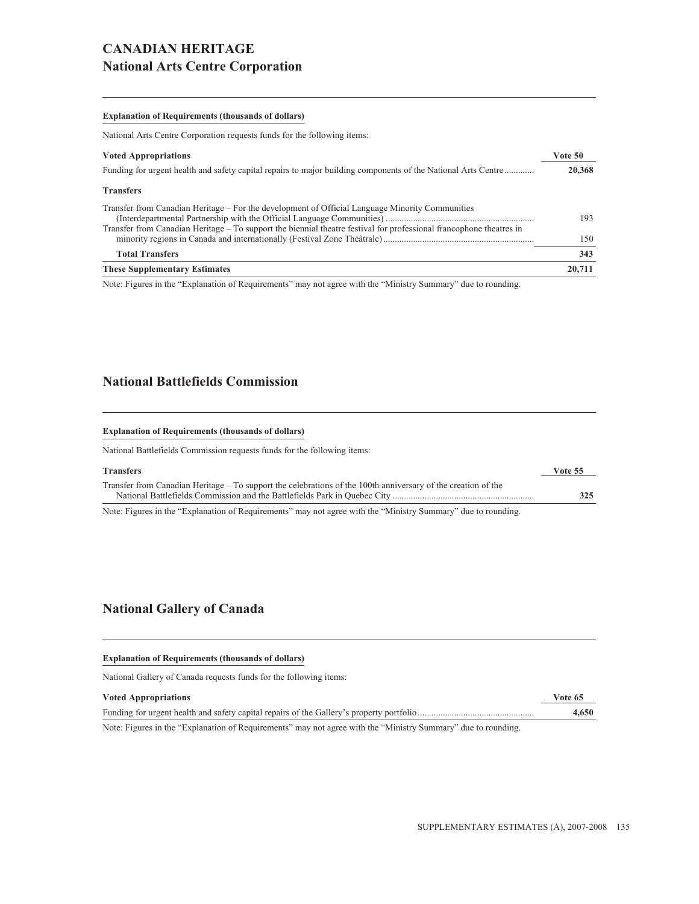# CANADIAN HERITAGE
## National Arts Centre Corporation

**Explanation of Requirements (thousands of dollars)**

National Arts Centre Corporation requests funds for the following items:

| **Voted Appropriations** | **Vote 50** |
|---|---|
| Funding for urgent health and safety capital repairs to major building components of the National Arts Centre | **20,368** |
| **Transfers** | |
| Transfer from Canadian Heritage – For the development of Official Language Minority Communities (Interdepartmental Partnership with the Official Language Communities) | 193 |
| Transfer from Canadian Heritage – To support the biennial theatre festival for professional francophone theatres in minority regions in Canada and internationally (Festival Zone Théâtrale) | 150 |
| **Total Transfers** | **343** |
| **These Supplementary Estimates** | **20,711** |

Note: Figures in the "Explanation of Requirements" may not agree with the "Ministry Summary" due to rounding.

## National Battlefields Commission

**Explanation of Requirements (thousands of dollars)**

National Battlefields Commission requests funds for the following items:

| **Transfers** | **Vote 55** |
|---|---|
| Transfer from Canadian Heritage – To support the celebrations of the 100th anniversary of the creation of the National Battlefields Commission and the Battlefields Park in Quebec City | **325** |

Note: Figures in the "Explanation of Requirements" may not agree with the "Ministry Summary" due to rounding.

## National Gallery of Canada

**Explanation of Requirements (thousands of dollars)**

National Gallery of Canada requests funds for the following items:

| **Voted Appropriations** | **Vote 65** |
|---|---|
| Funding for urgent health and safety capital repairs of the Gallery's property portfolio | **4,650** |

Note: Figures in the "Explanation of Requirements" may not agree with the "Ministry Summary" due to rounding.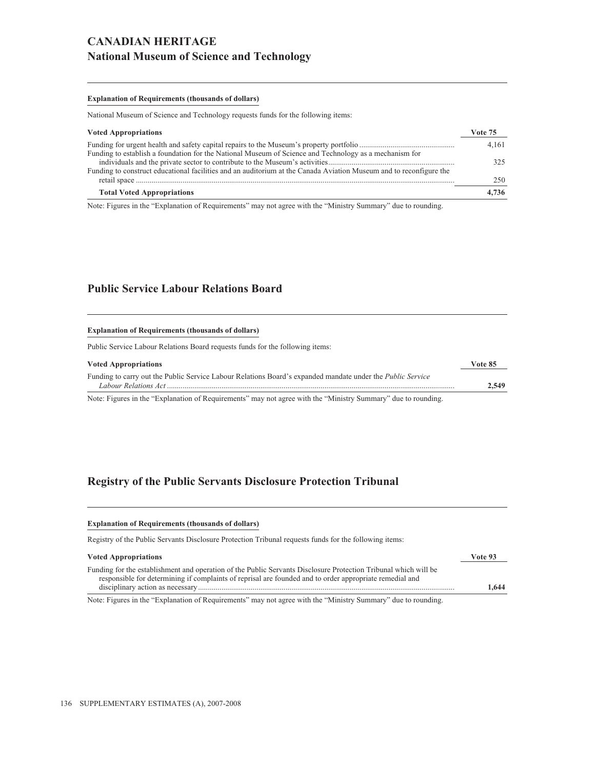# CANADIAN HERITAGE

## National Museum of Science and Technology

**Explanation of Requirements (thousands of dollars)**

National Museum of Science and Technology requests funds for the following items:

| Voted Appropriations | Vote 75 |
|---|---|
| Funding for urgent health and safety capital repairs to the Museum's property portfolio | 4,161 |
| Funding to establish a foundation for the National Museum of Science and Technology as a mechanism for individuals and the private sector to contribute to the Museum's activities | 325 |
| Funding to construct educational facilities and an auditorium at the Canada Aviation Museum and to reconfigure the retail space | 250 |
| **Total Voted Appropriations** | **4,736** |

Note: Figures in the "Explanation of Requirements" may not agree with the "Ministry Summary" due to rounding.

## Public Service Labour Relations Board

**Explanation of Requirements (thousands of dollars)**

Public Service Labour Relations Board requests funds for the following items:

| Voted Appropriations | Vote 85 |
|---|---|
| Funding to carry out the Public Service Labour Relations Board's expanded mandate under the *Public Service Labour Relations Act* | **2,549** |

Note: Figures in the "Explanation of Requirements" may not agree with the "Ministry Summary" due to rounding.

## Registry of the Public Servants Disclosure Protection Tribunal

**Explanation of Requirements (thousands of dollars)**

Registry of the Public Servants Disclosure Protection Tribunal requests funds for the following items:

| Voted Appropriations | Vote 93 |
|---|---|
| Funding for the establishment and operation of the Public Servants Disclosure Protection Tribunal which will be responsible for determining if complaints of reprisal are founded and to order appropriate remedial and disciplinary action as necessary | **1,644** |

Note: Figures in the "Explanation of Requirements" may not agree with the "Ministry Summary" due to rounding.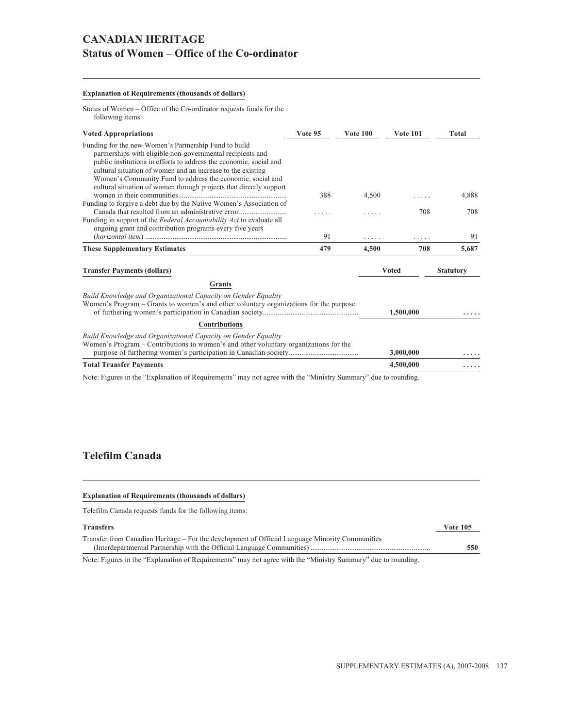# CANADIAN HERITAGE

## Status of Women – Office of the Co-ordinator

#### Explanation of Requirements (thousands of dollars)

Status of Women – Office of the Co-ordinator requests funds for the following items:

| Voted Appropriations | Vote 95 | Vote 100 | Vote 101 | Total |
|---|---|---|---|---|
| Funding for the new Women's Partnership Fund to build partnerships with eligible non-governmental recipients and public institutions in efforts to address the economic, social and cultural situation of women and an increase to the existing Women's Community Fund to address the economic, social and cultural situation of women through projects that directly support women in their communities | 388 | 4,500 | ..... | 4,888 |
| Funding to forgive a debt due by the Native Women's Association of Canada that resulted from an administrative error | ..... | ..... | 708 | 708 |
| Funding in support of the *Federal Accountability Act* to evaluate all ongoing grant and contribution programs every five years (*horizontal item*) | 91 | ..... | ..... | 91 |
| **These Supplementary Estimates** | **479** | **4,500** | **708** | **5,687** |

| Transfer Payments (dollars) | Voted | Statutory |
|---|---|---|
| **Grants** | | |
| *Build Knowledge and Organizational Capacity on Gender Equality* | | |
| Women's Program – Grants to women's and other voluntary organizations for the purpose of furthering women's participation in Canadian society | 1,500,000 | ..... |
| **Contributions** | | |
| *Build Knowledge and Organizational Capacity on Gender Equality* | | |
| Women's Program – Contributions to women's and other voluntary organizations for the purpose of furthering women's participation in Canadian society | 3,000,000 | ..... |
| **Total Transfer Payments** | **4,500,000** | **.....** |

Note: Figures in the "Explanation of Requirements" may not agree with the "Ministry Summary" due to rounding.

## Telefilm Canada

#### Explanation of Requirements (thousands of dollars)

Telefilm Canada requests funds for the following items:

| Transfers | Vote 105 |
|---|---|
| Transfer from Canadian Heritage – For the development of Official Language Minority Communities (Interdepartmental Partnership with the Official Language Communities) | 550 |

Note: Figures in the "Explanation of Requirements" may not agree with the "Ministry Summary" due to rounding.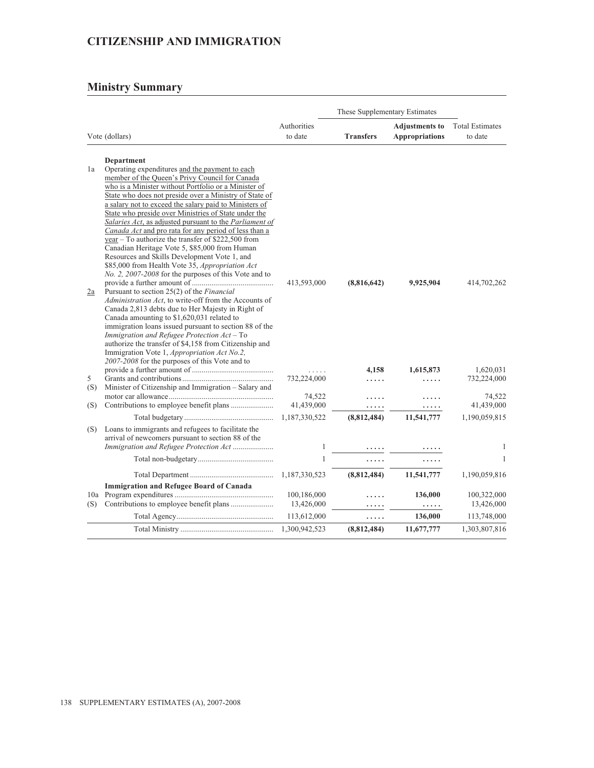# CITIZENSHIP AND IMMIGRATION

## Ministry Summary

| | Vote (dollars) | Authorities to date | These Supplementary Estimates — Transfers | These Supplementary Estimates — Adjustments to Appropriations | Total Estimates to date |
|---|---|---|---|---|---|
| | **Department** | | | | |
| 1a | Operating expenditures and the payment to each member of the Queen's Privy Council for Canada who is a Minister without Portfolio or a Minister of State who does not preside over a Ministry of State of a salary not to exceed the salary paid to Ministers of State who preside over Ministries of State under the *Salaries Act*, as adjusted pursuant to the *Parliament of Canada Act* and pro rata for any period of less than a year – To authorize the transfer of $222,500 from Canadian Heritage Vote 5, $85,000 from Human Resources and Skills Development Vote 1, and $85,000 from Health Vote 35, *Appropriation Act No. 2, 2007-2008* for the purposes of this Vote and to provide a further amount of | 413,593,000 | **(8,816,642)** | **9,925,904** | 414,702,262 |
| 2a | Pursuant to section 25(2) of the *Financial Administration Act*, to write-off from the Accounts of Canada 2,813 debts due to Her Majesty in Right of Canada amounting to $1,620,031 related to immigration loans issued pursuant to section 88 of the *Immigration and Refugee Protection Act* – To authorize the transfer of $4,158 from Citizenship and Immigration Vote 1, *Appropriation Act No.2, 2007-2008* for the purposes of this Vote and to provide a further amount of | ..... | **4,158** | **1,615,873** | 1,620,031 |
| 5 | Grants and contributions | 732,224,000 | ..... | ..... | 732,224,000 |
| (S) | Minister of Citizenship and Immigration – Salary and motor car allowance | 74,522 | ..... | ..... | 74,522 |
| (S) | Contributions to employee benefit plans | 41,439,000 | ..... | ..... | 41,439,000 |
| | Total budgetary | 1,187,330,522 | **(8,812,484)** | **11,541,777** | 1,190,059,815 |
| (S) | Loans to immigrants and refugees to facilitate the arrival of newcomers pursuant to section 88 of the *Immigration and Refugee Protection Act* | 1 | ..... | ..... | 1 |
| | Total non-budgetary | 1 | ..... | ..... | 1 |
| | Total Department | 1,187,330,523 | **(8,812,484)** | **11,541,777** | 1,190,059,816 |
| | **Immigration and Refugee Board of Canada** | | | | |
| 10a | Program expenditures | 100,186,000 | ..... | **136,000** | 100,322,000 |
| (S) | Contributions to employee benefit plans | 13,426,000 | ..... | ..... | 13,426,000 |
| | Total Agency | 113,612,000 | ..... | **136,000** | 113,748,000 |
| | Total Ministry | 1,300,942,523 | **(8,812,484)** | **11,677,777** | 1,303,807,816 |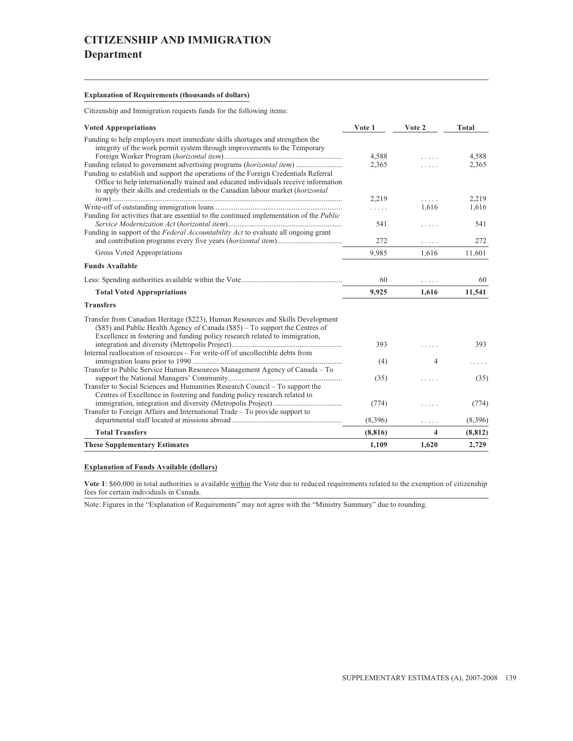# CITIZENSHIP AND IMMIGRATION

## Department

**Explanation of Requirements (thousands of dollars)**

Citizenship and Immigration requests funds for the following items:

| Voted Appropriations | Vote 1 | Vote 2 | Total |
|---|---|---|---|
| Funding to help employers meet immediate skills shortages and strengthen the integrity of the work permit system through improvements to the Temporary Foreign Worker Program (*horizontal item*) | 4,588 | ..... | 4,588 |
| Funding related to government advertising programs (*horizontal item*) | 2,365 | ..... | 2,365 |
| Funding to establish and support the operations of the Foreign Credentials Referral Office to help internationally trained and educated individuals receive information to apply their skills and credentials in the Canadian labour market (*horizontal item*) | 2,219 | ..... | 2,219 |
| Write-off of outstanding immigration loans | ..... | 1,616 | 1,616 |
| Funding for activities that are essential to the continued implementation of the *Public Service Modernization Act* (*horizontal item*) | 541 | ..... | 541 |
| Funding in support of the *Federal Accountability Act* to evaluate all ongoing grant and contribution programs every five years (*horizontal item*) | 272 | ..... | 272 |
| Gross Voted Appropriations | 9,985 | 1,616 | 11,601 |
| **Funds Available** | | | |
| Less: Spending authorities available within the Vote | 60 | ..... | 60 |
| **Total Voted Appropriations** | **9,925** | **1,616** | **11,541** |
| **Transfers** | | | |
| Transfer from Canadian Heritage ($223), Human Resources and Skills Development ($85) and Public Health Agency of Canada ($85) – To support the Centres of Excellence in fostering and funding policy research related to immigration, integration and diversity (Metropolis Project) | 393 | ..... | 393 |
| Internal reallocation of resources – For write-off of uncollectible debts from immigration loans prior to 1990 | (4) | 4 | ..... |
| Transfer to Public Service Human Resources Management Agency of Canada – To support the National Managers' Community | (35) | ..... | (35) |
| Transfer to Social Sciences and Humanities Research Council – To support the Centres of Excellence in fostering and funding policy research related to immigration, integration and diversity (Metropolis Project) | (774) | ..... | (774) |
| Transfer to Foreign Affairs and International Trade – To provide support to departmental staff located at missions abroad | (8,396) | ..... | (8,396) |
| **Total Transfers** | **(8,816)** | **4** | **(8,812)** |
| **These Supplementary Estimates** | **1,109** | **1,620** | **2,729** |

**Explanation of Funds Available (dollars)**

**Vote 1**: $60,000 in total authorities is available within the Vote due to reduced requirements related to the exemption of citizenship fees for certain individuals in Canada.

Note: Figures in the "Explanation of Requirements" may not agree with the "Ministry Summary" due to rounding.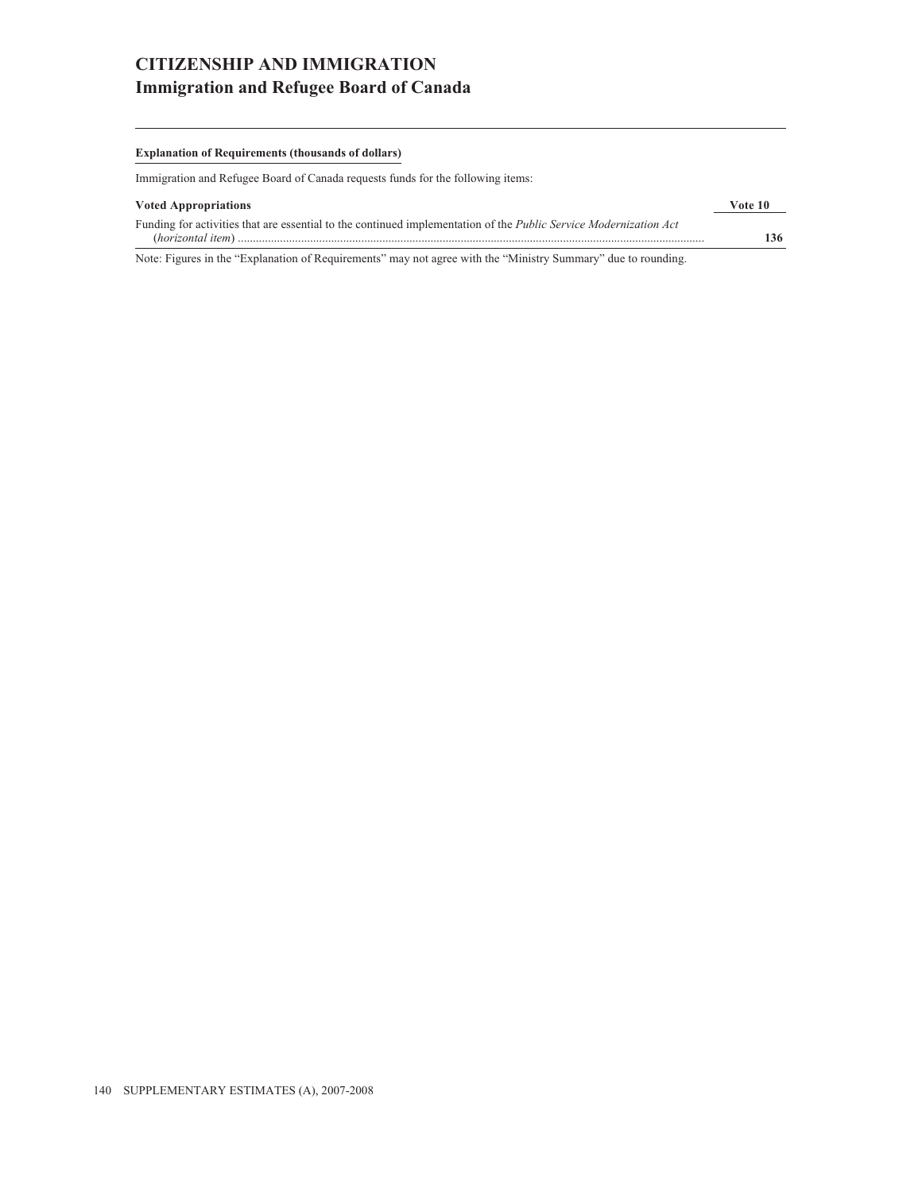# CITIZENSHIP AND IMMIGRATION
## Immigration and Refugee Board of Canada

**Explanation of Requirements (thousands of dollars)**

Immigration and Refugee Board of Canada requests funds for the following items:

| **Voted Appropriations** | **Vote 10** |
|---|---|
| Funding for activities that are essential to the continued implementation of the *Public Service Modernization Act* (*horizontal item*) | **136** |

Note: Figures in the “Explanation of Requirements” may not agree with the “Ministry Summary” due to rounding.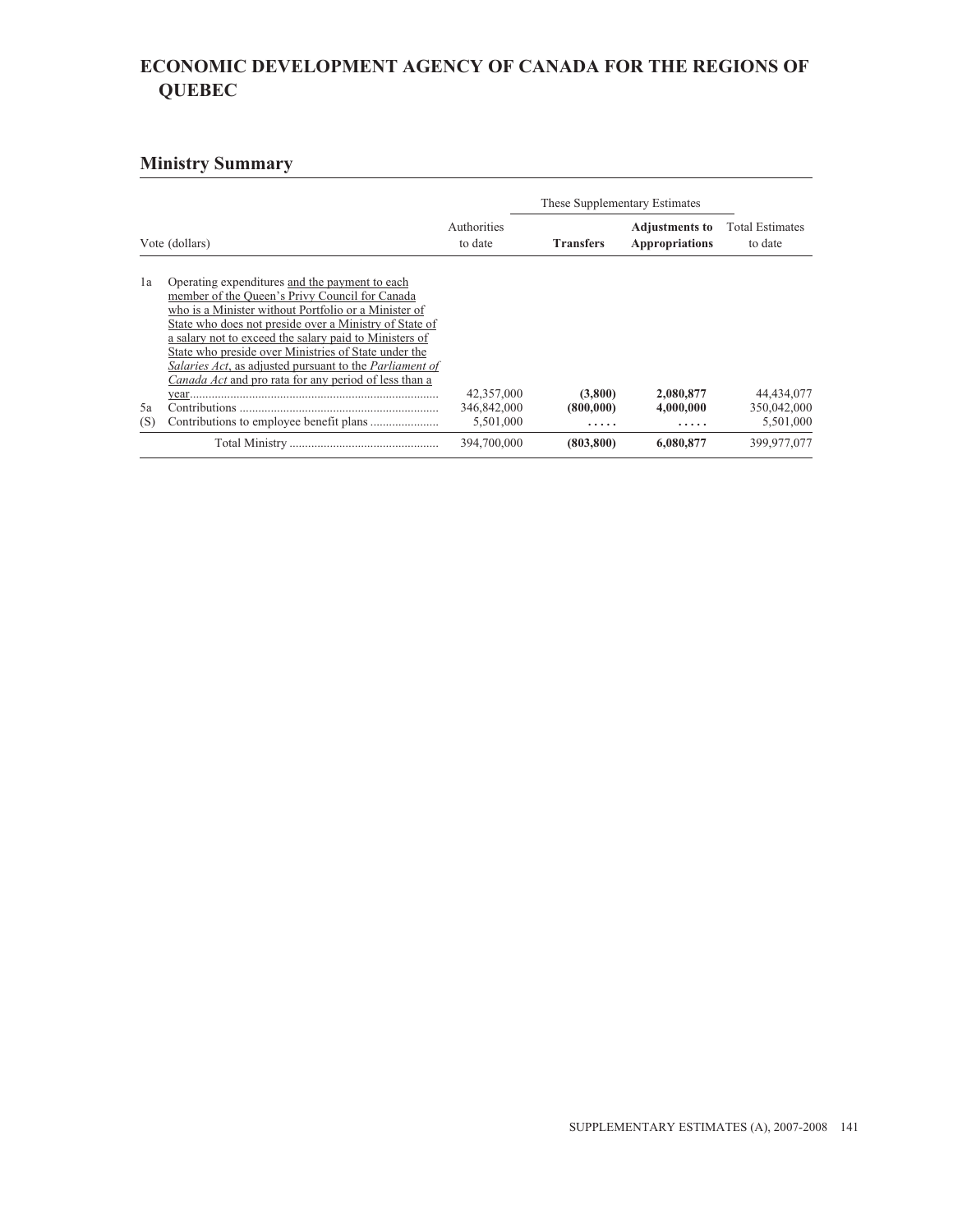# ECONOMIC DEVELOPMENT AGENCY OF CANADA FOR THE REGIONS OF QUEBEC

## Ministry Summary

| Vote (dollars) | | Authorities to date | These Supplementary Estimates | | Total Estimates to date |
|---|---|---|---|---|---|
| | | | **Transfers** | **Adjustments to Appropriations** | |
| 1a | Operating expenditures and the payment to each member of the Queen's Privy Council for Canada who is a Minister without Portfolio or a Minister of State who does not preside over a Ministry of State of a salary not to exceed the salary paid to Ministers of State who preside over Ministries of State under the *Salaries Act*, as adjusted pursuant to the *Parliament of Canada Act* and pro rata for any period of less than a year | 42,357,000 | **(3,800)** | **2,080,877** | 44,434,077 |
| 5a | Contributions | 346,842,000 | **(800,000)** | **4,000,000** | 350,042,000 |
| (S) | Contributions to employee benefit plans | 5,501,000 | ..... | ..... | 5,501,000 |
| | Total Ministry | 394,700,000 | **(803,800)** | **6,080,877** | 399,977,077 |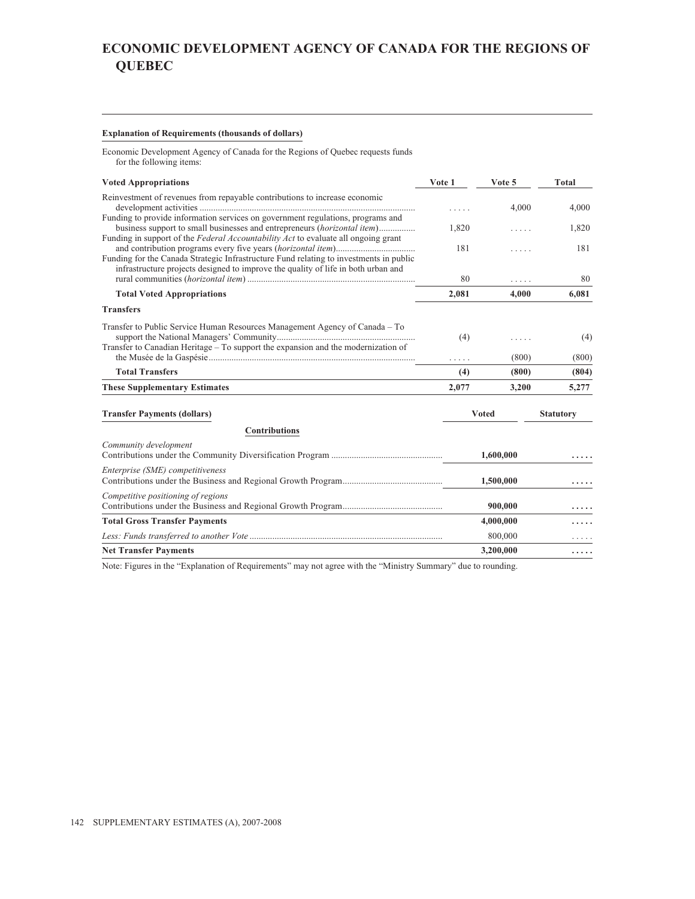# ECONOMIC DEVELOPMENT AGENCY OF CANADA FOR THE REGIONS OF QUEBEC

**Explanation of Requirements (thousands of dollars)**

Economic Development Agency of Canada for the Regions of Quebec requests funds for the following items:

| Voted Appropriations | Vote 1 | Vote 5 | Total |
|---|---|---|---|
| Reinvestment of revenues from repayable contributions to increase economic development activities | ..... | 4,000 | 4,000 |
| Funding to provide information services on government regulations, programs and business support to small businesses and entrepreneurs (*horizontal item*) | 1,820 | ..... | 1,820 |
| Funding in support of the *Federal Accountability Act* to evaluate all ongoing grant and contribution programs every five years (*horizontal item*) | 181 | ..... | 181 |
| Funding for the Canada Strategic Infrastructure Fund relating to investments in public infrastructure projects designed to improve the quality of life in both urban and rural communities (*horizontal item*) | 80 | ..... | 80 |
| **Total Voted Appropriations** | **2,081** | **4,000** | **6,081** |
| **Transfers** | | | |
| Transfer to Public Service Human Resources Management Agency of Canada – To support the National Managers' Community | (4) | ..... | (4) |
| Transfer to Canadian Heritage – To support the expansion and the modernization of the Musée de la Gaspésie | ..... | (800) | (800) |
| **Total Transfers** | **(4)** | **(800)** | **(804)** |
| **These Supplementary Estimates** | **2,077** | **3,200** | **5,277** |

| Transfer Payments (dollars) | Voted | Statutory |
|---|---|---|
| **Contributions** | | |
| *Community development* | | |
| Contributions under the Community Diversification Program | **1,600,000** | **.....** |
| *Enterprise (SME) competitiveness* | | |
| Contributions under the Business and Regional Growth Program | **1,500,000** | **.....** |
| *Competitive positioning of regions* | | |
| Contributions under the Business and Regional Growth Program | **900,000** | **.....** |
| **Total Gross Transfer Payments** | **4,000,000** | **.....** |
| *Less: Funds transferred to another Vote* | 800,000 | ..... |
| **Net Transfer Payments** | **3,200,000** | **.....** |

Note: Figures in the "Explanation of Requirements" may not agree with the "Ministry Summary" due to rounding.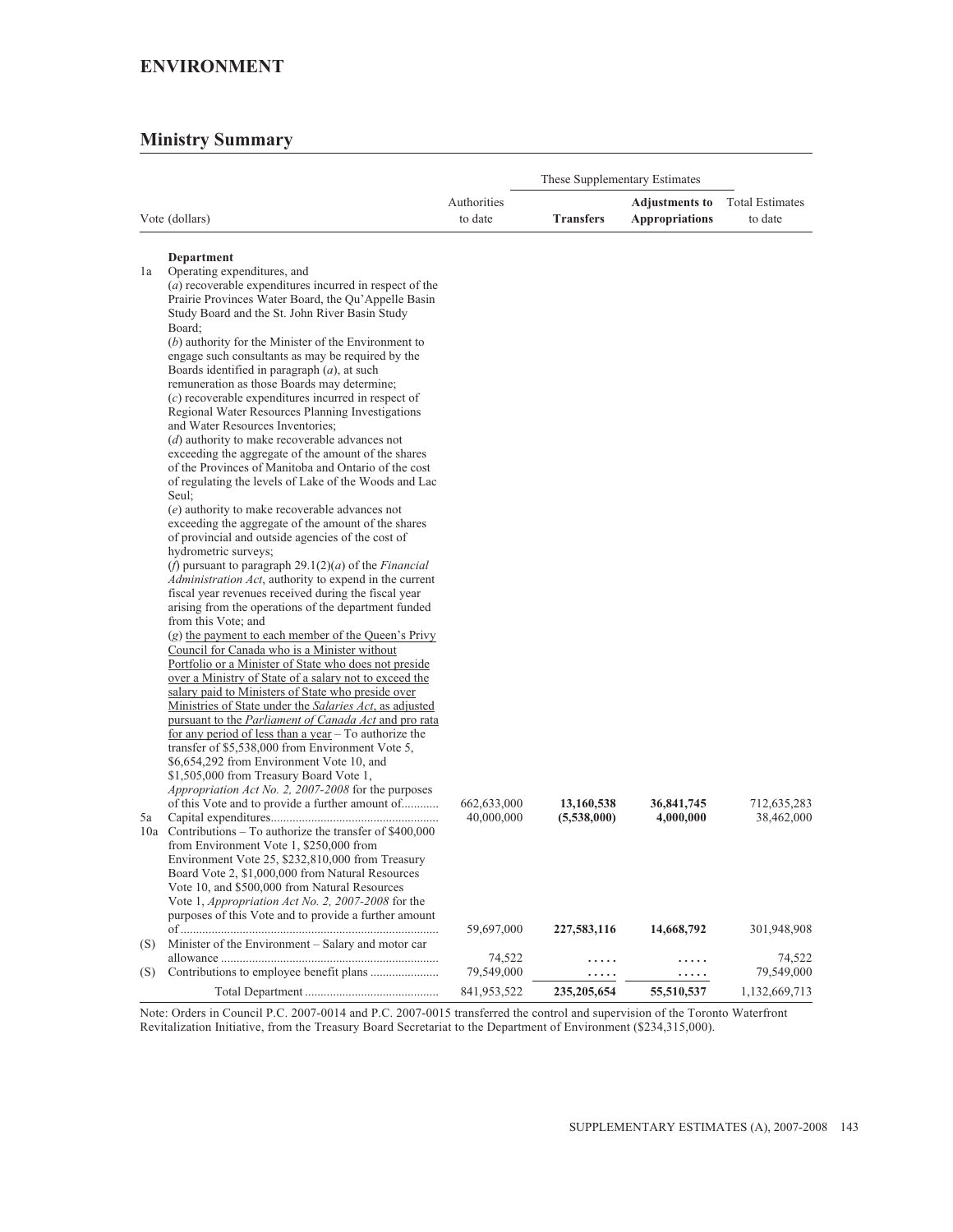## ENVIRONMENT

## Ministry Summary

| Vote (dollars) | | Authorities to date | These Supplementary Estimates: Transfers | These Supplementary Estimates: Adjustments to Appropriations | Total Estimates to date |
|---|---|---|---|---|---|
| | **Department** | | | | |
| 1a | Operating expenditures, and (*a*) recoverable expenditures incurred in respect of the Prairie Provinces Water Board, the Qu'Appelle Basin Study Board and the St. John River Basin Study Board; (*b*) authority for the Minister of the Environment to engage such consultants as may be required by the Boards identified in paragraph (*a*), at such remuneration as those Boards may determine; (*c*) recoverable expenditures incurred in respect of Regional Water Resources Planning Investigations and Water Resources Inventories; (*d*) authority to make recoverable advances not exceeding the aggregate of the amount of the shares of the Provinces of Manitoba and Ontario of the cost of regulating the levels of Lake of the Woods and Lac Seul; (*e*) authority to make recoverable advances not exceeding the aggregate of the amount of the shares of provincial and outside agencies of the cost of hydrometric surveys; (*f*) pursuant to paragraph 29.1(2)(*a*) of the *Financial Administration Act*, authority to expend in the current fiscal year revenues received during the fiscal year arising from the operations of the department funded from this Vote; and (*g*) the payment to each member of the Queen's Privy Council for Canada who is a Minister without Portfolio or a Minister of State who does not preside over a Ministry of State of a salary not to exceed the salary paid to Ministers of State who preside over Ministries of State under the *Salaries Act*, as adjusted pursuant to the *Parliament of Canada Act* and pro rata for any period of less than a year – To authorize the transfer of $5,538,000 from Environment Vote 5, $6,654,292 from Environment Vote 10, and $1,505,000 from Treasury Board Vote 1, *Appropriation Act No. 2, 2007-2008* for the purposes of this Vote and to provide a further amount of | 662,633,000 | **13,160,538** | **36,841,745** | 712,635,283 |
| 5a | Capital expenditures | 40,000,000 | **(5,538,000)** | **4,000,000** | 38,462,000 |
| 10a | Contributions – To authorize the transfer of $400,000 from Environment Vote 1, $250,000 from Environment Vote 25, $232,810,000 from Treasury Board Vote 2, $1,000,000 from Natural Resources Vote 10, and $500,000 from Natural Resources Vote 1, *Appropriation Act No. 2, 2007-2008* for the purposes of this Vote and to provide a further amount of | 59,697,000 | **227,583,116** | **14,668,792** | 301,948,908 |
| (S) | Minister of the Environment – Salary and motor car allowance | 74,522 | ..... | ..... | 74,522 |
| (S) | Contributions to employee benefit plans | 79,549,000 | ..... | ..... | 79,549,000 |
| | Total Department | 841,953,522 | **235,205,654** | **55,510,537** | 1,132,669,713 |

Note: Orders in Council P.C. 2007-0014 and P.C. 2007-0015 transferred the control and supervision of the Toronto Waterfront Revitalization Initiative, from the Treasury Board Secretariat to the Department of Environment ($234,315,000).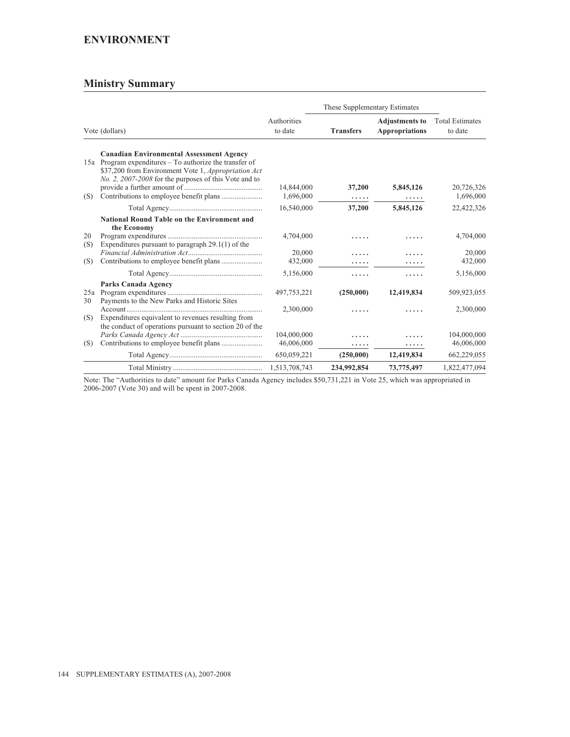## ENVIRONMENT

## Ministry Summary

| Vote (dollars) | | Authorities to date | These Supplementary Estimates | | Total Estimates to date |
|---|---|---|---|---|---|
| | | | **Transfers** | **Adjustments to Appropriations** | |
| | **Canadian Environmental Assessment Agency** | | | | |
| 15a | Program expenditures – To authorize the transfer of $37,200 from Environment Vote 1, *Appropriation Act No. 2, 2007-2008* for the purposes of this Vote and to provide a further amount of | 14,844,000 | **37,200** | **5,845,126** | 20,726,326 |
| (S) | Contributions to employee benefit plans | 1,696,000 | ..... | ..... | 1,696,000 |
| | Total Agency | 16,540,000 | **37,200** | **5,845,126** | 22,422,326 |
| | **National Round Table on the Environment and the Economy** | | | | |
| 20 | Program expenditures | 4,704,000 | ..... | ..... | 4,704,000 |
| (S) | Expenditures pursuant to paragraph 29.1(1) of the *Financial Administration Act* | 20,000 | ..... | ..... | 20,000 |
| (S) | Contributions to employee benefit plans | 432,000 | ..... | ..... | 432,000 |
| | Total Agency | 5,156,000 | ..... | ..... | 5,156,000 |
| | **Parks Canada Agency** | | | | |
| 25a | Program expenditures | 497,753,221 | **(250,000)** | **12,419,834** | 509,923,055 |
| 30 | Payments to the New Parks and Historic Sites Account | 2,300,000 | ..... | ..... | 2,300,000 |
| (S) | Expenditures equivalent to revenues resulting from the conduct of operations pursuant to section 20 of the *Parks Canada Agency Act* | 104,000,000 | ..... | ..... | 104,000,000 |
| (S) | Contributions to employee benefit plans | 46,006,000 | ..... | ..... | 46,006,000 |
| | Total Agency | 650,059,221 | **(250,000)** | **12,419,834** | 662,229,055 |
| | Total Ministry | 1,513,708,743 | **234,992,854** | **73,775,497** | 1,822,477,094 |

Note: The "Authorities to date" amount for Parks Canada Agency includes $50,731,221 in Vote 25, which was appropriated in 2006-2007 (Vote 30) and will be spent in 2007-2008.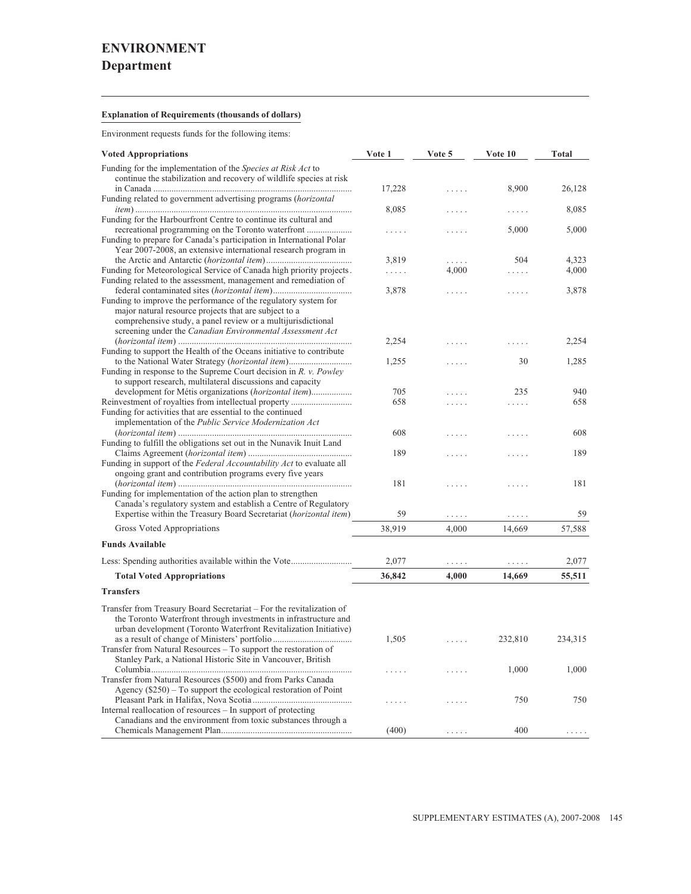# ENVIRONMENT

## Department

**Explanation of Requirements (thousands of dollars)**

Environment requests funds for the following items:

| Voted Appropriations | Vote 1 | Vote 5 | Vote 10 | Total |
|---|---|---|---|---|
| Funding for the implementation of the *Species at Risk Act* to continue the stabilization and recovery of wildlife species at risk in Canada | 17,228 | ..... | 8,900 | 26,128 |
| Funding related to government advertising programs (*horizontal item*) | 8,085 | ..... | ..... | 8,085 |
| Funding for the Harbourfront Centre to continue its cultural and recreational programming on the Toronto waterfront | ..... | ..... | 5,000 | 5,000 |
| Funding to prepare for Canada's participation in International Polar Year 2007-2008, an extensive international research program in the Arctic and Antarctic (*horizontal item*) | 3,819 | ..... | 504 | 4,323 |
| Funding for Meteorological Service of Canada high priority projects | ..... | 4,000 | ..... | 4,000 |
| Funding related to the assessment, management and remediation of federal contaminated sites (*horizontal item*) | 3,878 | ..... | ..... | 3,878 |
| Funding to improve the performance of the regulatory system for major natural resource projects that are subject to a comprehensive study, a panel review or a multijurisdictional screening under the *Canadian Environmental Assessment Act* (*horizontal item*) | 2,254 | ..... | ..... | 2,254 |
| Funding to support the Health of the Oceans initiative to contribute to the National Water Strategy (*horizontal item*) | 1,255 | ..... | 30 | 1,285 |
| Funding in response to the Supreme Court decision in *R. v. Powley* to support research, multilateral discussions and capacity development for Métis organizations (*horizontal item*) | 705 | ..... | 235 | 940 |
| Reinvestment of royalties from intellectual property | 658 | ..... | ..... | 658 |
| Funding for activities that are essential to the continued implementation of the *Public Service Modernization Act* (*horizontal item*) | 608 | ..... | ..... | 608 |
| Funding to fulfill the obligations set out in the Nunavik Inuit Land Claims Agreement (*horizontal item*) | 189 | ..... | ..... | 189 |
| Funding in support of the *Federal Accountability Act* to evaluate all ongoing grant and contribution programs every five years (*horizontal item*) | 181 | ..... | ..... | 181 |
| Funding for implementation of the action plan to strengthen Canada's regulatory system and establish a Centre of Regulatory Expertise within the Treasury Board Secretariat (*horizontal item*) | 59 | ..... | ..... | 59 |
| Gross Voted Appropriations | 38,919 | 4,000 | 14,669 | 57,588 |
| **Funds Available** | | | | |
| Less: Spending authorities available within the Vote | 2,077 | ..... | ..... | 2,077 |
| **Total Voted Appropriations** | **36,842** | **4,000** | **14,669** | **55,511** |
| **Transfers** | | | | |
| Transfer from Treasury Board Secretariat – For the revitalization of the Toronto Waterfront through investments in infrastructure and urban development (Toronto Waterfront Revitalization Initiative) as a result of change of Ministers' portfolio | 1,505 | ..... | 232,810 | 234,315 |
| Transfer from Natural Resources – To support the restoration of Stanley Park, a National Historic Site in Vancouver, British Columbia | ..... | ..... | 1,000 | 1,000 |
| Transfer from Natural Resources ($500) and from Parks Canada Agency ($250) – To support the ecological restoration of Point Pleasant Park in Halifax, Nova Scotia | ..... | ..... | 750 | 750 |
| Internal reallocation of resources – In support of protecting Canadians and the environment from toxic substances through a Chemicals Management Plan | (400) | ..... | 400 | ..... |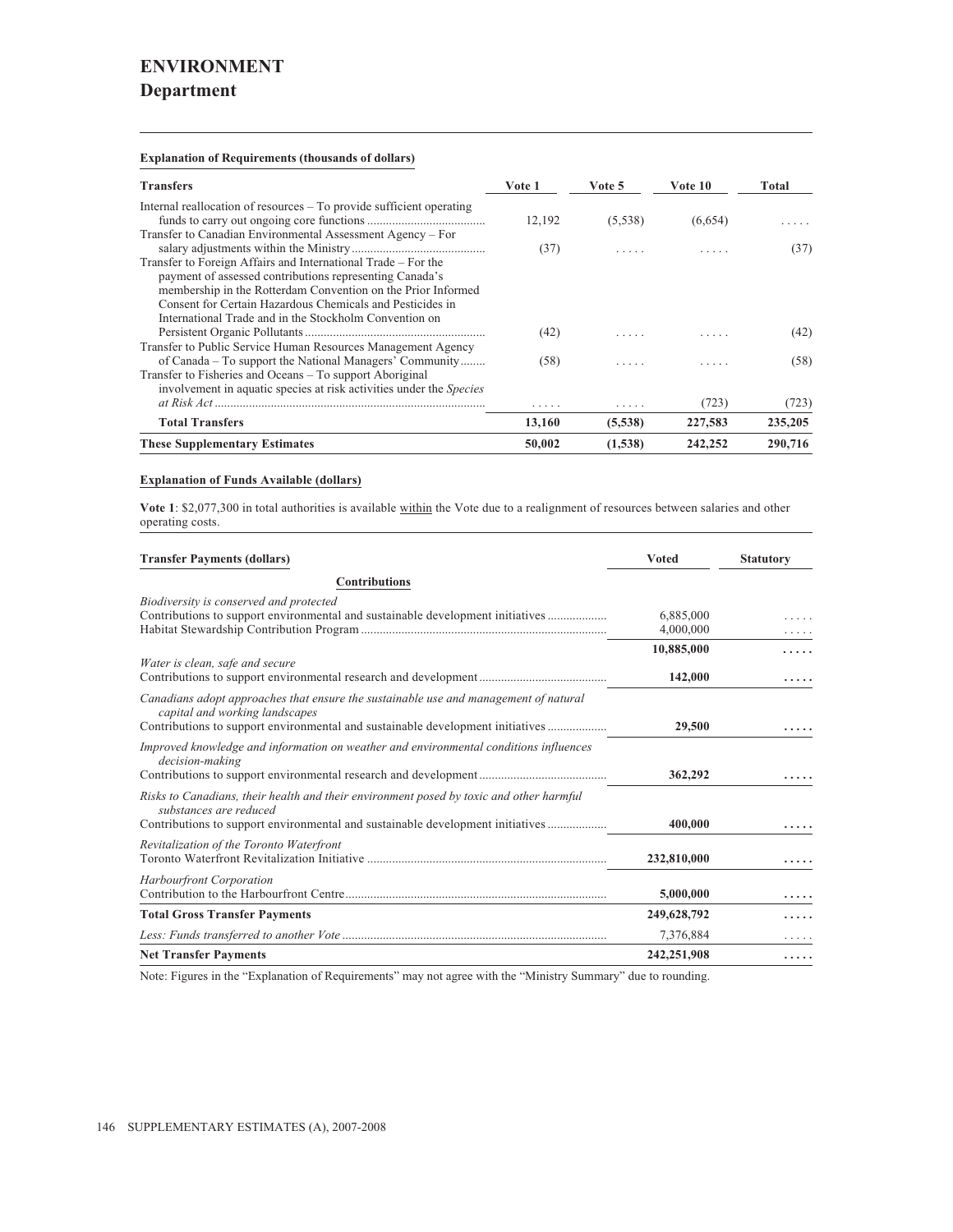# ENVIRONMENT

## Department

**Explanation of Requirements (thousands of dollars)**

| Transfers | Vote 1 | Vote 5 | Vote 10 | Total |
|---|---|---|---|---|
| Internal reallocation of resources – To provide sufficient operating funds to carry out ongoing core functions | 12,192 | (5,538) | (6,654) | ..... |
| Transfer to Canadian Environmental Assessment Agency – For salary adjustments within the Ministry | (37) | ..... | ..... | (37) |
| Transfer to Foreign Affairs and International Trade – For the payment of assessed contributions representing Canada's membership in the Rotterdam Convention on the Prior Informed Consent for Certain Hazardous Chemicals and Pesticides in International Trade and in the Stockholm Convention on Persistent Organic Pollutants | (42) | ..... | ..... | (42) |
| Transfer to Public Service Human Resources Management Agency of Canada – To support the National Managers' Community | (58) | ..... | ..... | (58) |
| Transfer to Fisheries and Oceans – To support Aboriginal involvement in aquatic species at risk activities under the *Species at Risk Act* | ..... | ..... | (723) | (723) |
| **Total Transfers** | **13,160** | **(5,538)** | **227,583** | **235,205** |
| **These Supplementary Estimates** | **50,002** | **(1,538)** | **242,252** | **290,716** |

**Explanation of Funds Available (dollars)**

**Vote 1**: $2,077,300 in total authorities is available within the Vote due to a realignment of resources between salaries and other operating costs.

| Transfer Payments (dollars) | Voted | Statutory |
|---|---|---|
| **Contributions** | | |
| *Biodiversity is conserved and protected* | | |
| Contributions to support environmental and sustainable development initiatives | 6,885,000 | ..... |
| Habitat Stewardship Contribution Program | 4,000,000 | ..... |
| | **10,885,000** | **.....** |
| *Water is clean, safe and secure* | | |
| Contributions to support environmental research and development | **142,000** | **.....** |
| *Canadians adopt approaches that ensure the sustainable use and management of natural capital and working landscapes* | | |
| Contributions to support environmental and sustainable development initiatives | **29,500** | **.....** |
| *Improved knowledge and information on weather and environmental conditions influences decision-making* | | |
| Contributions to support environmental research and development | **362,292** | **.....** |
| *Risks to Canadians, their health and their environment posed by toxic and other harmful substances are reduced* | | |
| Contributions to support environmental and sustainable development initiatives | **400,000** | **.....** |
| *Revitalization of the Toronto Waterfront* | | |
| Toronto Waterfront Revitalization Initiative | **232,810,000** | **.....** |
| *Harbourfront Corporation* | | |
| Contribution to the Harbourfront Centre | **5,000,000** | **.....** |
| **Total Gross Transfer Payments** | **249,628,792** | **.....** |
| *Less: Funds transferred to another Vote* | 7,376,884 | ..... |
| **Net Transfer Payments** | **242,251,908** | **.....** |

Note: Figures in the "Explanation of Requirements" may not agree with the "Ministry Summary" due to rounding.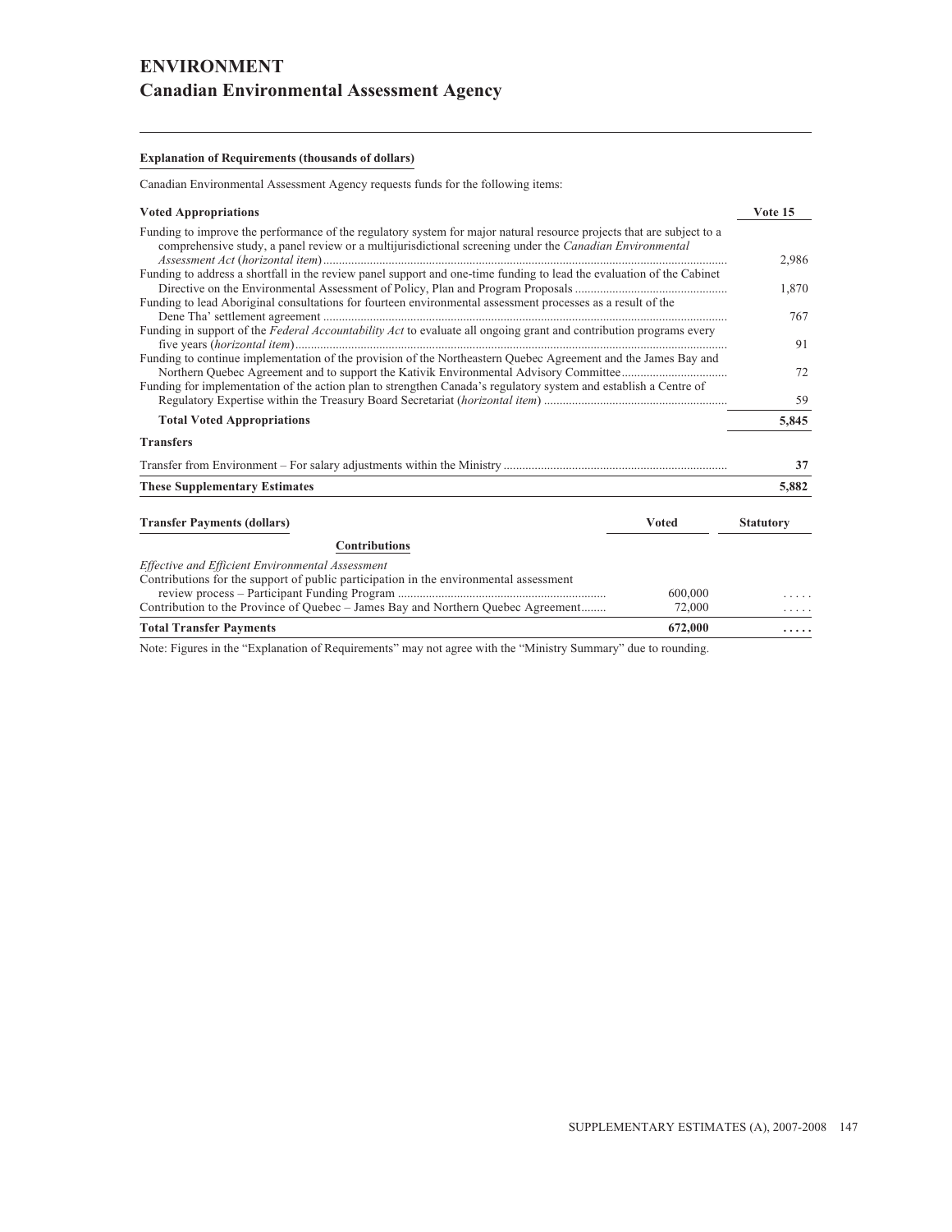# ENVIRONMENT
## Canadian Environmental Assessment Agency

**Explanation of Requirements (thousands of dollars)**

Canadian Environmental Assessment Agency requests funds for the following items:

| **Voted Appropriations** | **Vote 15** |
|---|---|
| Funding to improve the performance of the regulatory system for major natural resource projects that are subject to a comprehensive study, a panel review or a multijurisdictional screening under the *Canadian Environmental Assessment Act* (*horizontal item*) | 2,986 |
| Funding to address a shortfall in the review panel support and one-time funding to lead the evaluation of the Cabinet Directive on the Environmental Assessment of Policy, Plan and Program Proposals | 1,870 |
| Funding to lead Aboriginal consultations for fourteen environmental assessment processes as a result of the Dene Tha' settlement agreement | 767 |
| Funding in support of the *Federal Accountability Act* to evaluate all ongoing grant and contribution programs every five years (*horizontal item*) | 91 |
| Funding to continue implementation of the provision of the Northeastern Quebec Agreement and the James Bay and Northern Quebec Agreement and to support the Kativik Environmental Advisory Committee | 72 |
| Funding for implementation of the action plan to strengthen Canada's regulatory system and establish a Centre of Regulatory Expertise within the Treasury Board Secretariat (*horizontal item*) | 59 |
| **Total Voted Appropriations** | **5,845** |
| **Transfers** | |
| Transfer from Environment – For salary adjustments within the Ministry | **37** |
| **These Supplementary Estimates** | **5,882** |

| **Transfer Payments (dollars)** | **Voted** | **Statutory** |
|---|---|---|
| **Contributions** | | |
| *Effective and Efficient Environmental Assessment* | | |
| Contributions for the support of public participation in the environmental assessment review process – Participant Funding Program | 600,000 | ..... |
| Contribution to the Province of Quebec – James Bay and Northern Quebec Agreement | 72,000 | ..... |
| **Total Transfer Payments** | **672,000** | **.....** |

Note: Figures in the "Explanation of Requirements" may not agree with the "Ministry Summary" due to rounding.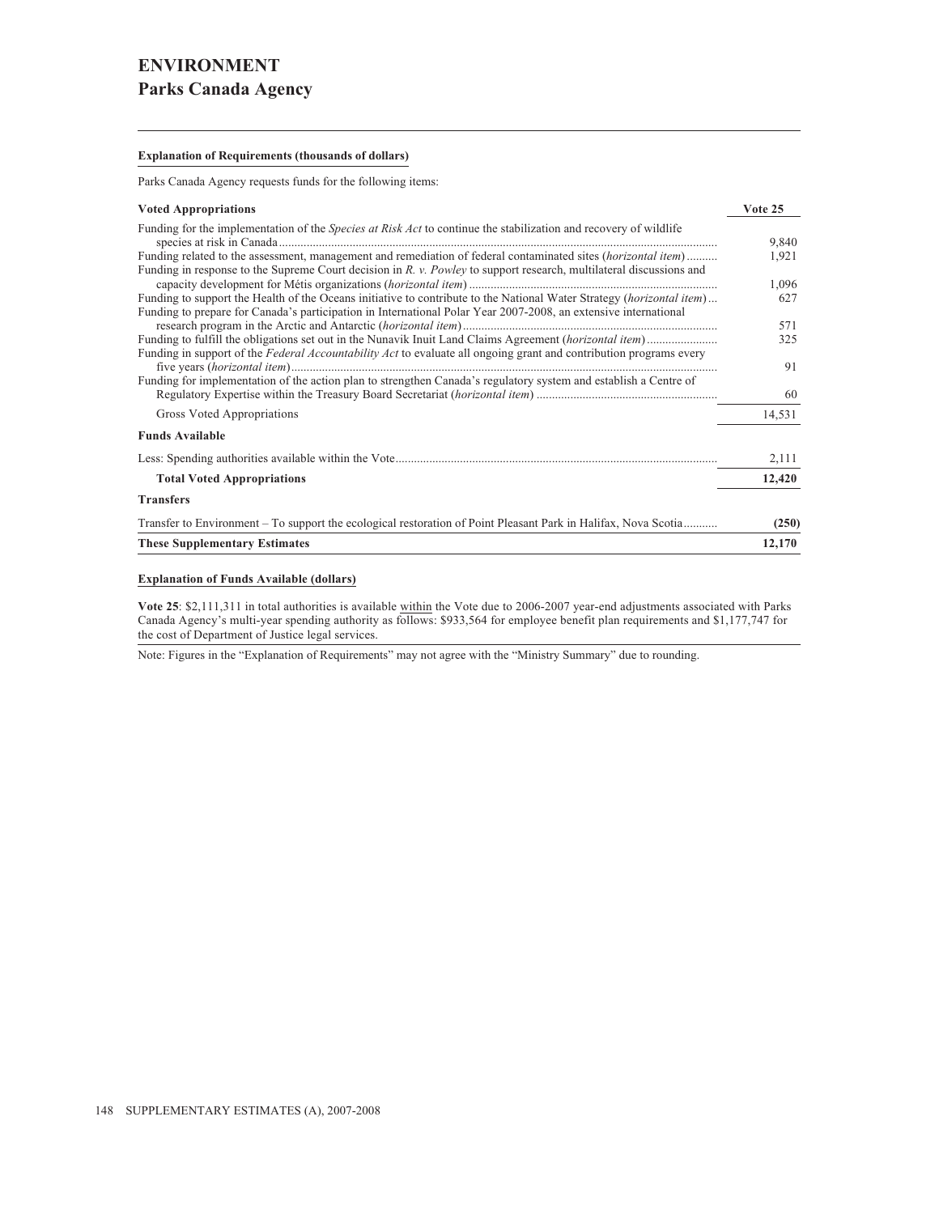# ENVIRONMENT

## Parks Canada Agency

**Explanation of Requirements (thousands of dollars)**

Parks Canada Agency requests funds for the following items:

| **Voted Appropriations** | **Vote 25** |
|---|---|
| Funding for the implementation of the *Species at Risk Act* to continue the stabilization and recovery of wildlife species at risk in Canada | 9,840 |
| Funding related to the assessment, management and remediation of federal contaminated sites (*horizontal item*) | 1,921 |
| Funding in response to the Supreme Court decision in *R. v. Powley* to support research, multilateral discussions and capacity development for Métis organizations (*horizontal item*) | 1,096 |
| Funding to support the Health of the Oceans initiative to contribute to the National Water Strategy (*horizontal item*) | 627 |
| Funding to prepare for Canada's participation in International Polar Year 2007-2008, an extensive international research program in the Arctic and Antarctic (*horizontal item*) | 571 |
| Funding to fulfill the obligations set out in the Nunavik Inuit Land Claims Agreement (*horizontal item*) | 325 |
| Funding in support of the *Federal Accountability Act* to evaluate all ongoing grant and contribution programs every five years (*horizontal item*) | 91 |
| Funding for implementation of the action plan to strengthen Canada's regulatory system and establish a Centre of Regulatory Expertise within the Treasury Board Secretariat (*horizontal item*) | 60 |
| Gross Voted Appropriations | 14,531 |
| **Funds Available** | |
| Less: Spending authorities available within the Vote | 2,111 |
| **Total Voted Appropriations** | **12,420** |
| **Transfers** | |
| Transfer to Environment – To support the ecological restoration of Point Pleasant Park in Halifax, Nova Scotia | **(250)** |
| **These Supplementary Estimates** | **12,170** |

**Explanation of Funds Available (dollars)**

**Vote 25**: $2,111,311 in total authorities is available within the Vote due to 2006-2007 year-end adjustments associated with Parks Canada Agency's multi-year spending authority as follows: $933,564 for employee benefit plan requirements and $1,177,747 for the cost of Department of Justice legal services.

Note: Figures in the "Explanation of Requirements" may not agree with the "Ministry Summary" due to rounding.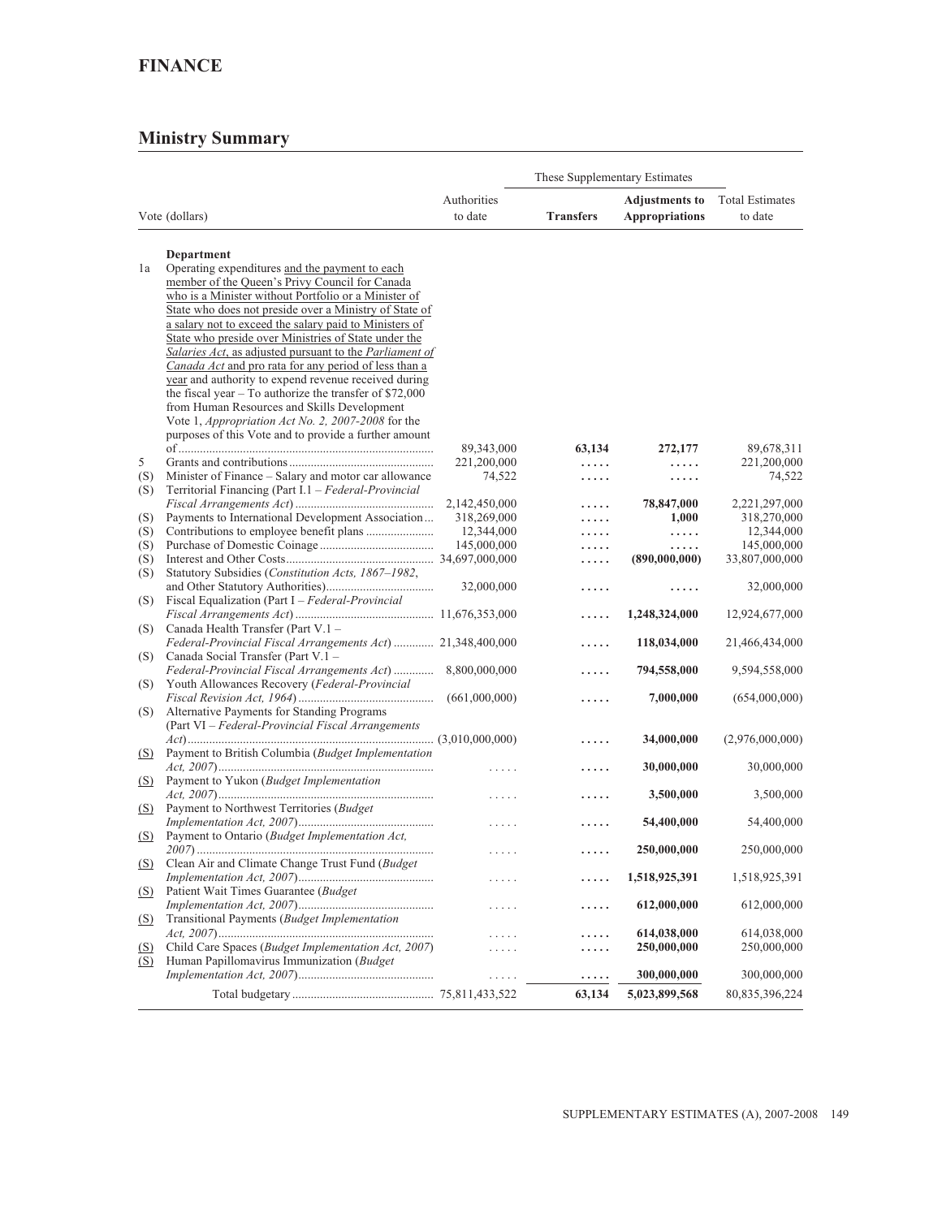## FINANCE

## Ministry Summary

| | Vote (dollars) | Authorities to date | These Supplementary Estimates | | Total Estimates to date |
|---|---|---|---|---|---|
| | | | **Transfers** | **Adjustments to Appropriations** | |
| | **Department** | | | | |
| 1a | Operating expenditures and the payment to each member of the Queen's Privy Council for Canada who is a Minister without Portfolio or a Minister of State who does not preside over a Ministry of State of a salary not to exceed the salary paid to Ministers of State who preside over Ministries of State under the *Salaries Act*, as adjusted pursuant to the *Parliament of Canada Act* and pro rata for any period of less than a year and authority to expend revenue received during the fiscal year – To authorize the transfer of $72,000 from Human Resources and Skills Development Vote 1, *Appropriation Act No. 2, 2007-2008* for the purposes of this Vote and to provide a further amount of | 89,343,000 | **63,134** | **272,177** | 89,678,311 |
| 5 | Grants and contributions | 221,200,000 | ..... | ..... | 221,200,000 |
| (S) | Minister of Finance – Salary and motor car allowance | 74,522 | ..... | ..... | 74,522 |
| (S) | Territorial Financing (Part I.1 – *Federal-Provincial Fiscal Arrangements Act*) | 2,142,450,000 | ..... | **78,847,000** | 2,221,297,000 |
| (S) | Payments to International Development Association | 318,269,000 | ..... | **1,000** | 318,270,000 |
| (S) | Contributions to employee benefit plans | 12,344,000 | ..... | ..... | 12,344,000 |
| (S) | Purchase of Domestic Coinage | 145,000,000 | ..... | ..... | 145,000,000 |
| (S) | Interest and Other Costs | 34,697,000,000 | ..... | **(890,000,000)** | 33,807,000,000 |
| (S) | Statutory Subsidies (*Constitution Acts, 1867–1982*, and Other Statutory Authorities) | 32,000,000 | ..... | ..... | 32,000,000 |
| (S) | Fiscal Equalization (Part I – *Federal-Provincial Fiscal Arrangements Act*) | 11,676,353,000 | ..... | **1,248,324,000** | 12,924,677,000 |
| (S) | Canada Health Transfer (Part V.1 – *Federal-Provincial Fiscal Arrangements Act*) | 21,348,400,000 | ..... | **118,034,000** | 21,466,434,000 |
| (S) | Canada Social Transfer (Part V.1 – *Federal-Provincial Fiscal Arrangements Act*) | 8,800,000,000 | ..... | **794,558,000** | 9,594,558,000 |
| (S) | Youth Allowances Recovery (*Federal-Provincial Fiscal Revision Act, 1964*) | (661,000,000) | ..... | **7,000,000** | (654,000,000) |
| (S) | Alternative Payments for Standing Programs (Part VI – *Federal-Provincial Fiscal Arrangements Act*) | (3,010,000,000) | ..... | **34,000,000** | (2,976,000,000) |
| (S) | Payment to British Columbia (*Budget Implementation Act, 2007*) | ..... | ..... | **30,000,000** | 30,000,000 |
| (S) | Payment to Yukon (*Budget Implementation Act, 2007*) | ..... | ..... | **3,500,000** | 3,500,000 |
| (S) | Payment to Northwest Territories (*Budget Implementation Act, 2007*) | ..... | ..... | **54,400,000** | 54,400,000 |
| (S) | Payment to Ontario (*Budget Implementation Act, 2007*) | ..... | ..... | **250,000,000** | 250,000,000 |
| (S) | Clean Air and Climate Change Trust Fund (*Budget Implementation Act, 2007*) | ..... | ..... | **1,518,925,391** | 1,518,925,391 |
| (S) | Patient Wait Times Guarantee (*Budget Implementation Act, 2007*) | ..... | ..... | **612,000,000** | 612,000,000 |
| (S) | Transitional Payments (*Budget Implementation Act, 2007*) | ..... | ..... | **614,038,000** | 614,038,000 |
| (S) | Child Care Spaces (*Budget Implementation Act, 2007*) | ..... | ..... | **250,000,000** | 250,000,000 |
| (S) | Human Papillomavirus Immunization (*Budget Implementation Act, 2007*) | ..... | ..... | **300,000,000** | 300,000,000 |
| | Total budgetary | 75,811,433,522 | **63,134** | **5,023,899,568** | 80,835,396,224 |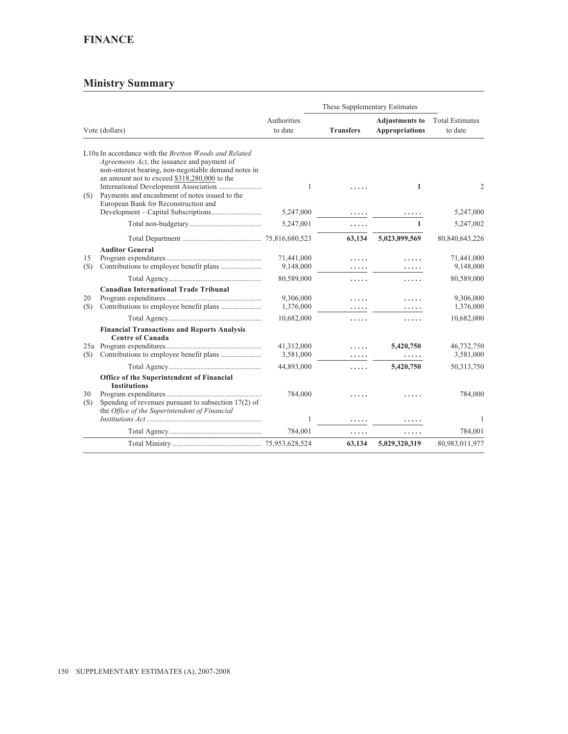## FINANCE

## Ministry Summary

| Vote (dollars) | | Authorities to date | These Supplementary Estimates | | Total Estimates to date |
|---|---|---|---|---|---|
| | | | **Transfers** | **Adjustments to Appropriations** | |
| L10a | In accordance with the *Bretton Woods and Related Agreements Act*, the issuance and payment of non-interest bearing, non-negotiable demand notes in an amount not to exceed $318,280,000 to the International Development Association | 1 | ..... | **1** | 2 |
| (S) | Payments and encashment of notes issued to the European Bank for Reconstruction and Development – Capital Subscriptions | 5,247,000 | ..... | ..... | 5,247,000 |
| | Total non-budgetary | 5,247,001 | ..... | **1** | 5,247,002 |
| | Total Department | 75,816,680,523 | **63,134** | **5,023,899,569** | 80,840,643,226 |
| | **Auditor General** | | | | |
| 15 | Program expenditures | 71,441,000 | ..... | ..... | 71,441,000 |
| (S) | Contributions to employee benefit plans | 9,148,000 | ..... | ..... | 9,148,000 |
| | Total Agency | 80,589,000 | ..... | ..... | 80,589,000 |
| | **Canadian International Trade Tribunal** | | | | |
| 20 | Program expenditures | 9,306,000 | ..... | ..... | 9,306,000 |
| (S) | Contributions to employee benefit plans | 1,376,000 | ..... | ..... | 1,376,000 |
| | Total Agency | 10,682,000 | ..... | ..... | 10,682,000 |
| | **Financial Transactions and Reports Analysis Centre of Canada** | | | | |
| 25a | Program expenditures | 41,312,000 | ..... | **5,420,750** | 46,732,750 |
| (S) | Contributions to employee benefit plans | 3,581,000 | ..... | ..... | 3,581,000 |
| | Total Agency | 44,893,000 | ..... | **5,420,750** | 50,313,750 |
| | **Office of the Superintendent of Financial Institutions** | | | | |
| 30 | Program expenditures | 784,000 | ..... | ..... | 784,000 |
| (S) | Spending of revenues pursuant to subsection 17(2) of the *Office of the Superintendent of Financial Institutions Act* | 1 | ..... | ..... | 1 |
| | Total Agency | 784,001 | ..... | ..... | 784,001 |
| | Total Ministry | 75,953,628,524 | **63,134** | **5,029,320,319** | 80,983,011,977 |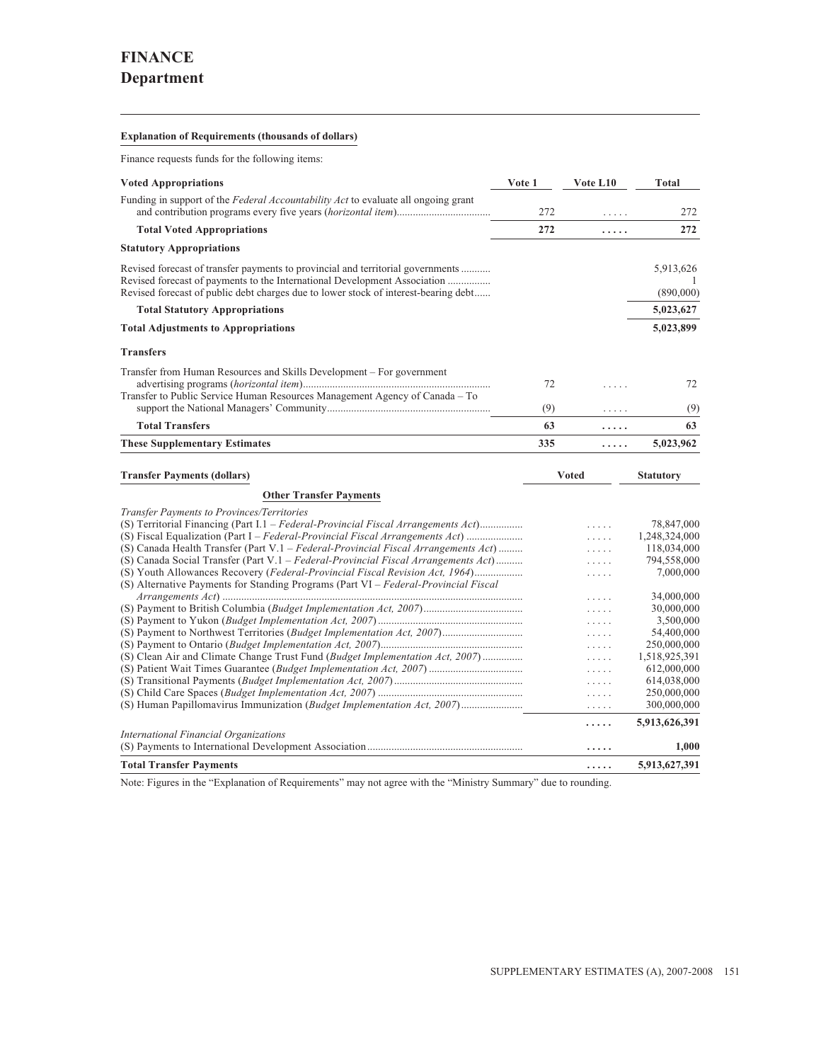# FINANCE
## Department

**Explanation of Requirements (thousands of dollars)**

Finance requests funds for the following items:

| Voted Appropriations | Vote 1 | Vote L10 | Total |
|---|---|---|---|
| Funding in support of the *Federal Accountability Act* to evaluate all ongoing grant and contribution programs every five years (*horizontal item*) | 272 | ..... | 272 |
| **Total Voted Appropriations** | **272** | **.....** | **272** |
| **Statutory Appropriations** | | | |
| Revised forecast of transfer payments to provincial and territorial governments | | | 5,913,626 |
| Revised forecast of payments to the International Development Association | | | 1 |
| Revised forecast of public debt charges due to lower stock of interest-bearing debt | | | (890,000) |
| **Total Statutory Appropriations** | | | **5,023,627** |
| **Total Adjustments to Appropriations** | | | **5,023,899** |
| **Transfers** | | | |
| Transfer from Human Resources and Skills Development – For government advertising programs (*horizontal item*) | 72 | ..... | 72 |
| Transfer to Public Service Human Resources Management Agency of Canada – To support the National Managers' Community | (9) | ..... | (9) |
| **Total Transfers** | **63** | **.....** | **63** |
| **These Supplementary Estimates** | **335** | **.....** | **5,023,962** |

| Transfer Payments (dollars) | Voted | Statutory |
|---|---|---|
| **Other Transfer Payments** | | |
| *Transfer Payments to Provinces/Territories* | | |
| (S) Territorial Financing (Part I.1 – *Federal-Provincial Fiscal Arrangements Act*) | ..... | 78,847,000 |
| (S) Fiscal Equalization (Part I – *Federal-Provincial Fiscal Arrangements Act*) | ..... | 1,248,324,000 |
| (S) Canada Health Transfer (Part V.1 – *Federal-Provincial Fiscal Arrangements Act*) | ..... | 118,034,000 |
| (S) Canada Social Transfer (Part V.1 – *Federal-Provincial Fiscal Arrangements Act*) | ..... | 794,558,000 |
| (S) Youth Allowances Recovery (*Federal-Provincial Fiscal Revision Act, 1964*) | ..... | 7,000,000 |
| (S) Alternative Payments for Standing Programs (Part VI – *Federal-Provincial Fiscal Arrangements Act*) | ..... | 34,000,000 |
| (S) Payment to British Columbia (*Budget Implementation Act, 2007*) | ..... | 30,000,000 |
| (S) Payment to Yukon (*Budget Implementation Act, 2007*) | ..... | 3,500,000 |
| (S) Payment to Northwest Territories (*Budget Implementation Act, 2007*) | ..... | 54,400,000 |
| (S) Payment to Ontario (*Budget Implementation Act, 2007*) | ..... | 250,000,000 |
| (S) Clean Air and Climate Change Trust Fund (*Budget Implementation Act, 2007*) | ..... | 1,518,925,391 |
| (S) Patient Wait Times Guarantee (*Budget Implementation Act, 2007*) | ..... | 612,000,000 |
| (S) Transitional Payments (*Budget Implementation Act, 2007*) | ..... | 614,038,000 |
| (S) Child Care Spaces (*Budget Implementation Act, 2007*) | ..... | 250,000,000 |
| (S) Human Papillomavirus Immunization (*Budget Implementation Act, 2007*) | ..... | 300,000,000 |
| | **.....** | **5,913,626,391** |
| *International Financial Organizations* | | |
| (S) Payments to International Development Association | **.....** | **1,000** |
| **Total Transfer Payments** | **.....** | **5,913,627,391** |

Note: Figures in the "Explanation of Requirements" may not agree with the "Ministry Summary" due to rounding.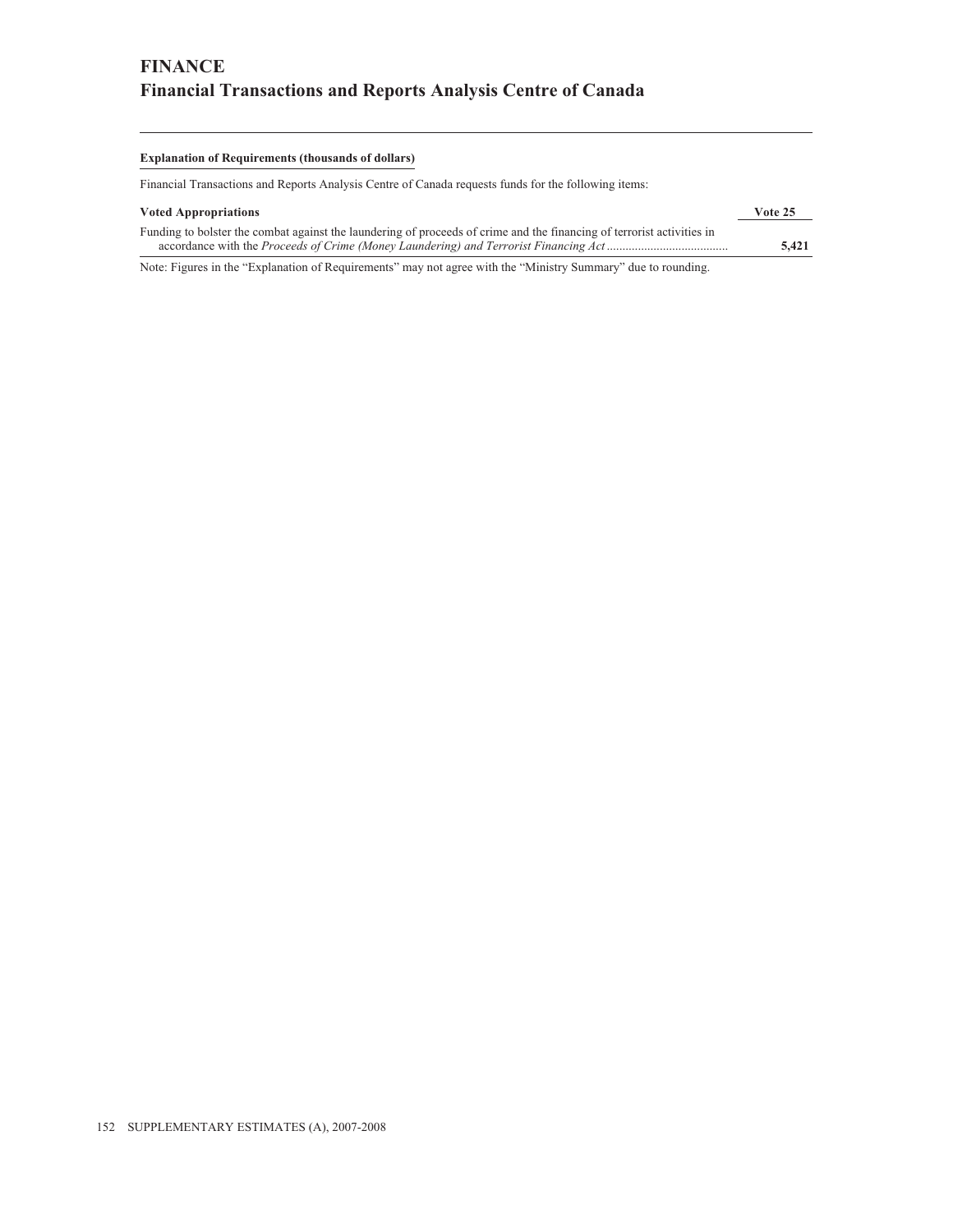# FINANCE

## Financial Transactions and Reports Analysis Centre of Canada

**Explanation of Requirements (thousands of dollars)**

Financial Transactions and Reports Analysis Centre of Canada requests funds for the following items:

| Voted Appropriations | Vote 25 |
| --- | --- |
| Funding to bolster the combat against the laundering of proceeds of crime and the financing of terrorist activities in accordance with the *Proceeds of Crime (Money Laundering) and Terrorist Financing Act* | **5,421** |

Note: Figures in the "Explanation of Requirements" may not agree with the "Ministry Summary" due to rounding.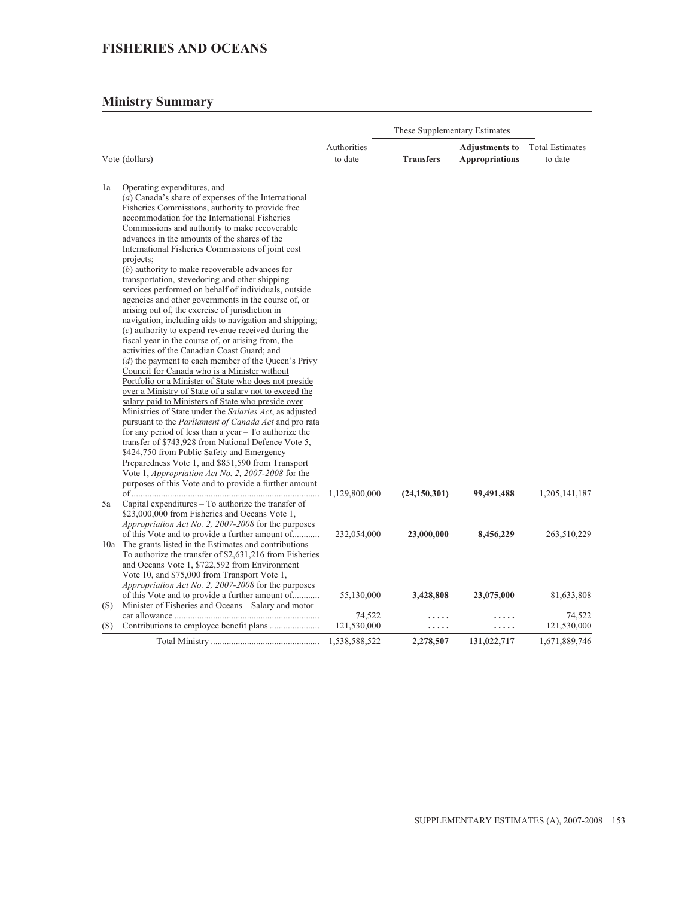## FISHERIES AND OCEANS

### Ministry Summary

| | Vote (dollars) | Authorities to date | These Supplementary Estimates Transfers | Adjustments to Appropriations | Total Estimates to date |
|---|---|---|---|---|---|
| 1a | Operating expenditures, and (*a*) Canada's share of expenses of the International Fisheries Commissions, authority to provide free accommodation for the International Fisheries Commissions and authority to make recoverable advances in the amounts of the shares of the International Fisheries Commissions of joint cost projects; (*b*) authority to make recoverable advances for transportation, stevedoring and other shipping services performed on behalf of individuals, outside agencies and other governments in the course of, or arising out of, the exercise of jurisdiction in navigation, including aids to navigation and shipping; (*c*) authority to expend revenue received during the fiscal year in the course of, or arising from, the activities of the Canadian Coast Guard; and (*d*) the payment to each member of the Queen's Privy Council for Canada who is a Minister without Portfolio or a Minister of State who does not preside over a Ministry of State of a salary not to exceed the salary paid to Ministers of State who preside over Ministries of State under the *Salaries Act*, as adjusted pursuant to the *Parliament of Canada Act* and pro rata for any period of less than a year – To authorize the transfer of $743,928 from National Defence Vote 5, $424,750 from Public Safety and Emergency Preparedness Vote 1, and $851,590 from Transport Vote 1, *Appropriation Act No. 2, 2007-2008* for the purposes of this Vote and to provide a further amount of | 1,129,800,000 | **(24,150,301)** | **99,491,488** | 1,205,141,187 |
| 5a | Capital expenditures – To authorize the transfer of $23,000,000 from Fisheries and Oceans Vote 1, *Appropriation Act No. 2, 2007-2008* for the purposes of this Vote and to provide a further amount of | 232,054,000 | **23,000,000** | **8,456,229** | 263,510,229 |
| 10a | The grants listed in the Estimates and contributions – To authorize the transfer of $2,631,216 from Fisheries and Oceans Vote 1, $722,592 from Environment Vote 10, and $75,000 from Transport Vote 1, *Appropriation Act No. 2, 2007-2008* for the purposes of this Vote and to provide a further amount of | 55,130,000 | **3,428,808** | **23,075,000** | 81,633,808 |
| (S) | Minister of Fisheries and Oceans – Salary and motor car allowance | 74,522 | ..... | ..... | 74,522 |
| (S) | Contributions to employee benefit plans | 121,530,000 | ..... | ..... | 121,530,000 |
| | Total Ministry | 1,538,588,522 | 2,278,507 | 131,022,717 | 1,671,889,746 |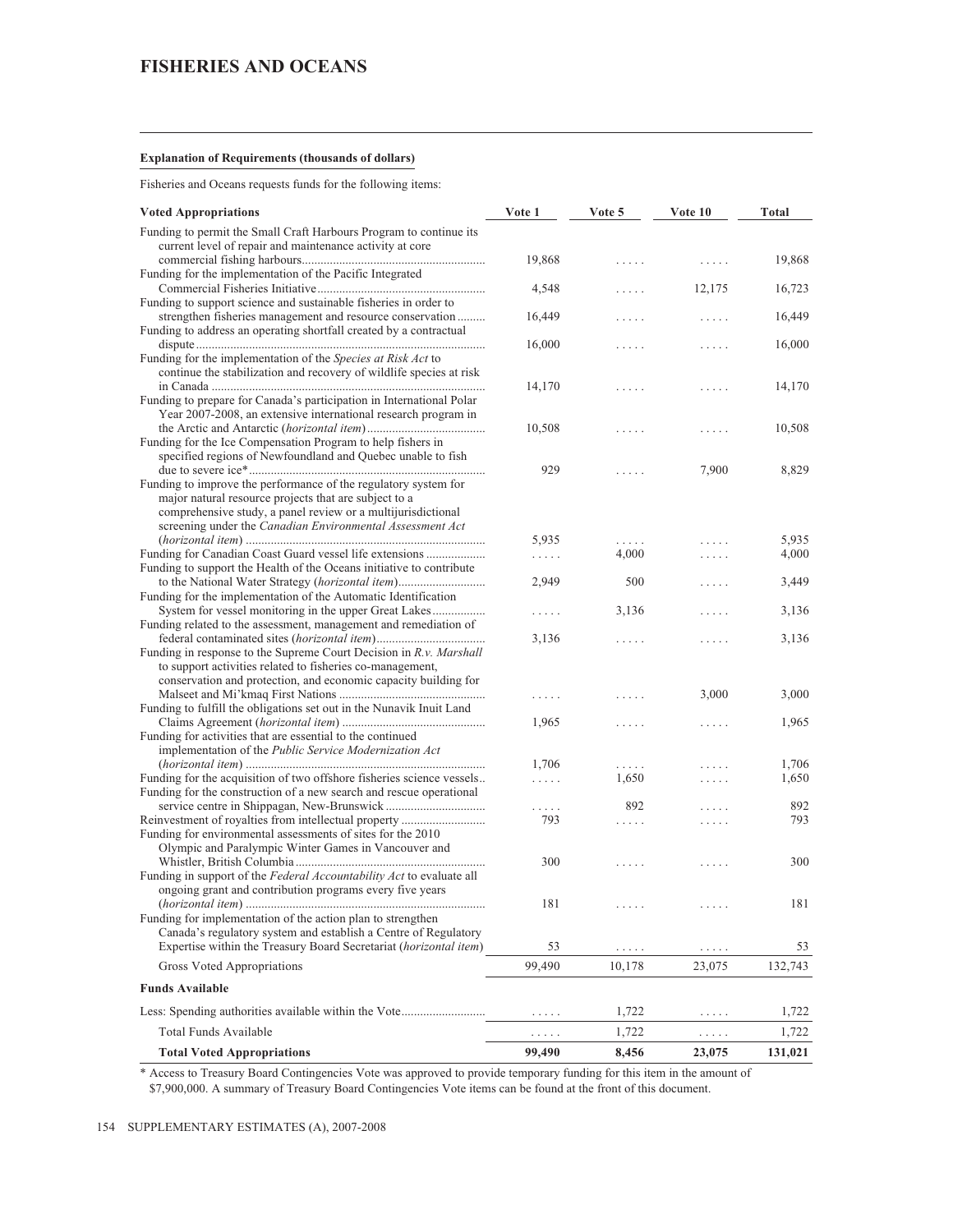# FISHERIES AND OCEANS

**Explanation of Requirements (thousands of dollars)**

Fisheries and Oceans requests funds for the following items:

| Voted Appropriations | Vote 1 | Vote 5 | Vote 10 | Total |
|---|---|---|---|---|
| Funding to permit the Small Craft Harbours Program to continue its current level of repair and maintenance activity at core commercial fishing harbours | 19,868 | ..... | ..... | 19,868 |
| Funding for the implementation of the Pacific Integrated Commercial Fisheries Initiative | 4,548 | ..... | 12,175 | 16,723 |
| Funding to support science and sustainable fisheries in order to strengthen fisheries management and resource conservation | 16,449 | ..... | ..... | 16,449 |
| Funding to address an operating shortfall created by a contractual dispute | 16,000 | ..... | ..... | 16,000 |
| Funding for the implementation of the *Species at Risk Act* to continue the stabilization and recovery of wildlife species at risk in Canada | 14,170 | ..... | ..... | 14,170 |
| Funding to prepare for Canada's participation in International Polar Year 2007-2008, an extensive international research program in the Arctic and Antarctic (*horizontal item*) | 10,508 | ..... | ..... | 10,508 |
| Funding for the Ice Compensation Program to help fishers in specified regions of Newfoundland and Quebec unable to fish due to severe ice* | 929 | ..... | 7,900 | 8,829 |
| Funding to improve the performance of the regulatory system for major natural resource projects that are subject to a comprehensive study, a panel review or a multijurisdictional screening under the *Canadian Environmental Assessment Act* (*horizontal item*) | 5,935 | ..... | ..... | 5,935 |
| Funding for Canadian Coast Guard vessel life extensions | ..... | 4,000 | ..... | 4,000 |
| Funding to support the Health of the Oceans initiative to contribute to the National Water Strategy (*horizontal item*) | 2,949 | 500 | ..... | 3,449 |
| Funding for the implementation of the Automatic Identification System for vessel monitoring in the upper Great Lakes | ..... | 3,136 | ..... | 3,136 |
| Funding related to the assessment, management and remediation of federal contaminated sites (*horizontal item*) | 3,136 | ..... | ..... | 3,136 |
| Funding in response to the Supreme Court Decision in *R.v. Marshall* to support activities related to fisheries co-management, conservation and protection, and economic capacity building for Malseet and Mi'kmaq First Nations | ..... | ..... | 3,000 | 3,000 |
| Funding to fulfill the obligations set out in the Nunavik Inuit Land Claims Agreement (*horizontal item*) | 1,965 | ..... | ..... | 1,965 |
| Funding for activities that are essential to the continued implementation of the *Public Service Modernization Act* (*horizontal item*) | 1,706 | ..... | ..... | 1,706 |
| Funding for the acquisition of two offshore fisheries science vessels | ..... | 1,650 | ..... | 1,650 |
| Funding for the construction of a new search and rescue operational service centre in Shippagan, New-Brunswick | ..... | 892 | ..... | 892 |
| Reinvestment of royalties from intellectual property | 793 | ..... | ..... | 793 |
| Funding for environmental assessments of sites for the 2010 Olympic and Paralympic Winter Games in Vancouver and Whistler, British Columbia | 300 | ..... | ..... | 300 |
| Funding in support of the *Federal Accountability Act* to evaluate all ongoing grant and contribution programs every five years (*horizontal item*) | 181 | ..... | ..... | 181 |
| Funding for implementation of the action plan to strengthen Canada's regulatory system and establish a Centre of Regulatory Expertise within the Treasury Board Secretariat (*horizontal item*) | 53 | ..... | ..... | 53 |
| Gross Voted Appropriations | 99,490 | 10,178 | 23,075 | 132,743 |
| **Funds Available** | | | | |
| Less: Spending authorities available within the Vote | ..... | 1,722 | ..... | 1,722 |
| Total Funds Available | ..... | 1,722 | ..... | 1,722 |
| **Total Voted Appropriations** | **99,490** | **8,456** | **23,075** | **131,021** |

* Access to Treasury Board Contingencies Vote was approved to provide temporary funding for this item in the amount of $7,900,000. A summary of Treasury Board Contingencies Vote items can be found at the front of this document.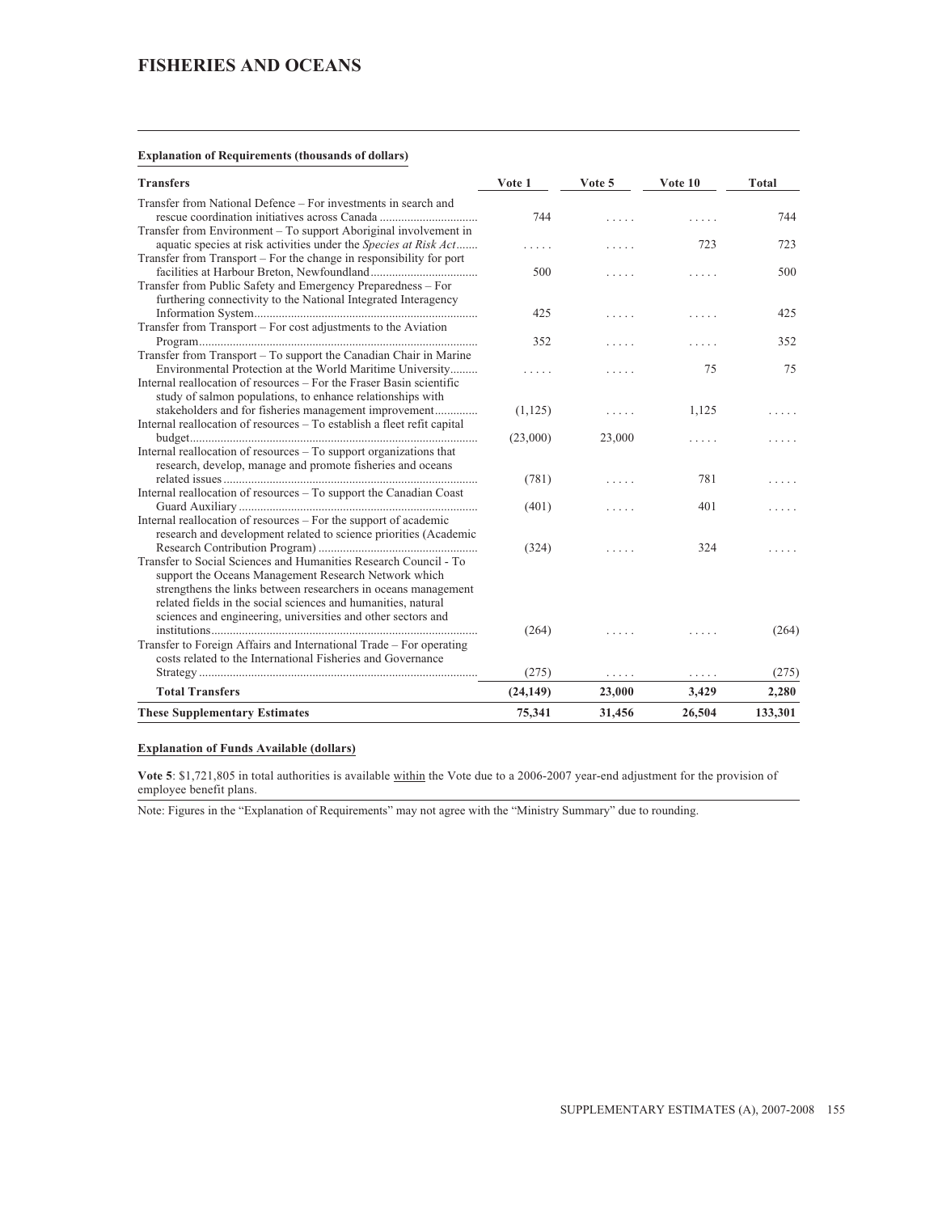# FISHERIES AND OCEANS

**Explanation of Requirements (thousands of dollars)**

| Transfers | Vote 1 | Vote 5 | Vote 10 | Total |
|---|---|---|---|---|
| Transfer from National Defence – For investments in search and rescue coordination initiatives across Canada | 744 | ..... | ..... | 744 |
| Transfer from Environment – To support Aboriginal involvement in aquatic species at risk activities under the *Species at Risk Act* | ..... | ..... | 723 | 723 |
| Transfer from Transport – For the change in responsibility for port facilities at Harbour Breton, Newfoundland | 500 | ..... | ..... | 500 |
| Transfer from Public Safety and Emergency Preparedness – For furthering connectivity to the National Integrated Interagency Information System | 425 | ..... | ..... | 425 |
| Transfer from Transport – For cost adjustments to the Aviation Program | 352 | ..... | ..... | 352 |
| Transfer from Transport – To support the Canadian Chair in Marine Environmental Protection at the World Maritime University | ..... | ..... | 75 | 75 |
| Internal reallocation of resources – For the Fraser Basin scientific study of salmon populations, to enhance relationships with stakeholders and for fisheries management improvement | (1,125) | ..... | 1,125 | ..... |
| Internal reallocation of resources – To establish a fleet refit capital budget | (23,000) | 23,000 | ..... | ..... |
| Internal reallocation of resources – To support organizations that research, develop, manage and promote fisheries and oceans related issues | (781) | ..... | 781 | ..... |
| Internal reallocation of resources – To support the Canadian Coast Guard Auxiliary | (401) | ..... | 401 | ..... |
| Internal reallocation of resources – For the support of academic research and development related to science priorities (Academic Research Contribution Program) | (324) | ..... | 324 | ..... |
| Transfer to Social Sciences and Humanities Research Council - To support the Oceans Management Research Network which strengthens the links between researchers in oceans management related fields in the social sciences and humanities, natural sciences and engineering, universities and other sectors and institutions | (264) | ..... | ..... | (264) |
| Transfer to Foreign Affairs and International Trade – For operating costs related to the International Fisheries and Governance Strategy | (275) | ..... | ..... | (275) |
| **Total Transfers** | **(24,149)** | **23,000** | **3,429** | **2,280** |
| **These Supplementary Estimates** | **75,341** | **31,456** | **26,504** | **133,301** |

**Explanation of Funds Available (dollars)**

**Vote 5**: $1,721,805 in total authorities is available within the Vote due to a 2006-2007 year-end adjustment for the provision of employee benefit plans.

Note: Figures in the "Explanation of Requirements" may not agree with the "Ministry Summary" due to rounding.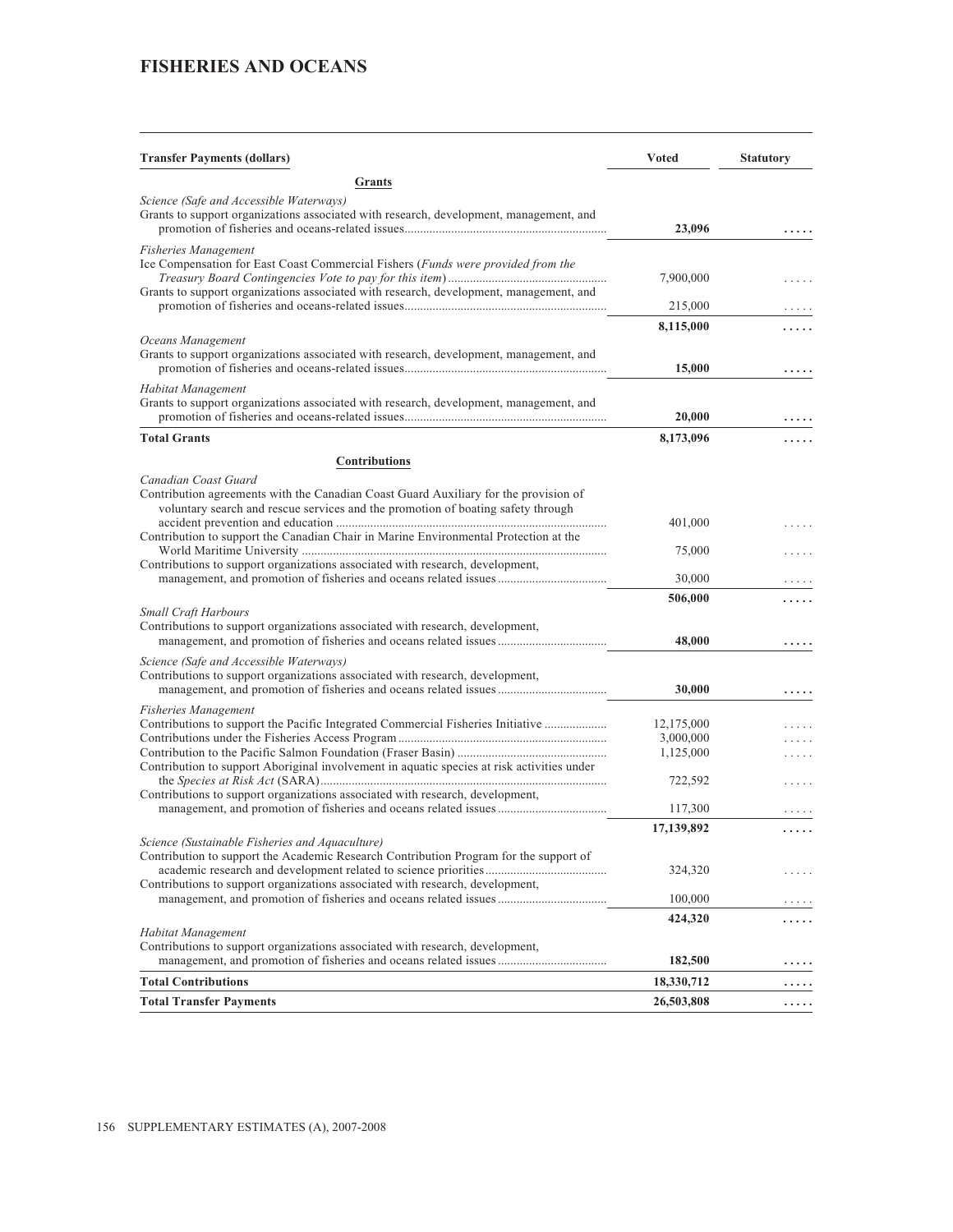# FISHERIES AND OCEANS

| Transfer Payments (dollars) | Voted | Statutory |
|---|---|---|
| **Grants** | | |
| *Science (Safe and Accessible Waterways)* | | |
| Grants to support organizations associated with research, development, management, and promotion of fisheries and oceans-related issues | **23,096** | **.....** |
| *Fisheries Management* | | |
| Ice Compensation for East Coast Commercial Fishers (*Funds were provided from the Treasury Board Contingencies Vote to pay for this item*) | 7,900,000 | ..... |
| Grants to support organizations associated with research, development, management, and promotion of fisheries and oceans-related issues | 215,000 | ..... |
| | **8,115,000** | **.....** |
| *Oceans Management* | | |
| Grants to support organizations associated with research, development, management, and promotion of fisheries and oceans-related issues | **15,000** | **.....** |
| *Habitat Management* | | |
| Grants to support organizations associated with research, development, management, and promotion of fisheries and oceans-related issues | **20,000** | **.....** |
| **Total Grants** | **8,173,096** | **.....** |
| **Contributions** | | |
| *Canadian Coast Guard* | | |
| Contribution agreements with the Canadian Coast Guard Auxiliary for the provision of voluntary search and rescue services and the promotion of boating safety through accident prevention and education | 401,000 | ..... |
| Contribution to support the Canadian Chair in Marine Environmental Protection at the World Maritime University | 75,000 | ..... |
| Contributions to support organizations associated with research, development, management, and promotion of fisheries and oceans related issues | 30,000 | ..... |
| | **506,000** | **.....** |
| *Small Craft Harbours* | | |
| Contributions to support organizations associated with research, development, management, and promotion of fisheries and oceans related issues | **48,000** | **.....** |
| *Science (Safe and Accessible Waterways)* | | |
| Contributions to support organizations associated with research, development, management, and promotion of fisheries and oceans related issues | **30,000** | **.....** |
| *Fisheries Management* | | |
| Contributions to support the Pacific Integrated Commercial Fisheries Initiative | 12,175,000 | ..... |
| Contributions under the Fisheries Access Program | 3,000,000 | ..... |
| Contribution to the Pacific Salmon Foundation (Fraser Basin) | 1,125,000 | ..... |
| Contribution to support Aboriginal involvement in aquatic species at risk activities under the *Species at Risk Act* (SARA) | 722,592 | ..... |
| Contributions to support organizations associated with research, development, management, and promotion of fisheries and oceans related issues | 117,300 | ..... |
| | **17,139,892** | **.....** |
| *Science (Sustainable Fisheries and Aquaculture)* | | |
| Contribution to support the Academic Research Contribution Program for the support of academic research and development related to science priorities | 324,320 | ..... |
| Contributions to support organizations associated with research, development, management, and promotion of fisheries and oceans related issues | 100,000 | ..... |
| | **424,320** | **.....** |
| *Habitat Management* | | |
| Contributions to support organizations associated with research, development, management, and promotion of fisheries and oceans related issues | **182,500** | **.....** |
| **Total Contributions** | **18,330,712** | **.....** |
| **Total Transfer Payments** | **26,503,808** | **.....** |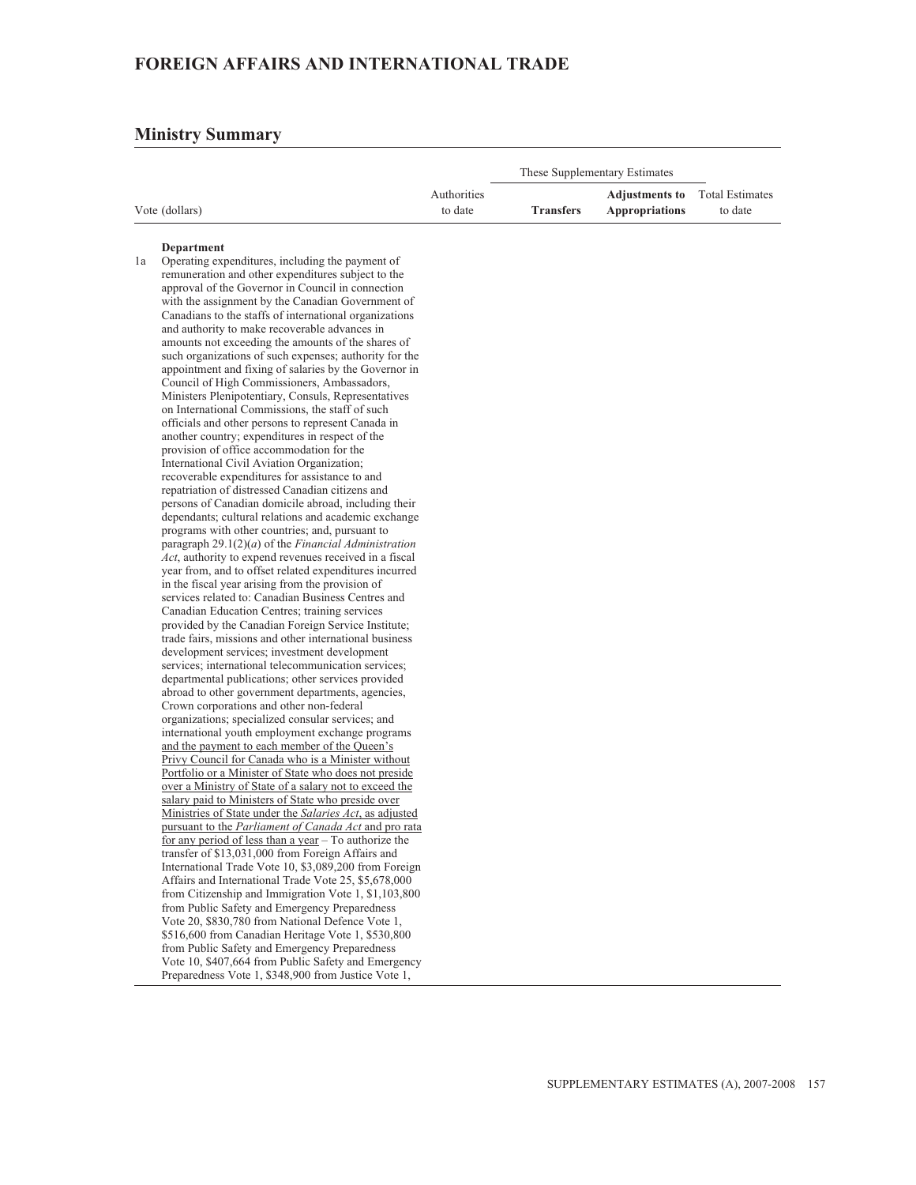# FOREIGN AFFAIRS AND INTERNATIONAL TRADE

## Ministry Summary

| Vote (dollars) | Authorities to date | These Supplementary Estimates **Transfers** | **Adjustments to Appropriations** | Total Estimates to date |
|---|---|---|---|---|
| **Department** | | | | |
| 1a Operating expenditures, including the payment of remuneration and other expenditures subject to the approval of the Governor in Council in connection with the assignment by the Canadian Government of Canadians to the staffs of international organizations and authority to make recoverable advances in amounts not exceeding the amounts of the shares of such organizations of such expenses; authority for the appointment and fixing of salaries by the Governor in Council of High Commissioners, Ambassadors, Ministers Plenipotentiary, Consuls, Representatives on International Commissions, the staff of such officials and other persons to represent Canada in another country; expenditures in respect of the provision of office accommodation for the International Civil Aviation Organization; recoverable expenditures for assistance to and repatriation of distressed Canadian citizens and persons of Canadian domicile abroad, including their dependants; cultural relations and academic exchange programs with other countries; and, pursuant to paragraph 29.1(2)(*a*) of the *Financial Administration Act*, authority to expend revenues received in a fiscal year from, and to offset related expenditures incurred in the fiscal year arising from the provision of services related to: Canadian Business Centres and Canadian Education Centres; training services provided by the Canadian Foreign Service Institute; trade fairs, missions and other international business development services; investment development services; international telecommunication services; departmental publications; other services provided abroad to other government departments, agencies, Crown corporations and other non-federal organizations; specialized consular services; and international youth employment exchange programs <u>and the payment to each member of the Queen's Privy Council for Canada who is a Minister without Portfolio or a Minister of State who does not preside over a Ministry of State of a salary not to exceed the salary paid to Ministers of State who preside over Ministries of State under the *Salaries Act*, as adjusted pursuant to the *Parliament of Canada Act* and pro rata for any period of less than a year</u> – To authorize the transfer of $13,031,000 from Foreign Affairs and International Trade Vote 10, $3,089,200 from Foreign Affairs and International Trade Vote 25, $5,678,000 from Citizenship and Immigration Vote 1, $1,103,800 from Public Safety and Emergency Preparedness Vote 20, $830,780 from National Defence Vote 1, $516,600 from Canadian Heritage Vote 1, $530,800 from Public Safety and Emergency Preparedness Vote 10, $407,664 from Public Safety and Emergency Preparedness Vote 1, $348,900 from Justice Vote 1, | | | | |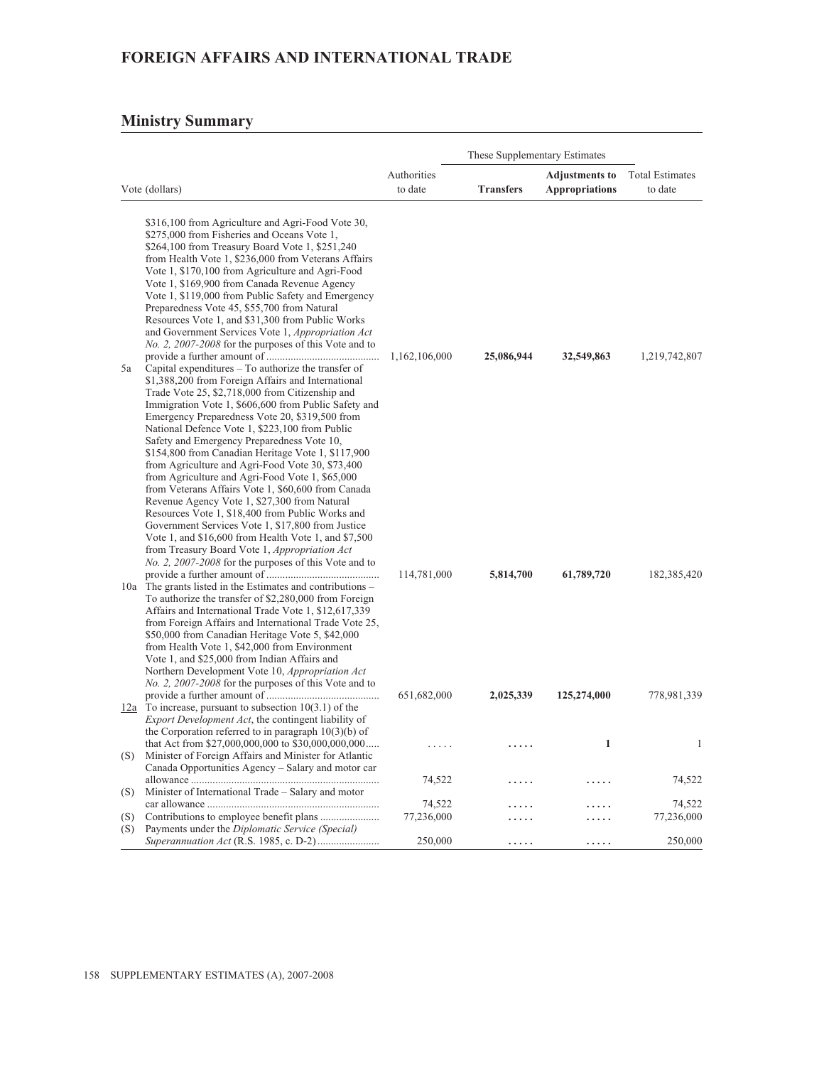## FOREIGN AFFAIRS AND INTERNATIONAL TRADE

## Ministry Summary

| Vote (dollars) | | Authorities to date | These Supplementary Estimates Transfers | These Supplementary Estimates Adjustments to Appropriations | Total Estimates to date |
|---|---|---|---|---|---|
| | $316,100 from Agriculture and Agri-Food Vote 30, $275,000 from Fisheries and Oceans Vote 1, $264,100 from Treasury Board Vote 1, $251,240 from Health Vote 1, $236,000 from Veterans Affairs Vote 1, $170,100 from Agriculture and Agri-Food Vote 1, $169,900 from Canada Revenue Agency Vote 1, $119,000 from Public Safety and Emergency Preparedness Vote 45, $55,700 from Natural Resources Vote 1, and $31,300 from Public Works and Government Services Vote 1, *Appropriation Act No. 2, 2007-2008* for the purposes of this Vote and to provide a further amount of | 1,162,106,000 | **25,086,944** | **32,549,863** | 1,219,742,807 |
| 5a | Capital expenditures – To authorize the transfer of $1,388,200 from Foreign Affairs and International Trade Vote 25, $2,718,000 from Citizenship and Immigration Vote 1, $606,600 from Public Safety and Emergency Preparedness Vote 20, $319,500 from National Defence Vote 1, $223,100 from Public Safety and Emergency Preparedness Vote 10, $154,800 from Canadian Heritage Vote 1, $117,900 from Agriculture and Agri-Food Vote 30, $73,400 from Agriculture and Agri-Food Vote 1, $65,000 from Veterans Affairs Vote 1, $60,600 from Canada Revenue Agency Vote 1, $27,300 from Natural Resources Vote 1, $18,400 from Public Works and Government Services Vote 1, $17,800 from Justice Vote 1, and $16,600 from Health Vote 1, and $7,500 from Treasury Board Vote 1, *Appropriation Act No. 2, 2007-2008* for the purposes of this Vote and to provide a further amount of | 114,781,000 | **5,814,700** | **61,789,720** | 182,385,420 |
| 10a | The grants listed in the Estimates and contributions – To authorize the transfer of $2,280,000 from Foreign Affairs and International Trade Vote 1, $12,617,339 from Foreign Affairs and International Trade Vote 25, $50,000 from Canadian Heritage Vote 5, $42,000 from Health Vote 1, $42,000 from Environment Vote 1, and $25,000 from Indian Affairs and Northern Development Vote 10, *Appropriation Act No. 2, 2007-2008* for the purposes of this Vote and to provide a further amount of | 651,682,000 | **2,025,339** | **125,274,000** | 778,981,339 |
| 12a | To increase, pursuant to subsection 10(3.1) of the *Export Development Act*, the contingent liability of the Corporation referred to in paragraph 10(3)(b) of that Act from $27,000,000,000 to $30,000,000,000 | ..... | ..... | **1** | 1 |
| (S) | Minister of Foreign Affairs and Minister for Atlantic Canada Opportunities Agency – Salary and motor car allowance | 74,522 | ..... | ..... | 74,522 |
| (S) | Minister of International Trade – Salary and motor car allowance | 74,522 | ..... | ..... | 74,522 |
| (S) | Contributions to employee benefit plans | 77,236,000 | ..... | ..... | 77,236,000 |
| (S) | Payments under the *Diplomatic Service (Special) Superannuation Act* (R.S. 1985, c. D-2) | 250,000 | ..... | ..... | 250,000 |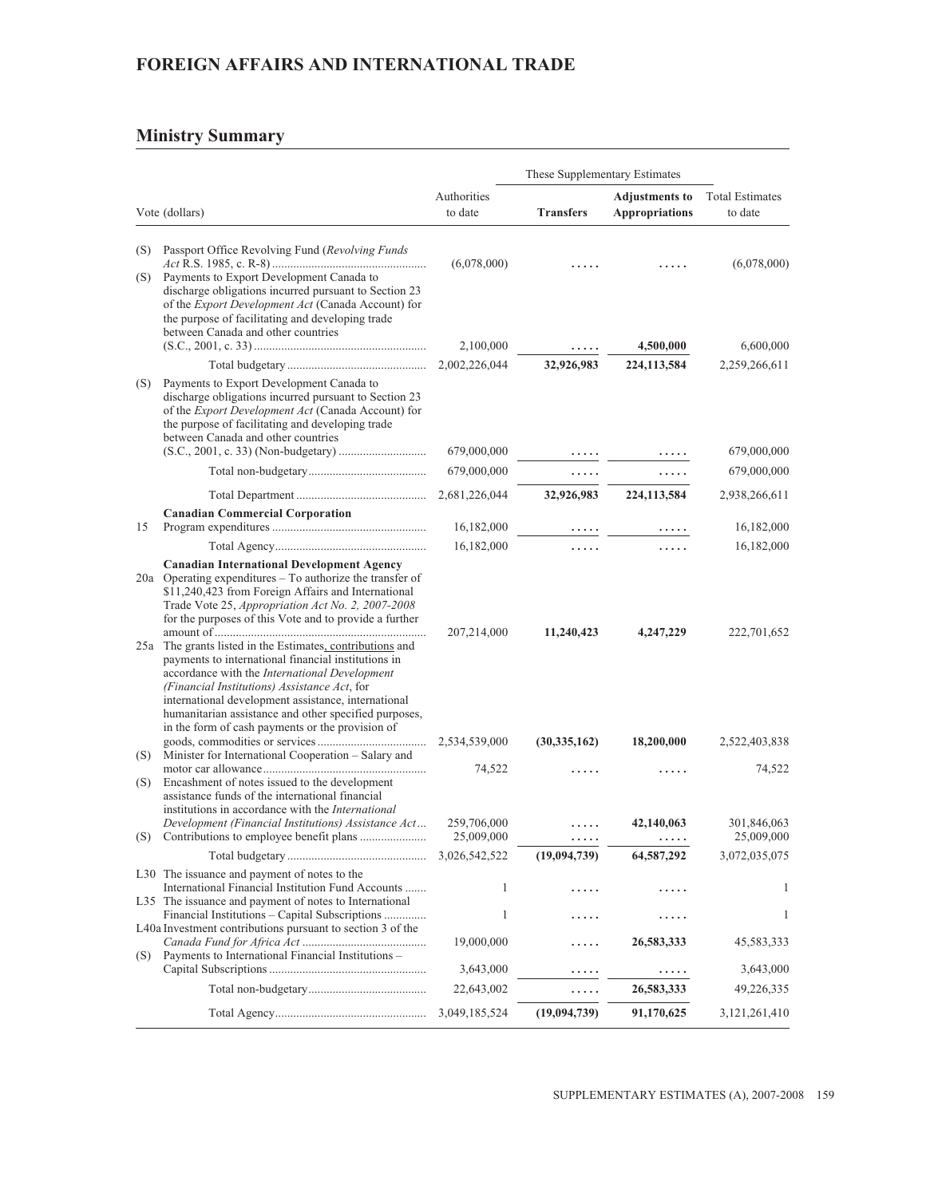## FOREIGN AFFAIRS AND INTERNATIONAL TRADE

### Ministry Summary

| Vote (dollars) | | Authorities to date | These Supplementary Estimates: Transfers | These Supplementary Estimates: **Adjustments to Appropriations** | Total Estimates to date |
|---|---|---|---|---|---|
| (S) | Passport Office Revolving Fund (*Revolving Funds Act* R.S. 1985, c. R-8) | (6,078,000) | ..... | ..... | (6,078,000) |
| (S) | Payments to Export Development Canada to discharge obligations incurred pursuant to Section 23 of the *Export Development Act* (Canada Account) for the purpose of facilitating and developing trade between Canada and other countries (S.C., 2001, c. 33) | 2,100,000 | ..... | **4,500,000** | 6,600,000 |
| | Total budgetary | 2,002,226,044 | **32,926,983** | **224,113,584** | 2,259,266,611 |
| (S) | Payments to Export Development Canada to discharge obligations incurred pursuant to Section 23 of the *Export Development Act* (Canada Account) for the purpose of facilitating and developing trade between Canada and other countries (S.C., 2001, c. 33) (Non-budgetary) | 679,000,000 | ..... | ..... | 679,000,000 |
| | Total non-budgetary | 679,000,000 | ..... | ..... | 679,000,000 |
| | Total Department | 2,681,226,044 | **32,926,983** | **224,113,584** | 2,938,266,611 |
| | **Canadian Commercial Corporation** | | | | |
| 15 | Program expenditures | 16,182,000 | ..... | ..... | 16,182,000 |
| | Total Agency | 16,182,000 | ..... | ..... | 16,182,000 |
| | **Canadian International Development Agency** | | | | |
| 20a | Operating expenditures – To authorize the transfer of $11,240,423 from Foreign Affairs and International Trade Vote 25, *Appropriation Act No. 2, 2007-2008* for the purposes of this Vote and to provide a further amount of | 207,214,000 | **11,240,423** | **4,247,229** | 222,701,652 |
| 25a | The grants listed in the Estimates, contributions and payments to international financial institutions in accordance with the *International Development (Financial Institutions) Assistance Act*, for international development assistance, international humanitarian assistance and other specified purposes, in the form of cash payments or the provision of goods, commodities or services | 2,534,539,000 | **(30,335,162)** | **18,200,000** | 2,522,403,838 |
| (S) | Minister for International Cooperation – Salary and motor car allowance | 74,522 | ..... | ..... | 74,522 |
| (S) | Encashment of notes issued to the development assistance funds of the international financial institutions in accordance with the *International Development (Financial Institutions) Assistance Act* | 259,706,000 | ..... | **42,140,063** | 301,846,063 |
| (S) | Contributions to employee benefit plans | 25,009,000 | ..... | ..... | 25,009,000 |
| | Total budgetary | 3,026,542,522 | **(19,094,739)** | **64,587,292** | 3,072,035,075 |
| L30 | The issuance and payment of notes to the International Financial Institution Fund Accounts | 1 | ..... | ..... | 1 |
| L35 | The issuance and payment of notes to International Financial Institutions – Capital Subscriptions | 1 | ..... | ..... | 1 |
| L40a | Investment contributions pursuant to section 3 of the *Canada Fund for Africa Act* | 19,000,000 | ..... | **26,583,333** | 45,583,333 |
| (S) | Payments to International Financial Institutions – Capital Subscriptions | 3,643,000 | ..... | ..... | 3,643,000 |
| | Total non-budgetary | 22,643,002 | ..... | **26,583,333** | 49,226,335 |
| | Total Agency | 3,049,185,524 | **(19,094,739)** | **91,170,625** | 3,121,261,410 |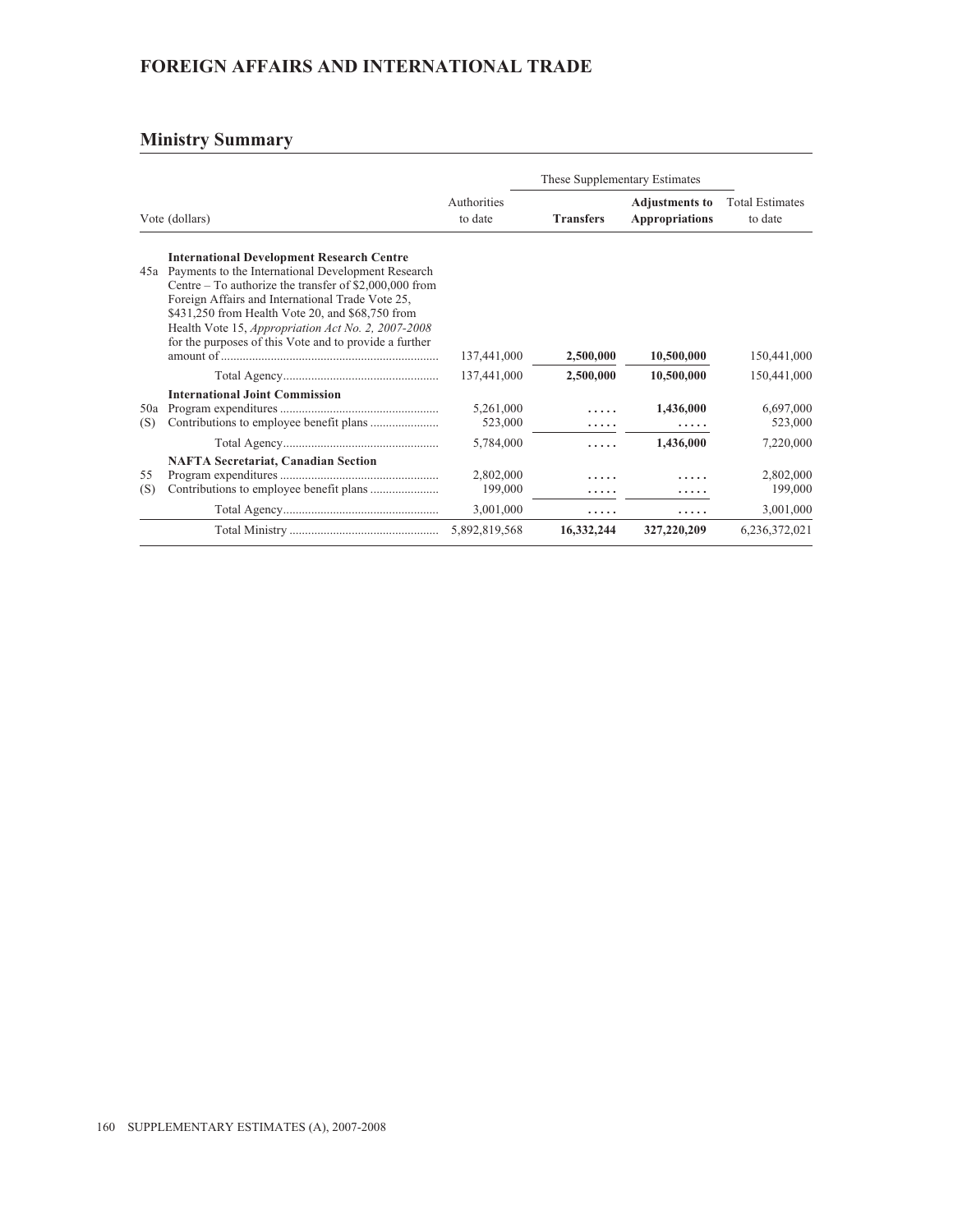# FOREIGN AFFAIRS AND INTERNATIONAL TRADE

## Ministry Summary

| | Vote (dollars) | Authorities to date | These Supplementary Estimates | | Total Estimates to date |
|---|---|---|---|---|---|
| | | | **Transfers** | **Adjustments to Appropriations** | |
| | **International Development Research Centre** | | | | |
| 45a | Payments to the International Development Research Centre – To authorize the transfer of $2,000,000 from Foreign Affairs and International Trade Vote 25, $431,250 from Health Vote 20, and $68,750 from Health Vote 15, *Appropriation Act No. 2, 2007-2008* for the purposes of this Vote and to provide a further amount of | 137,441,000 | **2,500,000** | **10,500,000** | 150,441,000 |
| | Total Agency | 137,441,000 | **2,500,000** | **10,500,000** | 150,441,000 |
| | **International Joint Commission** | | | | |
| 50a | Program expenditures | 5,261,000 | ..... | **1,436,000** | 6,697,000 |
| (S) | Contributions to employee benefit plans | 523,000 | ..... | ..... | 523,000 |
| | Total Agency | 5,784,000 | ..... | **1,436,000** | 7,220,000 |
| | **NAFTA Secretariat, Canadian Section** | | | | |
| 55 | Program expenditures | 2,802,000 | ..... | ..... | 2,802,000 |
| (S) | Contributions to employee benefit plans | 199,000 | ..... | ..... | 199,000 |
| | Total Agency | 3,001,000 | ..... | ..... | 3,001,000 |
| | Total Ministry | 5,892,819,568 | **16,332,244** | **327,220,209** | 6,236,372,021 |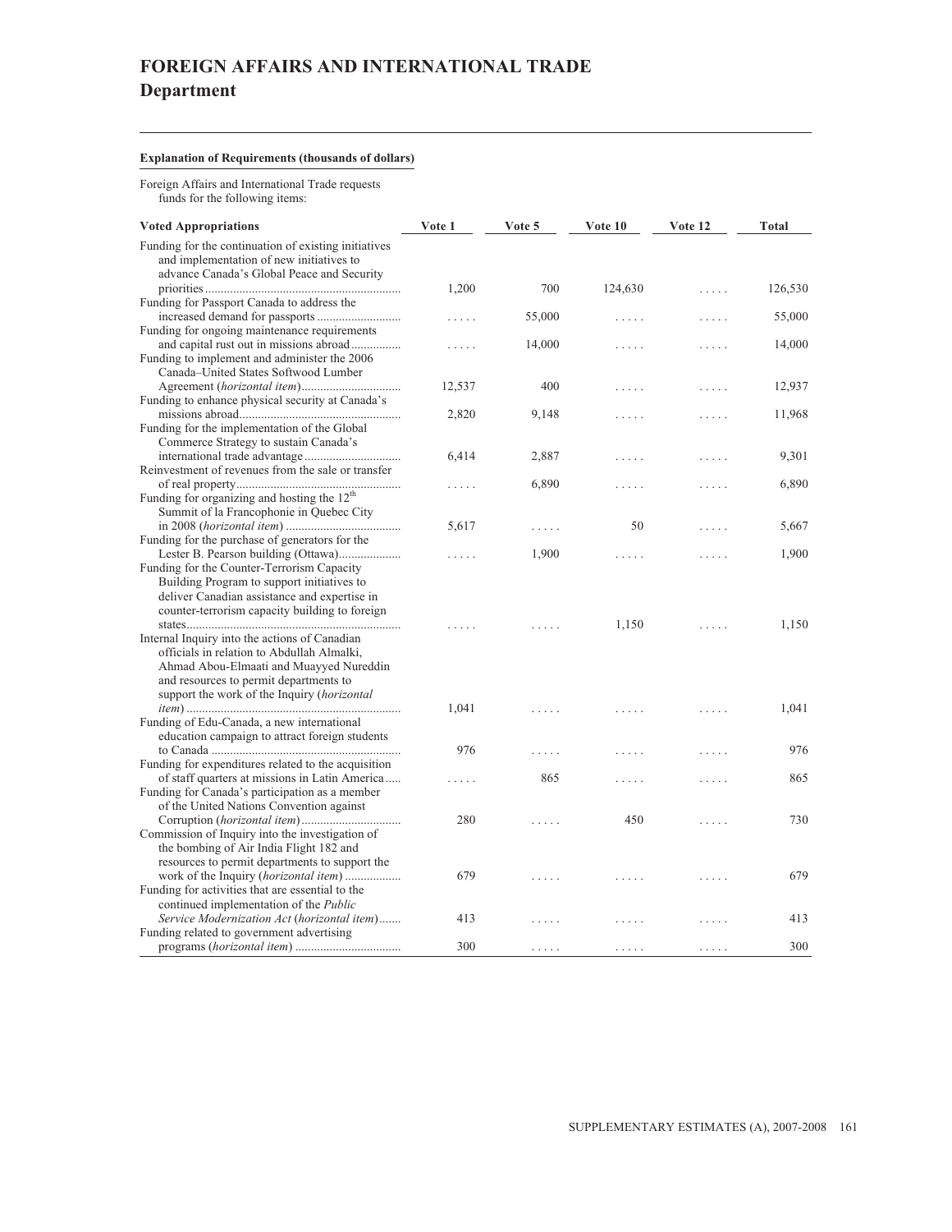# FOREIGN AFFAIRS AND INTERNATIONAL TRADE
## Department

**Explanation of Requirements (thousands of dollars)**

Foreign Affairs and International Trade requests funds for the following items:

| Voted Appropriations | Vote 1 | Vote 5 | Vote 10 | Vote 12 | Total |
|---|---|---|---|---|---|
| Funding for the continuation of existing initiatives and implementation of new initiatives to advance Canada's Global Peace and Security priorities | 1,200 | 700 | 124,630 | ..... | 126,530 |
| Funding for Passport Canada to address the increased demand for passports | ..... | 55,000 | ..... | ..... | 55,000 |
| Funding for ongoing maintenance requirements and capital rust out in missions abroad | ..... | 14,000 | ..... | ..... | 14,000 |
| Funding to implement and administer the 2006 Canada–United States Softwood Lumber Agreement (*horizontal item*) | 12,537 | 400 | ..... | ..... | 12,937 |
| Funding to enhance physical security at Canada's missions abroad | 2,820 | 9,148 | ..... | ..... | 11,968 |
| Funding for the implementation of the Global Commerce Strategy to sustain Canada's international trade advantage | 6,414 | 2,887 | ..... | ..... | 9,301 |
| Reinvestment of revenues from the sale or transfer of real property | ..... | 6,890 | ..... | ..... | 6,890 |
| Funding for organizing and hosting the 12th Summit of la Francophonie in Quebec City in 2008 (*horizontal item*) | 5,617 | ..... | 50 | ..... | 5,667 |
| Funding for the purchase of generators for the Lester B. Pearson building (Ottawa) | ..... | 1,900 | ..... | ..... | 1,900 |
| Funding for the Counter-Terrorism Capacity Building Program to support initiatives to deliver Canadian assistance and expertise in counter-terrorism capacity building to foreign states | ..... | ..... | 1,150 | ..... | 1,150 |
| Internal Inquiry into the actions of Canadian officials in relation to Abdullah Almalki, Ahmad Abou-Elmaati and Muayyed Nureddin and resources to permit departments to support the work of the Inquiry (*horizontal item*) | 1,041 | ..... | ..... | ..... | 1,041 |
| Funding of Edu-Canada, a new international education campaign to attract foreign students to Canada | 976 | ..... | ..... | ..... | 976 |
| Funding for expenditures related to the acquisition of staff quarters at missions in Latin America | ..... | 865 | ..... | ..... | 865 |
| Funding for Canada's participation as a member of the United Nations Convention against Corruption (*horizontal item*) | 280 | ..... | 450 | ..... | 730 |
| Commission of Inquiry into the investigation of the bombing of Air India Flight 182 and resources to permit departments to support the work of the Inquiry (*horizontal item*) | 679 | ..... | ..... | ..... | 679 |
| Funding for activities that are essential to the continued implementation of the *Public Service Modernization Act* (*horizontal item*) | 413 | ..... | ..... | ..... | 413 |
| Funding related to government advertising programs (*horizontal item*) | 300 | ..... | ..... | ..... | 300 |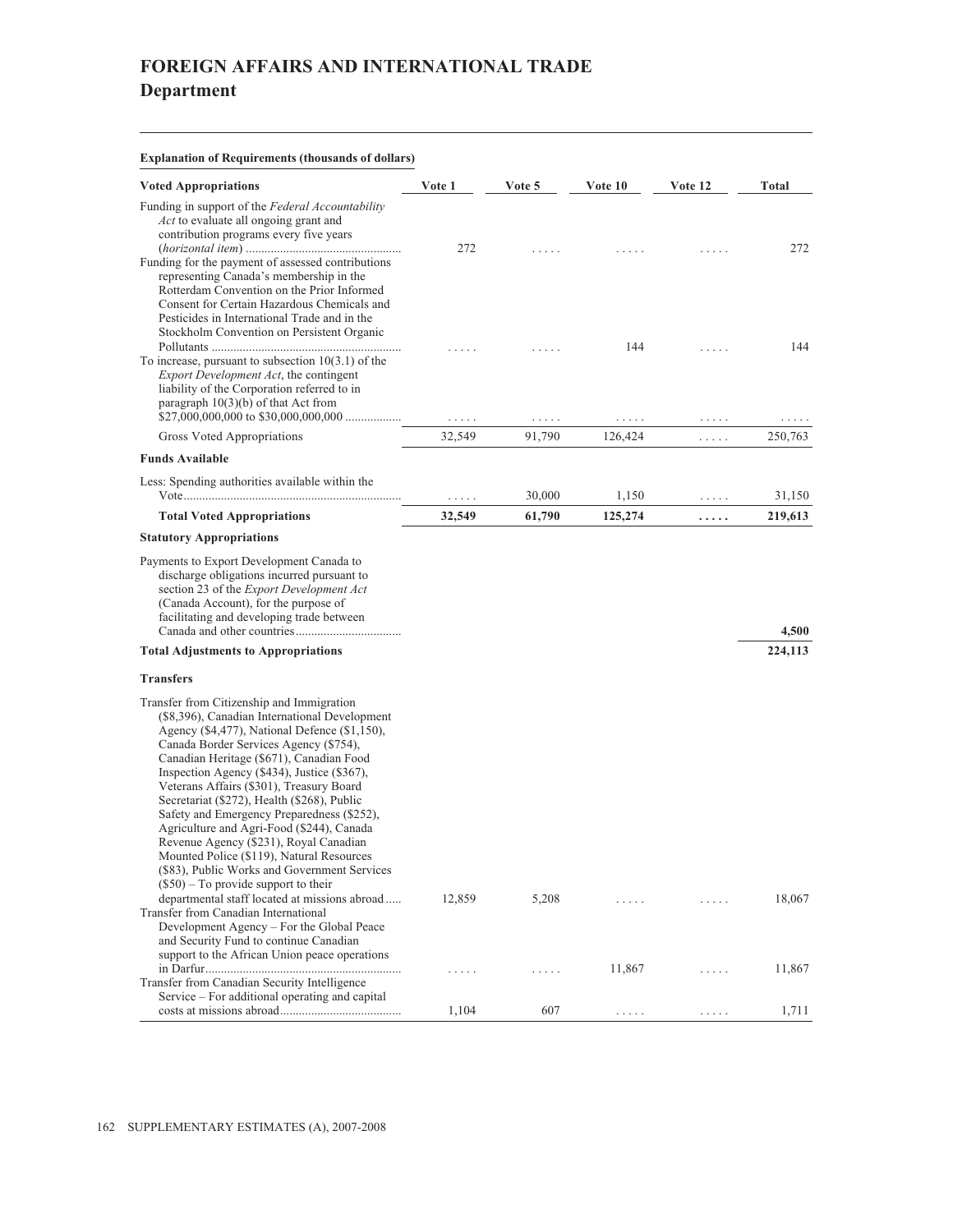# FOREIGN AFFAIRS AND INTERNATIONAL TRADE
## Department

**Explanation of Requirements (thousands of dollars)**

| Voted Appropriations | Vote 1 | Vote 5 | Vote 10 | Vote 12 | Total |
|---|---|---|---|---|---|
| Funding in support of the *Federal Accountability Act* to evaluate all ongoing grant and contribution programs every five years (*horizontal item*) | 272 | ..... | ..... | ..... | 272 |
| Funding for the payment of assessed contributions representing Canada's membership in the Rotterdam Convention on the Prior Informed Consent for Certain Hazardous Chemicals and Pesticides in International Trade and in the Stockholm Convention on Persistent Organic Pollutants | ..... | ..... | 144 | ..... | 144 |
| To increase, pursuant to subsection 10(3.1) of the *Export Development Act*, the contingent liability of the Corporation referred to in paragraph 10(3)(b) of that Act from $27,000,000,000 to $30,000,000,000 | ..... | ..... | ..... | ..... | ..... |
| Gross Voted Appropriations | 32,549 | 91,790 | 126,424 | ..... | 250,763 |
| **Funds Available** | | | | | |
| Less: Spending authorities available within the Vote | ..... | 30,000 | 1,150 | ..... | 31,150 |
| **Total Voted Appropriations** | **32,549** | **61,790** | **125,274** | **.....** | **219,613** |
| **Statutory Appropriations** | | | | | |
| Payments to Export Development Canada to discharge obligations incurred pursuant to section 23 of the *Export Development Act* (Canada Account), for the purpose of facilitating and developing trade between Canada and other countries | | | | | **4,500** |
| **Total Adjustments to Appropriations** | | | | | **224,113** |
| **Transfers** | | | | | |
| Transfer from Citizenship and Immigration ($8,396), Canadian International Development Agency ($4,477), National Defence ($1,150), Canada Border Services Agency ($754), Canadian Heritage ($671), Canadian Food Inspection Agency ($434), Justice ($367), Veterans Affairs ($301), Treasury Board Secretariat ($272), Health ($268), Public Safety and Emergency Preparedness ($252), Agriculture and Agri-Food ($244), Canada Revenue Agency ($231), Royal Canadian Mounted Police ($119), Natural Resources ($83), Public Works and Government Services ($50) – To provide support to their departmental staff located at missions abroad | 12,859 | 5,208 | ..... | ..... | 18,067 |
| Transfer from Canadian International Development Agency – For the Global Peace and Security Fund to continue Canadian support to the African Union peace operations in Darfur | ..... | ..... | 11,867 | ..... | 11,867 |
| Transfer from Canadian Security Intelligence Service – For additional operating and capital costs at missions abroad | 1,104 | 607 | ..... | ..... | 1,711 |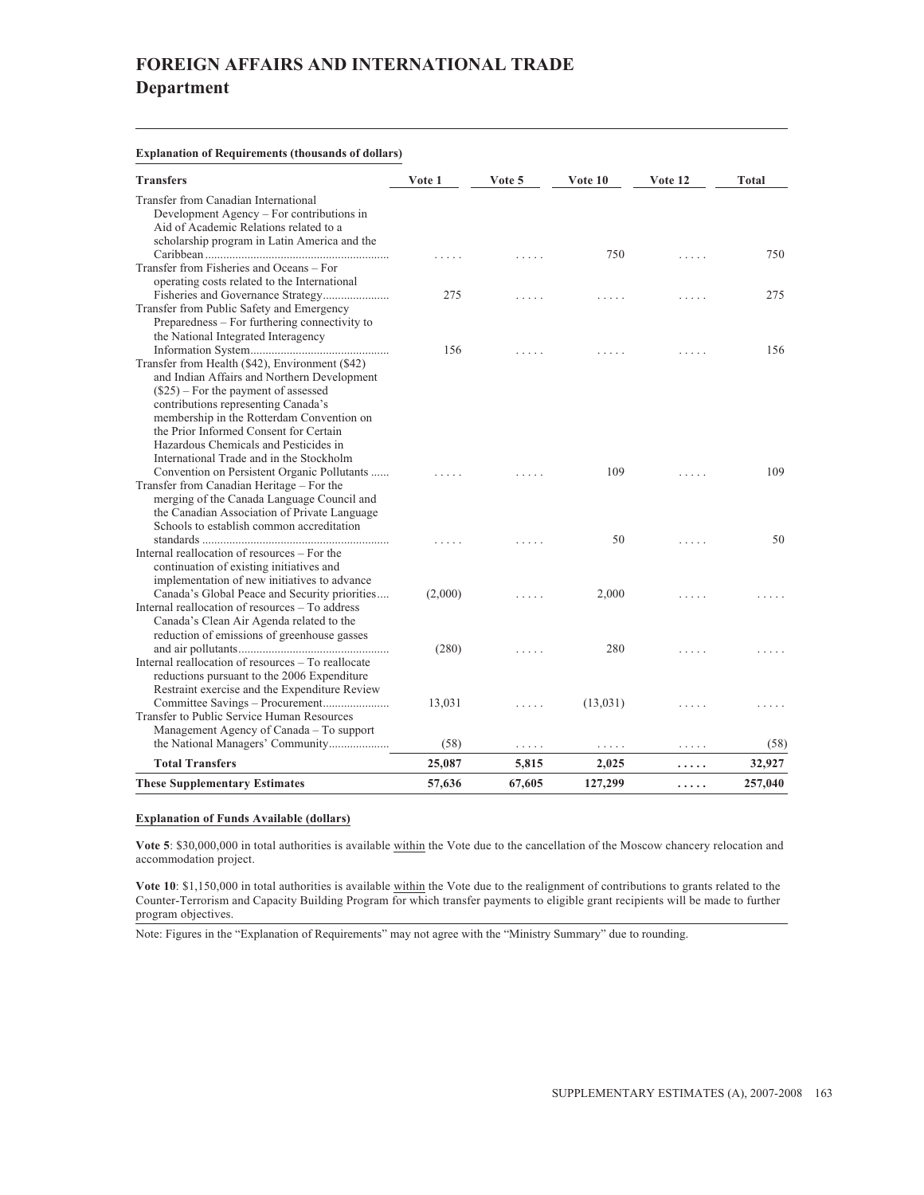# FOREIGN AFFAIRS AND INTERNATIONAL TRADE

## Department

**Explanation of Requirements (thousands of dollars)**

| Transfers | Vote 1 | Vote 5 | Vote 10 | Vote 12 | Total |
|---|---|---|---|---|---|
| Transfer from Canadian International Development Agency – For contributions in Aid of Academic Relations related to a scholarship program in Latin America and the Caribbean | ..... | ..... | 750 | ..... | 750 |
| Transfer from Fisheries and Oceans – For operating costs related to the International Fisheries and Governance Strategy | 275 | ..... | ..... | ..... | 275 |
| Transfer from Public Safety and Emergency Preparedness – For furthering connectivity to the National Integrated Interagency Information System | 156 | ..... | ..... | ..... | 156 |
| Transfer from Health ($42), Environment ($42) and Indian Affairs and Northern Development ($25) – For the payment of assessed contributions representing Canada's membership in the Rotterdam Convention on the Prior Informed Consent for Certain Hazardous Chemicals and Pesticides in International Trade and in the Stockholm Convention on Persistent Organic Pollutants | ..... | ..... | 109 | ..... | 109 |
| Transfer from Canadian Heritage – For the merging of the Canada Language Council and the Canadian Association of Private Language Schools to establish common accreditation standards | ..... | ..... | 50 | ..... | 50 |
| Internal reallocation of resources – For the continuation of existing initiatives and implementation of new initiatives to advance Canada's Global Peace and Security priorities | (2,000) | ..... | 2,000 | ..... | ..... |
| Internal reallocation of resources – To address Canada's Clean Air Agenda related to the reduction of emissions of greenhouse gasses and air pollutants | (280) | ..... | 280 | ..... | ..... |
| Internal reallocation of resources – To reallocate reductions pursuant to the 2006 Expenditure Restraint exercise and the Expenditure Review Committee Savings – Procurement | 13,031 | ..... | (13,031) | ..... | ..... |
| Transfer to Public Service Human Resources Management Agency of Canada – To support the National Managers' Community | (58) | ..... | ..... | ..... | (58) |
| **Total Transfers** | **25,087** | **5,815** | **2,025** | **.....** | **32,927** |
| **These Supplementary Estimates** | **57,636** | **67,605** | **127,299** | **.....** | **257,040** |

**Explanation of Funds Available (dollars)**

**Vote 5**: $30,000,000 in total authorities is available within the Vote due to the cancellation of the Moscow chancery relocation and accommodation project.

**Vote 10**: $1,150,000 in total authorities is available within the Vote due to the realignment of contributions to grants related to the Counter-Terrorism and Capacity Building Program for which transfer payments to eligible grant recipients will be made to further program objectives.

Note: Figures in the "Explanation of Requirements" may not agree with the "Ministry Summary" due to rounding.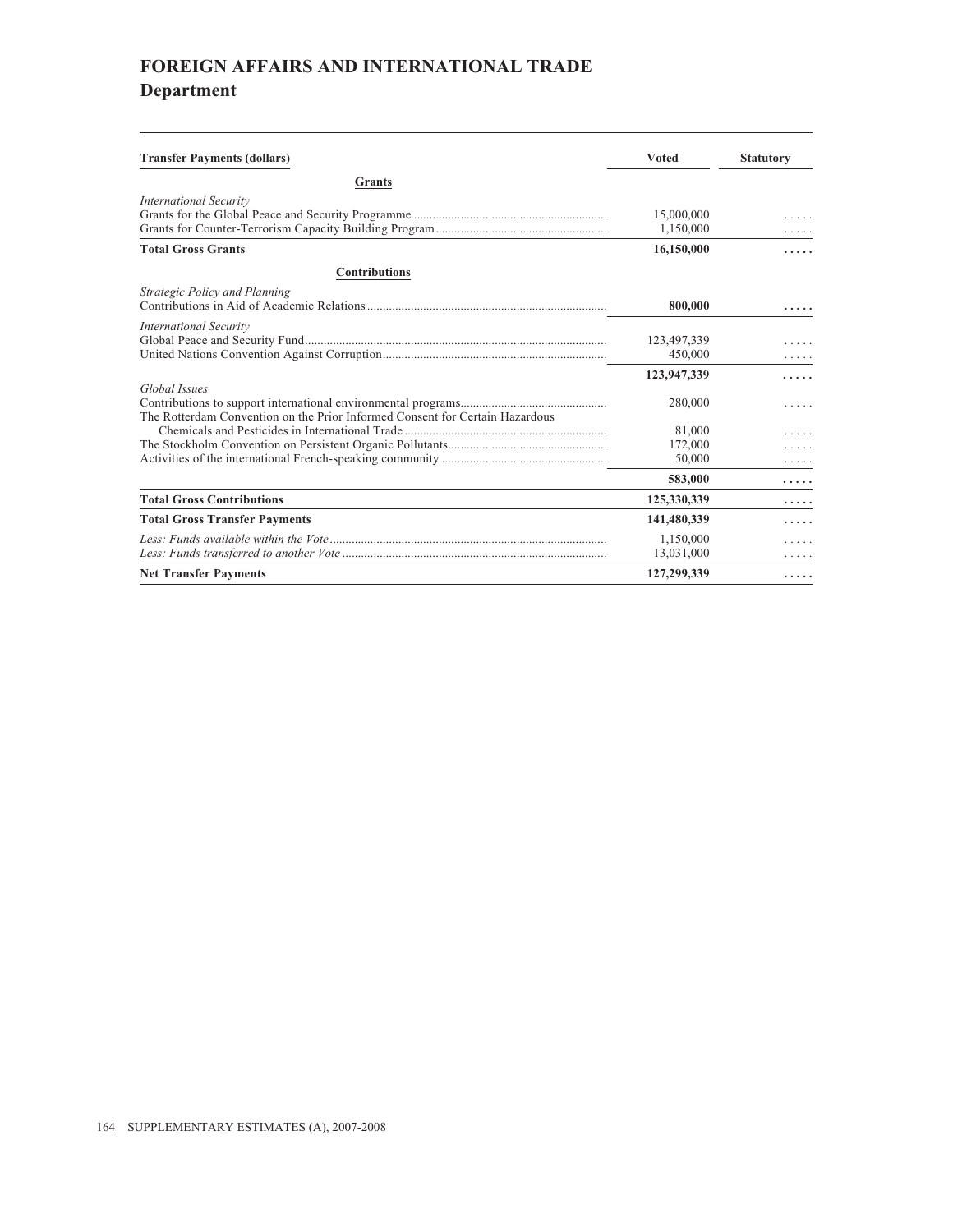# FOREIGN AFFAIRS AND INTERNATIONAL TRADE
## Department

| Transfer Payments (dollars) | Voted | Statutory |
|---|---|---|
| **Grants** | | |
| *International Security* | | |
| Grants for the Global Peace and Security Programme | 15,000,000 | ..... |
| Grants for Counter-Terrorism Capacity Building Program | 1,150,000 | ..... |
| **Total Gross Grants** | **16,150,000** | **.....** |
| **Contributions** | | |
| *Strategic Policy and Planning* | | |
| Contributions in Aid of Academic Relations | **800,000** | **.....** |
| *International Security* | | |
| Global Peace and Security Fund | 123,497,339 | ..... |
| United Nations Convention Against Corruption | 450,000 | ..... |
| | **123,947,339** | **.....** |
| *Global Issues* | | |
| Contributions to support international environmental programs | 280,000 | ..... |
| The Rotterdam Convention on the Prior Informed Consent for Certain Hazardous Chemicals and Pesticides in International Trade | 81,000 | ..... |
| The Stockholm Convention on Persistent Organic Pollutants | 172,000 | ..... |
| Activities of the international French-speaking community | 50,000 | ..... |
| | **583,000** | **.....** |
| **Total Gross Contributions** | **125,330,339** | **.....** |
| **Total Gross Transfer Payments** | **141,480,339** | **.....** |
| *Less: Funds available within the Vote* | 1,150,000 | ..... |
| *Less: Funds transferred to another Vote* | 13,031,000 | ..... |
| **Net Transfer Payments** | **127,299,339** | **.....** |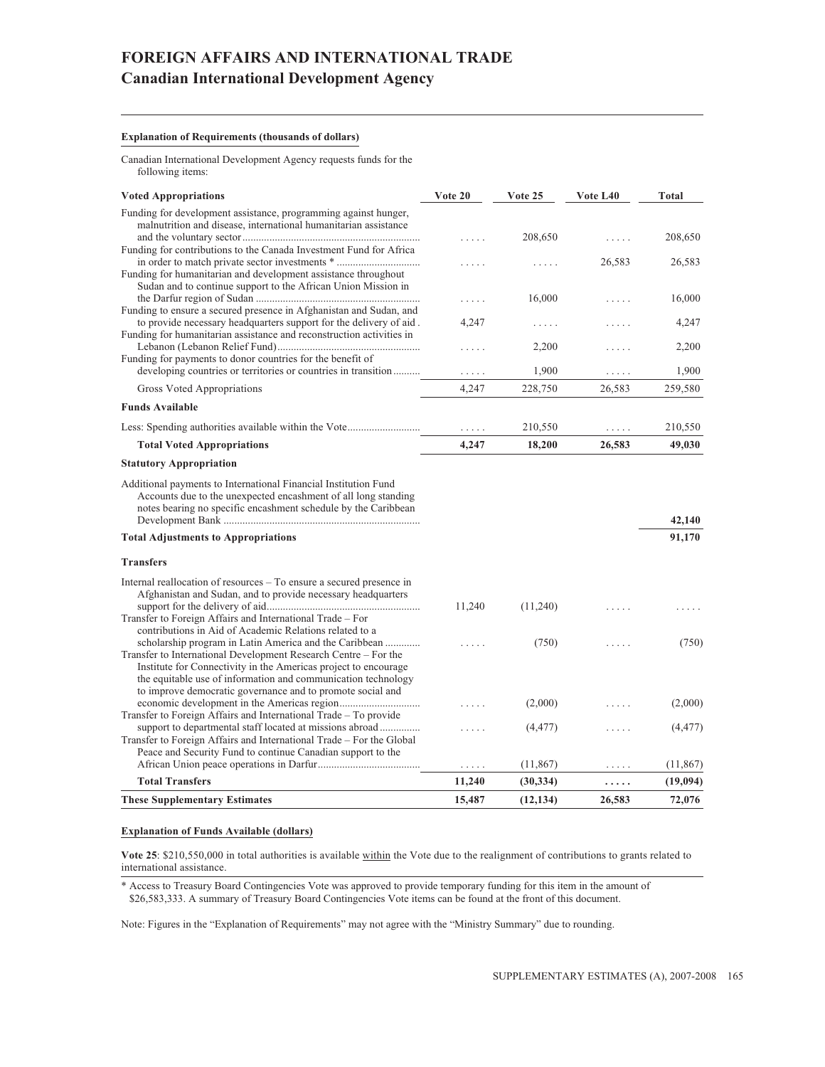# FOREIGN AFFAIRS AND INTERNATIONAL TRADE
## Canadian International Development Agency

**Explanation of Requirements (thousands of dollars)**

Canadian International Development Agency requests funds for the following items:

| Voted Appropriations | Vote 20 | Vote 25 | Vote L40 | Total |
|---|---|---|---|---|
| Funding for development assistance, programming against hunger, malnutrition and disease, international humanitarian assistance and the voluntary sector | ..... | 208,650 | ..... | 208,650 |
| Funding for contributions to the Canada Investment Fund for Africa in order to match private sector investments * | ..... | ..... | 26,583 | 26,583 |
| Funding for humanitarian and development assistance throughout Sudan and to continue support to the African Union Mission in the Darfur region of Sudan | ..... | 16,000 | ..... | 16,000 |
| Funding to ensure a secured presence in Afghanistan and Sudan, and to provide necessary headquarters support for the delivery of aid | 4,247 | ..... | ..... | 4,247 |
| Funding for humanitarian assistance and reconstruction activities in Lebanon (Lebanon Relief Fund) | ..... | 2,200 | ..... | 2,200 |
| Funding for payments to donor countries for the benefit of developing countries or territories or countries in transition | ..... | 1,900 | ..... | 1,900 |
| Gross Voted Appropriations | 4,247 | 228,750 | 26,583 | 259,580 |
| **Funds Available** | | | | |
| Less: Spending authorities available within the Vote | ..... | 210,550 | ..... | 210,550 |
| **Total Voted Appropriations** | **4,247** | **18,200** | **26,583** | **49,030** |
| **Statutory Appropriation** | | | | |
| Additional payments to International Financial Institution Fund Accounts due to the unexpected encashment of all long standing notes bearing no specific encashment schedule by the Caribbean Development Bank | | | | **42,140** |
| **Total Adjustments to Appropriations** | | | | **91,170** |
| **Transfers** | | | | |
| Internal reallocation of resources – To ensure a secured presence in Afghanistan and Sudan, and to provide necessary headquarters support for the delivery of aid | 11,240 | (11,240) | ..... | ..... |
| Transfer to Foreign Affairs and International Trade – For contributions in Aid of Academic Relations related to a scholarship program in Latin America and the Caribbean | ..... | (750) | ..... | (750) |
| Transfer to International Development Research Centre – For the Institute for Connectivity in the Americas project to encourage the equitable use of information and communication technology to improve democratic governance and to promote social and economic development in the Americas region | ..... | (2,000) | ..... | (2,000) |
| Transfer to Foreign Affairs and International Trade – To provide support to departmental staff located at missions abroad | ..... | (4,477) | ..... | (4,477) |
| Transfer to Foreign Affairs and International Trade – For the Global Peace and Security Fund to continue Canadian support to the African Union peace operations in Darfur | ..... | (11,867) | ..... | (11,867) |
| **Total Transfers** | **11,240** | **(30,334)** | **.....** | **(19,094)** |
| **These Supplementary Estimates** | **15,487** | **(12,134)** | **26,583** | **72,076** |

**Explanation of Funds Available (dollars)**

**Vote 25**: $210,550,000 in total authorities is available within the Vote due to the realignment of contributions to grants related to international assistance.

\* Access to Treasury Board Contingencies Vote was approved to provide temporary funding for this item in the amount of $26,583,333. A summary of Treasury Board Contingencies Vote items can be found at the front of this document.

Note: Figures in the "Explanation of Requirements" may not agree with the "Ministry Summary" due to rounding.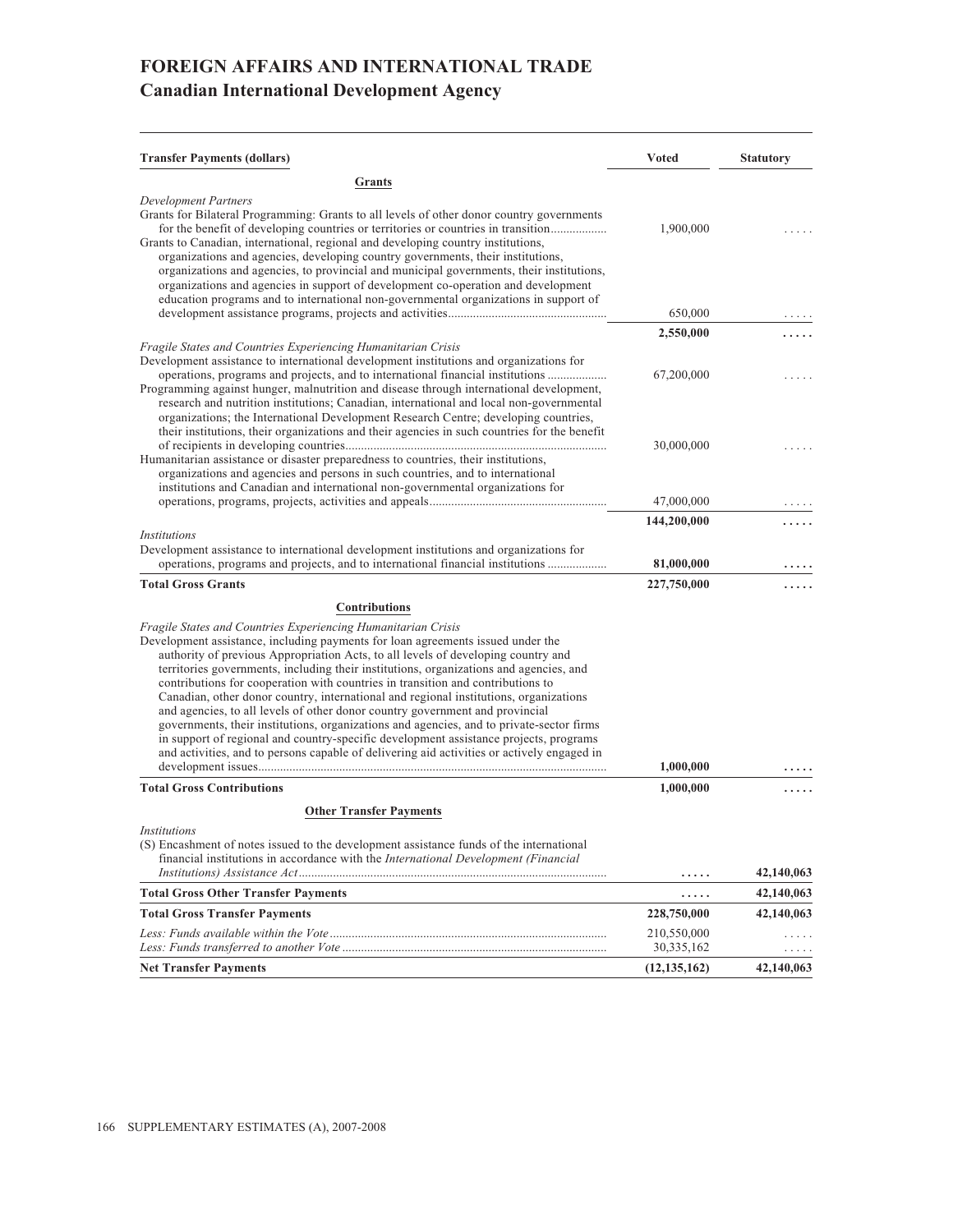# FOREIGN AFFAIRS AND INTERNATIONAL TRADE
## Canadian International Development Agency

| Transfer Payments (dollars) | Voted | Statutory |
|---|---|---|
| **Grants** | | |
| *Development Partners* | | |
| Grants for Bilateral Programming: Grants to all levels of other donor country governments for the benefit of developing countries or territories or countries in transition | 1,900,000 | ..... |
| Grants to Canadian, international, regional and developing country institutions, organizations and agencies, developing country governments, their institutions, organizations and agencies, to provincial and municipal governments, their institutions, organizations and agencies in support of development co-operation and development education programs and to international non-governmental organizations in support of development assistance programs, projects and activities | 650,000 | ..... |
| | **2,550,000** | **.....** |
| *Fragile States and Countries Experiencing Humanitarian Crisis* | | |
| Development assistance to international development institutions and organizations for operations, programs and projects, and to international financial institutions | 67,200,000 | ..... |
| Programming against hunger, malnutrition and disease through international development, research and nutrition institutions; Canadian, international and local non-governmental organizations; the International Development Research Centre; developing countries, their institutions, their organizations and their agencies in such countries for the benefit of recipients in developing countries | 30,000,000 | ..... |
| Humanitarian assistance or disaster preparedness to countries, their institutions, organizations and agencies and persons in such countries, and to international institutions and Canadian and international non-governmental organizations for operations, programs, projects, activities and appeals | 47,000,000 | ..... |
| | **144,200,000** | **.....** |
| *Institutions* | | |
| Development assistance to international development institutions and organizations for operations, programs and projects, and to international financial institutions | **81,000,000** | **.....** |
| **Total Gross Grants** | **227,750,000** | **.....** |
| **Contributions** | | |
| *Fragile States and Countries Experiencing Humanitarian Crisis* | | |
| Development assistance, including payments for loan agreements issued under the authority of previous Appropriation Acts, to all levels of developing country and territories governments, including their institutions, organizations and agencies, and contributions for cooperation with countries in transition and contributions to Canadian, other donor country, international and regional institutions, organizations and agencies, to all levels of other donor country government and provincial governments, their institutions, organizations and agencies, and to private-sector firms in support of regional and country-specific development assistance projects, programs and activities, and to persons capable of delivering aid activities or actively engaged in development issues | **1,000,000** | **.....** |
| **Total Gross Contributions** | **1,000,000** | **.....** |
| **Other Transfer Payments** | | |
| *Institutions* | | |
| (S) Encashment of notes issued to the development assistance funds of the international financial institutions in accordance with the *International Development (Financial Institutions) Assistance Act* | **.....** | **42,140,063** |
| **Total Gross Other Transfer Payments** | **.....** | **42,140,063** |
| **Total Gross Transfer Payments** | **228,750,000** | **42,140,063** |
| *Less: Funds available within the Vote* | 210,550,000 | ..... |
| *Less: Funds transferred to another Vote* | 30,335,162 | ..... |
| **Net Transfer Payments** | **(12,135,162)** | **42,140,063** |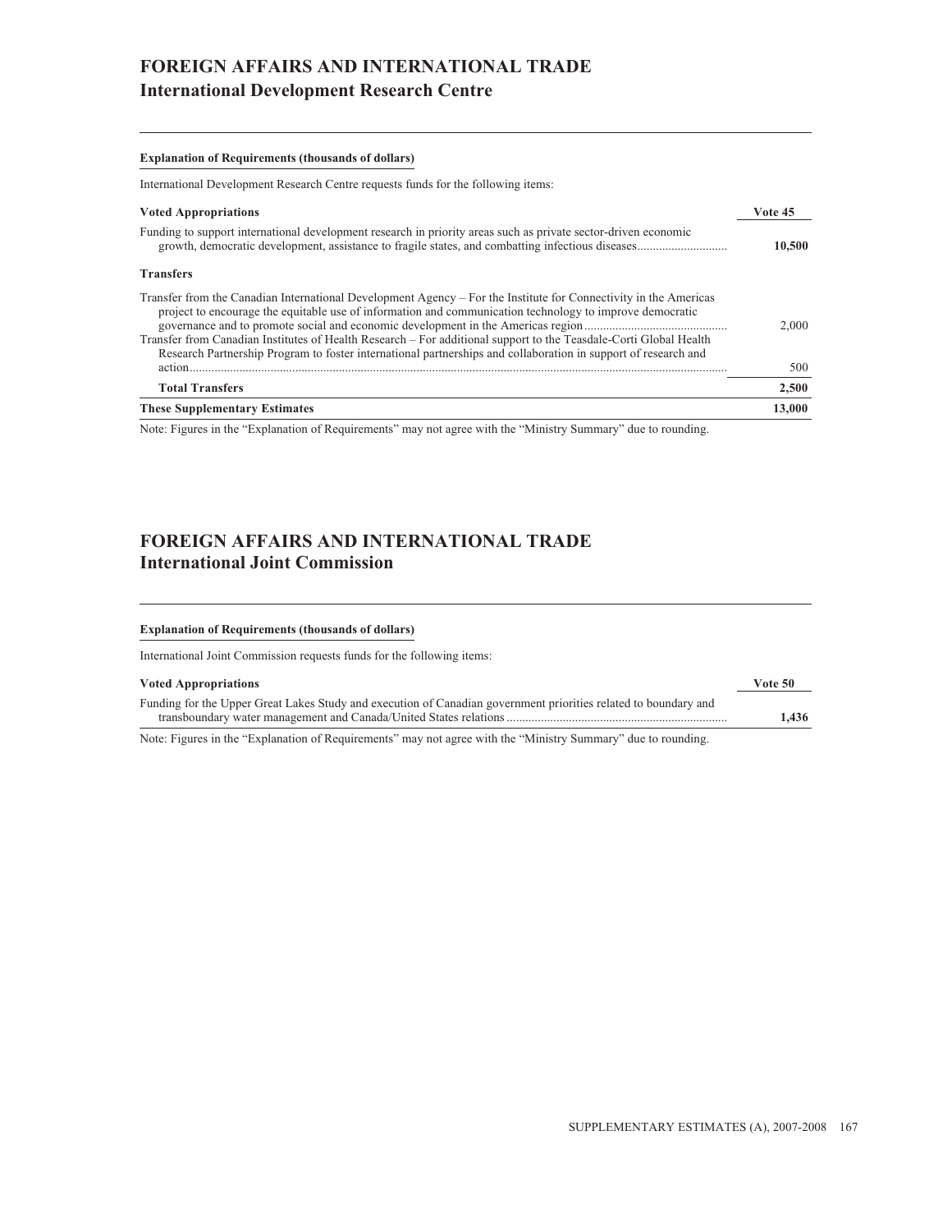# FOREIGN AFFAIRS AND INTERNATIONAL TRADE
## International Development Research Centre

**Explanation of Requirements (thousands of dollars)**

International Development Research Centre requests funds for the following items:

| **Voted Appropriations** | **Vote 45** |
|---|---|
| Funding to support international development research in priority areas such as private sector-driven economic growth, democratic development, assistance to fragile states, and combatting infectious diseases | **10,500** |
| **Transfers** | |
| Transfer from the Canadian International Development Agency – For the Institute for Connectivity in the Americas project to encourage the equitable use of information and communication technology to improve democratic governance and to promote social and economic development in the Americas region | 2,000 |
| Transfer from Canadian Institutes of Health Research – For additional support to the Teasdale-Corti Global Health Research Partnership Program to foster international partnerships and collaboration in support of research and action | 500 |
| **Total Transfers** | **2,500** |
| **These Supplementary Estimates** | **13,000** |

Note: Figures in the "Explanation of Requirements" may not agree with the "Ministry Summary" due to rounding.

# FOREIGN AFFAIRS AND INTERNATIONAL TRADE
## International Joint Commission

**Explanation of Requirements (thousands of dollars)**

International Joint Commission requests funds for the following items:

| **Voted Appropriations** | **Vote 50** |
|---|---|
| Funding for the Upper Great Lakes Study and execution of Canadian government priorities related to boundary and transboundary water management and Canada/United States relations | **1,436** |

Note: Figures in the "Explanation of Requirements" may not agree with the "Ministry Summary" due to rounding.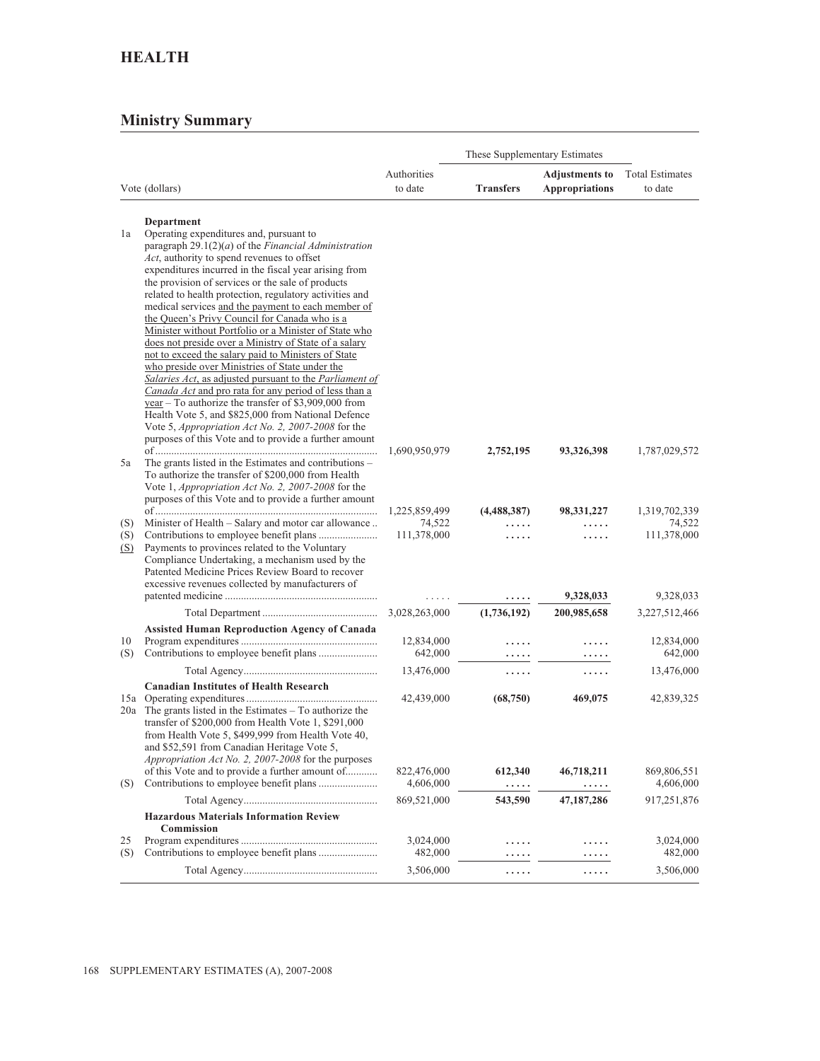# HEALTH

## Ministry Summary

| | Vote (dollars) | Authorities to date | These Supplementary Estimates | | Total Estimates to date |
|---|---|---|---|---|---|
| | | | **Transfers** | **Adjustments to Appropriations** | |
| | **Department** | | | | |
| 1a | Operating expenditures and, pursuant to paragraph 29.1(2)(*a*) of the *Financial Administration Act*, authority to spend revenues to offset expenditures incurred in the fiscal year arising from the provision of services or the sale of products related to health protection, regulatory activities and medical services and the payment to each member of the Queen's Privy Council for Canada who is a Minister without Portfolio or a Minister of State who does not preside over a Ministry of State of a salary not to exceed the salary paid to Ministers of State who preside over Ministries of State under the *Salaries Act*, as adjusted pursuant to the *Parliament of Canada Act* and pro rata for any period of less than a year – To authorize the transfer of $3,909,000 from Health Vote 5, and $825,000 from National Defence Vote 5, *Appropriation Act No. 2, 2007-2008* for the purposes of this Vote and to provide a further amount of | 1,690,950,979 | **2,752,195** | **93,326,398** | 1,787,029,572 |
| 5a | The grants listed in the Estimates and contributions – To authorize the transfer of $200,000 from Health Vote 1, *Appropriation Act No. 2, 2007-2008* for the purposes of this Vote and to provide a further amount of | 1,225,859,499 | **(4,488,387)** | **98,331,227** | 1,319,702,339 |
| (S) | Minister of Health – Salary and motor car allowance | 74,522 | ..... | ..... | 74,522 |
| (S) | Contributions to employee benefit plans | 111,378,000 | ..... | ..... | 111,378,000 |
| (S) | Payments to provinces related to the Voluntary Compliance Undertaking, a mechanism used by the Patented Medicine Prices Review Board to recover excessive revenues collected by manufacturers of patented medicine | ..... | ..... | **9,328,033** | 9,328,033 |
| | Total Department | 3,028,263,000 | **(1,736,192)** | **200,985,658** | 3,227,512,466 |
| | **Assisted Human Reproduction Agency of Canada** | | | | |
| 10 | Program expenditures | 12,834,000 | ..... | ..... | 12,834,000 |
| (S) | Contributions to employee benefit plans | 642,000 | ..... | ..... | 642,000 |
| | Total Agency | 13,476,000 | ..... | ..... | 13,476,000 |
| | **Canadian Institutes of Health Research** | | | | |
| 15a | Operating expenditures | 42,439,000 | **(68,750)** | **469,075** | 42,839,325 |
| 20a | The grants listed in the Estimates – To authorize the transfer of $200,000 from Health Vote 1, $291,000 from Health Vote 5, $499,999 from Health Vote 40, and $52,591 from Canadian Heritage Vote 5, *Appropriation Act No. 2, 2007-2008* for the purposes of this Vote and to provide a further amount of | 822,476,000 | **612,340** | **46,718,211** | 869,806,551 |
| (S) | Contributions to employee benefit plans | 4,606,000 | ..... | ..... | 4,606,000 |
| | Total Agency | 869,521,000 | **543,590** | **47,187,286** | 917,251,876 |
| | **Hazardous Materials Information Review Commission** | | | | |
| 25 | Program expenditures | 3,024,000 | ..... | ..... | 3,024,000 |
| (S) | Contributions to employee benefit plans | 482,000 | ..... | ..... | 482,000 |
| | Total Agency | 3,506,000 | ..... | ..... | 3,506,000 |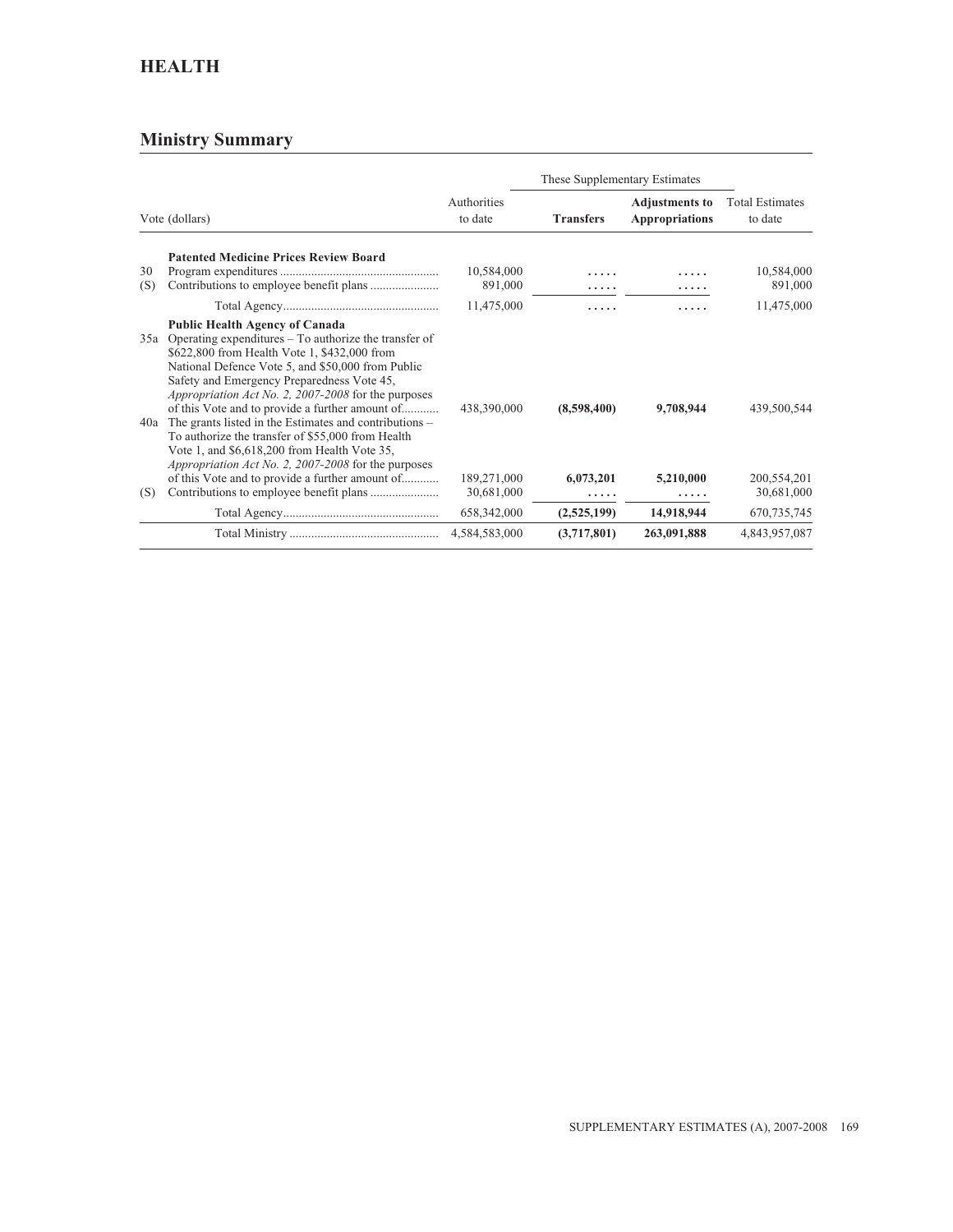## HEALTH

### Ministry Summary

| Vote (dollars) | | Authorities to date | These Supplementary Estimates | | Total Estimates to date |
|---|---|---|---|---|---|
| | | | **Transfers** | **Adjustments to Appropriations** | |
| | **Patented Medicine Prices Review Board** | | | | |
| 30 | Program expenditures | 10,584,000 | ..... | ..... | 10,584,000 |
| (S) | Contributions to employee benefit plans | 891,000 | ..... | ..... | 891,000 |
| | Total Agency | 11,475,000 | ..... | ..... | 11,475,000 |
| | **Public Health Agency of Canada** | | | | |
| 35a | Operating expenditures – To authorize the transfer of $622,800 from Health Vote 1, $432,000 from National Defence Vote 5, and $50,000 from Public Safety and Emergency Preparedness Vote 45, *Appropriation Act No. 2, 2007-2008* for the purposes of this Vote and to provide a further amount of | 438,390,000 | **(8,598,400)** | **9,708,944** | 439,500,544 |
| 40a | The grants listed in the Estimates and contributions – To authorize the transfer of $55,000 from Health Vote 1, and $6,618,200 from Health Vote 35, *Appropriation Act No. 2, 2007-2008* for the purposes of this Vote and to provide a further amount of | 189,271,000 | **6,073,201** | **5,210,000** | 200,554,201 |
| (S) | Contributions to employee benefit plans | 30,681,000 | ..... | ..... | 30,681,000 |
| | Total Agency | 658,342,000 | **(2,525,199)** | **14,918,944** | 670,735,745 |
| | Total Ministry | 4,584,583,000 | **(3,717,801)** | **263,091,888** | 4,843,957,087 |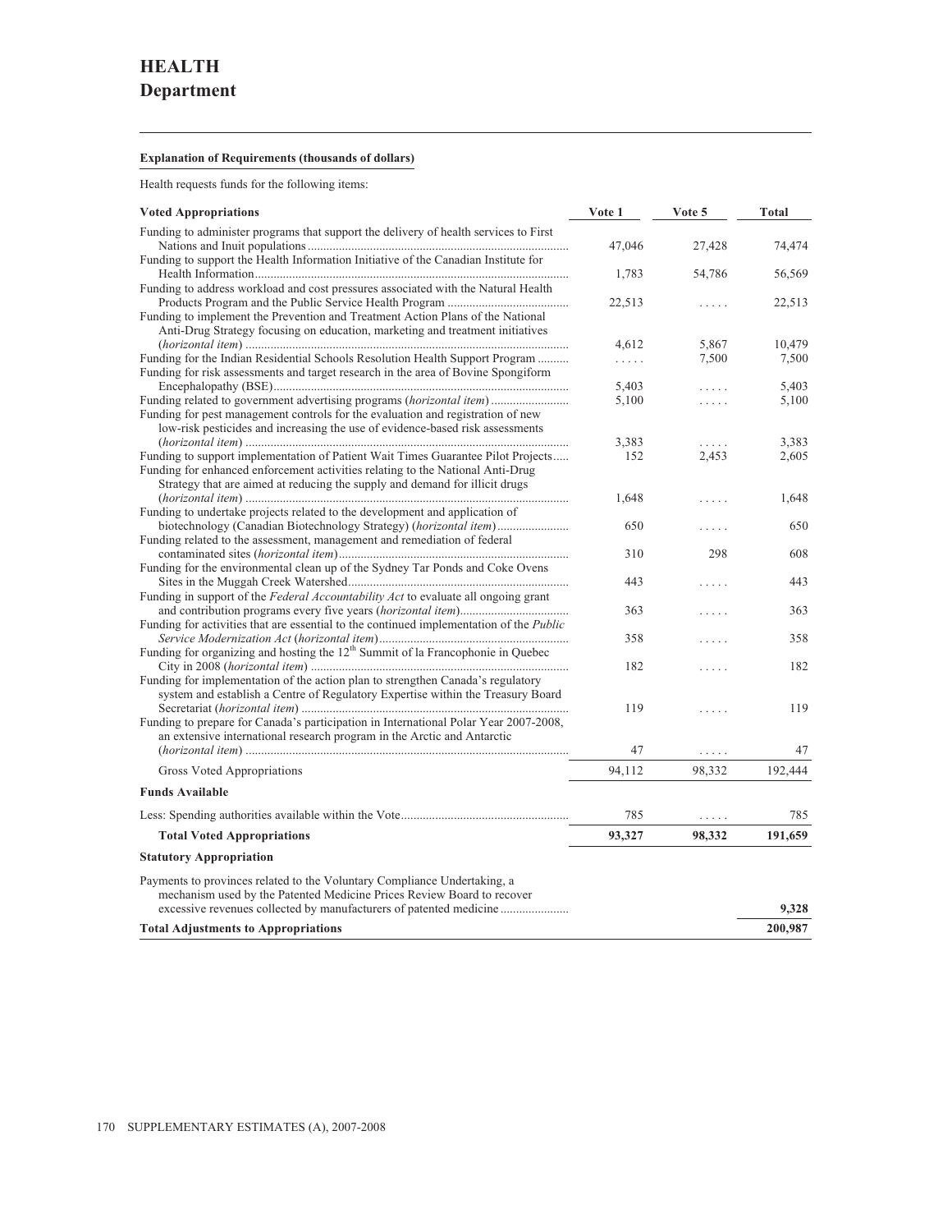# HEALTH
## Department

**Explanation of Requirements (thousands of dollars)**

Health requests funds for the following items:

| Voted Appropriations | Vote 1 | Vote 5 | Total |
|---|---|---|---|
| Funding to administer programs that support the delivery of health services to First Nations and Inuit populations | 47,046 | 27,428 | 74,474 |
| Funding to support the Health Information Initiative of the Canadian Institute for Health Information | 1,783 | 54,786 | 56,569 |
| Funding to address workload and cost pressures associated with the Natural Health Products Program and the Public Service Health Program | 22,513 | . . . . . | 22,513 |
| Funding to implement the Prevention and Treatment Action Plans of the National Anti-Drug Strategy focusing on education, marketing and treatment initiatives (*horizontal item*) | 4,612 | 5,867 | 10,479 |
| Funding for the Indian Residential Schools Resolution Health Support Program | . . . . . | 7,500 | 7,500 |
| Funding for risk assessments and target research in the area of Bovine Spongiform Encephalopathy (BSE) | 5,403 | . . . . . | 5,403 |
| Funding related to government advertising programs (*horizontal item*) | 5,100 | . . . . . | 5,100 |
| Funding for pest management controls for the evaluation and registration of new low-risk pesticides and increasing the use of evidence-based risk assessments (*horizontal item*) | 3,383 | . . . . . | 3,383 |
| Funding to support implementation of Patient Wait Times Guarantee Pilot Projects | 152 | 2,453 | 2,605 |
| Funding for enhanced enforcement activities relating to the National Anti-Drug Strategy that are aimed at reducing the supply and demand for illicit drugs (*horizontal item*) | 1,648 | . . . . . | 1,648 |
| Funding to undertake projects related to the development and application of biotechnology (Canadian Biotechnology Strategy) (*horizontal item*) | 650 | . . . . . | 650 |
| Funding related to the assessment, management and remediation of federal contaminated sites (*horizontal item*) | 310 | 298 | 608 |
| Funding for the environmental clean up of the Sydney Tar Ponds and Coke Ovens Sites in the Muggah Creek Watershed | 443 | . . . . . | 443 |
| Funding in support of the *Federal Accountability Act* to evaluate all ongoing grant and contribution programs every five years (*horizontal item*) | 363 | . . . . . | 363 |
| Funding for activities that are essential to the continued implementation of the *Public Service Modernization Act* (*horizontal item*) | 358 | . . . . . | 358 |
| Funding for organizing and hosting the 12th Summit of la Francophonie in Quebec City in 2008 (*horizontal item*) | 182 | . . . . . | 182 |
| Funding for implementation of the action plan to strengthen Canada's regulatory system and establish a Centre of Regulatory Expertise within the Treasury Board Secretariat (*horizontal item*) | 119 | . . . . . | 119 |
| Funding to prepare for Canada's participation in International Polar Year 2007-2008, an extensive international research program in the Arctic and Antarctic (*horizontal item*) | 47 | . . . . . | 47 |
| Gross Voted Appropriations | 94,112 | 98,332 | 192,444 |
| **Funds Available** | | | |
| Less: Spending authorities available within the Vote | 785 | . . . . . | 785 |
| **Total Voted Appropriations** | **93,327** | **98,332** | **191,659** |
| **Statutory Appropriation** | | | |
| Payments to provinces related to the Voluntary Compliance Undertaking, a mechanism used by the Patented Medicine Prices Review Board to recover excessive revenues collected by manufacturers of patented medicine | | | **9,328** |
| **Total Adjustments to Appropriations** | | | **200,987** |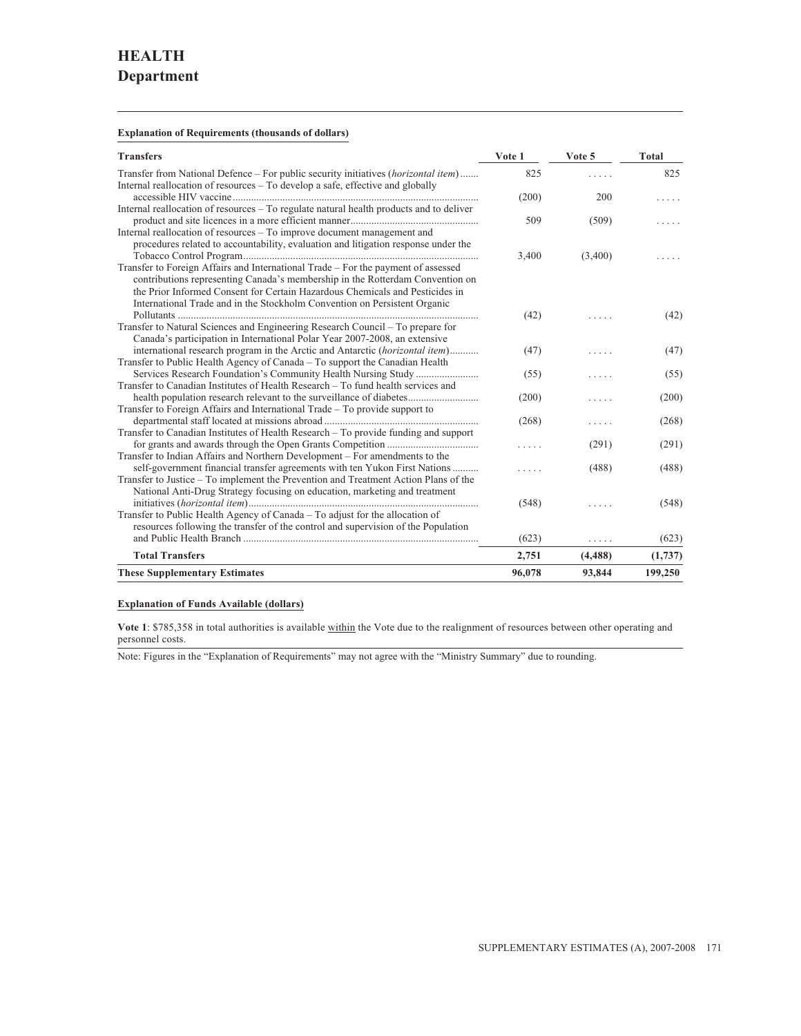# HEALTH
## Department

**Explanation of Requirements (thousands of dollars)**

| Transfers | Vote 1 | Vote 5 | Total |
|---|---|---|---|
| Transfer from National Defence – For public security initiatives (*horizontal item*) | 825 | ..... | 825 |
| Internal reallocation of resources – To develop a safe, effective and globally accessible HIV vaccine | (200) | 200 | ..... |
| Internal reallocation of resources – To regulate natural health products and to deliver product and site licences in a more efficient manner | 509 | (509) | ..... |
| Internal reallocation of resources – To improve document management and procedures related to accountability, evaluation and litigation response under the Tobacco Control Program | 3,400 | (3,400) | ..... |
| Transfer to Foreign Affairs and International Trade – For the payment of assessed contributions representing Canada's membership in the Rotterdam Convention on the Prior Informed Consent for Certain Hazardous Chemicals and Pesticides in International Trade and in the Stockholm Convention on Persistent Organic Pollutants | (42) | ..... | (42) |
| Transfer to Natural Sciences and Engineering Research Council – To prepare for Canada's participation in International Polar Year 2007-2008, an extensive international research program in the Arctic and Antarctic (*horizontal item*) | (47) | ..... | (47) |
| Transfer to Public Health Agency of Canada – To support the Canadian Health Services Research Foundation's Community Health Nursing Study | (55) | ..... | (55) |
| Transfer to Canadian Institutes of Health Research – To fund health services and health population research relevant to the surveillance of diabetes | (200) | ..... | (200) |
| Transfer to Foreign Affairs and International Trade – To provide support to departmental staff located at missions abroad | (268) | ..... | (268) |
| Transfer to Canadian Institutes of Health Research – To provide funding and support for grants and awards through the Open Grants Competition | ..... | (291) | (291) |
| Transfer to Indian Affairs and Northern Development – For amendments to the self-government financial transfer agreements with ten Yukon First Nations | ..... | (488) | (488) |
| Transfer to Justice – To implement the Prevention and Treatment Action Plans of the National Anti-Drug Strategy focusing on education, marketing and treatment initiatives (*horizontal item*) | (548) | ..... | (548) |
| Transfer to Public Health Agency of Canada – To adjust for the allocation of resources following the transfer of the control and supervision of the Population and Public Health Branch | (623) | ..... | (623) |
| **Total Transfers** | **2,751** | **(4,488)** | **(1,737)** |
| **These Supplementary Estimates** | **96,078** | **93,844** | **199,250** |

**Explanation of Funds Available (dollars)**

**Vote 1**: $785,358 in total authorities is available within the Vote due to the realignment of resources between other operating and personnel costs.

Note: Figures in the "Explanation of Requirements" may not agree with the "Ministry Summary" due to rounding.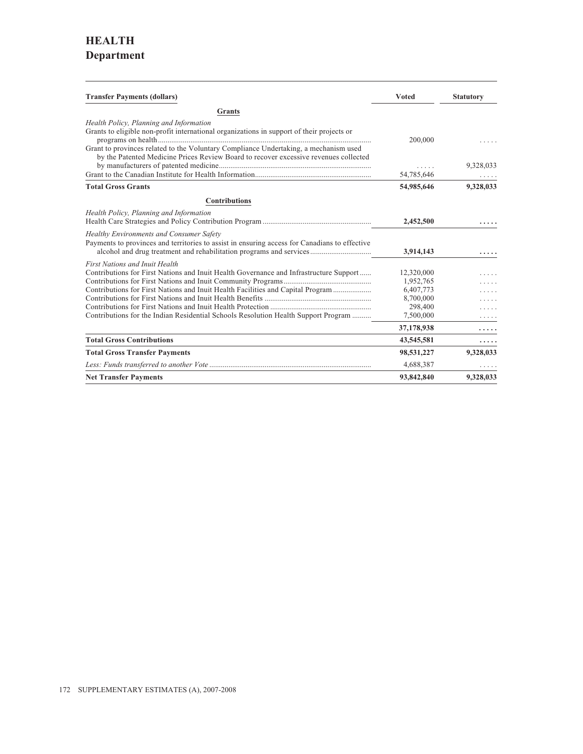# HEALTH
## Department

| Transfer Payments (dollars) | Voted | Statutory |
|---|---|---|
| **Grants** | | |
| *Health Policy, Planning and Information* | | |
| Grants to eligible non-profit international organizations in support of their projects or programs on health | 200,000 | ..... |
| Grant to provinces related to the Voluntary Compliance Undertaking, a mechanism used by the Patented Medicine Prices Review Board to recover excessive revenues collected by manufacturers of patented medicine | ..... | 9,328,033 |
| Grant to the Canadian Institute for Health Information | 54,785,646 | ..... |
| **Total Gross Grants** | **54,985,646** | **9,328,033** |
| **Contributions** | | |
| *Health Policy, Planning and Information* | | |
| Health Care Strategies and Policy Contribution Program | **2,452,500** | ..... |
| *Healthy Environments and Consumer Safety* | | |
| Payments to provinces and territories to assist in ensuring access for Canadians to effective alcohol and drug treatment and rehabilitation programs and services | **3,914,143** | ..... |
| *First Nations and Inuit Health* | | |
| Contributions for First Nations and Inuit Health Governance and Infrastructure Support | 12,320,000 | ..... |
| Contributions for First Nations and Inuit Community Programs | 1,952,765 | ..... |
| Contributions for First Nations and Inuit Health Facilities and Capital Program | 6,407,773 | ..... |
| Contributions for First Nations and Inuit Health Benefits | 8,700,000 | ..... |
| Contributions for First Nations and Inuit Health Protection | 298,400 | ..... |
| Contributions for the Indian Residential Schools Resolution Health Support Program | 7,500,000 | ..... |
| | **37,178,938** | ..... |
| **Total Gross Contributions** | **43,545,581** | ..... |
| **Total Gross Transfer Payments** | **98,531,227** | **9,328,033** |
| *Less: Funds transferred to another Vote* | 4,688,387 | ..... |
| **Net Transfer Payments** | **93,842,840** | **9,328,033** |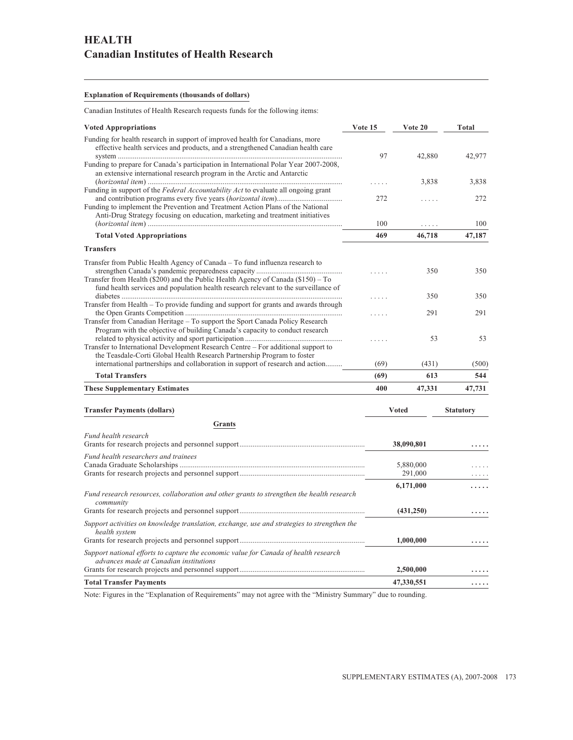# HEALTH
## Canadian Institutes of Health Research

**Explanation of Requirements (thousands of dollars)**

Canadian Institutes of Health Research requests funds for the following items:

| Voted Appropriations | Vote 15 | Vote 20 | Total |
|---|---|---|---|
| Funding for health research in support of improved health for Canadians, more effective health services and products, and a strengthened Canadian health care system | 97 | 42,880 | 42,977 |
| Funding to prepare for Canada's participation in International Polar Year 2007-2008, an extensive international research program in the Arctic and Antarctic (*horizontal item*) | ..... | 3,838 | 3,838 |
| Funding in support of the *Federal Accountability Act* to evaluate all ongoing grant and contribution programs every five years (*horizontal item*) | 272 | ..... | 272 |
| Funding to implement the Prevention and Treatment Action Plans of the National Anti-Drug Strategy focusing on education, marketing and treatment initiatives (*horizontal item*) | 100 | ..... | 100 |
| **Total Voted Appropriations** | **469** | **46,718** | **47,187** |
| **Transfers** | | | |
| Transfer from Public Health Agency of Canada – To fund influenza research to strengthen Canada's pandemic preparedness capacity | ..... | 350 | 350 |
| Transfer from Health ($200) and the Public Health Agency of Canada ($150) – To fund health services and population health research relevant to the surveillance of diabetes | ..... | 350 | 350 |
| Transfer from Health – To provide funding and support for grants and awards through the Open Grants Competition | ..... | 291 | 291 |
| Transfer from Canadian Heritage – To support the Sport Canada Policy Research Program with the objective of building Canada's capacity to conduct research related to physical activity and sport participation | ..... | 53 | 53 |
| Transfer to International Development Research Centre – For additional support to the Teasdale-Corti Global Health Research Partnership Program to foster international partnerships and collaboration in support of research and action | (69) | (431) | (500) |
| **Total Transfers** | **(69)** | **613** | **544** |
| **These Supplementary Estimates** | **400** | **47,331** | **47,731** |

| Transfer Payments (dollars) | Voted | Statutory |
|---|---|---|
| **Grants** | | |
| *Fund health research* | | |
| Grants for research projects and personnel support | **38,090,801** | **.....** |
| *Fund health researchers and trainees* | | |
| Canada Graduate Scholarships | 5,880,000 | ..... |
| Grants for research projects and personnel support | 291,000 | ..... |
| | **6,171,000** | **.....** |
| *Fund research resources, collaboration and other grants to strengthen the health research community* | | |
| Grants for research projects and personnel support | **(431,250)** | **.....** |
| *Support activities on knowledge translation, exchange, use and strategies to strengthen the health system* | | |
| Grants for research projects and personnel support | **1,000,000** | **.....** |
| *Support national efforts to capture the economic value for Canada of health research advances made at Canadian institutions* | | |
| Grants for research projects and personnel support | **2,500,000** | **.....** |
| **Total Transfer Payments** | **47,330,551** | **.....** |

Note: Figures in the "Explanation of Requirements" may not agree with the "Ministry Summary" due to rounding.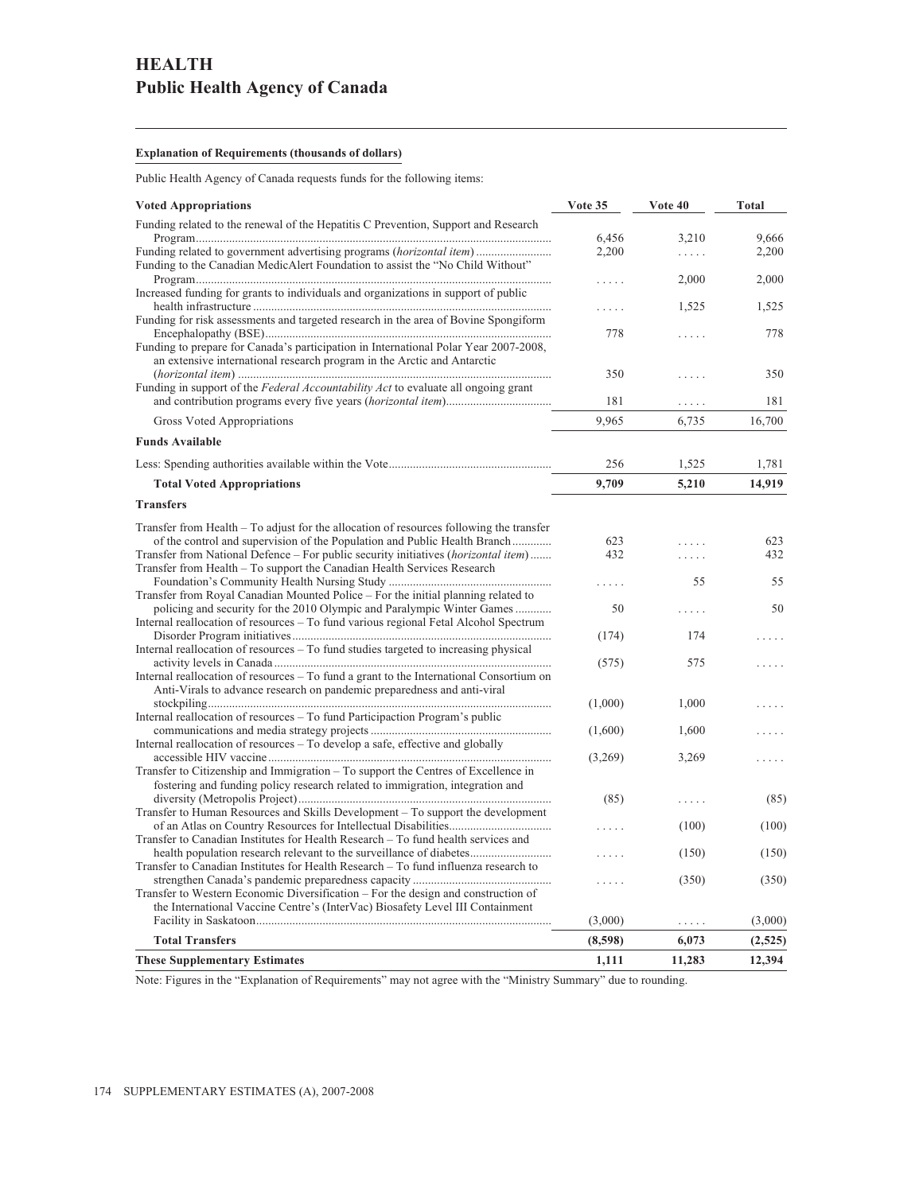# HEALTH
## Public Health Agency of Canada

**Explanation of Requirements (thousands of dollars)**

Public Health Agency of Canada requests funds for the following items:

| Voted Appropriations | Vote 35 | Vote 40 | Total |
|---|---|---|---|
| Funding related to the renewal of the Hepatitis C Prevention, Support and Research Program | 6,456 | 3,210 | 9,666 |
| Funding related to government advertising programs (*horizontal item*) | 2,200 | ..... | 2,200 |
| Funding to the Canadian MedicAlert Foundation to assist the "No Child Without" Program | ..... | 2,000 | 2,000 |
| Increased funding for grants to individuals and organizations in support of public health infrastructure | ..... | 1,525 | 1,525 |
| Funding for risk assessments and targeted research in the area of Bovine Spongiform Encephalopathy (BSE) | 778 | ..... | 778 |
| Funding to prepare for Canada's participation in International Polar Year 2007-2008, an extensive international research program in the Arctic and Antarctic (*horizontal item*) | 350 | ..... | 350 |
| Funding in support of the *Federal Accountability Act* to evaluate all ongoing grant and contribution programs every five years (*horizontal item*) | 181 | ..... | 181 |
| Gross Voted Appropriations | 9,965 | 6,735 | 16,700 |
| **Funds Available** | | | |
| Less: Spending authorities available within the Vote | 256 | 1,525 | 1,781 |
| **Total Voted Appropriations** | **9,709** | **5,210** | **14,919** |
| **Transfers** | | | |
| Transfer from Health – To adjust for the allocation of resources following the transfer of the control and supervision of the Population and Public Health Branch | 623 | ..... | 623 |
| Transfer from National Defence – For public security initiatives (*horizontal item*) | 432 | ..... | 432 |
| Transfer from Health – To support the Canadian Health Services Research Foundation's Community Health Nursing Study | ..... | 55 | 55 |
| Transfer from Royal Canadian Mounted Police – For the initial planning related to policing and security for the 2010 Olympic and Paralympic Winter Games | 50 | ..... | 50 |
| Internal reallocation of resources – To fund various regional Fetal Alcohol Spectrum Disorder Program initiatives | (174) | 174 | ..... |
| Internal reallocation of resources – To fund studies targeted to increasing physical activity levels in Canada | (575) | 575 | ..... |
| Internal reallocation of resources – To fund a grant to the International Consortium on Anti-Virals to advance research on pandemic preparedness and anti-viral stockpiling | (1,000) | 1,000 | ..... |
| Internal reallocation of resources – To fund Participaction Program's public communications and media strategy projects | (1,600) | 1,600 | ..... |
| Internal reallocation of resources – To develop a safe, effective and globally accessible HIV vaccine | (3,269) | 3,269 | ..... |
| Transfer to Citizenship and Immigration – To support the Centres of Excellence in fostering and funding policy research related to immigration, integration and diversity (Metropolis Project) | (85) | ..... | (85) |
| Transfer to Human Resources and Skills Development – To support the development of an Atlas on Country Resources for Intellectual Disabilities | ..... | (100) | (100) |
| Transfer to Canadian Institutes for Health Research – To fund health services and health population research relevant to the surveillance of diabetes | ..... | (150) | (150) |
| Transfer to Canadian Institutes for Health Research – To fund influenza research to strengthen Canada's pandemic preparedness capacity | ..... | (350) | (350) |
| Transfer to Western Economic Diversification – For the design and construction of the International Vaccine Centre's (InterVac) Biosafety Level III Containment Facility in Saskatoon | (3,000) | ..... | (3,000) |
| **Total Transfers** | **(8,598)** | **6,073** | **(2,525)** |
| **These Supplementary Estimates** | **1,111** | **11,283** | **12,394** |

Note: Figures in the "Explanation of Requirements" may not agree with the "Ministry Summary" due to rounding.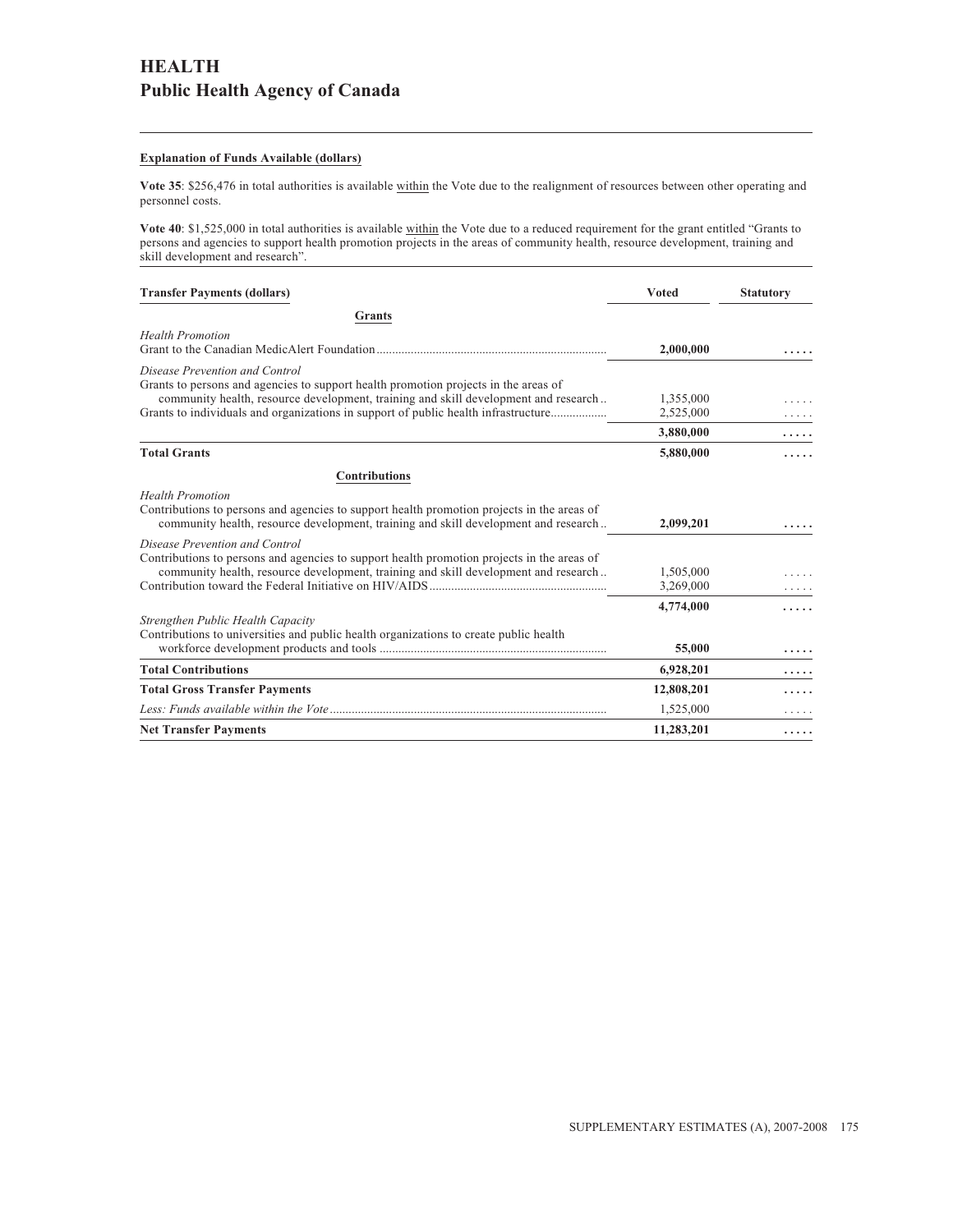# HEALTH

## Public Health Agency of Canada

**Explanation of Funds Available (dollars)**

**Vote 35**: $256,476 in total authorities is available within the Vote due to the realignment of resources between other operating and personnel costs.

**Vote 40**: $1,525,000 in total authorities is available within the Vote due to a reduced requirement for the grant entitled “Grants to persons and agencies to support health promotion projects in the areas of community health, resource development, training and skill development and research”.

| Transfer Payments (dollars) | Voted | Statutory |
|---|---|---|
| **Grants** | | |
| *Health Promotion* | | |
| Grant to the Canadian MedicAlert Foundation | **2,000,000** | ..... |
| *Disease Prevention and Control* | | |
| Grants to persons and agencies to support health promotion projects in the areas of community health, resource development, training and skill development and research | 1,355,000 | ..... |
| Grants to individuals and organizations in support of public health infrastructure | 2,525,000 | ..... |
| | **3,880,000** | ..... |
| **Total Grants** | **5,880,000** | ..... |
| **Contributions** | | |
| *Health Promotion* | | |
| Contributions to persons and agencies to support health promotion projects in the areas of community health, resource development, training and skill development and research | **2,099,201** | ..... |
| *Disease Prevention and Control* | | |
| Contributions to persons and agencies to support health promotion projects in the areas of community health, resource development, training and skill development and research | 1,505,000 | ..... |
| Contribution toward the Federal Initiative on HIV/AIDS | 3,269,000 | ..... |
| | **4,774,000** | ..... |
| *Strengthen Public Health Capacity* | | |
| Contributions to universities and public health organizations to create public health workforce development products and tools | **55,000** | ..... |
| **Total Contributions** | **6,928,201** | ..... |
| **Total Gross Transfer Payments** | **12,808,201** | ..... |
| *Less: Funds available within the Vote* | 1,525,000 | ..... |
| **Net Transfer Payments** | **11,283,201** | ..... |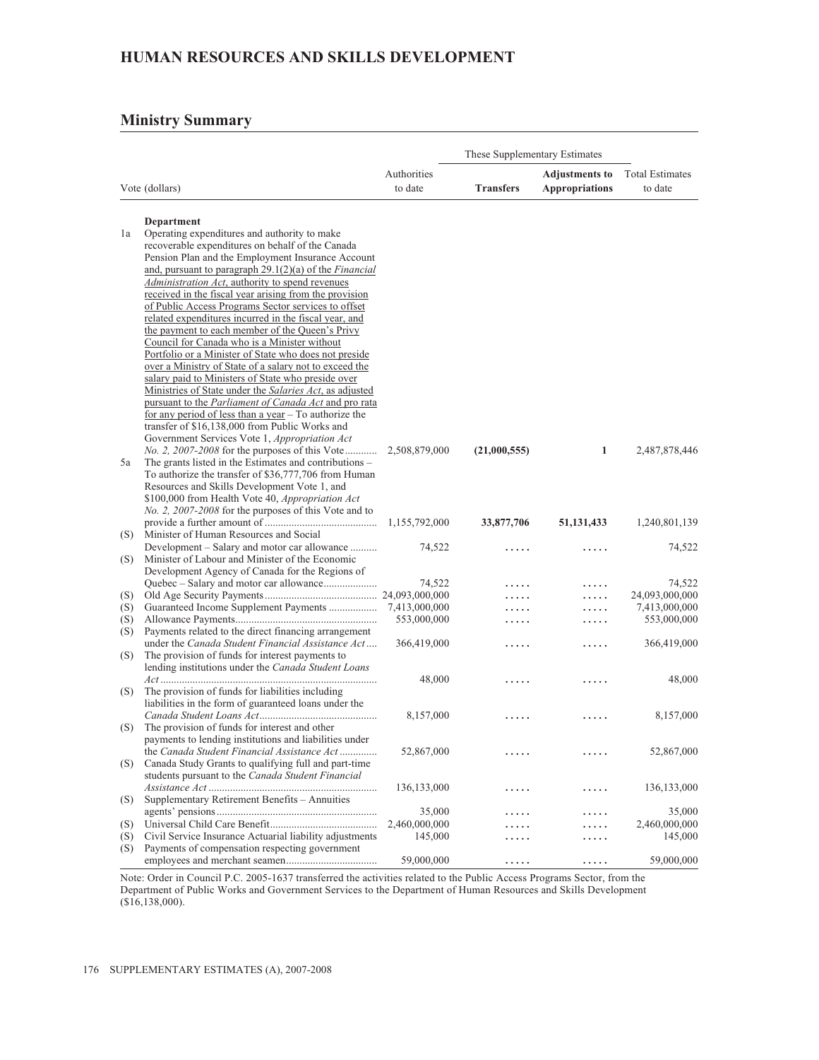# HUMAN RESOURCES AND SKILLS DEVELOPMENT

## Ministry Summary

| Vote (dollars) | | Authorities to date | These Supplementary Estimates | | Total Estimates to date |
|---|---|---|---|---|---|
| | | | **Transfers** | **Adjustments to Appropriations** | |
| | **Department** | | | | |
| 1a | Operating expenditures and authority to make recoverable expenditures on behalf of the Canada Pension Plan and the Employment Insurance Account and, pursuant to paragraph 29.1(2)(a) of the *Financial Administration Act*, authority to spend revenues received in the fiscal year arising from the provision of Public Access Programs Sector services to offset related expenditures incurred in the fiscal year, and the payment to each member of the Queen's Privy Council for Canada who is a Minister without Portfolio or a Minister of State who does not preside over a Ministry of State of a salary not to exceed the salary paid to Ministers of State who preside over Ministries of State under the *Salaries Act*, as adjusted pursuant to the *Parliament of Canada Act* and pro rata for any period of less than a year – To authorize the transfer of $16,138,000 from Public Works and Government Services Vote 1, *Appropriation Act No. 2, 2007-2008* for the purposes of this Vote | 2,508,879,000 | **(21,000,555)** | **1** | 2,487,878,446 |
| 5a | The grants listed in the Estimates and contributions – To authorize the transfer of $36,777,706 from Human Resources and Skills Development Vote 1, and $100,000 from Health Vote 40, *Appropriation Act No. 2, 2007-2008* for the purposes of this Vote and to provide a further amount of | 1,155,792,000 | **33,877,706** | **51,131,433** | 1,240,801,139 |
| (S) | Minister of Human Resources and Social Development – Salary and motor car allowance | 74,522 | ..... | ..... | 74,522 |
| (S) | Minister of Labour and Minister of the Economic Development Agency of Canada for the Regions of Quebec – Salary and motor car allowance | 74,522 | ..... | ..... | 74,522 |
| (S) | Old Age Security Payments | 24,093,000,000 | ..... | ..... | 24,093,000,000 |
| (S) | Guaranteed Income Supplement Payments | 7,413,000,000 | ..... | ..... | 7,413,000,000 |
| (S) | Allowance Payments | 553,000,000 | ..... | ..... | 553,000,000 |
| (S) | Payments related to the direct financing arrangement under the *Canada Student Financial Assistance Act* | 366,419,000 | ..... | ..... | 366,419,000 |
| (S) | The provision of funds for interest payments to lending institutions under the *Canada Student Loans Act* | 48,000 | ..... | ..... | 48,000 |
| (S) | The provision of funds for liabilities including liabilities in the form of guaranteed loans under the *Canada Student Loans Act* | 8,157,000 | ..... | ..... | 8,157,000 |
| (S) | The provision of funds for interest and other payments to lending institutions and liabilities under the *Canada Student Financial Assistance Act* | 52,867,000 | ..... | ..... | 52,867,000 |
| (S) | Canada Study Grants to qualifying full and part-time students pursuant to the *Canada Student Financial Assistance Act* | 136,133,000 | ..... | ..... | 136,133,000 |
| (S) | Supplementary Retirement Benefits – Annuities agents' pensions | 35,000 | ..... | ..... | 35,000 |
| (S) | Universal Child Care Benefit | 2,460,000,000 | ..... | ..... | 2,460,000,000 |
| (S) | Civil Service Insurance Actuarial liability adjustments | 145,000 | ..... | ..... | 145,000 |
| (S) | Payments of compensation respecting government employees and merchant seamen | 59,000,000 | ..... | ..... | 59,000,000 |

Note: Order in Council P.C. 2005-1637 transferred the activities related to the Public Access Programs Sector, from the Department of Public Works and Government Services to the Department of Human Resources and Skills Development ($16,138,000).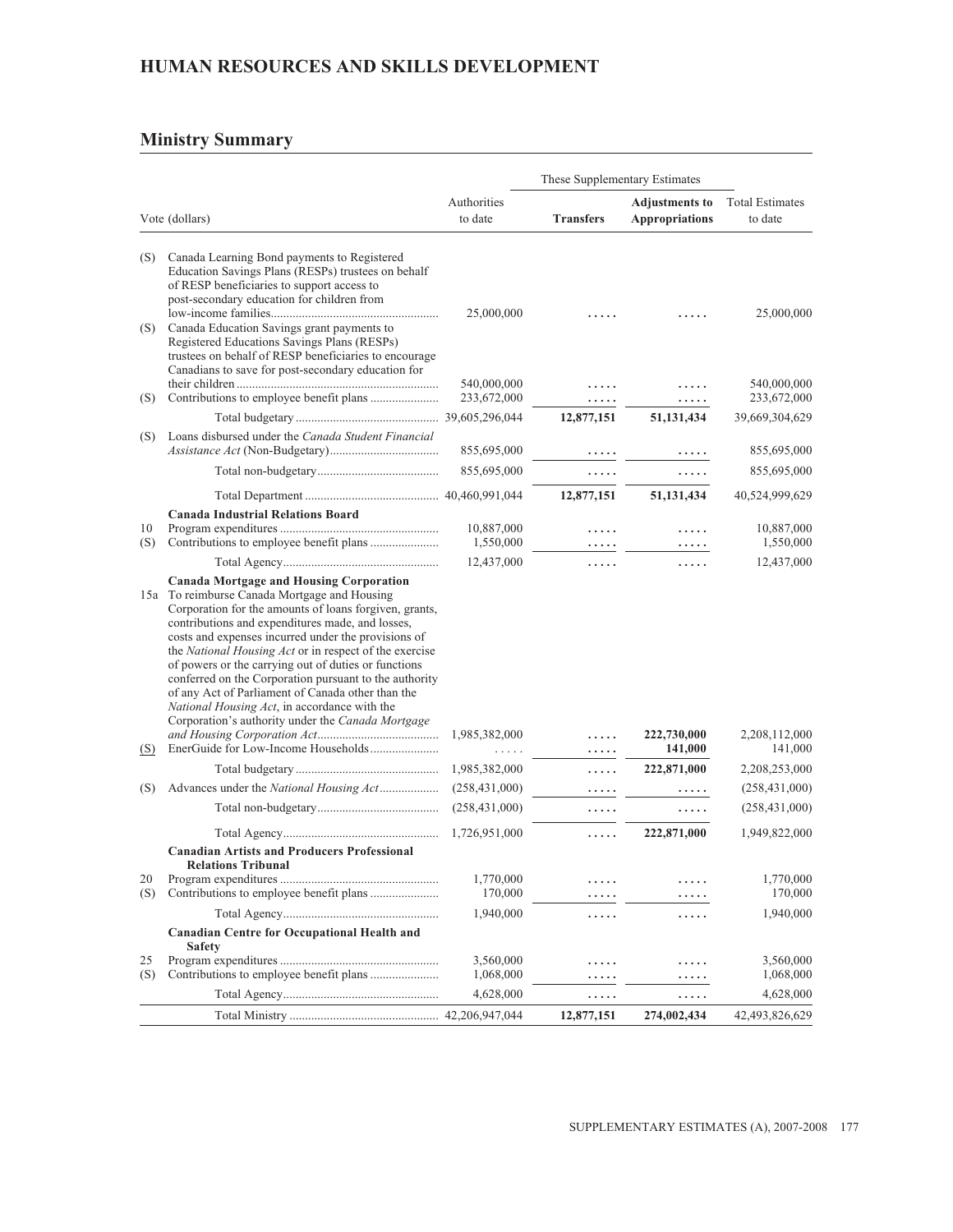# HUMAN RESOURCES AND SKILLS DEVELOPMENT

## Ministry Summary

| Vote (dollars) | | Authorities to date | These Supplementary Estimates | | Total Estimates to date |
|---|---|---|---|---|---|
| | | | **Transfers** | **Adjustments to Appropriations** | |
| (S) | Canada Learning Bond payments to Registered Education Savings Plans (RESPs) trustees on behalf of RESP beneficiaries to support access to post-secondary education for children from low-income families | 25,000,000 | ..... | ..... | 25,000,000 |
| (S) | Canada Education Savings grant payments to Registered Educations Savings Plans (RESPs) trustees on behalf of RESP beneficiaries to encourage Canadians to save for post-secondary education for their children | 540,000,000 | ..... | ..... | 540,000,000 |
| (S) | Contributions to employee benefit plans | 233,672,000 | ..... | ..... | 233,672,000 |
| | Total budgetary | 39,605,296,044 | 12,877,151 | 51,131,434 | 39,669,304,629 |
| (S) | Loans disbursed under the *Canada Student Financial Assistance Act* (Non-Budgetary) | 855,695,000 | ..... | ..... | 855,695,000 |
| | Total non-budgetary | 855,695,000 | ..... | ..... | 855,695,000 |
| | Total Department | 40,460,991,044 | 12,877,151 | 51,131,434 | 40,524,999,629 |
| | **Canada Industrial Relations Board** | | | | |
| 10 | Program expenditures | 10,887,000 | ..... | ..... | 10,887,000 |
| (S) | Contributions to employee benefit plans | 1,550,000 | ..... | ..... | 1,550,000 |
| | Total Agency | 12,437,000 | ..... | ..... | 12,437,000 |
| | **Canada Mortgage and Housing Corporation** | | | | |
| 15a | To reimburse Canada Mortgage and Housing Corporation for the amounts of loans forgiven, grants, contributions and expenditures made, and losses, costs and expenses incurred under the provisions of the *National Housing Act* or in respect of the exercise of powers or the carrying out of duties or functions conferred on the Corporation pursuant to the authority of any Act of Parliament of Canada other than the *National Housing Act*, in accordance with the Corporation's authority under the *Canada Mortgage and Housing Corporation Act* | 1,985,382,000 | ..... | 222,730,000 | 2,208,112,000 |
| (S) | EnerGuide for Low-Income Households | ..... | ..... | 141,000 | 141,000 |
| | Total budgetary | 1,985,382,000 | ..... | 222,871,000 | 2,208,253,000 |
| (S) | Advances under the *National Housing Act* | (258,431,000) | ..... | ..... | (258,431,000) |
| | Total non-budgetary | (258,431,000) | ..... | ..... | (258,431,000) |
| | Total Agency | 1,726,951,000 | ..... | 222,871,000 | 1,949,822,000 |
| | **Canadian Artists and Producers Professional Relations Tribunal** | | | | |
| 20 | Program expenditures | 1,770,000 | ..... | ..... | 1,770,000 |
| (S) | Contributions to employee benefit plans | 170,000 | ..... | ..... | 170,000 |
| | Total Agency | 1,940,000 | ..... | ..... | 1,940,000 |
| | **Canadian Centre for Occupational Health and Safety** | | | | |
| 25 | Program expenditures | 3,560,000 | ..... | ..... | 3,560,000 |
| (S) | Contributions to employee benefit plans | 1,068,000 | ..... | ..... | 1,068,000 |
| | Total Agency | 4,628,000 | ..... | ..... | 4,628,000 |
| | Total Ministry | 42,206,947,044 | 12,877,151 | 274,002,434 | 42,493,826,629 |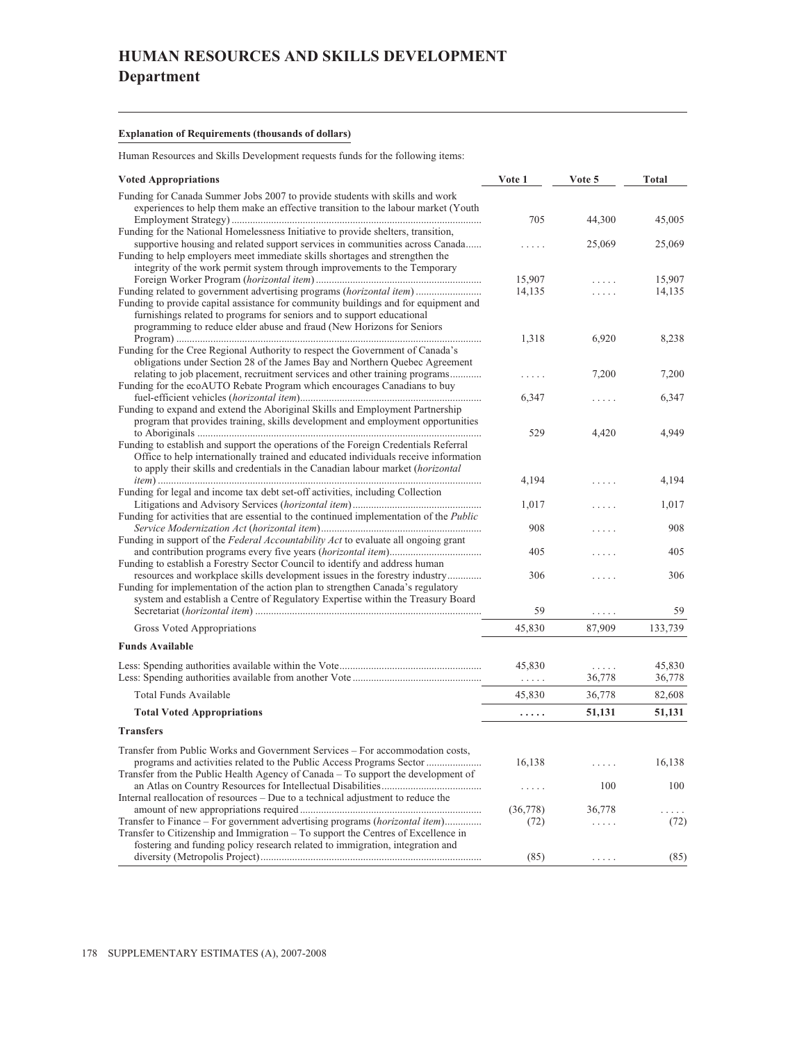# HUMAN RESOURCES AND SKILLS DEVELOPMENT
## Department

**Explanation of Requirements (thousands of dollars)**

Human Resources and Skills Development requests funds for the following items:

| Voted Appropriations | Vote 1 | Vote 5 | Total |
|---|---|---|---|
| Funding for Canada Summer Jobs 2007 to provide students with skills and work experiences to help them make an effective transition to the labour market (Youth Employment Strategy) | 705 | 44,300 | 45,005 |
| Funding for the National Homelessness Initiative to provide shelters, transition, supportive housing and related support services in communities across Canada | ..... | 25,069 | 25,069 |
| Funding to help employers meet immediate skills shortages and strengthen the integrity of the work permit system through improvements to the Temporary Foreign Worker Program (*horizontal item*) | 15,907 | ..... | 15,907 |
| Funding related to government advertising programs (*horizontal item*) | 14,135 | ..... | 14,135 |
| Funding to provide capital assistance for community buildings and for equipment and furnishings related to programs for seniors and to support educational programming to reduce elder abuse and fraud (New Horizons for Seniors Program) | 1,318 | 6,920 | 8,238 |
| Funding for the Cree Regional Authority to respect the Government of Canada's obligations under Section 28 of the James Bay and Northern Quebec Agreement relating to job placement, recruitment services and other training programs | ..... | 7,200 | 7,200 |
| Funding for the ecoAUTO Rebate Program which encourages Canadians to buy fuel-efficient vehicles (*horizontal item*) | 6,347 | ..... | 6,347 |
| Funding to expand and extend the Aboriginal Skills and Employment Partnership program that provides training, skills development and employment opportunities to Aboriginals | 529 | 4,420 | 4,949 |
| Funding to establish and support the operations of the Foreign Credentials Referral Office to help internationally trained and educated individuals receive information to apply their skills and credentials in the Canadian labour market (*horizontal item*) | 4,194 | ..... | 4,194 |
| Funding for legal and income tax debt set-off activities, including Collection Litigations and Advisory Services (*horizontal item*) | 1,017 | ..... | 1,017 |
| Funding for activities that are essential to the continued implementation of the *Public Service Modernization Act* (*horizontal item*) | 908 | ..... | 908 |
| Funding in support of the *Federal Accountability Act* to evaluate all ongoing grant and contribution programs every five years (*horizontal item*) | 405 | ..... | 405 |
| Funding to establish a Forestry Sector Council to identify and address human resources and workplace skills development issues in the forestry industry | 306 | ..... | 306 |
| Funding for implementation of the action plan to strengthen Canada's regulatory system and establish a Centre of Regulatory Expertise within the Treasury Board Secretariat (*horizontal item*) | 59 | ..... | 59 |
| Gross Voted Appropriations | 45,830 | 87,909 | 133,739 |
| **Funds Available** | | | |
| Less: Spending authorities available within the Vote | 45,830 | ..... | 45,830 |
| Less: Spending authorities available from another Vote | ..... | 36,778 | 36,778 |
| Total Funds Available | 45,830 | 36,778 | 82,608 |
| **Total Voted Appropriations** | **.....** | **51,131** | **51,131** |
| **Transfers** | | | |
| Transfer from Public Works and Government Services – For accommodation costs, programs and activities related to the Public Access Programs Sector | 16,138 | ..... | 16,138 |
| Transfer from the Public Health Agency of Canada – To support the development of an Atlas on Country Resources for Intellectual Disabilities | ..... | 100 | 100 |
| Internal reallocation of resources – Due to a technical adjustment to reduce the amount of new appropriations required | (36,778) | 36,778 | ..... |
| Transfer to Finance – For government advertising programs (*horizontal item*) | (72) | ..... | (72) |
| Transfer to Citizenship and Immigration – To support the Centres of Excellence in fostering and funding policy research related to immigration, integration and diversity (Metropolis Project) | (85) | ..... | (85) |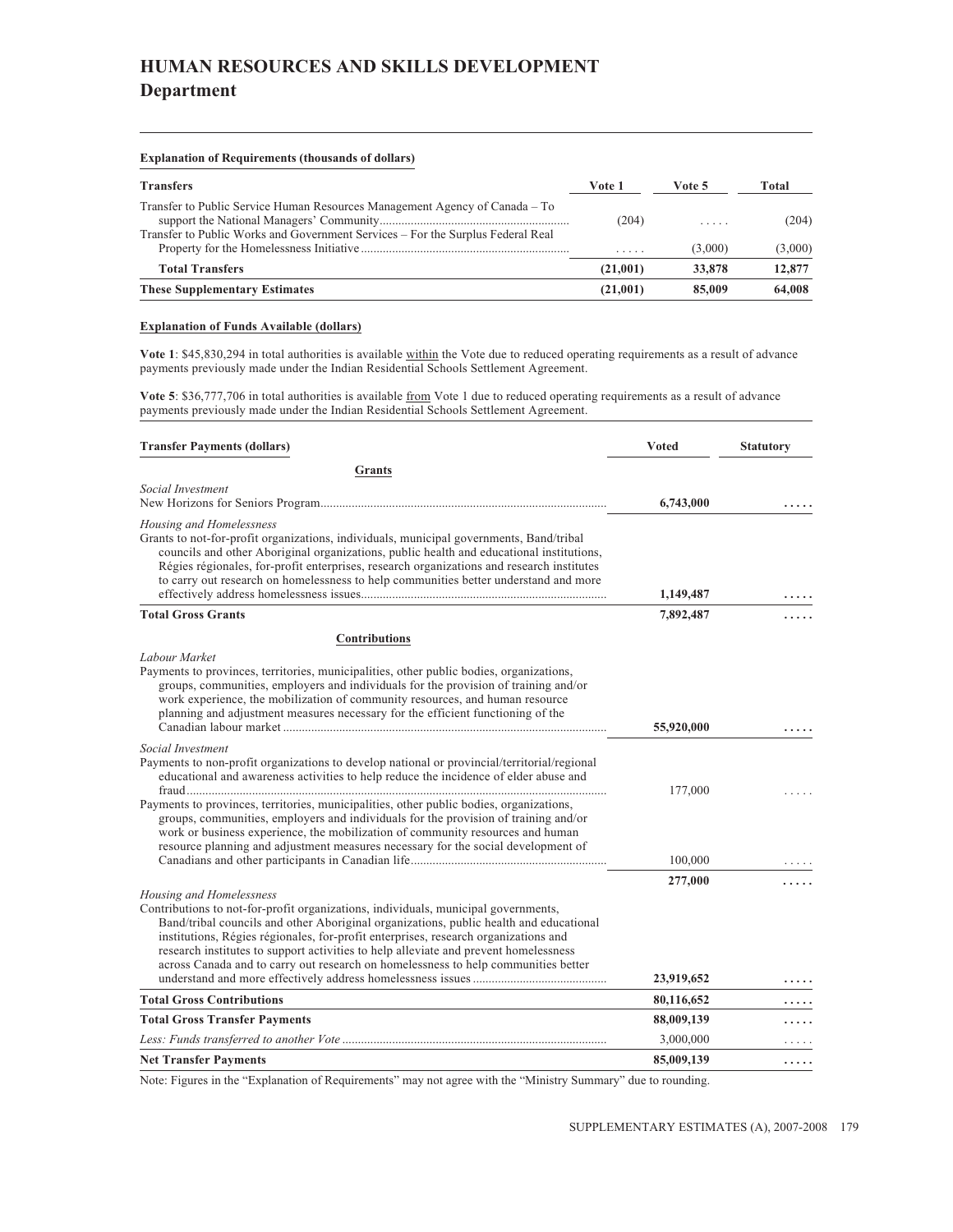# HUMAN RESOURCES AND SKILLS DEVELOPMENT

## Department

**Explanation of Requirements (thousands of dollars)**

| Transfers | Vote 1 | Vote 5 | Total |
|---|---|---|---|
| Transfer to Public Service Human Resources Management Agency of Canada – To support the National Managers' Community | (204) | ..... | (204) |
| Transfer to Public Works and Government Services – For the Surplus Federal Real Property for the Homelessness Initiative | ..... | (3,000) | (3,000) |
| **Total Transfers** | **(21,001)** | **33,878** | **12,877** |
| **These Supplementary Estimates** | **(21,001)** | **85,009** | **64,008** |

**Explanation of Funds Available (dollars)**

**Vote 1**: $45,830,294 in total authorities is available within the Vote due to reduced operating requirements as a result of advance payments previously made under the Indian Residential Schools Settlement Agreement.

**Vote 5**: $36,777,706 in total authorities is available from Vote 1 due to reduced operating requirements as a result of advance payments previously made under the Indian Residential Schools Settlement Agreement.

| Transfer Payments (dollars) | Voted | Statutory |
|---|---|---|
| **Grants** | | |
| *Social Investment* | | |
| New Horizons for Seniors Program | **6,743,000** | ..... |
| *Housing and Homelessness* | | |
| Grants to not-for-profit organizations, individuals, municipal governments, Band/tribal councils and other Aboriginal organizations, public health and educational institutions, Régies régionales, for-profit enterprises, research organizations and research institutes to carry out research on homelessness to help communities better understand and more effectively address homelessness issues | **1,149,487** | ..... |
| **Total Gross Grants** | **7,892,487** | ..... |
| **Contributions** | | |
| *Labour Market* | | |
| Payments to provinces, territories, municipalities, other public bodies, organizations, groups, communities, employers and individuals for the provision of training and/or work experience, the mobilization of community resources, and human resource planning and adjustment measures necessary for the efficient functioning of the Canadian labour market | **55,920,000** | ..... |
| *Social Investment* | | |
| Payments to non-profit organizations to develop national or provincial/territorial/regional educational and awareness activities to help reduce the incidence of elder abuse and fraud | 177,000 | ..... |
| Payments to provinces, territories, municipalities, other public bodies, organizations, groups, communities, employers and individuals for the provision of training and/or work or business experience, the mobilization of community resources and human resource planning and adjustment measures necessary for the social development of Canadians and other participants in Canadian life | 100,000 | ..... |
| | **277,000** | ..... |
| *Housing and Homelessness* | | |
| Contributions to not-for-profit organizations, individuals, municipal governments, Band/tribal councils and other Aboriginal organizations, public health and educational institutions, Régies régionales, for-profit enterprises, research organizations and research institutes to support activities to help alleviate and prevent homelessness across Canada and to carry out research on homelessness to help communities better understand and more effectively address homelessness issues | **23,919,652** | ..... |
| **Total Gross Contributions** | **80,116,652** | ..... |
| **Total Gross Transfer Payments** | **88,009,139** | ..... |
| *Less: Funds transferred to another Vote* | 3,000,000 | ..... |
| **Net Transfer Payments** | **85,009,139** | ..... |

Note: Figures in the "Explanation of Requirements" may not agree with the "Ministry Summary" due to rounding.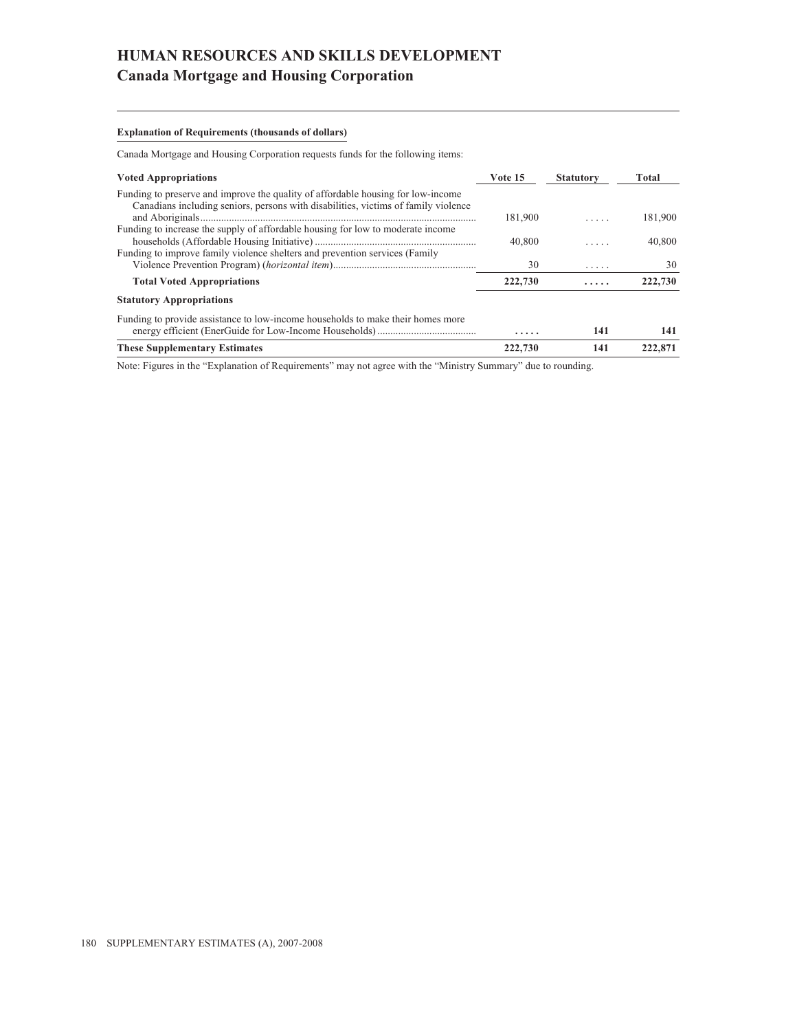# HUMAN RESOURCES AND SKILLS DEVELOPMENT
## Canada Mortgage and Housing Corporation

**Explanation of Requirements (thousands of dollars)**

Canada Mortgage and Housing Corporation requests funds for the following items:

| Voted Appropriations | Vote 15 | Statutory | Total |
|---|---|---|---|
| Funding to preserve and improve the quality of affordable housing for low-income Canadians including seniors, persons with disabilities, victims of family violence and Aboriginals | 181,900 | ..... | 181,900 |
| Funding to increase the supply of affordable housing for low to moderate income households (Affordable Housing Initiative) | 40,800 | ..... | 40,800 |
| Funding to improve family violence shelters and prevention services (Family Violence Prevention Program) (*horizontal item*) | 30 | ..... | 30 |
| **Total Voted Appropriations** | **222,730** | **.....** | **222,730** |
| **Statutory Appropriations** | | | |
| Funding to provide assistance to low-income households to make their homes more energy efficient (EnerGuide for Low-Income Households) | **.....** | **141** | **141** |
| **These Supplementary Estimates** | **222,730** | **141** | **222,871** |

Note: Figures in the "Explanation of Requirements" may not agree with the "Ministry Summary" due to rounding.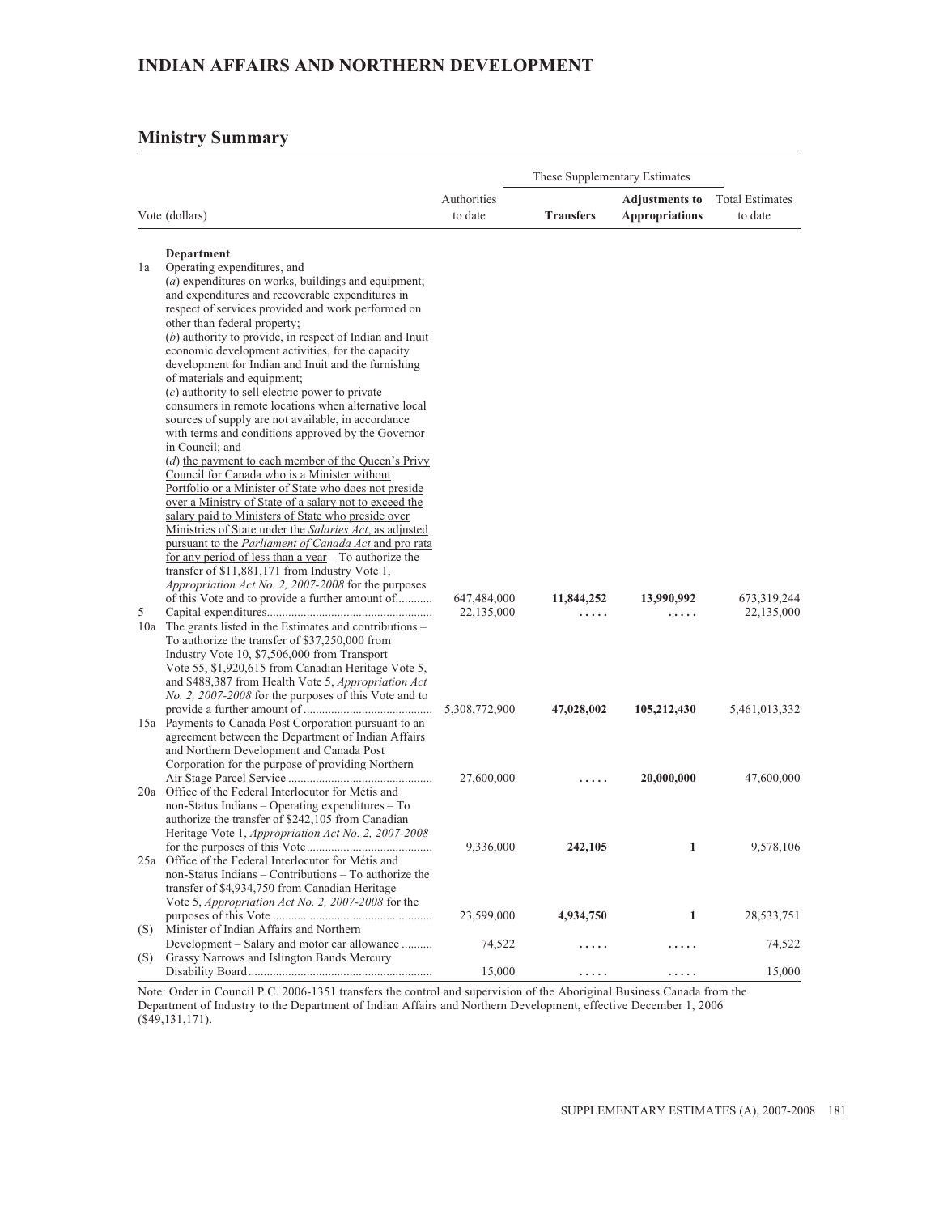# INDIAN AFFAIRS AND NORTHERN DEVELOPMENT

## Ministry Summary

| Vote (dollars) | | Authorities to date | These Supplementary Estimates – Transfers | These Supplementary Estimates – Adjustments to Appropriations | Total Estimates to date |
|---|---|---|---|---|---|
| | **Department** | | | | |
| 1a | Operating expenditures, and (*a*) expenditures on works, buildings and equipment; and expenditures and recoverable expenditures in respect of services provided and work performed on other than federal property; (*b*) authority to provide, in respect of Indian and Inuit economic development activities, for the capacity development for Indian and Inuit and the furnishing of materials and equipment; (*c*) authority to sell electric power to private consumers in remote locations when alternative local sources of supply are not available, in accordance with terms and conditions approved by the Governor in Council; and (*d*) the payment to each member of the Queen's Privy Council for Canada who is a Minister without Portfolio or a Minister of State who does not preside over a Ministry of State of a salary not to exceed the salary paid to Ministers of State who preside over Ministries of State under the *Salaries Act*, as adjusted pursuant to the *Parliament of Canada Act* and pro rata for any period of less than a year – To authorize the transfer of $11,881,171 from Industry Vote 1, *Appropriation Act No. 2, 2007-2008* for the purposes of this Vote and to provide a further amount of | 647,484,000 | **11,844,252** | **13,990,992** | 673,319,244 |
| 5 | Capital expenditures | 22,135,000 | ..... | ..... | 22,135,000 |
| 10a | The grants listed in the Estimates and contributions – To authorize the transfer of $37,250,000 from Industry Vote 10, $7,506,000 from Transport Vote 55, $1,920,615 from Canadian Heritage Vote 5, and $488,387 from Health Vote 5, *Appropriation Act No. 2, 2007-2008* for the purposes of this Vote and to provide a further amount of | 5,308,772,900 | **47,028,002** | **105,212,430** | 5,461,013,332 |
| 15a | Payments to Canada Post Corporation pursuant to an agreement between the Department of Indian Affairs and Northern Development and Canada Post Corporation for the purpose of providing Northern Air Stage Parcel Service | 27,600,000 | ..... | **20,000,000** | 47,600,000 |
| 20a | Office of the Federal Interlocutor for Métis and non-Status Indians – Operating expenditures – To authorize the transfer of $242,105 from Canadian Heritage Vote 1, *Appropriation Act No. 2, 2007-2008* for the purposes of this Vote | 9,336,000 | **242,105** | **1** | 9,578,106 |
| 25a | Office of the Federal Interlocutor for Métis and non-Status Indians – Contributions – To authorize the transfer of $4,934,750 from Canadian Heritage Vote 5, *Appropriation Act No. 2, 2007-2008* for the purposes of this Vote | 23,599,000 | **4,934,750** | **1** | 28,533,751 |
| (S) | Minister of Indian Affairs and Northern Development – Salary and motor car allowance | 74,522 | ..... | ..... | 74,522 |
| (S) | Grassy Narrows and Islington Bands Mercury Disability Board | 15,000 | ..... | ..... | 15,000 |

Note: Order in Council P.C. 2006-1351 transfers the control and supervision of the Aboriginal Business Canada from the Department of Industry to the Department of Indian Affairs and Northern Development, effective December 1, 2006 ($49,131,171).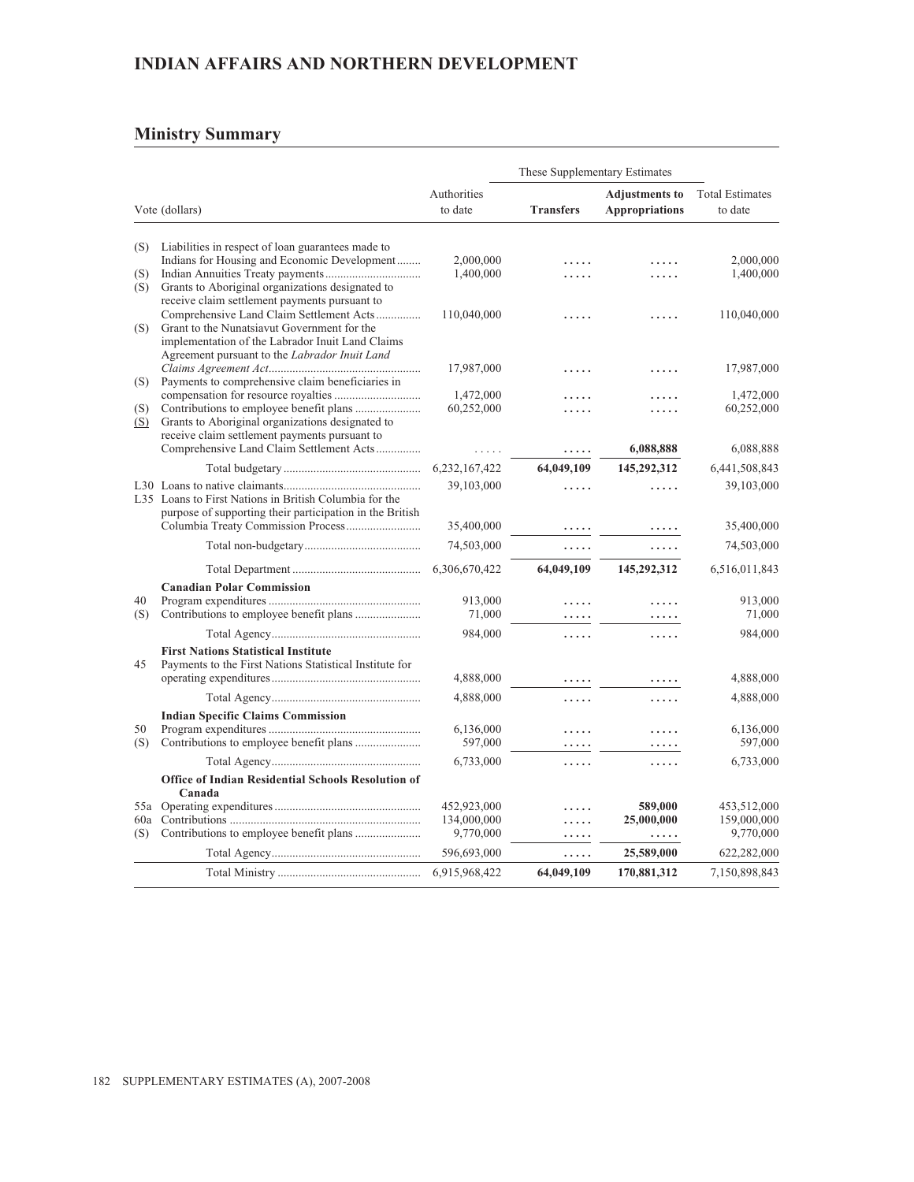# INDIAN AFFAIRS AND NORTHERN DEVELOPMENT

## Ministry Summary

| | Vote (dollars) | Authorities to date | These Supplementary Estimates Transfers | Adjustments to Appropriations | Total Estimates to date |
|---|---|---|---|---|---|
| (S) | Liabilities in respect of loan guarantees made to Indians for Housing and Economic Development | 2,000,000 | ..... | ..... | 2,000,000 |
| (S) | Indian Annuities Treaty payments | 1,400,000 | ..... | ..... | 1,400,000 |
| (S) | Grants to Aboriginal organizations designated to receive claim settlement payments pursuant to Comprehensive Land Claim Settlement Acts | 110,040,000 | ..... | ..... | 110,040,000 |
| (S) | Grant to the Nunatsiavut Government for the implementation of the Labrador Inuit Land Claims Agreement pursuant to the *Labrador Inuit Land Claims Agreement Act* | 17,987,000 | ..... | ..... | 17,987,000 |
| (S) | Payments to comprehensive claim beneficiaries in compensation for resource royalties | 1,472,000 | ..... | ..... | 1,472,000 |
| (S) | Contributions to employee benefit plans | 60,252,000 | ..... | ..... | 60,252,000 |
| (S) | Grants to Aboriginal organizations designated to receive claim settlement payments pursuant to Comprehensive Land Claim Settlement Acts | ..... | ..... | **6,088,888** | 6,088,888 |
| | Total budgetary | 6,232,167,422 | **64,049,109** | **145,292,312** | 6,441,508,843 |
| L30 | Loans to native claimants | 39,103,000 | ..... | ..... | 39,103,000 |
| L35 | Loans to First Nations in British Columbia for the purpose of supporting their participation in the British Columbia Treaty Commission Process | 35,400,000 | ..... | ..... | 35,400,000 |
| | Total non-budgetary | 74,503,000 | ..... | ..... | 74,503,000 |
| | Total Department | 6,306,670,422 | **64,049,109** | **145,292,312** | 6,516,011,843 |
| | **Canadian Polar Commission** | | | | |
| 40 | Program expenditures | 913,000 | ..... | ..... | 913,000 |
| (S) | Contributions to employee benefit plans | 71,000 | ..... | ..... | 71,000 |
| | Total Agency | 984,000 | ..... | ..... | 984,000 |
| | **First Nations Statistical Institute** | | | | |
| 45 | Payments to the First Nations Statistical Institute for operating expenditures | 4,888,000 | ..... | ..... | 4,888,000 |
| | Total Agency | 4,888,000 | ..... | ..... | 4,888,000 |
| | **Indian Specific Claims Commission** | | | | |
| 50 | Program expenditures | 6,136,000 | ..... | ..... | 6,136,000 |
| (S) | Contributions to employee benefit plans | 597,000 | ..... | ..... | 597,000 |
| | Total Agency | 6,733,000 | ..... | ..... | 6,733,000 |
| | **Office of Indian Residential Schools Resolution of Canada** | | | | |
| 55a | Operating expenditures | 452,923,000 | ..... | **589,000** | 453,512,000 |
| 60a | Contributions | 134,000,000 | ..... | **25,000,000** | 159,000,000 |
| (S) | Contributions to employee benefit plans | 9,770,000 | ..... | ..... | 9,770,000 |
| | Total Agency | 596,693,000 | ..... | **25,589,000** | 622,282,000 |
| | Total Ministry | 6,915,968,422 | **64,049,109** | **170,881,312** | 7,150,898,843 |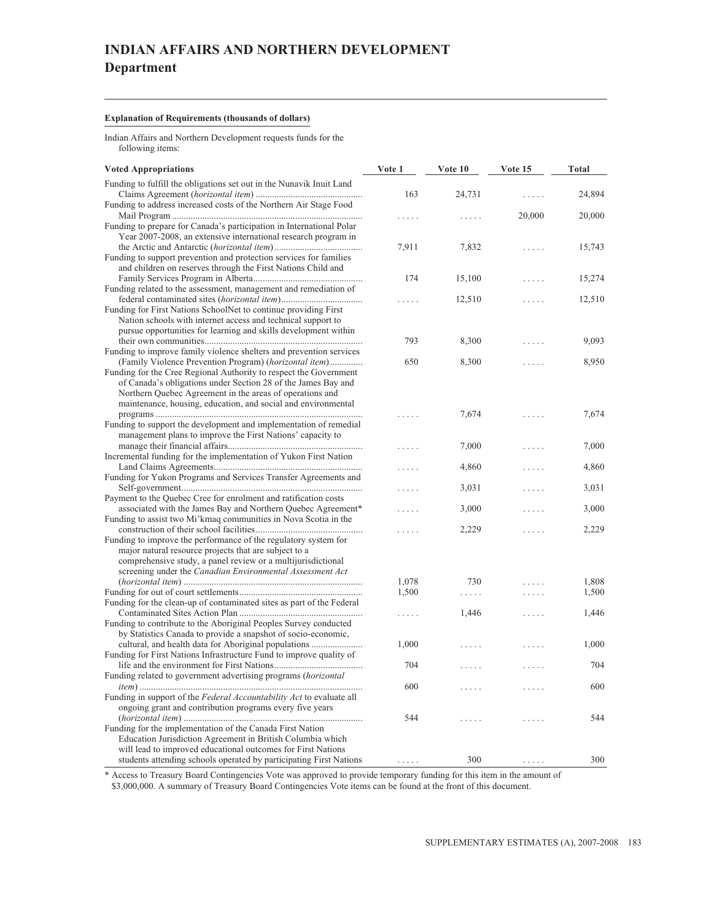# INDIAN AFFAIRS AND NORTHERN DEVELOPMENT
## Department

**Explanation of Requirements (thousands of dollars)**

Indian Affairs and Northern Development requests funds for the following items:

| Voted Appropriations | Vote 1 | Vote 10 | Vote 15 | Total |
|---|---|---|---|---|
| Funding to fulfill the obligations set out in the Nunavik Inuit Land Claims Agreement (*horizontal item*) | 163 | 24,731 | ..... | 24,894 |
| Funding to address increased costs of the Northern Air Stage Food Mail Program | ..... | ..... | 20,000 | 20,000 |
| Funding to prepare for Canada's participation in International Polar Year 2007-2008, an extensive international research program in the Arctic and Antarctic (*horizontal item*) | 7,911 | 7,832 | ..... | 15,743 |
| Funding to support prevention and protection services for families and children on reserves through the First Nations Child and Family Services Program in Alberta | 174 | 15,100 | ..... | 15,274 |
| Funding related to the assessment, management and remediation of federal contaminated sites (*horizontal item*) | ..... | 12,510 | ..... | 12,510 |
| Funding for First Nations SchoolNet to continue providing First Nation schools with internet access and technical support to pursue opportunities for learning and skills development within their own communities | 793 | 8,300 | ..... | 9,093 |
| Funding to improve family violence shelters and prevention services (Family Violence Prevention Program) (*horizontal item*) | 650 | 8,300 | ..... | 8,950 |
| Funding for the Cree Regional Authority to respect the Government of Canada's obligations under Section 28 of the James Bay and Northern Quebec Agreement in the areas of operations and maintenance, housing, education, and social and environmental programs | ..... | 7,674 | ..... | 7,674 |
| Funding to support the development and implementation of remedial management plans to improve the First Nations' capacity to manage their financial affairs | ..... | 7,000 | ..... | 7,000 |
| Incremental funding for the implementation of Yukon First Nation Land Claims Agreements | ..... | 4,860 | ..... | 4,860 |
| Funding for Yukon Programs and Services Transfer Agreements and Self-government | ..... | 3,031 | ..... | 3,031 |
| Payment to the Quebec Cree for enrolment and ratification costs associated with the James Bay and Northern Quebec Agreement* | ..... | 3,000 | ..... | 3,000 |
| Funding to assist two Mi'kmaq communities in Nova Scotia in the construction of their school facilities | ..... | 2,229 | ..... | 2,229 |
| Funding to improve the performance of the regulatory system for major natural resource projects that are subject to a comprehensive study, a panel review or a multijurisdictional screening under the *Canadian Environmental Assessment Act* (*horizontal item*) | 1,078 | 730 | ..... | 1,808 |
| Funding for out of court settlements | 1,500 | ..... | ..... | 1,500 |
| Funding for the clean-up of contaminated sites as part of the Federal Contaminated Sites Action Plan | ..... | 1,446 | ..... | 1,446 |
| Funding to contribute to the Aboriginal Peoples Survey conducted by Statistics Canada to provide a snapshot of socio-economic, cultural, and health data for Aboriginal populations | 1,000 | ..... | ..... | 1,000 |
| Funding for First Nations Infrastructure Fund to improve quality of life and the environment for First Nations | 704 | ..... | ..... | 704 |
| Funding related to government advertising programs (*horizontal item*) | 600 | ..... | ..... | 600 |
| Funding in support of the *Federal Accountability Act* to evaluate all ongoing grant and contribution programs every five years (*horizontal item*) | 544 | ..... | ..... | 544 |
| Funding for the implementation of the Canada First Nation Education Jurisdiction Agreement in British Columbia which will lead to improved educational outcomes for First Nations students attending schools operated by participating First Nations | ..... | 300 | ..... | 300 |

* Access to Treasury Board Contingencies Vote was approved to provide temporary funding for this item in the amount of $3,000,000. A summary of Treasury Board Contingencies Vote items can be found at the front of this document.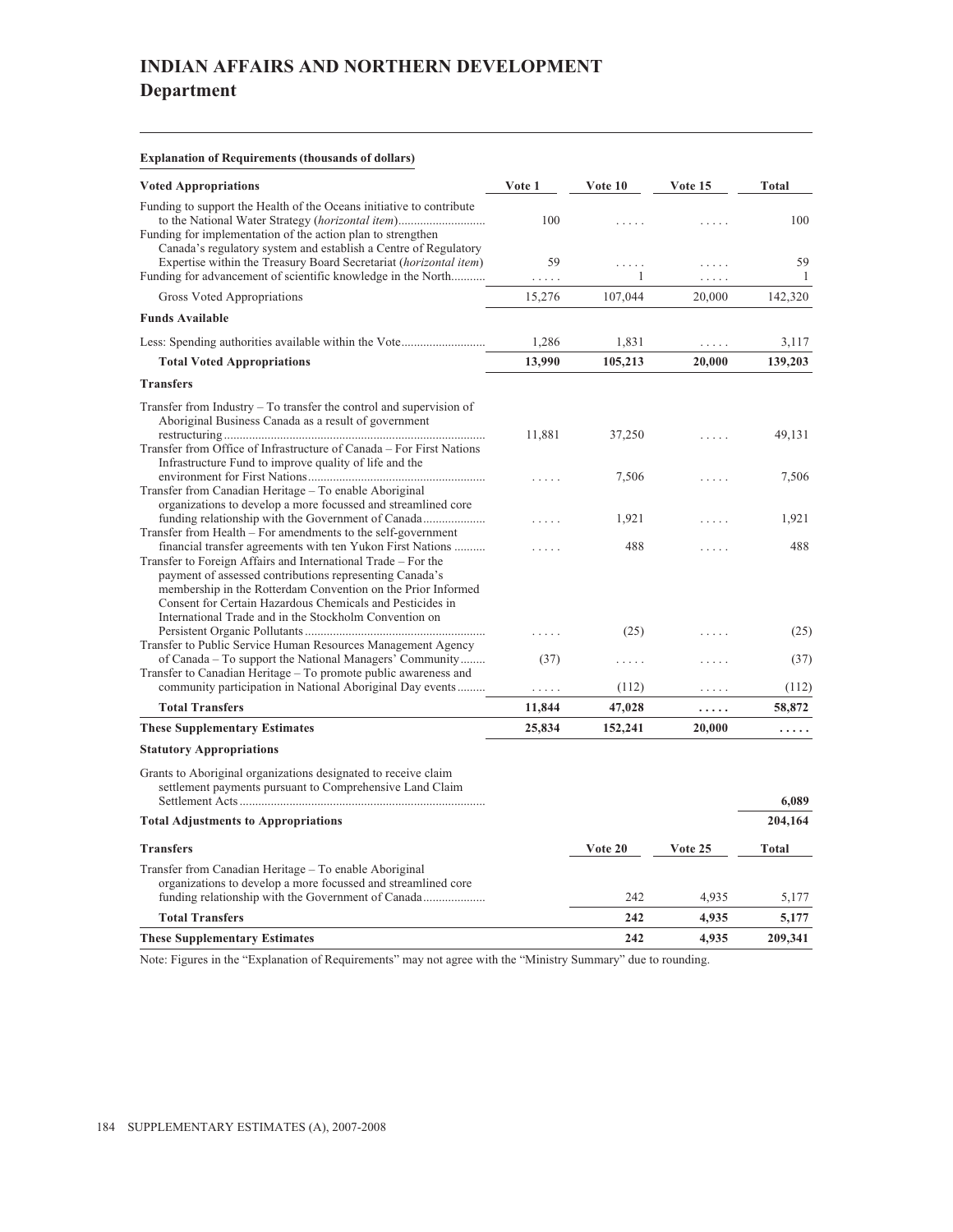# INDIAN AFFAIRS AND NORTHERN DEVELOPMENT
## Department

**Explanation of Requirements (thousands of dollars)**

| Voted Appropriations | Vote 1 | Vote 10 | Vote 15 | Total |
|---|---|---|---|---|
| Funding to support the Health of the Oceans initiative to contribute to the National Water Strategy (*horizontal item*) | 100 | ..... | ..... | 100 |
| Funding for implementation of the action plan to strengthen Canada's regulatory system and establish a Centre of Regulatory Expertise within the Treasury Board Secretariat (*horizontal item*) | 59 | ..... | ..... | 59 |
| Funding for advancement of scientific knowledge in the North | ..... | 1 | ..... | 1 |
| Gross Voted Appropriations | 15,276 | 107,044 | 20,000 | 142,320 |
| **Funds Available** | | | | |
| Less: Spending authorities available within the Vote | 1,286 | 1,831 | ..... | 3,117 |
| **Total Voted Appropriations** | **13,990** | **105,213** | **20,000** | **139,203** |
| **Transfers** | | | | |
| Transfer from Industry – To transfer the control and supervision of Aboriginal Business Canada as a result of government restructuring | 11,881 | 37,250 | ..... | 49,131 |
| Transfer from Office of Infrastructure of Canada – For First Nations Infrastructure Fund to improve quality of life and the environment for First Nations | ..... | 7,506 | ..... | 7,506 |
| Transfer from Canadian Heritage – To enable Aboriginal organizations to develop a more focussed and streamlined core funding relationship with the Government of Canada | ..... | 1,921 | ..... | 1,921 |
| Transfer from Health – For amendments to the self-government financial transfer agreements with ten Yukon First Nations | ..... | 488 | ..... | 488 |
| Transfer to Foreign Affairs and International Trade – For the payment of assessed contributions representing Canada's membership in the Rotterdam Convention on the Prior Informed Consent for Certain Hazardous Chemicals and Pesticides in International Trade and in the Stockholm Convention on Persistent Organic Pollutants | ..... | (25) | ..... | (25) |
| Transfer to Public Service Human Resources Management Agency of Canada – To support the National Managers' Community | (37) | ..... | ..... | (37) |
| Transfer to Canadian Heritage – To promote public awareness and community participation in National Aboriginal Day events | ..... | (112) | ..... | (112) |
| **Total Transfers** | **11,844** | **47,028** | **.....** | **58,872** |
| **These Supplementary Estimates** | **25,834** | **152,241** | **20,000** | **.....** |
| **Statutory Appropriations** | | | | |
| Grants to Aboriginal organizations designated to receive claim settlement payments pursuant to Comprehensive Land Claim Settlement Acts | | | | **6,089** |
| **Total Adjustments to Appropriations** | | | | **204,164** |

| Transfers | Vote 20 | Vote 25 | Total |
|---|---|---|---|
| Transfer from Canadian Heritage – To enable Aboriginal organizations to develop a more focussed and streamlined core funding relationship with the Government of Canada | 242 | 4,935 | 5,177 |
| **Total Transfers** | **242** | **4,935** | **5,177** |
| **These Supplementary Estimates** | **242** | **4,935** | **209,341** |

Note: Figures in the "Explanation of Requirements" may not agree with the "Ministry Summary" due to rounding.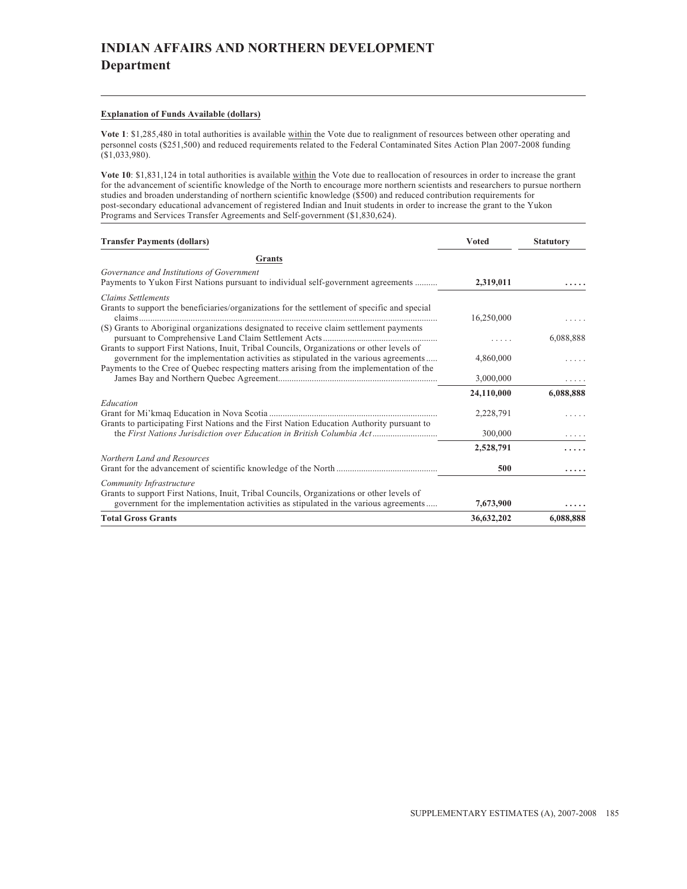# INDIAN AFFAIRS AND NORTHERN DEVELOPMENT
## Department

**Explanation of Funds Available (dollars)**

**Vote 1**: $1,285,480 in total authorities is available within the Vote due to realignment of resources between other operating and personnel costs ($251,500) and reduced requirements related to the Federal Contaminated Sites Action Plan 2007-2008 funding ($1,033,980).

**Vote 10**: $1,831,124 in total authorities is available within the Vote due to reallocation of resources in order to increase the grant for the advancement of scientific knowledge of the North to encourage more northern scientists and researchers to pursue northern studies and broaden understanding of northern scientific knowledge ($500) and reduced contribution requirements for post-secondary educational advancement of registered Indian and Inuit students in order to increase the grant to the Yukon Programs and Services Transfer Agreements and Self-government ($1,830,624).

| Transfer Payments (dollars) | Voted | Statutory |
|---|---|---|
| **Grants** | | |
| *Governance and Institutions of Government* | | |
| Payments to Yukon First Nations pursuant to individual self-government agreements | **2,319,011** | **.....** |
| *Claims Settlements* | | |
| Grants to support the beneficiaries/organizations for the settlement of specific and special claims | 16,250,000 | ..... |
| (S) Grants to Aboriginal organizations designated to receive claim settlement payments pursuant to Comprehensive Land Claim Settlement Acts | ..... | 6,088,888 |
| Grants to support First Nations, Inuit, Tribal Councils, Organizations or other levels of government for the implementation activities as stipulated in the various agreements | 4,860,000 | ..... |
| Payments to the Cree of Quebec respecting matters arising from the implementation of the James Bay and Northern Quebec Agreement | 3,000,000 | ..... |
| | **24,110,000** | **6,088,888** |
| *Education* | | |
| Grant for Mi'kmaq Education in Nova Scotia | 2,228,791 | ..... |
| Grants to participating First Nations and the First Nation Education Authority pursuant to the *First Nations Jurisdiction over Education in British Columbia Act* | 300,000 | ..... |
| | **2,528,791** | **.....** |
| *Northern Land and Resources* | | |
| Grant for the advancement of scientific knowledge of the North | **500** | **.....** |
| *Community Infrastructure* | | |
| Grants to support First Nations, Inuit, Tribal Councils, Organizations or other levels of government for the implementation activities as stipulated in the various agreements | **7,673,900** | **.....** |
| **Total Gross Grants** | **36,632,202** | **6,088,888** |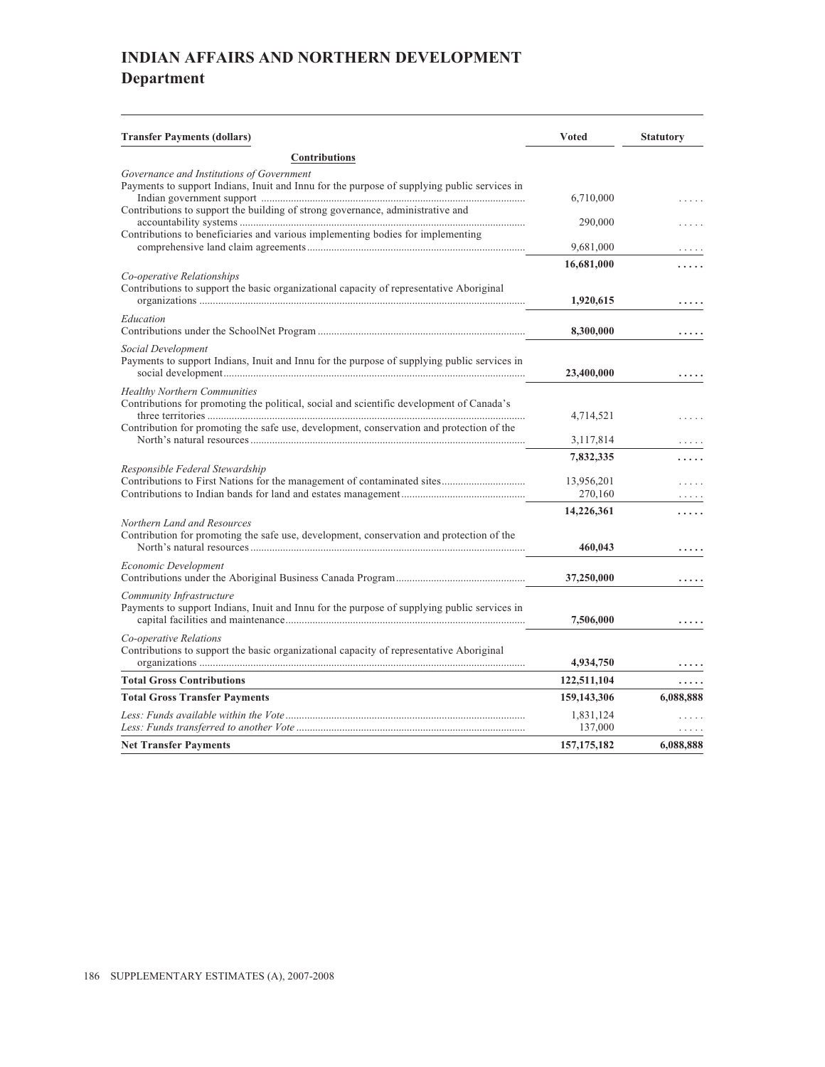# INDIAN AFFAIRS AND NORTHERN DEVELOPMENT
## Department

| Transfer Payments (dollars) | Voted | Statutory |
|---|---|---|
| **Contributions** | | |
| *Governance and Institutions of Government* | | |
| Payments to support Indians, Inuit and Innu for the purpose of supplying public services in Indian government support | 6,710,000 | ..... |
| Contributions to support the building of strong governance, administrative and accountability systems | 290,000 | ..... |
| Contributions to beneficiaries and various implementing bodies for implementing comprehensive land claim agreements | 9,681,000 | ..... |
| | **16,681,000** | **.....** |
| *Co-operative Relationships* | | |
| Contributions to support the basic organizational capacity of representative Aboriginal organizations | **1,920,615** | **.....** |
| *Education* | | |
| Contributions under the SchoolNet Program | **8,300,000** | **.....** |
| *Social Development* | | |
| Payments to support Indians, Inuit and Innu for the purpose of supplying public services in social development | **23,400,000** | **.....** |
| *Healthy Northern Communities* | | |
| Contributions for promoting the political, social and scientific development of Canada's three territories | 4,714,521 | ..... |
| Contribution for promoting the safe use, development, conservation and protection of the North's natural resources | 3,117,814 | ..... |
| | **7,832,335** | **.....** |
| *Responsible Federal Stewardship* | | |
| Contributions to First Nations for the management of contaminated sites | 13,956,201 | ..... |
| Contributions to Indian bands for land and estates management | 270,160 | ..... |
| | **14,226,361** | **.....** |
| *Northern Land and Resources* | | |
| Contribution for promoting the safe use, development, conservation and protection of the North's natural resources | **460,043** | **.....** |
| *Economic Development* | | |
| Contributions under the Aboriginal Business Canada Program | **37,250,000** | **.....** |
| *Community Infrastructure* | | |
| Payments to support Indians, Inuit and Innu for the purpose of supplying public services in capital facilities and maintenance | **7,506,000** | **.....** |
| *Co-operative Relations* | | |
| Contributions to support the basic organizational capacity of representative Aboriginal organizations | **4,934,750** | **.....** |
| **Total Gross Contributions** | **122,511,104** | **.....** |
| **Total Gross Transfer Payments** | **159,143,306** | **6,088,888** |
| *Less: Funds available within the Vote* | 1,831,124 | ..... |
| *Less: Funds transferred to another Vote* | 137,000 | ..... |
| **Net Transfer Payments** | **157,175,182** | **6,088,888** |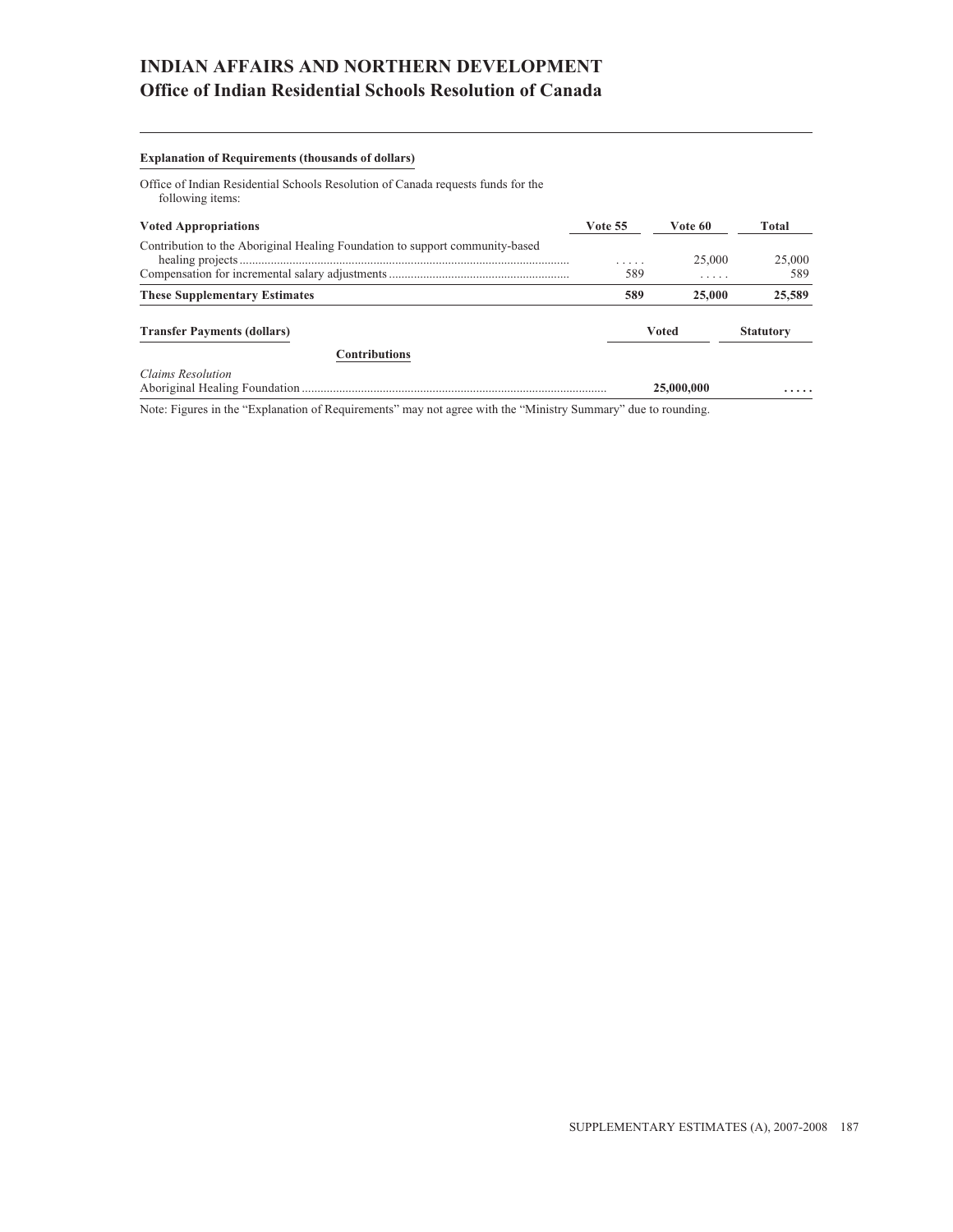# INDIAN AFFAIRS AND NORTHERN DEVELOPMENT
## Office of Indian Residential Schools Resolution of Canada

**Explanation of Requirements (thousands of dollars)**

Office of Indian Residential Schools Resolution of Canada requests funds for the following items:

| Voted Appropriations | Vote 55 | Vote 60 | Total |
|---|---|---|---|
| Contribution to the Aboriginal Healing Foundation to support community-based healing projects | ..... | 25,000 | 25,000 |
| Compensation for incremental salary adjustments | 589 | ..... | 589 |
| **These Supplementary Estimates** | **589** | **25,000** | **25,589** |

| Transfer Payments (dollars) | Voted | Statutory |
|---|---|---|
| **Contributions** | | |
| *Claims Resolution* | | |
| Aboriginal Healing Foundation | **25,000,000** | ..... |

Note: Figures in the “Explanation of Requirements” may not agree with the “Ministry Summary” due to rounding.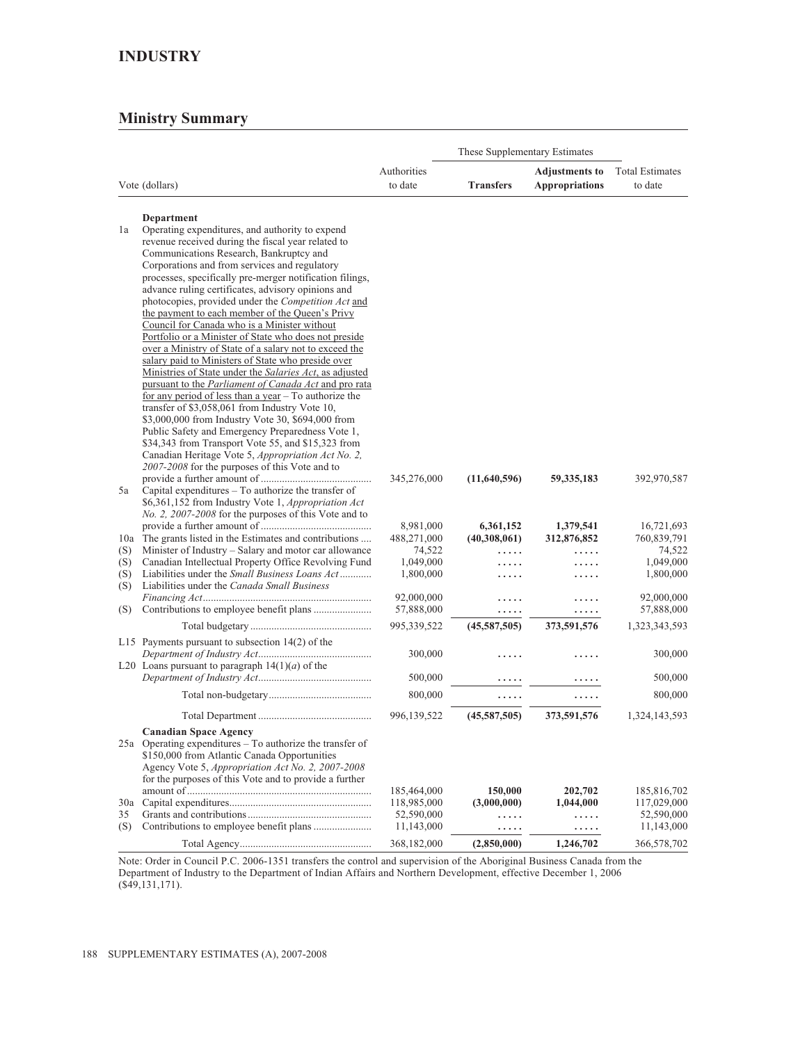## INDUSTRY

### Ministry Summary

| Vote (dollars) | | Authorities to date | These Supplementary Estimates Transfers | Adjustments to Appropriations | Total Estimates to date |
|---|---|---|---|---|---|
| | **Department** | | | | |
| 1a | Operating expenditures, and authority to expend revenue received during the fiscal year related to Communications Research, Bankruptcy and Corporations and from services and regulatory processes, specifically pre-merger notification filings, advance ruling certificates, advisory opinions and photocopies, provided under the *Competition Act* and the payment to each member of the Queen's Privy Council for Canada who is a Minister without Portfolio or a Minister of State who does not preside over a Ministry of State of a salary not to exceed the salary paid to Ministers of State who preside over Ministries of State under the *Salaries Act*, as adjusted pursuant to the *Parliament of Canada Act* and pro rata for any period of less than a year – To authorize the transfer of $3,058,061 from Industry Vote 10, $3,000,000 from Industry Vote 30, $694,000 from Public Safety and Emergency Preparedness Vote 1, $34,343 from Transport Vote 55, and $15,323 from Canadian Heritage Vote 5, *Appropriation Act No. 2, 2007-2008* for the purposes of this Vote and to provide a further amount of | 345,276,000 | **(11,640,596)** | **59,335,183** | 392,970,587 |
| 5a | Capital expenditures – To authorize the transfer of $6,361,152 from Industry Vote 1, *Appropriation Act No. 2, 2007-2008* for the purposes of this Vote and to provide a further amount of | 8,981,000 | **6,361,152** | **1,379,541** | 16,721,693 |
| 10a | The grants listed in the Estimates and contributions | 488,271,000 | **(40,308,061)** | **312,876,852** | 760,839,791 |
| (S) | Minister of Industry – Salary and motor car allowance | 74,522 | ..... | ..... | 74,522 |
| (S) | Canadian Intellectual Property Office Revolving Fund | 1,049,000 | ..... | ..... | 1,049,000 |
| (S) | Liabilities under the *Small Business Loans Act* | 1,800,000 | ..... | ..... | 1,800,000 |
| (S) | Liabilities under the *Canada Small Business Financing Act* | 92,000,000 | ..... | ..... | 92,000,000 |
| (S) | Contributions to employee benefit plans | 57,888,000 | ..... | ..... | 57,888,000 |
| | Total budgetary | 995,339,522 | **(45,587,505)** | **373,591,576** | 1,323,343,593 |
| L15 | Payments pursuant to subsection 14(2) of the *Department of Industry Act* | 300,000 | ..... | ..... | 300,000 |
| L20 | Loans pursuant to paragraph 14(1)(*a*) of the *Department of Industry Act* | 500,000 | ..... | ..... | 500,000 |
| | Total non-budgetary | 800,000 | ..... | ..... | 800,000 |
| | Total Department | 996,139,522 | **(45,587,505)** | **373,591,576** | 1,324,143,593 |
| | **Canadian Space Agency** | | | | |
| 25a | Operating expenditures – To authorize the transfer of $150,000 from Atlantic Canada Opportunities Agency Vote 5, *Appropriation Act No. 2, 2007-2008* for the purposes of this Vote and to provide a further amount of | 185,464,000 | **150,000** | **202,702** | 185,816,702 |
| 30a | Capital expenditures | 118,985,000 | **(3,000,000)** | **1,044,000** | 117,029,000 |
| 35 | Grants and contributions | 52,590,000 | ..... | ..... | 52,590,000 |
| (S) | Contributions to employee benefit plans | 11,143,000 | ..... | ..... | 11,143,000 |
| | Total Agency | 368,182,000 | **(2,850,000)** | **1,246,702** | 366,578,702 |

Note: Order in Council P.C. 2006-1351 transfers the control and supervision of the Aboriginal Business Canada from the Department of Industry to the Department of Indian Affairs and Northern Development, effective December 1, 2006 ($49,131,171).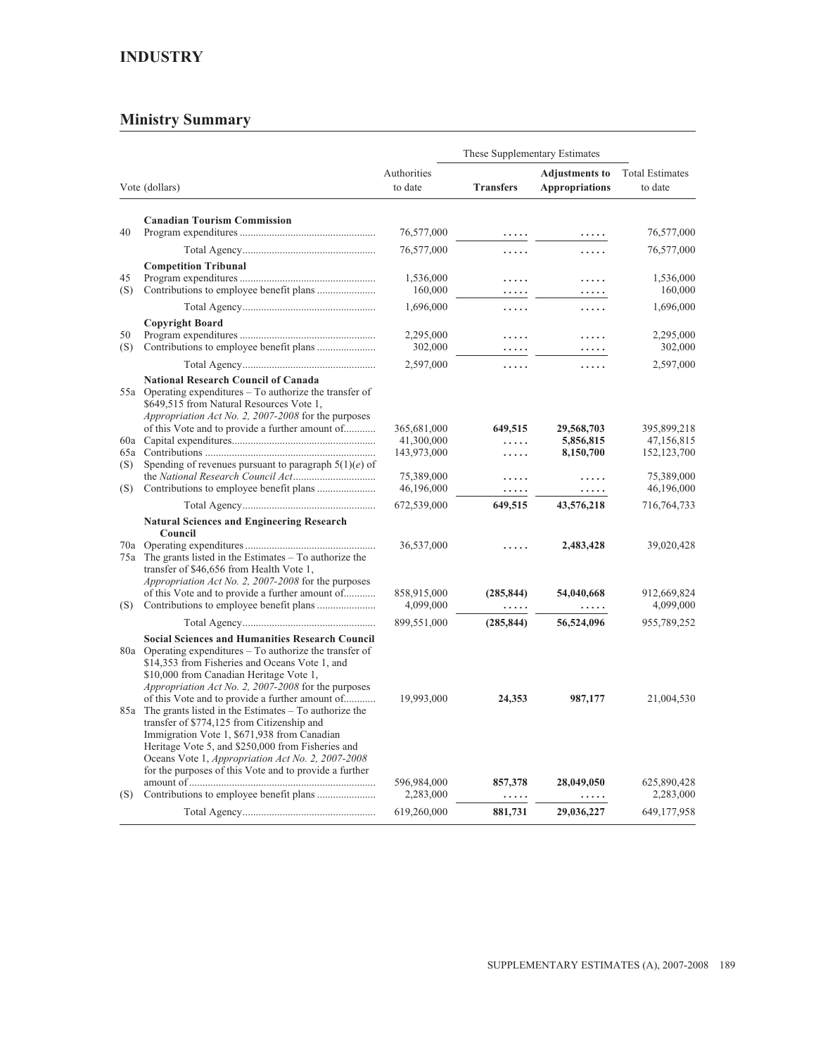## INDUSTRY

## Ministry Summary

| | Vote (dollars) | Authorities to date | These Supplementary Estimates | | Total Estimates to date |
|---|---|---|---|---|---|
| | | | **Transfers** | **Adjustments to Appropriations** | |
| | **Canadian Tourism Commission** | | | | |
| 40 | Program expenditures | 76,577,000 | ..... | ..... | 76,577,000 |
| | Total Agency | 76,577,000 | ..... | ..... | 76,577,000 |
| | **Competition Tribunal** | | | | |
| 45 | Program expenditures | 1,536,000 | ..... | ..... | 1,536,000 |
| (S) | Contributions to employee benefit plans | 160,000 | ..... | ..... | 160,000 |
| | Total Agency | 1,696,000 | ..... | ..... | 1,696,000 |
| | **Copyright Board** | | | | |
| 50 | Program expenditures | 2,295,000 | ..... | ..... | 2,295,000 |
| (S) | Contributions to employee benefit plans | 302,000 | ..... | ..... | 302,000 |
| | Total Agency | 2,597,000 | ..... | ..... | 2,597,000 |
| | **National Research Council of Canada** | | | | |
| 55a | Operating expenditures – To authorize the transfer of $649,515 from Natural Resources Vote 1, *Appropriation Act No. 2, 2007-2008* for the purposes of this Vote and to provide a further amount of | 365,681,000 | **649,515** | **29,568,703** | 395,899,218 |
| 60a | Capital expenditures | 41,300,000 | ..... | **5,856,815** | 47,156,815 |
| 65a | Contributions | 143,973,000 | ..... | **8,150,700** | 152,123,700 |
| (S) | Spending of revenues pursuant to paragraph 5(1)(*e*) of the *National Research Council Act* | 75,389,000 | ..... | ..... | 75,389,000 |
| (S) | Contributions to employee benefit plans | 46,196,000 | ..... | ..... | 46,196,000 |
| | Total Agency | 672,539,000 | 649,515 | 43,576,218 | 716,764,733 |
| | **Natural Sciences and Engineering Research Council** | | | | |
| 70a | Operating expenditures | 36,537,000 | ..... | **2,483,428** | 39,020,428 |
| 75a | The grants listed in the Estimates – To authorize the transfer of $46,656 from Health Vote 1, *Appropriation Act No. 2, 2007-2008* for the purposes of this Vote and to provide a further amount of | 858,915,000 | **(285,844)** | **54,040,668** | 912,669,824 |
| (S) | Contributions to employee benefit plans | 4,099,000 | ..... | ..... | 4,099,000 |
| | Total Agency | 899,551,000 | (285,844) | 56,524,096 | 955,789,252 |
| | **Social Sciences and Humanities Research Council** | | | | |
| 80a | Operating expenditures – To authorize the transfer of $14,353 from Fisheries and Oceans Vote 1, and $10,000 from Canadian Heritage Vote 1, *Appropriation Act No. 2, 2007-2008* for the purposes of this Vote and to provide a further amount of | 19,993,000 | **24,353** | **987,177** | 21,004,530 |
| 85a | The grants listed in the Estimates – To authorize the transfer of $774,125 from Citizenship and Immigration Vote 1, $671,938 from Canadian Heritage Vote 5, and $250,000 from Fisheries and Oceans Vote 1, *Appropriation Act No. 2, 2007-2008* for the purposes of this Vote and to provide a further amount of | 596,984,000 | **857,378** | **28,049,050** | 625,890,428 |
| (S) | Contributions to employee benefit plans | 2,283,000 | ..... | ..... | 2,283,000 |
| | Total Agency | 619,260,000 | 881,731 | 29,036,227 | 649,177,958 |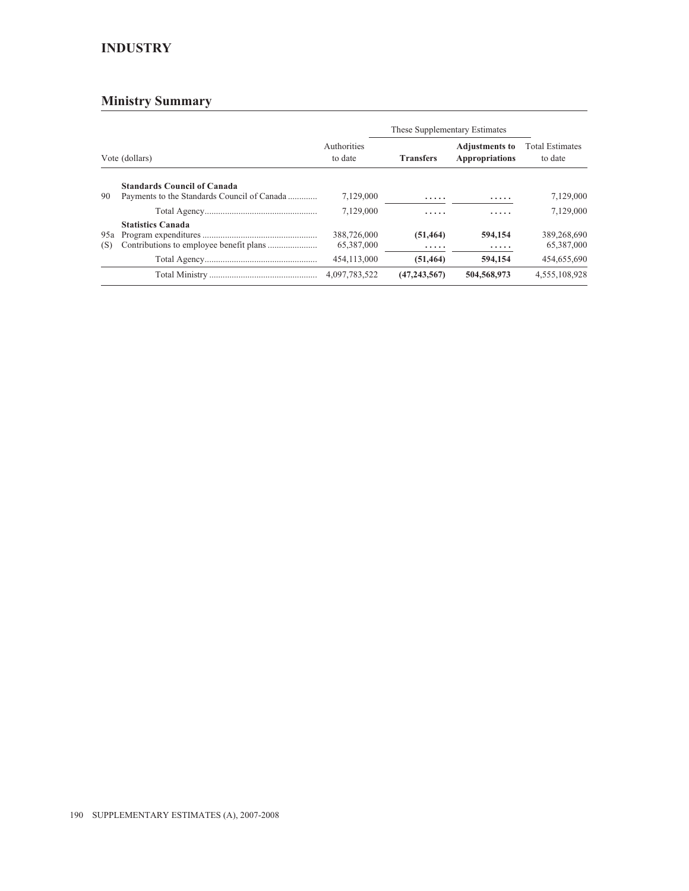# INDUSTRY

## Ministry Summary

| Vote (dollars) | | Authorities to date | These Supplementary Estimates | | Total Estimates to date |
|---|---|---|---|---|---|
| | | | **Transfers** | **Adjustments to Appropriations** | |
| | **Standards Council of Canada** | | | | |
| 90 | Payments to the Standards Council of Canada | 7,129,000 | ..... | ..... | 7,129,000 |
| | Total Agency | 7,129,000 | ..... | ..... | 7,129,000 |
| | **Statistics Canada** | | | | |
| 95a | Program expenditures | 388,726,000 | **(51,464)** | **594,154** | 389,268,690 |
| (S) | Contributions to employee benefit plans | 65,387,000 | ..... | ..... | 65,387,000 |
| | Total Agency | 454,113,000 | **(51,464)** | **594,154** | 454,655,690 |
| | Total Ministry | 4,097,783,522 | **(47,243,567)** | **504,568,973** | 4,555,108,928 |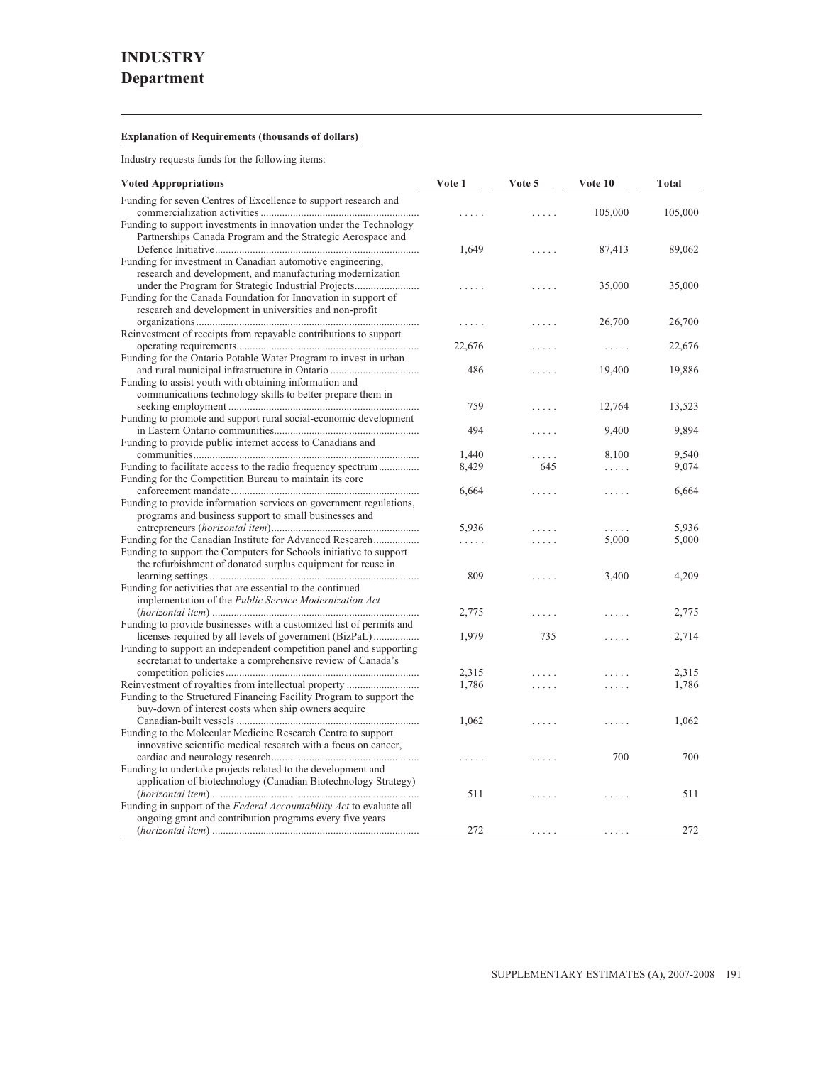# INDUSTRY
## Department

**Explanation of Requirements (thousands of dollars)**

Industry requests funds for the following items:

| Voted Appropriations | Vote 1 | Vote 5 | Vote 10 | Total |
|---|---|---|---|---|
| Funding for seven Centres of Excellence to support research and commercialization activities | ..... | ..... | 105,000 | 105,000 |
| Funding to support investments in innovation under the Technology Partnerships Canada Program and the Strategic Aerospace and Defence Initiative | 1,649 | ..... | 87,413 | 89,062 |
| Funding for investment in Canadian automotive engineering, research and development, and manufacturing modernization under the Program for Strategic Industrial Projects | ..... | ..... | 35,000 | 35,000 |
| Funding for the Canada Foundation for Innovation in support of research and development in universities and non-profit organizations | ..... | ..... | 26,700 | 26,700 |
| Reinvestment of receipts from repayable contributions to support operating requirements | 22,676 | ..... | ..... | 22,676 |
| Funding for the Ontario Potable Water Program to invest in urban and rural municipal infrastructure in Ontario | 486 | ..... | 19,400 | 19,886 |
| Funding to assist youth with obtaining information and communications technology skills to better prepare them in seeking employment | 759 | ..... | 12,764 | 13,523 |
| Funding to promote and support rural social-economic development in Eastern Ontario communities | 494 | ..... | 9,400 | 9,894 |
| Funding to provide public internet access to Canadians and communities | 1,440 | ..... | 8,100 | 9,540 |
| Funding to facilitate access to the radio frequency spectrum | 8,429 | 645 | ..... | 9,074 |
| Funding for the Competition Bureau to maintain its core enforcement mandate | 6,664 | ..... | ..... | 6,664 |
| Funding to provide information services on government regulations, programs and business support to small businesses and entrepreneurs (*horizontal item*) | 5,936 | ..... | ..... | 5,936 |
| Funding for the Canadian Institute for Advanced Research | ..... | ..... | 5,000 | 5,000 |
| Funding to support the Computers for Schools initiative to support the refurbishment of donated surplus equipment for reuse in learning settings | 809 | ..... | 3,400 | 4,209 |
| Funding for activities that are essential to the continued implementation of the *Public Service Modernization Act* (*horizontal item*) | 2,775 | ..... | ..... | 2,775 |
| Funding to provide businesses with a customized list of permits and licenses required by all levels of government (BizPaL) | 1,979 | 735 | ..... | 2,714 |
| Funding to support an independent competition panel and supporting secretariat to undertake a comprehensive review of Canada's competition policies | 2,315 | ..... | ..... | 2,315 |
| Reinvestment of royalties from intellectual property | 1,786 | ..... | ..... | 1,786 |
| Funding to the Structured Financing Facility Program to support the buy-down of interest costs when ship owners acquire Canadian-built vessels | 1,062 | ..... | ..... | 1,062 |
| Funding to the Molecular Medicine Research Centre to support innovative scientific medical research with a focus on cancer, cardiac and neurology research | ..... | ..... | 700 | 700 |
| Funding to undertake projects related to the development and application of biotechnology (Canadian Biotechnology Strategy) (*horizontal item*) | 511 | ..... | ..... | 511 |
| Funding in support of the *Federal Accountability Act* to evaluate all ongoing grant and contribution programs every five years (*horizontal item*) | 272 | ..... | ..... | 272 |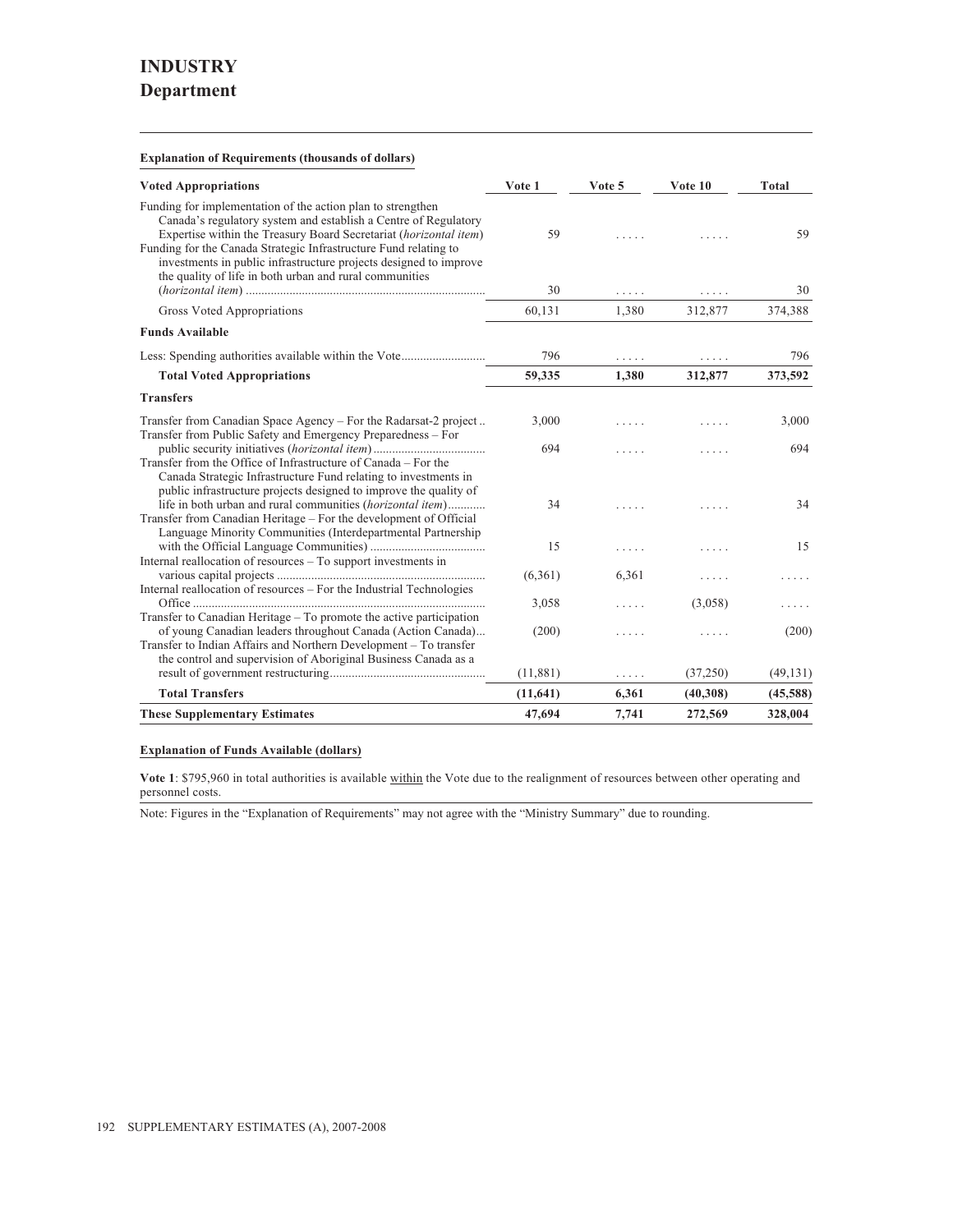# INDUSTRY
## Department

**Explanation of Requirements (thousands of dollars)**

| Voted Appropriations | Vote 1 | Vote 5 | Vote 10 | Total |
|---|---|---|---|---|
| Funding for implementation of the action plan to strengthen Canada's regulatory system and establish a Centre of Regulatory Expertise within the Treasury Board Secretariat (*horizontal item*) | 59 | ..... | ..... | 59 |
| Funding for the Canada Strategic Infrastructure Fund relating to investments in public infrastructure projects designed to improve the quality of life in both urban and rural communities (*horizontal item*) | 30 | ..... | ..... | 30 |
| Gross Voted Appropriations | 60,131 | 1,380 | 312,877 | 374,388 |
| **Funds Available** | | | | |
| Less: Spending authorities available within the Vote | 796 | ..... | ..... | 796 |
| **Total Voted Appropriations** | **59,335** | **1,380** | **312,877** | **373,592** |
| **Transfers** | | | | |
| Transfer from Canadian Space Agency – For the Radarsat-2 project | 3,000 | ..... | ..... | 3,000 |
| Transfer from Public Safety and Emergency Preparedness – For public security initiatives (*horizontal item*) | 694 | ..... | ..... | 694 |
| Transfer from the Office of Infrastructure of Canada – For the Canada Strategic Infrastructure Fund relating to investments in public infrastructure projects designed to improve the quality of life in both urban and rural communities (*horizontal item*) | 34 | ..... | ..... | 34 |
| Transfer from Canadian Heritage – For the development of Official Language Minority Communities (Interdepartmental Partnership with the Official Language Communities) | 15 | ..... | ..... | 15 |
| Internal reallocation of resources – To support investments in various capital projects | (6,361) | 6,361 | ..... | ..... |
| Internal reallocation of resources – For the Industrial Technologies Office | 3,058 | ..... | (3,058) | ..... |
| Transfer to Canadian Heritage – To promote the active participation of young Canadian leaders throughout Canada (Action Canada) | (200) | ..... | ..... | (200) |
| Transfer to Indian Affairs and Northern Development – To transfer the control and supervision of Aboriginal Business Canada as a result of government restructuring | (11,881) | ..... | (37,250) | (49,131) |
| **Total Transfers** | **(11,641)** | **6,361** | **(40,308)** | **(45,588)** |
| **These Supplementary Estimates** | **47,694** | **7,741** | **272,569** | **328,004** |

**Explanation of Funds Available (dollars)**

**Vote 1**: $795,960 in total authorities is available within the Vote due to the realignment of resources between other operating and personnel costs.

Note: Figures in the "Explanation of Requirements" may not agree with the "Ministry Summary" due to rounding.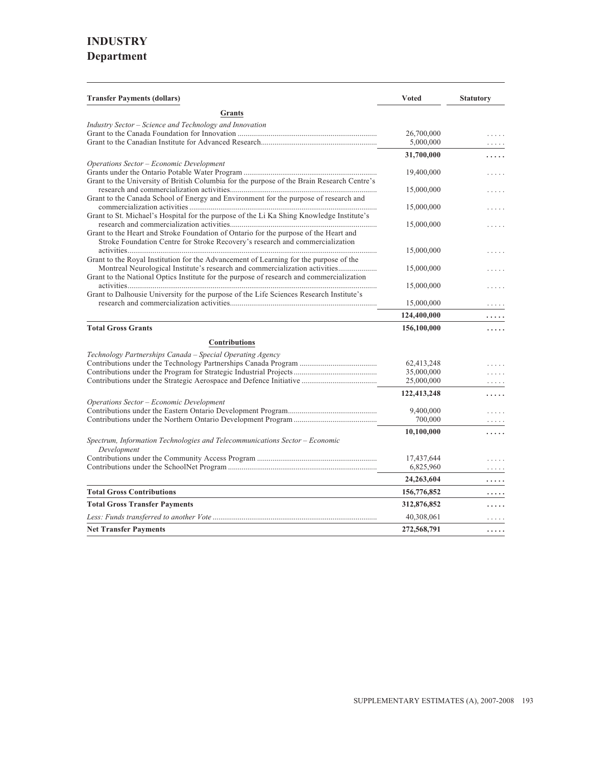# INDUSTRY
## Department

| Transfer Payments (dollars) | Voted | Statutory |
|---|---|---|
| **Grants** | | |
| *Industry Sector – Science and Technology and Innovation* | | |
| Grant to the Canada Foundation for Innovation | 26,700,000 | ..... |
| Grant to the Canadian Institute for Advanced Research | 5,000,000 | ..... |
| | **31,700,000** | **.....** |
| *Operations Sector – Economic Development* | | |
| Grants under the Ontario Potable Water Program | 19,400,000 | ..... |
| Grant to the University of British Columbia for the purpose of the Brain Research Centre's research and commercialization activities | 15,000,000 | ..... |
| Grant to the Canada School of Energy and Environment for the purpose of research and commercialization activities | 15,000,000 | ..... |
| Grant to St. Michael's Hospital for the purpose of the Li Ka Shing Knowledge Institute's research and commercialization activities | 15,000,000 | ..... |
| Grant to the Heart and Stroke Foundation of Ontario for the purpose of the Heart and Stroke Foundation Centre for Stroke Recovery's research and commercialization activities | 15,000,000 | ..... |
| Grant to the Royal Institution for the Advancement of Learning for the purpose of the Montreal Neurological Institute's research and commercialization activities | 15,000,000 | ..... |
| Grant to the National Optics Institute for the purpose of research and commercialization activities | 15,000,000 | ..... |
| Grant to Dalhousie University for the purpose of the Life Sciences Research Institute's research and commercialization activities | 15,000,000 | ..... |
| | **124,400,000** | **.....** |
| **Total Gross Grants** | **156,100,000** | **.....** |
| **Contributions** | | |
| *Technology Partnerships Canada – Special Operating Agency* | | |
| Contributions under the Technology Partnerships Canada Program | 62,413,248 | ..... |
| Contributions under the Program for Strategic Industrial Projects | 35,000,000 | ..... |
| Contributions under the Strategic Aerospace and Defence Initiative | 25,000,000 | ..... |
| | **122,413,248** | **.....** |
| *Operations Sector – Economic Development* | | |
| Contributions under the Eastern Ontario Development Program | 9,400,000 | ..... |
| Contributions under the Northern Ontario Development Program | 700,000 | ..... |
| | **10,100,000** | **.....** |
| *Spectrum, Information Technologies and Telecommunications Sector – Economic Development* | | |
| Contributions under the Community Access Program | 17,437,644 | ..... |
| Contributions under the SchoolNet Program | 6,825,960 | ..... |
| | **24,263,604** | **.....** |
| **Total Gross Contributions** | **156,776,852** | **.....** |
| **Total Gross Transfer Payments** | **312,876,852** | **.....** |
| *Less: Funds transferred to another Vote* | 40,308,061 | ..... |
| **Net Transfer Payments** | **272,568,791** | **.....** |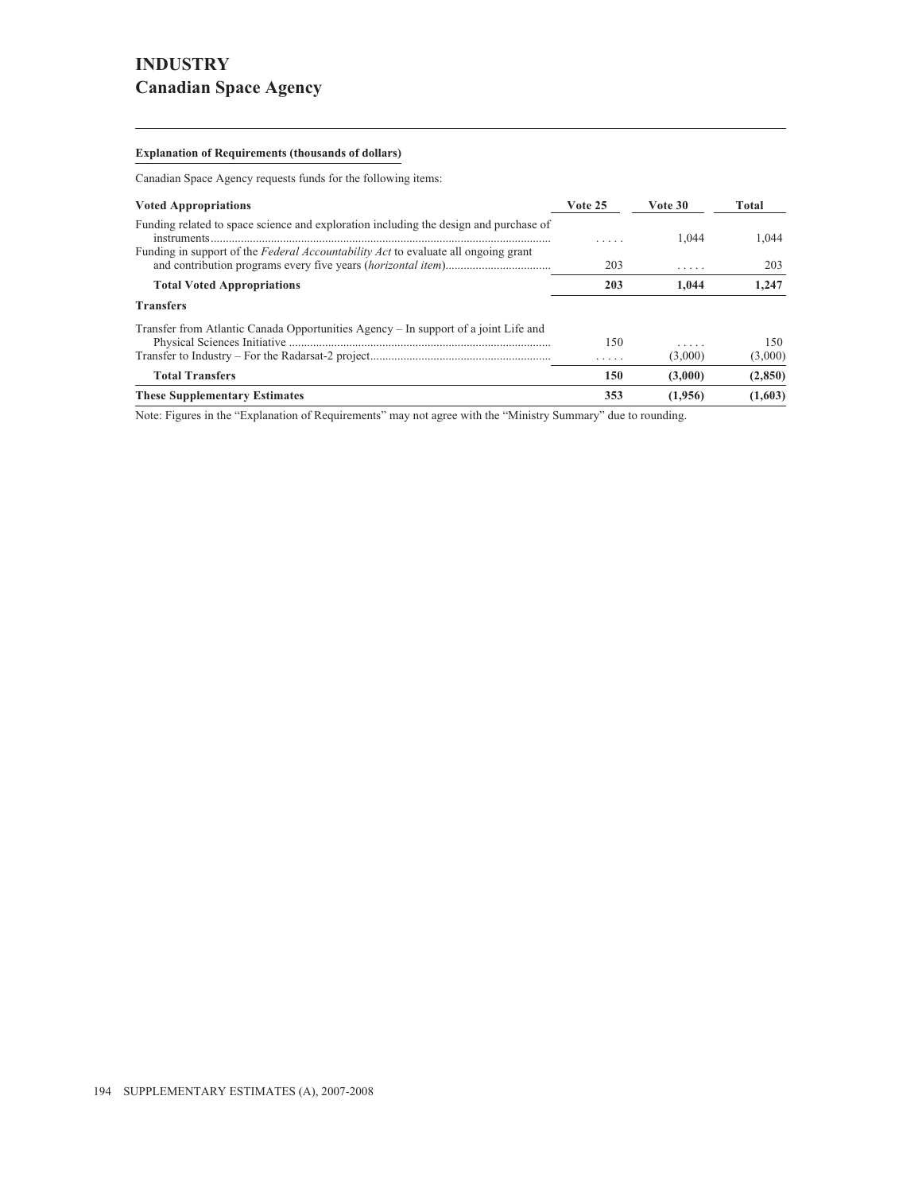# INDUSTRY
## Canadian Space Agency

**Explanation of Requirements (thousands of dollars)**

Canadian Space Agency requests funds for the following items:

| Voted Appropriations | Vote 25 | Vote 30 | Total |
|---|---|---|---|
| Funding related to space science and exploration including the design and purchase of instruments | ..... | 1,044 | 1,044 |
| Funding in support of the *Federal Accountability Act* to evaluate all ongoing grant and contribution programs every five years (*horizontal item*) | 203 | ..... | 203 |
| **Total Voted Appropriations** | **203** | **1,044** | **1,247** |
| **Transfers** | | | |
| Transfer from Atlantic Canada Opportunities Agency – In support of a joint Life and Physical Sciences Initiative | 150 | ..... | 150 |
| Transfer to Industry – For the Radarsat-2 project | ..... | (3,000) | (3,000) |
| **Total Transfers** | **150** | **(3,000)** | **(2,850)** |
| **These Supplementary Estimates** | **353** | **(1,956)** | **(1,603)** |

Note: Figures in the "Explanation of Requirements" may not agree with the "Ministry Summary" due to rounding.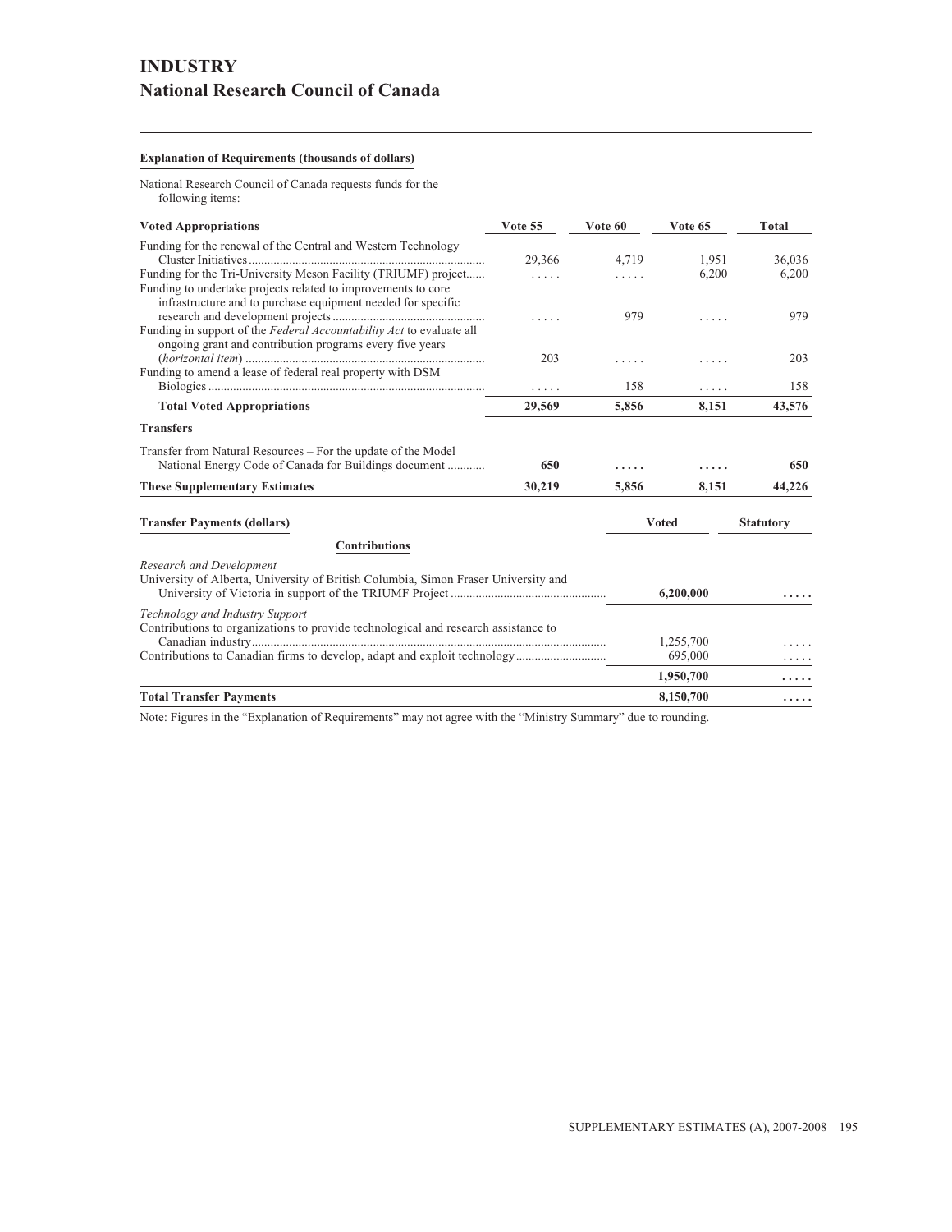# INDUSTRY
## National Research Council of Canada

**Explanation of Requirements (thousands of dollars)**

National Research Council of Canada requests funds for the following items:

| Voted Appropriations | Vote 55 | Vote 60 | Vote 65 | Total |
|---|---|---|---|---|
| Funding for the renewal of the Central and Western Technology Cluster Initiatives | 29,366 | 4,719 | 1,951 | 36,036 |
| Funding for the Tri-University Meson Facility (TRIUMF) project | ..... | ..... | 6,200 | 6,200 |
| Funding to undertake projects related to improvements to core infrastructure and to purchase equipment needed for specific research and development projects | ..... | 979 | ..... | 979 |
| Funding in support of the *Federal Accountability Act* to evaluate all ongoing grant and contribution programs every five years (*horizontal item*) | 203 | ..... | ..... | 203 |
| Funding to amend a lease of federal real property with DSM Biologics | ..... | 158 | ..... | 158 |
| **Total Voted Appropriations** | **29,569** | **5,856** | **8,151** | **43,576** |
| **Transfers** | | | | |
| Transfer from Natural Resources – For the update of the Model National Energy Code of Canada for Buildings document | **650** | **.....** | **.....** | **650** |
| **These Supplementary Estimates** | **30,219** | **5,856** | **8,151** | **44,226** |

| Transfer Payments (dollars) | Voted | Statutory |
|---|---|---|
| **Contributions** | | |
| *Research and Development* | | |
| University of Alberta, University of British Columbia, Simon Fraser University and University of Victoria in support of the TRIUMF Project | **6,200,000** | **.....** |
| *Technology and Industry Support* | | |
| Contributions to organizations to provide technological and research assistance to Canadian industry | 1,255,700 | ..... |
| Contributions to Canadian firms to develop, adapt and exploit technology | 695,000 | ..... |
| | **1,950,700** | **.....** |
| **Total Transfer Payments** | **8,150,700** | **.....** |

Note: Figures in the "Explanation of Requirements" may not agree with the "Ministry Summary" due to rounding.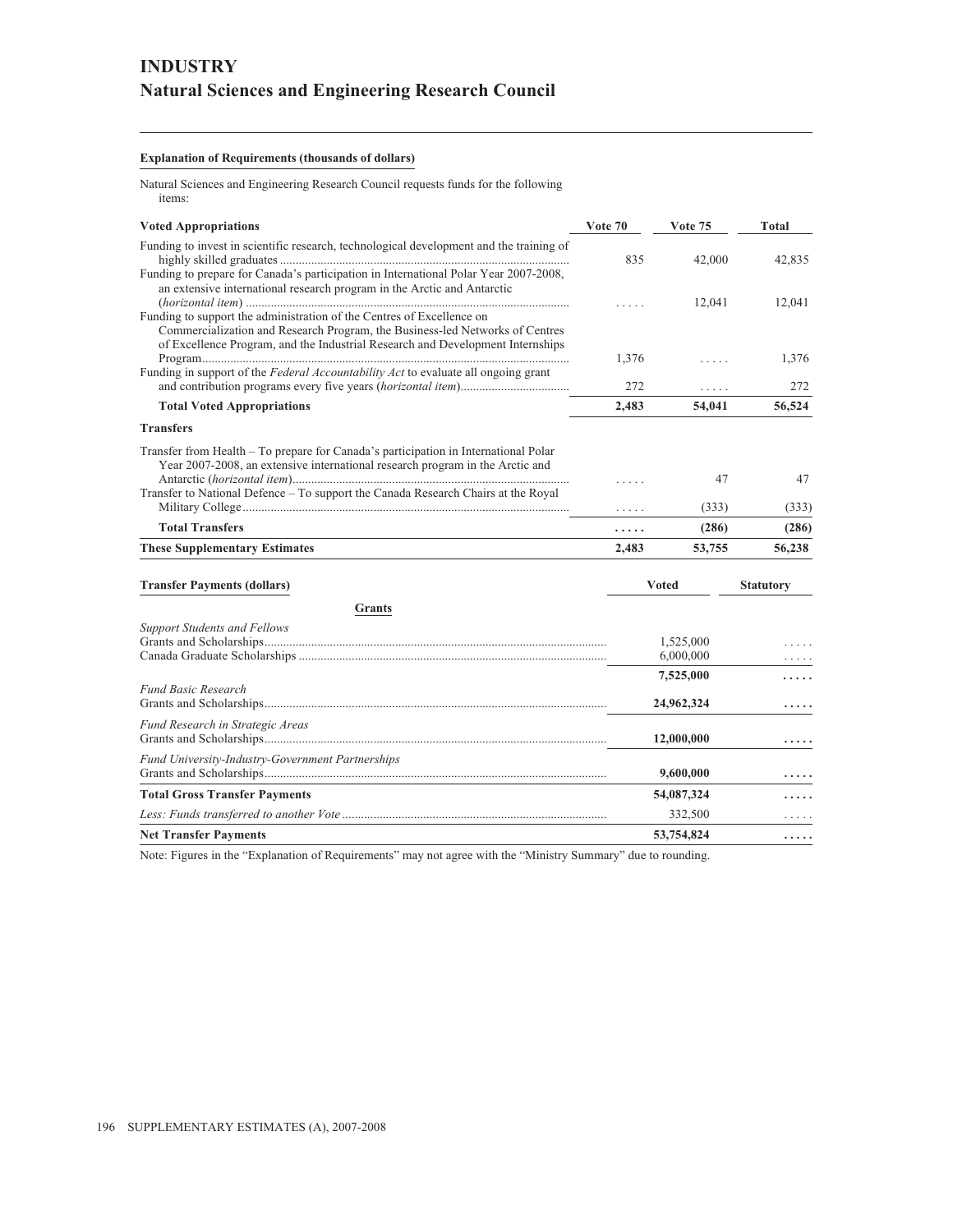# INDUSTRY

## Natural Sciences and Engineering Research Council

**Explanation of Requirements (thousands of dollars)**

Natural Sciences and Engineering Research Council requests funds for the following items:

| Voted Appropriations | Vote 70 | Vote 75 | Total |
|---|---|---|---|
| Funding to invest in scientific research, technological development and the training of highly skilled graduates | 835 | 42,000 | 42,835 |
| Funding to prepare for Canada's participation in International Polar Year 2007-2008, an extensive international research program in the Arctic and Antarctic (*horizontal item*) | ..... | 12,041 | 12,041 |
| Funding to support the administration of the Centres of Excellence on Commercialization and Research Program, the Business-led Networks of Centres of Excellence Program, and the Industrial Research and Development Internships Program | 1,376 | ..... | 1,376 |
| Funding in support of the *Federal Accountability Act* to evaluate all ongoing grant and contribution programs every five years (*horizontal item*) | 272 | ..... | 272 |
| **Total Voted Appropriations** | **2,483** | **54,041** | **56,524** |
| **Transfers** | | | |
| Transfer from Health – To prepare for Canada's participation in International Polar Year 2007-2008, an extensive international research program in the Arctic and Antarctic (*horizontal item*) | ..... | 47 | 47 |
| Transfer to National Defence – To support the Canada Research Chairs at the Royal Military College | ..... | (333) | (333) |
| **Total Transfers** | **.....** | **(286)** | **(286)** |
| **These Supplementary Estimates** | **2,483** | **53,755** | **56,238** |

| Transfer Payments (dollars) | Voted | Statutory |
|---|---|---|
| **Grants** | | |
| *Support Students and Fellows* | | |
| Grants and Scholarships | 1,525,000 | ..... |
| Canada Graduate Scholarships | 6,000,000 | ..... |
| | **7,525,000** | **.....** |
| *Fund Basic Research* | | |
| Grants and Scholarships | **24,962,324** | **.....** |
| *Fund Research in Strategic Areas* | | |
| Grants and Scholarships | **12,000,000** | **.....** |
| *Fund University-Industry-Government Partnerships* | | |
| Grants and Scholarships | **9,600,000** | **.....** |
| **Total Gross Transfer Payments** | **54,087,324** | **.....** |
| *Less: Funds transferred to another Vote* | 332,500 | ..... |
| **Net Transfer Payments** | **53,754,824** | **.....** |

Note: Figures in the "Explanation of Requirements" may not agree with the "Ministry Summary" due to rounding.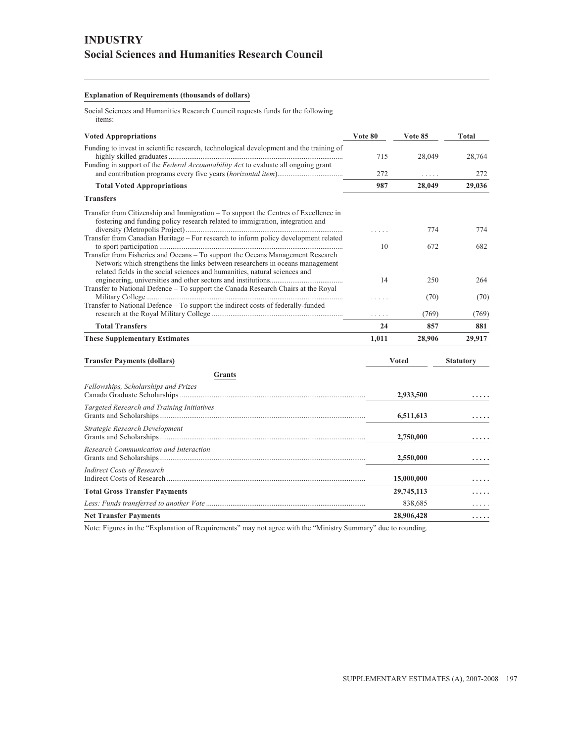# INDUSTRY
## Social Sciences and Humanities Research Council

**Explanation of Requirements (thousands of dollars)**

Social Sciences and Humanities Research Council requests funds for the following items:

| Voted Appropriations | Vote 80 | Vote 85 | Total |
|---|---|---|---|
| Funding to invest in scientific research, technological development and the training of highly skilled graduates | 715 | 28,049 | 28,764 |
| Funding in support of the *Federal Accountability Act* to evaluate all ongoing grant and contribution programs every five years (*horizontal item*) | 272 | . . . . . | 272 |
| **Total Voted Appropriations** | **987** | **28,049** | **29,036** |
| **Transfers** | | | |
| Transfer from Citizenship and Immigration – To support the Centres of Excellence in fostering and funding policy research related to immigration, integration and diversity (Metropolis Project) | . . . . . | 774 | 774 |
| Transfer from Canadian Heritage – For research to inform policy development related to sport participation | 10 | 672 | 682 |
| Transfer from Fisheries and Oceans – To support the Oceans Management Research Network which strengthens the links between researchers in oceans management related fields in the social sciences and humanities, natural sciences and engineering, universities and other sectors and institutions | 14 | 250 | 264 |
| Transfer to National Defence – To support the Canada Research Chairs at the Royal Military College | . . . . . | (70) | (70) |
| Transfer to National Defence – To support the indirect costs of federally-funded research at the Royal Military College | . . . . . | (769) | (769) |
| **Total Transfers** | **24** | **857** | **881** |
| **These Supplementary Estimates** | **1,011** | **28,906** | **29,917** |

| Transfer Payments (dollars) | Voted | Statutory |
|---|---|---|
| **Grants** | | |
| *Fellowships, Scholarships and Prizes* | | |
| Canada Graduate Scholarships | **2,933,500** | **. . . . .** |
| *Targeted Research and Training Initiatives* | | |
| Grants and Scholarships | **6,511,613** | **. . . . .** |
| *Strategic Research Development* | | |
| Grants and Scholarships | **2,750,000** | **. . . . .** |
| *Research Communication and Interaction* | | |
| Grants and Scholarships | **2,550,000** | **. . . . .** |
| *Indirect Costs of Research* | | |
| Indirect Costs of Research | **15,000,000** | **. . . . .** |
| **Total Gross Transfer Payments** | **29,745,113** | **. . . . .** |
| *Less: Funds transferred to another Vote* | 838,685 | . . . . . |
| **Net Transfer Payments** | **28,906,428** | **. . . . .** |

Note: Figures in the "Explanation of Requirements" may not agree with the "Ministry Summary" due to rounding.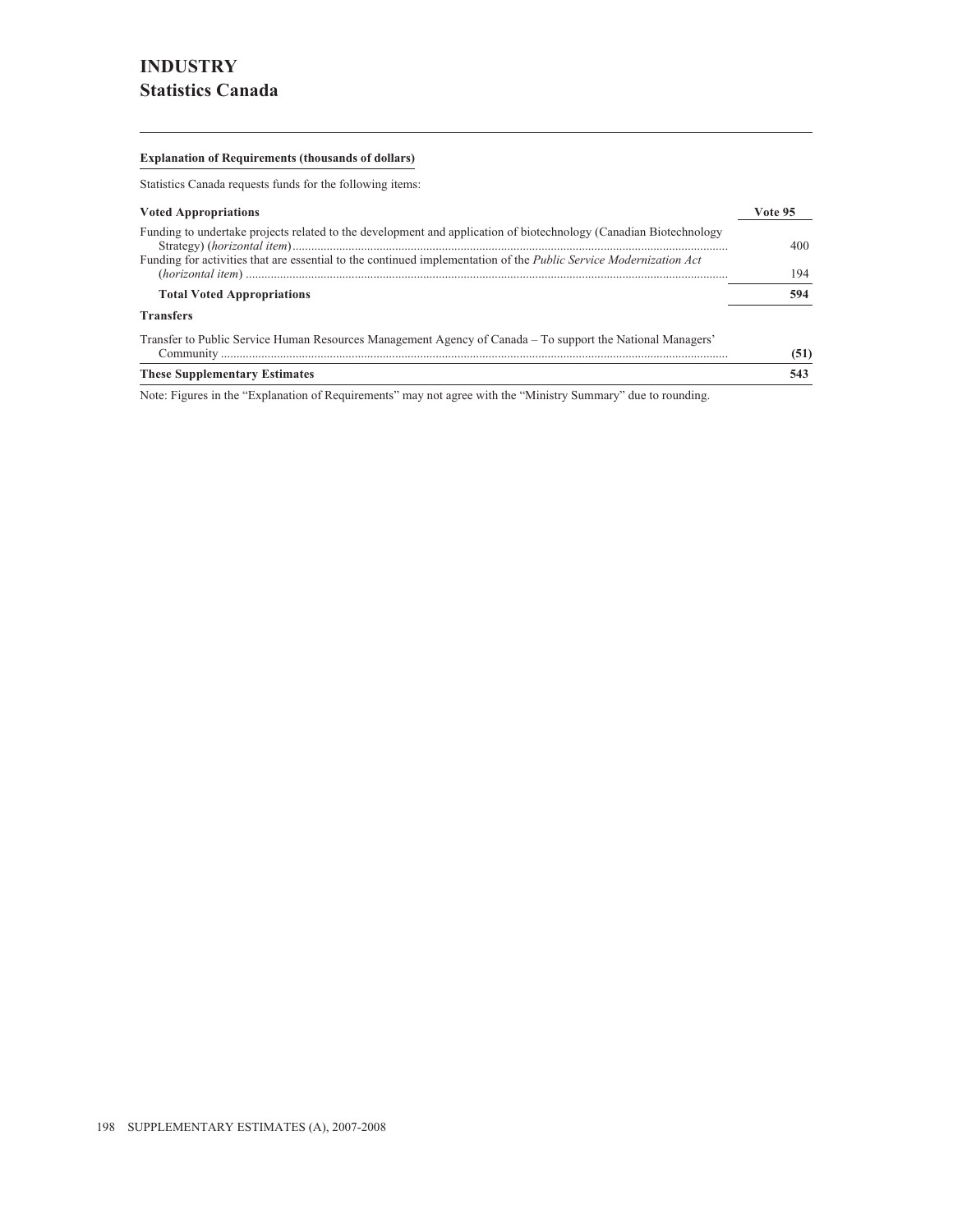# INDUSTRY
## Statistics Canada

**Explanation of Requirements (thousands of dollars)**

Statistics Canada requests funds for the following items:

| Voted Appropriations | Vote 95 |
|---|---|
| Funding to undertake projects related to the development and application of biotechnology (Canadian Biotechnology Strategy) (*horizontal item*) | 400 |
| Funding for activities that are essential to the continued implementation of the *Public Service Modernization Act* (*horizontal item*) | 194 |
| **Total Voted Appropriations** | **594** |
| **Transfers** | |
| Transfer to Public Service Human Resources Management Agency of Canada – To support the National Managers' Community | **(51)** |
| **These Supplementary Estimates** | **543** |

Note: Figures in the "Explanation of Requirements" may not agree with the "Ministry Summary" due to rounding.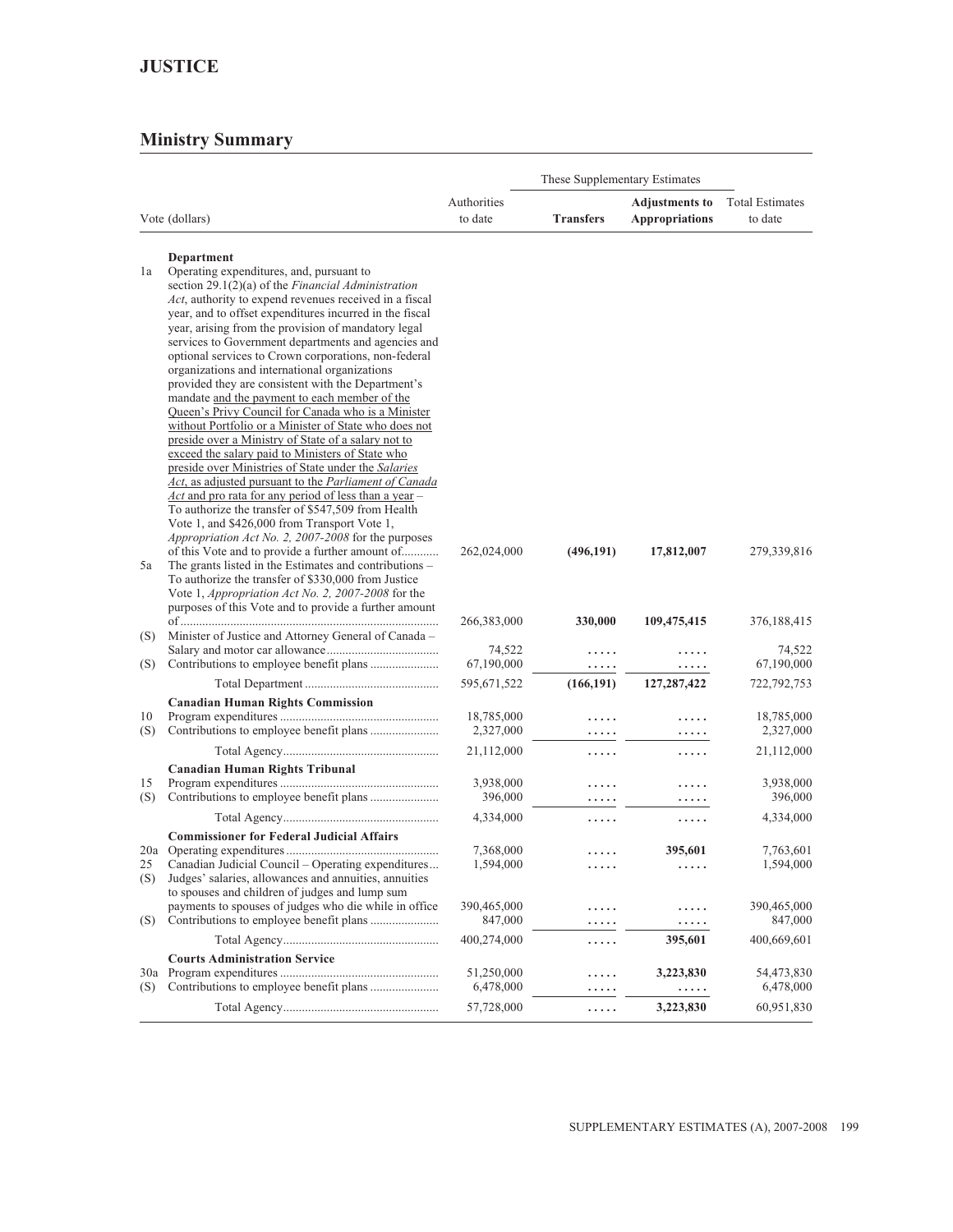## JUSTICE

### Ministry Summary

| | Vote (dollars) | Authorities to date | These Supplementary Estimates | | Total Estimates to date |
|---|---|---|---|---|---|
| | | | **Transfers** | **Adjustments to Appropriations** | |
| | **Department** | | | | |
| 1a | Operating expenditures, and, pursuant to section 29.1(2)(a) of the *Financial Administration Act*, authority to expend revenues received in a fiscal year, and to offset expenditures incurred in the fiscal year, arising from the provision of mandatory legal services to Government departments and agencies and optional services to Crown corporations, non-federal organizations and international organizations provided they are consistent with the Department's mandate and the payment to each member of the Queen's Privy Council for Canada who is a Minister without Portfolio or a Minister of State who does not preside over a Ministry of State of a salary not to exceed the salary paid to Ministers of State who preside over Ministries of State under the *Salaries Act*, as adjusted pursuant to the *Parliament of Canada Act* and pro rata for any period of less than a year – To authorize the transfer of $547,509 from Health Vote 1, and $426,000 from Transport Vote 1, *Appropriation Act No. 2, 2007-2008* for the purposes of this Vote and to provide a further amount of | 262,024,000 | **(496,191)** | **17,812,007** | 279,339,816 |
| 5a | The grants listed in the Estimates and contributions – To authorize the transfer of $330,000 from Justice Vote 1, *Appropriation Act No. 2, 2007-2008* for the purposes of this Vote and to provide a further amount of | 266,383,000 | **330,000** | **109,475,415** | 376,188,415 |
| (S) | Minister of Justice and Attorney General of Canada – Salary and motor car allowance | 74,522 | ..... | ..... | 74,522 |
| (S) | Contributions to employee benefit plans | 67,190,000 | ..... | ..... | 67,190,000 |
| | Total Department | 595,671,522 | **(166,191)** | **127,287,422** | 722,792,753 |
| | **Canadian Human Rights Commission** | | | | |
| 10 | Program expenditures | 18,785,000 | ..... | ..... | 18,785,000 |
| (S) | Contributions to employee benefit plans | 2,327,000 | ..... | ..... | 2,327,000 |
| | Total Agency | 21,112,000 | ..... | ..... | 21,112,000 |
| | **Canadian Human Rights Tribunal** | | | | |
| 15 | Program expenditures | 3,938,000 | ..... | ..... | 3,938,000 |
| (S) | Contributions to employee benefit plans | 396,000 | ..... | ..... | 396,000 |
| | Total Agency | 4,334,000 | ..... | ..... | 4,334,000 |
| | **Commissioner for Federal Judicial Affairs** | | | | |
| 20a | Operating expenditures | 7,368,000 | ..... | **395,601** | 7,763,601 |
| 25 | Canadian Judicial Council – Operating expenditures | 1,594,000 | ..... | ..... | 1,594,000 |
| (S) | Judges' salaries, allowances and annuities, annuities to spouses and children of judges and lump sum payments to spouses of judges who die while in office | 390,465,000 | ..... | ..... | 390,465,000 |
| (S) | Contributions to employee benefit plans | 847,000 | ..... | ..... | 847,000 |
| | Total Agency | 400,274,000 | ..... | **395,601** | 400,669,601 |
| | **Courts Administration Service** | | | | |
| 30a | Program expenditures | 51,250,000 | ..... | **3,223,830** | 54,473,830 |
| (S) | Contributions to employee benefit plans | 6,478,000 | ..... | ..... | 6,478,000 |
| | Total Agency | 57,728,000 | ..... | **3,223,830** | 60,951,830 |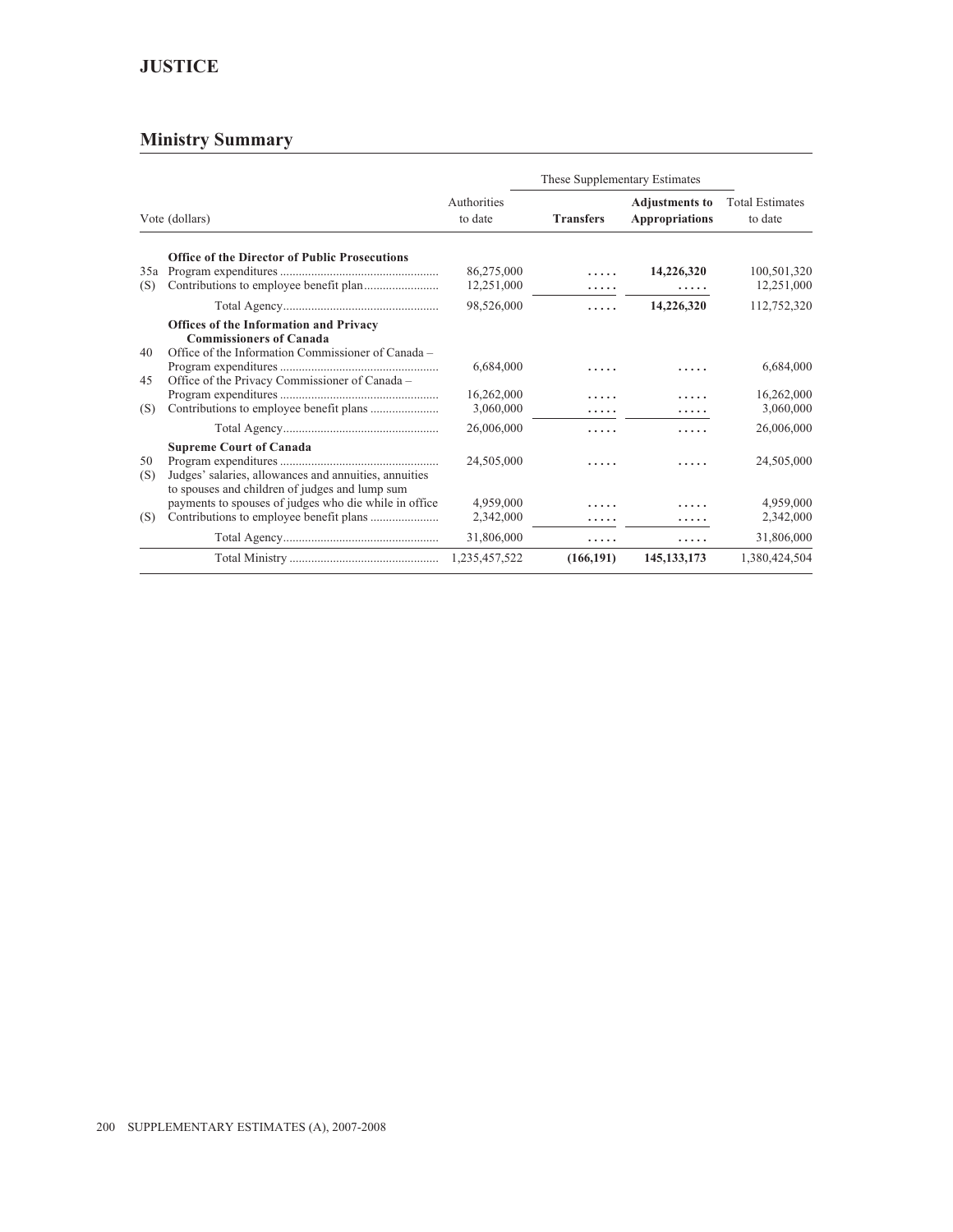## JUSTICE

## Ministry Summary

| Vote (dollars) | | Authorities to date | These Supplementary Estimates | | Total Estimates to date |
|---|---|---|---|---|---|
| | | | **Transfers** | **Adjustments to Appropriations** | |
| | **Office of the Director of Public Prosecutions** | | | | |
| 35a | Program expenditures | 86,275,000 | ..... | **14,226,320** | 100,501,320 |
| (S) | Contributions to employee benefit plan | 12,251,000 | ..... | ..... | 12,251,000 |
| | Total Agency | 98,526,000 | ..... | **14,226,320** | 112,752,320 |
| | **Offices of the Information and Privacy Commissioners of Canada** | | | | |
| 40 | Office of the Information Commissioner of Canada – Program expenditures | 6,684,000 | ..... | ..... | 6,684,000 |
| 45 | Office of the Privacy Commissioner of Canada – Program expenditures | 16,262,000 | ..... | ..... | 16,262,000 |
| (S) | Contributions to employee benefit plans | 3,060,000 | ..... | ..... | 3,060,000 |
| | Total Agency | 26,006,000 | ..... | ..... | 26,006,000 |
| | **Supreme Court of Canada** | | | | |
| 50 | Program expenditures | 24,505,000 | ..... | ..... | 24,505,000 |
| (S) | Judges' salaries, allowances and annuities, annuities to spouses and children of judges and lump sum payments to spouses of judges who die while in office | 4,959,000 | ..... | ..... | 4,959,000 |
| (S) | Contributions to employee benefit plans | 2,342,000 | ..... | ..... | 2,342,000 |
| | Total Agency | 31,806,000 | ..... | ..... | 31,806,000 |
| | Total Ministry | 1,235,457,522 | (166,191) | 145,133,173 | 1,380,424,504 |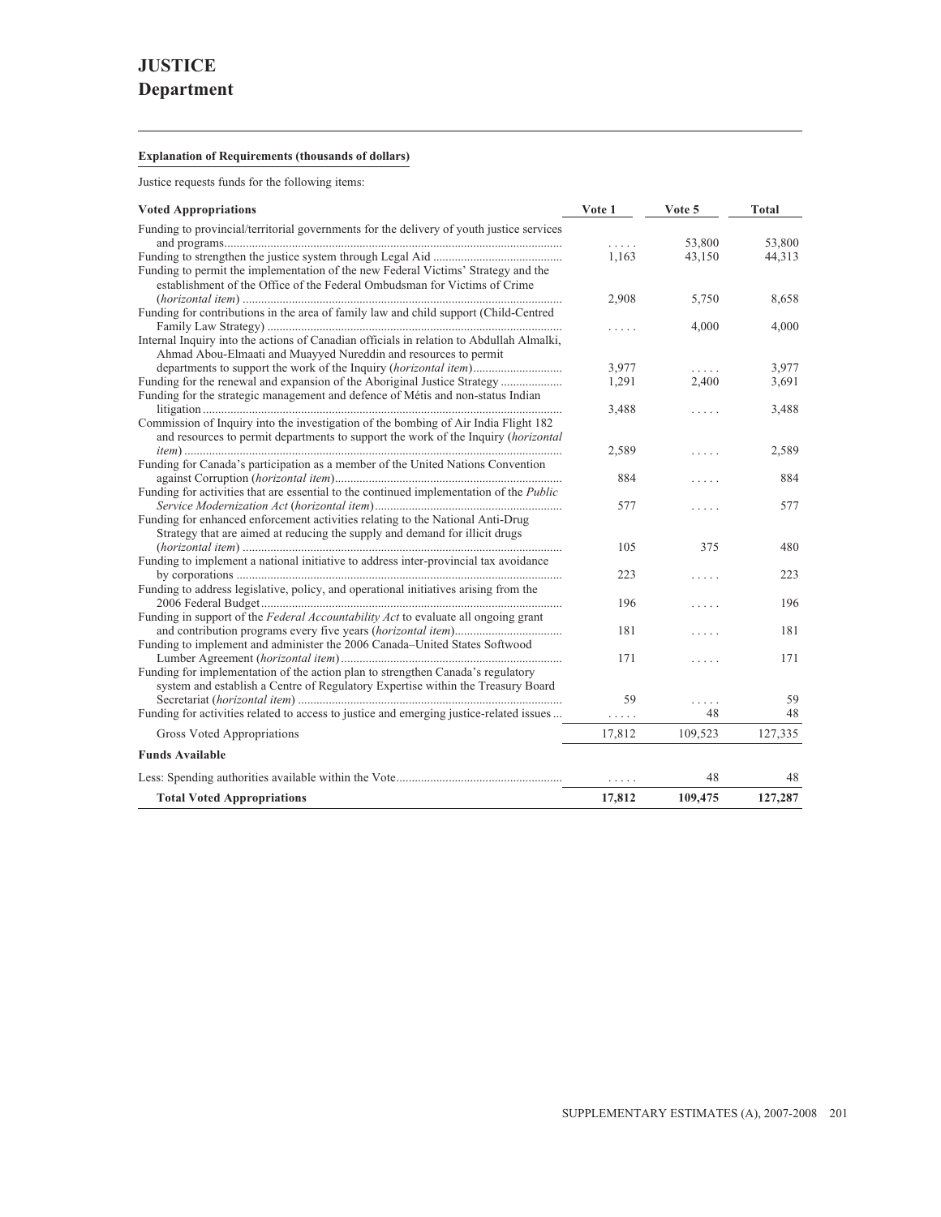# JUSTICE
## Department

**Explanation of Requirements (thousands of dollars)**

Justice requests funds for the following items:

| Voted Appropriations | Vote 1 | Vote 5 | Total |
|---|---|---|---|
| Funding to provincial/territorial governments for the delivery of youth justice services and programs | ..... | 53,800 | 53,800 |
| Funding to strengthen the justice system through Legal Aid | 1,163 | 43,150 | 44,313 |
| Funding to permit the implementation of the new Federal Victims' Strategy and the establishment of the Office of the Federal Ombudsman for Victims of Crime (*horizontal item*) | 2,908 | 5,750 | 8,658 |
| Funding for contributions in the area of family law and child support (Child-Centred Family Law Strategy) | ..... | 4,000 | 4,000 |
| Internal Inquiry into the actions of Canadian officials in relation to Abdullah Almalki, Ahmad Abou-Elmaati and Muayyed Nureddin and resources to permit departments to support the work of the Inquiry (*horizontal item*) | 3,977 | ..... | 3,977 |
| Funding for the renewal and expansion of the Aboriginal Justice Strategy | 1,291 | 2,400 | 3,691 |
| Funding for the strategic management and defence of Métis and non-status Indian litigation | 3,488 | ..... | 3,488 |
| Commission of Inquiry into the investigation of the bombing of Air India Flight 182 and resources to permit departments to support the work of the Inquiry (*horizontal item*) | 2,589 | ..... | 2,589 |
| Funding for Canada's participation as a member of the United Nations Convention against Corruption (*horizontal item*) | 884 | ..... | 884 |
| Funding for activities that are essential to the continued implementation of the *Public Service Modernization Act* (*horizontal item*) | 577 | ..... | 577 |
| Funding for enhanced enforcement activities relating to the National Anti-Drug Strategy that are aimed at reducing the supply and demand for illicit drugs (*horizontal item*) | 105 | 375 | 480 |
| Funding to implement a national initiative to address inter-provincial tax avoidance by corporations | 223 | ..... | 223 |
| Funding to address legislative, policy, and operational initiatives arising from the 2006 Federal Budget | 196 | ..... | 196 |
| Funding in support of the *Federal Accountability Act* to evaluate all ongoing grant and contribution programs every five years (*horizontal item*) | 181 | ..... | 181 |
| Funding to implement and administer the 2006 Canada–United States Softwood Lumber Agreement (*horizontal item*) | 171 | ..... | 171 |
| Funding for implementation of the action plan to strengthen Canada's regulatory system and establish a Centre of Regulatory Expertise within the Treasury Board Secretariat (*horizontal item*) | 59 | ..... | 59 |
| Funding for activities related to access to justice and emerging justice-related issues | ..... | 48 | 48 |
| Gross Voted Appropriations | 17,812 | 109,523 | 127,335 |
| **Funds Available** | | | |
| Less: Spending authorities available within the Vote | ..... | 48 | 48 |
| **Total Voted Appropriations** | **17,812** | **109,475** | **127,287** |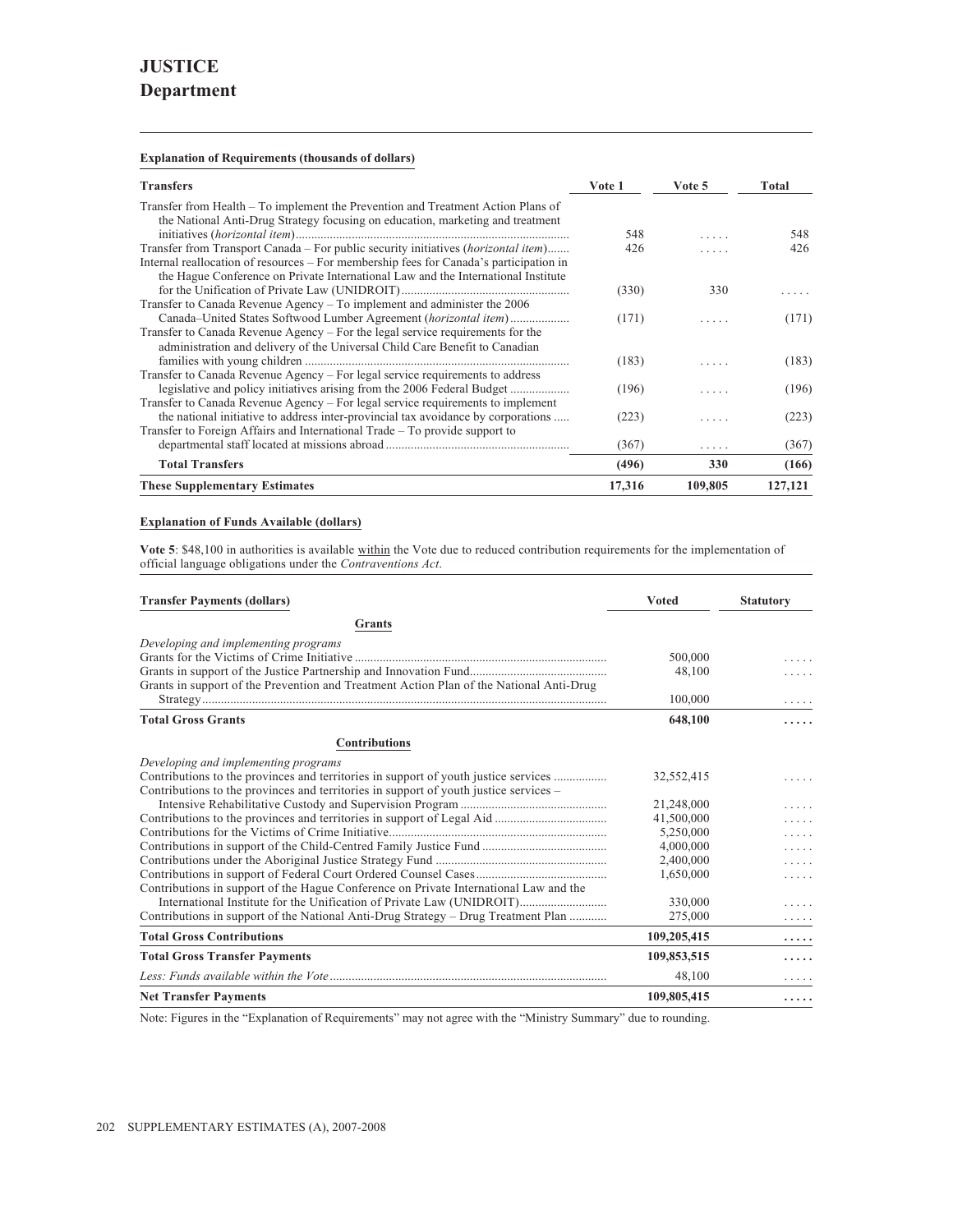# JUSTICE
## Department

**Explanation of Requirements (thousands of dollars)**

| Transfers | Vote 1 | Vote 5 | Total |
|---|---|---|---|
| Transfer from Health – To implement the Prevention and Treatment Action Plans of the National Anti-Drug Strategy focusing on education, marketing and treatment initiatives (*horizontal item*) | 548 | ..... | 548 |
| Transfer from Transport Canada – For public security initiatives (*horizontal item*) | 426 | ..... | 426 |
| Internal reallocation of resources – For membership fees for Canada's participation in the Hague Conference on Private International Law and the International Institute for the Unification of Private Law (UNIDROIT) | (330) | 330 | ..... |
| Transfer to Canada Revenue Agency – To implement and administer the 2006 Canada–United States Softwood Lumber Agreement (*horizontal item*) | (171) | ..... | (171) |
| Transfer to Canada Revenue Agency – For the legal service requirements for the administration and delivery of the Universal Child Care Benefit to Canadian families with young children | (183) | ..... | (183) |
| Transfer to Canada Revenue Agency – For legal service requirements to address legislative and policy initiatives arising from the 2006 Federal Budget | (196) | ..... | (196) |
| Transfer to Canada Revenue Agency – For legal service requirements to implement the national initiative to address inter-provincial tax avoidance by corporations | (223) | ..... | (223) |
| Transfer to Foreign Affairs and International Trade – To provide support to departmental staff located at missions abroad | (367) | ..... | (367) |
| **Total Transfers** | **(496)** | **330** | **(166)** |
| **These Supplementary Estimates** | **17,316** | **109,805** | **127,121** |

**Explanation of Funds Available (dollars)**

**Vote 5**: $48,100 in authorities is available within the Vote due to reduced contribution requirements for the implementation of official language obligations under the *Contraventions Act*.

| Transfer Payments (dollars) | Voted | Statutory |
|---|---|---|
| **Grants** | | |
| *Developing and implementing programs* | | |
| Grants for the Victims of Crime Initiative | 500,000 | ..... |
| Grants in support of the Justice Partnership and Innovation Fund | 48,100 | ..... |
| Grants in support of the Prevention and Treatment Action Plan of the National Anti-Drug Strategy | 100,000 | ..... |
| **Total Gross Grants** | **648,100** | **.....** |
| **Contributions** | | |
| *Developing and implementing programs* | | |
| Contributions to the provinces and territories in support of youth justice services | 32,552,415 | ..... |
| Contributions to the provinces and territories in support of youth justice services – Intensive Rehabilitative Custody and Supervision Program | 21,248,000 | ..... |
| Contributions to the provinces and territories in support of Legal Aid | 41,500,000 | ..... |
| Contributions for the Victims of Crime Initiative | 5,250,000 | ..... |
| Contributions in support of the Child-Centred Family Justice Fund | 4,000,000 | ..... |
| Contributions under the Aboriginal Justice Strategy Fund | 2,400,000 | ..... |
| Contributions in support of Federal Court Ordered Counsel Cases | 1,650,000 | ..... |
| Contributions in support of the Hague Conference on Private International Law and the International Institute for the Unification of Private Law (UNIDROIT) | 330,000 | ..... |
| Contributions in support of the National Anti-Drug Strategy – Drug Treatment Plan | 275,000 | ..... |
| **Total Gross Contributions** | **109,205,415** | **.....** |
| **Total Gross Transfer Payments** | **109,853,515** | **.....** |
| *Less: Funds available within the Vote* | 48,100 | ..... |
| **Net Transfer Payments** | **109,805,415** | **.....** |

Note: Figures in the "Explanation of Requirements" may not agree with the "Ministry Summary" due to rounding.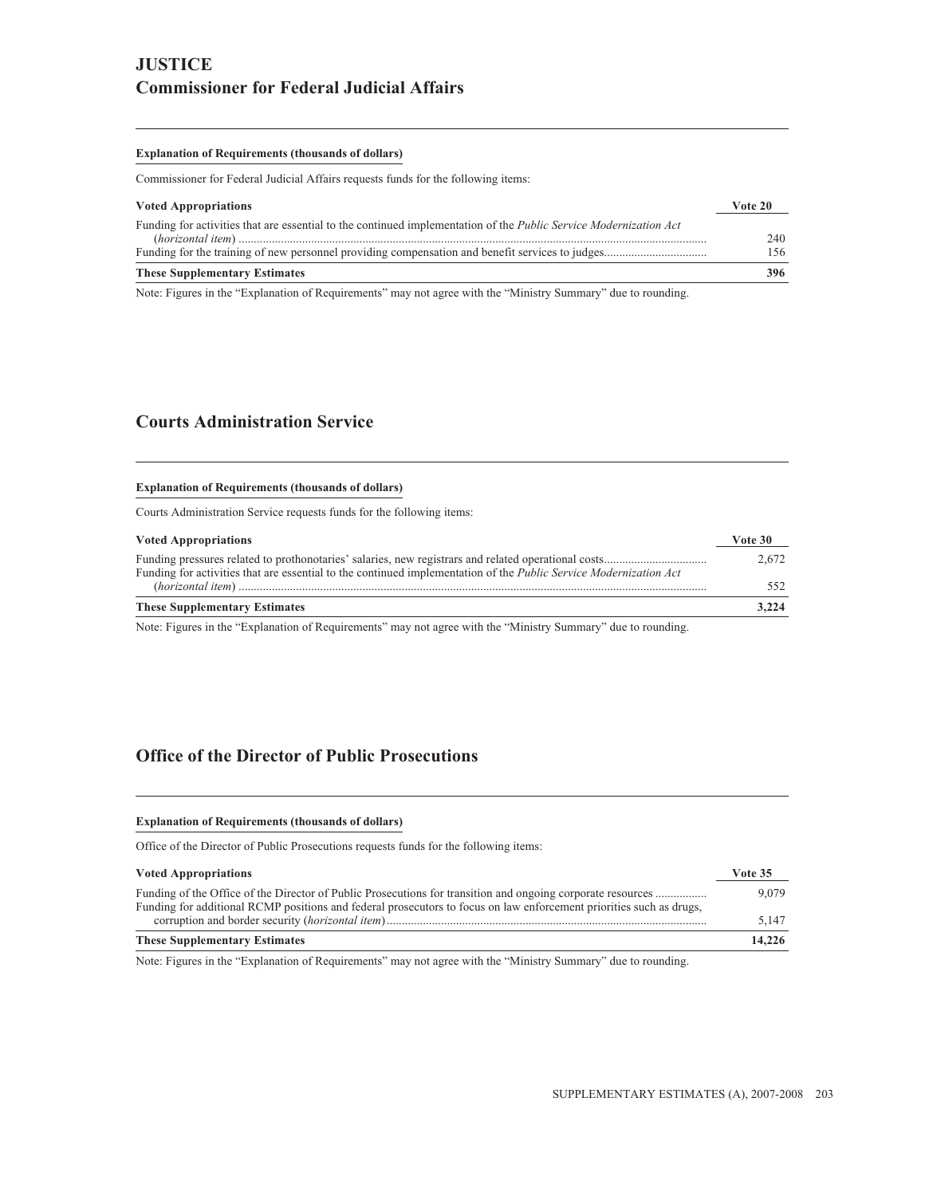# JUSTICE

## Commissioner for Federal Judicial Affairs

**Explanation of Requirements (thousands of dollars)**

Commissioner for Federal Judicial Affairs requests funds for the following items:

| Voted Appropriations | Vote 20 |
| --- | --- |
| Funding for activities that are essential to the continued implementation of the *Public Service Modernization Act* (*horizontal item*) | 240 |
| Funding for the training of new personnel providing compensation and benefit services to judges | 156 |
| **These Supplementary Estimates** | **396** |

Note: Figures in the "Explanation of Requirements" may not agree with the "Ministry Summary" due to rounding.

## Courts Administration Service

**Explanation of Requirements (thousands of dollars)**

Courts Administration Service requests funds for the following items:

| Voted Appropriations | Vote 30 |
| --- | --- |
| Funding pressures related to prothonotaries' salaries, new registrars and related operational costs | 2,672 |
| Funding for activities that are essential to the continued implementation of the *Public Service Modernization Act* (*horizontal item*) | 552 |
| **These Supplementary Estimates** | **3,224** |

Note: Figures in the "Explanation of Requirements" may not agree with the "Ministry Summary" due to rounding.

## Office of the Director of Public Prosecutions

**Explanation of Requirements (thousands of dollars)**

Office of the Director of Public Prosecutions requests funds for the following items:

| Voted Appropriations | Vote 35 |
| --- | --- |
| Funding of the Office of the Director of Public Prosecutions for transition and ongoing corporate resources | 9,079 |
| Funding for additional RCMP positions and federal prosecutors to focus on law enforcement priorities such as drugs, corruption and border security (*horizontal item*) | 5,147 |
| **These Supplementary Estimates** | **14,226** |

Note: Figures in the "Explanation of Requirements" may not agree with the "Ministry Summary" due to rounding.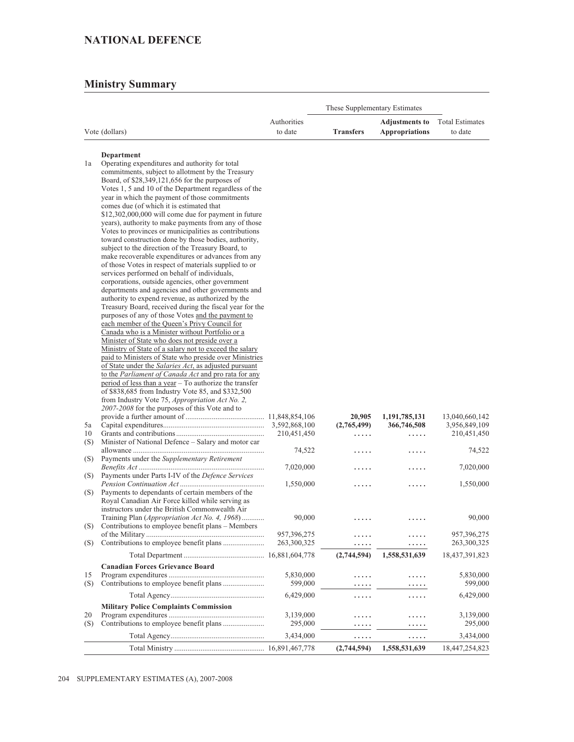# NATIONAL DEFENCE

## Ministry Summary

| Vote (dollars) | | Authorities to date | These Supplementary Estimates Transfers | These Supplementary Estimates Adjustments to Appropriations | Total Estimates to date |
|---|---|---|---|---|---|
| | **Department** | | | | |
| 1a | Operating expenditures and authority for total commitments, subject to allotment by the Treasury Board, of $28,349,121,656 for the purposes of Votes 1, 5 and 10 of the Department regardless of the year in which the payment of those commitments comes due (of which it is estimated that $12,302,000,000 will come due for payment in future years), authority to make payments from any of those Votes to provinces or municipalities as contributions toward construction done by those bodies, authority, subject to the direction of the Treasury Board, to make recoverable expenditures or advances from any of those Votes in respect of materials supplied to or services performed on behalf of individuals, corporations, outside agencies, other government departments and agencies and other governments and authority to expend revenue, as authorized by the Treasury Board, received during the fiscal year for the purposes of any of those Votes and the payment to each member of the Queen's Privy Council for Canada who is a Minister without Portfolio or a Minister of State who does not preside over a Ministry of State of a salary not to exceed the salary paid to Ministers of State who preside over Ministries of State under the *Salaries Act*, as adjusted pursuant to the *Parliament of Canada Act* and pro rata for any period of less than a year – To authorize the transfer of $838,685 from Industry Vote 85, and $332,500 from Industry Vote 75, *Appropriation Act No. 2, 2007-2008* for the purposes of this Vote and to provide a further amount of | 11,848,854,106 | **20,905** | **1,191,785,131** | 13,040,660,142 |
| 5a | Capital expenditures | 3,592,868,100 | **(2,765,499)** | **366,746,508** | 3,956,849,109 |
| 10 | Grants and contributions | 210,451,450 | ..... | ..... | 210,451,450 |
| (S) | Minister of National Defence – Salary and motor car allowance | 74,522 | ..... | ..... | 74,522 |
| (S) | Payments under the *Supplementary Retirement Benefits Act* | 7,020,000 | ..... | ..... | 7,020,000 |
| (S) | Payments under Parts I-IV of the *Defence Services Pension Continuation Act* | 1,550,000 | ..... | ..... | 1,550,000 |
| (S) | Payments to dependants of certain members of the Royal Canadian Air Force killed while serving as instructors under the British Commonwealth Air Training Plan (*Appropriation Act No. 4, 1968*) | 90,000 | ..... | ..... | 90,000 |
| (S) | Contributions to employee benefit plans – Members of the Military | 957,396,275 | ..... | ..... | 957,396,275 |
| (S) | Contributions to employee benefit plans | 263,300,325 | ..... | ..... | 263,300,325 |
| | Total Department | 16,881,604,778 | **(2,744,594)** | **1,558,531,639** | 18,437,391,823 |
| | **Canadian Forces Grievance Board** | | | | |
| 15 | Program expenditures | 5,830,000 | ..... | ..... | 5,830,000 |
| (S) | Contributions to employee benefit plans | 599,000 | ..... | ..... | 599,000 |
| | Total Agency | 6,429,000 | ..... | ..... | 6,429,000 |
| | **Military Police Complaints Commission** | | | | |
| 20 | Program expenditures | 3,139,000 | ..... | ..... | 3,139,000 |
| (S) | Contributions to employee benefit plans | 295,000 | ..... | ..... | 295,000 |
| | Total Agency | 3,434,000 | ..... | ..... | 3,434,000 |
| | Total Ministry | 16,891,467,778 | **(2,744,594)** | **1,558,531,639** | 18,447,254,823 |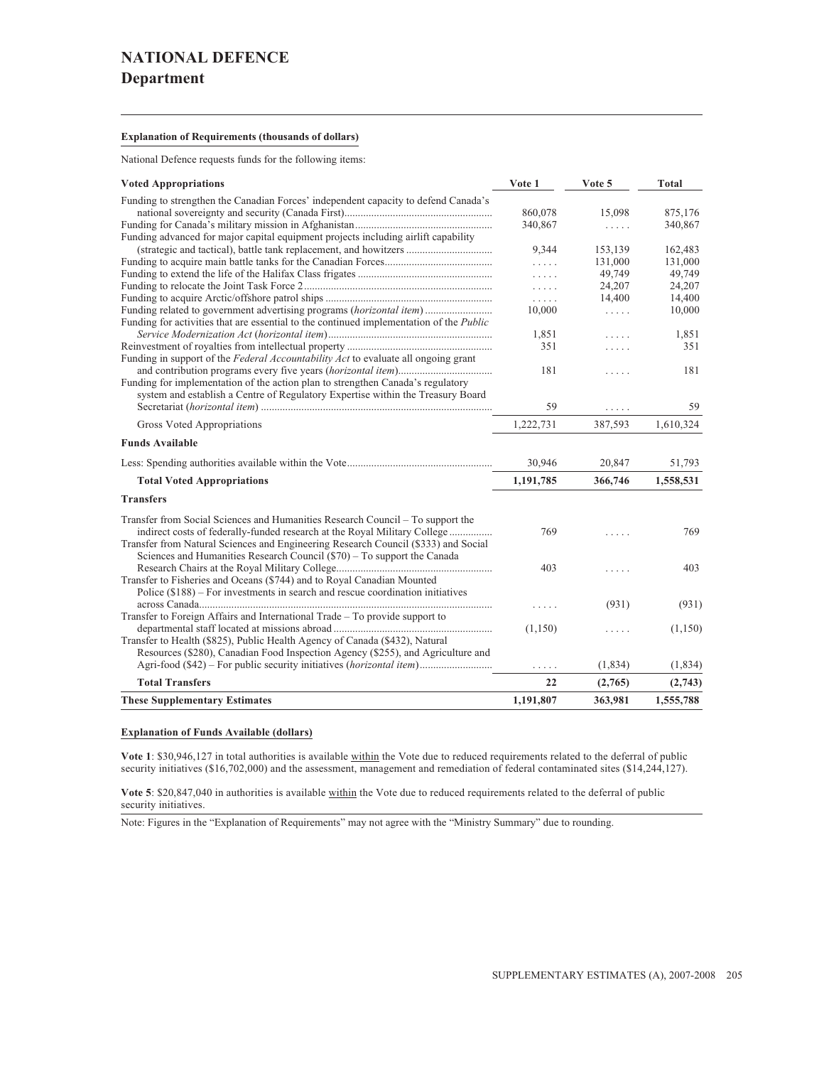# NATIONAL DEFENCE
## Department

**Explanation of Requirements (thousands of dollars)**

National Defence requests funds for the following items:

| Voted Appropriations | Vote 1 | Vote 5 | Total |
|---|---|---|---|
| Funding to strengthen the Canadian Forces' independent capacity to defend Canada's national sovereignty and security (Canada First) | 860,078 | 15,098 | 875,176 |
| Funding for Canada's military mission in Afghanistan | 340,867 | ..... | 340,867 |
| Funding advanced for major capital equipment projects including airlift capability (strategic and tactical), battle tank replacement, and howitzers | 9,344 | 153,139 | 162,483 |
| Funding to acquire main battle tanks for the Canadian Forces | ..... | 131,000 | 131,000 |
| Funding to extend the life of the Halifax Class frigates | ..... | 49,749 | 49,749 |
| Funding to relocate the Joint Task Force 2 | ..... | 24,207 | 24,207 |
| Funding to acquire Arctic/offshore patrol ships | ..... | 14,400 | 14,400 |
| Funding related to government advertising programs (*horizontal item*) | 10,000 | ..... | 10,000 |
| Funding for activities that are essential to the continued implementation of the *Public Service Modernization Act* (*horizontal item*) | 1,851 | ..... | 1,851 |
| Reinvestment of royalties from intellectual property | 351 | ..... | 351 |
| Funding in support of the *Federal Accountability Act* to evaluate all ongoing grant and contribution programs every five years (*horizontal item*) | 181 | ..... | 181 |
| Funding for implementation of the action plan to strengthen Canada's regulatory system and establish a Centre of Regulatory Expertise within the Treasury Board Secretariat (*horizontal item*) | 59 | ..... | 59 |
| Gross Voted Appropriations | 1,222,731 | 387,593 | 1,610,324 |
| **Funds Available** | | | |
| Less: Spending authorities available within the Vote | 30,946 | 20,847 | 51,793 |
| **Total Voted Appropriations** | **1,191,785** | **366,746** | **1,558,531** |
| **Transfers** | | | |
| Transfer from Social Sciences and Humanities Research Council – To support the indirect costs of federally-funded research at the Royal Military College | 769 | ..... | 769 |
| Transfer from Natural Sciences and Engineering Research Council ($333) and Social Sciences and Humanities Research Council ($70) – To support the Canada Research Chairs at the Royal Military College | 403 | ..... | 403 |
| Transfer to Fisheries and Oceans ($744) and to Royal Canadian Mounted Police ($188) – For investments in search and rescue coordination initiatives across Canada | ..... | (931) | (931) |
| Transfer to Foreign Affairs and International Trade – To provide support to departmental staff located at missions abroad | (1,150) | ..... | (1,150) |
| Transfer to Health ($825), Public Health Agency of Canada ($432), Natural Resources ($280), Canadian Food Inspection Agency ($255), and Agriculture and Agri-food ($42) – For public security initiatives (*horizontal item*) | ..... | (1,834) | (1,834) |
| **Total Transfers** | **22** | **(2,765)** | **(2,743)** |
| **These Supplementary Estimates** | **1,191,807** | **363,981** | **1,555,788** |

**Explanation of Funds Available (dollars)**

**Vote 1**: $30,946,127 in total authorities is available within the Vote due to reduced requirements related to the deferral of public security initiatives ($16,702,000) and the assessment, management and remediation of federal contaminated sites ($14,244,127).

**Vote 5**: $20,847,040 in authorities is available within the Vote due to reduced requirements related to the deferral of public security initiatives.

Note: Figures in the "Explanation of Requirements" may not agree with the "Ministry Summary" due to rounding.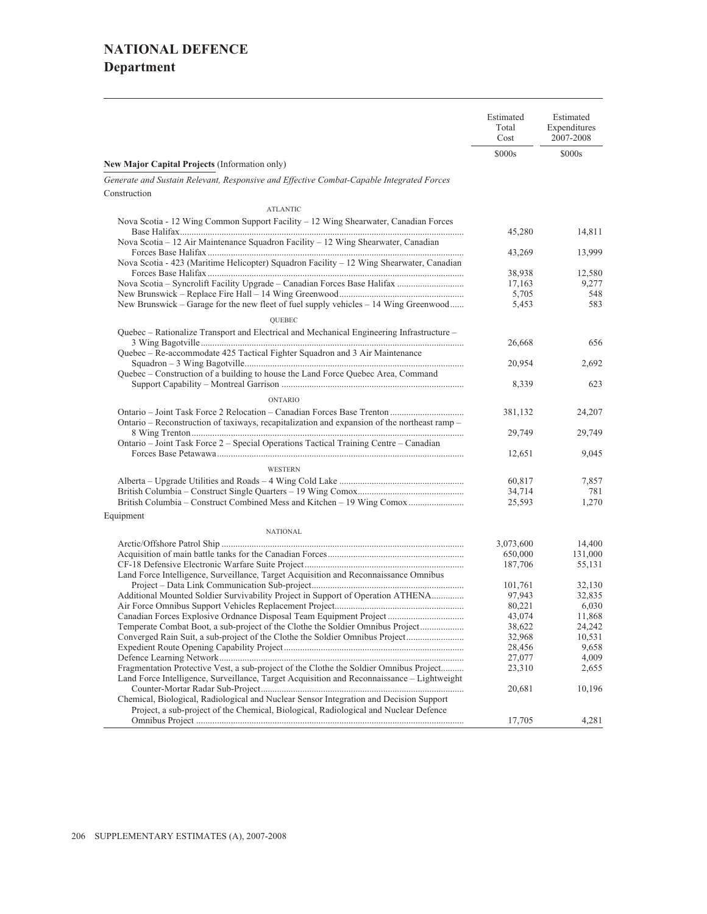# NATIONAL DEFENCE
## Department

| | Estimated Total Cost | Estimated Expenditures 2007-2008 |
|---|---|---|
| | $000s | $000s |
| **New Major Capital Projects** (Information only) | | |
| *Generate and Sustain Relevant, Responsive and Effective Combat-Capable Integrated Forces* | | |
| Construction | | |
| ATLANTIC | | |
| Nova Scotia - 12 Wing Common Support Facility – 12 Wing Shearwater, Canadian Forces Base Halifax | 45,280 | 14,811 |
| Nova Scotia – 12 Air Maintenance Squadron Facility – 12 Wing Shearwater, Canadian Forces Base Halifax | 43,269 | 13,999 |
| Nova Scotia - 423 (Maritime Helicopter) Squadron Facility – 12 Wing Shearwater, Canadian Forces Base Halifax | 38,938 | 12,580 |
| Nova Scotia – Syncrolift Facility Upgrade – Canadian Forces Base Halifax | 17,163 | 9,277 |
| New Brunswick – Replace Fire Hall – 14 Wing Greenwood | 5,705 | 548 |
| New Brunswick – Garage for the new fleet of fuel supply vehicles – 14 Wing Greenwood | 5,453 | 583 |
| QUEBEC | | |
| Quebec – Rationalize Transport and Electrical and Mechanical Engineering Infrastructure – 3 Wing Bagotville | 26,668 | 656 |
| Quebec – Re-accommodate 425 Tactical Fighter Squadron and 3 Air Maintenance Squadron – 3 Wing Bagotville | 20,954 | 2,692 |
| Quebec – Construction of a building to house the Land Force Quebec Area, Command Support Capability – Montreal Garrison | 8,339 | 623 |
| ONTARIO | | |
| Ontario – Joint Task Force 2 Relocation – Canadian Forces Base Trenton | 381,132 | 24,207 |
| Ontario – Reconstruction of taxiways, recapitalization and expansion of the northeast ramp – 8 Wing Trenton | 29,749 | 29,749 |
| Ontario – Joint Task Force 2 – Special Operations Tactical Training Centre – Canadian Forces Base Petawawa | 12,651 | 9,045 |
| WESTERN | | |
| Alberta – Upgrade Utilities and Roads – 4 Wing Cold Lake | 60,817 | 7,857 |
| British Columbia – Construct Single Quarters – 19 Wing Comox | 34,714 | 781 |
| British Columbia – Construct Combined Mess and Kitchen – 19 Wing Comox | 25,593 | 1,270 |
| Equipment | | |
| NATIONAL | | |
| Arctic/Offshore Patrol Ship | 3,073,600 | 14,400 |
| Acquisition of main battle tanks for the Canadian Forces | 650,000 | 131,000 |
| CF-18 Defensive Electronic Warfare Suite Project | 187,706 | 55,131 |
| Land Force Intelligence, Surveillance, Target Acquisition and Reconnaissance Omnibus Project – Data Link Communication Sub-project | 101,761 | 32,130 |
| Additional Mounted Soldier Survivability Project in Support of Operation ATHENA | 97,943 | 32,835 |
| Air Force Omnibus Support Vehicles Replacement Project | 80,221 | 6,030 |
| Canadian Forces Explosive Ordnance Disposal Team Equipment Project | 43,074 | 11,868 |
| Temperate Combat Boot, a sub-project of the Clothe the Soldier Omnibus Project | 38,622 | 24,242 |
| Converged Rain Suit, a sub-project of the Clothe the Soldier Omnibus Project | 32,968 | 10,531 |
| Expedient Route Opening Capability Project | 28,456 | 9,658 |
| Defence Learning Network | 27,077 | 4,009 |
| Fragmentation Protective Vest, a sub-project of the Clothe the Soldier Omnibus Project | 23,310 | 2,655 |
| Land Force Intelligence, Surveillance, Target Acquisition and Reconnaissance – Lightweight Counter-Mortar Radar Sub-Project | 20,681 | 10,196 |
| Chemical, Biological, Radiological and Nuclear Sensor Integration and Decision Support Project, a sub-project of the Chemical, Biological, Radiological and Nuclear Defence Omnibus Project | 17,705 | 4,281 |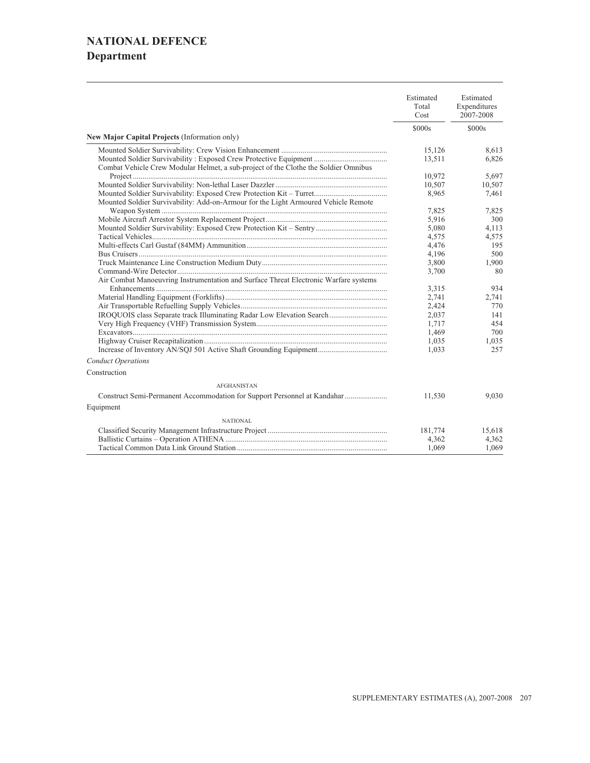# NATIONAL DEFENCE
## Department

| | Estimated Total Cost | Estimated Expenditures 2007-2008 |
|---|---|---|
| | $000s | $000s |
| **New Major Capital Projects** (Information only) | | |
| Mounted Soldier Survivability: Crew Vision Enhancement | 15,126 | 8,613 |
| Mounted Soldier Survivability : Exposed Crew Protective Equipment | 13,511 | 6,826 |
| Combat Vehicle Crew Modular Helmet, a sub-project of the Clothe the Soldier Omnibus Project | 10,972 | 5,697 |
| Mounted Soldier Survivability: Non-lethal Laser Dazzler | 10,507 | 10,507 |
| Mounted Soldier Survivability: Exposed Crew Protection Kit – Turret | 8,965 | 7,461 |
| Mounted Soldier Survivability: Add-on-Armour for the Light Armoured Vehicle Remote Weapon System | 7,825 | 7,825 |
| Mobile Aircraft Arrestor System Replacement Project | 5,916 | 300 |
| Mounted Soldier Survivability: Exposed Crew Protection Kit – Sentry | 5,080 | 4,113 |
| Tactical Vehicles | 4,575 | 4,575 |
| Multi-effects Carl Gustaf (84MM) Ammunition | 4,476 | 195 |
| Bus Cruisers | 4,196 | 500 |
| Truck Maintenance Line Construction Medium Duty | 3,800 | 1,900 |
| Command-Wire Detector | 3,700 | 80 |
| Air Combat Manoeuvring Instrumentation and Surface Threat Electronic Warfare systems Enhancements | 3,315 | 934 |
| Material Handling Equipment (Forklifts) | 2,741 | 2,741 |
| Air Transportable Refuelling Supply Vehicles | 2,424 | 770 |
| IROQUOIS class Separate track Illuminating Radar Low Elevation Search | 2,037 | 141 |
| Very High Frequency (VHF) Transmission System | 1,717 | 454 |
| Excavators | 1,469 | 700 |
| Highway Cruiser Recapitalization | 1,035 | 1,035 |
| Increase of Inventory AN/SQJ 501 Active Shaft Grounding Equipment | 1,033 | 257 |
| *Conduct Operations* | | |
| Construction | | |
| AFGHANISTAN | | |
| Construct Semi-Permanent Accommodation for Support Personnel at Kandahar | 11,530 | 9,030 |
| Equipment | | |
| NATIONAL | | |
| Classified Security Management Infrastructure Project | 181,774 | 15,618 |
| Ballistic Curtains – Operation ATHENA | 4,362 | 4,362 |
| Tactical Common Data Link Ground Station | 1,069 | 1,069 |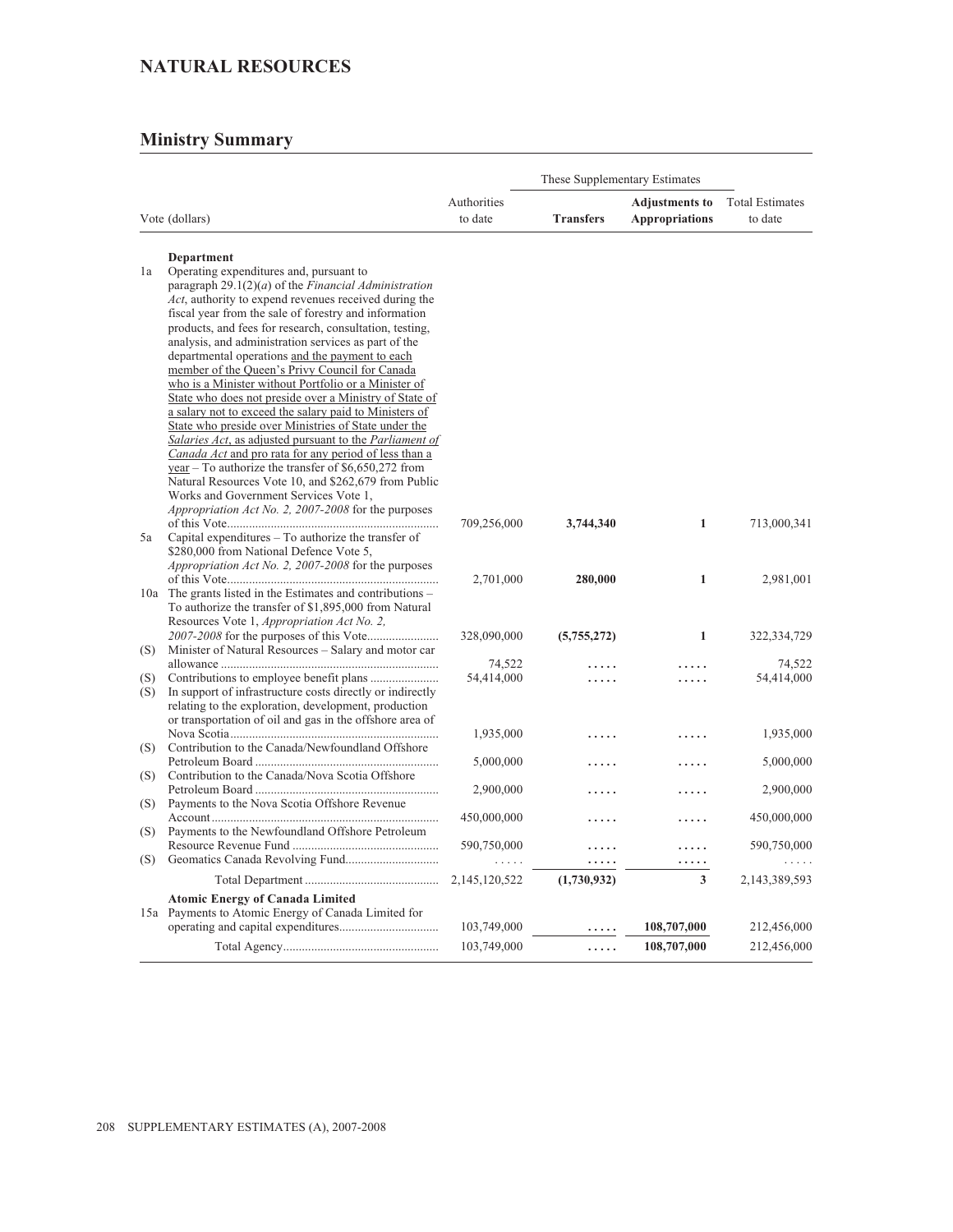## NATURAL RESOURCES

### Ministry Summary

| | Vote (dollars) | Authorities to date | These Supplementary Estimates Transfers | These Supplementary Estimates Adjustments to Appropriations | Total Estimates to date |
|---|---|---|---|---|---|
| | **Department** | | | | |
| 1a | Operating expenditures and, pursuant to paragraph 29.1(2)(*a*) of the *Financial Administration Act*, authority to expend revenues received during the fiscal year from the sale of forestry and information products, and fees for research, consultation, testing, analysis, and administration services as part of the departmental operations and the payment to each member of the Queen's Privy Council for Canada who is a Minister without Portfolio or a Minister of State who does not preside over a Ministry of State of a salary not to exceed the salary paid to Ministers of State who preside over Ministries of State under the *Salaries Act*, as adjusted pursuant to the *Parliament of Canada Act* and pro rata for any period of less than a year – To authorize the transfer of $6,650,272 from Natural Resources Vote 10, and $262,679 from Public Works and Government Services Vote 1, *Appropriation Act No. 2, 2007-2008* for the purposes of this Vote | 709,256,000 | **3,744,340** | **1** | 713,000,341 |
| 5a | Capital expenditures – To authorize the transfer of $280,000 from National Defence Vote 5, *Appropriation Act No. 2, 2007-2008* for the purposes of this Vote | 2,701,000 | **280,000** | **1** | 2,981,001 |
| 10a | The grants listed in the Estimates and contributions – To authorize the transfer of $1,895,000 from Natural Resources Vote 1, *Appropriation Act No. 2, 2007-2008* for the purposes of this Vote | 328,090,000 | **(5,755,272)** | **1** | 322,334,729 |
| (S) | Minister of Natural Resources – Salary and motor car allowance | 74,522 | ..... | ..... | 74,522 |
| (S) | Contributions to employee benefit plans | 54,414,000 | ..... | ..... | 54,414,000 |
| (S) | In support of infrastructure costs directly or indirectly relating to the exploration, development, production or transportation of oil and gas in the offshore area of Nova Scotia | 1,935,000 | ..... | ..... | 1,935,000 |
| (S) | Contribution to the Canada/Newfoundland Offshore Petroleum Board | 5,000,000 | ..... | ..... | 5,000,000 |
| (S) | Contribution to the Canada/Nova Scotia Offshore Petroleum Board | 2,900,000 | ..... | ..... | 2,900,000 |
| (S) | Payments to the Nova Scotia Offshore Revenue Account | 450,000,000 | ..... | ..... | 450,000,000 |
| (S) | Payments to the Newfoundland Offshore Petroleum Resource Revenue Fund | 590,750,000 | ..... | ..... | 590,750,000 |
| (S) | Geomatics Canada Revolving Fund | ..... | ..... | ..... | ..... |
| | Total Department | 2,145,120,522 | **(1,730,932)** | **3** | 2,143,389,593 |
| | **Atomic Energy of Canada Limited** | | | | |
| 15a | Payments to Atomic Energy of Canada Limited for operating and capital expenditures | 103,749,000 | ..... | **108,707,000** | 212,456,000 |
| | Total Agency | 103,749,000 | ..... | **108,707,000** | 212,456,000 |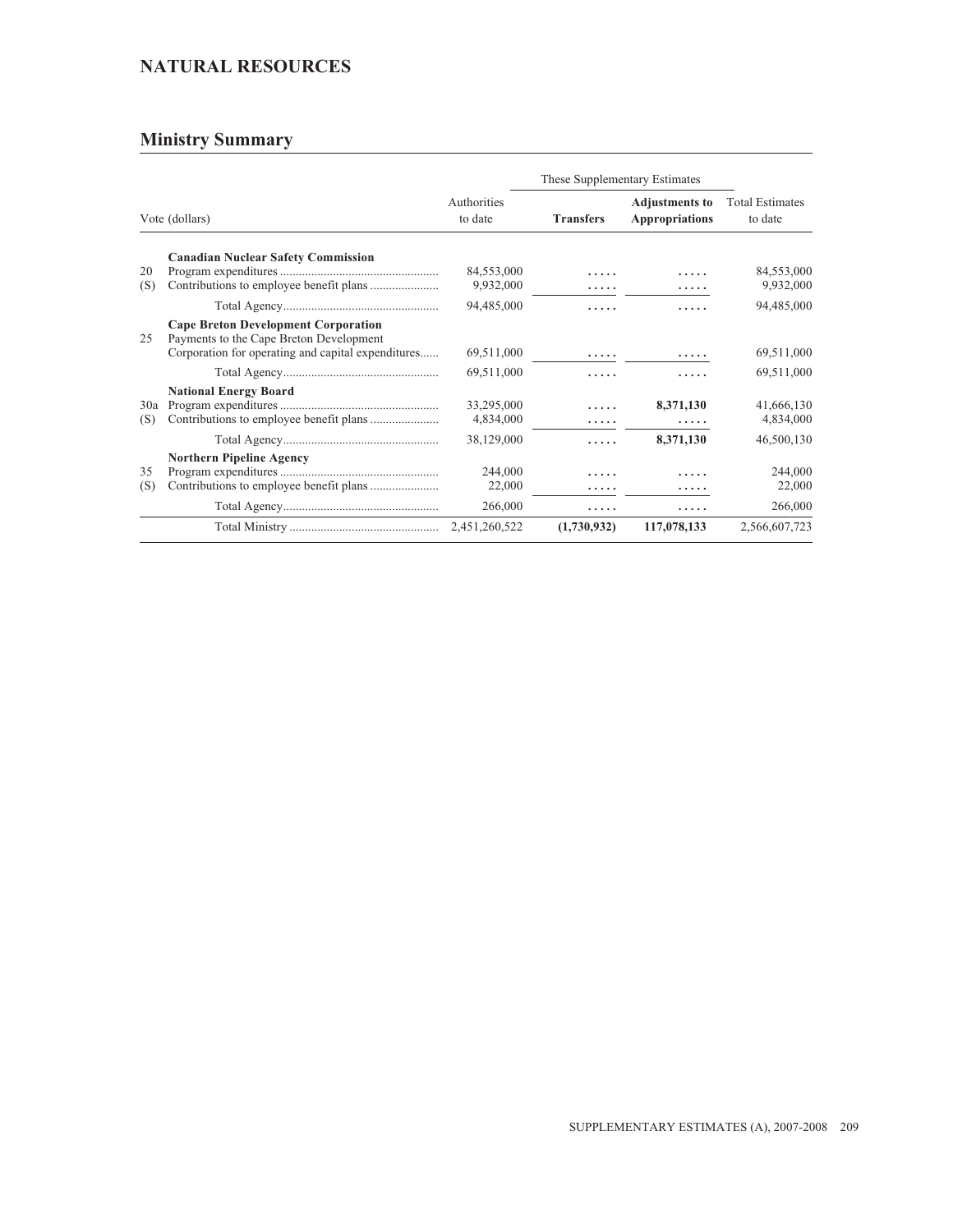# NATURAL RESOURCES

## Ministry Summary

| Vote (dollars) | | Authorities to date | These Supplementary Estimates | | Total Estimates to date |
|---|---|---|---|---|---|
| | | | **Transfers** | **Adjustments to Appropriations** | |
| | **Canadian Nuclear Safety Commission** | | | | |
| 20 | Program expenditures | 84,553,000 | ..... | ..... | 84,553,000 |
| (S) | Contributions to employee benefit plans | 9,932,000 | ..... | ..... | 9,932,000 |
| | Total Agency | 94,485,000 | ..... | ..... | 94,485,000 |
| | **Cape Breton Development Corporation** | | | | |
| 25 | Payments to the Cape Breton Development Corporation for operating and capital expenditures | 69,511,000 | ..... | ..... | 69,511,000 |
| | Total Agency | 69,511,000 | ..... | ..... | 69,511,000 |
| | **National Energy Board** | | | | |
| 30a | Program expenditures | 33,295,000 | ..... | **8,371,130** | 41,666,130 |
| (S) | Contributions to employee benefit plans | 4,834,000 | ..... | ..... | 4,834,000 |
| | Total Agency | 38,129,000 | ..... | **8,371,130** | 46,500,130 |
| | **Northern Pipeline Agency** | | | | |
| 35 | Program expenditures | 244,000 | ..... | ..... | 244,000 |
| (S) | Contributions to employee benefit plans | 22,000 | ..... | ..... | 22,000 |
| | Total Agency | 266,000 | ..... | ..... | 266,000 |
| | Total Ministry | 2,451,260,522 | **(1,730,932)** | **117,078,133** | 2,566,607,723 |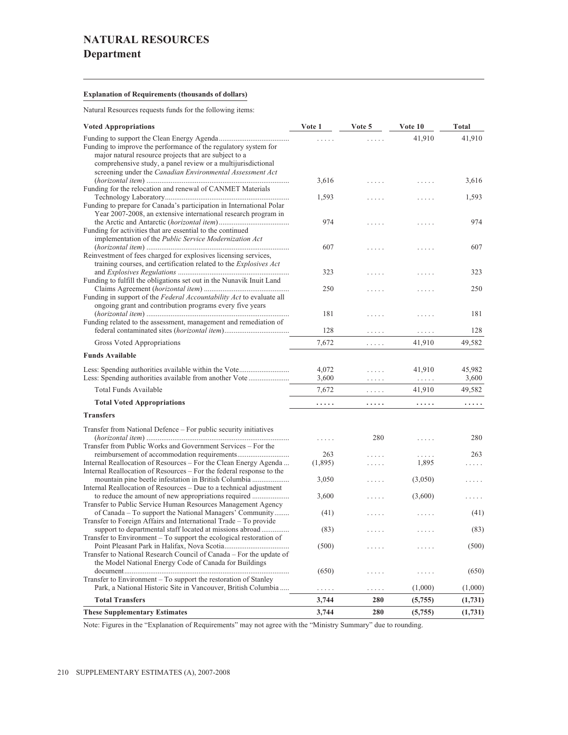# NATURAL RESOURCES

## Department

**Explanation of Requirements (thousands of dollars)**

Natural Resources requests funds for the following items:

| Voted Appropriations | Vote 1 | Vote 5 | Vote 10 | Total |
|---|---|---|---|---|
| Funding to support the Clean Energy Agenda | ..... | ..... | 41,910 | 41,910 |
| Funding to improve the performance of the regulatory system for major natural resource projects that are subject to a comprehensive study, a panel review or a multijurisdictional screening under the *Canadian Environmental Assessment Act* (*horizontal item*) | 3,616 | ..... | ..... | 3,616 |
| Funding for the relocation and renewal of CANMET Materials Technology Laboratory | 1,593 | ..... | ..... | 1,593 |
| Funding to prepare for Canada's participation in International Polar Year 2007-2008, an extensive international research program in the Arctic and Antarctic (*horizontal item*) | 974 | ..... | ..... | 974 |
| Funding for activities that are essential to the continued implementation of the *Public Service Modernization Act* (*horizontal item*) | 607 | ..... | ..... | 607 |
| Reinvestment of fees charged for explosives licensing services, training courses, and certification related to the *Explosives Act* and *Explosives Regulations* | 323 | ..... | ..... | 323 |
| Funding to fulfill the obligations set out in the Nunavik Inuit Land Claims Agreement (*horizontal item*) | 250 | ..... | ..... | 250 |
| Funding in support of the *Federal Accountability Act* to evaluate all ongoing grant and contribution programs every five years (*horizontal item*) | 181 | ..... | ..... | 181 |
| Funding related to the assessment, management and remediation of federal contaminated sites (*horizontal item*) | 128 | ..... | ..... | 128 |
| Gross Voted Appropriations | 7,672 | ..... | 41,910 | 49,582 |
| **Funds Available** | | | | |
| Less: Spending authorities available within the Vote | 4,072 | ..... | 41,910 | 45,982 |
| Less: Spending authorities available from another Vote | 3,600 | ..... | ..... | 3,600 |
| Total Funds Available | 7,672 | ..... | 41,910 | 49,582 |
| **Total Voted Appropriations** | **.....** | **.....** | **.....** | **.....** |
| **Transfers** | | | | |
| Transfer from National Defence – For public security initiatives (*horizontal item*) | ..... | 280 | ..... | 280 |
| Transfer from Public Works and Government Services – For the reimbursement of accommodation requirements | 263 | ..... | ..... | 263 |
| Internal Reallocation of Resources – For the Clean Energy Agenda | (1,895) | ..... | 1,895 | ..... |
| Internal Reallocation of Resources – For the federal response to the mountain pine beetle infestation in British Columbia | 3,050 | ..... | (3,050) | ..... |
| Internal Reallocation of Resources – Due to a technical adjustment to reduce the amount of new appropriations required | 3,600 | ..... | (3,600) | ..... |
| Transfer to Public Service Human Resources Management Agency of Canada – To support the National Managers' Community | (41) | ..... | ..... | (41) |
| Transfer to Foreign Affairs and International Trade – To provide support to departmental staff located at missions abroad | (83) | ..... | ..... | (83) |
| Transfer to Environment – To support the ecological restoration of Point Pleasant Park in Halifax, Nova Scotia | (500) | ..... | ..... | (500) |
| Transfer to National Research Council of Canada – For the update of the Model National Energy Code of Canada for Buildings document | (650) | ..... | ..... | (650) |
| Transfer to Environment – To support the restoration of Stanley Park, a National Historic Site in Vancouver, British Columbia | ..... | ..... | (1,000) | (1,000) |
| **Total Transfers** | **3,744** | **280** | **(5,755)** | **(1,731)** |
| **These Supplementary Estimates** | **3,744** | **280** | **(5,755)** | **(1,731)** |

Note: Figures in the "Explanation of Requirements" may not agree with the "Ministry Summary" due to rounding.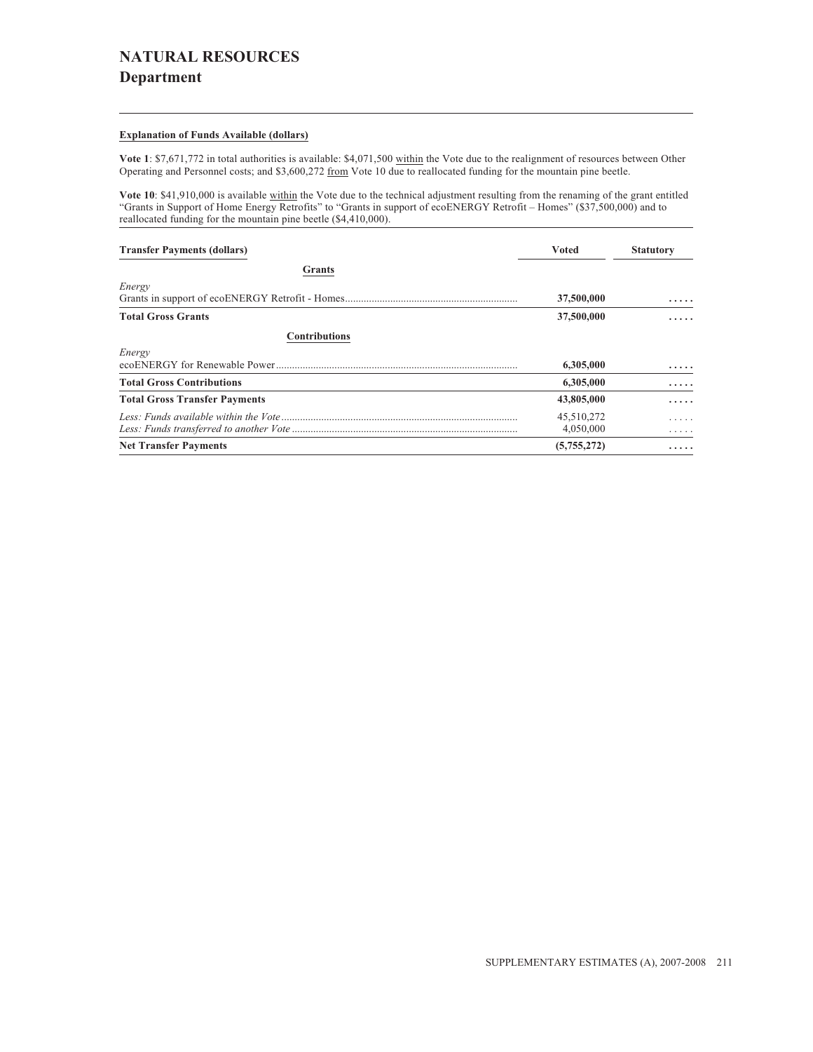# NATURAL RESOURCES

## Department

**Explanation of Funds Available (dollars)**

**Vote 1**: $7,671,772 in total authorities is available: $4,071,500 within the Vote due to the realignment of resources between Other Operating and Personnel costs; and $3,600,272 from Vote 10 due to reallocated funding for the mountain pine beetle.

**Vote 10**: $41,910,000 is available within the Vote due to the technical adjustment resulting from the renaming of the grant entitled "Grants in Support of Home Energy Retrofits" to "Grants in support of ecoENERGY Retrofit – Homes" ($37,500,000) and to reallocated funding for the mountain pine beetle ($4,410,000).

| Transfer Payments (dollars) | Voted | Statutory |
|---|---|---|
| **Grants** | | |
| *Energy* | | |
| Grants in support of ecoENERGY Retrofit - Homes | **37,500,000** | **.....** |
| **Total Gross Grants** | **37,500,000** | **.....** |
| **Contributions** | | |
| *Energy* | | |
| ecoENERGY for Renewable Power | **6,305,000** | **.....** |
| **Total Gross Contributions** | **6,305,000** | **.....** |
| **Total Gross Transfer Payments** | **43,805,000** | **.....** |
| *Less: Funds available within the Vote* | 45,510,272 | ..... |
| *Less: Funds transferred to another Vote* | 4,050,000 | ..... |
| **Net Transfer Payments** | **(5,755,272)** | **.....** |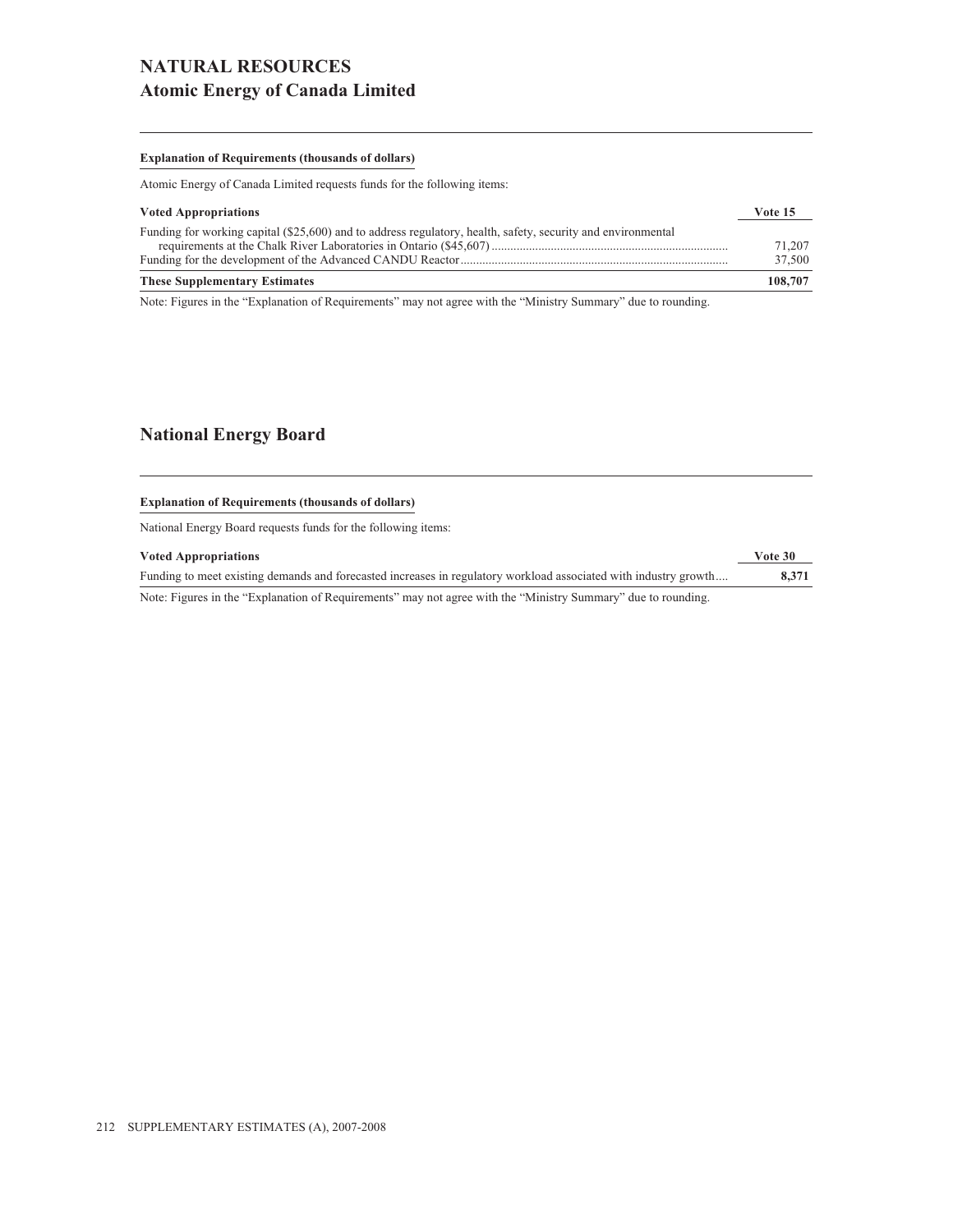# NATURAL RESOURCES

## Atomic Energy of Canada Limited

**Explanation of Requirements (thousands of dollars)**

Atomic Energy of Canada Limited requests funds for the following items:

| **Voted Appropriations** | **Vote 15** |
|---|---|
| Funding for working capital ($25,600) and to address regulatory, health, safety, security and environmental requirements at the Chalk River Laboratories in Ontario ($45,607) | 71,207 |
| Funding for the development of the Advanced CANDU Reactor | 37,500 |
| **These Supplementary Estimates** | **108,707** |

Note: Figures in the "Explanation of Requirements" may not agree with the "Ministry Summary" due to rounding.

## National Energy Board

**Explanation of Requirements (thousands of dollars)**

National Energy Board requests funds for the following items:

| **Voted Appropriations** | **Vote 30** |
|---|---|
| Funding to meet existing demands and forecasted increases in regulatory workload associated with industry growth | **8,371** |

Note: Figures in the "Explanation of Requirements" may not agree with the "Ministry Summary" due to rounding.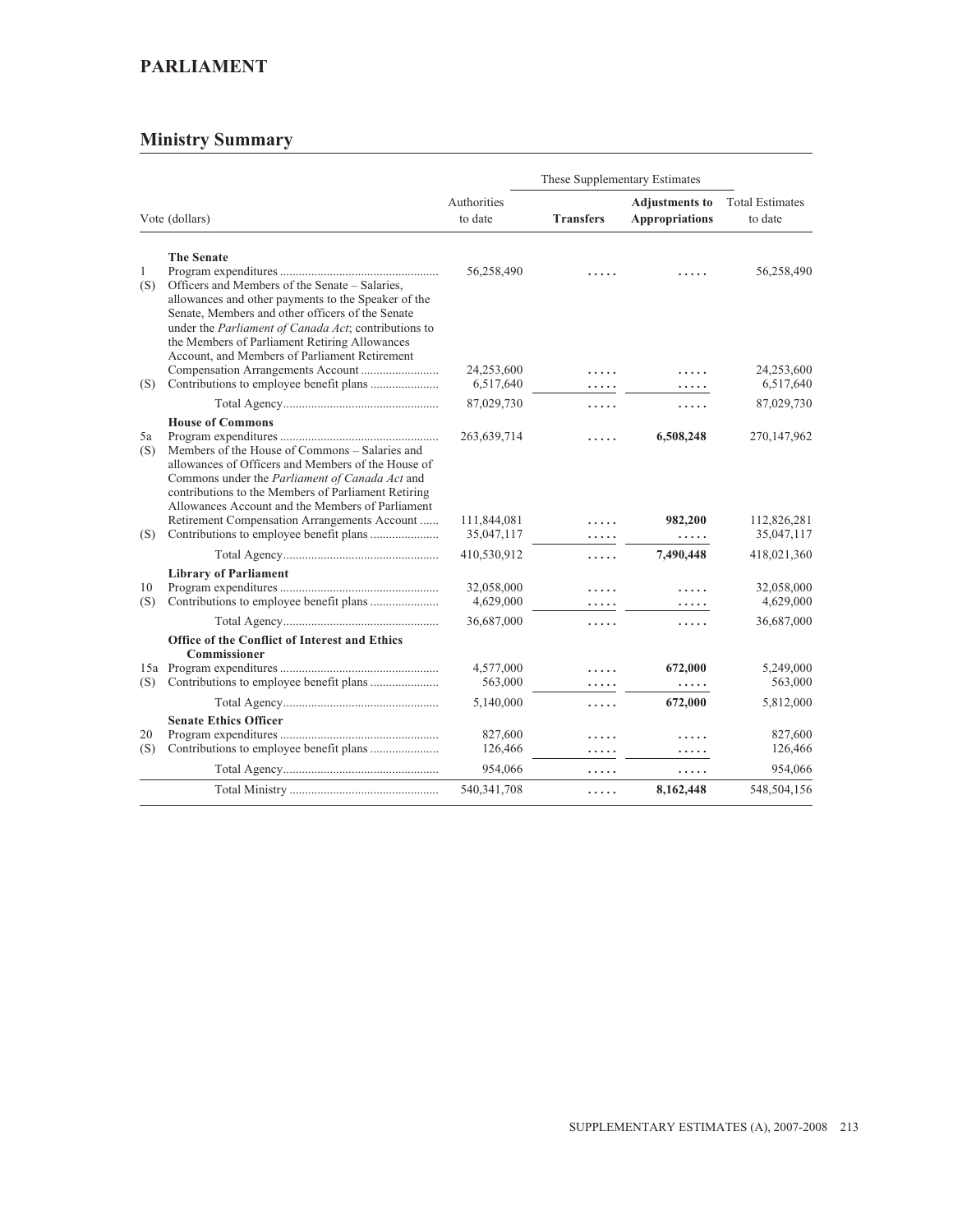# PARLIAMENT

## Ministry Summary

| Vote (dollars) | | Authorities to date | These Supplementary Estimates | | Total Estimates to date |
|---|---|---|---|---|---|
| | | | **Transfers** | **Adjustments to Appropriations** | |
| | **The Senate** | | | | |
| 1 | Program expenditures | 56,258,490 | ..... | ..... | 56,258,490 |
| (S) | Officers and Members of the Senate – Salaries, allowances and other payments to the Speaker of the Senate, Members and other officers of the Senate under the *Parliament of Canada Act*; contributions to the Members of Parliament Retiring Allowances Account, and Members of Parliament Retirement Compensation Arrangements Account | 24,253,600 | ..... | ..... | 24,253,600 |
| (S) | Contributions to employee benefit plans | 6,517,640 | ..... | ..... | 6,517,640 |
| | Total Agency | 87,029,730 | ..... | ..... | 87,029,730 |
| | **House of Commons** | | | | |
| 5a | Program expenditures | 263,639,714 | ..... | **6,508,248** | 270,147,962 |
| (S) | Members of the House of Commons – Salaries and allowances of Officers and Members of the House of Commons under the *Parliament of Canada Act* and contributions to the Members of Parliament Retiring Allowances Account and the Members of Parliament Retirement Compensation Arrangements Account | 111,844,081 | ..... | **982,200** | 112,826,281 |
| (S) | Contributions to employee benefit plans | 35,047,117 | ..... | ..... | 35,047,117 |
| | Total Agency | 410,530,912 | ..... | **7,490,448** | 418,021,360 |
| | **Library of Parliament** | | | | |
| 10 | Program expenditures | 32,058,000 | ..... | ..... | 32,058,000 |
| (S) | Contributions to employee benefit plans | 4,629,000 | ..... | ..... | 4,629,000 |
| | Total Agency | 36,687,000 | ..... | ..... | 36,687,000 |
| | **Office of the Conflict of Interest and Ethics Commissioner** | | | | |
| 15a | Program expenditures | 4,577,000 | ..... | **672,000** | 5,249,000 |
| (S) | Contributions to employee benefit plans | 563,000 | ..... | ..... | 563,000 |
| | Total Agency | 5,140,000 | ..... | **672,000** | 5,812,000 |
| | **Senate Ethics Officer** | | | | |
| 20 | Program expenditures | 827,600 | ..... | ..... | 827,600 |
| (S) | Contributions to employee benefit plans | 126,466 | ..... | ..... | 126,466 |
| | Total Agency | 954,066 | ..... | ..... | 954,066 |
| | Total Ministry | 540,341,708 | ..... | **8,162,448** | 548,504,156 |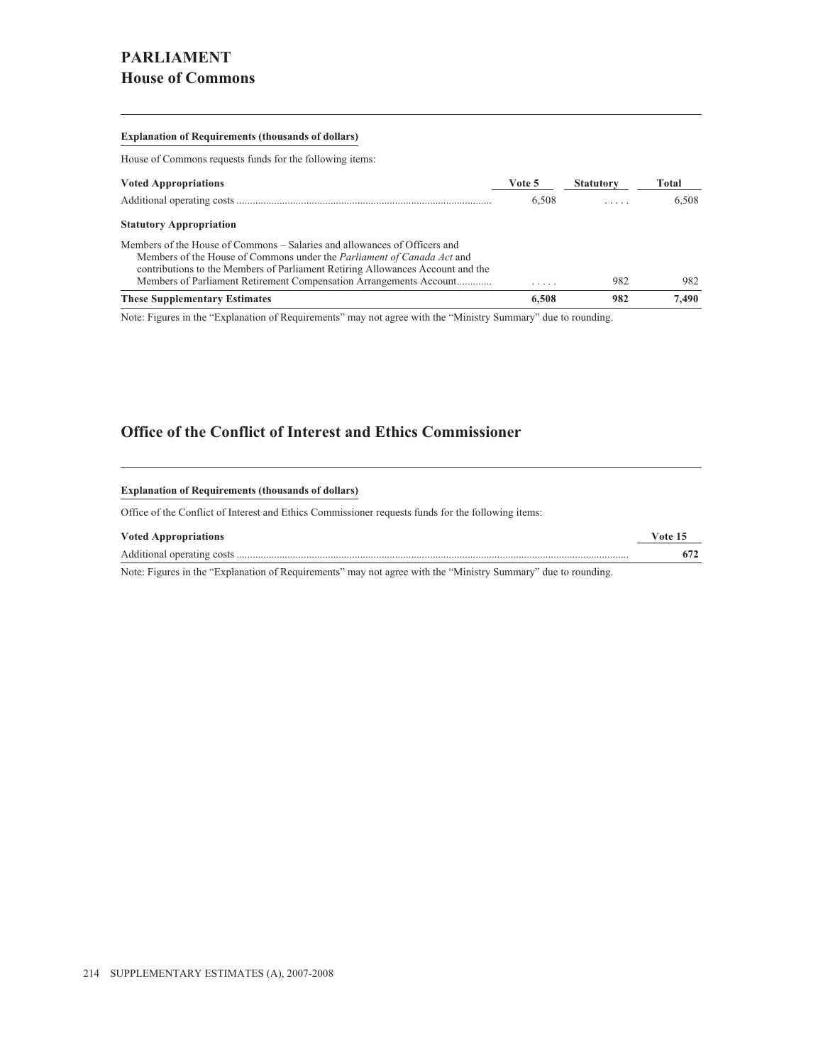# PARLIAMENT

## House of Commons

**Explanation of Requirements (thousands of dollars)**

House of Commons requests funds for the following items:

| Voted Appropriations | Vote 5 | Statutory | Total |
|---|---|---|---|
| Additional operating costs | 6,508 | . . . . . | 6,508 |
| **Statutory Appropriation** | | | |
| Members of the House of Commons – Salaries and allowances of Officers and Members of the House of Commons under the *Parliament of Canada Act* and contributions to the Members of Parliament Retiring Allowances Account and the Members of Parliament Retirement Compensation Arrangements Account | . . . . . | 982 | 982 |
| **These Supplementary Estimates** | **6,508** | **982** | **7,490** |

Note: Figures in the "Explanation of Requirements" may not agree with the "Ministry Summary" due to rounding.

## Office of the Conflict of Interest and Ethics Commissioner

**Explanation of Requirements (thousands of dollars)**

Office of the Conflict of Interest and Ethics Commissioner requests funds for the following items:

| Voted Appropriations | Vote 15 |
|---|---|
| Additional operating costs | **672** |

Note: Figures in the "Explanation of Requirements" may not agree with the "Ministry Summary" due to rounding.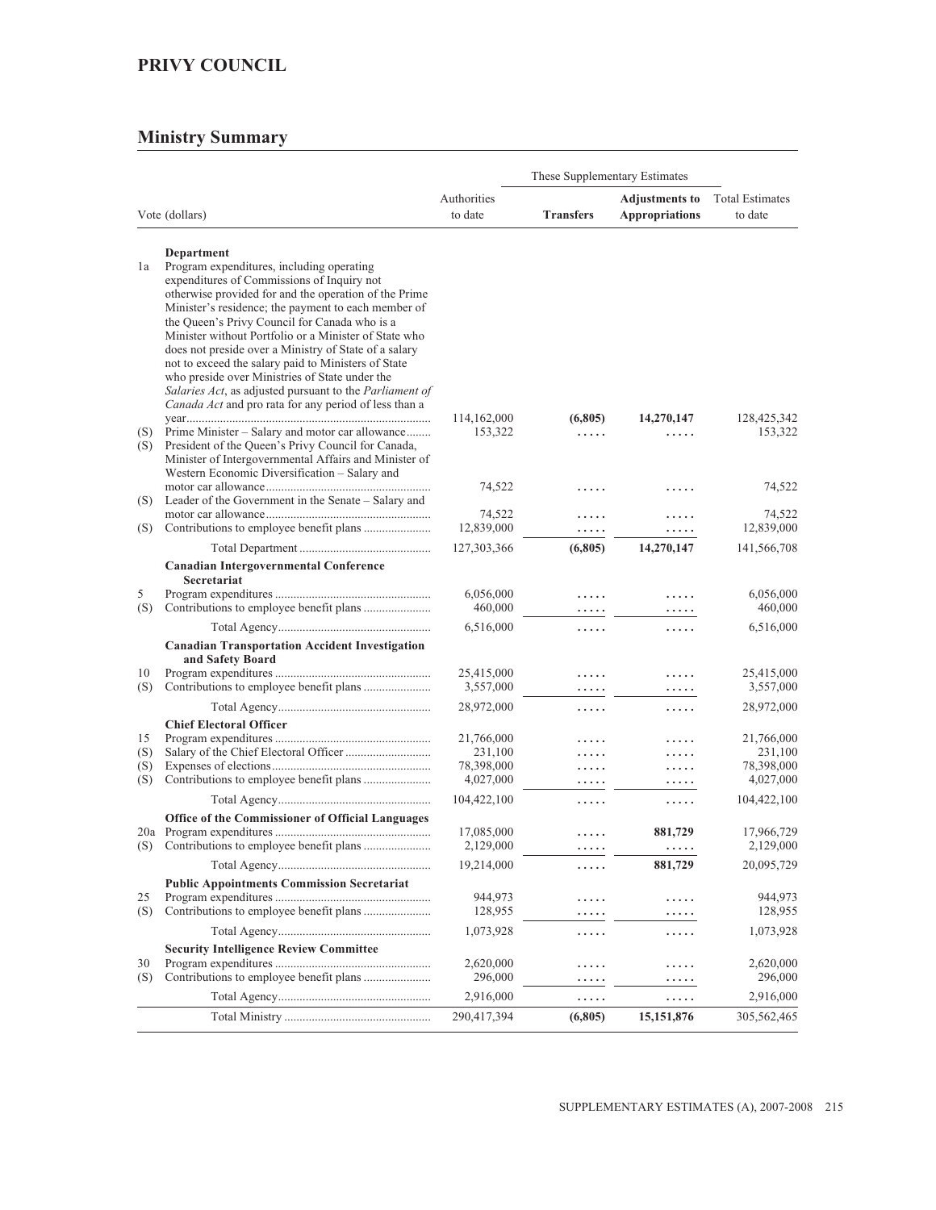# PRIVY COUNCIL

## Ministry Summary

| Vote (dollars) | | Authorities to date | These Supplementary Estimates Transfers | These Supplementary Estimates Adjustments to Appropriations | Total Estimates to date |
|---|---|---|---|---|---|
| | **Department** | | | | |
| 1a | Program expenditures, including operating expenditures of Commissions of Inquiry not otherwise provided for and the operation of the Prime Minister's residence; the payment to each member of the Queen's Privy Council for Canada who is a Minister without Portfolio or a Minister of State who does not preside over a Ministry of State of a salary not to exceed the salary paid to Ministers of State who preside over Ministries of State under the *Salaries Act*, as adjusted pursuant to the *Parliament of Canada Act* and pro rata for any period of less than a year | 114,162,000 | **(6,805)** | **14,270,147** | 128,425,342 |
| (S) | Prime Minister – Salary and motor car allowance | 153,322 | ..... | ..... | 153,322 |
| (S) | President of the Queen's Privy Council for Canada, Minister of Intergovernmental Affairs and Minister of Western Economic Diversification – Salary and motor car allowance | 74,522 | ..... | ..... | 74,522 |
| (S) | Leader of the Government in the Senate – Salary and motor car allowance | 74,522 | ..... | ..... | 74,522 |
| (S) | Contributions to employee benefit plans | 12,839,000 | ..... | ..... | 12,839,000 |
| | Total Department | 127,303,366 | **(6,805)** | **14,270,147** | 141,566,708 |
| | **Canadian Intergovernmental Conference Secretariat** | | | | |
| 5 | Program expenditures | 6,056,000 | ..... | ..... | 6,056,000 |
| (S) | Contributions to employee benefit plans | 460,000 | ..... | ..... | 460,000 |
| | Total Agency | 6,516,000 | ..... | ..... | 6,516,000 |
| | **Canadian Transportation Accident Investigation and Safety Board** | | | | |
| 10 | Program expenditures | 25,415,000 | ..... | ..... | 25,415,000 |
| (S) | Contributions to employee benefit plans | 3,557,000 | ..... | ..... | 3,557,000 |
| | Total Agency | 28,972,000 | ..... | ..... | 28,972,000 |
| | **Chief Electoral Officer** | | | | |
| 15 | Program expenditures | 21,766,000 | ..... | ..... | 21,766,000 |
| (S) | Salary of the Chief Electoral Officer | 231,100 | ..... | ..... | 231,100 |
| (S) | Expenses of elections | 78,398,000 | ..... | ..... | 78,398,000 |
| (S) | Contributions to employee benefit plans | 4,027,000 | ..... | ..... | 4,027,000 |
| | Total Agency | 104,422,100 | ..... | ..... | 104,422,100 |
| | **Office of the Commissioner of Official Languages** | | | | |
| 20a | Program expenditures | 17,085,000 | ..... | **881,729** | 17,966,729 |
| (S) | Contributions to employee benefit plans | 2,129,000 | ..... | ..... | 2,129,000 |
| | Total Agency | 19,214,000 | ..... | **881,729** | 20,095,729 |
| | **Public Appointments Commission Secretariat** | | | | |
| 25 | Program expenditures | 944,973 | ..... | ..... | 944,973 |
| (S) | Contributions to employee benefit plans | 128,955 | ..... | ..... | 128,955 |
| | Total Agency | 1,073,928 | ..... | ..... | 1,073,928 |
| | **Security Intelligence Review Committee** | | | | |
| 30 | Program expenditures | 2,620,000 | ..... | ..... | 2,620,000 |
| (S) | Contributions to employee benefit plans | 296,000 | ..... | ..... | 296,000 |
| | Total Agency | 2,916,000 | ..... | ..... | 2,916,000 |
| | Total Ministry | 290,417,394 | **(6,805)** | **15,151,876** | 305,562,465 |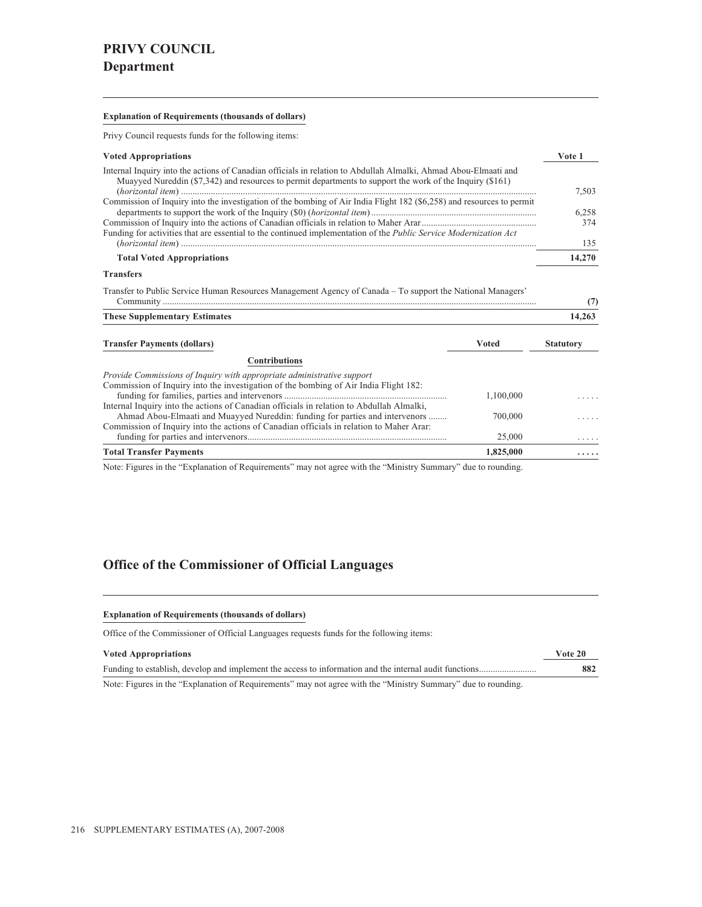# PRIVY COUNCIL
## Department

**Explanation of Requirements (thousands of dollars)**

Privy Council requests funds for the following items:

| Voted Appropriations | Vote 1 |
|---|---|
| Internal Inquiry into the actions of Canadian officials in relation to Abdullah Almalki, Ahmad Abou-Elmaati and Muayyed Nureddin ($7,342) and resources to permit departments to support the work of the Inquiry ($161) (*horizontal item*) | 7,503 |
| Commission of Inquiry into the investigation of the bombing of Air India Flight 182 ($6,258) and resources to permit departments to support the work of the Inquiry ($0) (*horizontal item*) | 6,258 |
| Commission of Inquiry into the actions of Canadian officials in relation to Maher Arar | 374 |
| Funding for activities that are essential to the continued implementation of the *Public Service Modernization Act* (*horizontal item*) | 135 |
| **Total Voted Appropriations** | **14,270** |
| **Transfers** | |
| Transfer to Public Service Human Resources Management Agency of Canada – To support the National Managers' Community | **(7)** |
| **These Supplementary Estimates** | **14,263** |

| Transfer Payments (dollars) | Voted | Statutory |
|---|---|---|
| **Contributions** | | |
| *Provide Commissions of Inquiry with appropriate administrative support* | | |
| Commission of Inquiry into the investigation of the bombing of Air India Flight 182: funding for families, parties and intervenors | 1,100,000 | ..... |
| Internal Inquiry into the actions of Canadian officials in relation to Abdullah Almalki, Ahmad Abou-Elmaati and Muayyed Nureddin: funding for parties and intervenors | 700,000 | ..... |
| Commission of Inquiry into the actions of Canadian officials in relation to Maher Arar: funding for parties and intervenors | 25,000 | ..... |
| **Total Transfer Payments** | **1,825,000** | **.....** |

Note: Figures in the "Explanation of Requirements" may not agree with the "Ministry Summary" due to rounding.

## Office of the Commissioner of Official Languages

**Explanation of Requirements (thousands of dollars)**

Office of the Commissioner of Official Languages requests funds for the following items:

| Voted Appropriations | Vote 20 |
|---|---|
| Funding to establish, develop and implement the access to information and the internal audit functions | **882** |

Note: Figures in the "Explanation of Requirements" may not agree with the "Ministry Summary" due to rounding.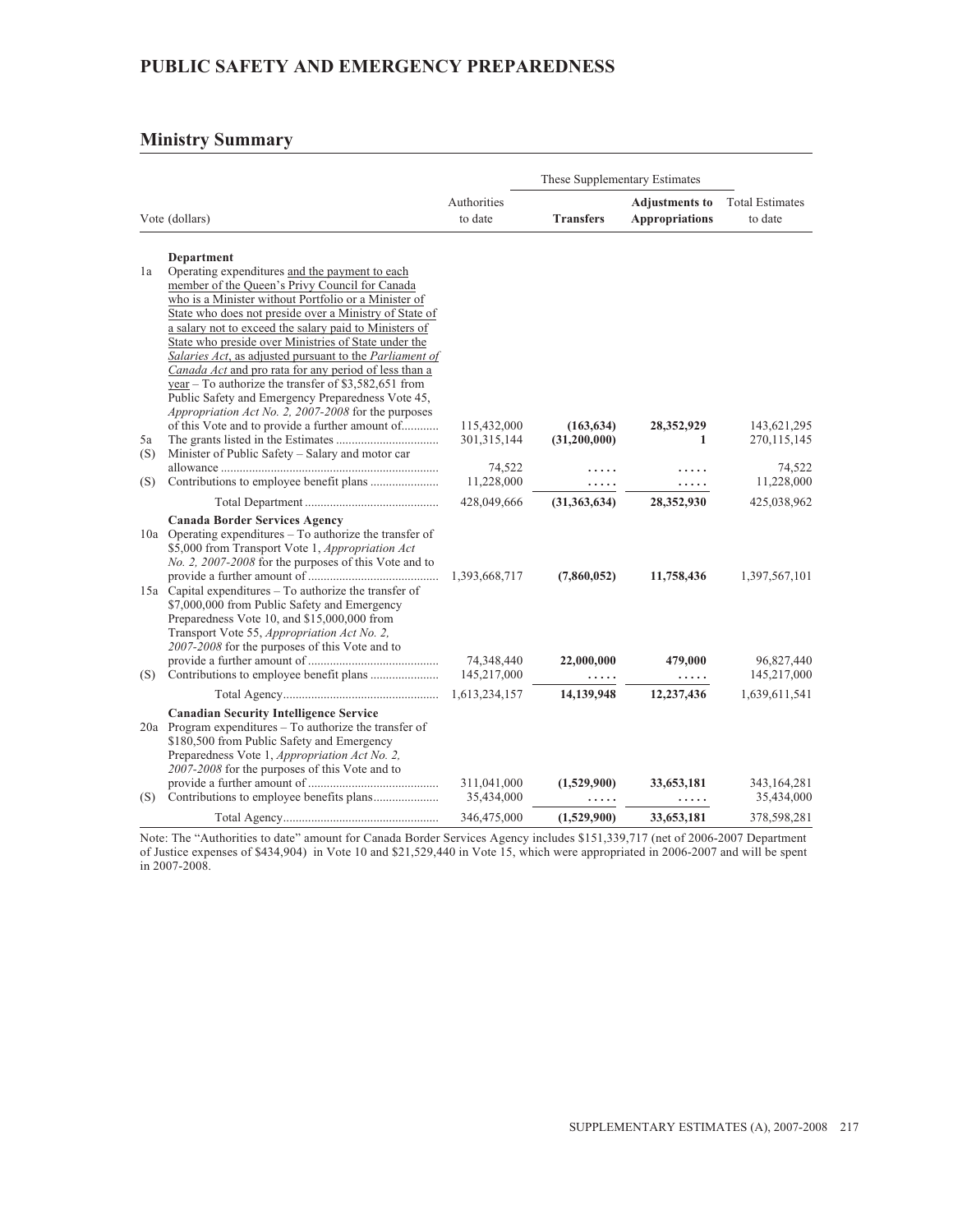# PUBLIC SAFETY AND EMERGENCY PREPAREDNESS

## Ministry Summary

| | Vote (dollars) | Authorities to date | These Supplementary Estimates Transfers | These Supplementary Estimates Adjustments to Appropriations | Total Estimates to date |
|---|---|---|---|---|---|
| | **Department** | | | | |
| 1a | Operating expenditures and the payment to each member of the Queen's Privy Council for Canada who is a Minister without Portfolio or a Minister of State who does not preside over a Ministry of State of a salary not to exceed the salary paid to Ministers of State who preside over Ministries of State under the *Salaries Act*, as adjusted pursuant to the *Parliament of Canada Act* and pro rata for any period of less than a year – To authorize the transfer of $3,582,651 from Public Safety and Emergency Preparedness Vote 45, *Appropriation Act No. 2, 2007-2008* for the purposes of this Vote and to provide a further amount of | 115,432,000 | **(163,634)** | **28,352,929** | 143,621,295 |
| 5a | The grants listed in the Estimates | 301,315,144 | **(31,200,000)** | **1** | 270,115,145 |
| (S) | Minister of Public Safety – Salary and motor car allowance | 74,522 | ..... | ..... | 74,522 |
| (S) | Contributions to employee benefit plans | 11,228,000 | ..... | ..... | 11,228,000 |
| | Total Department | 428,049,666 | **(31,363,634)** | **28,352,930** | 425,038,962 |
| | **Canada Border Services Agency** | | | | |
| 10a | Operating expenditures – To authorize the transfer of $5,000 from Transport Vote 1, *Appropriation Act No. 2, 2007-2008* for the purposes of this Vote and to provide a further amount of | 1,393,668,717 | **(7,860,052)** | **11,758,436** | 1,397,567,101 |
| 15a | Capital expenditures – To authorize the transfer of $7,000,000 from Public Safety and Emergency Preparedness Vote 10, and $15,000,000 from Transport Vote 55, *Appropriation Act No. 2, 2007-2008* for the purposes of this Vote and to provide a further amount of | 74,348,440 | **22,000,000** | **479,000** | 96,827,440 |
| (S) | Contributions to employee benefit plans | 145,217,000 | ..... | ..... | 145,217,000 |
| | Total Agency | 1,613,234,157 | **14,139,948** | **12,237,436** | 1,639,611,541 |
| | **Canadian Security Intelligence Service** | | | | |
| 20a | Program expenditures – To authorize the transfer of $180,500 from Public Safety and Emergency Preparedness Vote 1, *Appropriation Act No. 2, 2007-2008* for the purposes of this Vote and to provide a further amount of | 311,041,000 | **(1,529,900)** | **33,653,181** | 343,164,281 |
| (S) | Contributions to employee benefits plans | 35,434,000 | ..... | ..... | 35,434,000 |
| | Total Agency | 346,475,000 | **(1,529,900)** | **33,653,181** | 378,598,281 |

Note: The "Authorities to date" amount for Canada Border Services Agency includes $151,339,717 (net of 2006-2007 Department of Justice expenses of $434,904) in Vote 10 and $21,529,440 in Vote 15, which were appropriated in 2006-2007 and will be spent in 2007-2008.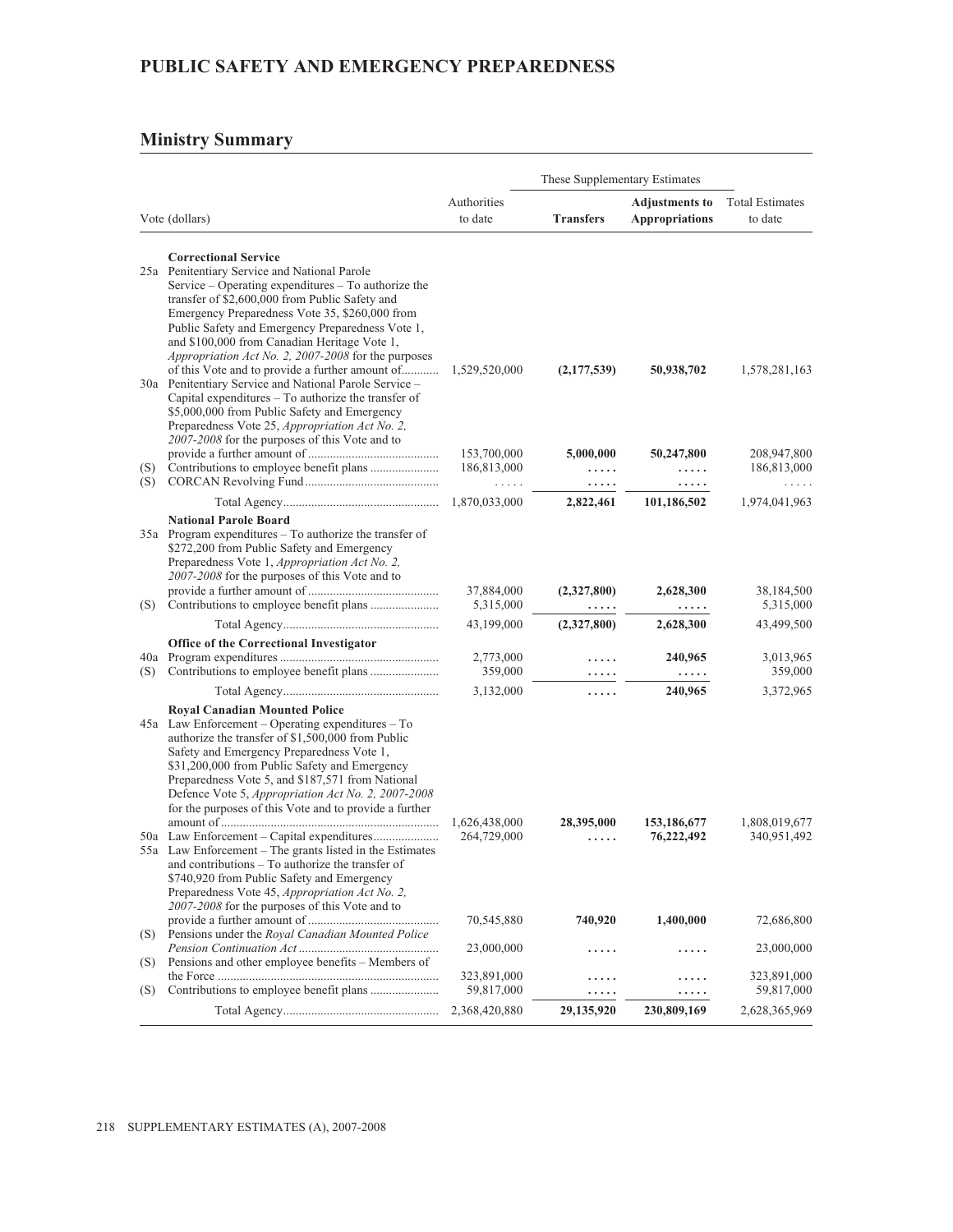# PUBLIC SAFETY AND EMERGENCY PREPAREDNESS

## Ministry Summary

| Vote (dollars) | | Authorities to date | These Supplementary Estimates Transfers | Adjustments to Appropriations | Total Estimates to date |
|---|---|---|---|---|---|
| | **Correctional Service** | | | | |
| 25a | Penitentiary Service and National Parole Service – Operating expenditures – To authorize the transfer of $2,600,000 from Public Safety and Emergency Preparedness Vote 35, $260,000 from Public Safety and Emergency Preparedness Vote 1, and $100,000 from Canadian Heritage Vote 1, *Appropriation Act No. 2, 2007-2008* for the purposes of this Vote and to provide a further amount of | 1,529,520,000 | **(2,177,539)** | **50,938,702** | 1,578,281,163 |
| 30a | Penitentiary Service and National Parole Service – Capital expenditures – To authorize the transfer of $5,000,000 from Public Safety and Emergency Preparedness Vote 25, *Appropriation Act No. 2, 2007-2008* for the purposes of this Vote and to provide a further amount of | 153,700,000 | **5,000,000** | **50,247,800** | 208,947,800 |
| (S) | Contributions to employee benefit plans | 186,813,000 | ..... | ..... | 186,813,000 |
| (S) | CORCAN Revolving Fund | ..... | ..... | ..... | ..... |
| | Total Agency | 1,870,033,000 | **2,822,461** | **101,186,502** | 1,974,041,963 |
| | **National Parole Board** | | | | |
| 35a | Program expenditures – To authorize the transfer of $272,200 from Public Safety and Emergency Preparedness Vote 1, *Appropriation Act No. 2, 2007-2008* for the purposes of this Vote and to provide a further amount of | 37,884,000 | **(2,327,800)** | **2,628,300** | 38,184,500 |
| (S) | Contributions to employee benefit plans | 5,315,000 | ..... | ..... | 5,315,000 |
| | Total Agency | 43,199,000 | **(2,327,800)** | **2,628,300** | 43,499,500 |
| | **Office of the Correctional Investigator** | | | | |
| 40a | Program expenditures | 2,773,000 | ..... | **240,965** | 3,013,965 |
| (S) | Contributions to employee benefit plans | 359,000 | ..... | ..... | 359,000 |
| | Total Agency | 3,132,000 | ..... | **240,965** | 3,372,965 |
| | **Royal Canadian Mounted Police** | | | | |
| 45a | Law Enforcement – Operating expenditures – To authorize the transfer of $1,500,000 from Public Safety and Emergency Preparedness Vote 1, $31,200,000 from Public Safety and Emergency Preparedness Vote 5, and $187,571 from National Defence Vote 5, *Appropriation Act No. 2, 2007-2008* for the purposes of this Vote and to provide a further amount of | 1,626,438,000 | **28,395,000** | **153,186,677** | 1,808,019,677 |
| 50a | Law Enforcement – Capital expenditures | 264,729,000 | ..... | **76,222,492** | 340,951,492 |
| 55a | Law Enforcement – The grants listed in the Estimates and contributions – To authorize the transfer of $740,920 from Public Safety and Emergency Preparedness Vote 45, *Appropriation Act No. 2, 2007-2008* for the purposes of this Vote and to provide a further amount of | 70,545,880 | **740,920** | **1,400,000** | 72,686,800 |
| (S) | Pensions under the *Royal Canadian Mounted Police Pension Continuation Act* | 23,000,000 | ..... | ..... | 23,000,000 |
| (S) | Pensions and other employee benefits – Members of the Force | 323,891,000 | ..... | ..... | 323,891,000 |
| (S) | Contributions to employee benefit plans | 59,817,000 | ..... | ..... | 59,817,000 |
| | Total Agency | 2,368,420,880 | **29,135,920** | **230,809,169** | 2,628,365,969 |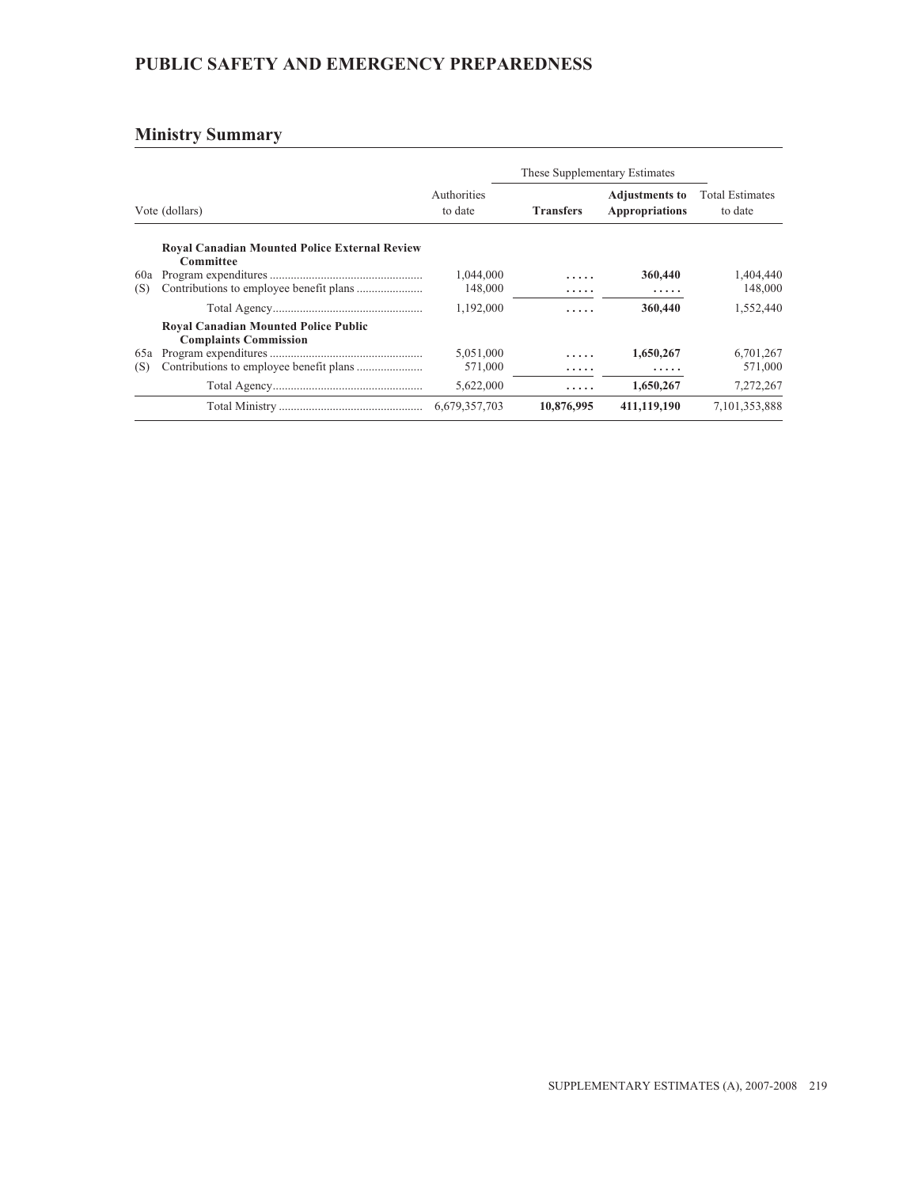## PUBLIC SAFETY AND EMERGENCY PREPAREDNESS

### Ministry Summary

| Vote (dollars) | | Authorities to date | These Supplementary Estimates | | Total Estimates to date |
|---|---|---|---|---|---|
| | | | **Transfers** | **Adjustments to Appropriations** | |
| | **Royal Canadian Mounted Police External Review Committee** | | | | |
| 60a | Program expenditures | 1,044,000 | ..... | **360,440** | 1,404,440 |
| (S) | Contributions to employee benefit plans | 148,000 | ..... | ..... | 148,000 |
| | Total Agency | 1,192,000 | ..... | **360,440** | 1,552,440 |
| | **Royal Canadian Mounted Police Public Complaints Commission** | | | | |
| 65a | Program expenditures | 5,051,000 | ..... | **1,650,267** | 6,701,267 |
| (S) | Contributions to employee benefit plans | 571,000 | ..... | ..... | 571,000 |
| | Total Agency | 5,622,000 | ..... | **1,650,267** | 7,272,267 |
| | Total Ministry | 6,679,357,703 | **10,876,995** | **411,119,190** | 7,101,353,888 |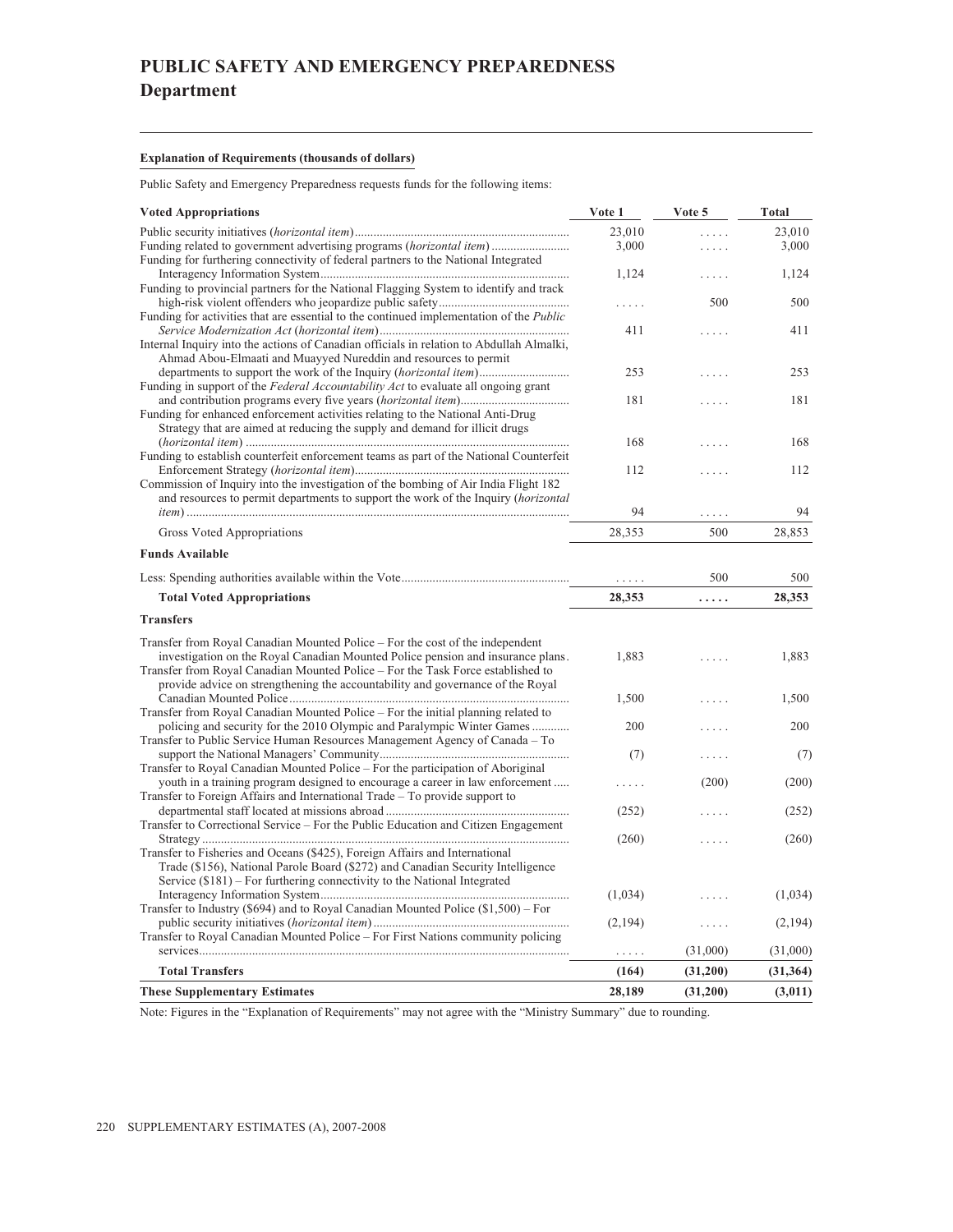# PUBLIC SAFETY AND EMERGENCY PREPAREDNESS
## Department

**Explanation of Requirements (thousands of dollars)**

Public Safety and Emergency Preparedness requests funds for the following items:

| Voted Appropriations | Vote 1 | Vote 5 | Total |
|---|---|---|---|
| Public security initiatives (*horizontal item*) | 23,010 | ..... | 23,010 |
| Funding related to government advertising programs (*horizontal item*) | 3,000 | ..... | 3,000 |
| Funding for furthering connectivity of federal partners to the National Integrated Interagency Information System | 1,124 | ..... | 1,124 |
| Funding to provincial partners for the National Flagging System to identify and track high-risk violent offenders who jeopardize public safety | ..... | 500 | 500 |
| Funding for activities that are essential to the continued implementation of the *Public Service Modernization Act* (*horizontal item*) | 411 | ..... | 411 |
| Internal Inquiry into the actions of Canadian officials in relation to Abdullah Almalki, Ahmad Abou-Elmaati and Muayyed Nureddin and resources to permit departments to support the work of the Inquiry (*horizontal item*) | 253 | ..... | 253 |
| Funding in support of the *Federal Accountability Act* to evaluate all ongoing grant and contribution programs every five years (*horizontal item*) | 181 | ..... | 181 |
| Funding for enhanced enforcement activities relating to the National Anti-Drug Strategy that are aimed at reducing the supply and demand for illicit drugs (*horizontal item*) | 168 | ..... | 168 |
| Funding to establish counterfeit enforcement teams as part of the National Counterfeit Enforcement Strategy (*horizontal item*) | 112 | ..... | 112 |
| Commission of Inquiry into the investigation of the bombing of Air India Flight 182 and resources to permit departments to support the work of the Inquiry (*horizontal item*) | 94 | ..... | 94 |
| Gross Voted Appropriations | 28,353 | 500 | 28,853 |
| **Funds Available** | | | |
| Less: Spending authorities available within the Vote | ..... | 500 | 500 |
| **Total Voted Appropriations** | **28,353** | **.....** | **28,353** |
| **Transfers** | | | |
| Transfer from Royal Canadian Mounted Police – For the cost of the independent investigation on the Royal Canadian Mounted Police pension and insurance plans | 1,883 | ..... | 1,883 |
| Transfer from Royal Canadian Mounted Police – For the Task Force established to provide advice on strengthening the accountability and governance of the Royal Canadian Mounted Police | 1,500 | ..... | 1,500 |
| Transfer from Royal Canadian Mounted Police – For the initial planning related to policing and security for the 2010 Olympic and Paralympic Winter Games | 200 | ..... | 200 |
| Transfer to Public Service Human Resources Management Agency of Canada – To support the National Managers' Community | (7) | ..... | (7) |
| Transfer to Royal Canadian Mounted Police – For the participation of Aboriginal youth in a training program designed to encourage a career in law enforcement | ..... | (200) | (200) |
| Transfer to Foreign Affairs and International Trade – To provide support to departmental staff located at missions abroad | (252) | ..... | (252) |
| Transfer to Correctional Service – For the Public Education and Citizen Engagement Strategy | (260) | ..... | (260) |
| Transfer to Fisheries and Oceans ($425), Foreign Affairs and International Trade ($156), National Parole Board ($272) and Canadian Security Intelligence Service ($181) – For furthering connectivity to the National Integrated Interagency Information System | (1,034) | ..... | (1,034) |
| Transfer to Industry ($694) and to Royal Canadian Mounted Police ($1,500) – For public security initiatives (*horizontal item*) | (2,194) | ..... | (2,194) |
| Transfer to Royal Canadian Mounted Police – For First Nations community policing services | ..... | (31,000) | (31,000) |
| **Total Transfers** | **(164)** | **(31,200)** | **(31,364)** |
| **These Supplementary Estimates** | **28,189** | **(31,200)** | **(3,011)** |

Note: Figures in the "Explanation of Requirements" may not agree with the "Ministry Summary" due to rounding.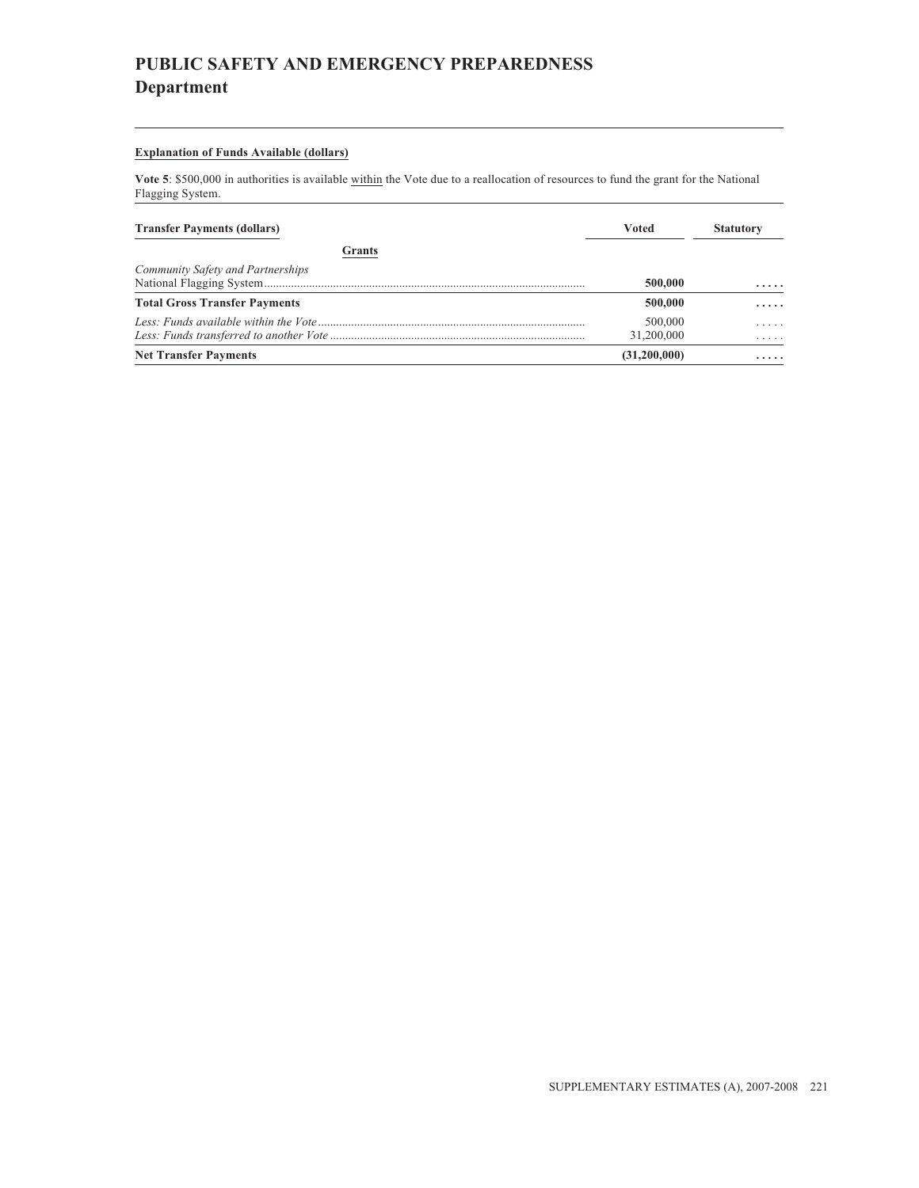# PUBLIC SAFETY AND EMERGENCY PREPAREDNESS
## Department

**Explanation of Funds Available (dollars)**

**Vote 5**: $500,000 in authorities is available within the Vote due to a reallocation of resources to fund the grant for the National Flagging System.

| Transfer Payments (dollars) | Voted | Statutory |
|---|---|---|
| **Grants** | | |
| *Community Safety and Partnerships* | | |
| National Flagging System | **500,000** | ..... |
| **Total Gross Transfer Payments** | **500,000** | ..... |
| *Less: Funds available within the Vote* | 500,000 | ..... |
| *Less: Funds transferred to another Vote* | 31,200,000 | ..... |
| **Net Transfer Payments** | **(31,200,000)** | ..... |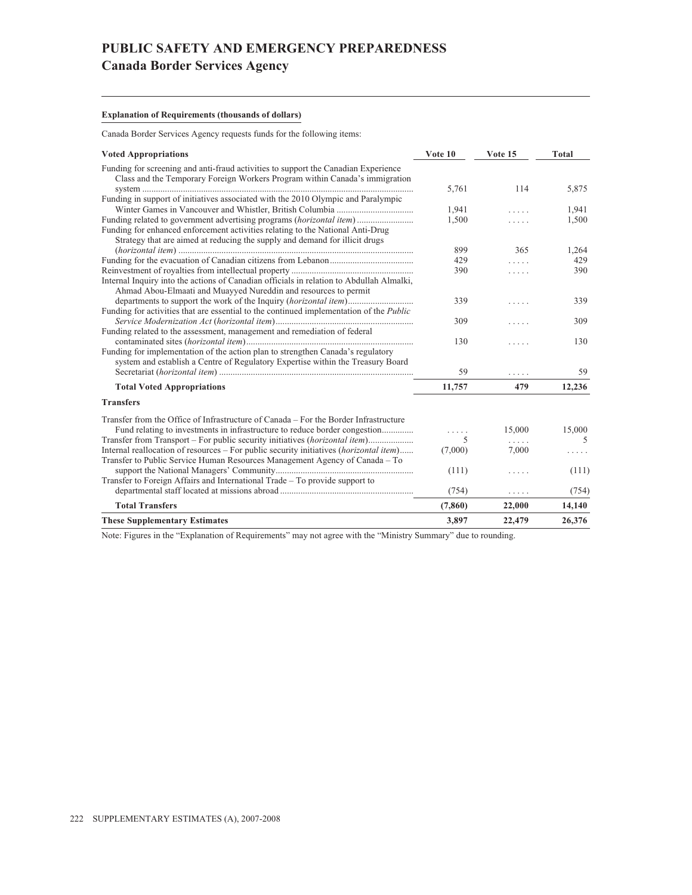# PUBLIC SAFETY AND EMERGENCY PREPAREDNESS
## Canada Border Services Agency

**Explanation of Requirements (thousands of dollars)**

Canada Border Services Agency requests funds for the following items:

| Voted Appropriations | Vote 10 | Vote 15 | Total |
|---|---|---|---|
| Funding for screening and anti-fraud activities to support the Canadian Experience Class and the Temporary Foreign Workers Program within Canada's immigration system | 5,761 | 114 | 5,875 |
| Funding in support of initiatives associated with the 2010 Olympic and Paralympic Winter Games in Vancouver and Whistler, British Columbia | 1,941 | ..... | 1,941 |
| Funding related to government advertising programs (*horizontal item*) | 1,500 | ..... | 1,500 |
| Funding for enhanced enforcement activities relating to the National Anti-Drug Strategy that are aimed at reducing the supply and demand for illicit drugs (*horizontal item*) | 899 | 365 | 1,264 |
| Funding for the evacuation of Canadian citizens from Lebanon | 429 | ..... | 429 |
| Reinvestment of royalties from intellectual property | 390 | ..... | 390 |
| Internal Inquiry into the actions of Canadian officials in relation to Abdullah Almalki, Ahmad Abou-Elmaati and Muayyed Nureddin and resources to permit departments to support the work of the Inquiry (*horizontal item*) | 339 | ..... | 339 |
| Funding for activities that are essential to the continued implementation of the *Public Service Modernization Act* (*horizontal item*) | 309 | ..... | 309 |
| Funding related to the assessment, management and remediation of federal contaminated sites (*horizontal item*) | 130 | ..... | 130 |
| Funding for implementation of the action plan to strengthen Canada's regulatory system and establish a Centre of Regulatory Expertise within the Treasury Board Secretariat (*horizontal item*) | 59 | ..... | 59 |
| **Total Voted Appropriations** | **11,757** | **479** | **12,236** |
| **Transfers** | | | |
| Transfer from the Office of Infrastructure of Canada – For the Border Infrastructure Fund relating to investments in infrastructure to reduce border congestion | ..... | 15,000 | 15,000 |
| Transfer from Transport – For public security initiatives (*horizontal item*) | 5 | ..... | 5 |
| Internal reallocation of resources – For public security initiatives (*horizontal item*) | (7,000) | 7,000 | ..... |
| Transfer to Public Service Human Resources Management Agency of Canada – To support the National Managers' Community | (111) | ..... | (111) |
| Transfer to Foreign Affairs and International Trade – To provide support to departmental staff located at missions abroad | (754) | ..... | (754) |
| **Total Transfers** | **(7,860)** | **22,000** | **14,140** |
| **These Supplementary Estimates** | **3,897** | **22,479** | **26,376** |

Note: Figures in the "Explanation of Requirements" may not agree with the "Ministry Summary" due to rounding.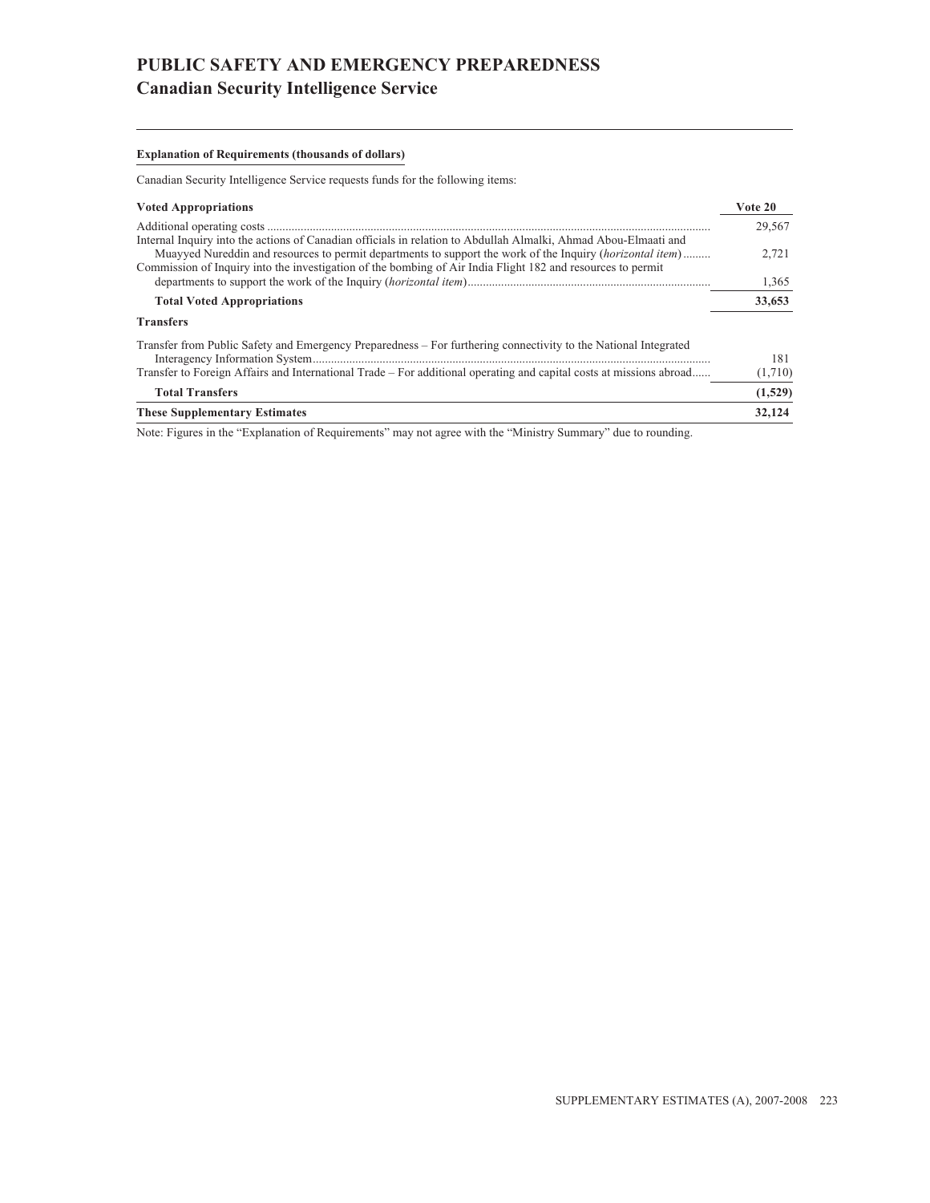# PUBLIC SAFETY AND EMERGENCY PREPAREDNESS
## Canadian Security Intelligence Service

**Explanation of Requirements (thousands of dollars)**

Canadian Security Intelligence Service requests funds for the following items:

| **Voted Appropriations** | **Vote 20** |
|---|---|
| Additional operating costs | 29,567 |
| Internal Inquiry into the actions of Canadian officials in relation to Abdullah Almalki, Ahmad Abou-Elmaati and Muayyed Nureddin and resources to permit departments to support the work of the Inquiry (*horizontal item*) | 2,721 |
| Commission of Inquiry into the investigation of the bombing of Air India Flight 182 and resources to permit departments to support the work of the Inquiry (*horizontal item*) | 1,365 |
| **Total Voted Appropriations** | **33,653** |
| **Transfers** | |
| Transfer from Public Safety and Emergency Preparedness – For furthering connectivity to the National Integrated Interagency Information System | 181 |
| Transfer to Foreign Affairs and International Trade – For additional operating and capital costs at missions abroad | (1,710) |
| **Total Transfers** | **(1,529)** |
| **These Supplementary Estimates** | **32,124** |

Note: Figures in the "Explanation of Requirements" may not agree with the "Ministry Summary" due to rounding.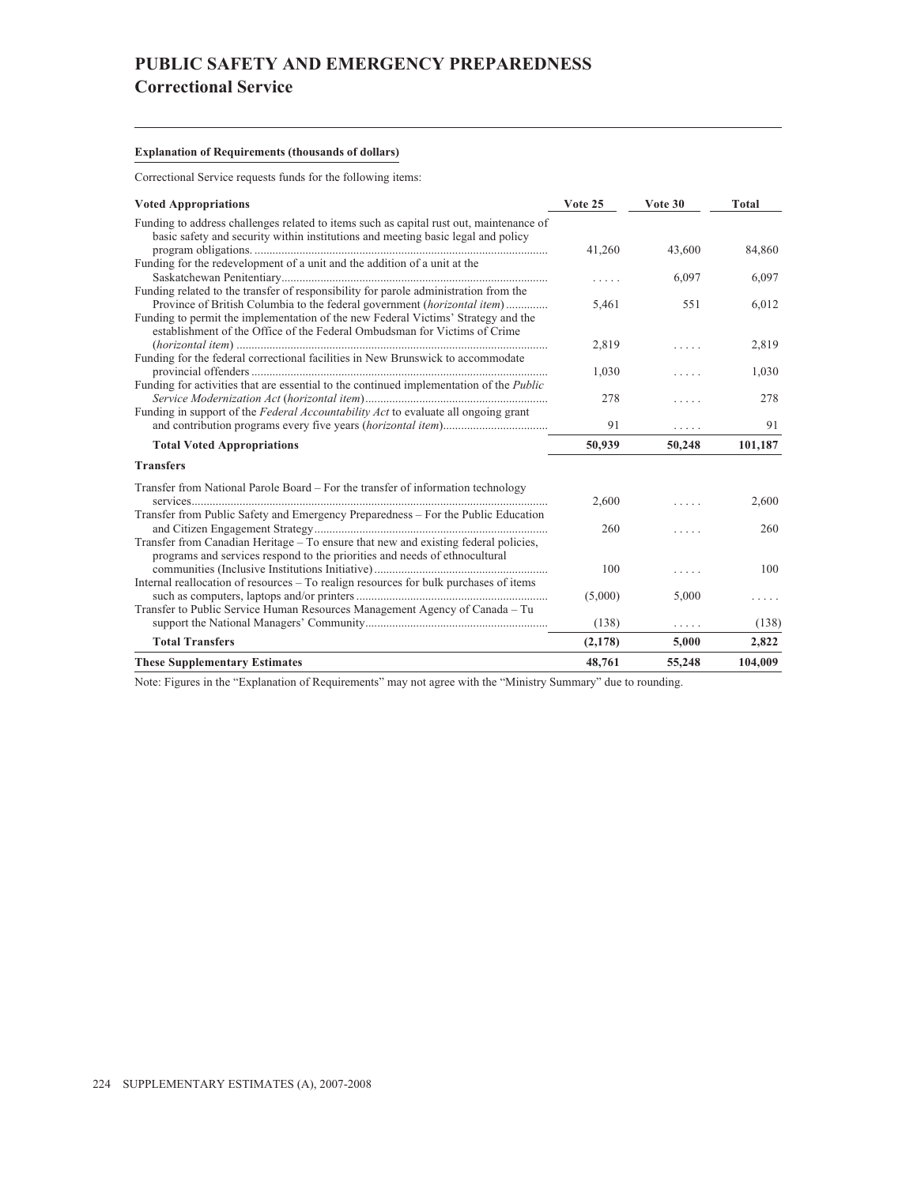# PUBLIC SAFETY AND EMERGENCY PREPAREDNESS

## Correctional Service

**Explanation of Requirements (thousands of dollars)**

Correctional Service requests funds for the following items:

| Voted Appropriations | Vote 25 | Vote 30 | Total |
|---|---|---|---|
| Funding to address challenges related to items such as capital rust out, maintenance of basic safety and security within institutions and meeting basic legal and policy program obligations. | 41,260 | 43,600 | 84,860 |
| Funding for the redevelopment of a unit and the addition of a unit at the Saskatchewan Penitentiary | ..... | 6,097 | 6,097 |
| Funding related to the transfer of responsibility for parole administration from the Province of British Columbia to the federal government (*horizontal item*) | 5,461 | 551 | 6,012 |
| Funding to permit the implementation of the new Federal Victims' Strategy and the establishment of the Office of the Federal Ombudsman for Victims of Crime (*horizontal item*) | 2,819 | ..... | 2,819 |
| Funding for the federal correctional facilities in New Brunswick to accommodate provincial offenders | 1,030 | ..... | 1,030 |
| Funding for activities that are essential to the continued implementation of the *Public Service Modernization Act* (*horizontal item*) | 278 | ..... | 278 |
| Funding in support of the *Federal Accountability Act* to evaluate all ongoing grant and contribution programs every five years (*horizontal item*) | 91 | ..... | 91 |
| **Total Voted Appropriations** | **50,939** | **50,248** | **101,187** |
| **Transfers** | | | |
| Transfer from National Parole Board – For the transfer of information technology services | 2,600 | ..... | 2,600 |
| Transfer from Public Safety and Emergency Preparedness – For the Public Education and Citizen Engagement Strategy | 260 | ..... | 260 |
| Transfer from Canadian Heritage – To ensure that new and existing federal policies, programs and services respond to the priorities and needs of ethnocultural communities (Inclusive Institutions Initiative) | 100 | ..... | 100 |
| Internal reallocation of resources – To realign resources for bulk purchases of items such as computers, laptops and/or printers | (5,000) | 5,000 | ..... |
| Transfer to Public Service Human Resources Management Agency of Canada – Tu support the National Managers' Community | (138) | ..... | (138) |
| **Total Transfers** | **(2,178)** | **5,000** | **2,822** |
| **These Supplementary Estimates** | **48,761** | **55,248** | **104,009** |

Note: Figures in the "Explanation of Requirements" may not agree with the "Ministry Summary" due to rounding.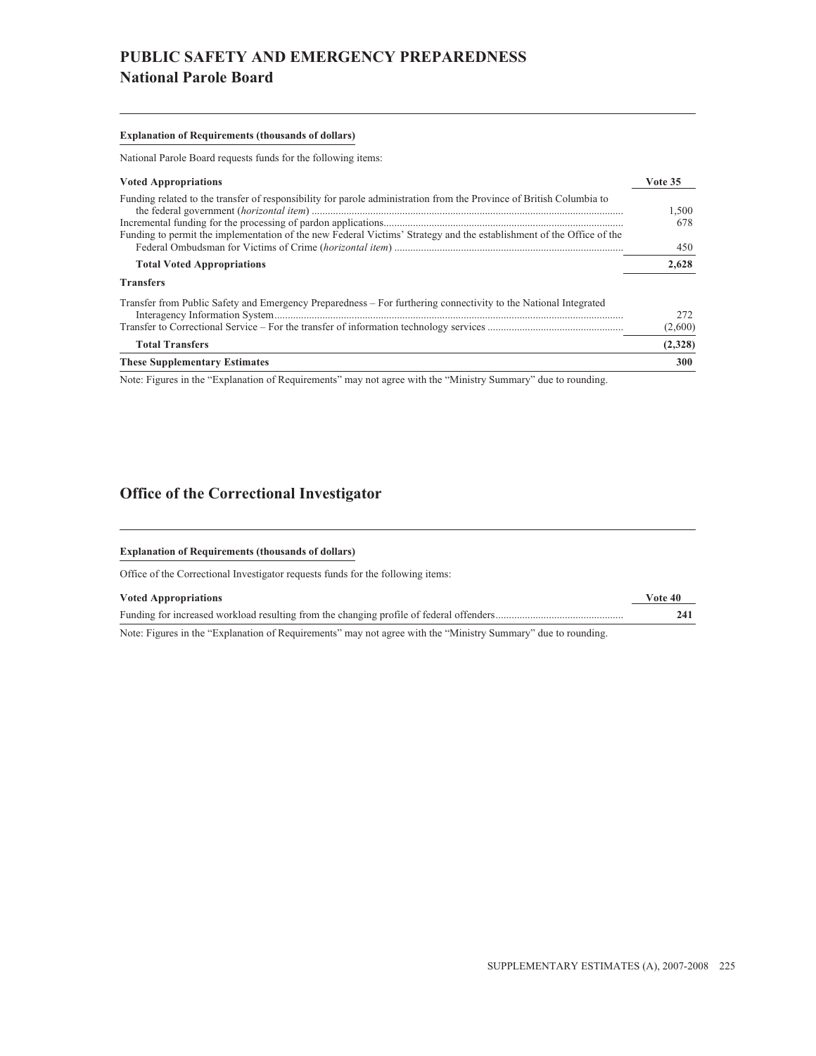# PUBLIC SAFETY AND EMERGENCY PREPAREDNESS

## National Parole Board

**Explanation of Requirements (thousands of dollars)**

National Parole Board requests funds for the following items:

| Voted Appropriations | Vote 35 |
|---|---|
| Funding related to the transfer of responsibility for parole administration from the Province of British Columbia to the federal government (*horizontal item*) | 1,500 |
| Incremental funding for the processing of pardon applications | 678 |
| Funding to permit the implementation of the new Federal Victims' Strategy and the establishment of the Office of the Federal Ombudsman for Victims of Crime (*horizontal item*) | 450 |
| **Total Voted Appropriations** | **2,628** |
| **Transfers** | |
| Transfer from Public Safety and Emergency Preparedness – For furthering connectivity to the National Integrated Interagency Information System | 272 |
| Transfer to Correctional Service – For the transfer of information technology services | (2,600) |
| **Total Transfers** | **(2,328)** |
| **These Supplementary Estimates** | **300** |

Note: Figures in the "Explanation of Requirements" may not agree with the "Ministry Summary" due to rounding.

## Office of the Correctional Investigator

**Explanation of Requirements (thousands of dollars)**

Office of the Correctional Investigator requests funds for the following items:

| Voted Appropriations | Vote 40 |
|---|---|
| Funding for increased workload resulting from the changing profile of federal offenders | **241** |

Note: Figures in the "Explanation of Requirements" may not agree with the "Ministry Summary" due to rounding.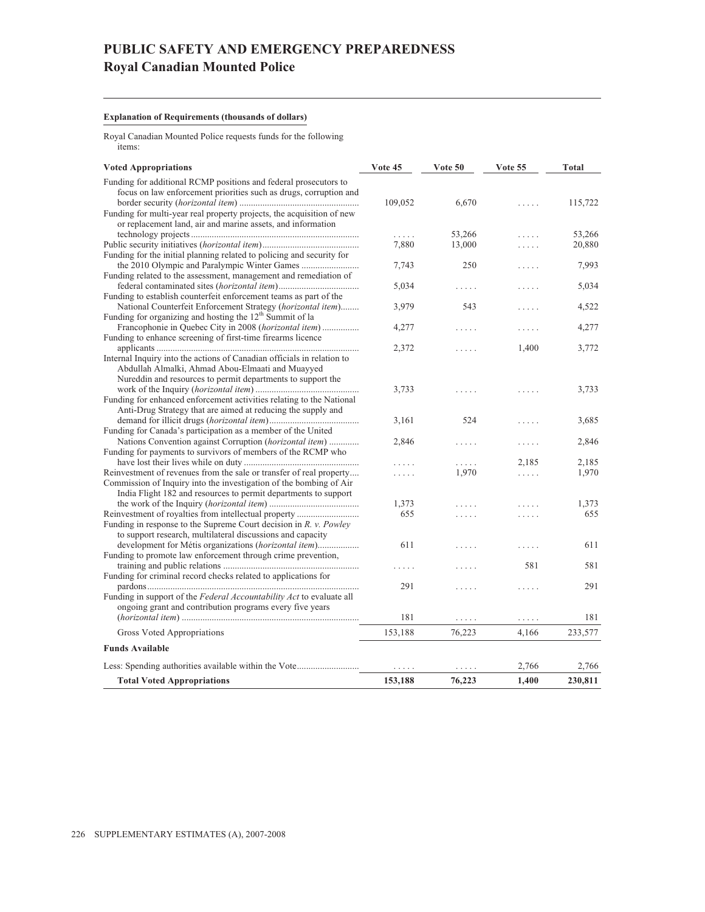# PUBLIC SAFETY AND EMERGENCY PREPAREDNESS
## Royal Canadian Mounted Police

**Explanation of Requirements (thousands of dollars)**

Royal Canadian Mounted Police requests funds for the following items:

| Voted Appropriations | Vote 45 | Vote 50 | Vote 55 | Total |
|---|---|---|---|---|
| Funding for additional RCMP positions and federal prosecutors to focus on law enforcement priorities such as drugs, corruption and border security (*horizontal item*) | 109,052 | 6,670 | ..... | 115,722 |
| Funding for multi-year real property projects, the acquisition of new or replacement land, air and marine assets, and information technology projects | ..... | 53,266 | ..... | 53,266 |
| Public security initiatives (*horizontal item*) | 7,880 | 13,000 | ..... | 20,880 |
| Funding for the initial planning related to policing and security for the 2010 Olympic and Paralympic Winter Games | 7,743 | 250 | ..... | 7,993 |
| Funding related to the assessment, management and remediation of federal contaminated sites (*horizontal item*) | 5,034 | ..... | ..... | 5,034 |
| Funding to establish counterfeit enforcement teams as part of the National Counterfeit Enforcement Strategy (*horizontal item*) | 3,979 | 543 | ..... | 4,522 |
| Funding for organizing and hosting the 12th Summit of la Francophonie in Quebec City in 2008 (*horizontal item*) | 4,277 | ..... | ..... | 4,277 |
| Funding to enhance screening of first-time firearms licence applicants | 2,372 | ..... | 1,400 | 3,772 |
| Internal Inquiry into the actions of Canadian officials in relation to Abdullah Almalki, Ahmad Abou-Elmaati and Muayyed Nureddin and resources to permit departments to support the work of the Inquiry (*horizontal item*) | 3,733 | ..... | ..... | 3,733 |
| Funding for enhanced enforcement activities relating to the National Anti-Drug Strategy that are aimed at reducing the supply and demand for illicit drugs (*horizontal item*) | 3,161 | 524 | ..... | 3,685 |
| Funding for Canada's participation as a member of the United Nations Convention against Corruption (*horizontal item*) | 2,846 | ..... | ..... | 2,846 |
| Funding for payments to survivors of members of the RCMP who have lost their lives while on duty | ..... | ..... | 2,185 | 2,185 |
| Reinvestment of revenues from the sale or transfer of real property | ..... | 1,970 | ..... | 1,970 |
| Commission of Inquiry into the investigation of the bombing of Air India Flight 182 and resources to permit departments to support the work of the Inquiry (*horizontal item*) | 1,373 | ..... | ..... | 1,373 |
| Reinvestment of royalties from intellectual property | 655 | ..... | ..... | 655 |
| Funding in response to the Supreme Court decision in *R. v. Powley* to support research, multilateral discussions and capacity development for Métis organizations (*horizontal item*) | 611 | ..... | ..... | 611 |
| Funding to promote law enforcement through crime prevention, training and public relations | ..... | ..... | 581 | 581 |
| Funding for criminal record checks related to applications for pardons | 291 | ..... | ..... | 291 |
| Funding in support of the *Federal Accountability Act* to evaluate all ongoing grant and contribution programs every five years (*horizontal item*) | 181 | ..... | ..... | 181 |
| Gross Voted Appropriations | 153,188 | 76,223 | 4,166 | 233,577 |
| **Funds Available** | | | | |
| Less: Spending authorities available within the Vote | ..... | ..... | 2,766 | 2,766 |
| **Total Voted Appropriations** | **153,188** | **76,223** | **1,400** | **230,811** |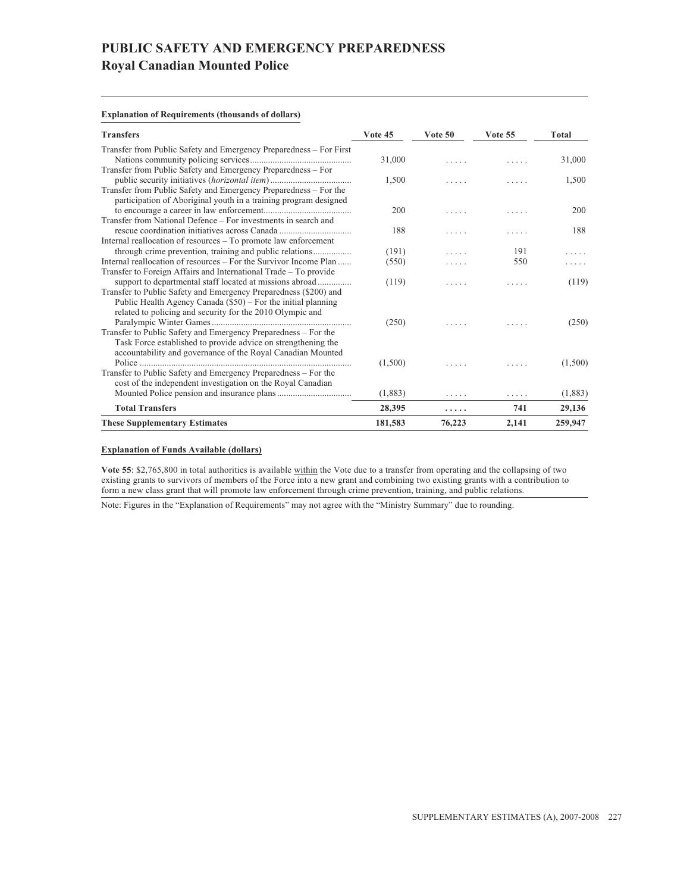# PUBLIC SAFETY AND EMERGENCY PREPAREDNESS

## Royal Canadian Mounted Police

**Explanation of Requirements (thousands of dollars)**

| Transfers | Vote 45 | Vote 50 | Vote 55 | Total |
|---|---|---|---|---|
| Transfer from Public Safety and Emergency Preparedness – For First Nations community policing services | 31,000 | ..... | ..... | 31,000 |
| Transfer from Public Safety and Emergency Preparedness – For public security initiatives (*horizontal item*) | 1,500 | ..... | ..... | 1,500 |
| Transfer from Public Safety and Emergency Preparedness – For the participation of Aboriginal youth in a training program designed to encourage a career in law enforcement | 200 | ..... | ..... | 200 |
| Transfer from National Defence – For investments in search and rescue coordination initiatives across Canada | 188 | ..... | ..... | 188 |
| Internal reallocation of resources – To promote law enforcement through crime prevention, training and public relations | (191) | ..... | 191 | ..... |
| Internal reallocation of resources – For the Survivor Income Plan | (550) | ..... | 550 | ..... |
| Transfer to Foreign Affairs and International Trade – To provide support to departmental staff located at missions abroad | (119) | ..... | ..... | (119) |
| Transfer to Public Safety and Emergency Preparedness ($200) and Public Health Agency Canada ($50) – For the initial planning related to policing and security for the 2010 Olympic and Paralympic Winter Games | (250) | ..... | ..... | (250) |
| Transfer to Public Safety and Emergency Preparedness – For the Task Force established to provide advice on strengthening the accountability and governance of the Royal Canadian Mounted Police | (1,500) | ..... | ..... | (1,500) |
| Transfer to Public Safety and Emergency Preparedness – For the cost of the independent investigation on the Royal Canadian Mounted Police pension and insurance plans | (1,883) | ..... | ..... | (1,883) |
| **Total Transfers** | **28,395** | **.....** | **741** | **29,136** |
| **These Supplementary Estimates** | **181,583** | **76,223** | **2,141** | **259,947** |

**Explanation of Funds Available (dollars)**

**Vote 55**: $2,765,800 in total authorities is available within the Vote due to a transfer from operating and the collapsing of two existing grants to survivors of members of the Force into a new grant and combining two existing grants with a contribution to form a new class grant that will promote law enforcement through crime prevention, training, and public relations.

Note: Figures in the "Explanation of Requirements" may not agree with the "Ministry Summary" due to rounding.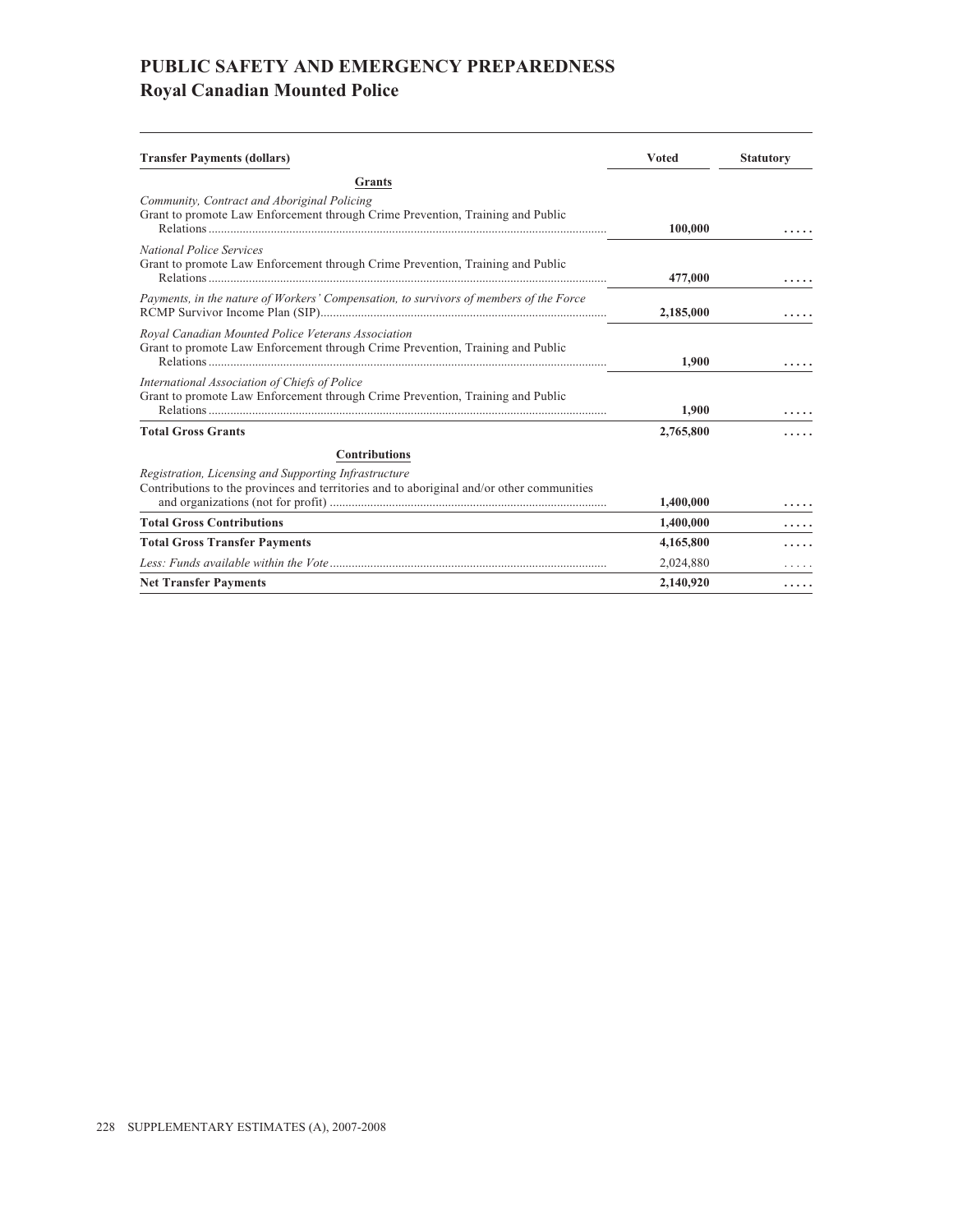# PUBLIC SAFETY AND EMERGENCY PREPAREDNESS
## Royal Canadian Mounted Police

| Transfer Payments (dollars) | Voted | Statutory |
|---|---|---|
| **Grants** | | |
| *Community, Contract and Aboriginal Policing* | | |
| Grant to promote Law Enforcement through Crime Prevention, Training and Public Relations | **100,000** | ..... |
| *National Police Services* | | |
| Grant to promote Law Enforcement through Crime Prevention, Training and Public Relations | **477,000** | ..... |
| *Payments, in the nature of Workers' Compensation, to survivors of members of the Force* | | |
| RCMP Survivor Income Plan (SIP) | **2,185,000** | ..... |
| *Royal Canadian Mounted Police Veterans Association* | | |
| Grant to promote Law Enforcement through Crime Prevention, Training and Public Relations | **1,900** | ..... |
| *International Association of Chiefs of Police* | | |
| Grant to promote Law Enforcement through Crime Prevention, Training and Public Relations | **1,900** | ..... |
| **Total Gross Grants** | **2,765,800** | ..... |
| **Contributions** | | |
| *Registration, Licensing and Supporting Infrastructure* | | |
| Contributions to the provinces and territories and to aboriginal and/or other communities and organizations (not for profit) | **1,400,000** | ..... |
| **Total Gross Contributions** | **1,400,000** | ..... |
| **Total Gross Transfer Payments** | **4,165,800** | ..... |
| *Less: Funds available within the Vote* | 2,024,880 | ..... |
| **Net Transfer Payments** | **2,140,920** | ..... |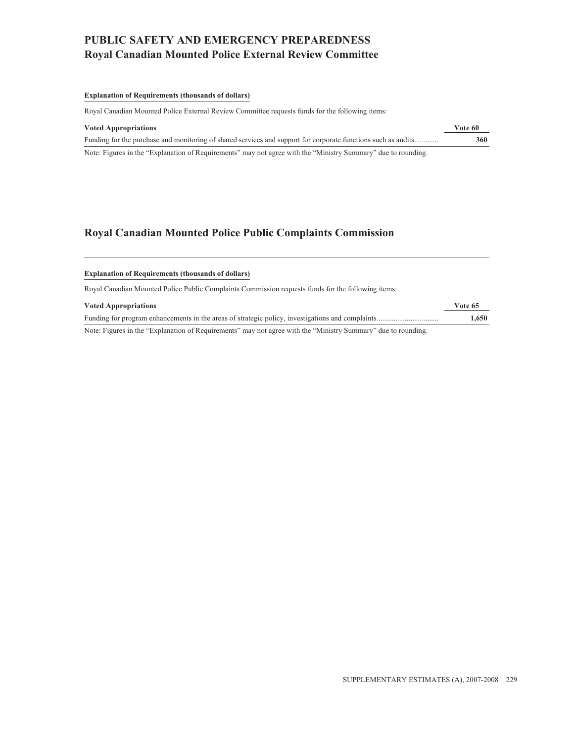# PUBLIC SAFETY AND EMERGENCY PREPAREDNESS
## Royal Canadian Mounted Police External Review Committee

**Explanation of Requirements (thousands of dollars)**

Royal Canadian Mounted Police External Review Committee requests funds for the following items:

| Voted Appropriations | Vote 60 |
|---|---|
| Funding for the purchase and monitoring of shared services and support for corporate functions such as audits............ | **360** |

Note: Figures in the "Explanation of Requirements" may not agree with the "Ministry Summary" due to rounding.

## Royal Canadian Mounted Police Public Complaints Commission

**Explanation of Requirements (thousands of dollars)**

Royal Canadian Mounted Police Public Complaints Commission requests funds for the following items:

| Voted Appropriations | Vote 65 |
|---|---|
| Funding for program enhancements in the areas of strategic policy, investigations and complaints................................ | **1,650** |

Note: Figures in the "Explanation of Requirements" may not agree with the "Ministry Summary" due to rounding.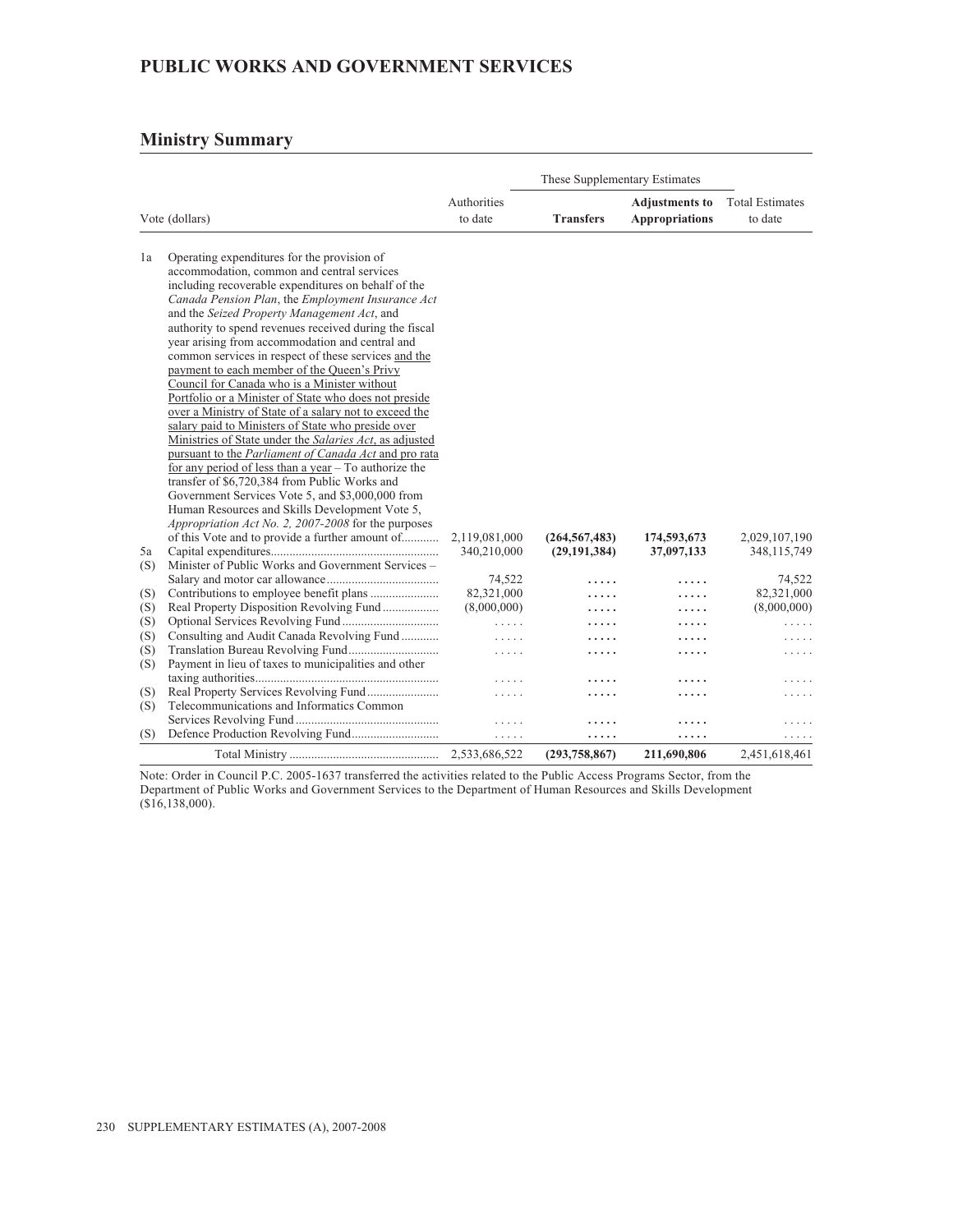# PUBLIC WORKS AND GOVERNMENT SERVICES

## Ministry Summary

| Vote (dollars) | | Authorities to date | These Supplementary Estimates | | Total Estimates to date |
|---|---|---|---|---|---|
| | | | **Transfers** | **Adjustments to Appropriations** | |
| 1a | Operating expenditures for the provision of accommodation, common and central services including recoverable expenditures on behalf of the *Canada Pension Plan*, the *Employment Insurance Act* and the *Seized Property Management Act*, and authority to spend revenues received during the fiscal year arising from accommodation and central and common services in respect of these services and the payment to each member of the Queen's Privy Council for Canada who is a Minister without Portfolio or a Minister of State who does not preside over a Ministry of State of a salary not to exceed the salary paid to Ministers of State who preside over Ministries of State under the *Salaries Act*, as adjusted pursuant to the *Parliament of Canada Act* and pro rata for any period of less than a year – To authorize the transfer of $6,720,384 from Public Works and Government Services Vote 5, and $3,000,000 from Human Resources and Skills Development Vote 5, *Appropriation Act No. 2, 2007-2008* for the purposes of this Vote and to provide a further amount of | 2,119,081,000 | **(264,567,483)** | **174,593,673** | 2,029,107,190 |
| 5a | Capital expenditures | 340,210,000 | **(29,191,384)** | **37,097,133** | 348,115,749 |
| (S) | Minister of Public Works and Government Services – Salary and motor car allowance | 74,522 | ..... | ..... | 74,522 |
| (S) | Contributions to employee benefit plans | 82,321,000 | ..... | ..... | 82,321,000 |
| (S) | Real Property Disposition Revolving Fund | (8,000,000) | ..... | ..... | (8,000,000) |
| (S) | Optional Services Revolving Fund | ..... | ..... | ..... | ..... |
| (S) | Consulting and Audit Canada Revolving Fund | ..... | ..... | ..... | ..... |
| (S) | Translation Bureau Revolving Fund | ..... | ..... | ..... | ..... |
| (S) | Payment in lieu of taxes to municipalities and other taxing authorities | ..... | ..... | ..... | ..... |
| (S) | Real Property Services Revolving Fund | ..... | ..... | ..... | ..... |
| (S) | Telecommunications and Informatics Common Services Revolving Fund | ..... | ..... | ..... | ..... |
| (S) | Defence Production Revolving Fund | ..... | ..... | ..... | ..... |
| | Total Ministry | 2,533,686,522 | **(293,758,867)** | **211,690,806** | 2,451,618,461 |

Note: Order in Council P.C. 2005-1637 transferred the activities related to the Public Access Programs Sector, from the Department of Public Works and Government Services to the Department of Human Resources and Skills Development ($16,138,000).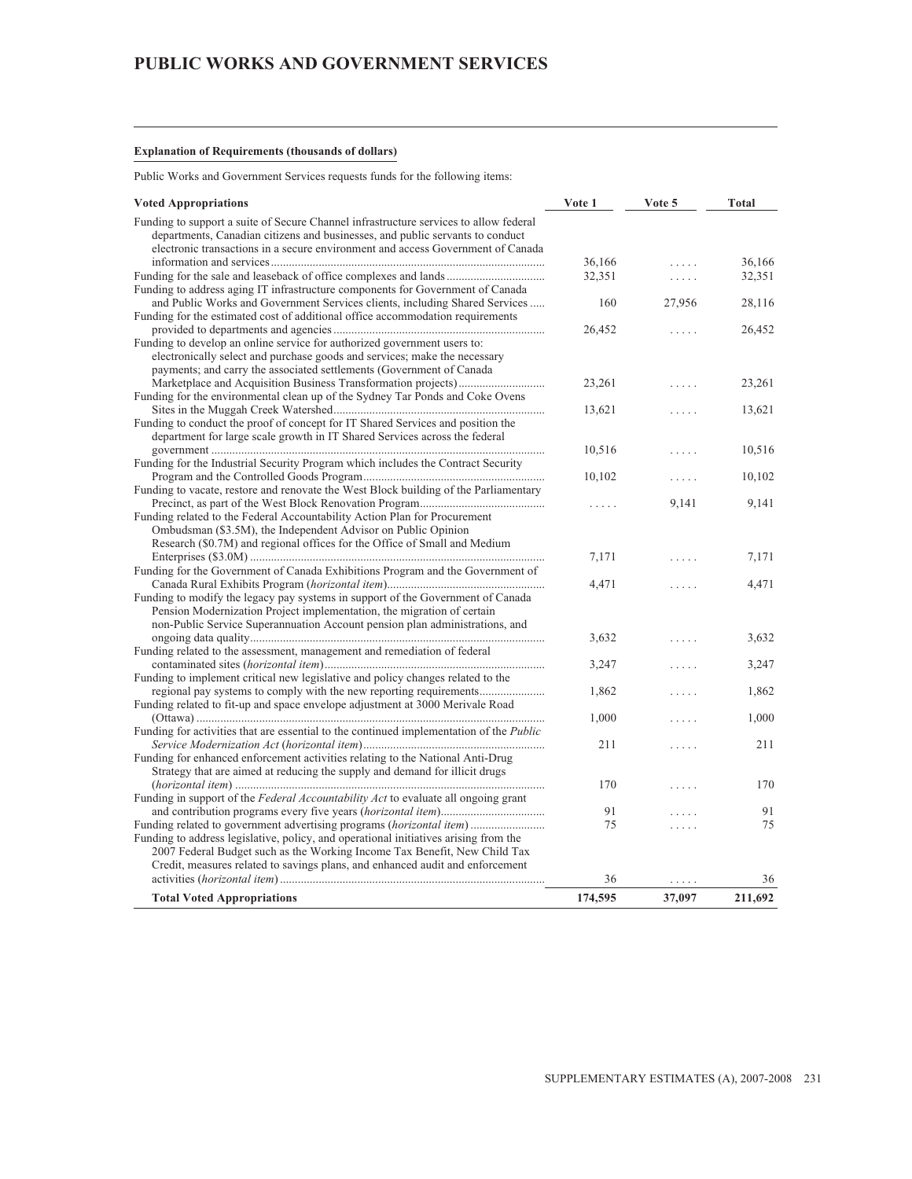# PUBLIC WORKS AND GOVERNMENT SERVICES

**Explanation of Requirements (thousands of dollars)**

Public Works and Government Services requests funds for the following items:

| Voted Appropriations | Vote 1 | Vote 5 | Total |
|---|---|---|---|
| Funding to support a suite of Secure Channel infrastructure services to allow federal departments, Canadian citizens and businesses, and public servants to conduct electronic transactions in a secure environment and access Government of Canada information and services | 36,166 | ..... | 36,166 |
| Funding for the sale and leaseback of office complexes and lands | 32,351 | ..... | 32,351 |
| Funding to address aging IT infrastructure components for Government of Canada and Public Works and Government Services clients, including Shared Services | 160 | 27,956 | 28,116 |
| Funding for the estimated cost of additional office accommodation requirements provided to departments and agencies | 26,452 | ..... | 26,452 |
| Funding to develop an online service for authorized government users to: electronically select and purchase goods and services; make the necessary payments; and carry the associated settlements (Government of Canada Marketplace and Acquisition Business Transformation projects) | 23,261 | ..... | 23,261 |
| Funding for the environmental clean up of the Sydney Tar Ponds and Coke Ovens Sites in the Muggah Creek Watershed | 13,621 | ..... | 13,621 |
| Funding to conduct the proof of concept for IT Shared Services and position the department for large scale growth in IT Shared Services across the federal government | 10,516 | ..... | 10,516 |
| Funding for the Industrial Security Program which includes the Contract Security Program and the Controlled Goods Program | 10,102 | ..... | 10,102 |
| Funding to vacate, restore and renovate the West Block building of the Parliamentary Precinct, as part of the West Block Renovation Program | ..... | 9,141 | 9,141 |
| Funding related to the Federal Accountability Action Plan for Procurement Ombudsman ($3.5M), the Independent Advisor on Public Opinion Research ($0.7M) and regional offices for the Office of Small and Medium Enterprises ($3.0M) | 7,171 | ..... | 7,171 |
| Funding for the Government of Canada Exhibitions Program and the Government of Canada Rural Exhibits Program (*horizontal item*) | 4,471 | ..... | 4,471 |
| Funding to modify the legacy pay systems in support of the Government of Canada Pension Modernization Project implementation, the migration of certain non-Public Service Superannuation Account pension plan administrations, and ongoing data quality | 3,632 | ..... | 3,632 |
| Funding related to the assessment, management and remediation of federal contaminated sites (*horizontal item*) | 3,247 | ..... | 3,247 |
| Funding to implement critical new legislative and policy changes related to the regional pay systems to comply with the new reporting requirements | 1,862 | ..... | 1,862 |
| Funding related to fit-up and space envelope adjustment at 3000 Merivale Road (Ottawa) | 1,000 | ..... | 1,000 |
| Funding for activities that are essential to the continued implementation of the *Public Service Modernization Act* (*horizontal item*) | 211 | ..... | 211 |
| Funding for enhanced enforcement activities relating to the National Anti-Drug Strategy that are aimed at reducing the supply and demand for illicit drugs (*horizontal item*) | 170 | ..... | 170 |
| Funding in support of the *Federal Accountability Act* to evaluate all ongoing grant and contribution programs every five years (*horizontal item*) | 91 | ..... | 91 |
| Funding related to government advertising programs (*horizontal item*) | 75 | ..... | 75 |
| Funding to address legislative, policy, and operational initiatives arising from the 2007 Federal Budget such as the Working Income Tax Benefit, New Child Tax Credit, measures related to savings plans, and enhanced audit and enforcement activities (*horizontal item*) | 36 | ..... | 36 |
| **Total Voted Appropriations** | **174,595** | **37,097** | **211,692** |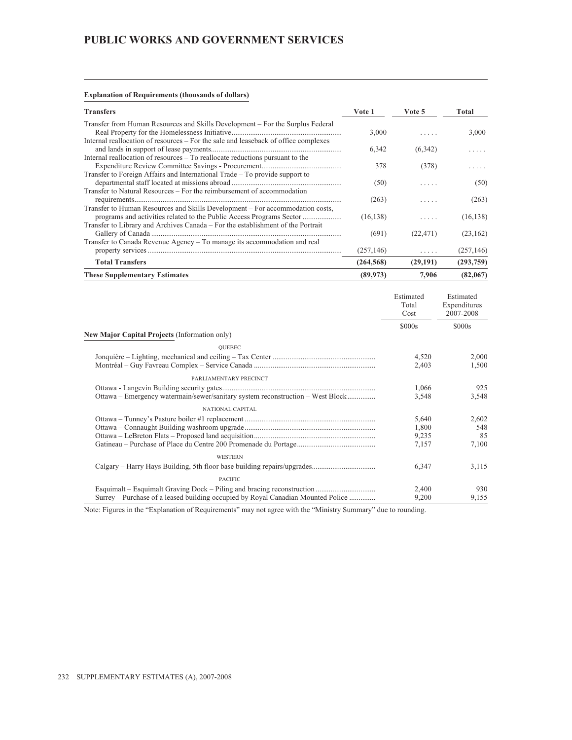# PUBLIC WORKS AND GOVERNMENT SERVICES

**Explanation of Requirements (thousands of dollars)**

| Transfers | Vote 1 | Vote 5 | Total |
|---|---|---|---|
| Transfer from Human Resources and Skills Development – For the Surplus Federal Real Property for the Homelessness Initiative | 3,000 | ..... | 3,000 |
| Internal reallocation of resources – For the sale and leaseback of office complexes and lands in support of lease payments | 6,342 | (6,342) | ..... |
| Internal reallocation of resources – To reallocate reductions pursuant to the Expenditure Review Committee Savings - Procurement | 378 | (378) | ..... |
| Transfer to Foreign Affairs and International Trade – To provide support to departmental staff located at missions abroad | (50) | ..... | (50) |
| Transfer to Natural Resources – For the reimbursement of accommodation requirements | (263) | ..... | (263) |
| Transfer to Human Resources and Skills Development – For accommodation costs, programs and activities related to the Public Access Programs Sector | (16,138) | ..... | (16,138) |
| Transfer to Library and Archives Canada – For the establishment of the Portrait Gallery of Canada | (691) | (22,471) | (23,162) |
| Transfer to Canada Revenue Agency – To manage its accommodation and real property services | (257,146) | ..... | (257,146) |
| **Total Transfers** | **(264,568)** | **(29,191)** | **(293,759)** |
| **These Supplementary Estimates** | **(89,973)** | **7,906** | **(82,067)** |

| New Major Capital Projects (Information only) | Estimated Total Cost | Estimated Expenditures 2007-2008 |
|---|---|---|
| | $000s | $000s |
| QUEBEC | | |
| Jonquière – Lighting, mechanical and ceiling – Tax Center | 4,520 | 2,000 |
| Montréal – Guy Favreau Complex – Service Canada | 2,403 | 1,500 |
| PARLIAMENTARY PRECINCT | | |
| Ottawa - Langevin Building security gates | 1,066 | 925 |
| Ottawa – Emergency watermain/sewer/sanitary system reconstruction – West Block | 3,548 | 3,548 |
| NATIONAL CAPITAL | | |
| Ottawa – Tunney's Pasture boiler #1 replacement | 5,640 | 2,602 |
| Ottawa – Connaught Building washroom upgrade | 1,800 | 548 |
| Ottawa – LeBreton Flats – Proposed land acquisition | 9,235 | 85 |
| Gatineau – Purchase of Place du Centre 200 Promenade du Portage | 7,157 | 7,100 |
| WESTERN | | |
| Calgary – Harry Hays Building, 5th floor base building repairs/upgrades | 6,347 | 3,115 |
| PACIFIC | | |
| Esquimalt – Esquimalt Graving Dock – Piling and bracing reconstruction | 2,400 | 930 |
| Surrey – Purchase of a leased building occupied by Royal Canadian Mounted Police | 9,200 | 9,155 |

Note: Figures in the "Explanation of Requirements" may not agree with the "Ministry Summary" due to rounding.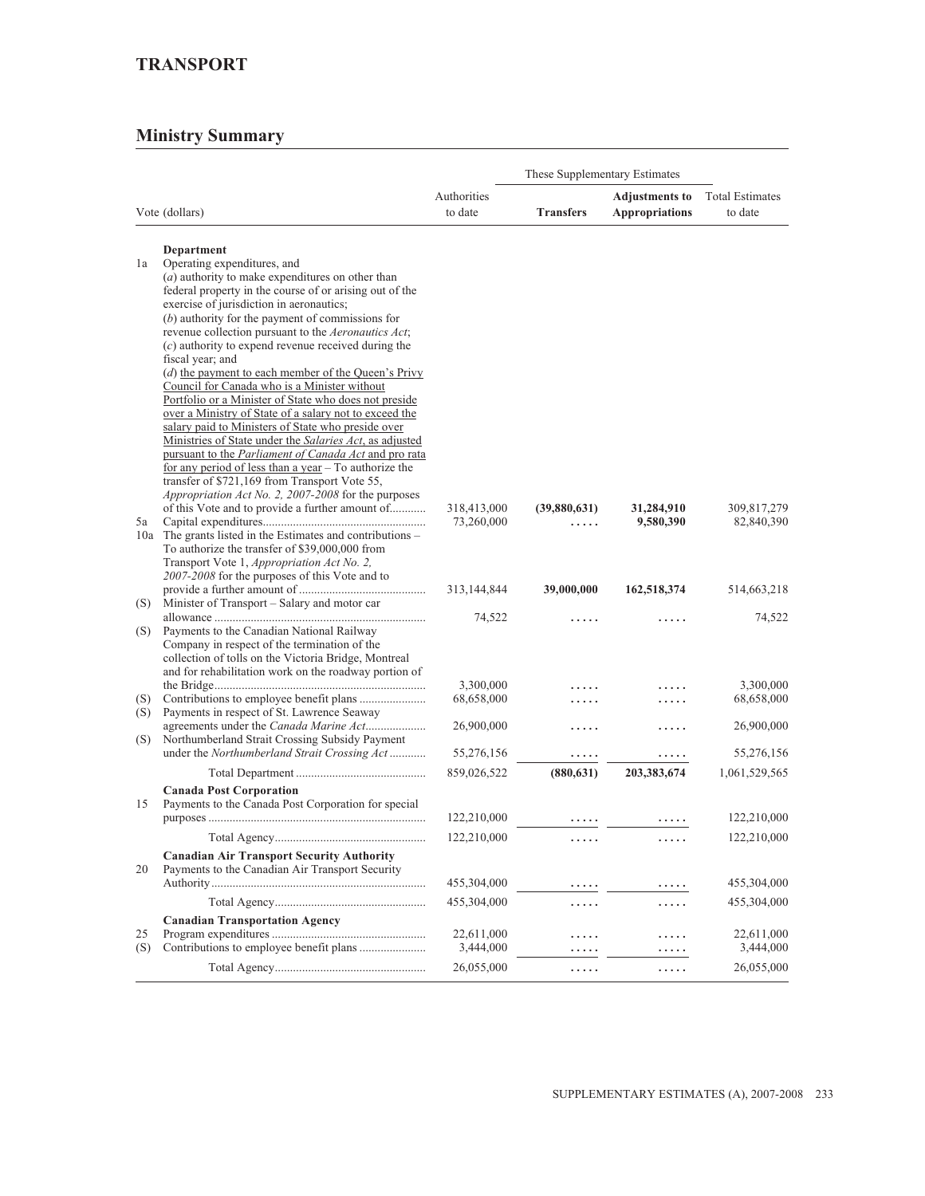# TRANSPORT

## Ministry Summary

| Vote (dollars) | | Authorities to date | These Supplementary Estimates | | Total Estimates to date |
|---|---|---|---|---|---|
| | | | **Transfers** | **Adjustments to Appropriations** | |
| | **Department** | | | | |
| 1a | Operating expenditures, and (*a*) authority to make expenditures on other than federal property in the course of or arising out of the exercise of jurisdiction in aeronautics; (*b*) authority for the payment of commissions for revenue collection pursuant to the *Aeronautics Act*; (*c*) authority to expend revenue received during the fiscal year; and (*d*) the payment to each member of the Queen's Privy Council for Canada who is a Minister without Portfolio or a Minister of State who does not preside over a Ministry of State of a salary not to exceed the salary paid to Ministers of State who preside over Ministries of State under the *Salaries Act*, as adjusted pursuant to the *Parliament of Canada Act* and pro rata for any period of less than a year – To authorize the transfer of $721,169 from Transport Vote 55, *Appropriation Act No. 2, 2007-2008* for the purposes of this Vote and to provide a further amount of | 318,413,000 | **(39,880,631)** | **31,284,910** | 309,817,279 |
| 5a | Capital expenditures | 73,260,000 | **.....** | **9,580,390** | 82,840,390 |
| 10a | The grants listed in the Estimates and contributions – To authorize the transfer of $39,000,000 from Transport Vote 1, *Appropriation Act No. 2, 2007-2008* for the purposes of this Vote and to provide a further amount of | 313,144,844 | **39,000,000** | **162,518,374** | 514,663,218 |
| (S) | Minister of Transport – Salary and motor car allowance | 74,522 | ..... | ..... | 74,522 |
| (S) | Payments to the Canadian National Railway Company in respect of the termination of the collection of tolls on the Victoria Bridge, Montreal and for rehabilitation work on the roadway portion of the Bridge | 3,300,000 | ..... | ..... | 3,300,000 |
| (S) | Contributions to employee benefit plans | 68,658,000 | ..... | ..... | 68,658,000 |
| (S) | Payments in respect of St. Lawrence Seaway agreements under the *Canada Marine Act* | 26,900,000 | ..... | ..... | 26,900,000 |
| (S) | Northumberland Strait Crossing Subsidy Payment under the *Northumberland Strait Crossing Act* | 55,276,156 | ..... | ..... | 55,276,156 |
| | Total Department | 859,026,522 | **(880,631)** | **203,383,674** | 1,061,529,565 |
| | **Canada Post Corporation** | | | | |
| 15 | Payments to the Canada Post Corporation for special purposes | 122,210,000 | ..... | ..... | 122,210,000 |
| | Total Agency | 122,210,000 | ..... | ..... | 122,210,000 |
| | **Canadian Air Transport Security Authority** | | | | |
| 20 | Payments to the Canadian Air Transport Security Authority | 455,304,000 | ..... | ..... | 455,304,000 |
| | Total Agency | 455,304,000 | ..... | ..... | 455,304,000 |
| | **Canadian Transportation Agency** | | | | |
| 25 | Program expenditures | 22,611,000 | ..... | ..... | 22,611,000 |
| (S) | Contributions to employee benefit plans | 3,444,000 | ..... | ..... | 3,444,000 |
| | Total Agency | 26,055,000 | ..... | ..... | 26,055,000 |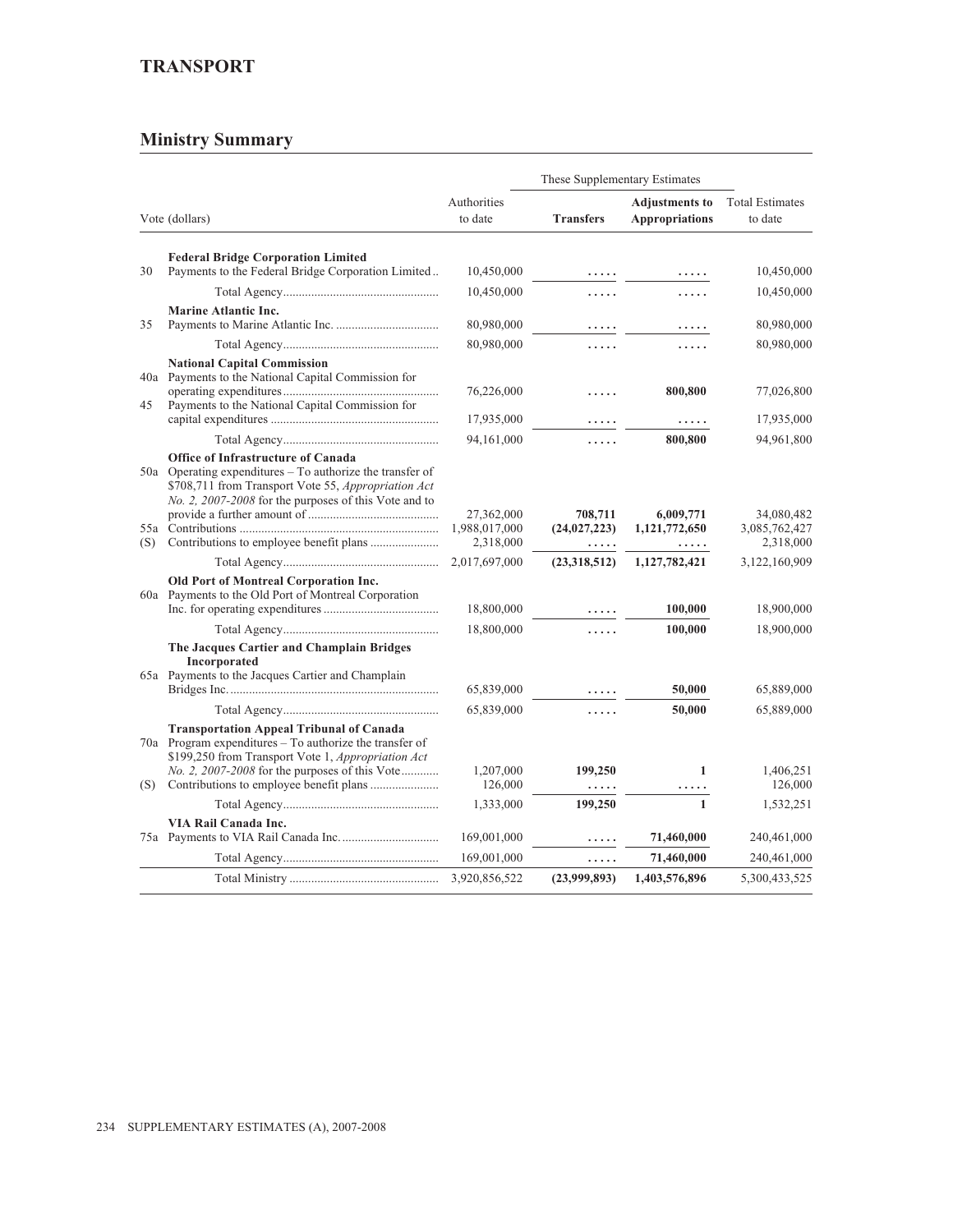## TRANSPORT

## Ministry Summary

| Vote (dollars) | | Authorities to date | These Supplementary Estimates | | Total Estimates to date |
|---|---|---|---|---|---|
| | | | **Transfers** | **Adjustments to Appropriations** | |
| | **Federal Bridge Corporation Limited** | | | | |
| 30 | Payments to the Federal Bridge Corporation Limited | 10,450,000 | ..... | ..... | 10,450,000 |
| | Total Agency | 10,450,000 | ..... | ..... | 10,450,000 |
| | **Marine Atlantic Inc.** | | | | |
| 35 | Payments to Marine Atlantic Inc. | 80,980,000 | ..... | ..... | 80,980,000 |
| | Total Agency | 80,980,000 | ..... | ..... | 80,980,000 |
| | **National Capital Commission** | | | | |
| 40a | Payments to the National Capital Commission for operating expenditures | 76,226,000 | ..... | **800,800** | 77,026,800 |
| 45 | Payments to the National Capital Commission for capital expenditures | 17,935,000 | ..... | ..... | 17,935,000 |
| | Total Agency | 94,161,000 | ..... | **800,800** | 94,961,800 |
| | **Office of Infrastructure of Canada** | | | | |
| 50a | Operating expenditures – To authorize the transfer of $708,711 from Transport Vote 55, *Appropriation Act No. 2, 2007-2008* for the purposes of this Vote and to provide a further amount of | 27,362,000 | **708,711** | **6,009,771** | 34,080,482 |
| 55a | Contributions | 1,988,017,000 | **(24,027,223)** | **1,121,772,650** | 3,085,762,427 |
| (S) | Contributions to employee benefit plans | 2,318,000 | ..... | ..... | 2,318,000 |
| | Total Agency | 2,017,697,000 | **(23,318,512)** | **1,127,782,421** | 3,122,160,909 |
| | **Old Port of Montreal Corporation Inc.** | | | | |
| 60a | Payments to the Old Port of Montreal Corporation Inc. for operating expenditures | 18,800,000 | ..... | **100,000** | 18,900,000 |
| | Total Agency | 18,800,000 | ..... | **100,000** | 18,900,000 |
| | **The Jacques Cartier and Champlain Bridges Incorporated** | | | | |
| 65a | Payments to the Jacques Cartier and Champlain Bridges Inc. | 65,839,000 | ..... | **50,000** | 65,889,000 |
| | Total Agency | 65,839,000 | ..... | **50,000** | 65,889,000 |
| | **Transportation Appeal Tribunal of Canada** | | | | |
| 70a | Program expenditures – To authorize the transfer of $199,250 from Transport Vote 1, *Appropriation Act No. 2, 2007-2008* for the purposes of this Vote | 1,207,000 | **199,250** | **1** | 1,406,251 |
| (S) | Contributions to employee benefit plans | 126,000 | ..... | ..... | 126,000 |
| | Total Agency | 1,333,000 | **199,250** | **1** | 1,532,251 |
| | **VIA Rail Canada Inc.** | | | | |
| 75a | Payments to VIA Rail Canada Inc. | 169,001,000 | ..... | **71,460,000** | 240,461,000 |
| | Total Agency | 169,001,000 | ..... | **71,460,000** | 240,461,000 |
| | Total Ministry | 3,920,856,522 | **(23,999,893)** | **1,403,576,896** | 5,300,433,525 |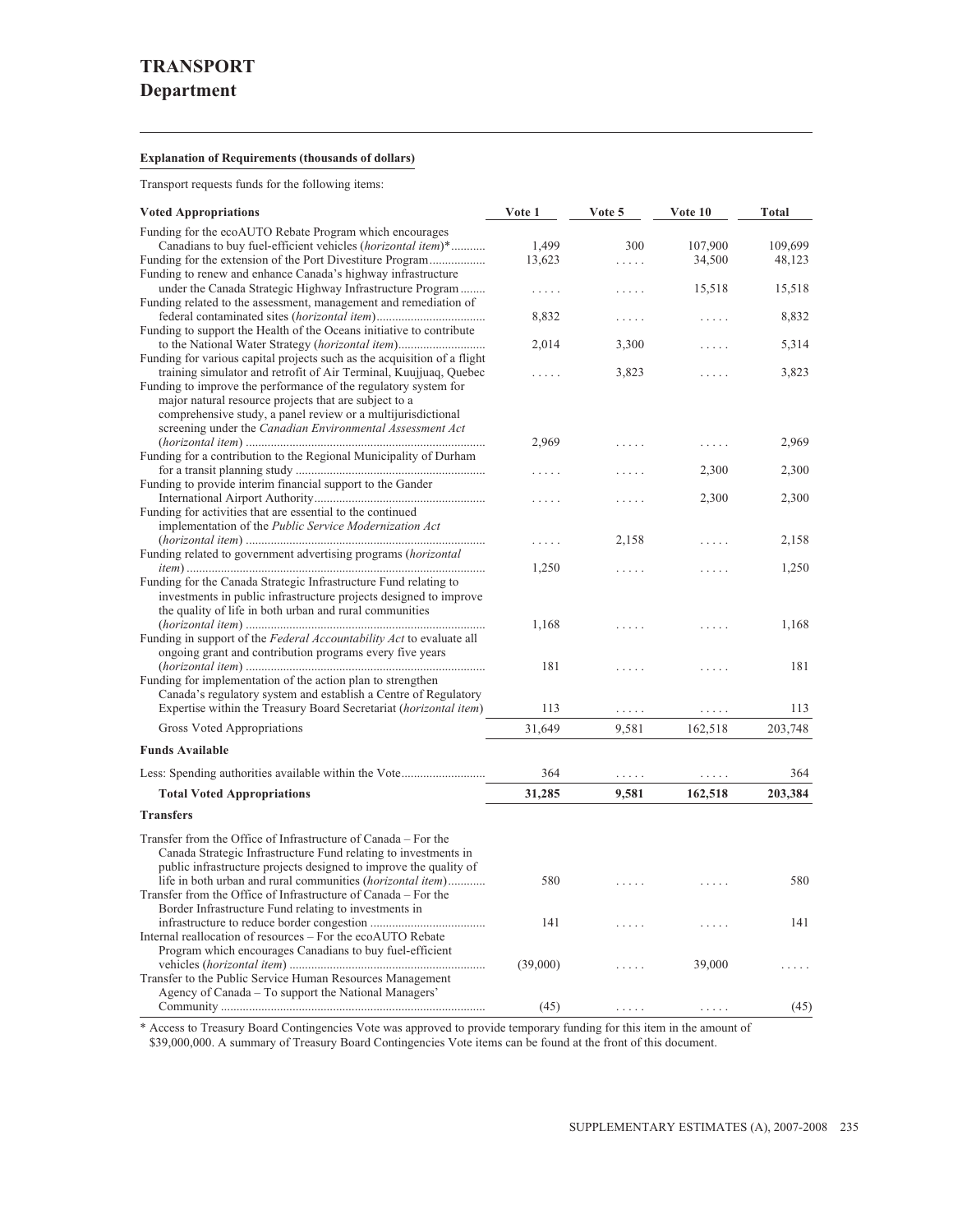# TRANSPORT

## Department

**Explanation of Requirements (thousands of dollars)**

Transport requests funds for the following items:

| Voted Appropriations | Vote 1 | Vote 5 | Vote 10 | Total |
|---|---|---|---|---|
| Funding for the ecoAUTO Rebate Program which encourages Canadians to buy fuel-efficient vehicles (*horizontal item*)* | 1,499 | 300 | 107,900 | 109,699 |
| Funding for the extension of the Port Divestiture Program | 13,623 | ..... | 34,500 | 48,123 |
| Funding to renew and enhance Canada's highway infrastructure under the Canada Strategic Highway Infrastructure Program | ..... | ..... | 15,518 | 15,518 |
| Funding related to the assessment, management and remediation of federal contaminated sites (*horizontal item*) | 8,832 | ..... | ..... | 8,832 |
| Funding to support the Health of the Oceans initiative to contribute to the National Water Strategy (*horizontal item*) | 2,014 | 3,300 | ..... | 5,314 |
| Funding for various capital projects such as the acquisition of a flight training simulator and retrofit of Air Terminal, Kuujjuaq, Quebec | ..... | 3,823 | ..... | 3,823 |
| Funding to improve the performance of the regulatory system for major natural resource projects that are subject to a comprehensive study, a panel review or a multijurisdictional screening under the *Canadian Environmental Assessment Act* (*horizontal item*) | 2,969 | ..... | ..... | 2,969 |
| Funding for a contribution to the Regional Municipality of Durham for a transit planning study | ..... | ..... | 2,300 | 2,300 |
| Funding to provide interim financial support to the Gander International Airport Authority | ..... | ..... | 2,300 | 2,300 |
| Funding for activities that are essential to the continued implementation of the *Public Service Modernization Act* (*horizontal item*) | ..... | 2,158 | ..... | 2,158 |
| Funding related to government advertising programs (*horizontal item*) | 1,250 | ..... | ..... | 1,250 |
| Funding for the Canada Strategic Infrastructure Fund relating to investments in public infrastructure projects designed to improve the quality of life in both urban and rural communities (*horizontal item*) | 1,168 | ..... | ..... | 1,168 |
| Funding in support of the *Federal Accountability Act* to evaluate all ongoing grant and contribution programs every five years (*horizontal item*) | 181 | ..... | ..... | 181 |
| Funding for implementation of the action plan to strengthen Canada's regulatory system and establish a Centre of Regulatory Expertise within the Treasury Board Secretariat (*horizontal item*) | 113 | ..... | ..... | 113 |
| Gross Voted Appropriations | 31,649 | 9,581 | 162,518 | 203,748 |
| **Funds Available** | | | | |
| Less: Spending authorities available within the Vote | 364 | ..... | ..... | 364 |
| **Total Voted Appropriations** | **31,285** | **9,581** | **162,518** | **203,384** |
| **Transfers** | | | | |
| Transfer from the Office of Infrastructure of Canada – For the Canada Strategic Infrastructure Fund relating to investments in public infrastructure projects designed to improve the quality of life in both urban and rural communities (*horizontal item*) | 580 | ..... | ..... | 580 |
| Transfer from the Office of Infrastructure of Canada – For the Border Infrastructure Fund relating to investments in infrastructure to reduce border congestion | 141 | ..... | ..... | 141 |
| Internal reallocation of resources – For the ecoAUTO Rebate Program which encourages Canadians to buy fuel-efficient vehicles (*horizontal item*) | (39,000) | ..... | 39,000 | ..... |
| Transfer to the Public Service Human Resources Management Agency of Canada – To support the National Managers' Community | (45) | ..... | ..... | (45) |

* Access to Treasury Board Contingencies Vote was approved to provide temporary funding for this item in the amount of $39,000,000. A summary of Treasury Board Contingencies Vote items can be found at the front of this document.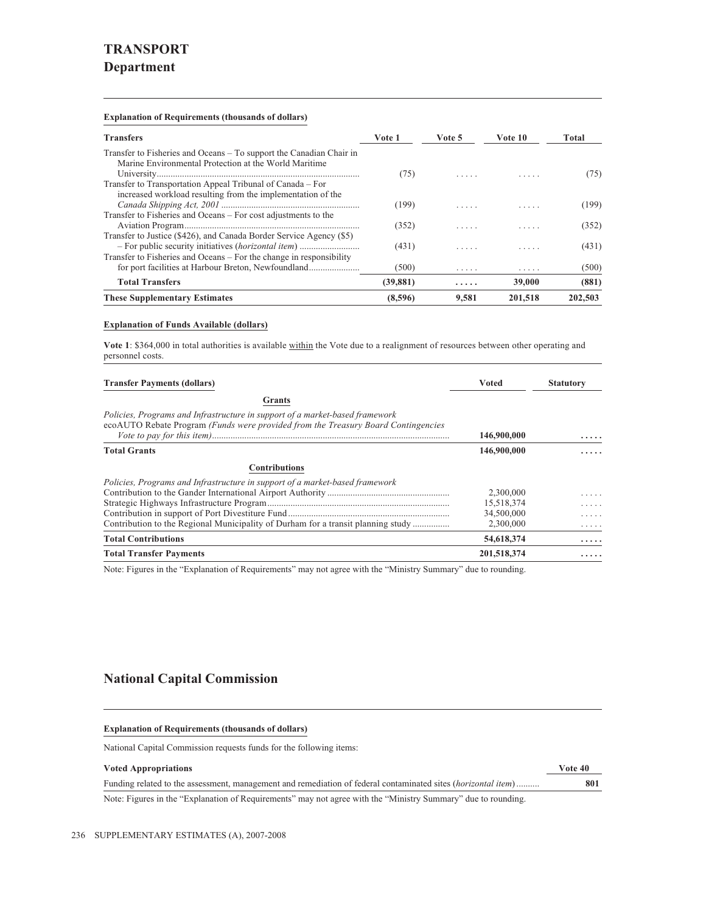# TRANSPORT
## Department

### Explanation of Requirements (thousands of dollars)

| Transfers | Vote 1 | Vote 5 | Vote 10 | Total |
|---|---|---|---|---|
| Transfer to Fisheries and Oceans – To support the Canadian Chair in Marine Environmental Protection at the World Maritime University | (75) | ..... | ..... | (75) |
| Transfer to Transportation Appeal Tribunal of Canada – For increased workload resulting from the implementation of the *Canada Shipping Act, 2001* | (199) | ..... | ..... | (199) |
| Transfer to Fisheries and Oceans – For cost adjustments to the Aviation Program | (352) | ..... | ..... | (352) |
| Transfer to Justice ($426), and Canada Border Service Agency ($5) – For public security initiatives (*horizontal item*) | (431) | ..... | ..... | (431) |
| Transfer to Fisheries and Oceans – For the change in responsibility for port facilities at Harbour Breton, Newfoundland | (500) | ..... | ..... | (500) |
| **Total Transfers** | **(39,881)** | **.....** | **39,000** | **(881)** |
| **These Supplementary Estimates** | **(8,596)** | **9,581** | **201,518** | **202,503** |

### Explanation of Funds Available (dollars)

**Vote 1**: $364,000 in total authorities is available within the Vote due to a realignment of resources between other operating and personnel costs.

| Transfer Payments (dollars) | Voted | Statutory |
|---|---|---|
| **Grants** | | |
| *Policies, Programs and Infrastructure in support of a market-based framework* | | |
| ecoAUTO Rebate Program *(Funds were provided from the Treasury Board Contingencies Vote to pay for this item)* | **146,900,000** | **.....** |
| **Total Grants** | **146,900,000** | **.....** |
| **Contributions** | | |
| *Policies, Programs and Infrastructure in support of a market-based framework* | | |
| Contribution to the Gander International Airport Authority | 2,300,000 | ..... |
| Strategic Highways Infrastructure Program | 15,518,374 | ..... |
| Contribution in support of Port Divestiture Fund | 34,500,000 | ..... |
| Contribution to the Regional Municipality of Durham for a transit planning study | 2,300,000 | ..... |
| **Total Contributions** | **54,618,374** | **.....** |
| **Total Transfer Payments** | **201,518,374** | **.....** |

Note: Figures in the "Explanation of Requirements" may not agree with the "Ministry Summary" due to rounding.

## National Capital Commission

### Explanation of Requirements (thousands of dollars)

National Capital Commission requests funds for the following items:

| Voted Appropriations | Vote 40 |
|---|---|
| Funding related to the assessment, management and remediation of federal contaminated sites (*horizontal item*) | **801** |

Note: Figures in the "Explanation of Requirements" may not agree with the "Ministry Summary" due to rounding.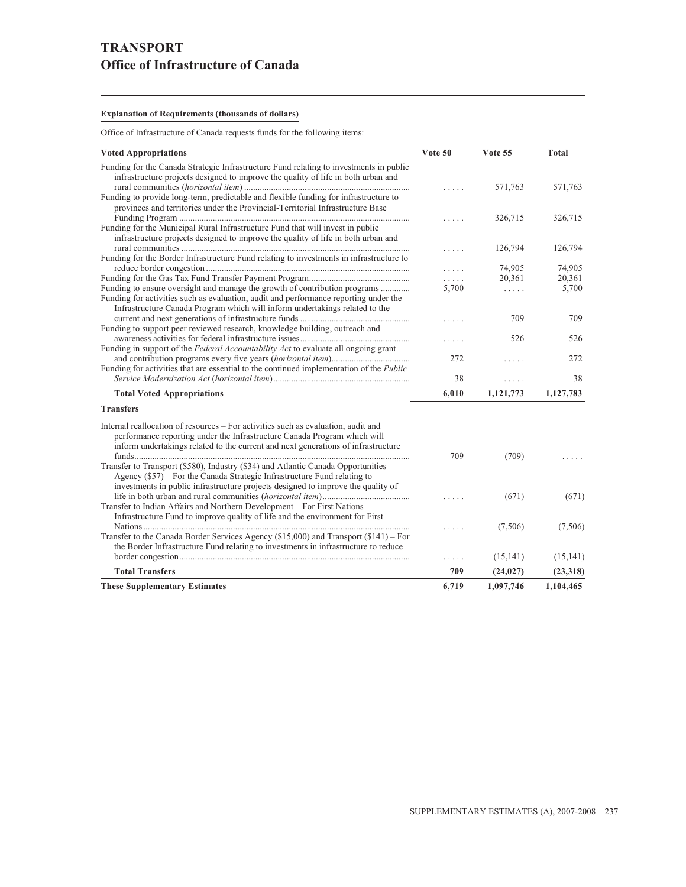# TRANSPORT

## Office of Infrastructure of Canada

**Explanation of Requirements (thousands of dollars)**

Office of Infrastructure of Canada requests funds for the following items:

| Voted Appropriations | Vote 50 | Vote 55 | Total |
|---|---|---|---|
| Funding for the Canada Strategic Infrastructure Fund relating to investments in public infrastructure projects designed to improve the quality of life in both urban and rural communities (*horizontal item*) | ..... | 571,763 | 571,763 |
| Funding to provide long-term, predictable and flexible funding for infrastructure to provinces and territories under the Provincial-Territorial Infrastructure Base Funding Program | ..... | 326,715 | 326,715 |
| Funding for the Municipal Rural Infrastructure Fund that will invest in public infrastructure projects designed to improve the quality of life in both urban and rural communities | ..... | 126,794 | 126,794 |
| Funding for the Border Infrastructure Fund relating to investments in infrastructure to reduce border congestion | ..... | 74,905 | 74,905 |
| Funding for the Gas Tax Fund Transfer Payment Program | ..... | 20,361 | 20,361 |
| Funding to ensure oversight and manage the growth of contribution programs | 5,700 | ..... | 5,700 |
| Funding for activities such as evaluation, audit and performance reporting under the Infrastructure Canada Program which will inform undertakings related to the current and next generations of infrastructure funds | ..... | 709 | 709 |
| Funding to support peer reviewed research, knowledge building, outreach and awareness activities for federal infrastructure issues | ..... | 526 | 526 |
| Funding in support of the *Federal Accountability Act* to evaluate all ongoing grant and contribution programs every five years (*horizontal item*) | 272 | ..... | 272 |
| Funding for activities that are essential to the continued implementation of the *Public Service Modernization Act* (*horizontal item*) | 38 | ..... | 38 |
| **Total Voted Appropriations** | **6,010** | **1,121,773** | **1,127,783** |
| **Transfers** | | | |
| Internal reallocation of resources – For activities such as evaluation, audit and performance reporting under the Infrastructure Canada Program which will inform undertakings related to the current and next generations of infrastructure funds | 709 | (709) | ..... |
| Transfer to Transport ($580), Industry ($34) and Atlantic Canada Opportunities Agency ($57) – For the Canada Strategic Infrastructure Fund relating to investments in public infrastructure projects designed to improve the quality of life in both urban and rural communities (*horizontal item*) | ..... | (671) | (671) |
| Transfer to Indian Affairs and Northern Development – For First Nations Infrastructure Fund to improve quality of life and the environment for First Nations | ..... | (7,506) | (7,506) |
| Transfer to the Canada Border Services Agency ($15,000) and Transport ($141) – For the Border Infrastructure Fund relating to investments in infrastructure to reduce border congestion | ..... | (15,141) | (15,141) |
| **Total Transfers** | **709** | **(24,027)** | **(23,318)** |
| **These Supplementary Estimates** | **6,719** | **1,097,746** | **1,104,465** |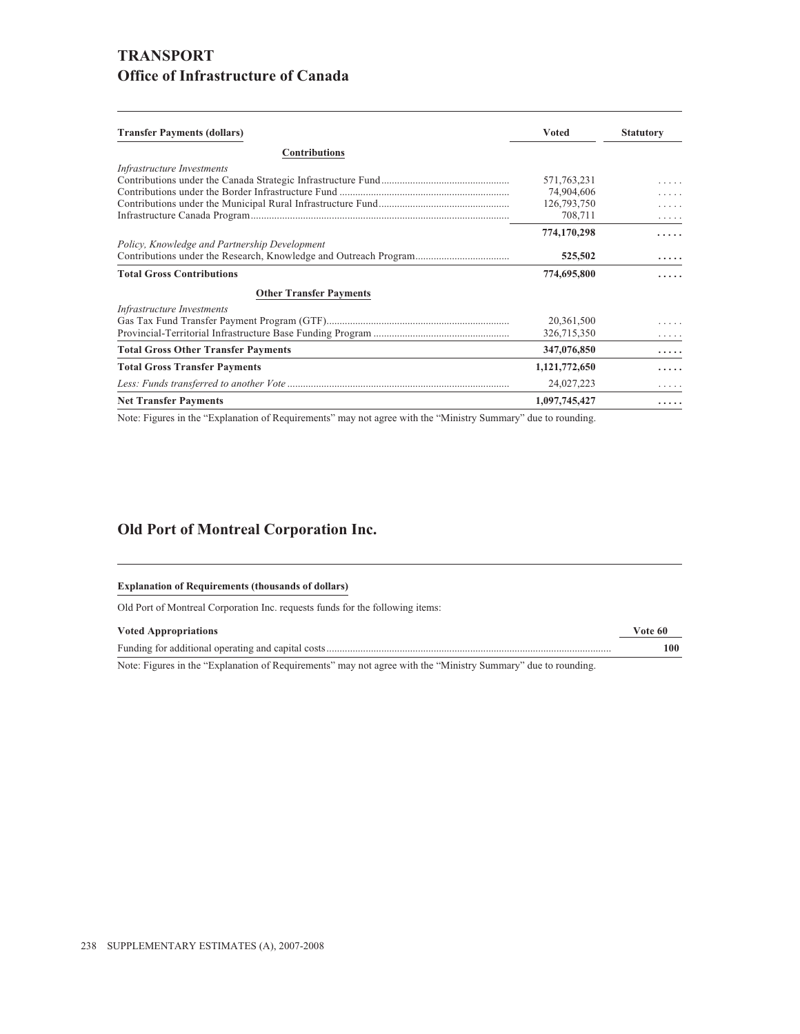# TRANSPORT

## Office of Infrastructure of Canada

| Transfer Payments (dollars) | Voted | Statutory |
|---|---|---|
| **Contributions** | | |
| *Infrastructure Investments* | | |
| Contributions under the Canada Strategic Infrastructure Fund | 571,763,231 | ..... |
| Contributions under the Border Infrastructure Fund | 74,904,606 | ..... |
| Contributions under the Municipal Rural Infrastructure Fund | 126,793,750 | ..... |
| Infrastructure Canada Program | 708,711 | ..... |
| | **774,170,298** | **.....** |
| *Policy, Knowledge and Partnership Development* | | |
| Contributions under the Research, Knowledge and Outreach Program | **525,502** | **.....** |
| **Total Gross Contributions** | **774,695,800** | **.....** |
| **Other Transfer Payments** | | |
| *Infrastructure Investments* | | |
| Gas Tax Fund Transfer Payment Program (GTF) | 20,361,500 | ..... |
| Provincial-Territorial Infrastructure Base Funding Program | 326,715,350 | ..... |
| **Total Gross Other Transfer Payments** | **347,076,850** | **.....** |
| **Total Gross Transfer Payments** | **1,121,772,650** | **.....** |
| *Less: Funds transferred to another Vote* | 24,027,223 | ..... |
| **Net Transfer Payments** | **1,097,745,427** | **.....** |

Note: Figures in the “Explanation of Requirements” may not agree with the “Ministry Summary” due to rounding.

## Old Port of Montreal Corporation Inc.

**Explanation of Requirements (thousands of dollars)**

Old Port of Montreal Corporation Inc. requests funds for the following items:

| Voted Appropriations | Vote 60 |
|---|---|
| Funding for additional operating and capital costs | **100** |

Note: Figures in the “Explanation of Requirements” may not agree with the “Ministry Summary” due to rounding.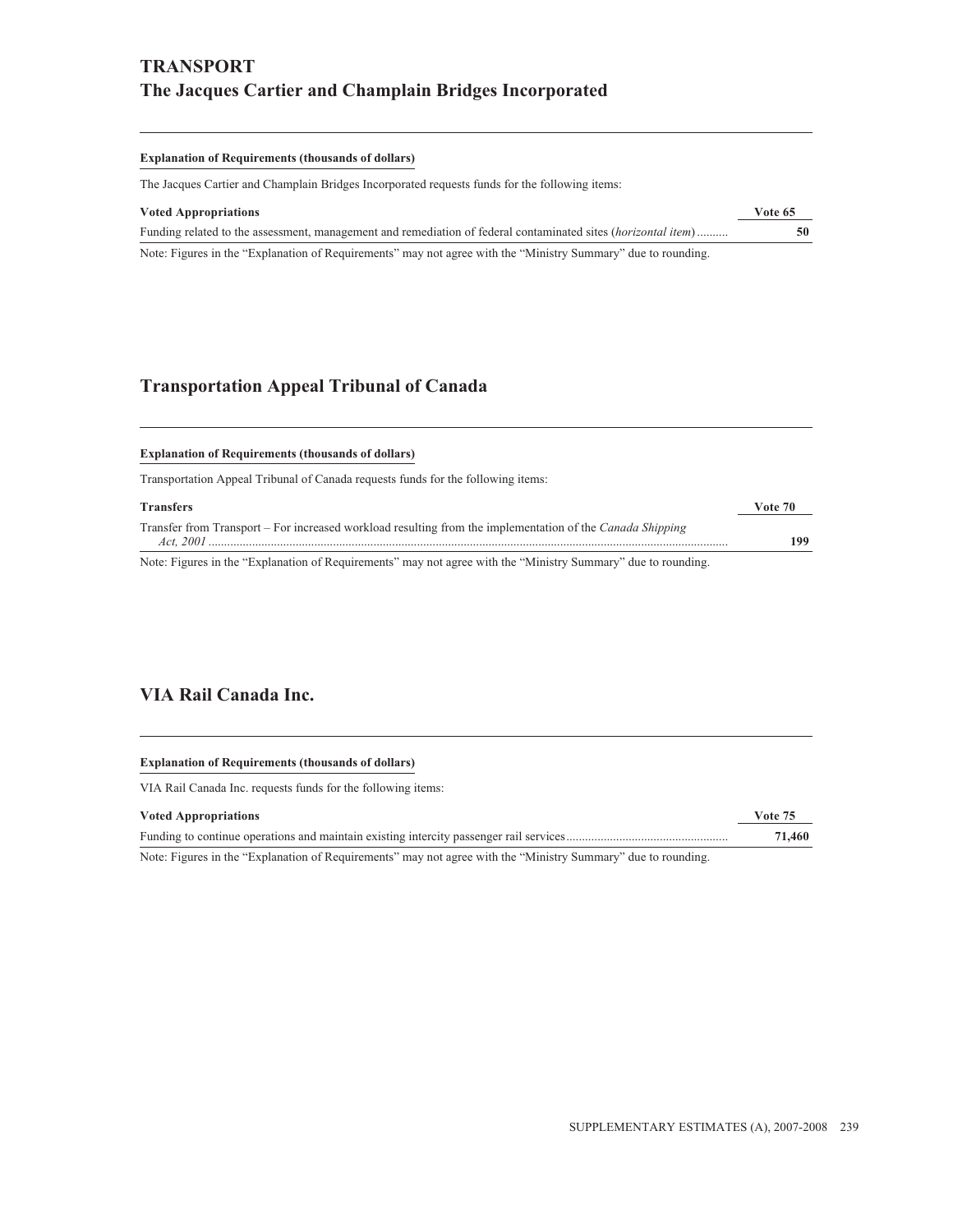# TRANSPORT
## The Jacques Cartier and Champlain Bridges Incorporated

**Explanation of Requirements (thousands of dollars)**

The Jacques Cartier and Champlain Bridges Incorporated requests funds for the following items:

| Voted Appropriations | Vote 65 |
| --- | --- |
| Funding related to the assessment, management and remediation of federal contaminated sites (*horizontal item*) .......... | **50** |

Note: Figures in the "Explanation of Requirements" may not agree with the "Ministry Summary" due to rounding.

## Transportation Appeal Tribunal of Canada

**Explanation of Requirements (thousands of dollars)**

Transportation Appeal Tribunal of Canada requests funds for the following items:

| Transfers | Vote 70 |
| --- | --- |
| Transfer from Transport – For increased workload resulting from the implementation of the *Canada Shipping Act, 2001* .......... | **199** |

Note: Figures in the "Explanation of Requirements" may not agree with the "Ministry Summary" due to rounding.

## VIA Rail Canada Inc.

**Explanation of Requirements (thousands of dollars)**

VIA Rail Canada Inc. requests funds for the following items:

| Voted Appropriations | Vote 75 |
| --- | --- |
| Funding to continue operations and maintain existing intercity passenger rail services .......... | **71,460** |

Note: Figures in the "Explanation of Requirements" may not agree with the "Ministry Summary" due to rounding.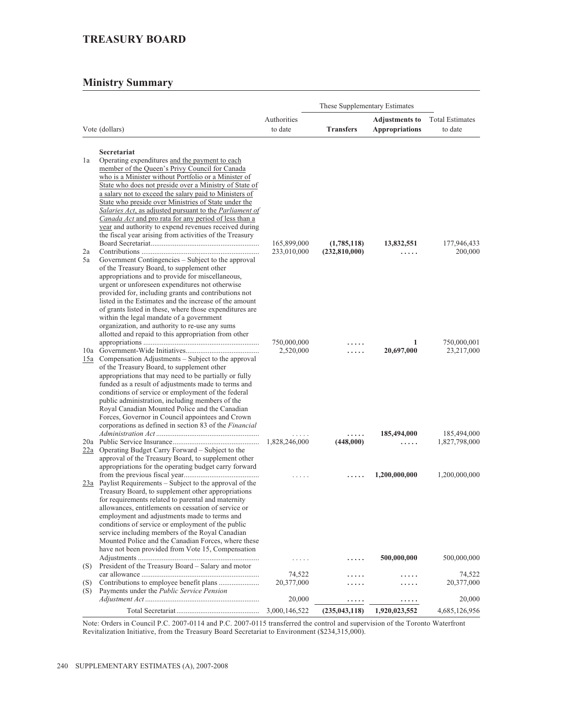## TREASURY BOARD

### Ministry Summary

| Vote (dollars) | | Authorities to date | These Supplementary Estimates Transfers | Adjustments to Appropriations | Total Estimates to date |
|---|---|---|---|---|---|
| | **Secretariat** | | | | |
| 1a | Operating expenditures and the payment to each member of the Queen's Privy Council for Canada who is a Minister without Portfolio or a Minister of State who does not preside over a Ministry of State of a salary not to exceed the salary paid to Ministers of State who preside over Ministries of State under the *Salaries Act*, as adjusted pursuant to the *Parliament of Canada Act* and pro rata for any period of less than a year and authority to expend revenues received during the fiscal year arising from activities of the Treasury Board Secretariat | 165,899,000 | **(1,785,118)** | **13,832,551** | 177,946,433 |
| 2a | Contributions | 233,010,000 | **(232,810,000)** | **.....** | 200,000 |
| 5a | Government Contingencies – Subject to the approval of the Treasury Board, to supplement other appropriations and to provide for miscellaneous, urgent or unforeseen expenditures not otherwise provided for, including grants and contributions not listed in the Estimates and the increase of the amount of grants listed in these, where those expenditures are within the legal mandate of a government organization, and authority to re-use any sums allotted and repaid to this appropriation from other appropriations | 750,000,000 | **.....** | **1** | 750,000,001 |
| 10a | Government-Wide Initiatives | 2,520,000 | **.....** | **20,697,000** | 23,217,000 |
| 15a | Compensation Adjustments – Subject to the approval of the Treasury Board, to supplement other appropriations that may need to be partially or fully funded as a result of adjustments made to terms and conditions of service or employment of the federal public administration, including members of the Royal Canadian Mounted Police and the Canadian Forces, Governor in Council appointees and Crown corporations as defined in section 83 of the *Financial Administration Act* | ..... | **.....** | **185,494,000** | 185,494,000 |
| 20a | Public Service Insurance | 1,828,246,000 | **(448,000)** | **.....** | 1,827,798,000 |
| 22a | Operating Budget Carry Forward – Subject to the approval of the Treasury Board, to supplement other appropriations for the operating budget carry forward from the previous fiscal year | ..... | **.....** | **1,200,000,000** | 1,200,000,000 |
| 23a | Paylist Requirements – Subject to the approval of the Treasury Board, to supplement other appropriations for requirements related to parental and maternity allowances, entitlements on cessation of service or employment and adjustments made to terms and conditions of service or employment of the public service including members of the Royal Canadian Mounted Police and the Canadian Forces, where these have not been provided from Vote 15, Compensation Adjustments | ..... | **.....** | **500,000,000** | 500,000,000 |
| (S) | President of the Treasury Board – Salary and motor car allowance | 74,522 | **.....** | **.....** | 74,522 |
| (S) | Contributions to employee benefit plans | 20,377,000 | **.....** | **.....** | 20,377,000 |
| (S) | Payments under the *Public Service Pension Adjustment Act* | 20,000 | **.....** | **.....** | 20,000 |
| | Total Secretariat | 3,000,146,522 | **(235,043,118)** | **1,920,023,552** | 4,685,126,956 |

Note: Orders in Council P.C. 2007-0114 and P.C. 2007-0115 transferred the control and supervision of the Toronto Waterfront Revitalization Initiative, from the Treasury Board Secretariat to Environment ($234,315,000).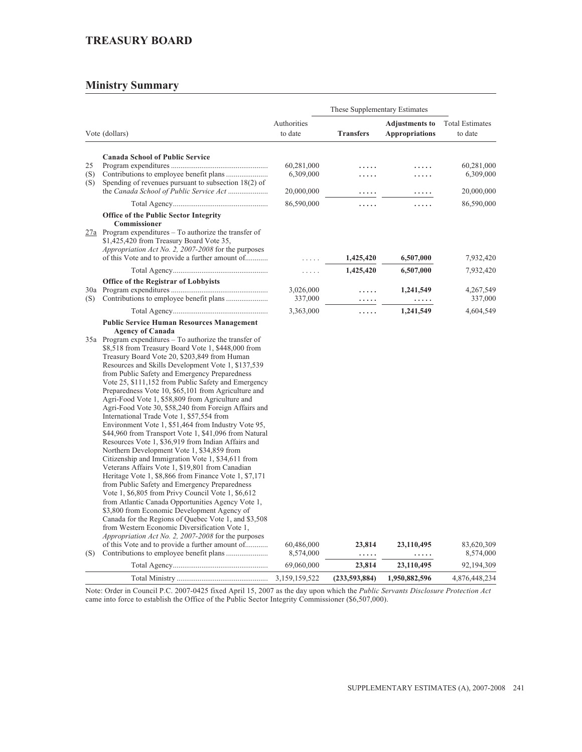## TREASURY BOARD

## Ministry Summary

| Vote (dollars) | | Authorities to date | These Supplementary Estimates — Transfers | These Supplementary Estimates — **Adjustments to Appropriations** | Total Estimates to date |
|---|---|---|---|---|---|
| | **Canada School of Public Service** | | | | |
| 25 | Program expenditures | 60,281,000 | ..... | ..... | 60,281,000 |
| (S) | Contributions to employee benefit plans | 6,309,000 | ..... | ..... | 6,309,000 |
| (S) | Spending of revenues pursuant to subsection 18(2) of the *Canada School of Public Service Act* | 20,000,000 | ..... | ..... | 20,000,000 |
| | Total Agency | 86,590,000 | ..... | ..... | 86,590,000 |
| | **Office of the Public Sector Integrity Commissioner** | | | | |
| 27a | Program expenditures – To authorize the transfer of $1,425,420 from Treasury Board Vote 35, *Appropriation Act No. 2, 2007-2008* for the purposes of this Vote and to provide a further amount of | ..... | **1,425,420** | **6,507,000** | 7,932,420 |
| | Total Agency | ..... | **1,425,420** | **6,507,000** | 7,932,420 |
| | **Office of the Registrar of Lobbyists** | | | | |
| 30a | Program expenditures | 3,026,000 | ..... | **1,241,549** | 4,267,549 |
| (S) | Contributions to employee benefit plans | 337,000 | ..... | ..... | 337,000 |
| | Total Agency | 3,363,000 | ..... | **1,241,549** | 4,604,549 |
| | **Public Service Human Resources Management Agency of Canada** | | | | |
| 35a | Program expenditures – To authorize the transfer of $8,518 from Treasury Board Vote 1, $448,000 from Treasury Board Vote 20, $203,849 from Human Resources and Skills Development Vote 1, $137,539 from Public Safety and Emergency Preparedness Vote 25, $111,152 from Public Safety and Emergency Preparedness Vote 10, $65,101 from Agriculture and Agri-Food Vote 1, $58,809 from Agriculture and Agri-Food Vote 30, $58,240 from Foreign Affairs and International Trade Vote 1, $57,554 from Environment Vote 1, $51,464 from Industry Vote 95, $44,960 from Transport Vote 1, $41,096 from Natural Resources Vote 1, $36,919 from Indian Affairs and Northern Development Vote 1, $34,859 from Citizenship and Immigration Vote 1, $34,611 from Veterans Affairs Vote 1, $19,801 from Canadian Heritage Vote 1, $8,866 from Finance Vote 1, $7,171 from Public Safety and Emergency Preparedness Vote 1, $6,805 from Privy Council Vote 1, $6,612 from Atlantic Canada Opportunities Agency Vote 1, $3,800 from Economic Development Agency of Canada for the Regions of Quebec Vote 1, and $3,508 from Western Economic Diversification Vote 1, *Appropriation Act No. 2, 2007-2008* for the purposes of this Vote and to provide a further amount of | 60,486,000 | **23,814** | **23,110,495** | 83,620,309 |
| (S) | Contributions to employee benefit plans | 8,574,000 | ..... | ..... | 8,574,000 |
| | Total Agency | 69,060,000 | **23,814** | **23,110,495** | 92,194,309 |
| | Total Ministry | 3,159,159,522 | **(233,593,884)** | **1,950,882,596** | 4,876,448,234 |

Note: Order in Council P.C. 2007-0425 fixed April 15, 2007 as the day upon which the *Public Servants Disclosure Protection Act* came into force to establish the Office of the Public Sector Integrity Commissioner ($6,507,000).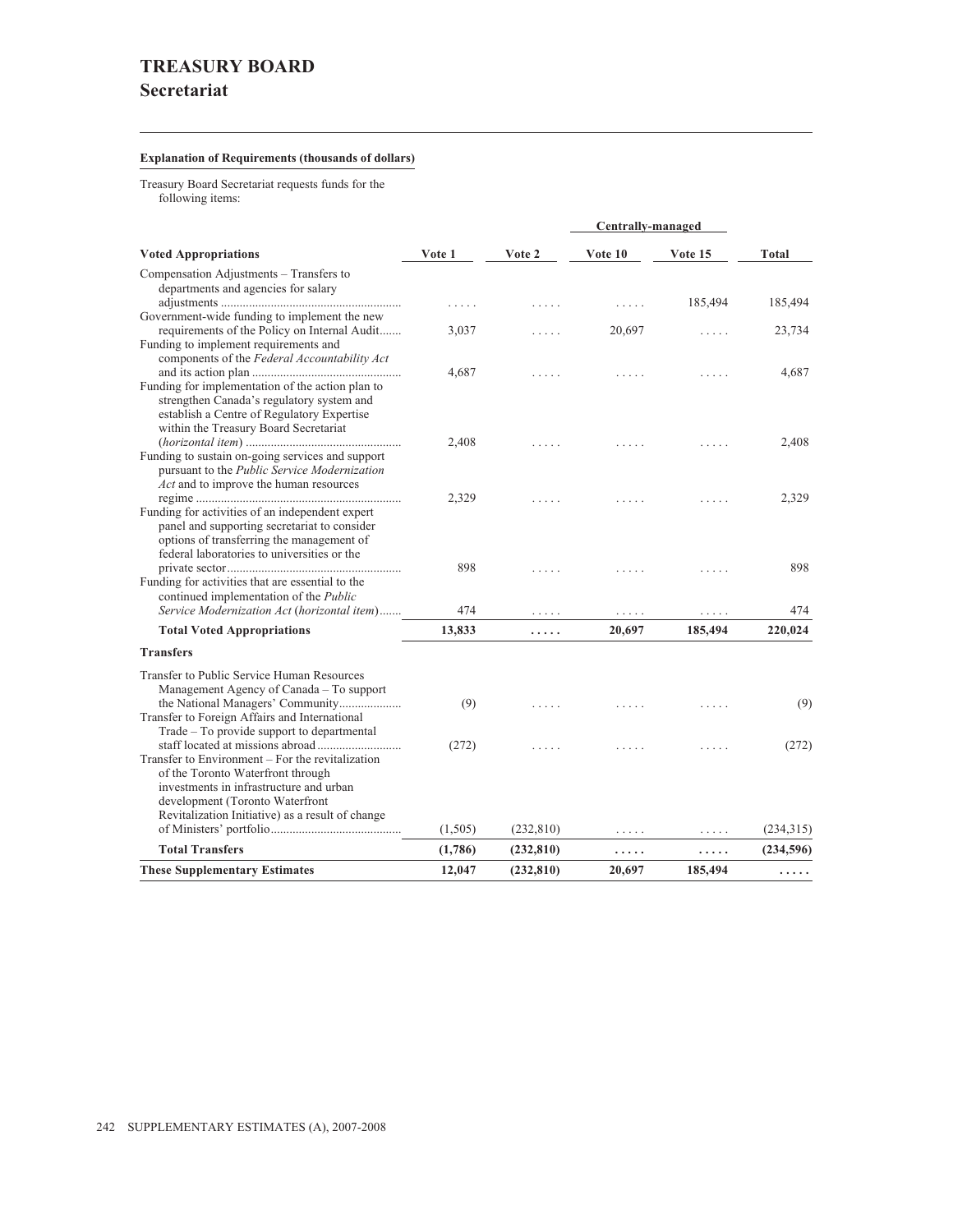# TREASURY BOARD
## Secretariat

**Explanation of Requirements (thousands of dollars)**

Treasury Board Secretariat requests funds for the following items:

| | | | Centrally-managed | | |
|---|---|---|---|---|---|
| **Voted Appropriations** | **Vote 1** | **Vote 2** | **Vote 10** | **Vote 15** | **Total** |
| Compensation Adjustments – Transfers to departments and agencies for salary adjustments | ..... | ..... | ..... | 185,494 | 185,494 |
| Government-wide funding to implement the new requirements of the Policy on Internal Audit | 3,037 | ..... | 20,697 | ..... | 23,734 |
| Funding to implement requirements and components of the *Federal Accountability Act* and its action plan | 4,687 | ..... | ..... | ..... | 4,687 |
| Funding for implementation of the action plan to strengthen Canada's regulatory system and establish a Centre of Regulatory Expertise within the Treasury Board Secretariat (*horizontal item*) | 2,408 | ..... | ..... | ..... | 2,408 |
| Funding to sustain on-going services and support pursuant to the *Public Service Modernization Act* and to improve the human resources regime | 2,329 | ..... | ..... | ..... | 2,329 |
| Funding for activities of an independent expert panel and supporting secretariat to consider options of transferring the management of federal laboratories to universities or the private sector | 898 | ..... | ..... | ..... | 898 |
| Funding for activities that are essential to the continued implementation of the *Public Service Modernization Act* (*horizontal item*) | 474 | ..... | ..... | ..... | 474 |
| **Total Voted Appropriations** | **13,833** | **.....** | **20,697** | **185,494** | **220,024** |
| **Transfers** | | | | | |
| Transfer to Public Service Human Resources Management Agency of Canada – To support the National Managers' Community | (9) | ..... | ..... | ..... | (9) |
| Transfer to Foreign Affairs and International Trade – To provide support to departmental staff located at missions abroad | (272) | ..... | ..... | ..... | (272) |
| Transfer to Environment – For the revitalization of the Toronto Waterfront through investments in infrastructure and urban development (Toronto Waterfront Revitalization Initiative) as a result of change of Ministers' portfolio | (1,505) | (232,810) | ..... | ..... | (234,315) |
| **Total Transfers** | **(1,786)** | **(232,810)** | **.....** | **.....** | **(234,596)** |
| **These Supplementary Estimates** | **12,047** | **(232,810)** | **20,697** | **185,494** | **.....** |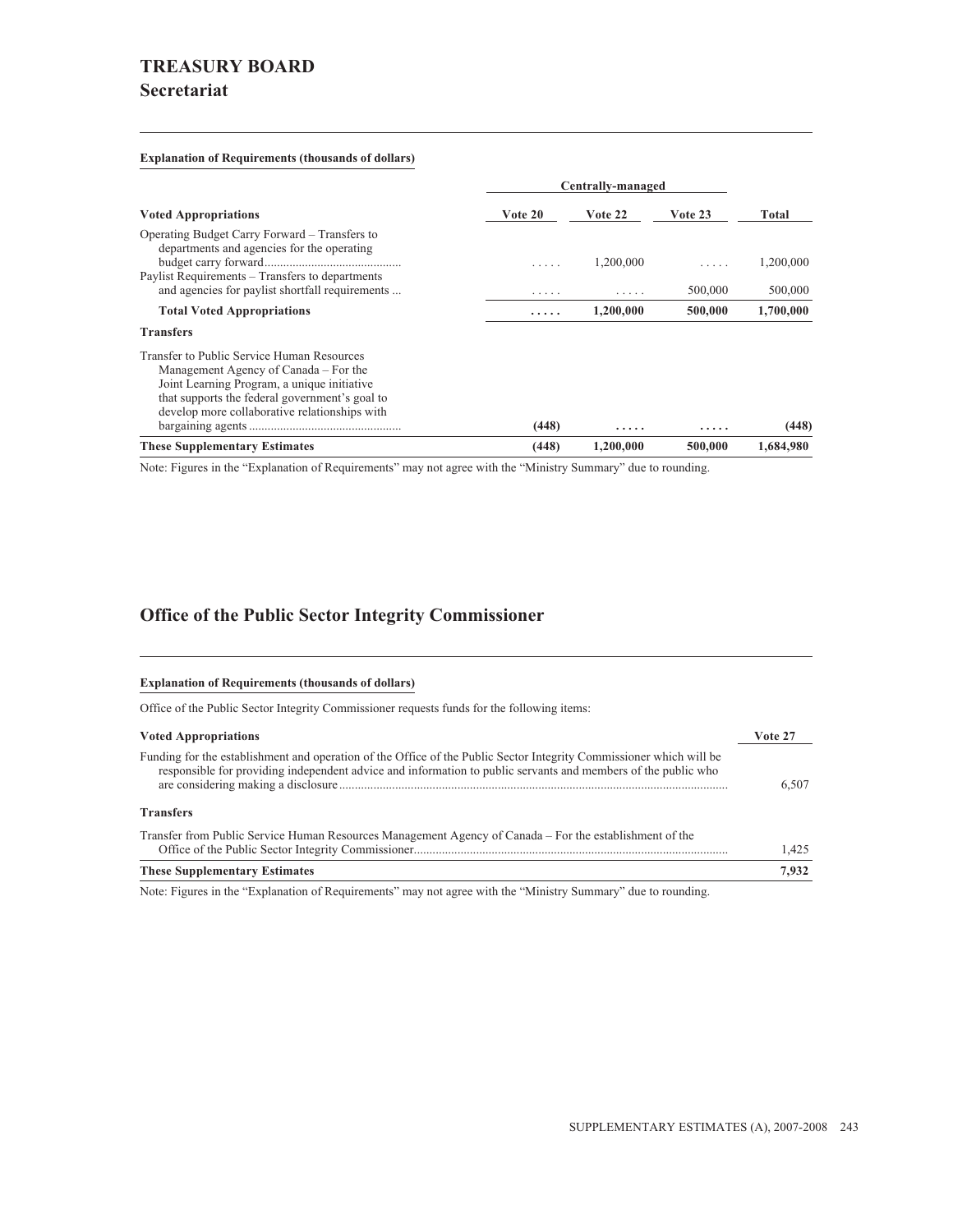# TREASURY BOARD
## Secretariat

**Explanation of Requirements (thousands of dollars)**

| | Centrally-managed | | | |
|---|---|---|---|---|
| **Voted Appropriations** | **Vote 20** | **Vote 22** | **Vote 23** | **Total** |
| Operating Budget Carry Forward – Transfers to departments and agencies for the operating budget carry forward | ..... | 1,200,000 | ..... | 1,200,000 |
| Paylist Requirements – Transfers to departments and agencies for paylist shortfall requirements ... | ..... | ..... | 500,000 | 500,000 |
| **Total Voted Appropriations** | **.....** | **1,200,000** | **500,000** | **1,700,000** |
| **Transfers** | | | | |
| Transfer to Public Service Human Resources Management Agency of Canada – For the Joint Learning Program, a unique initiative that supports the federal government's goal to develop more collaborative relationships with bargaining agents | **(448)** | **.....** | **.....** | **(448)** |
| **These Supplementary Estimates** | **(448)** | **1,200,000** | **500,000** | **1,684,980** |

Note: Figures in the "Explanation of Requirements" may not agree with the "Ministry Summary" due to rounding.

## Office of the Public Sector Integrity Commissioner

**Explanation of Requirements (thousands of dollars)**

Office of the Public Sector Integrity Commissioner requests funds for the following items:

| **Voted Appropriations** | **Vote 27** |
|---|---|
| Funding for the establishment and operation of the Office of the Public Sector Integrity Commissioner which will be responsible for providing independent advice and information to public servants and members of the public who are considering making a disclosure | 6,507 |
| **Transfers** | |
| Transfer from Public Service Human Resources Management Agency of Canada – For the establishment of the Office of the Public Sector Integrity Commissioner | 1,425 |
| **These Supplementary Estimates** | **7,932** |

Note: Figures in the "Explanation of Requirements" may not agree with the "Ministry Summary" due to rounding.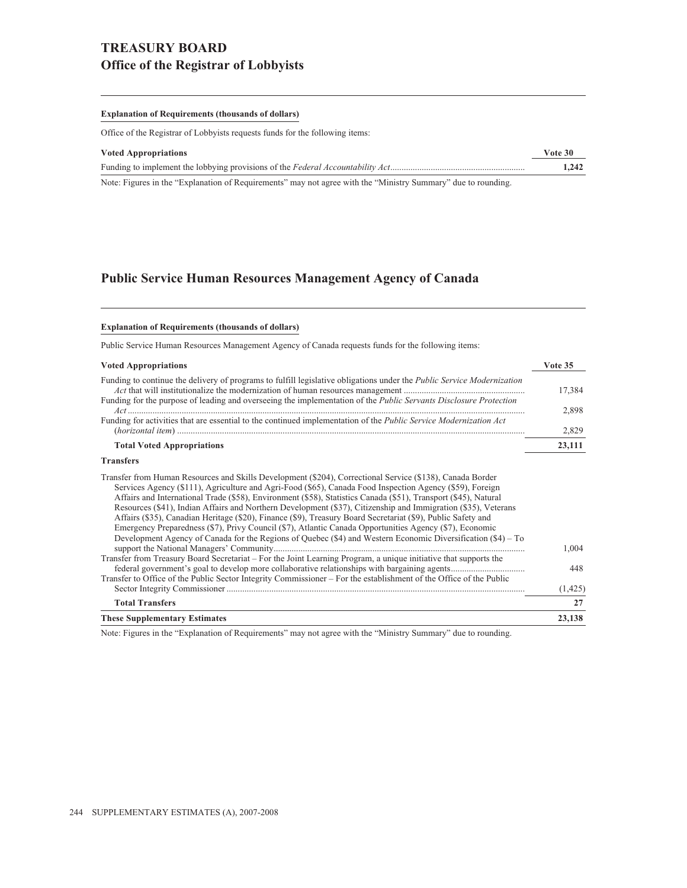# TREASURY BOARD
## Office of the Registrar of Lobbyists

### Explanation of Requirements (thousands of dollars)

Office of the Registrar of Lobbyists requests funds for the following items:

| Voted Appropriations | Vote 30 |
|---|---|
| Funding to implement the lobbying provisions of the *Federal Accountability Act* | **1,242** |

Note: Figures in the "Explanation of Requirements" may not agree with the "Ministry Summary" due to rounding.

## Public Service Human Resources Management Agency of Canada

### Explanation of Requirements (thousands of dollars)

Public Service Human Resources Management Agency of Canada requests funds for the following items:

| Voted Appropriations | Vote 35 |
|---|---|
| Funding to continue the delivery of programs to fulfill legislative obligations under the *Public Service Modernization Act* that will institutionalize the modernization of human resources management | 17,384 |
| Funding for the purpose of leading and overseeing the implementation of the *Public Servants Disclosure Protection Act* | 2,898 |
| Funding for activities that are essential to the continued implementation of the *Public Service Modernization Act* (*horizontal item*) | 2,829 |
| **Total Voted Appropriations** | **23,111** |
| **Transfers** | |
| Transfer from Human Resources and Skills Development ($204), Correctional Service ($138), Canada Border Services Agency ($111), Agriculture and Agri-Food ($65), Canada Food Inspection Agency ($59), Foreign Affairs and International Trade ($58), Environment ($58), Statistics Canada ($51), Transport ($45), Natural Resources ($41), Indian Affairs and Northern Development ($37), Citizenship and Immigration ($35), Veterans Affairs ($35), Canadian Heritage ($20), Finance ($9), Treasury Board Secretariat ($9), Public Safety and Emergency Preparedness ($7), Privy Council ($7), Atlantic Canada Opportunities Agency ($7), Economic Development Agency of Canada for the Regions of Quebec ($4) and Western Economic Diversification ($4) – To support the National Managers' Community | 1,004 |
| Transfer from Treasury Board Secretariat – For the Joint Learning Program, a unique initiative that supports the federal government's goal to develop more collaborative relationships with bargaining agents | 448 |
| Transfer to Office of the Public Sector Integrity Commissioner – For the establishment of the Office of the Public Sector Integrity Commissioner | (1,425) |
| **Total Transfers** | **27** |
| **These Supplementary Estimates** | **23,138** |

Note: Figures in the "Explanation of Requirements" may not agree with the "Ministry Summary" due to rounding.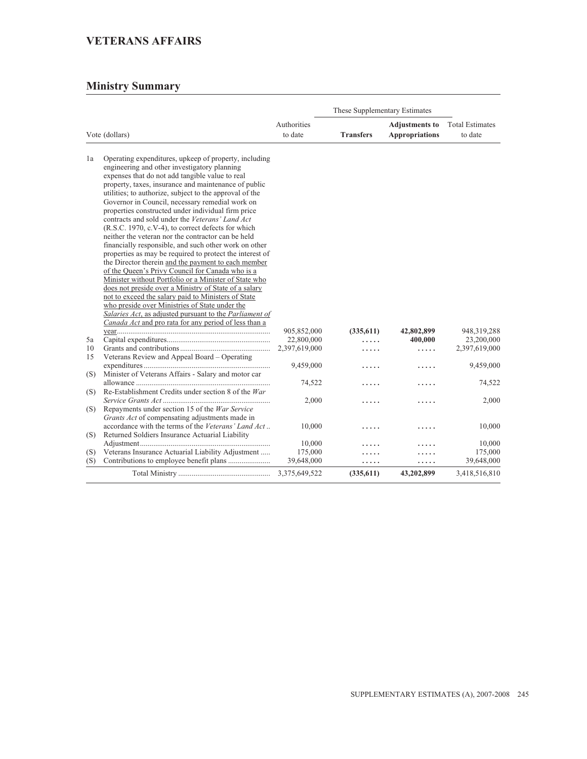## VETERANS AFFAIRS

### Ministry Summary

| Vote (dollars) | | Authorities to date | These Supplementary Estimates | | Total Estimates to date |
|---|---|---|---|---|---|
| | | | **Transfers** | **Adjustments to Appropriations** | |
| 1a | Operating expenditures, upkeep of property, including engineering and other investigatory planning expenses that do not add tangible value to real property, taxes, insurance and maintenance of public utilities; to authorize, subject to the approval of the Governor in Council, necessary remedial work on properties constructed under individual firm price contracts and sold under the *Veterans' Land Act* (R.S.C. 1970, c.V-4), to correct defects for which neither the veteran nor the contractor can be held financially responsible, and such other work on other properties as may be required to protect the interest of the Director therein and the payment to each member of the Queen's Privy Council for Canada who is a Minister without Portfolio or a Minister of State who does not preside over a Ministry of State of a salary not to exceed the salary paid to Ministers of State who preside over Ministries of State under the *Salaries Act*, as adjusted pursuant to the *Parliament of Canada Act* and pro rata for any period of less than a year | 905,852,000 | **(335,611)** | **42,802,899** | 948,319,288 |
| 5a | Capital expenditures | 22,800,000 | ..... | **400,000** | 23,200,000 |
| 10 | Grants and contributions | 2,397,619,000 | ..... | ..... | 2,397,619,000 |
| 15 | Veterans Review and Appeal Board – Operating expenditures | 9,459,000 | ..... | ..... | 9,459,000 |
| (S) | Minister of Veterans Affairs - Salary and motor car allowance | 74,522 | ..... | ..... | 74,522 |
| (S) | Re-Establishment Credits under section 8 of the *War Service Grants Act* | 2,000 | ..... | ..... | 2,000 |
| (S) | Repayments under section 15 of the *War Service Grants Act* of compensating adjustments made in accordance with the terms of the *Veterans' Land Act* | 10,000 | ..... | ..... | 10,000 |
| (S) | Returned Soldiers Insurance Actuarial Liability Adjustment | 10,000 | ..... | ..... | 10,000 |
| (S) | Veterans Insurance Actuarial Liability Adjustment | 175,000 | ..... | ..... | 175,000 |
| (S) | Contributions to employee benefit plans | 39,648,000 | ..... | ..... | 39,648,000 |
| | Total Ministry | 3,375,649,522 | **(335,611)** | **43,202,899** | 3,418,516,810 |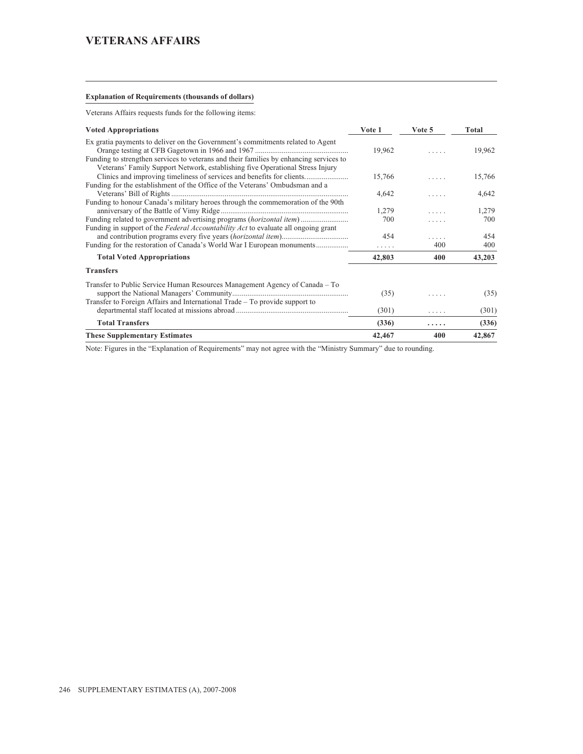## VETERANS AFFAIRS

**Explanation of Requirements (thousands of dollars)**

Veterans Affairs requests funds for the following items:

| Voted Appropriations | Vote 1 | Vote 5 | Total |
|---|---|---|---|
| Ex gratia payments to deliver on the Government's commitments related to Agent Orange testing at CFB Gagetown in 1966 and 1967 | 19,962 | ..... | 19,962 |
| Funding to strengthen services to veterans and their families by enhancing services to Veterans' Family Support Network, establishing five Operational Stress Injury Clinics and improving timeliness of services and benefits for clients. | 15,766 | ..... | 15,766 |
| Funding for the establishment of the Office of the Veterans' Ombudsman and a Veterans' Bill of Rights | 4,642 | ..... | 4,642 |
| Funding to honour Canada's military heroes through the commemoration of the 90th anniversary of the Battle of Vimy Ridge | 1,279 | ..... | 1,279 |
| Funding related to government advertising programs (*horizontal item*) | 700 | ..... | 700 |
| Funding in support of the *Federal Accountability Act* to evaluate all ongoing grant and contribution programs every five years (*horizontal item*) | 454 | ..... | 454 |
| Funding for the restoration of Canada's World War I European monuments | ..... | 400 | 400 |
| **Total Voted Appropriations** | **42,803** | **400** | **43,203** |
| **Transfers** | | | |
| Transfer to Public Service Human Resources Management Agency of Canada – To support the National Managers' Community | (35) | ..... | (35) |
| Transfer to Foreign Affairs and International Trade – To provide support to departmental staff located at missions abroad | (301) | ..... | (301) |
| **Total Transfers** | **(336)** | **.....** | **(336)** |
| **These Supplementary Estimates** | **42,467** | **400** | **42,867** |

Note: Figures in the "Explanation of Requirements" may not agree with the "Ministry Summary" due to rounding.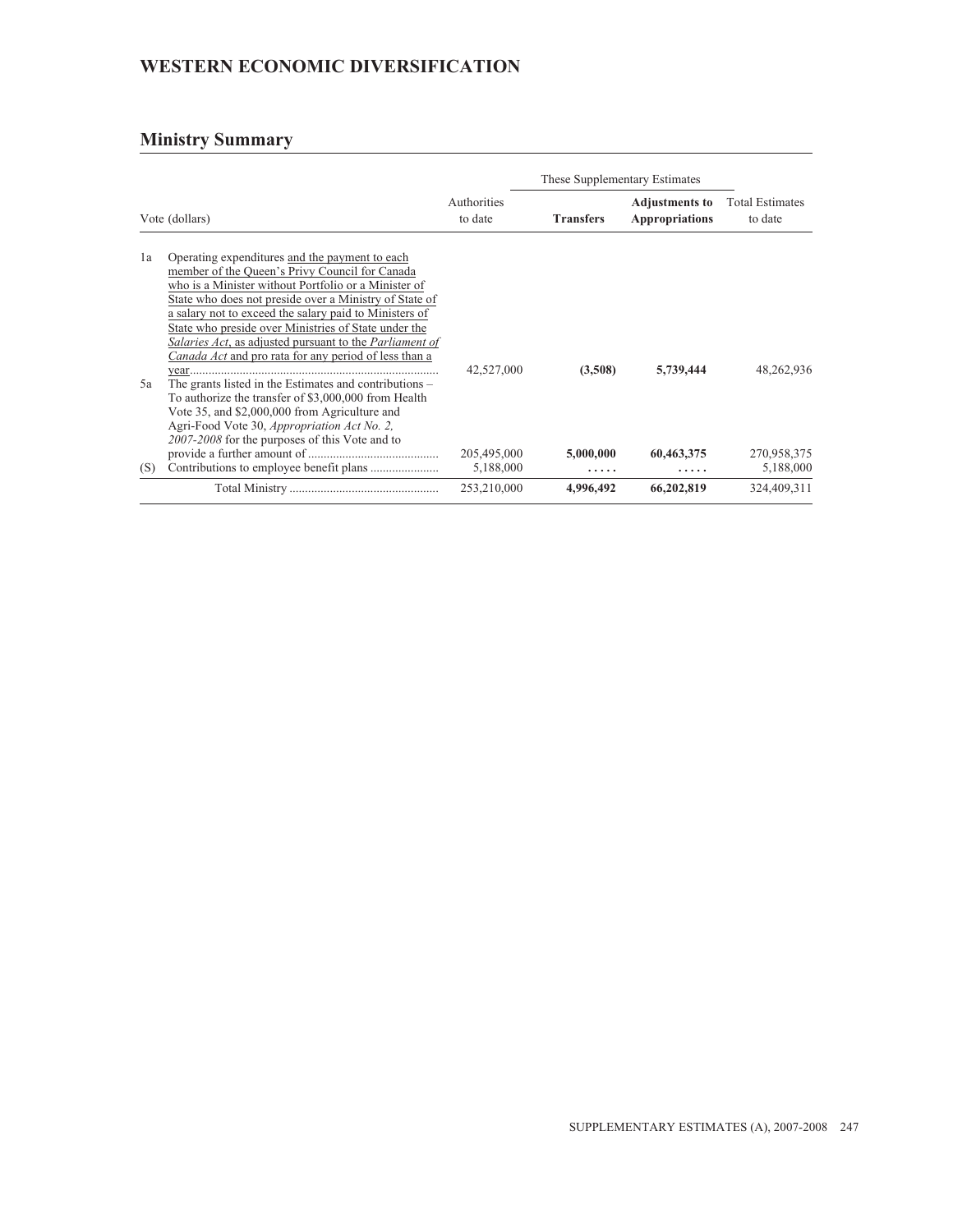# WESTERN ECONOMIC DIVERSIFICATION

## Ministry Summary

| Vote (dollars) | | Authorities to date | These Supplementary Estimates | | Total Estimates to date |
|---|---|---|---|---|---|
| | | | **Transfers** | **Adjustments to Appropriations** | |
| 1a | Operating expenditures and the payment to each member of the Queen's Privy Council for Canada who is a Minister without Portfolio or a Minister of State who does not preside over a Ministry of State of a salary not to exceed the salary paid to Ministers of State who preside over Ministries of State under the *Salaries Act*, as adjusted pursuant to the *Parliament of Canada Act* and pro rata for any period of less than a year | 42,527,000 | **(3,508)** | **5,739,444** | 48,262,936 |
| 5a | The grants listed in the Estimates and contributions – To authorize the transfer of $3,000,000 from Health Vote 35, and $2,000,000 from Agriculture and Agri-Food Vote 30, *Appropriation Act No. 2, 2007-2008* for the purposes of this Vote and to provide a further amount of | 205,495,000 | **5,000,000** | **60,463,375** | 270,958,375 |
| (S) | Contributions to employee benefit plans | 5,188,000 | ..... | ..... | 5,188,000 |
| | Total Ministry | 253,210,000 | **4,996,492** | **66,202,819** | 324,409,311 |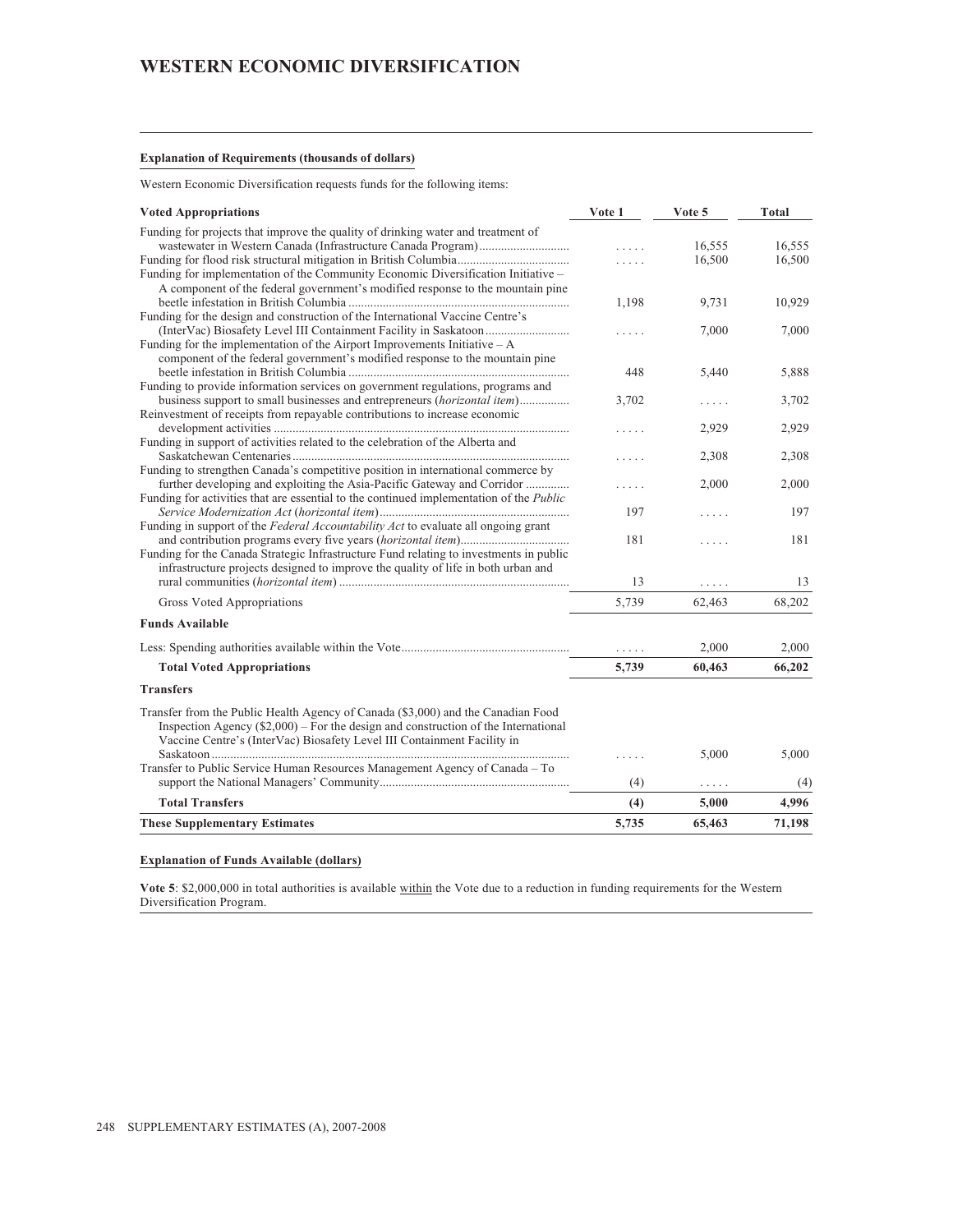## WESTERN ECONOMIC DIVERSIFICATION

### Explanation of Requirements (thousands of dollars)

Western Economic Diversification requests funds for the following items:

| Voted Appropriations | Vote 1 | Vote 5 | Total |
|---|---|---|---|
| Funding for projects that improve the quality of drinking water and treatment of wastewater in Western Canada (Infrastructure Canada Program) | ..... | 16,555 | 16,555 |
| Funding for flood risk structural mitigation in British Columbia | ..... | 16,500 | 16,500 |
| Funding for implementation of the Community Economic Diversification Initiative – A component of the federal government's modified response to the mountain pine beetle infestation in British Columbia | 1,198 | 9,731 | 10,929 |
| Funding for the design and construction of the International Vaccine Centre's (InterVac) Biosafety Level III Containment Facility in Saskatoon | ..... | 7,000 | 7,000 |
| Funding for the implementation of the Airport Improvements Initiative – A component of the federal government's modified response to the mountain pine beetle infestation in British Columbia | 448 | 5,440 | 5,888 |
| Funding to provide information services on government regulations, programs and business support to small businesses and entrepreneurs (*horizontal item*) | 3,702 | ..... | 3,702 |
| Reinvestment of receipts from repayable contributions to increase economic development activities | ..... | 2,929 | 2,929 |
| Funding in support of activities related to the celebration of the Alberta and Saskatchewan Centenaries | ..... | 2,308 | 2,308 |
| Funding to strengthen Canada's competitive position in international commerce by further developing and exploiting the Asia-Pacific Gateway and Corridor | ..... | 2,000 | 2,000 |
| Funding for activities that are essential to the continued implementation of the *Public Service Modernization Act* (*horizontal item*) | 197 | ..... | 197 |
| Funding in support of the *Federal Accountability Act* to evaluate all ongoing grant and contribution programs every five years (*horizontal item*) | 181 | ..... | 181 |
| Funding for the Canada Strategic Infrastructure Fund relating to investments in public infrastructure projects designed to improve the quality of life in both urban and rural communities (*horizontal item*) | 13 | ..... | 13 |
| Gross Voted Appropriations | 5,739 | 62,463 | 68,202 |
| **Funds Available** | | | |
| Less: Spending authorities available within the Vote | ..... | 2,000 | 2,000 |
| **Total Voted Appropriations** | **5,739** | **60,463** | **66,202** |
| **Transfers** | | | |
| Transfer from the Public Health Agency of Canada ($3,000) and the Canadian Food Inspection Agency ($2,000) – For the design and construction of the International Vaccine Centre's (InterVac) Biosafety Level III Containment Facility in Saskatoon | ..... | 5,000 | 5,000 |
| Transfer to Public Service Human Resources Management Agency of Canada – To support the National Managers' Community | (4) | ..... | (4) |
| **Total Transfers** | **(4)** | **5,000** | **4,996** |
| **These Supplementary Estimates** | **5,735** | **65,463** | **71,198** |

### Explanation of Funds Available (dollars)

**Vote 5**: $2,000,000 in total authorities is available within the Vote due to a reduction in funding requirements for the Western Diversification Program.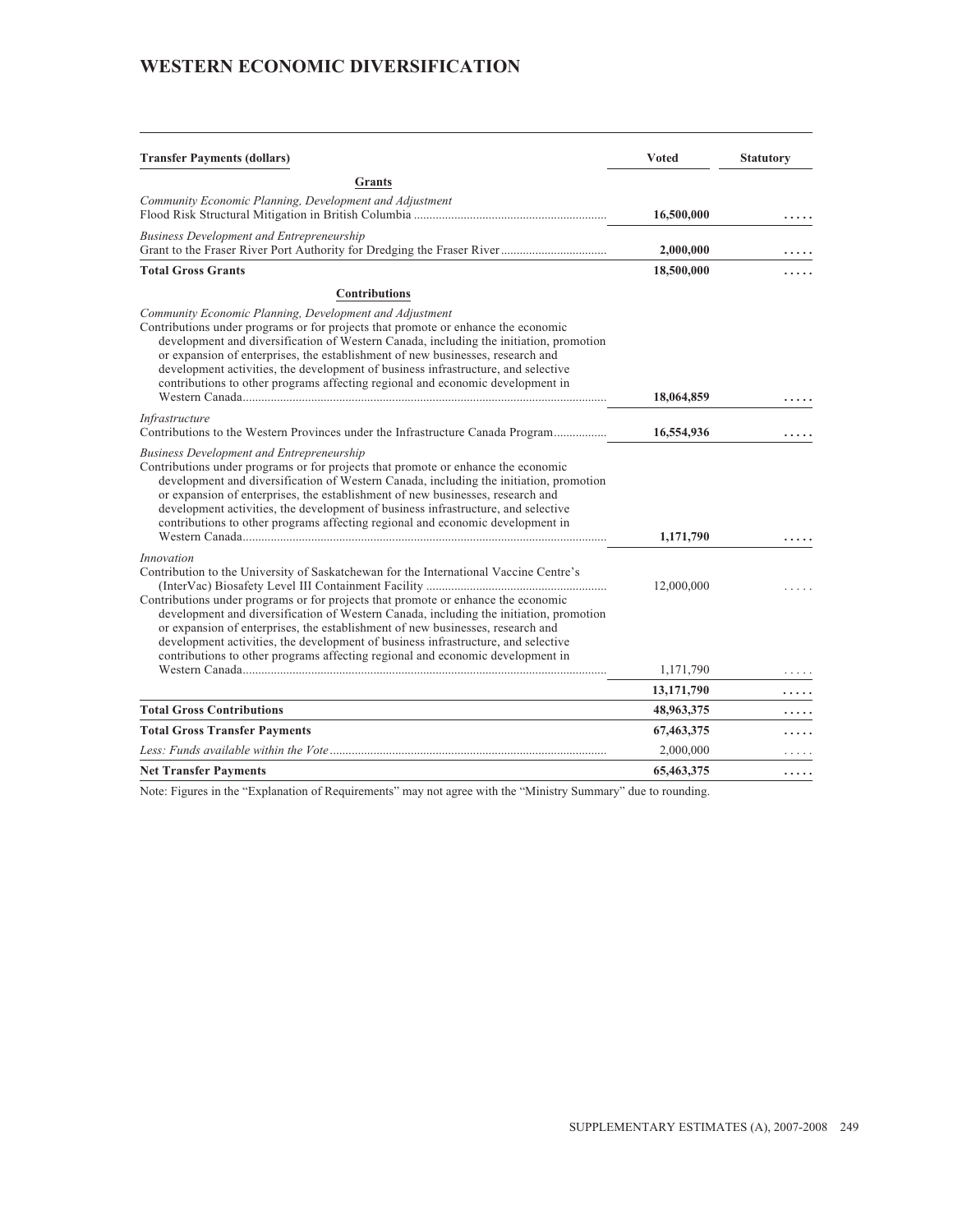## WESTERN ECONOMIC DIVERSIFICATION

| Transfer Payments (dollars) | Voted | Statutory |
| --- | --- | --- |
| **Grants** | | |
| *Community Economic Planning, Development and Adjustment* | | |
| Flood Risk Structural Mitigation in British Columbia | **16,500,000** | **.....** |
| *Business Development and Entrepreneurship* | | |
| Grant to the Fraser River Port Authority for Dredging the Fraser River | **2,000,000** | **.....** |
| **Total Gross Grants** | **18,500,000** | **.....** |
| **Contributions** | | |
| *Community Economic Planning, Development and Adjustment* | | |
| Contributions under programs or for projects that promote or enhance the economic development and diversification of Western Canada, including the initiation, promotion or expansion of enterprises, the establishment of new businesses, research and development activities, the development of business infrastructure, and selective contributions to other programs affecting regional and economic development in Western Canada | **18,064,859** | **.....** |
| *Infrastructure* | | |
| Contributions to the Western Provinces under the Infrastructure Canada Program | **16,554,936** | **.....** |
| *Business Development and Entrepreneurship* | | |
| Contributions under programs or for projects that promote or enhance the economic development and diversification of Western Canada, including the initiation, promotion or expansion of enterprises, the establishment of new businesses, research and development activities, the development of business infrastructure, and selective contributions to other programs affecting regional and economic development in Western Canada | **1,171,790** | **.....** |
| *Innovation* | | |
| Contribution to the University of Saskatchewan for the International Vaccine Centre's (InterVac) Biosafety Level III Containment Facility | 12,000,000 | ..... |
| Contributions under programs or for projects that promote or enhance the economic development and diversification of Western Canada, including the initiation, promotion or expansion of enterprises, the establishment of new businesses, research and development activities, the development of business infrastructure, and selective contributions to other programs affecting regional and economic development in Western Canada | 1,171,790 | ..... |
| | **13,171,790** | **.....** |
| **Total Gross Contributions** | **48,963,375** | **.....** |
| **Total Gross Transfer Payments** | **67,463,375** | **.....** |
| *Less: Funds available within the Vote* | 2,000,000 | ..... |
| **Net Transfer Payments** | **65,463,375** | **.....** |

Note: Figures in the "Explanation of Requirements" may not agree with the "Ministry Summary" due to rounding.